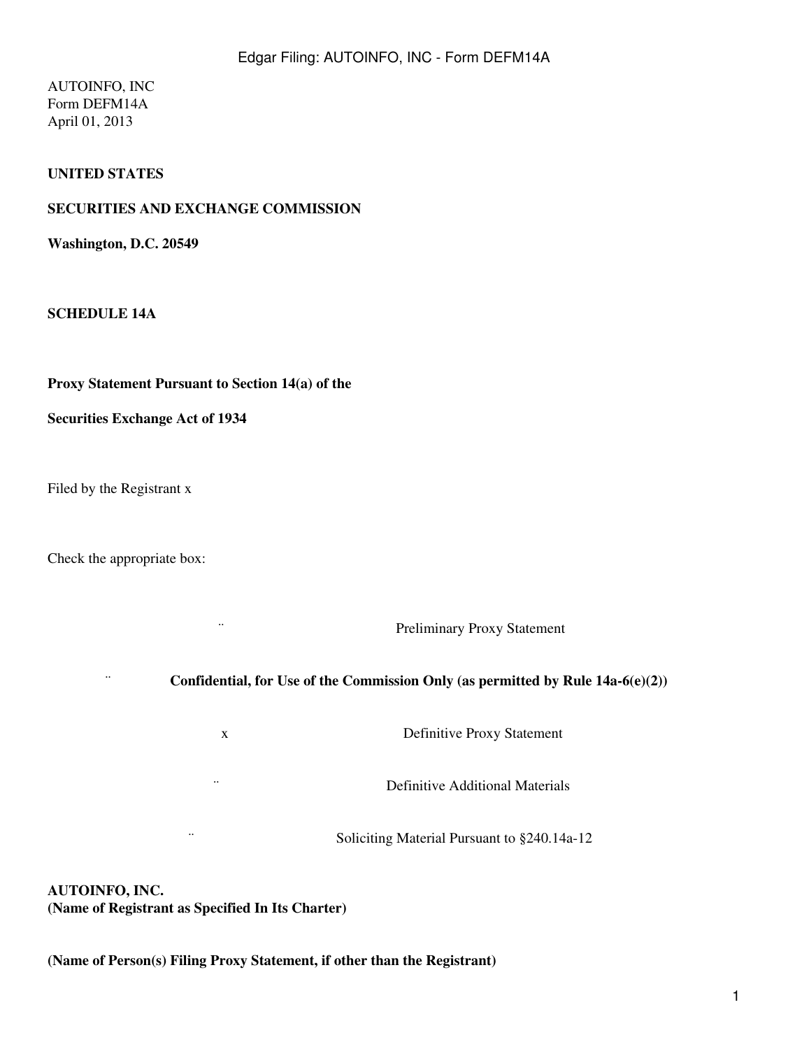AUTOINFO, INC
Form DEFM14A
April 01, 2013

**UNITED STATES**

**SECURITIES AND EXCHANGE COMMISSION**

**Washington, D.C. 20549**

**SCHEDULE 14A**

**Proxy Statement Pursuant to Section 14(a) of the**

**Securities Exchange Act of 1934**

Filed by the Registrant x

Check the appropriate box:

¨ Preliminary Proxy Statement

¨ **Confidential, for Use of the Commission Only (as permitted by Rule 14a-6(e)(2))**

x Definitive Proxy Statement

¨ Definitive Additional Materials

¨ Soliciting Material Pursuant to §240.14a-12

**AUTOINFO, INC.**
**(Name of Registrant as Specified In Its Charter)**

**(Name of Person(s) Filing Proxy Statement, if other than the Registrant)**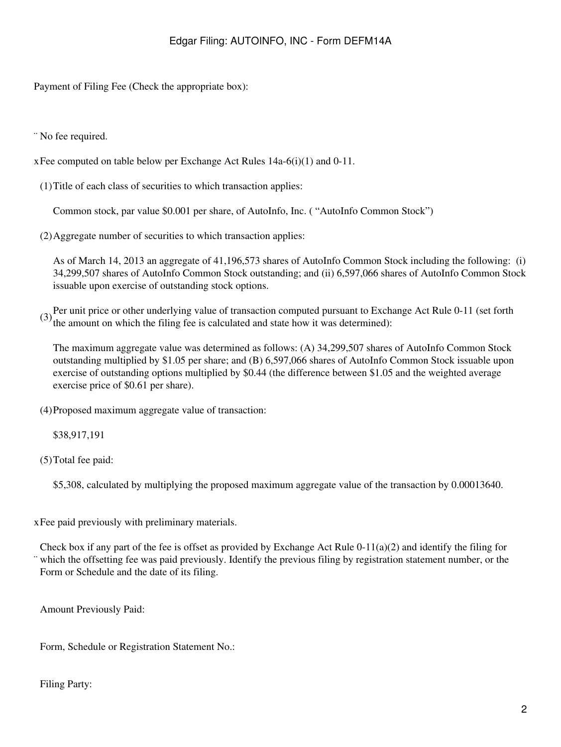Payment of Filing Fee (Check the appropriate box):

¨ No fee required.

x Fee computed on table below per Exchange Act Rules 14a-6(i)(1) and 0-11.

(1) Title of each class of securities to which transaction applies:

Common stock, par value $0.001 per share, of AutoInfo, Inc. ( "AutoInfo Common Stock")

(2) Aggregate number of securities to which transaction applies:

As of March 14, 2013 an aggregate of 41,196,573 shares of AutoInfo Common Stock including the following: (i) 34,299,507 shares of AutoInfo Common Stock outstanding; and (ii) 6,597,066 shares of AutoInfo Common Stock issuable upon exercise of outstanding stock options.

(3) Per unit price or other underlying value of transaction computed pursuant to Exchange Act Rule 0-11 (set forth the amount on which the filing fee is calculated and state how it was determined):

The maximum aggregate value was determined as follows: (A) 34,299,507 shares of AutoInfo Common Stock outstanding multiplied by $1.05 per share; and (B) 6,597,066 shares of AutoInfo Common Stock issuable upon exercise of outstanding options multiplied by $0.44 (the difference between $1.05 and the weighted average exercise price of $0.61 per share).

(4) Proposed maximum aggregate value of transaction:

$38,917,191

(5) Total fee paid:

$5,308, calculated by multiplying the proposed maximum aggregate value of the transaction by 0.00013640.

x Fee paid previously with preliminary materials.

¨ Check box if any part of the fee is offset as provided by Exchange Act Rule 0-11(a)(2) and identify the filing for which the offsetting fee was paid previously. Identify the previous filing by registration statement number, or the Form or Schedule and the date of its filing.

Amount Previously Paid:

Form, Schedule or Registration Statement No.:

Filing Party: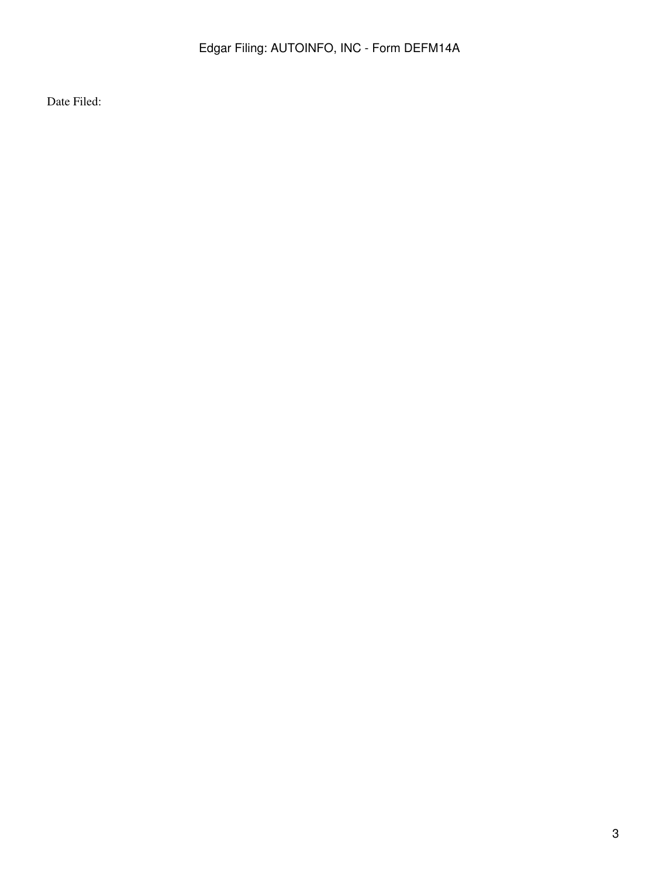Date Filed: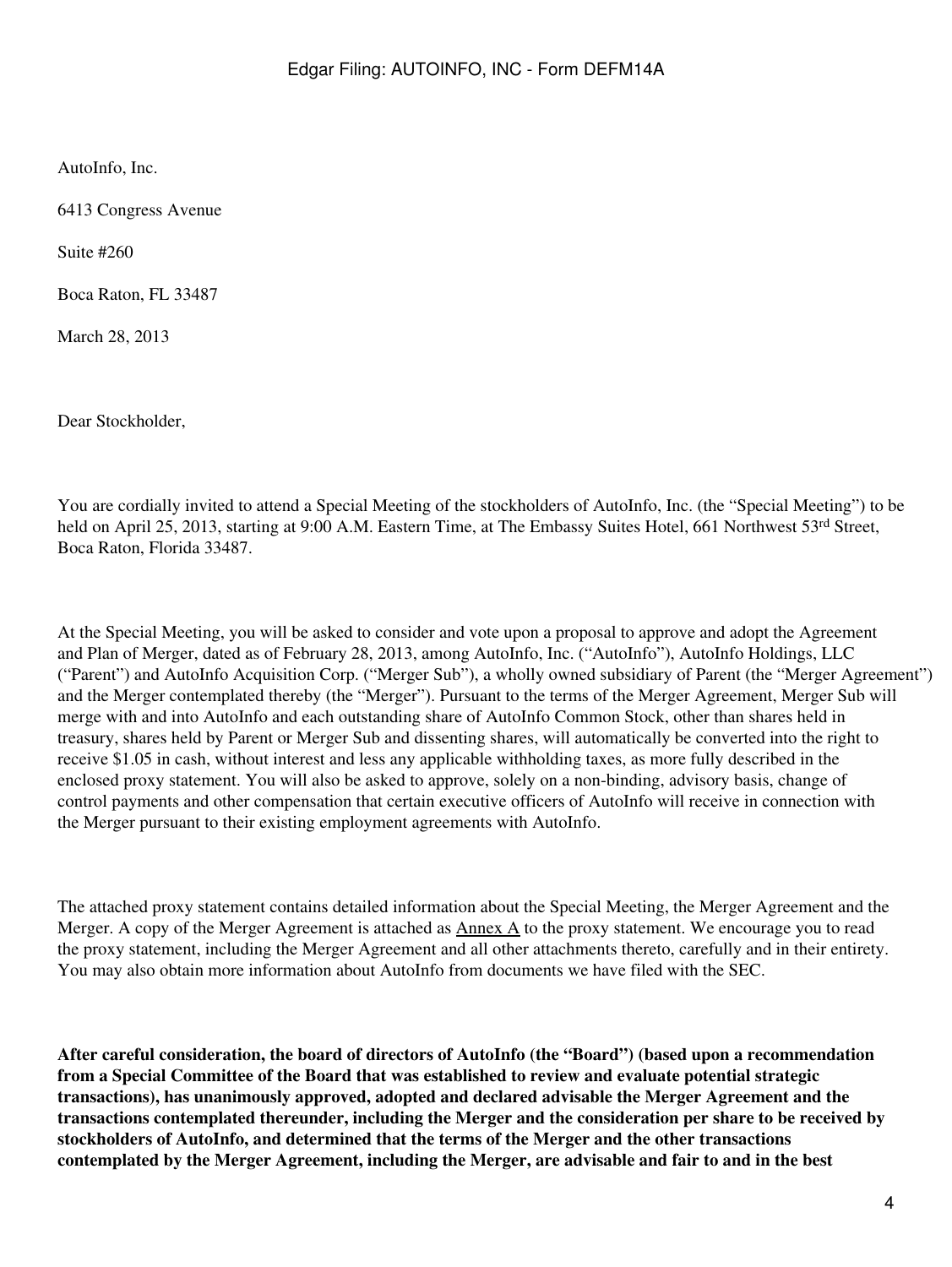AutoInfo, Inc.

6413 Congress Avenue

Suite #260

Boca Raton, FL 33487

March 28, 2013

Dear Stockholder,

You are cordially invited to attend a Special Meeting of the stockholders of AutoInfo, Inc. (the "Special Meeting") to be held on April 25, 2013, starting at 9:00 A.M. Eastern Time, at The Embassy Suites Hotel, 661 Northwest 53rd Street, Boca Raton, Florida 33487.

At the Special Meeting, you will be asked to consider and vote upon a proposal to approve and adopt the Agreement and Plan of Merger, dated as of February 28, 2013, among AutoInfo, Inc. ("AutoInfo"), AutoInfo Holdings, LLC ("Parent") and AutoInfo Acquisition Corp. ("Merger Sub"), a wholly owned subsidiary of Parent (the "Merger Agreement") and the Merger contemplated thereby (the "Merger"). Pursuant to the terms of the Merger Agreement, Merger Sub will merge with and into AutoInfo and each outstanding share of AutoInfo Common Stock, other than shares held in treasury, shares held by Parent or Merger Sub and dissenting shares, will automatically be converted into the right to receive $1.05 in cash, without interest and less any applicable withholding taxes, as more fully described in the enclosed proxy statement. You will also be asked to approve, solely on a non-binding, advisory basis, change of control payments and other compensation that certain executive officers of AutoInfo will receive in connection with the Merger pursuant to their existing employment agreements with AutoInfo.

The attached proxy statement contains detailed information about the Special Meeting, the Merger Agreement and the Merger. A copy of the Merger Agreement is attached as Annex A to the proxy statement. We encourage you to read the proxy statement, including the Merger Agreement and all other attachments thereto, carefully and in their entirety. You may also obtain more information about AutoInfo from documents we have filed with the SEC.

**After careful consideration, the board of directors of AutoInfo (the "Board") (based upon a recommendation from a Special Committee of the Board that was established to review and evaluate potential strategic transactions), has unanimously approved, adopted and declared advisable the Merger Agreement and the transactions contemplated thereunder, including the Merger and the consideration per share to be received by stockholders of AutoInfo, and determined that the terms of the Merger and the other transactions contemplated by the Merger Agreement, including the Merger, are advisable and fair to and in the best**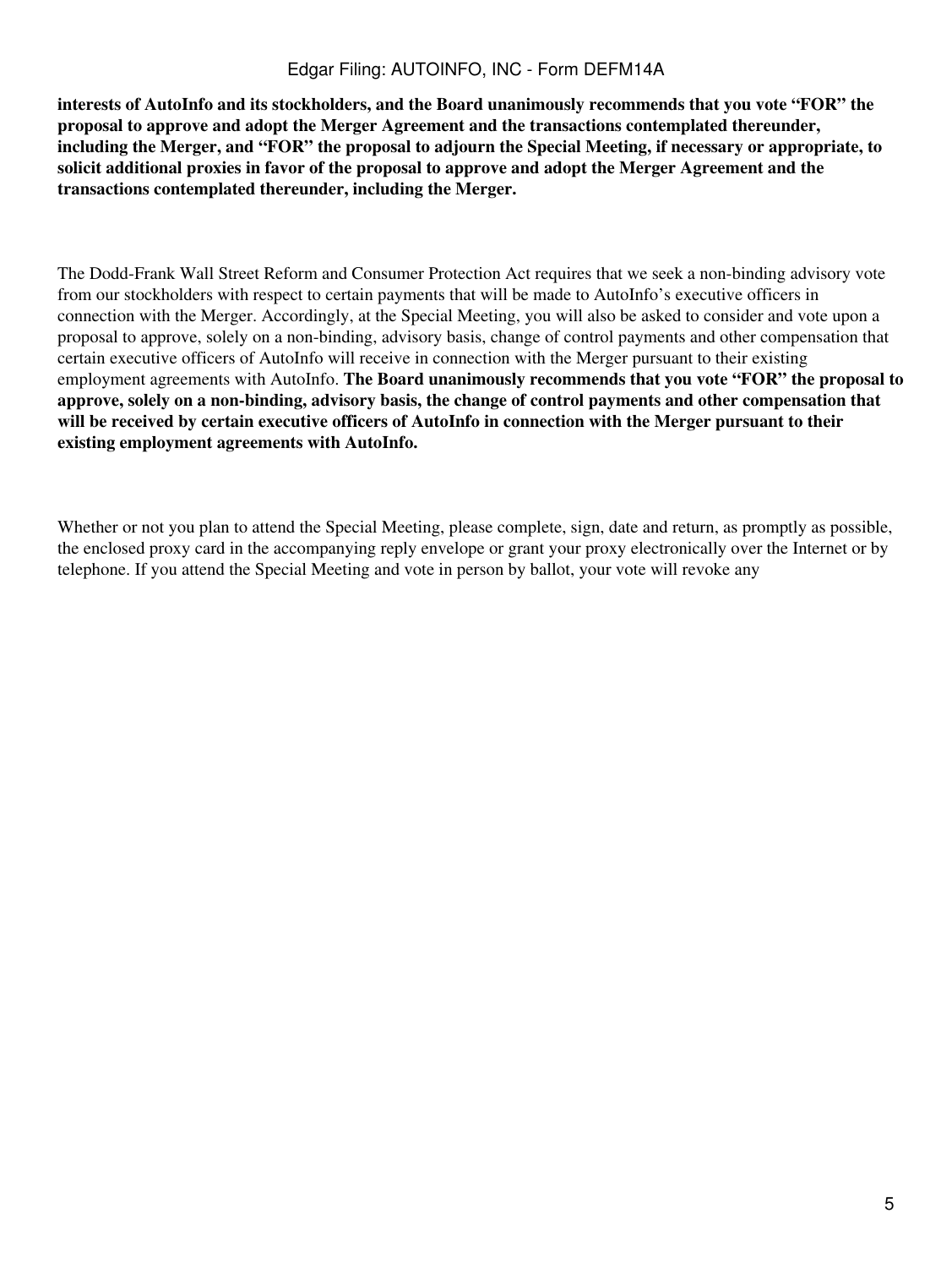**interests of AutoInfo and its stockholders, and the Board unanimously recommends that you vote "FOR" the proposal to approve and adopt the Merger Agreement and the transactions contemplated thereunder, including the Merger, and "FOR" the proposal to adjourn the Special Meeting, if necessary or appropriate, to solicit additional proxies in favor of the proposal to approve and adopt the Merger Agreement and the transactions contemplated thereunder, including the Merger.**

The Dodd-Frank Wall Street Reform and Consumer Protection Act requires that we seek a non-binding advisory vote from our stockholders with respect to certain payments that will be made to AutoInfo's executive officers in connection with the Merger. Accordingly, at the Special Meeting, you will also be asked to consider and vote upon a proposal to approve, solely on a non-binding, advisory basis, change of control payments and other compensation that certain executive officers of AutoInfo will receive in connection with the Merger pursuant to their existing employment agreements with AutoInfo. **The Board unanimously recommends that you vote "FOR" the proposal to approve, solely on a non-binding, advisory basis, the change of control payments and other compensation that will be received by certain executive officers of AutoInfo in connection with the Merger pursuant to their existing employment agreements with AutoInfo.**

Whether or not you plan to attend the Special Meeting, please complete, sign, date and return, as promptly as possible, the enclosed proxy card in the accompanying reply envelope or grant your proxy electronically over the Internet or by telephone. If you attend the Special Meeting and vote in person by ballot, your vote will revoke any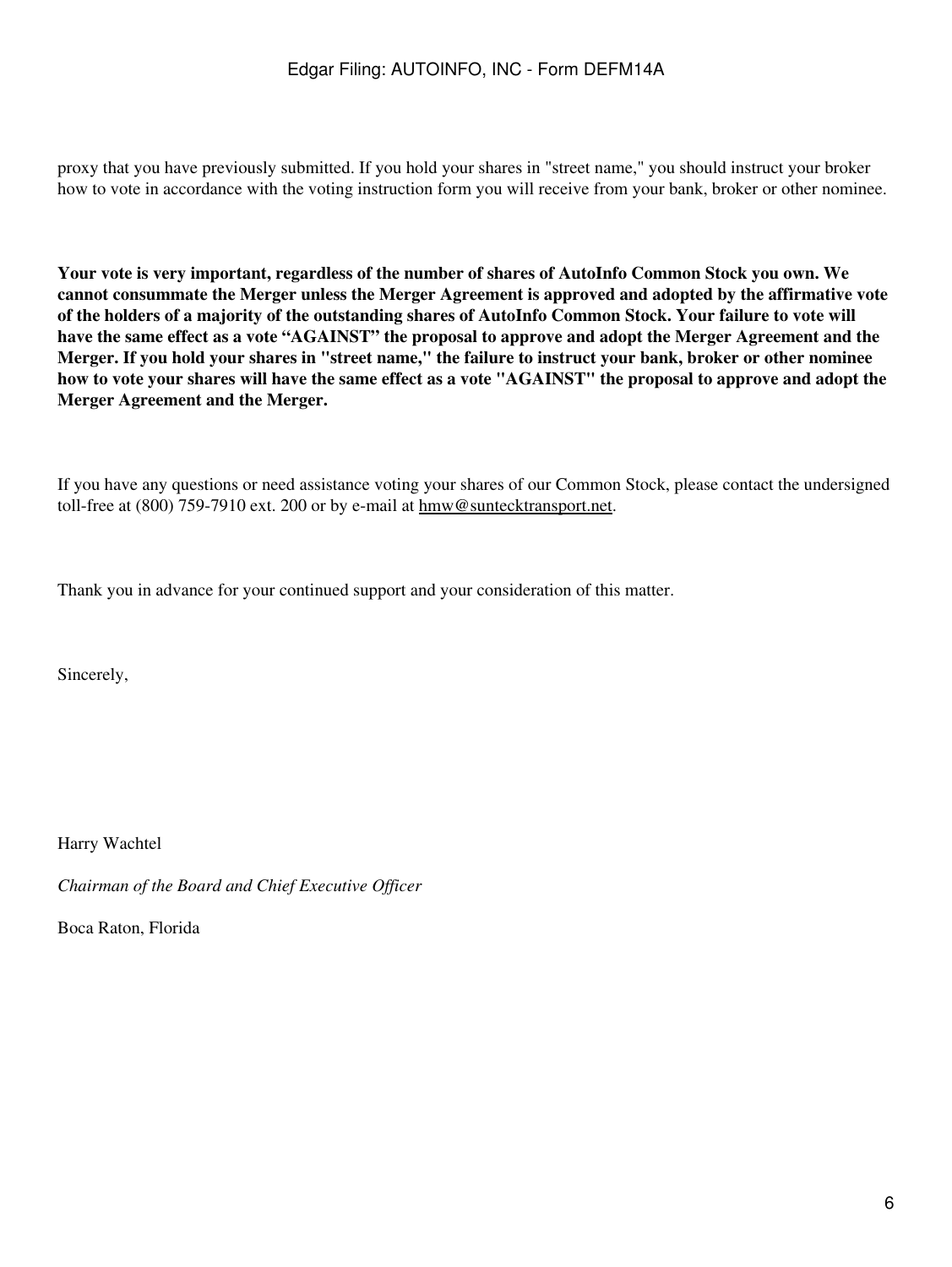proxy that you have previously submitted. If you hold your shares in "street name," you should instruct your broker how to vote in accordance with the voting instruction form you will receive from your bank, broker or other nominee.

**Your vote is very important, regardless of the number of shares of AutoInfo Common Stock you own. We cannot consummate the Merger unless the Merger Agreement is approved and adopted by the affirmative vote of the holders of a majority of the outstanding shares of AutoInfo Common Stock. Your failure to vote will have the same effect as a vote "AGAINST" the proposal to approve and adopt the Merger Agreement and the Merger. If you hold your shares in "street name," the failure to instruct your bank, broker or other nominee how to vote your shares will have the same effect as a vote "AGAINST" the proposal to approve and adopt the Merger Agreement and the Merger.**

If you have any questions or need assistance voting your shares of our Common Stock, please contact the undersigned toll-free at (800) 759-7910 ext. 200 or by e-mail at hmw@suntecktransport.net.

Thank you in advance for your continued support and your consideration of this matter.

Sincerely,

Harry Wachtel

*Chairman of the Board and Chief Executive Officer*

Boca Raton, Florida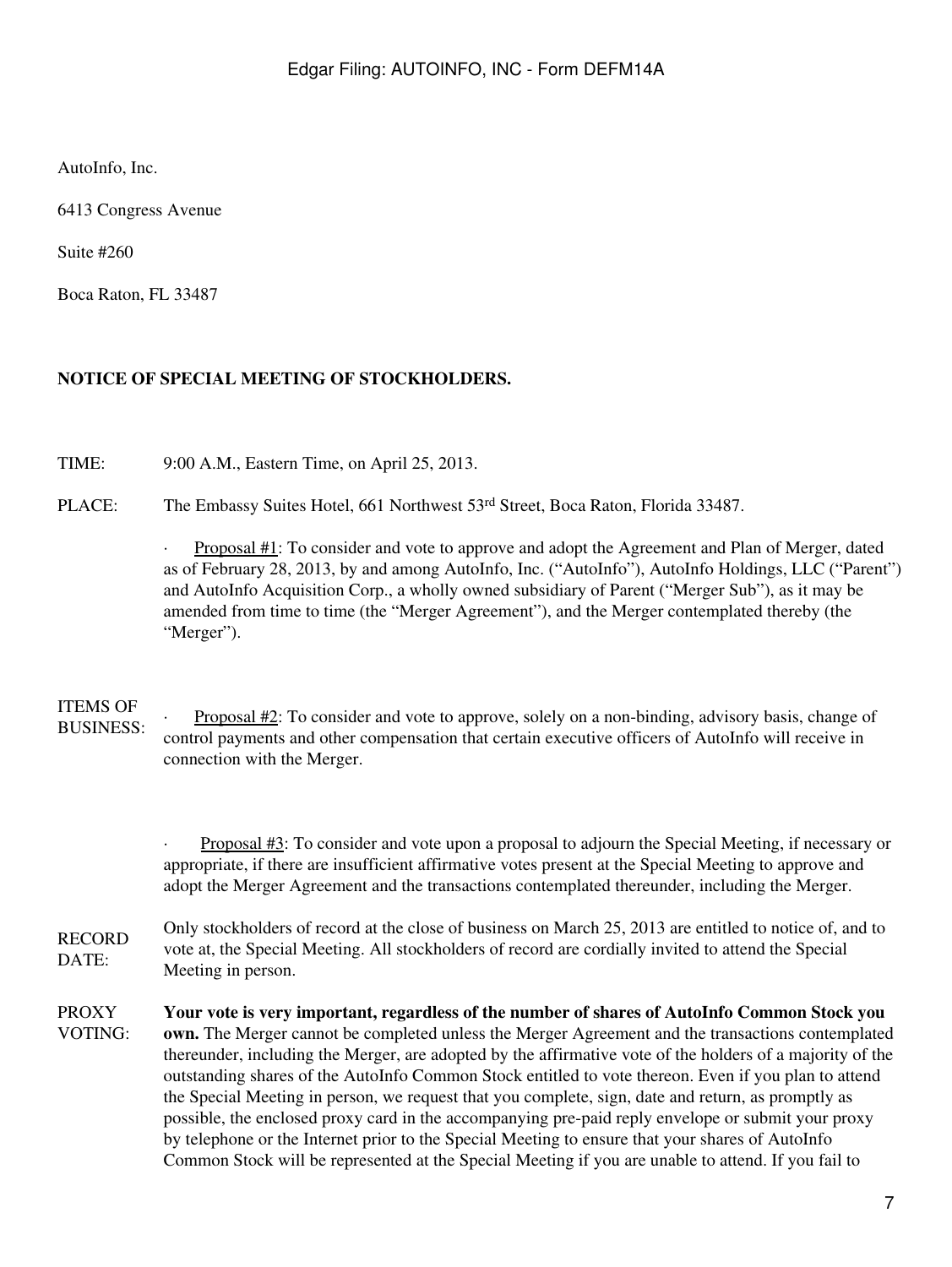AutoInfo, Inc.

6413 Congress Avenue

Suite #260

Boca Raton, FL 33487

**NOTICE OF SPECIAL MEETING OF STOCKHOLDERS.**

TIME: 9:00 A.M., Eastern Time, on April 25, 2013.

PLACE: The Embassy Suites Hotel, 661 Northwest 53rd Street, Boca Raton, Florida 33487.

ITEMS OF BUSINESS:

- Proposal #1: To consider and vote to approve and adopt the Agreement and Plan of Merger, dated as of February 28, 2013, by and among AutoInfo, Inc. ("AutoInfo"), AutoInfo Holdings, LLC ("Parent") and AutoInfo Acquisition Corp., a wholly owned subsidiary of Parent ("Merger Sub"), as it may be amended from time to time (the "Merger Agreement"), and the Merger contemplated thereby (the "Merger").
- Proposal #2: To consider and vote to approve, solely on a non-binding, advisory basis, change of control payments and other compensation that certain executive officers of AutoInfo will receive in connection with the Merger.
- Proposal #3: To consider and vote upon a proposal to adjourn the Special Meeting, if necessary or appropriate, if there are insufficient affirmative votes present at the Special Meeting to approve and adopt the Merger Agreement and the transactions contemplated thereunder, including the Merger.

RECORD DATE: Only stockholders of record at the close of business on March 25, 2013 are entitled to notice of, and to vote at, the Special Meeting. All stockholders of record are cordially invited to attend the Special Meeting in person.

PROXY VOTING: **Your vote is very important, regardless of the number of shares of AutoInfo Common Stock you own.** The Merger cannot be completed unless the Merger Agreement and the transactions contemplated thereunder, including the Merger, are adopted by the affirmative vote of the holders of a majority of the outstanding shares of the AutoInfo Common Stock entitled to vote thereon. Even if you plan to attend the Special Meeting in person, we request that you complete, sign, date and return, as promptly as possible, the enclosed proxy card in the accompanying pre-paid reply envelope or submit your proxy by telephone or the Internet prior to the Special Meeting to ensure that your shares of AutoInfo Common Stock will be represented at the Special Meeting if you are unable to attend. If you fail to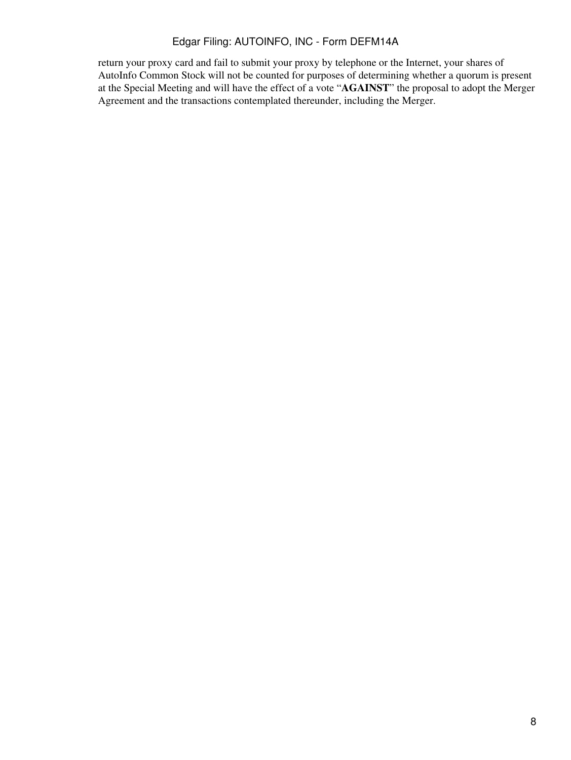return your proxy card and fail to submit your proxy by telephone or the Internet, your shares of AutoInfo Common Stock will not be counted for purposes of determining whether a quorum is present at the Special Meeting and will have the effect of a vote "**AGAINST**" the proposal to adopt the Merger Agreement and the transactions contemplated thereunder, including the Merger.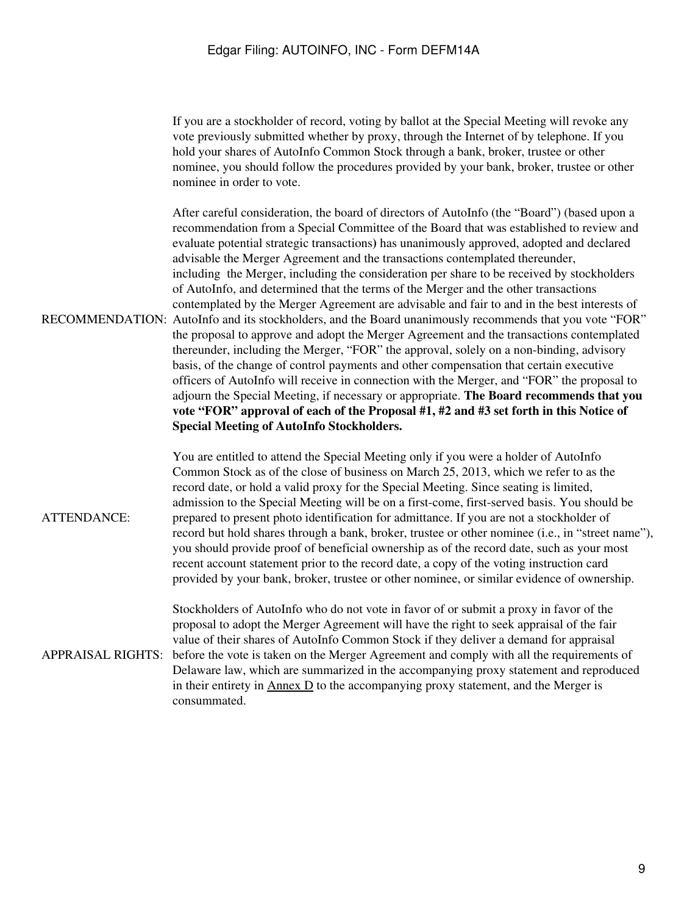If you are a stockholder of record, voting by ballot at the Special Meeting will revoke any vote previously submitted whether by proxy, through the Internet of by telephone. If you hold your shares of AutoInfo Common Stock through a bank, broker, trustee or other nominee, you should follow the procedures provided by your bank, broker, trustee or other nominee in order to vote.

| | |
|---|---|
| RECOMMENDATION: | After careful consideration, the board of directors of AutoInfo (the "Board") (based upon a recommendation from a Special Committee of the Board that was established to review and evaluate potential strategic transactions) has unanimously approved, adopted and declared advisable the Merger Agreement and the transactions contemplated thereunder, including the Merger, including the consideration per share to be received by stockholders of AutoInfo, and determined that the terms of the Merger and the other transactions contemplated by the Merger Agreement are advisable and fair to and in the best interests of AutoInfo and its stockholders, and the Board unanimously recommends that you vote "FOR" the proposal to approve and adopt the Merger Agreement and the transactions contemplated thereunder, including the Merger, "FOR" the approval, solely on a non-binding, advisory basis, of the change of control payments and other compensation that certain executive officers of AutoInfo will receive in connection with the Merger, and "FOR" the proposal to adjourn the Special Meeting, if necessary or appropriate. **The Board recommends that you vote "FOR" approval of each of the Proposal #1, #2 and #3 set forth in this Notice of Special Meeting of AutoInfo Stockholders.** |
| ATTENDANCE: | You are entitled to attend the Special Meeting only if you were a holder of AutoInfo Common Stock as of the close of business on March 25, 2013, which we refer to as the record date, or hold a valid proxy for the Special Meeting. Since seating is limited, admission to the Special Meeting will be on a first-come, first-served basis. You should be prepared to present photo identification for admittance. If you are not a stockholder of record but hold shares through a bank, broker, trustee or other nominee (i.e., in "street name"), you should provide proof of beneficial ownership as of the record date, such as your most recent account statement prior to the record date, a copy of the voting instruction card provided by your bank, broker, trustee or other nominee, or similar evidence of ownership. |
| APPRAISAL RIGHTS: | Stockholders of AutoInfo who do not vote in favor of or submit a proxy in favor of the proposal to adopt the Merger Agreement will have the right to seek appraisal of the fair value of their shares of AutoInfo Common Stock if they deliver a demand for appraisal before the vote is taken on the Merger Agreement and comply with all the requirements of Delaware law, which are summarized in the accompanying proxy statement and reproduced in their entirety in Annex D to the accompanying proxy statement, and the Merger is consummated. |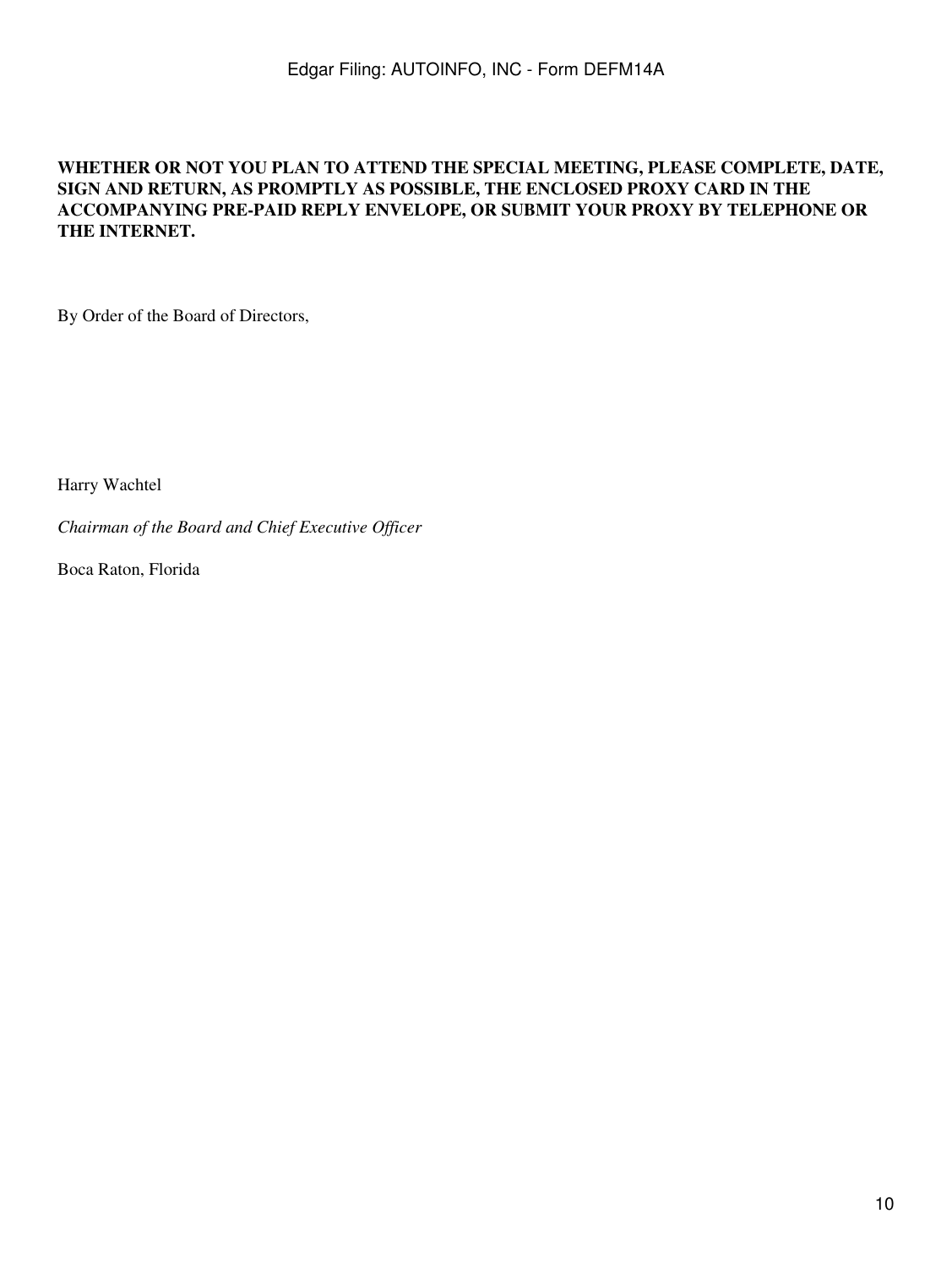**WHETHER OR NOT YOU PLAN TO ATTEND THE SPECIAL MEETING, PLEASE COMPLETE, DATE, SIGN AND RETURN, AS PROMPTLY AS POSSIBLE, THE ENCLOSED PROXY CARD IN THE ACCOMPANYING PRE-PAID REPLY ENVELOPE, OR SUBMIT YOUR PROXY BY TELEPHONE OR THE INTERNET.**

By Order of the Board of Directors,

Harry Wachtel

*Chairman of the Board and Chief Executive Officer*

Boca Raton, Florida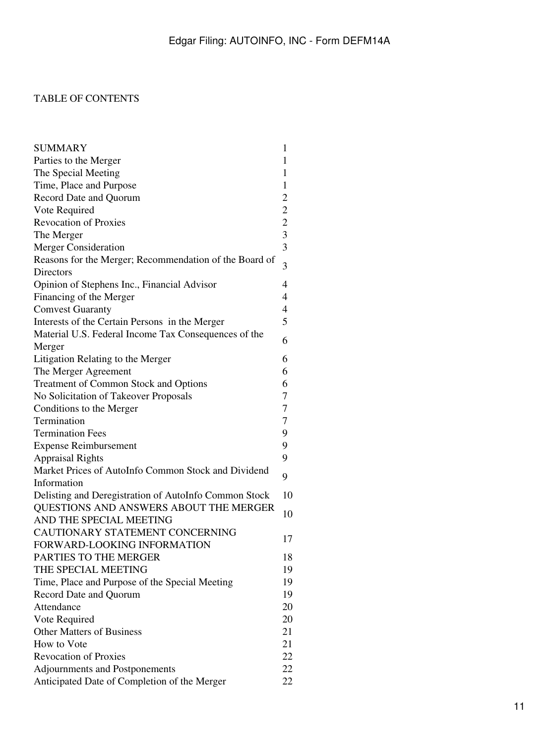TABLE OF CONTENTS

| | |
|---|---|
| SUMMARY | 1 |
| Parties to the Merger | 1 |
| The Special Meeting | 1 |
| Time, Place and Purpose | 1 |
| Record Date and Quorum | 2 |
| Vote Required | 2 |
| Revocation of Proxies | 2 |
| The Merger | 3 |
| Merger Consideration | 3 |
| Reasons for the Merger; Recommendation of the Board of Directors | 3 |
| Opinion of Stephens Inc., Financial Advisor | 4 |
| Financing of the Merger | 4 |
| Comvest Guaranty | 4 |
| Interests of the Certain Persons in the Merger | 5 |
| Material U.S. Federal Income Tax Consequences of the Merger | 6 |
| Litigation Relating to the Merger | 6 |
| The Merger Agreement | 6 |
| Treatment of Common Stock and Options | 6 |
| No Solicitation of Takeover Proposals | 7 |
| Conditions to the Merger | 7 |
| Termination | 7 |
| Termination Fees | 9 |
| Expense Reimbursement | 9 |
| Appraisal Rights | 9 |
| Market Prices of AutoInfo Common Stock and Dividend Information | 9 |
| Delisting and Deregistration of AutoInfo Common Stock | 10 |
| QUESTIONS AND ANSWERS ABOUT THE MERGER AND THE SPECIAL MEETING | 10 |
| CAUTIONARY STATEMENT CONCERNING FORWARD-LOOKING INFORMATION | 17 |
| PARTIES TO THE MERGER | 18 |
| THE SPECIAL MEETING | 19 |
| Time, Place and Purpose of the Special Meeting | 19 |
| Record Date and Quorum | 19 |
| Attendance | 20 |
| Vote Required | 20 |
| Other Matters of Business | 21 |
| How to Vote | 21 |
| Revocation of Proxies | 22 |
| Adjournments and Postponements | 22 |
| Anticipated Date of Completion of the Merger | 22 |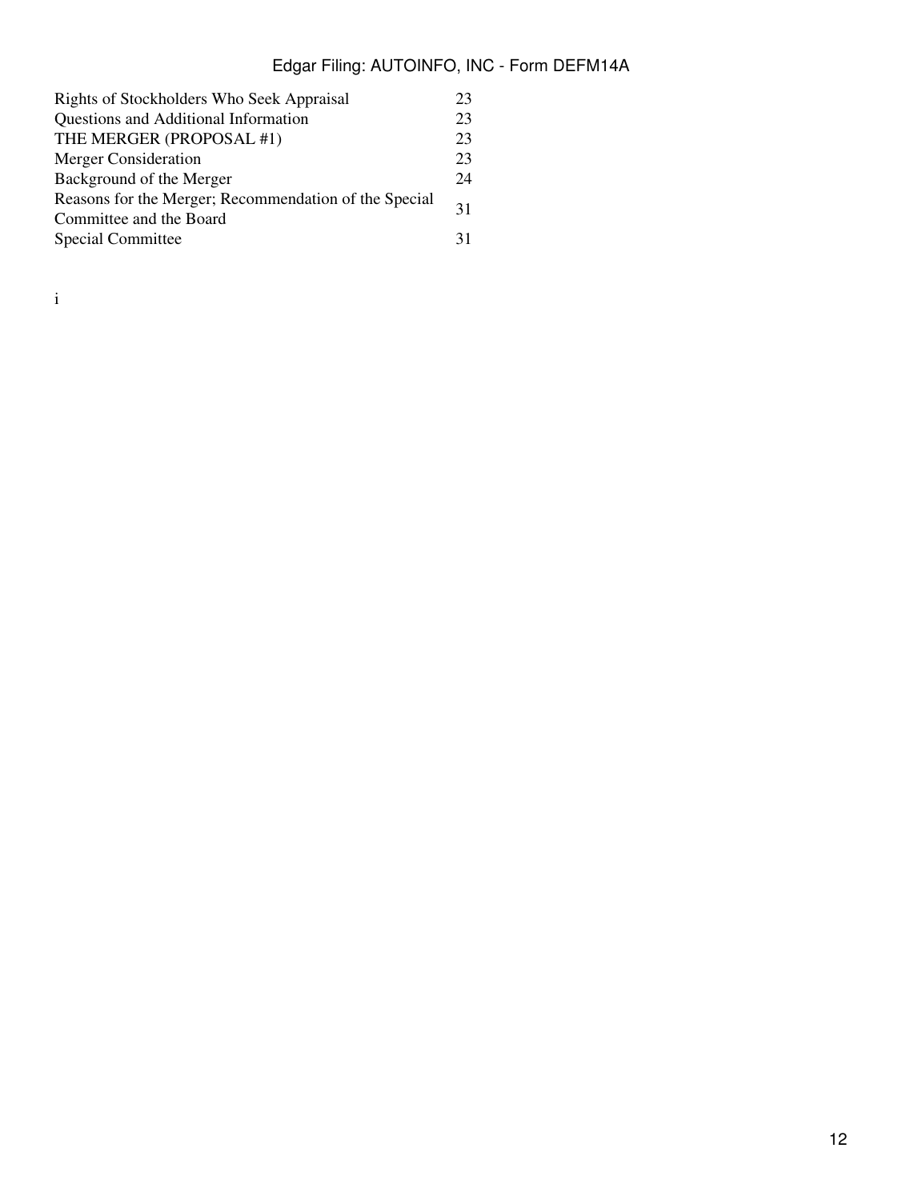| | |
|---|---|
| Rights of Stockholders Who Seek Appraisal | 23 |
| Questions and Additional Information | 23 |
| THE MERGER (PROPOSAL #1) | 23 |
| Merger Consideration | 23 |
| Background of the Merger | 24 |
| Reasons for the Merger; Recommendation of the Special Committee and the Board | 31 |
| Special Committee | 31 |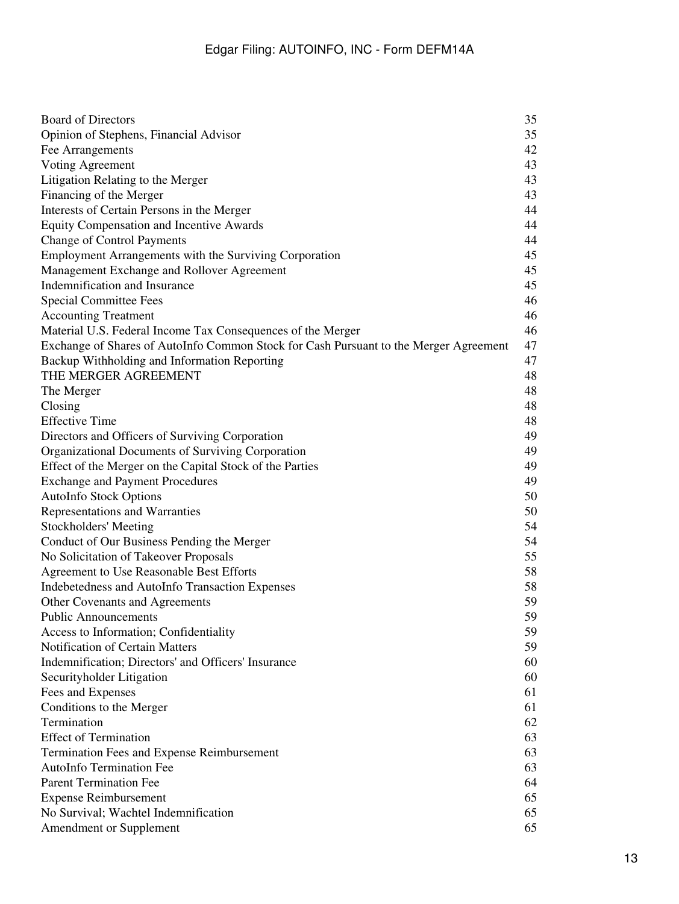| | |
|---|---|
| Board of Directors | 35 |
| Opinion of Stephens, Financial Advisor | 35 |
| Fee Arrangements | 42 |
| Voting Agreement | 43 |
| Litigation Relating to the Merger | 43 |
| Financing of the Merger | 43 |
| Interests of Certain Persons in the Merger | 44 |
| Equity Compensation and Incentive Awards | 44 |
| Change of Control Payments | 44 |
| Employment Arrangements with the Surviving Corporation | 45 |
| Management Exchange and Rollover Agreement | 45 |
| Indemnification and Insurance | 45 |
| Special Committee Fees | 46 |
| Accounting Treatment | 46 |
| Material U.S. Federal Income Tax Consequences of the Merger | 46 |
| Exchange of Shares of AutoInfo Common Stock for Cash Pursuant to the Merger Agreement | 47 |
| Backup Withholding and Information Reporting | 47 |
| THE MERGER AGREEMENT | 48 |
| The Merger | 48 |
| Closing | 48 |
| Effective Time | 48 |
| Directors and Officers of Surviving Corporation | 49 |
| Organizational Documents of Surviving Corporation | 49 |
| Effect of the Merger on the Capital Stock of the Parties | 49 |
| Exchange and Payment Procedures | 49 |
| AutoInfo Stock Options | 50 |
| Representations and Warranties | 50 |
| Stockholders' Meeting | 54 |
| Conduct of Our Business Pending the Merger | 54 |
| No Solicitation of Takeover Proposals | 55 |
| Agreement to Use Reasonable Best Efforts | 58 |
| Indebetedness and AutoInfo Transaction Expenses | 58 |
| Other Covenants and Agreements | 59 |
| Public Announcements | 59 |
| Access to Information; Confidentiality | 59 |
| Notification of Certain Matters | 59 |
| Indemnification; Directors' and Officers' Insurance | 60 |
| Securityholder Litigation | 60 |
| Fees and Expenses | 61 |
| Conditions to the Merger | 61 |
| Termination | 62 |
| Effect of Termination | 63 |
| Termination Fees and Expense Reimbursement | 63 |
| AutoInfo Termination Fee | 63 |
| Parent Termination Fee | 64 |
| Expense Reimbursement | 65 |
| No Survival; Wachtel Indemnification | 65 |
| Amendment or Supplement | 65 |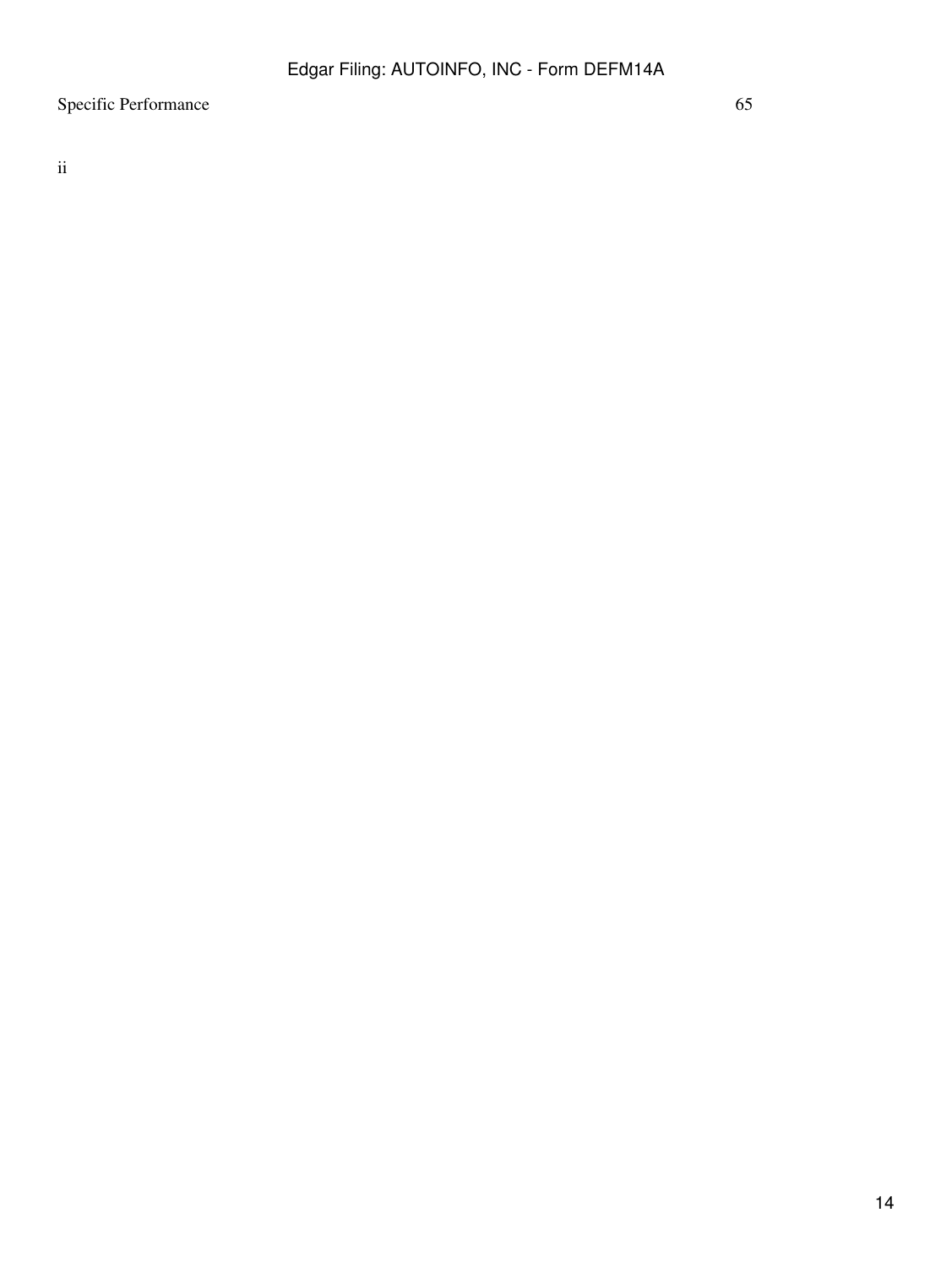| | |
|---|---|
| Specific Performance | 65 |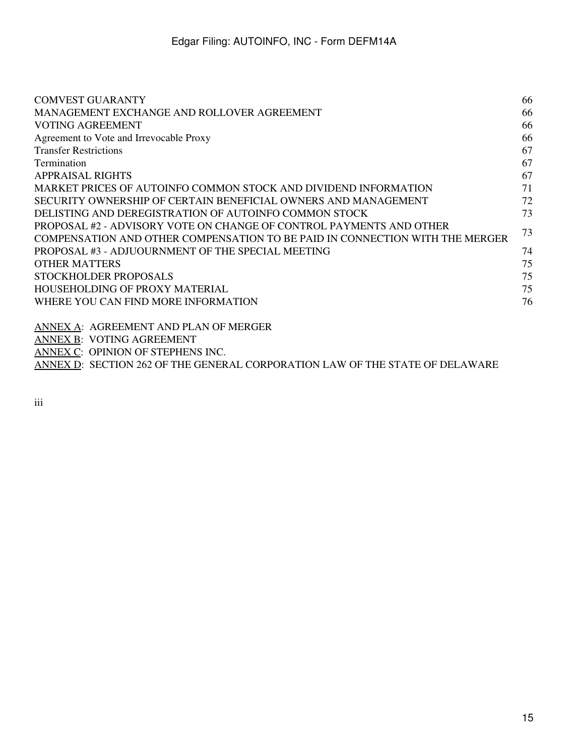| | |
|---|---|
| COMVEST GUARANTY | 66 |
| MANAGEMENT EXCHANGE AND ROLLOVER AGREEMENT | 66 |
| VOTING AGREEMENT | 66 |
| Agreement to Vote and Irrevocable Proxy | 66 |
| Transfer Restrictions | 67 |
| Termination | 67 |
| APPRAISAL RIGHTS | 67 |
| MARKET PRICES OF AUTOINFO COMMON STOCK AND DIVIDEND INFORMATION | 71 |
| SECURITY OWNERSHIP OF CERTAIN BENEFICIAL OWNERS AND MANAGEMENT | 72 |
| DELISTING AND DEREGISTRATION OF AUTOINFO COMMON STOCK | 73 |
| PROPOSAL #2 - ADVISORY VOTE ON CHANGE OF CONTROL PAYMENTS AND OTHER COMPENSATION AND OTHER COMPENSATION TO BE PAID IN CONNECTION WITH THE MERGER | 73 |
| PROPOSAL #3 - ADJUOURNMENT OF THE SPECIAL MEETING | 74 |
| OTHER MATTERS | 75 |
| STOCKHOLDER PROPOSALS | 75 |
| HOUSEHOLDING OF PROXY MATERIAL | 75 |
| WHERE YOU CAN FIND MORE INFORMATION | 76 |

ANNEX A: AGREEMENT AND PLAN OF MERGER

ANNEX B: VOTING AGREEMENT

ANNEX C: OPINION OF STEPHENS INC.

ANNEX D: SECTION 262 OF THE GENERAL CORPORATION LAW OF THE STATE OF DELAWARE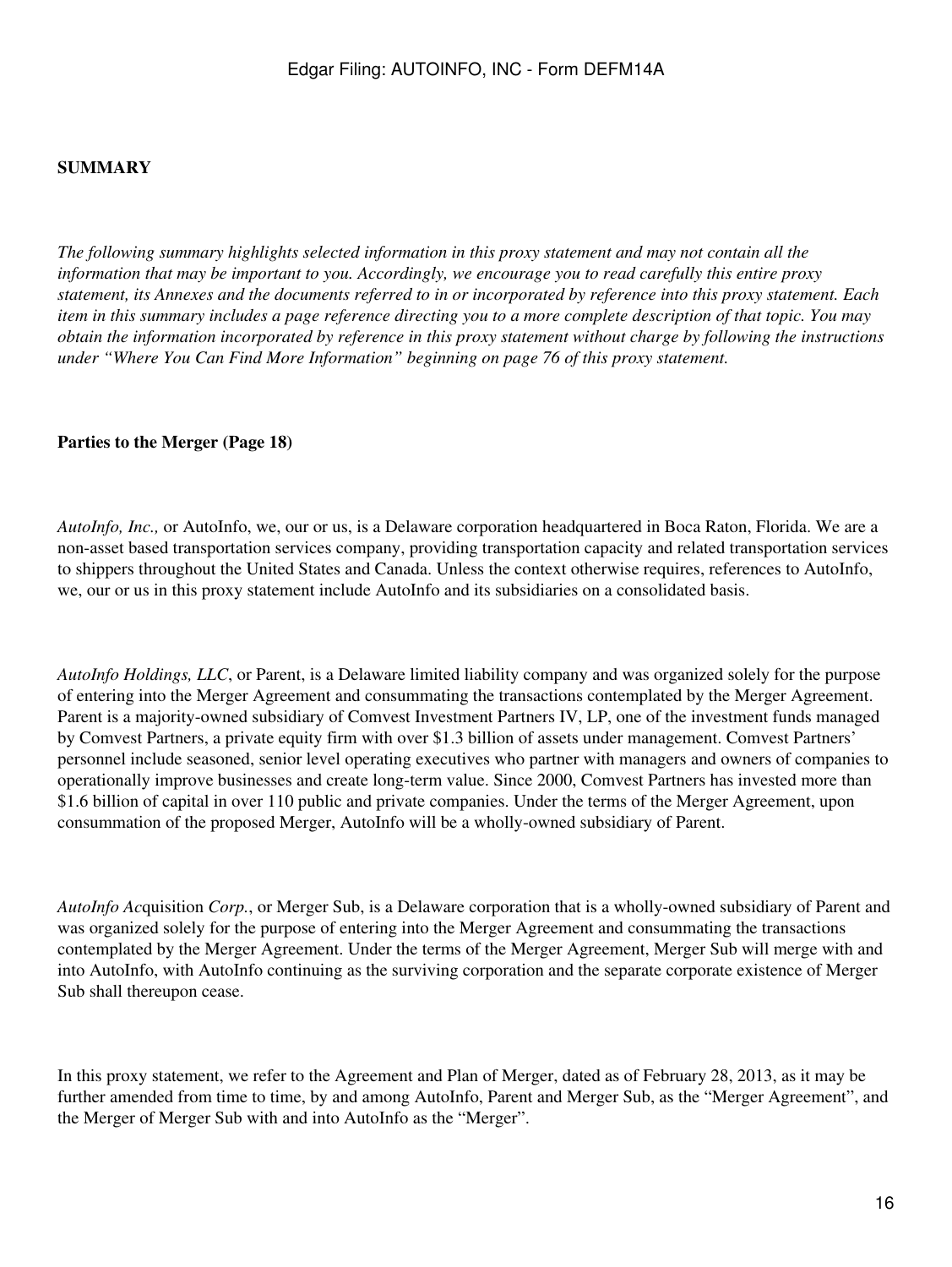## SUMMARY

*The following summary highlights selected information in this proxy statement and may not contain all the information that may be important to you. Accordingly, we encourage you to read carefully this entire proxy statement, its Annexes and the documents referred to in or incorporated by reference into this proxy statement. Each item in this summary includes a page reference directing you to a more complete description of that topic. You may obtain the information incorporated by reference in this proxy statement without charge by following the instructions under "Where You Can Find More Information" beginning on page 76 of this proxy statement.*

### Parties to the Merger (Page 18)

*AutoInfo, Inc.,* or AutoInfo, we, our or us, is a Delaware corporation headquartered in Boca Raton, Florida. We are a non-asset based transportation services company, providing transportation capacity and related transportation services to shippers throughout the United States and Canada. Unless the context otherwise requires, references to AutoInfo, we, our or us in this proxy statement include AutoInfo and its subsidiaries on a consolidated basis.

*AutoInfo Holdings, LLC*, or Parent, is a Delaware limited liability company and was organized solely for the purpose of entering into the Merger Agreement and consummating the transactions contemplated by the Merger Agreement. Parent is a majority-owned subsidiary of Comvest Investment Partners IV, LP, one of the investment funds managed by Comvest Partners, a private equity firm with over $1.3 billion of assets under management. Comvest Partners' personnel include seasoned, senior level operating executives who partner with managers and owners of companies to operationally improve businesses and create long-term value. Since 2000, Comvest Partners has invested more than $1.6 billion of capital in over 110 public and private companies. Under the terms of the Merger Agreement, upon consummation of the proposed Merger, AutoInfo will be a wholly-owned subsidiary of Parent.

*AutoInfo Ac*quisition *Corp.*, or Merger Sub, is a Delaware corporation that is a wholly-owned subsidiary of Parent and was organized solely for the purpose of entering into the Merger Agreement and consummating the transactions contemplated by the Merger Agreement. Under the terms of the Merger Agreement, Merger Sub will merge with and into AutoInfo, with AutoInfo continuing as the surviving corporation and the separate corporate existence of Merger Sub shall thereupon cease.

In this proxy statement, we refer to the Agreement and Plan of Merger, dated as of February 28, 2013, as it may be further amended from time to time, by and among AutoInfo, Parent and Merger Sub, as the "Merger Agreement", and the Merger of Merger Sub with and into AutoInfo as the "Merger".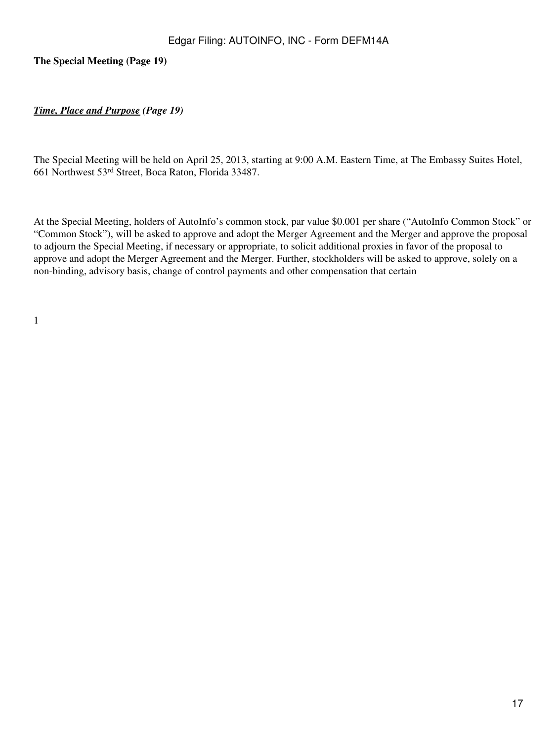**The Special Meeting (Page 19)**

***Time, Place and Purpose* *(Page 19)***

The Special Meeting will be held on April 25, 2013, starting at 9:00 A.M. Eastern Time, at The Embassy Suites Hotel, 661 Northwest 53rd Street, Boca Raton, Florida 33487.

At the Special Meeting, holders of AutoInfo's common stock, par value $0.001 per share ("AutoInfo Common Stock" or "Common Stock"), will be asked to approve and adopt the Merger Agreement and the Merger and approve the proposal to adjourn the Special Meeting, if necessary or appropriate, to solicit additional proxies in favor of the proposal to approve and adopt the Merger Agreement and the Merger. Further, stockholders will be asked to approve, solely on a non-binding, advisory basis, change of control payments and other compensation that certain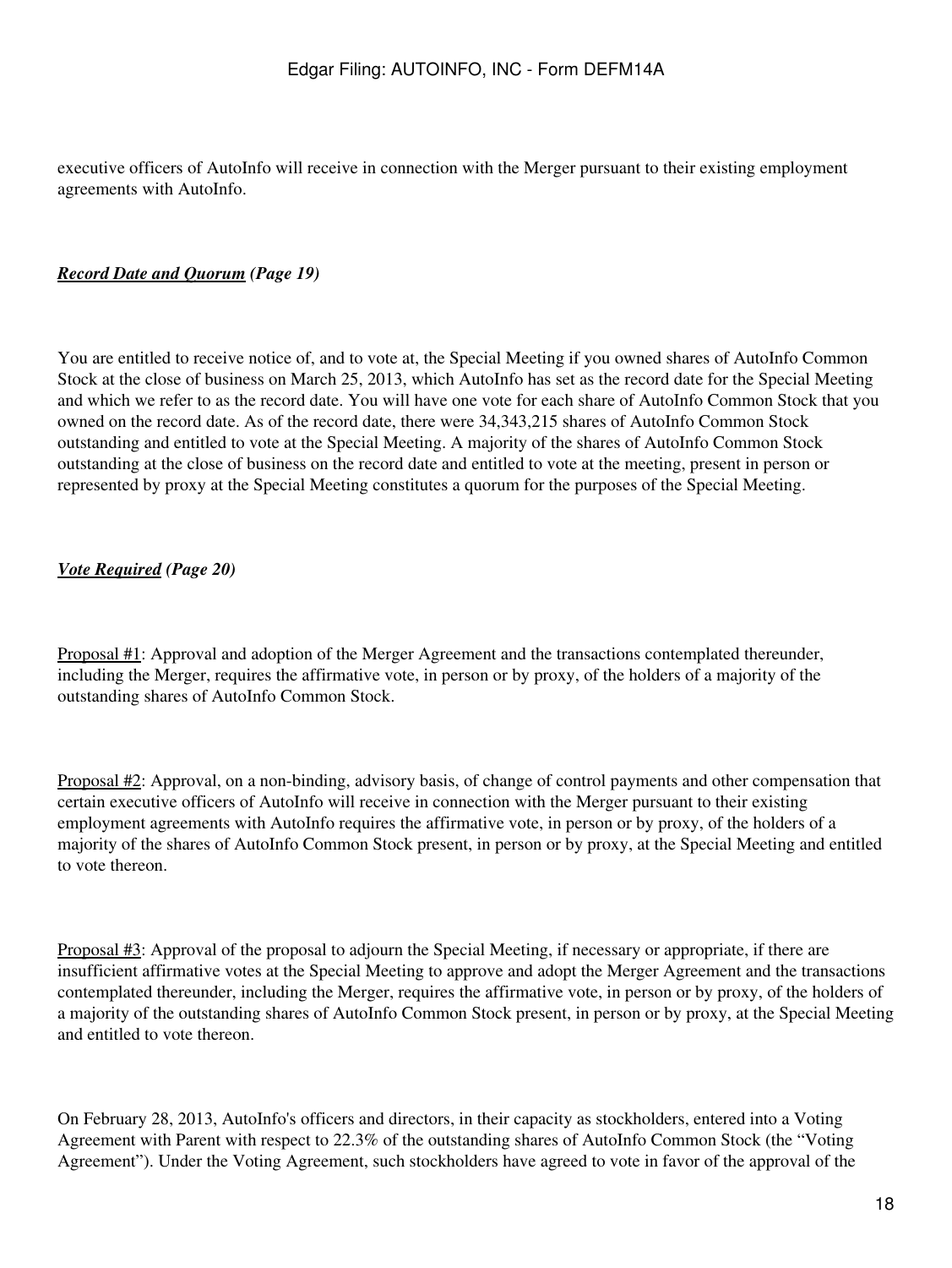executive officers of AutoInfo will receive in connection with the Merger pursuant to their existing employment agreements with AutoInfo.

***Record Date and Quorum*** ***(Page 19)***

You are entitled to receive notice of, and to vote at, the Special Meeting if you owned shares of AutoInfo Common Stock at the close of business on March 25, 2013, which AutoInfo has set as the record date for the Special Meeting and which we refer to as the record date. You will have one vote for each share of AutoInfo Common Stock that you owned on the record date. As of the record date, there were 34,343,215 shares of AutoInfo Common Stock outstanding and entitled to vote at the Special Meeting. A majority of the shares of AutoInfo Common Stock outstanding at the close of business on the record date and entitled to vote at the meeting, present in person or represented by proxy at the Special Meeting constitutes a quorum for the purposes of the Special Meeting.

***Vote Required*** ***(Page 20)***

Proposal #1: Approval and adoption of the Merger Agreement and the transactions contemplated thereunder, including the Merger, requires the affirmative vote, in person or by proxy, of the holders of a majority of the outstanding shares of AutoInfo Common Stock.

Proposal #2: Approval, on a non-binding, advisory basis, of change of control payments and other compensation that certain executive officers of AutoInfo will receive in connection with the Merger pursuant to their existing employment agreements with AutoInfo requires the affirmative vote, in person or by proxy, of the holders of a majority of the shares of AutoInfo Common Stock present, in person or by proxy, at the Special Meeting and entitled to vote thereon.

Proposal #3: Approval of the proposal to adjourn the Special Meeting, if necessary or appropriate, if there are insufficient affirmative votes at the Special Meeting to approve and adopt the Merger Agreement and the transactions contemplated thereunder, including the Merger, requires the affirmative vote, in person or by proxy, of the holders of a majority of the outstanding shares of AutoInfo Common Stock present, in person or by proxy, at the Special Meeting and entitled to vote thereon.

On February 28, 2013, AutoInfo's officers and directors, in their capacity as stockholders, entered into a Voting Agreement with Parent with respect to 22.3% of the outstanding shares of AutoInfo Common Stock (the "Voting Agreement"). Under the Voting Agreement, such stockholders have agreed to vote in favor of the approval of the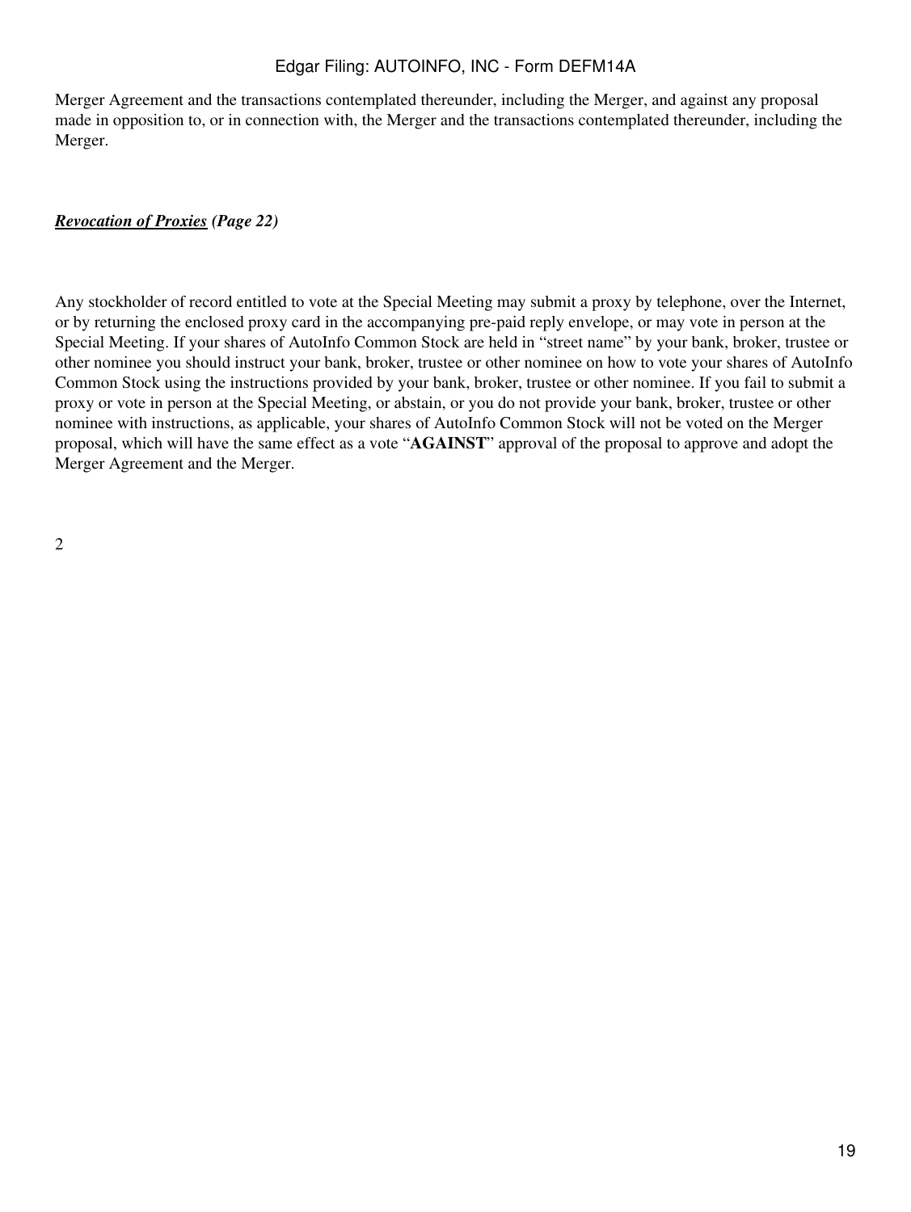Merger Agreement and the transactions contemplated thereunder, including the Merger, and against any proposal made in opposition to, or in connection with, the Merger and the transactions contemplated thereunder, including the Merger.

***Revocation of Proxies** (Page 22)*

Any stockholder of record entitled to vote at the Special Meeting may submit a proxy by telephone, over the Internet, or by returning the enclosed proxy card in the accompanying pre-paid reply envelope, or may vote in person at the Special Meeting. If your shares of AutoInfo Common Stock are held in "street name" by your bank, broker, trustee or other nominee you should instruct your bank, broker, trustee or other nominee on how to vote your shares of AutoInfo Common Stock using the instructions provided by your bank, broker, trustee or other nominee. If you fail to submit a proxy or vote in person at the Special Meeting, or abstain, or you do not provide your bank, broker, trustee or other nominee with instructions, as applicable, your shares of AutoInfo Common Stock will not be voted on the Merger proposal, which will have the same effect as a vote "**AGAINST**" approval of the proposal to approve and adopt the Merger Agreement and the Merger.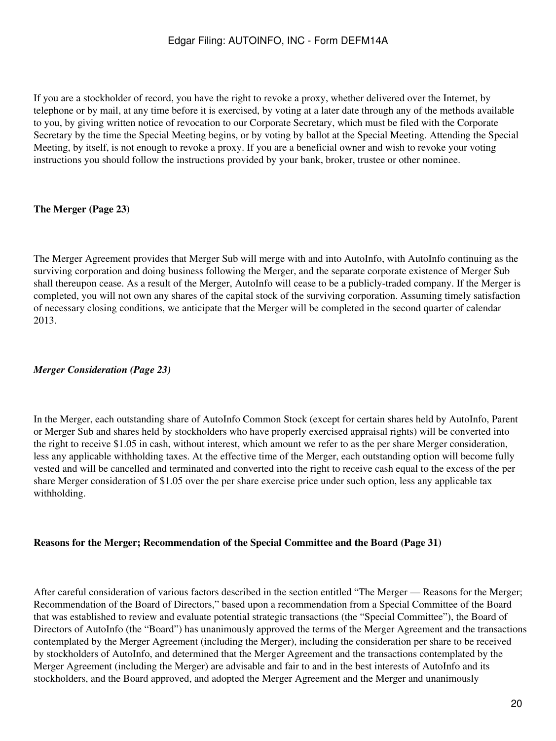If you are a stockholder of record, you have the right to revoke a proxy, whether delivered over the Internet, by telephone or by mail, at any time before it is exercised, by voting at a later date through any of the methods available to you, by giving written notice of revocation to our Corporate Secretary, which must be filed with the Corporate Secretary by the time the Special Meeting begins, or by voting by ballot at the Special Meeting. Attending the Special Meeting, by itself, is not enough to revoke a proxy. If you are a beneficial owner and wish to revoke your voting instructions you should follow the instructions provided by your bank, broker, trustee or other nominee.

**The Merger (Page 23)**

The Merger Agreement provides that Merger Sub will merge with and into AutoInfo, with AutoInfo continuing as the surviving corporation and doing business following the Merger, and the separate corporate existence of Merger Sub shall thereupon cease. As a result of the Merger, AutoInfo will cease to be a publicly-traded company. If the Merger is completed, you will not own any shares of the capital stock of the surviving corporation. Assuming timely satisfaction of necessary closing conditions, we anticipate that the Merger will be completed in the second quarter of calendar 2013.

***Merger Consideration (Page 23)***

In the Merger, each outstanding share of AutoInfo Common Stock (except for certain shares held by AutoInfo, Parent or Merger Sub and shares held by stockholders who have properly exercised appraisal rights) will be converted into the right to receive $1.05 in cash, without interest, which amount we refer to as the per share Merger consideration, less any applicable withholding taxes. At the effective time of the Merger, each outstanding option will become fully vested and will be cancelled and terminated and converted into the right to receive cash equal to the excess of the per share Merger consideration of $1.05 over the per share exercise price under such option, less any applicable tax withholding.

**Reasons for the Merger; Recommendation of the Special Committee and the Board (Page 31)**

After careful consideration of various factors described in the section entitled "The Merger — Reasons for the Merger; Recommendation of the Board of Directors," based upon a recommendation from a Special Committee of the Board that was established to review and evaluate potential strategic transactions (the "Special Committee"), the Board of Directors of AutoInfo (the "Board") has unanimously approved the terms of the Merger Agreement and the transactions contemplated by the Merger Agreement (including the Merger), including the consideration per share to be received by stockholders of AutoInfo, and determined that the Merger Agreement and the transactions contemplated by the Merger Agreement (including the Merger) are advisable and fair to and in the best interests of AutoInfo and its stockholders, and the Board approved, and adopted the Merger Agreement and the Merger and unanimously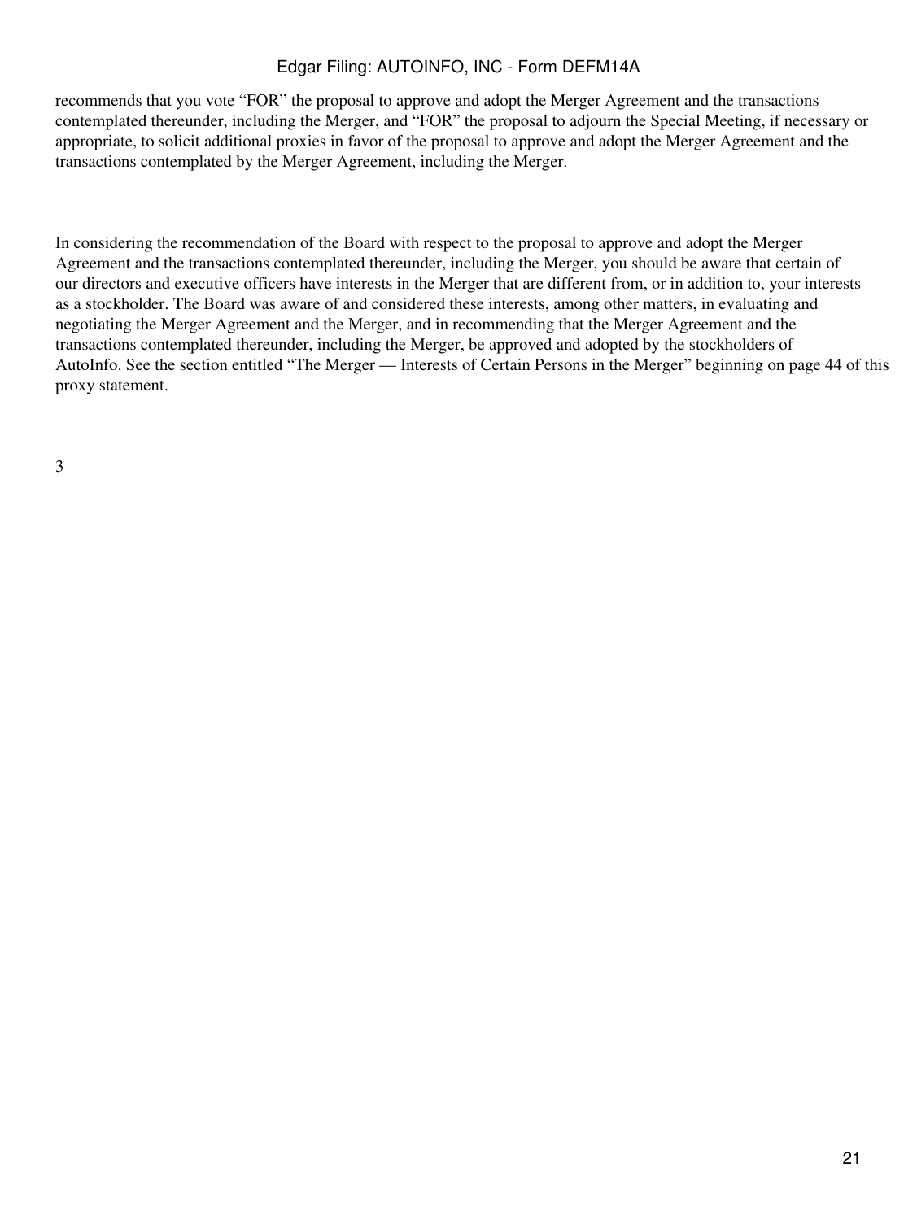recommends that you vote "FOR" the proposal to approve and adopt the Merger Agreement and the transactions contemplated thereunder, including the Merger, and "FOR" the proposal to adjourn the Special Meeting, if necessary or appropriate, to solicit additional proxies in favor of the proposal to approve and adopt the Merger Agreement and the transactions contemplated by the Merger Agreement, including the Merger.

In considering the recommendation of the Board with respect to the proposal to approve and adopt the Merger Agreement and the transactions contemplated thereunder, including the Merger, you should be aware that certain of our directors and executive officers have interests in the Merger that are different from, or in addition to, your interests as a stockholder. The Board was aware of and considered these interests, among other matters, in evaluating and negotiating the Merger Agreement and the Merger, and in recommending that the Merger Agreement and the transactions contemplated thereunder, including the Merger, be approved and adopted by the stockholders of AutoInfo. See the section entitled "The Merger — Interests of Certain Persons in the Merger" beginning on page 44 of this proxy statement.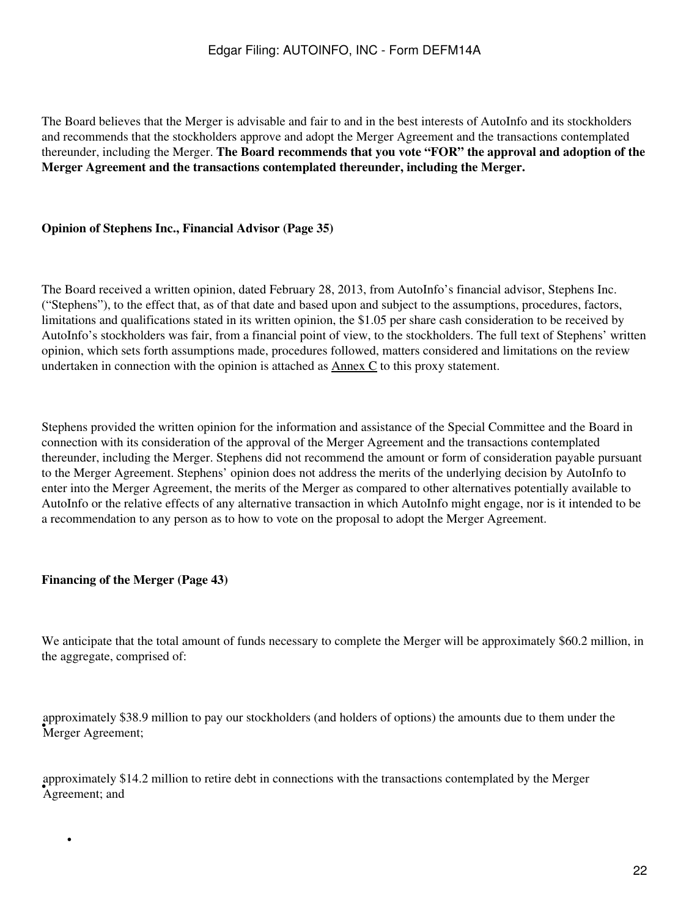The Board believes that the Merger is advisable and fair to and in the best interests of AutoInfo and its stockholders and recommends that the stockholders approve and adopt the Merger Agreement and the transactions contemplated thereunder, including the Merger. **The Board recommends that you vote "FOR" the approval and adoption of the Merger Agreement and the transactions contemplated thereunder, including the Merger.**

**Opinion of Stephens Inc., Financial Advisor (Page 35)**

The Board received a written opinion, dated February 28, 2013, from AutoInfo's financial advisor, Stephens Inc. ("Stephens"), to the effect that, as of that date and based upon and subject to the assumptions, procedures, factors, limitations and qualifications stated in its written opinion, the $1.05 per share cash consideration to be received by AutoInfo's stockholders was fair, from a financial point of view, to the stockholders. The full text of Stephens' written opinion, which sets forth assumptions made, procedures followed, matters considered and limitations on the review undertaken in connection with the opinion is attached as Annex C to this proxy statement.

Stephens provided the written opinion for the information and assistance of the Special Committee and the Board in connection with its consideration of the approval of the Merger Agreement and the transactions contemplated thereunder, including the Merger. Stephens did not recommend the amount or form of consideration payable pursuant to the Merger Agreement. Stephens' opinion does not address the merits of the underlying decision by AutoInfo to enter into the Merger Agreement, the merits of the Merger as compared to other alternatives potentially available to AutoInfo or the relative effects of any alternative transaction in which AutoInfo might engage, nor is it intended to be a recommendation to any person as to how to vote on the proposal to adopt the Merger Agreement.

**Financing of the Merger (Page 43)**

We anticipate that the total amount of funds necessary to complete the Merger will be approximately $60.2 million, in the aggregate, comprised of:

- approximately $38.9 million to pay our stockholders (and holders of options) the amounts due to them under the Merger Agreement;
- approximately $14.2 million to retire debt in connections with the transactions contemplated by the Merger Agreement; and
-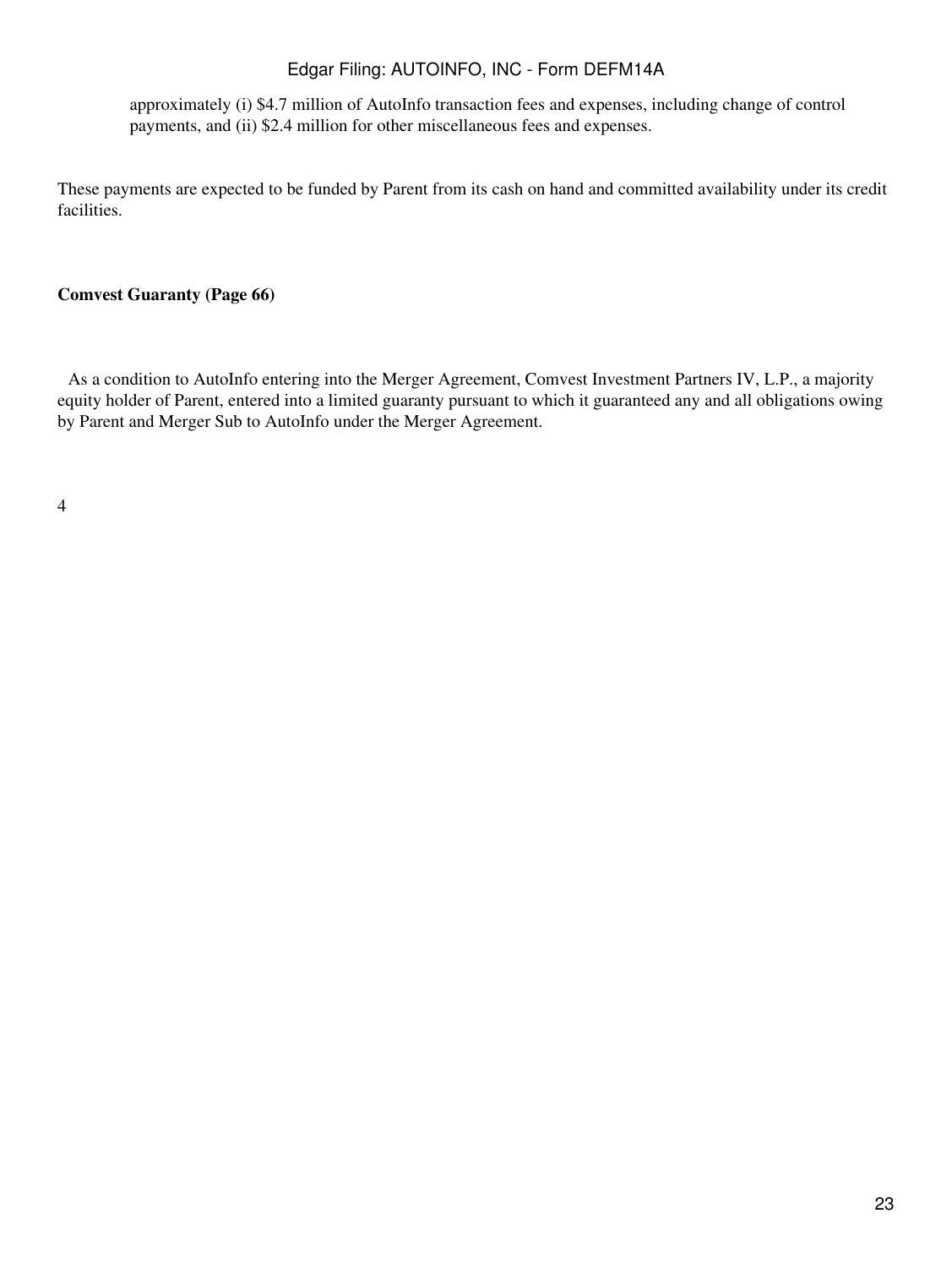approximately (i) $4.7 million of AutoInfo transaction fees and expenses, including change of control payments, and (ii) $2.4 million for other miscellaneous fees and expenses.

These payments are expected to be funded by Parent from its cash on hand and committed availability under its credit facilities.

**Comvest Guaranty (Page 66)**

As a condition to AutoInfo entering into the Merger Agreement, Comvest Investment Partners IV, L.P., a majority equity holder of Parent, entered into a limited guaranty pursuant to which it guaranteed any and all obligations owing by Parent and Merger Sub to AutoInfo under the Merger Agreement.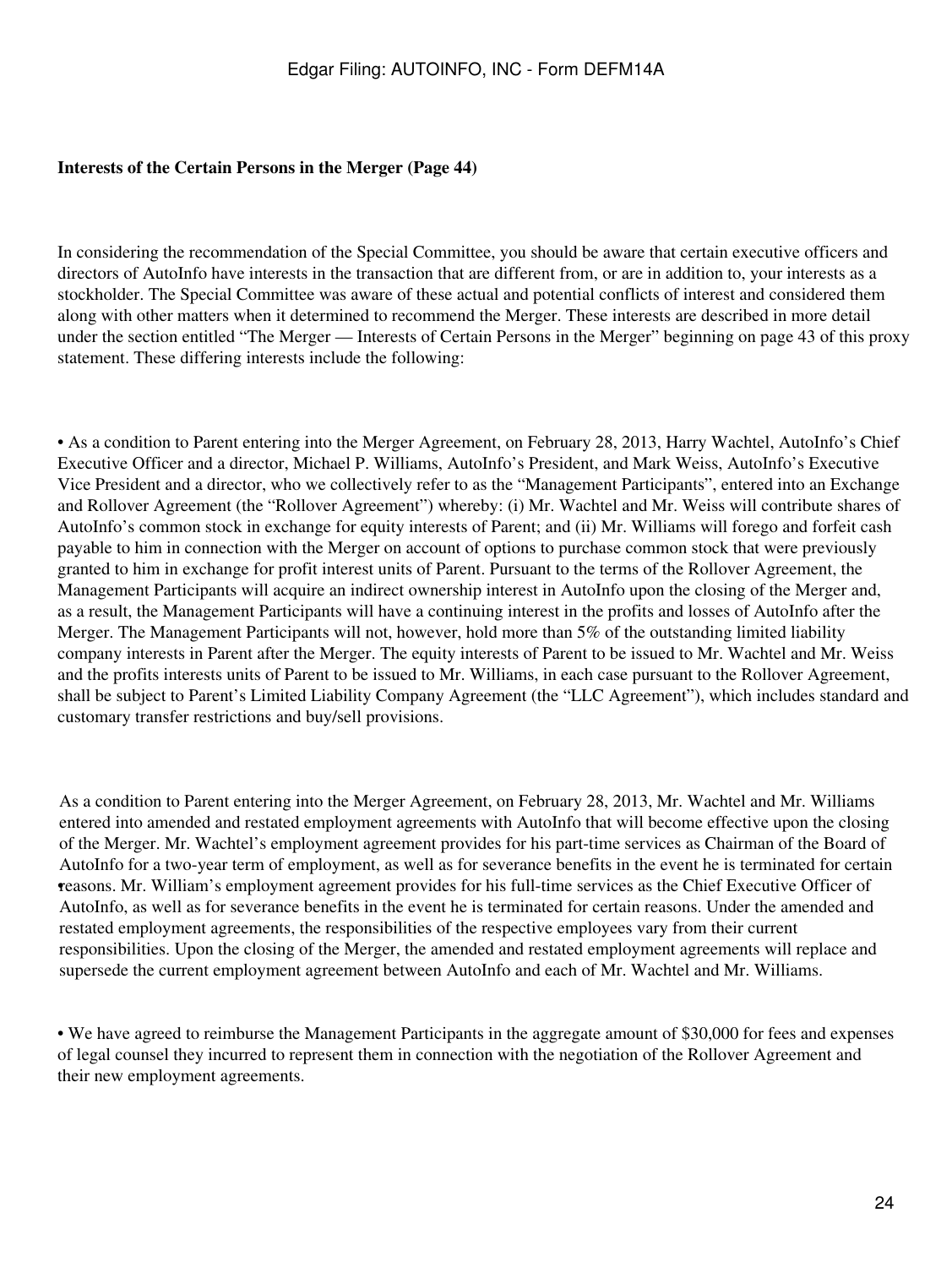**Interests of the Certain Persons in the Merger (Page 44)**

In considering the recommendation of the Special Committee, you should be aware that certain executive officers and directors of AutoInfo have interests in the transaction that are different from, or are in addition to, your interests as a stockholder. The Special Committee was aware of these actual and potential conflicts of interest and considered them along with other matters when it determined to recommend the Merger. These interests are described in more detail under the section entitled "The Merger — Interests of Certain Persons in the Merger" beginning on page 43 of this proxy statement. These differing interests include the following:

- As a condition to Parent entering into the Merger Agreement, on February 28, 2013, Harry Wachtel, AutoInfo's Chief Executive Officer and a director, Michael P. Williams, AutoInfo's President, and Mark Weiss, AutoInfo's Executive Vice President and a director, who we collectively refer to as the "Management Participants", entered into an Exchange and Rollover Agreement (the "Rollover Agreement") whereby: (i) Mr. Wachtel and Mr. Weiss will contribute shares of AutoInfo's common stock in exchange for equity interests of Parent; and (ii) Mr. Williams will forego and forfeit cash payable to him in connection with the Merger on account of options to purchase common stock that were previously granted to him in exchange for profit interest units of Parent. Pursuant to the terms of the Rollover Agreement, the Management Participants will acquire an indirect ownership interest in AutoInfo upon the closing of the Merger and, as a result, the Management Participants will have a continuing interest in the profits and losses of AutoInfo after the Merger. The Management Participants will not, however, hold more than 5% of the outstanding limited liability company interests in Parent after the Merger. The equity interests of Parent to be issued to Mr. Wachtel and Mr. Weiss and the profits interests units of Parent to be issued to Mr. Williams, in each case pursuant to the Rollover Agreement, shall be subject to Parent's Limited Liability Company Agreement (the "LLC Agreement"), which includes standard and customary transfer restrictions and buy/sell provisions.

- As a condition to Parent entering into the Merger Agreement, on February 28, 2013, Mr. Wachtel and Mr. Williams entered into amended and restated employment agreements with AutoInfo that will become effective upon the closing of the Merger. Mr. Wachtel's employment agreement provides for his part-time services as Chairman of the Board of AutoInfo for a two-year term of employment, as well as for severance benefits in the event he is terminated for certain reasons. Mr. William's employment agreement provides for his full-time services as the Chief Executive Officer of AutoInfo, as well as for severance benefits in the event he is terminated for certain reasons. Under the amended and restated employment agreements, the responsibilities of the respective employees vary from their current responsibilities. Upon the closing of the Merger, the amended and restated employment agreements will replace and supersede the current employment agreement between AutoInfo and each of Mr. Wachtel and Mr. Williams.

- We have agreed to reimburse the Management Participants in the aggregate amount of $30,000 for fees and expenses of legal counsel they incurred to represent them in connection with the negotiation of the Rollover Agreement and their new employment agreements.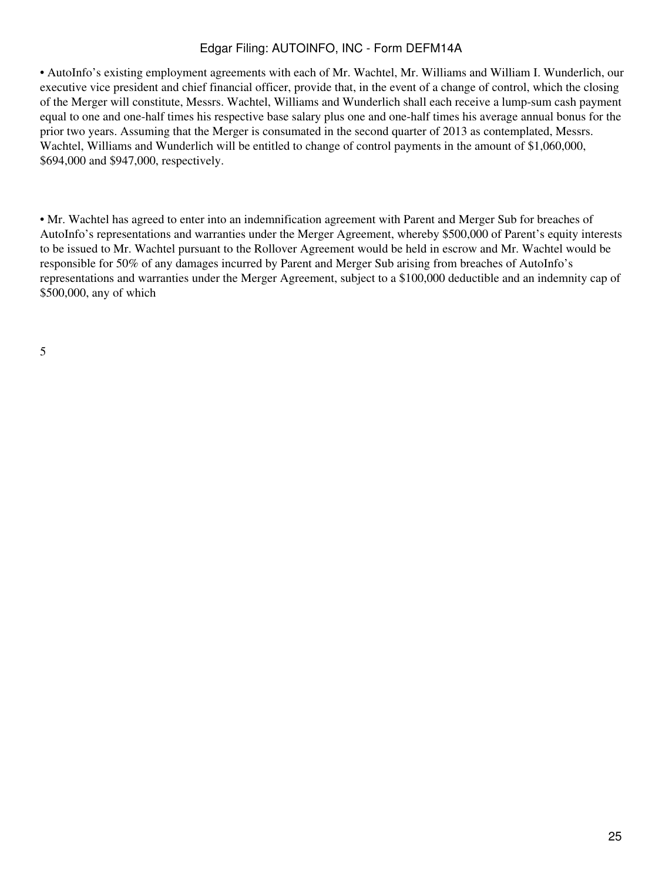• AutoInfo's existing employment agreements with each of Mr. Wachtel, Mr. Williams and William I. Wunderlich, our executive vice president and chief financial officer, provide that, in the event of a change of control, which the closing of the Merger will constitute, Messrs. Wachtel, Williams and Wunderlich shall each receive a lump-sum cash payment equal to one and one-half times his respective base salary plus one and one-half times his average annual bonus for the prior two years. Assuming that the Merger is consumated in the second quarter of 2013 as contemplated, Messrs. Wachtel, Williams and Wunderlich will be entitled to change of control payments in the amount of $1,060,000, $694,000 and $947,000, respectively.

• Mr. Wachtel has agreed to enter into an indemnification agreement with Parent and Merger Sub for breaches of AutoInfo's representations and warranties under the Merger Agreement, whereby $500,000 of Parent's equity interests to be issued to Mr. Wachtel pursuant to the Rollover Agreement would be held in escrow and Mr. Wachtel would be responsible for 50% of any damages incurred by Parent and Merger Sub arising from breaches of AutoInfo's representations and warranties under the Merger Agreement, subject to a $100,000 deductible and an indemnity cap of $500,000, any of which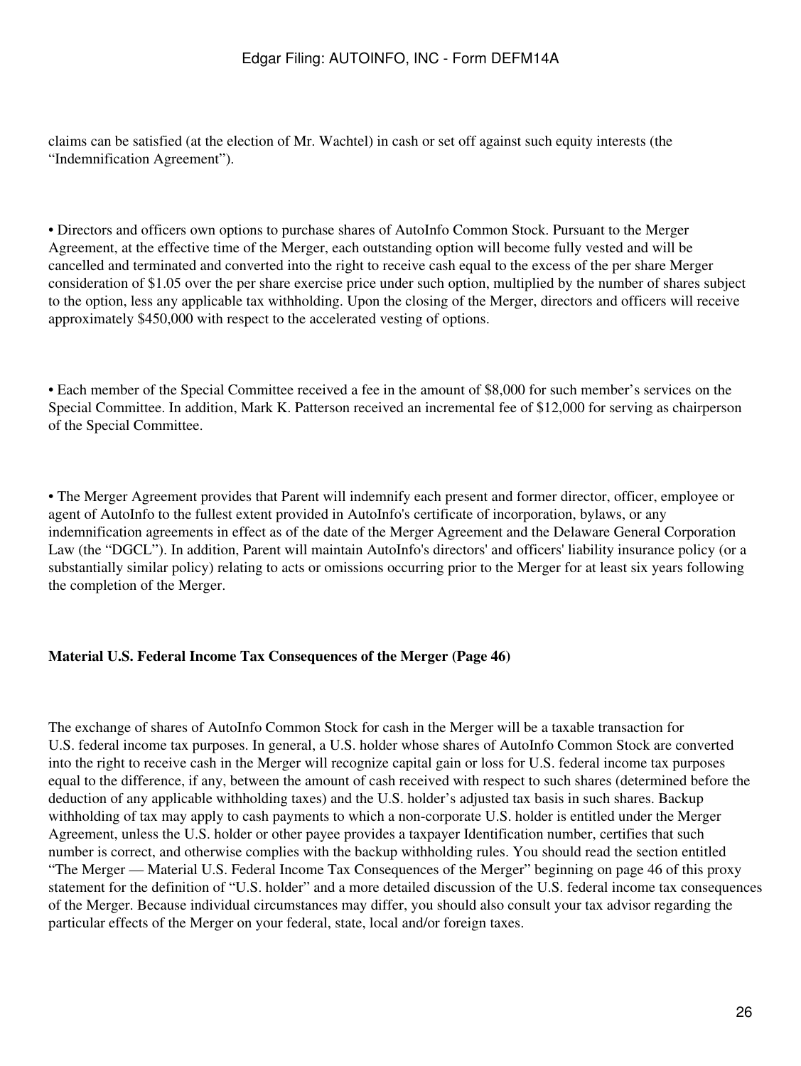claims can be satisfied (at the election of Mr. Wachtel) in cash or set off against such equity interests (the "Indemnification Agreement").

• Directors and officers own options to purchase shares of AutoInfo Common Stock. Pursuant to the Merger Agreement, at the effective time of the Merger, each outstanding option will become fully vested and will be cancelled and terminated and converted into the right to receive cash equal to the excess of the per share Merger consideration of $1.05 over the per share exercise price under such option, multiplied by the number of shares subject to the option, less any applicable tax withholding. Upon the closing of the Merger, directors and officers will receive approximately $450,000 with respect to the accelerated vesting of options.

• Each member of the Special Committee received a fee in the amount of $8,000 for such member's services on the Special Committee. In addition, Mark K. Patterson received an incremental fee of $12,000 for serving as chairperson of the Special Committee.

• The Merger Agreement provides that Parent will indemnify each present and former director, officer, employee or agent of AutoInfo to the fullest extent provided in AutoInfo's certificate of incorporation, bylaws, or any indemnification agreements in effect as of the date of the Merger Agreement and the Delaware General Corporation Law (the "DGCL"). In addition, Parent will maintain AutoInfo's directors' and officers' liability insurance policy (or a substantially similar policy) relating to acts or omissions occurring prior to the Merger for at least six years following the completion of the Merger.

**Material U.S. Federal Income Tax Consequences of the Merger (Page 46)**

The exchange of shares of AutoInfo Common Stock for cash in the Merger will be a taxable transaction for U.S. federal income tax purposes. In general, a U.S. holder whose shares of AutoInfo Common Stock are converted into the right to receive cash in the Merger will recognize capital gain or loss for U.S. federal income tax purposes equal to the difference, if any, between the amount of cash received with respect to such shares (determined before the deduction of any applicable withholding taxes) and the U.S. holder's adjusted tax basis in such shares. Backup withholding of tax may apply to cash payments to which a non-corporate U.S. holder is entitled under the Merger Agreement, unless the U.S. holder or other payee provides a taxpayer Identification number, certifies that such number is correct, and otherwise complies with the backup withholding rules. You should read the section entitled "The Merger — Material U.S. Federal Income Tax Consequences of the Merger" beginning on page 46 of this proxy statement for the definition of "U.S. holder" and a more detailed discussion of the U.S. federal income tax consequences of the Merger. Because individual circumstances may differ, you should also consult your tax advisor regarding the particular effects of the Merger on your federal, state, local and/or foreign taxes.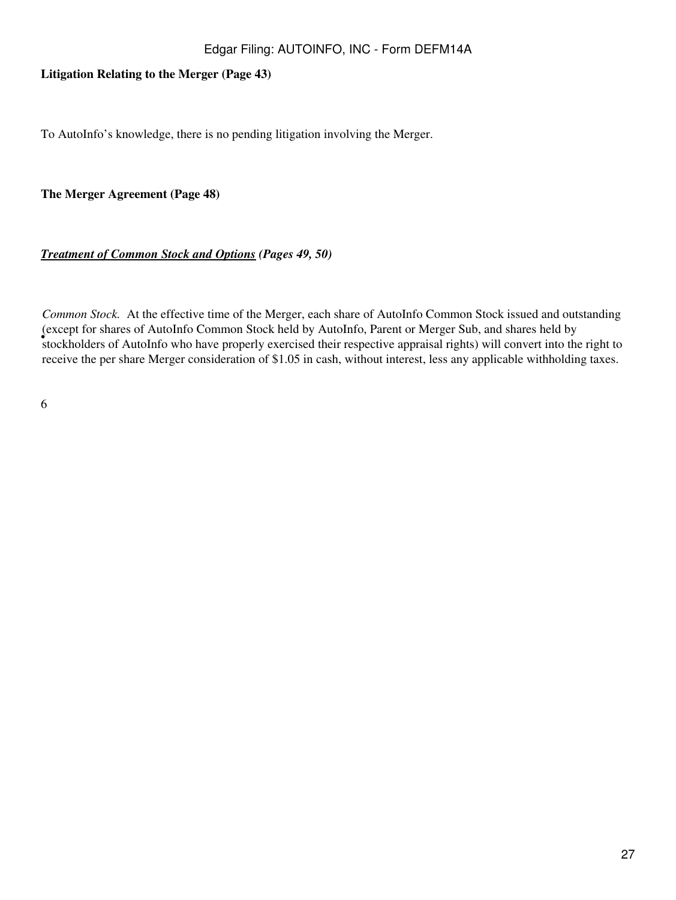**Litigation Relating to the Merger (Page 43)**

To AutoInfo's knowledge, there is no pending litigation involving the Merger.

**The Merger Agreement (Page 48)**

***Treatment of Common Stock and Options*** ***(Pages 49, 50)***

- *Common Stock.* At the effective time of the Merger, each share of AutoInfo Common Stock issued and outstanding (except for shares of AutoInfo Common Stock held by AutoInfo, Parent or Merger Sub, and shares held by stockholders of AutoInfo who have properly exercised their respective appraisal rights) will convert into the right to receive the per share Merger consideration of $1.05 in cash, without interest, less any applicable withholding taxes.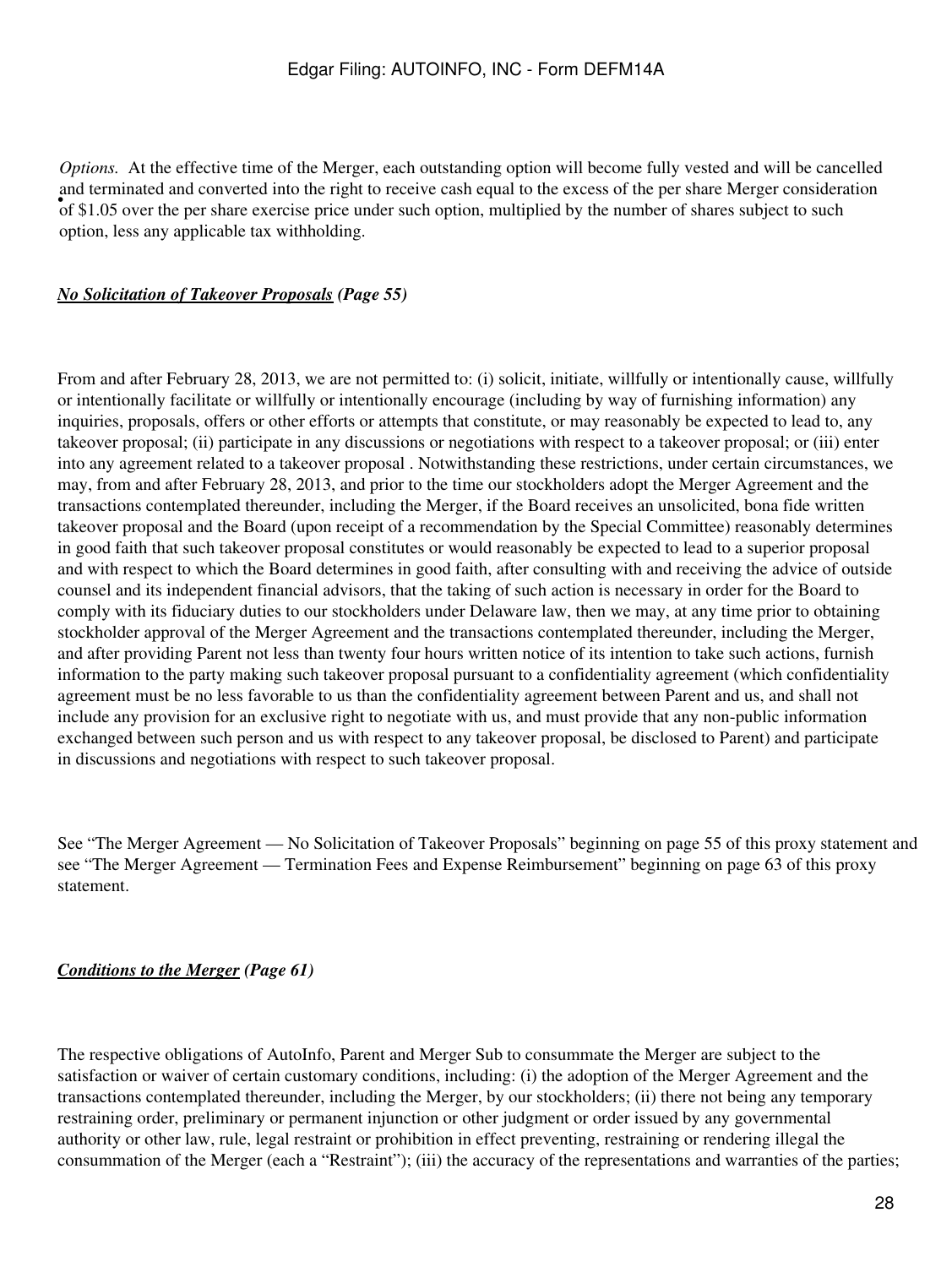- *Options.* At the effective time of the Merger, each outstanding option will become fully vested and will be cancelled and terminated and converted into the right to receive cash equal to the excess of the per share Merger consideration of $1.05 over the per share exercise price under such option, multiplied by the number of shares subject to such option, less any applicable tax withholding.

***No Solicitation of Takeover Proposals** (Page 55)*

From and after February 28, 2013, we are not permitted to: (i) solicit, initiate, willfully or intentionally cause, willfully or intentionally facilitate or willfully or intentionally encourage (including by way of furnishing information) any inquiries, proposals, offers or other efforts or attempts that constitute, or may reasonably be expected to lead to, any takeover proposal; (ii) participate in any discussions or negotiations with respect to a takeover proposal; or (iii) enter into any agreement related to a takeover proposal . Notwithstanding these restrictions, under certain circumstances, we may, from and after February 28, 2013, and prior to the time our stockholders adopt the Merger Agreement and the transactions contemplated thereunder, including the Merger, if the Board receives an unsolicited, bona fide written takeover proposal and the Board (upon receipt of a recommendation by the Special Committee) reasonably determines in good faith that such takeover proposal constitutes or would reasonably be expected to lead to a superior proposal and with respect to which the Board determines in good faith, after consulting with and receiving the advice of outside counsel and its independent financial advisors, that the taking of such action is necessary in order for the Board to comply with its fiduciary duties to our stockholders under Delaware law, then we may, at any time prior to obtaining stockholder approval of the Merger Agreement and the transactions contemplated thereunder, including the Merger, and after providing Parent not less than twenty four hours written notice of its intention to take such actions, furnish information to the party making such takeover proposal pursuant to a confidentiality agreement (which confidentiality agreement must be no less favorable to us than the confidentiality agreement between Parent and us, and shall not include any provision for an exclusive right to negotiate with us, and must provide that any non-public information exchanged between such person and us with respect to any takeover proposal, be disclosed to Parent) and participate in discussions and negotiations with respect to such takeover proposal.

See "The Merger Agreement — No Solicitation of Takeover Proposals" beginning on page 55 of this proxy statement and see "The Merger Agreement — Termination Fees and Expense Reimbursement" beginning on page 63 of this proxy statement.

***Conditions to the Merger** (Page 61)*

The respective obligations of AutoInfo, Parent and Merger Sub to consummate the Merger are subject to the satisfaction or waiver of certain customary conditions, including: (i) the adoption of the Merger Agreement and the transactions contemplated thereunder, including the Merger, by our stockholders; (ii) there not being any temporary restraining order, preliminary or permanent injunction or other judgment or order issued by any governmental authority or other law, rule, legal restraint or prohibition in effect preventing, restraining or rendering illegal the consummation of the Merger (each a "Restraint"); (iii) the accuracy of the representations and warranties of the parties;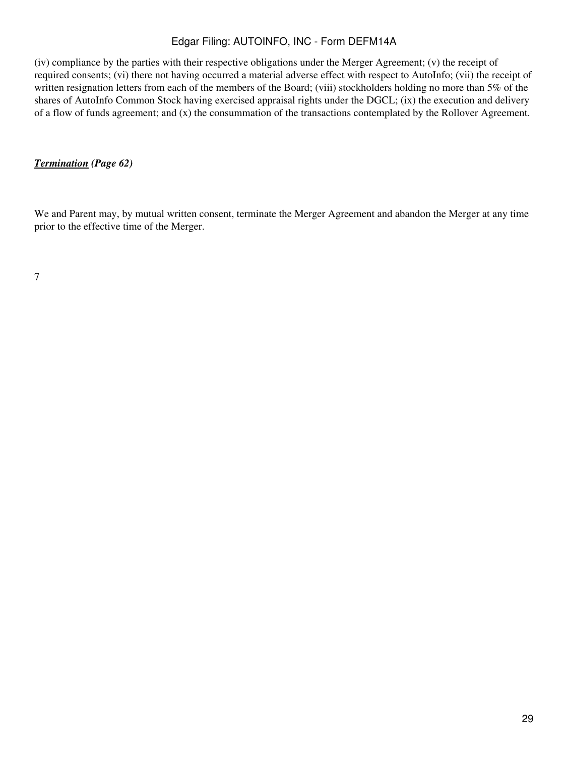(iv) compliance by the parties with their respective obligations under the Merger Agreement; (v) the receipt of required consents; (vi) there not having occurred a material adverse effect with respect to AutoInfo; (vii) the receipt of written resignation letters from each of the members of the Board; (viii) stockholders holding no more than 5% of the shares of AutoInfo Common Stock having exercised appraisal rights under the DGCL; (ix) the execution and delivery of a flow of funds agreement; and (x) the consummation of the transactions contemplated by the Rollover Agreement.

***Termination*** ***(Page 62)***

We and Parent may, by mutual written consent, terminate the Merger Agreement and abandon the Merger at any time prior to the effective time of the Merger.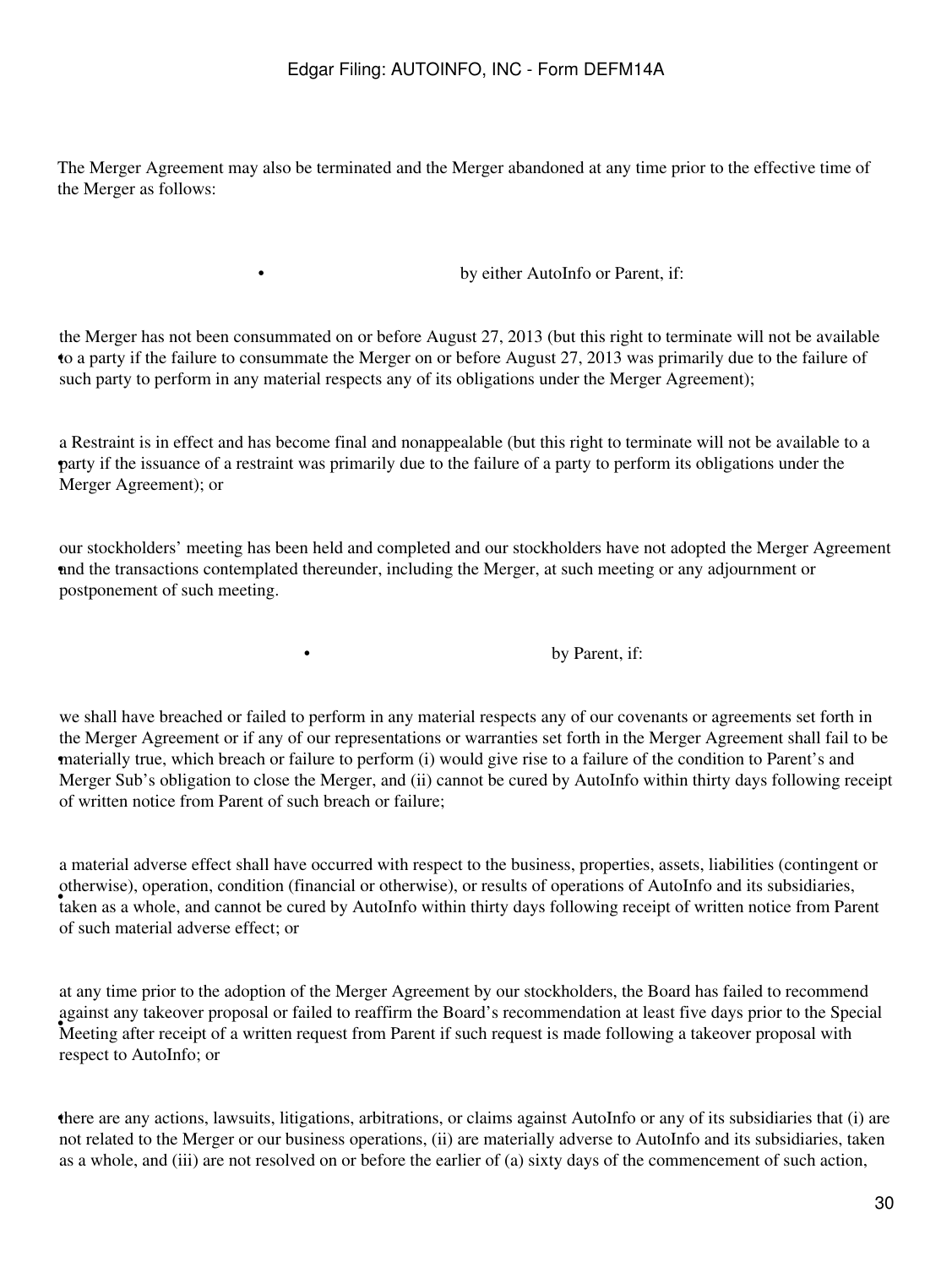The Merger Agreement may also be terminated and the Merger abandoned at any time prior to the effective time of the Merger as follows:

- by either AutoInfo or Parent, if:

  - the Merger has not been consummated on or before August 27, 2013 (but this right to terminate will not be available to a party if the failure to consummate the Merger on or before August 27, 2013 was primarily due to the failure of such party to perform in any material respects any of its obligations under the Merger Agreement);

  - a Restraint is in effect and has become final and nonappealable (but this right to terminate will not be available to a party if the issuance of a restraint was primarily due to the failure of a party to perform its obligations under the Merger Agreement); or

  - our stockholders' meeting has been held and completed and our stockholders have not adopted the Merger Agreement and the transactions contemplated thereunder, including the Merger, at such meeting or any adjournment or postponement of such meeting.

- by Parent, if:

  - we shall have breached or failed to perform in any material respects any of our covenants or agreements set forth in the Merger Agreement or if any of our representations or warranties set forth in the Merger Agreement shall fail to be materially true, which breach or failure to perform (i) would give rise to a failure of the condition to Parent's and Merger Sub's obligation to close the Merger, and (ii) cannot be cured by AutoInfo within thirty days following receipt of written notice from Parent of such breach or failure;

  - a material adverse effect shall have occurred with respect to the business, properties, assets, liabilities (contingent or otherwise), operation, condition (financial or otherwise), or results of operations of AutoInfo and its subsidiaries, taken as a whole, and cannot be cured by AutoInfo within thirty days following receipt of written notice from Parent of such material adverse effect; or

  - at any time prior to the adoption of the Merger Agreement by our stockholders, the Board has failed to recommend against any takeover proposal or failed to reaffirm the Board's recommendation at least five days prior to the Special Meeting after receipt of a written request from Parent if such request is made following a takeover proposal with respect to AutoInfo; or

  - there are any actions, lawsuits, litigations, arbitrations, or claims against AutoInfo or any of its subsidiaries that (i) are not related to the Merger or our business operations, (ii) are materially adverse to AutoInfo and its subsidiaries, taken as a whole, and (iii) are not resolved on or before the earlier of (a) sixty days of the commencement of such action,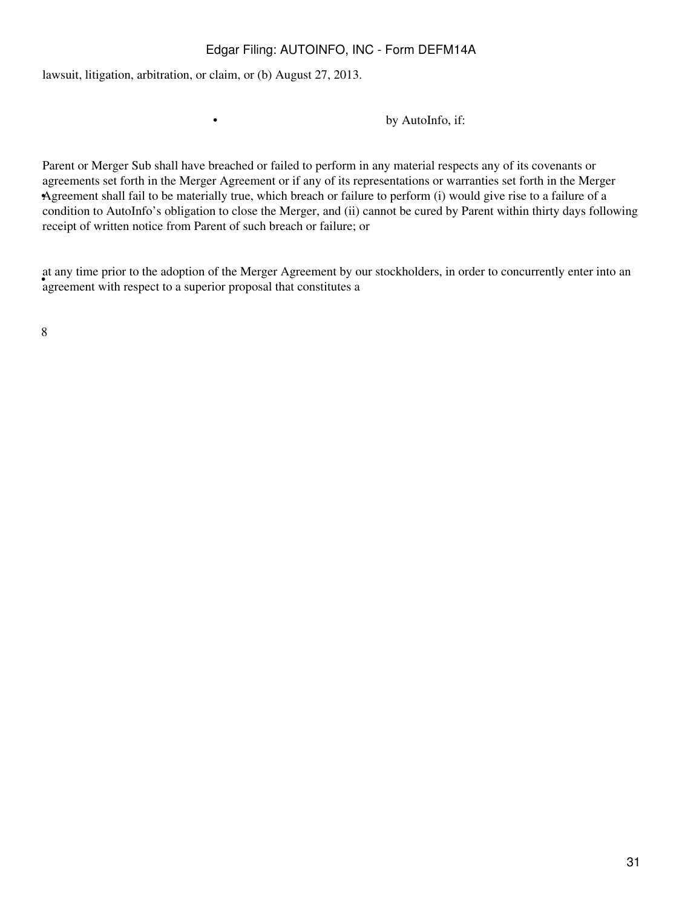lawsuit, litigation, arbitration, or claim, or (b) August 27, 2013.

- by AutoInfo, if:

  - Parent or Merger Sub shall have breached or failed to perform in any material respects any of its covenants or agreements set forth in the Merger Agreement or if any of its representations or warranties set forth in the Merger Agreement shall fail to be materially true, which breach or failure to perform (i) would give rise to a failure of a condition to AutoInfo's obligation to close the Merger, and (ii) cannot be cured by Parent within thirty days following receipt of written notice from Parent of such breach or failure; or

  - at any time prior to the adoption of the Merger Agreement by our stockholders, in order to concurrently enter into an agreement with respect to a superior proposal that constitutes a

8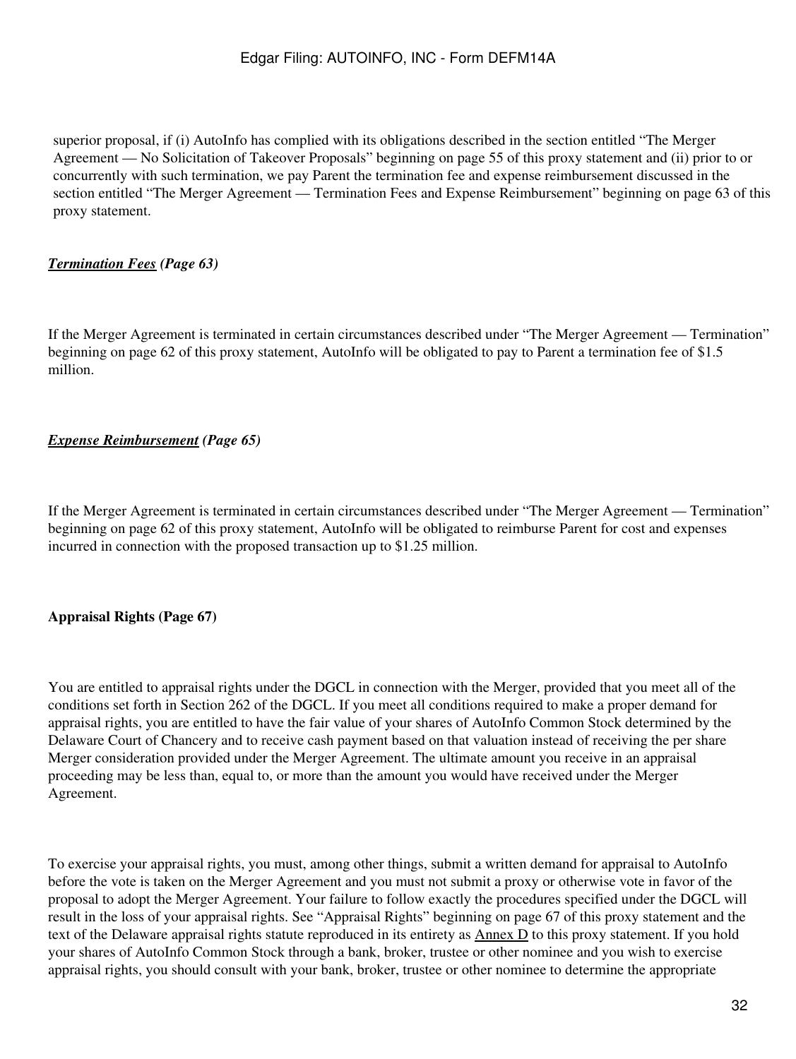superior proposal, if (i) AutoInfo has complied with its obligations described in the section entitled "The Merger Agreement — No Solicitation of Takeover Proposals" beginning on page 55 of this proxy statement and (ii) prior to or concurrently with such termination, we pay Parent the termination fee and expense reimbursement discussed in the section entitled "The Merger Agreement — Termination Fees and Expense Reimbursement" beginning on page 63 of this proxy statement.

***Termination Fees*** ***(Page 63)***

If the Merger Agreement is terminated in certain circumstances described under "The Merger Agreement — Termination" beginning on page 62 of this proxy statement, AutoInfo will be obligated to pay to Parent a termination fee of $1.5 million.

***Expense Reimbursement*** ***(Page 65)***

If the Merger Agreement is terminated in certain circumstances described under "The Merger Agreement — Termination" beginning on page 62 of this proxy statement, AutoInfo will be obligated to reimburse Parent for cost and expenses incurred in connection with the proposed transaction up to $1.25 million.

**Appraisal Rights (Page 67)**

You are entitled to appraisal rights under the DGCL in connection with the Merger, provided that you meet all of the conditions set forth in Section 262 of the DGCL. If you meet all conditions required to make a proper demand for appraisal rights, you are entitled to have the fair value of your shares of AutoInfo Common Stock determined by the Delaware Court of Chancery and to receive cash payment based on that valuation instead of receiving the per share Merger consideration provided under the Merger Agreement. The ultimate amount you receive in an appraisal proceeding may be less than, equal to, or more than the amount you would have received under the Merger Agreement.

To exercise your appraisal rights, you must, among other things, submit a written demand for appraisal to AutoInfo before the vote is taken on the Merger Agreement and you must not submit a proxy or otherwise vote in favor of the proposal to adopt the Merger Agreement. Your failure to follow exactly the procedures specified under the DGCL will result in the loss of your appraisal rights. See "Appraisal Rights" beginning on page 67 of this proxy statement and the text of the Delaware appraisal rights statute reproduced in its entirety as Annex D to this proxy statement. If you hold your shares of AutoInfo Common Stock through a bank, broker, trustee or other nominee and you wish to exercise appraisal rights, you should consult with your bank, broker, trustee or other nominee to determine the appropriate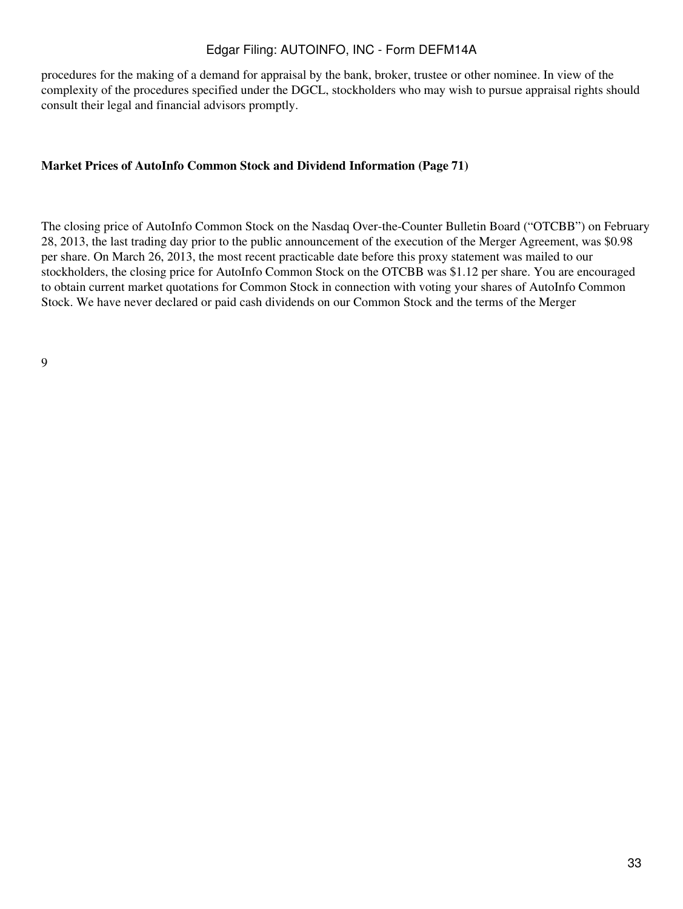procedures for the making of a demand for appraisal by the bank, broker, trustee or other nominee. In view of the complexity of the procedures specified under the DGCL, stockholders who may wish to pursue appraisal rights should consult their legal and financial advisors promptly.

**Market Prices of AutoInfo Common Stock and Dividend Information (Page 71)**

The closing price of AutoInfo Common Stock on the Nasdaq Over-the-Counter Bulletin Board ("OTCBB") on February 28, 2013, the last trading day prior to the public announcement of the execution of the Merger Agreement, was $0.98 per share. On March 26, 2013, the most recent practicable date before this proxy statement was mailed to our stockholders, the closing price for AutoInfo Common Stock on the OTCBB was $1.12 per share. You are encouraged to obtain current market quotations for Common Stock in connection with voting your shares of AutoInfo Common Stock. We have never declared or paid cash dividends on our Common Stock and the terms of the Merger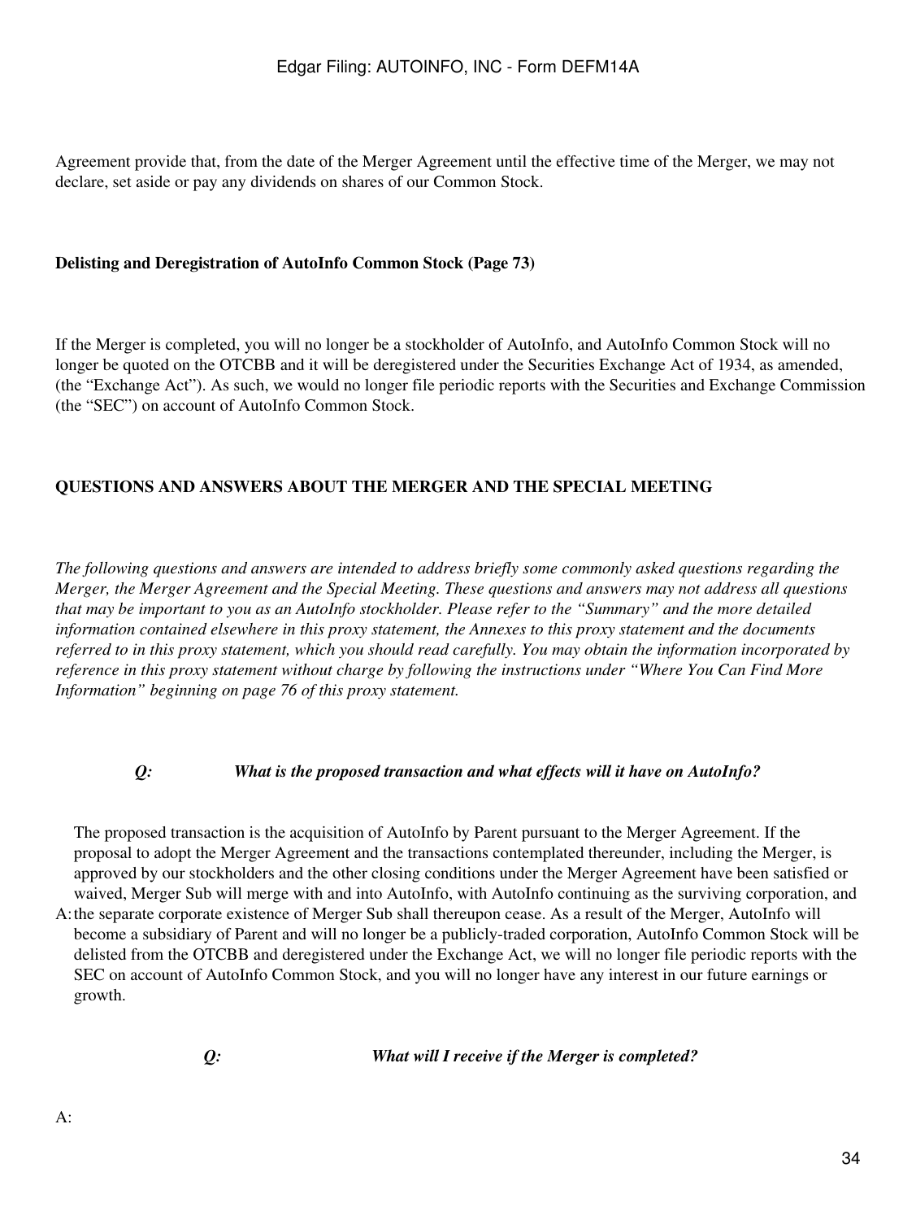Agreement provide that, from the date of the Merger Agreement until the effective time of the Merger, we may not declare, set aside or pay any dividends on shares of our Common Stock.

**Delisting and Deregistration of AutoInfo Common Stock (Page 73)**

If the Merger is completed, you will no longer be a stockholder of AutoInfo, and AutoInfo Common Stock will no longer be quoted on the OTCBB and it will be deregistered under the Securities Exchange Act of 1934, as amended, (the "Exchange Act"). As such, we would no longer file periodic reports with the Securities and Exchange Commission (the "SEC") on account of AutoInfo Common Stock.

## QUESTIONS AND ANSWERS ABOUT THE MERGER AND THE SPECIAL MEETING

*The following questions and answers are intended to address briefly some commonly asked questions regarding the Merger, the Merger Agreement and the Special Meeting. These questions and answers may not address all questions that may be important to you as an AutoInfo stockholder. Please refer to the "Summary" and the more detailed information contained elsewhere in this proxy statement, the Annexes to this proxy statement and the documents referred to in this proxy statement, which you should read carefully. You may obtain the information incorporated by reference in this proxy statement without charge by following the instructions under "Where You Can Find More Information" beginning on page 76 of this proxy statement.*

***Q: What is the proposed transaction and what effects will it have on AutoInfo?***

A: The proposed transaction is the acquisition of AutoInfo by Parent pursuant to the Merger Agreement. If the proposal to adopt the Merger Agreement and the transactions contemplated thereunder, including the Merger, is approved by our stockholders and the other closing conditions under the Merger Agreement have been satisfied or waived, Merger Sub will merge with and into AutoInfo, with AutoInfo continuing as the surviving corporation, and the separate corporate existence of Merger Sub shall thereupon cease. As a result of the Merger, AutoInfo will become a subsidiary of Parent and will no longer be a publicly-traded corporation, AutoInfo Common Stock will be delisted from the OTCBB and deregistered under the Exchange Act, we will no longer file periodic reports with the SEC on account of AutoInfo Common Stock, and you will no longer have any interest in our future earnings or growth.

***Q: What will I receive if the Merger is completed?***

A: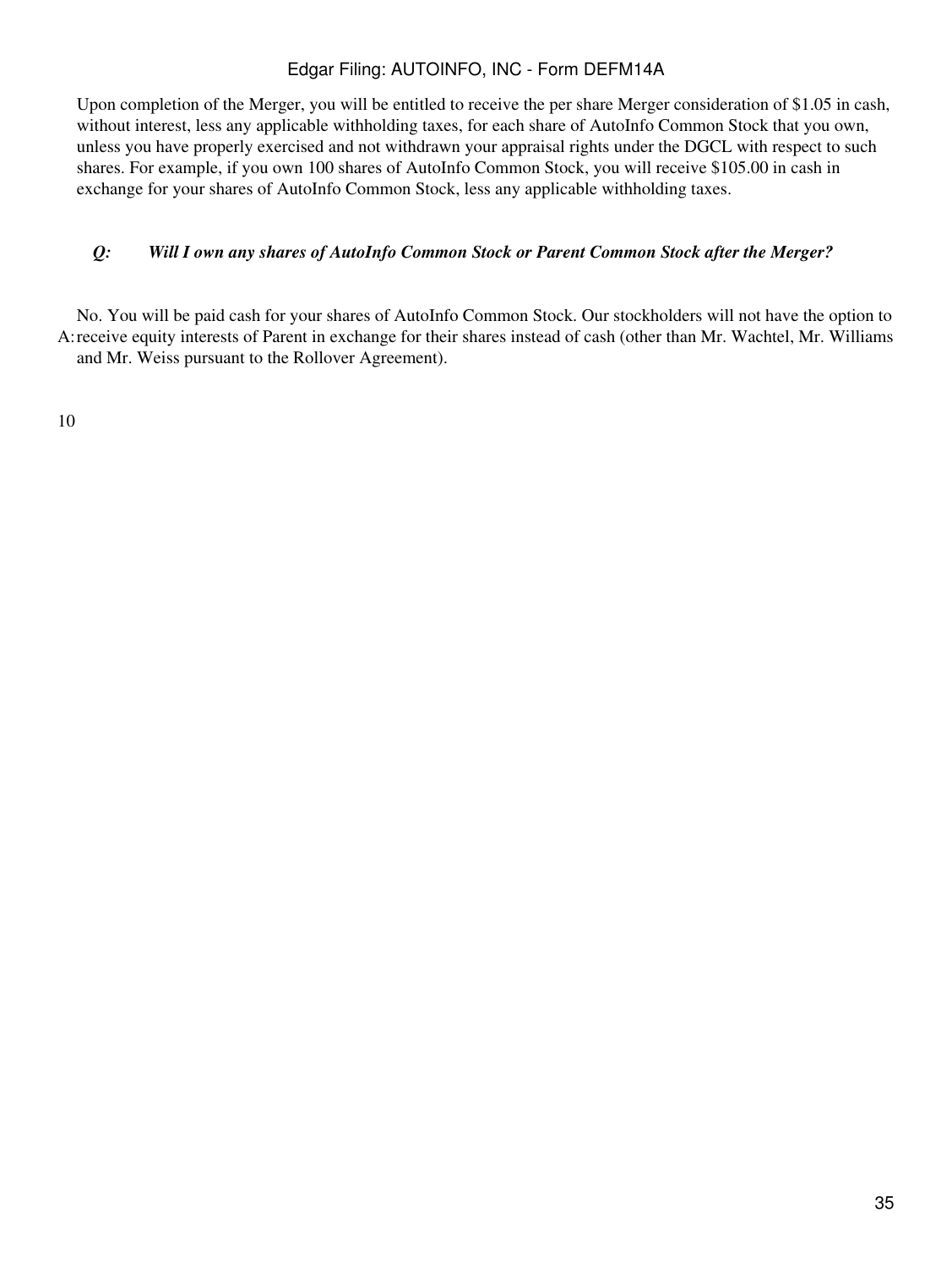Upon completion of the Merger, you will be entitled to receive the per share Merger consideration of $1.05 in cash, without interest, less any applicable withholding taxes, for each share of AutoInfo Common Stock that you own, unless you have properly exercised and not withdrawn your appraisal rights under the DGCL with respect to such shares. For example, if you own 100 shares of AutoInfo Common Stock, you will receive $105.00 in cash in exchange for your shares of AutoInfo Common Stock, less any applicable withholding taxes.

***Q: Will I own any shares of AutoInfo Common Stock or Parent Common Stock after the Merger?***

A: No. You will be paid cash for your shares of AutoInfo Common Stock. Our stockholders will not have the option to receive equity interests of Parent in exchange for their shares instead of cash (other than Mr. Wachtel, Mr. Williams and Mr. Weiss pursuant to the Rollover Agreement).

10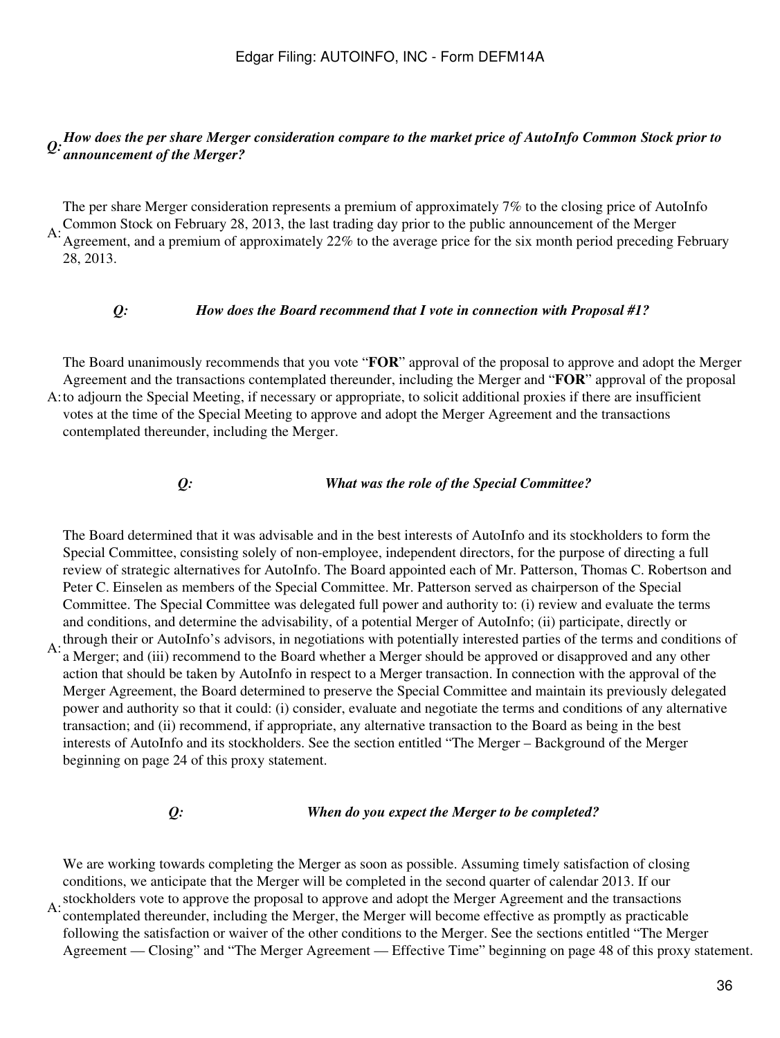***Q: How does the per share Merger consideration compare to the market price of AutoInfo Common Stock prior to announcement of the Merger?***

A: The per share Merger consideration represents a premium of approximately 7% to the closing price of AutoInfo Common Stock on February 28, 2013, the last trading day prior to the public announcement of the Merger Agreement, and a premium of approximately 22% to the average price for the six month period preceding February 28, 2013.

***Q: How does the Board recommend that I vote in connection with Proposal #1?***

A: The Board unanimously recommends that you vote "**FOR**" approval of the proposal to approve and adopt the Merger Agreement and the transactions contemplated thereunder, including the Merger and "**FOR**" approval of the proposal to adjourn the Special Meeting, if necessary or appropriate, to solicit additional proxies if there are insufficient votes at the time of the Special Meeting to approve and adopt the Merger Agreement and the transactions contemplated thereunder, including the Merger.

***Q: What was the role of the Special Committee?***

A: The Board determined that it was advisable and in the best interests of AutoInfo and its stockholders to form the Special Committee, consisting solely of non-employee, independent directors, for the purpose of directing a full review of strategic alternatives for AutoInfo. The Board appointed each of Mr. Patterson, Thomas C. Robertson and Peter C. Einselen as members of the Special Committee. Mr. Patterson served as chairperson of the Special Committee. The Special Committee was delegated full power and authority to: (i) review and evaluate the terms and conditions, and determine the advisability, of a potential Merger of AutoInfo; (ii) participate, directly or through their or AutoInfo's advisors, in negotiations with potentially interested parties of the terms and conditions of a Merger; and (iii) recommend to the Board whether a Merger should be approved or disapproved and any other action that should be taken by AutoInfo in respect to a Merger transaction. In connection with the approval of the Merger Agreement, the Board determined to preserve the Special Committee and maintain its previously delegated power and authority so that it could: (i) consider, evaluate and negotiate the terms and conditions of any alternative transaction; and (ii) recommend, if appropriate, any alternative transaction to the Board as being in the best interests of AutoInfo and its stockholders. See the section entitled "The Merger – Background of the Merger beginning on page 24 of this proxy statement.

***Q: When do you expect the Merger to be completed?***

A: We are working towards completing the Merger as soon as possible. Assuming timely satisfaction of closing conditions, we anticipate that the Merger will be completed in the second quarter of calendar 2013. If our stockholders vote to approve the proposal to approve and adopt the Merger Agreement and the transactions contemplated thereunder, including the Merger, the Merger will become effective as promptly as practicable following the satisfaction or waiver of the other conditions to the Merger. See the sections entitled "The Merger Agreement — Closing" and "The Merger Agreement — Effective Time" beginning on page 48 of this proxy statement.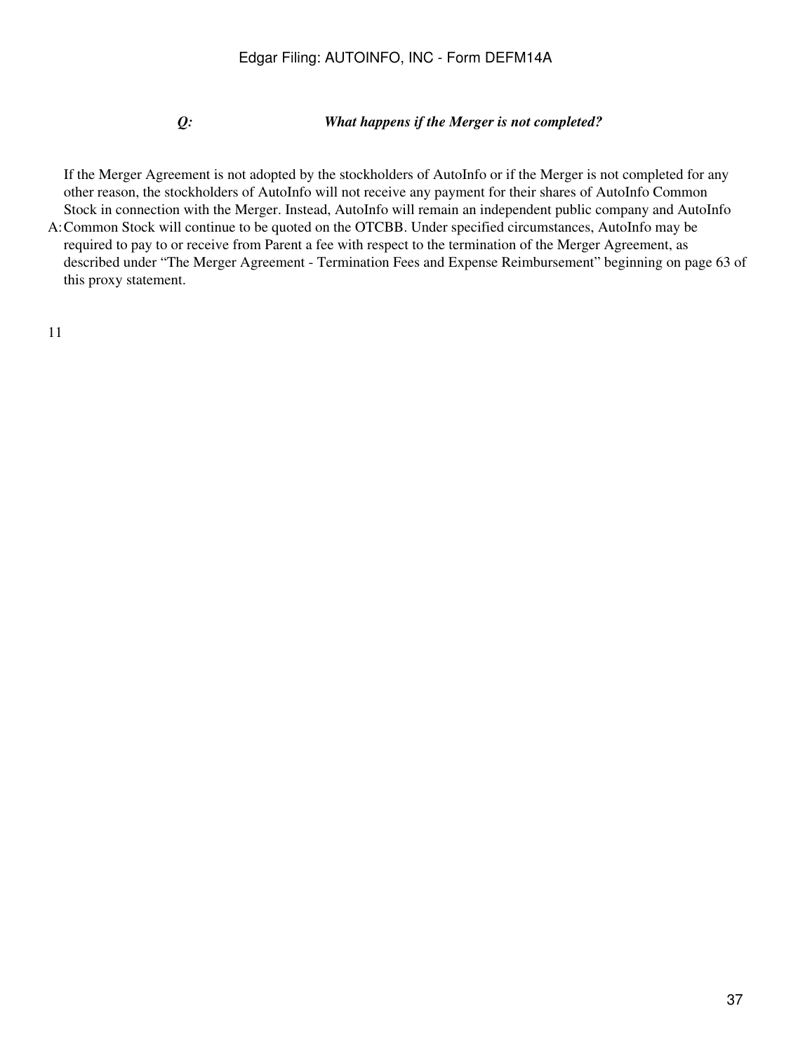***Q: What happens if the Merger is not completed?***

A: If the Merger Agreement is not adopted by the stockholders of AutoInfo or if the Merger is not completed for any other reason, the stockholders of AutoInfo will not receive any payment for their shares of AutoInfo Common Stock in connection with the Merger. Instead, AutoInfo will remain an independent public company and AutoInfo Common Stock will continue to be quoted on the OTCBB. Under specified circumstances, AutoInfo may be required to pay to or receive from Parent a fee with respect to the termination of the Merger Agreement, as described under "The Merger Agreement - Termination Fees and Expense Reimbursement" beginning on page 63 of this proxy statement.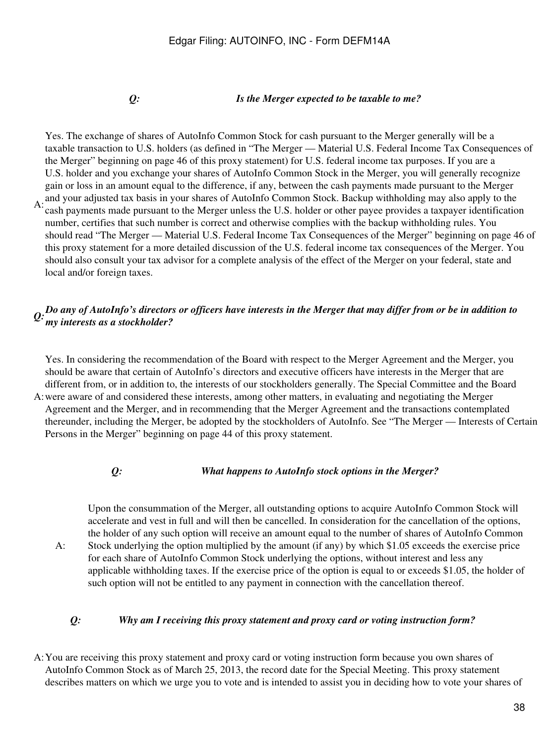***Q: Is the Merger expected to be taxable to me?***

A: Yes. The exchange of shares of AutoInfo Common Stock for cash pursuant to the Merger generally will be a taxable transaction to U.S. holders (as defined in "The Merger — Material U.S. Federal Income Tax Consequences of the Merger" beginning on page 46 of this proxy statement) for U.S. federal income tax purposes. If you are a U.S. holder and you exchange your shares of AutoInfo Common Stock in the Merger, you will generally recognize gain or loss in an amount equal to the difference, if any, between the cash payments made pursuant to the Merger and your adjusted tax basis in your shares of AutoInfo Common Stock. Backup withholding may also apply to the cash payments made pursuant to the Merger unless the U.S. holder or other payee provides a taxpayer identification number, certifies that such number is correct and otherwise complies with the backup withholding rules. You should read "The Merger — Material U.S. Federal Income Tax Consequences of the Merger" beginning on page 46 of this proxy statement for a more detailed discussion of the U.S. federal income tax consequences of the Merger. You should also consult your tax advisor for a complete analysis of the effect of the Merger on your federal, state and local and/or foreign taxes.

***Q: Do any of AutoInfo's directors or officers have interests in the Merger that may differ from or be in addition to my interests as a stockholder?***

A: Yes. In considering the recommendation of the Board with respect to the Merger Agreement and the Merger, you should be aware that certain of AutoInfo's directors and executive officers have interests in the Merger that are different from, or in addition to, the interests of our stockholders generally. The Special Committee and the Board were aware of and considered these interests, among other matters, in evaluating and negotiating the Merger Agreement and the Merger, and in recommending that the Merger Agreement and the transactions contemplated thereunder, including the Merger, be adopted by the stockholders of AutoInfo. See "The Merger — Interests of Certain Persons in the Merger" beginning on page 44 of this proxy statement.

***Q: What happens to AutoInfo stock options in the Merger?***

A: Upon the consummation of the Merger, all outstanding options to acquire AutoInfo Common Stock will accelerate and vest in full and will then be cancelled. In consideration for the cancellation of the options, the holder of any such option will receive an amount equal to the number of shares of AutoInfo Common Stock underlying the option multiplied by the amount (if any) by which $1.05 exceeds the exercise price for each share of AutoInfo Common Stock underlying the options, without interest and less any applicable withholding taxes. If the exercise price of the option is equal to or exceeds $1.05, the holder of such option will not be entitled to any payment in connection with the cancellation thereof.

***Q: Why am I receiving this proxy statement and proxy card or voting instruction form?***

A: You are receiving this proxy statement and proxy card or voting instruction form because you own shares of AutoInfo Common Stock as of March 25, 2013, the record date for the Special Meeting. This proxy statement describes matters on which we urge you to vote and is intended to assist you in deciding how to vote your shares of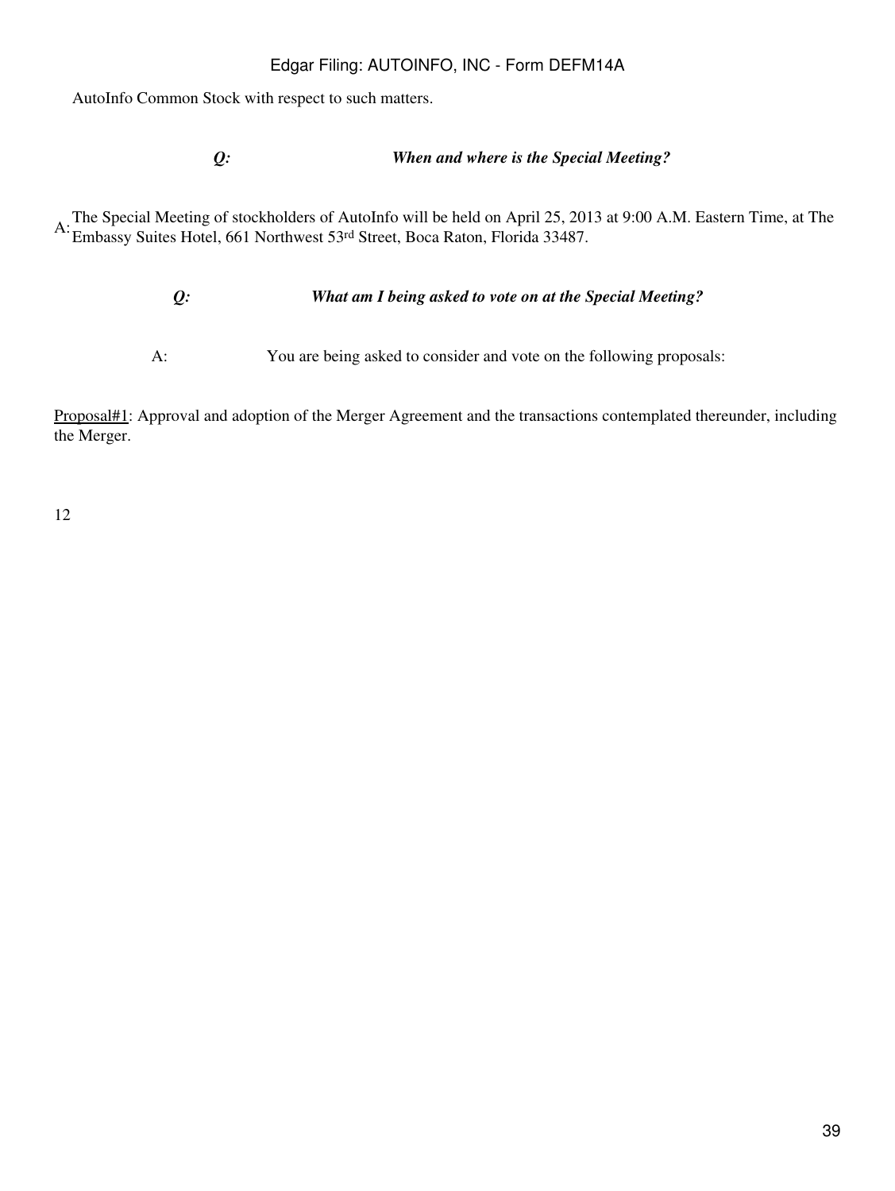AutoInfo Common Stock with respect to such matters.

***Q: When and where is the Special Meeting?***

A: The Special Meeting of stockholders of AutoInfo will be held on April 25, 2013 at 9:00 A.M. Eastern Time, at The Embassy Suites Hotel, 661 Northwest 53rd Street, Boca Raton, Florida 33487.

***Q: What am I being asked to vote on at the Special Meeting?***

A: You are being asked to consider and vote on the following proposals:

Proposal#1: Approval and adoption of the Merger Agreement and the transactions contemplated thereunder, including the Merger.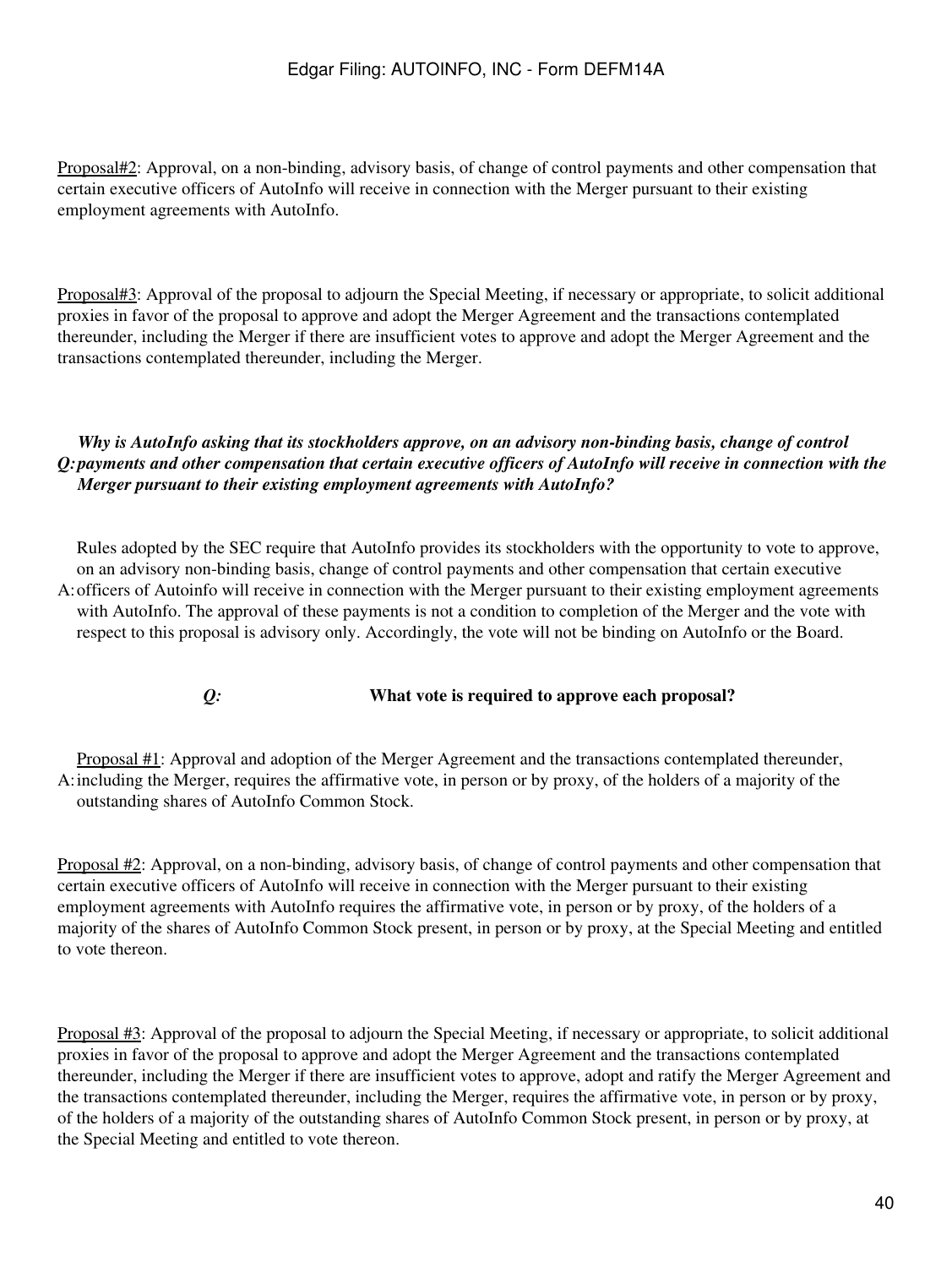Proposal#2: Approval, on a non-binding, advisory basis, of change of control payments and other compensation that certain executive officers of AutoInfo will receive in connection with the Merger pursuant to their existing employment agreements with AutoInfo.

Proposal#3: Approval of the proposal to adjourn the Special Meeting, if necessary or appropriate, to solicit additional proxies in favor of the proposal to approve and adopt the Merger Agreement and the transactions contemplated thereunder, including the Merger if there are insufficient votes to approve and adopt the Merger Agreement and the transactions contemplated thereunder, including the Merger.

**Q:** ***Why is AutoInfo asking that its stockholders approve, on an advisory non-binding basis, change of control payments and other compensation that certain executive officers of AutoInfo will receive in connection with the Merger pursuant to their existing employment agreements with AutoInfo?***

A: Rules adopted by the SEC require that AutoInfo provides its stockholders with the opportunity to vote to approve, on an advisory non-binding basis, change of control payments and other compensation that certain executive officers of Autoinfo will receive in connection with the Merger pursuant to their existing employment agreements with AutoInfo. The approval of these payments is not a condition to completion of the Merger and the vote with respect to this proposal is advisory only. Accordingly, the vote will not be binding on AutoInfo or the Board.

***Q:*** **What vote is required to approve each proposal?**

A: Proposal #1: Approval and adoption of the Merger Agreement and the transactions contemplated thereunder, including the Merger, requires the affirmative vote, in person or by proxy, of the holders of a majority of the outstanding shares of AutoInfo Common Stock.

Proposal #2: Approval, on a non-binding, advisory basis, of change of control payments and other compensation that certain executive officers of AutoInfo will receive in connection with the Merger pursuant to their existing employment agreements with AutoInfo requires the affirmative vote, in person or by proxy, of the holders of a majority of the shares of AutoInfo Common Stock present, in person or by proxy, at the Special Meeting and entitled to vote thereon.

Proposal #3: Approval of the proposal to adjourn the Special Meeting, if necessary or appropriate, to solicit additional proxies in favor of the proposal to approve and adopt the Merger Agreement and the transactions contemplated thereunder, including the Merger if there are insufficient votes to approve, adopt and ratify the Merger Agreement and the transactions contemplated thereunder, including the Merger, requires the affirmative vote, in person or by proxy, of the holders of a majority of the outstanding shares of AutoInfo Common Stock present, in person or by proxy, at the Special Meeting and entitled to vote thereon.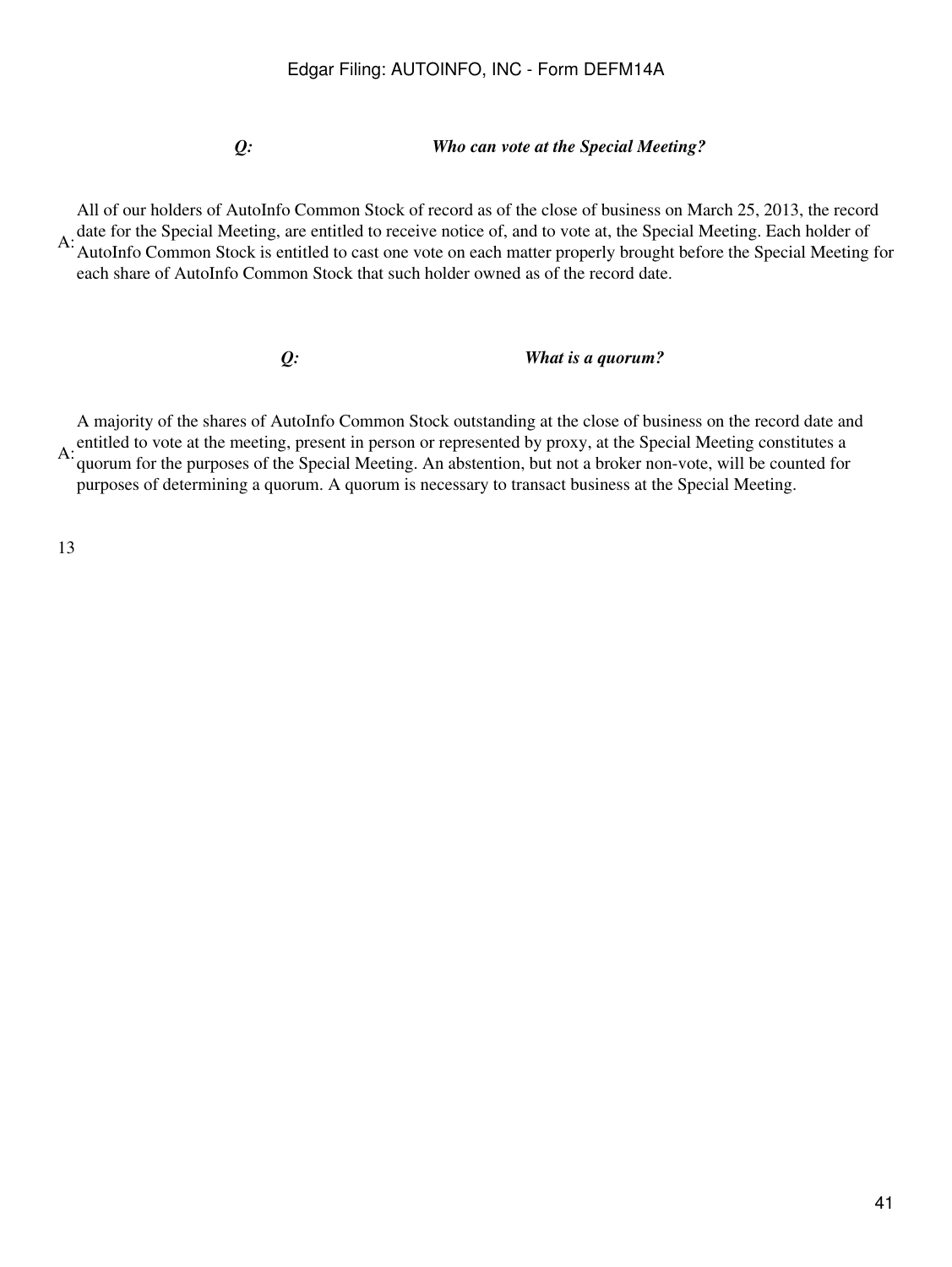***Q: Who can vote at the Special Meeting?***

A: All of our holders of AutoInfo Common Stock of record as of the close of business on March 25, 2013, the record date for the Special Meeting, are entitled to receive notice of, and to vote at, the Special Meeting. Each holder of AutoInfo Common Stock is entitled to cast one vote on each matter properly brought before the Special Meeting for each share of AutoInfo Common Stock that such holder owned as of the record date.

***Q: What is a quorum?***

A: A majority of the shares of AutoInfo Common Stock outstanding at the close of business on the record date and entitled to vote at the meeting, present in person or represented by proxy, at the Special Meeting constitutes a quorum for the purposes of the Special Meeting. An abstention, but not a broker non-vote, will be counted for purposes of determining a quorum. A quorum is necessary to transact business at the Special Meeting.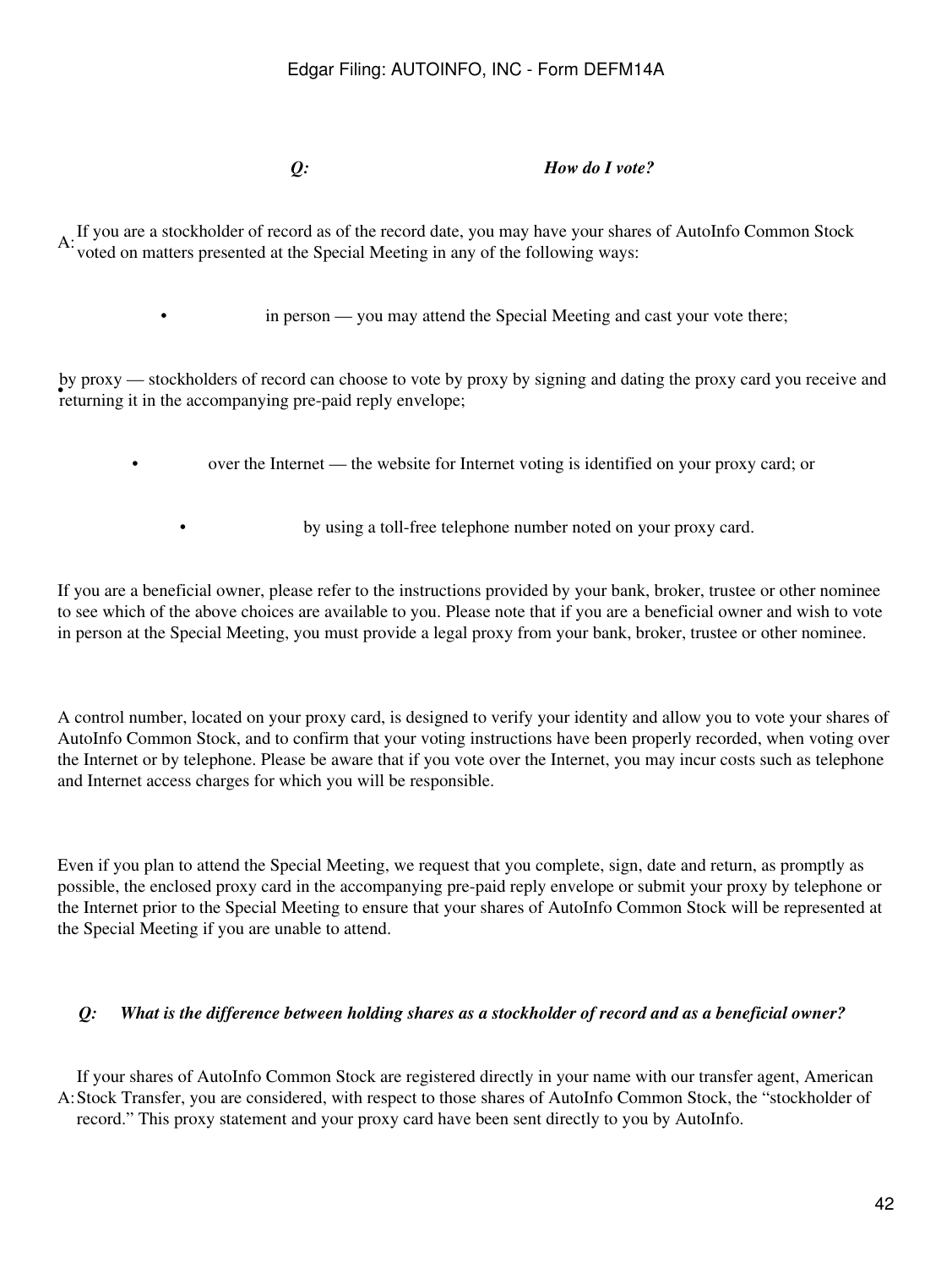***Q: How do I vote?***

A: If you are a stockholder of record as of the record date, you may have your shares of AutoInfo Common Stock voted on matters presented at the Special Meeting in any of the following ways:

- in person — you may attend the Special Meeting and cast your vote there;
- by proxy — stockholders of record can choose to vote by proxy by signing and dating the proxy card you receive and returning it in the accompanying pre-paid reply envelope;
- over the Internet — the website for Internet voting is identified on your proxy card; or
- by using a toll-free telephone number noted on your proxy card.

If you are a beneficial owner, please refer to the instructions provided by your bank, broker, trustee or other nominee to see which of the above choices are available to you. Please note that if you are a beneficial owner and wish to vote in person at the Special Meeting, you must provide a legal proxy from your bank, broker, trustee or other nominee.

A control number, located on your proxy card, is designed to verify your identity and allow you to vote your shares of AutoInfo Common Stock, and to confirm that your voting instructions have been properly recorded, when voting over the Internet or by telephone. Please be aware that if you vote over the Internet, you may incur costs such as telephone and Internet access charges for which you will be responsible.

Even if you plan to attend the Special Meeting, we request that you complete, sign, date and return, as promptly as possible, the enclosed proxy card in the accompanying pre-paid reply envelope or submit your proxy by telephone or the Internet prior to the Special Meeting to ensure that your shares of AutoInfo Common Stock will be represented at the Special Meeting if you are unable to attend.

***Q: What is the difference between holding shares as a stockholder of record and as a beneficial owner?***

A: If your shares of AutoInfo Common Stock are registered directly in your name with our transfer agent, American Stock Transfer, you are considered, with respect to those shares of AutoInfo Common Stock, the "stockholder of record." This proxy statement and your proxy card have been sent directly to you by AutoInfo.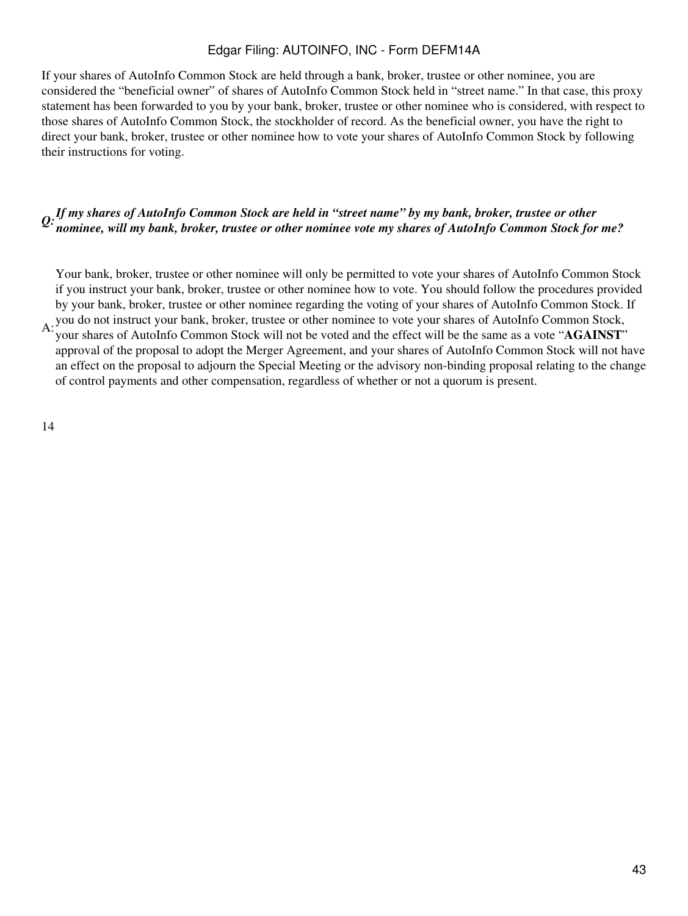If your shares of AutoInfo Common Stock are held through a bank, broker, trustee or other nominee, you are considered the "beneficial owner" of shares of AutoInfo Common Stock held in "street name." In that case, this proxy statement has been forwarded to you by your bank, broker, trustee or other nominee who is considered, with respect to those shares of AutoInfo Common Stock, the stockholder of record. As the beneficial owner, you have the right to direct your bank, broker, trustee or other nominee how to vote your shares of AutoInfo Common Stock by following their instructions for voting.

***Q: If my shares of AutoInfo Common Stock are held in "street name" by my bank, broker, trustee or other nominee, will my bank, broker, trustee or other nominee vote my shares of AutoInfo Common Stock for me?***

A: Your bank, broker, trustee or other nominee will only be permitted to vote your shares of AutoInfo Common Stock if you instruct your bank, broker, trustee or other nominee how to vote. You should follow the procedures provided by your bank, broker, trustee or other nominee regarding the voting of your shares of AutoInfo Common Stock. If you do not instruct your bank, broker, trustee or other nominee to vote your shares of AutoInfo Common Stock, your shares of AutoInfo Common Stock will not be voted and the effect will be the same as a vote "**AGAINST**" approval of the proposal to adopt the Merger Agreement, and your shares of AutoInfo Common Stock will not have an effect on the proposal to adjourn the Special Meeting or the advisory non-binding proposal relating to the change of control payments and other compensation, regardless of whether or not a quorum is present.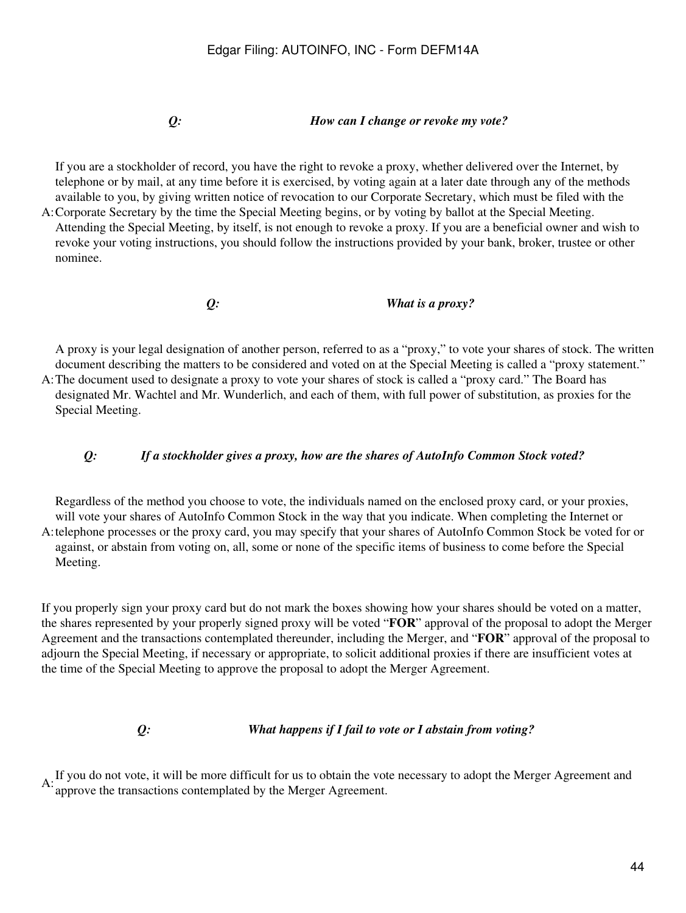***Q: How can I change or revoke my vote?***

A: If you are a stockholder of record, you have the right to revoke a proxy, whether delivered over the Internet, by telephone or by mail, at any time before it is exercised, by voting again at a later date through any of the methods available to you, by giving written notice of revocation to our Corporate Secretary, which must be filed with the Corporate Secretary by the time the Special Meeting begins, or by voting by ballot at the Special Meeting. Attending the Special Meeting, by itself, is not enough to revoke a proxy. If you are a beneficial owner and wish to revoke your voting instructions, you should follow the instructions provided by your bank, broker, trustee or other nominee.

***Q: What is a proxy?***

A: A proxy is your legal designation of another person, referred to as a "proxy," to vote your shares of stock. The written document describing the matters to be considered and voted on at the Special Meeting is called a "proxy statement." The document used to designate a proxy to vote your shares of stock is called a "proxy card." The Board has designated Mr. Wachtel and Mr. Wunderlich, and each of them, with full power of substitution, as proxies for the Special Meeting.

***Q: If a stockholder gives a proxy, how are the shares of AutoInfo Common Stock voted?***

A: Regardless of the method you choose to vote, the individuals named on the enclosed proxy card, or your proxies, will vote your shares of AutoInfo Common Stock in the way that you indicate. When completing the Internet or telephone processes or the proxy card, you may specify that your shares of AutoInfo Common Stock be voted for or against, or abstain from voting on, all, some or none of the specific items of business to come before the Special Meeting.

If you properly sign your proxy card but do not mark the boxes showing how your shares should be voted on a matter, the shares represented by your properly signed proxy will be voted "**FOR**" approval of the proposal to adopt the Merger Agreement and the transactions contemplated thereunder, including the Merger, and "**FOR**" approval of the proposal to adjourn the Special Meeting, if necessary or appropriate, to solicit additional proxies if there are insufficient votes at the time of the Special Meeting to approve the proposal to adopt the Merger Agreement.

***Q: What happens if I fail to vote or I abstain from voting?***

A: If you do not vote, it will be more difficult for us to obtain the vote necessary to adopt the Merger Agreement and approve the transactions contemplated by the Merger Agreement.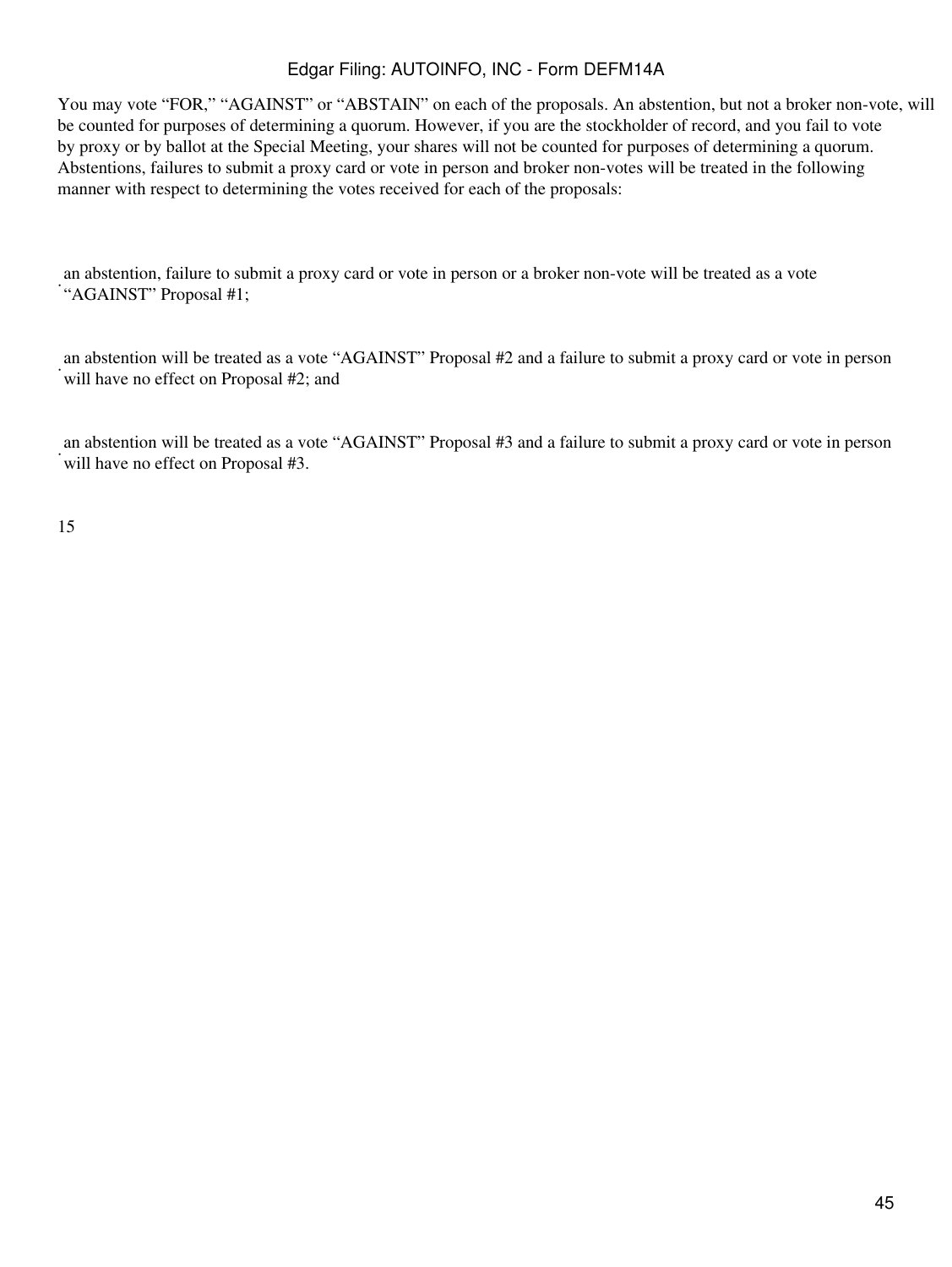You may vote “FOR,” “AGAINST” or “ABSTAIN” on each of the proposals. An abstention, but not a broker non-vote, will be counted for purposes of determining a quorum. However, if you are the stockholder of record, and you fail to vote by proxy or by ballot at the Special Meeting, your shares will not be counted for purposes of determining a quorum. Abstentions, failures to submit a proxy card or vote in person and broker non-votes will be treated in the following manner with respect to determining the votes received for each of the proposals:

- an abstention, failure to submit a proxy card or vote in person or a broker non-vote will be treated as a vote “AGAINST” Proposal #1;
- an abstention will be treated as a vote “AGAINST” Proposal #2 and a failure to submit a proxy card or vote in person will have no effect on Proposal #2; and
- an abstention will be treated as a vote “AGAINST” Proposal #3 and a failure to submit a proxy card or vote in person will have no effect on Proposal #3.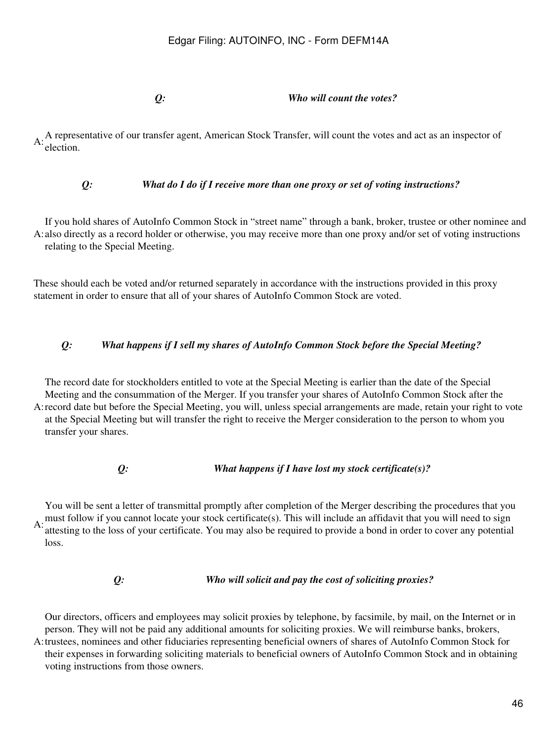***Q: Who will count the votes?***

A: A representative of our transfer agent, American Stock Transfer, will count the votes and act as an inspector of election.

***Q: What do I do if I receive more than one proxy or set of voting instructions?***

A: If you hold shares of AutoInfo Common Stock in "street name" through a bank, broker, trustee or other nominee and also directly as a record holder or otherwise, you may receive more than one proxy and/or set of voting instructions relating to the Special Meeting.

These should each be voted and/or returned separately in accordance with the instructions provided in this proxy statement in order to ensure that all of your shares of AutoInfo Common Stock are voted.

***Q: What happens if I sell my shares of AutoInfo Common Stock before the Special Meeting?***

A: The record date for stockholders entitled to vote at the Special Meeting is earlier than the date of the Special Meeting and the consummation of the Merger. If you transfer your shares of AutoInfo Common Stock after the record date but before the Special Meeting, you will, unless special arrangements are made, retain your right to vote at the Special Meeting but will transfer the right to receive the Merger consideration to the person to whom you transfer your shares.

***Q: What happens if I have lost my stock certificate(s)?***

A: You will be sent a letter of transmittal promptly after completion of the Merger describing the procedures that you must follow if you cannot locate your stock certificate(s). This will include an affidavit that you will need to sign attesting to the loss of your certificate. You may also be required to provide a bond in order to cover any potential loss.

***Q: Who will solicit and pay the cost of soliciting proxies?***

A: Our directors, officers and employees may solicit proxies by telephone, by facsimile, by mail, on the Internet or in person. They will not be paid any additional amounts for soliciting proxies. We will reimburse banks, brokers, trustees, nominees and other fiduciaries representing beneficial owners of shares of AutoInfo Common Stock for their expenses in forwarding soliciting materials to beneficial owners of AutoInfo Common Stock and in obtaining voting instructions from those owners.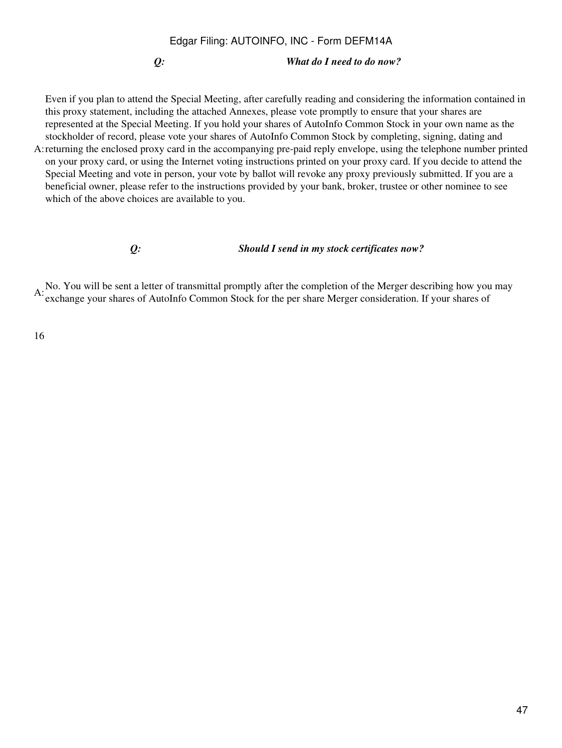***Q: What do I need to do now?***

A: Even if you plan to attend the Special Meeting, after carefully reading and considering the information contained in this proxy statement, including the attached Annexes, please vote promptly to ensure that your shares are represented at the Special Meeting. If you hold your shares of AutoInfo Common Stock in your own name as the stockholder of record, please vote your shares of AutoInfo Common Stock by completing, signing, dating and returning the enclosed proxy card in the accompanying pre-paid reply envelope, using the telephone number printed on your proxy card, or using the Internet voting instructions printed on your proxy card. If you decide to attend the Special Meeting and vote in person, your vote by ballot will revoke any proxy previously submitted. If you are a beneficial owner, please refer to the instructions provided by your bank, broker, trustee or other nominee to see which of the above choices are available to you.

***Q: Should I send in my stock certificates now?***

A: No. You will be sent a letter of transmittal promptly after the completion of the Merger describing how you may exchange your shares of AutoInfo Common Stock for the per share Merger consideration. If your shares of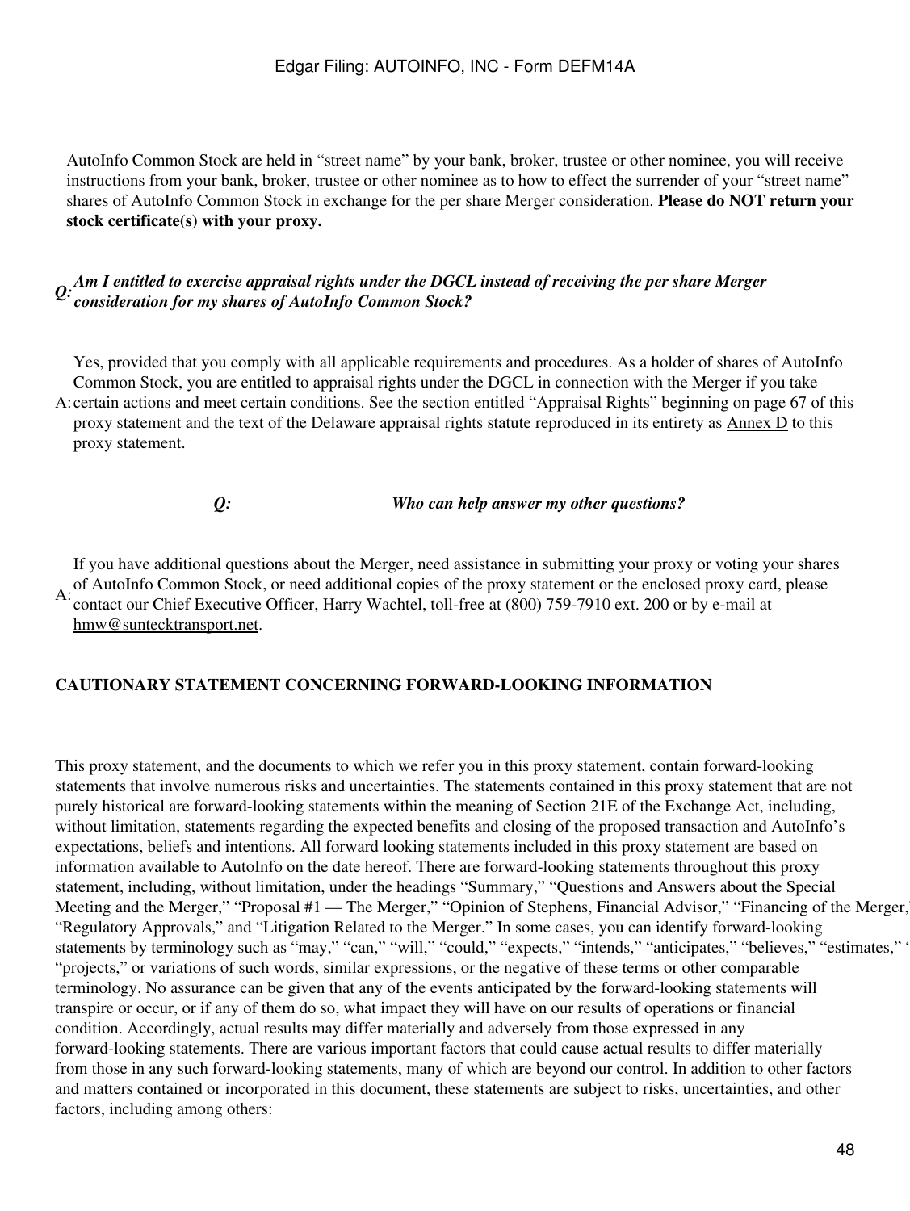AutoInfo Common Stock are held in "street name" by your bank, broker, trustee or other nominee, you will receive instructions from your bank, broker, trustee or other nominee as to how to effect the surrender of your "street name" shares of AutoInfo Common Stock in exchange for the per share Merger consideration. **Please do NOT return your stock certificate(s) with your proxy.**

***Q: Am I entitled to exercise appraisal rights under the DGCL instead of receiving the per share Merger consideration for my shares of AutoInfo Common Stock?***

A: Yes, provided that you comply with all applicable requirements and procedures. As a holder of shares of AutoInfo Common Stock, you are entitled to appraisal rights under the DGCL in connection with the Merger if you take certain actions and meet certain conditions. See the section entitled "Appraisal Rights" beginning on page 67 of this proxy statement and the text of the Delaware appraisal rights statute reproduced in its entirety as Annex D to this proxy statement.

***Q: Who can help answer my other questions?***

A: If you have additional questions about the Merger, need assistance in submitting your proxy or voting your shares of AutoInfo Common Stock, or need additional copies of the proxy statement or the enclosed proxy card, please contact our Chief Executive Officer, Harry Wachtel, toll-free at (800) 759-7910 ext. 200 or by e-mail at hmw@suntecktransport.net.

## CAUTIONARY STATEMENT CONCERNING FORWARD-LOOKING INFORMATION

This proxy statement, and the documents to which we refer you in this proxy statement, contain forward-looking statements that involve numerous risks and uncertainties. The statements contained in this proxy statement that are not purely historical are forward-looking statements within the meaning of Section 21E of the Exchange Act, including, without limitation, statements regarding the expected benefits and closing of the proposed transaction and AutoInfo's expectations, beliefs and intentions. All forward looking statements included in this proxy statement are based on information available to AutoInfo on the date hereof. There are forward-looking statements throughout this proxy statement, including, without limitation, under the headings "Summary," "Questions and Answers about the Special Meeting and the Merger," "Proposal #1 — The Merger," "Opinion of Stephens, Financial Advisor," "Financing of the Merger," "Regulatory Approvals," and "Litigation Related to the Merger." In some cases, you can identify forward-looking statements by terminology such as "may," "can," "will," "could," "expects," "intends," "anticipates," "believes," "estimates," "projects," or variations of such words, similar expressions, or the negative of these terms or other comparable terminology. No assurance can be given that any of the events anticipated by the forward-looking statements will transpire or occur, or if any of them do so, what impact they will have on our results of operations or financial condition. Accordingly, actual results may differ materially and adversely from those expressed in any forward-looking statements. There are various important factors that could cause actual results to differ materially from those in any such forward-looking statements, many of which are beyond our control. In addition to other factors and matters contained or incorporated in this document, these statements are subject to risks, uncertainties, and other factors, including among others: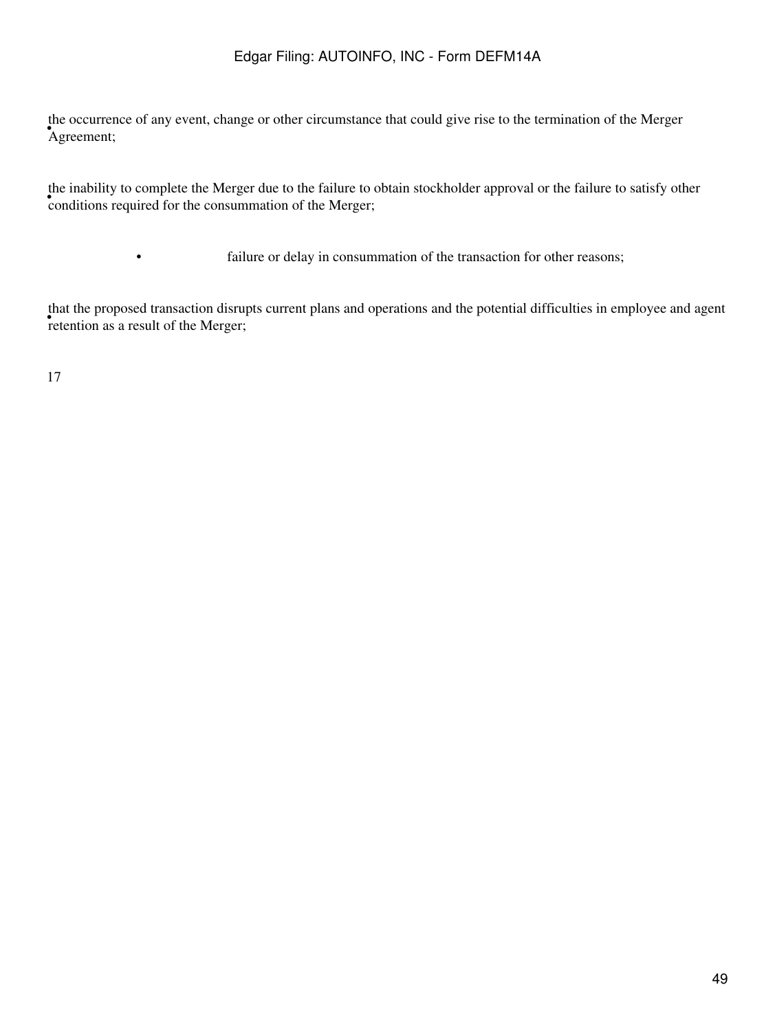- the occurrence of any event, change or other circumstance that could give rise to the termination of the Merger Agreement;
- the inability to complete the Merger due to the failure to obtain stockholder approval or the failure to satisfy other conditions required for the consummation of the Merger;
- failure or delay in consummation of the transaction for other reasons;
- that the proposed transaction disrupts current plans and operations and the potential difficulties in employee and agent retention as a result of the Merger;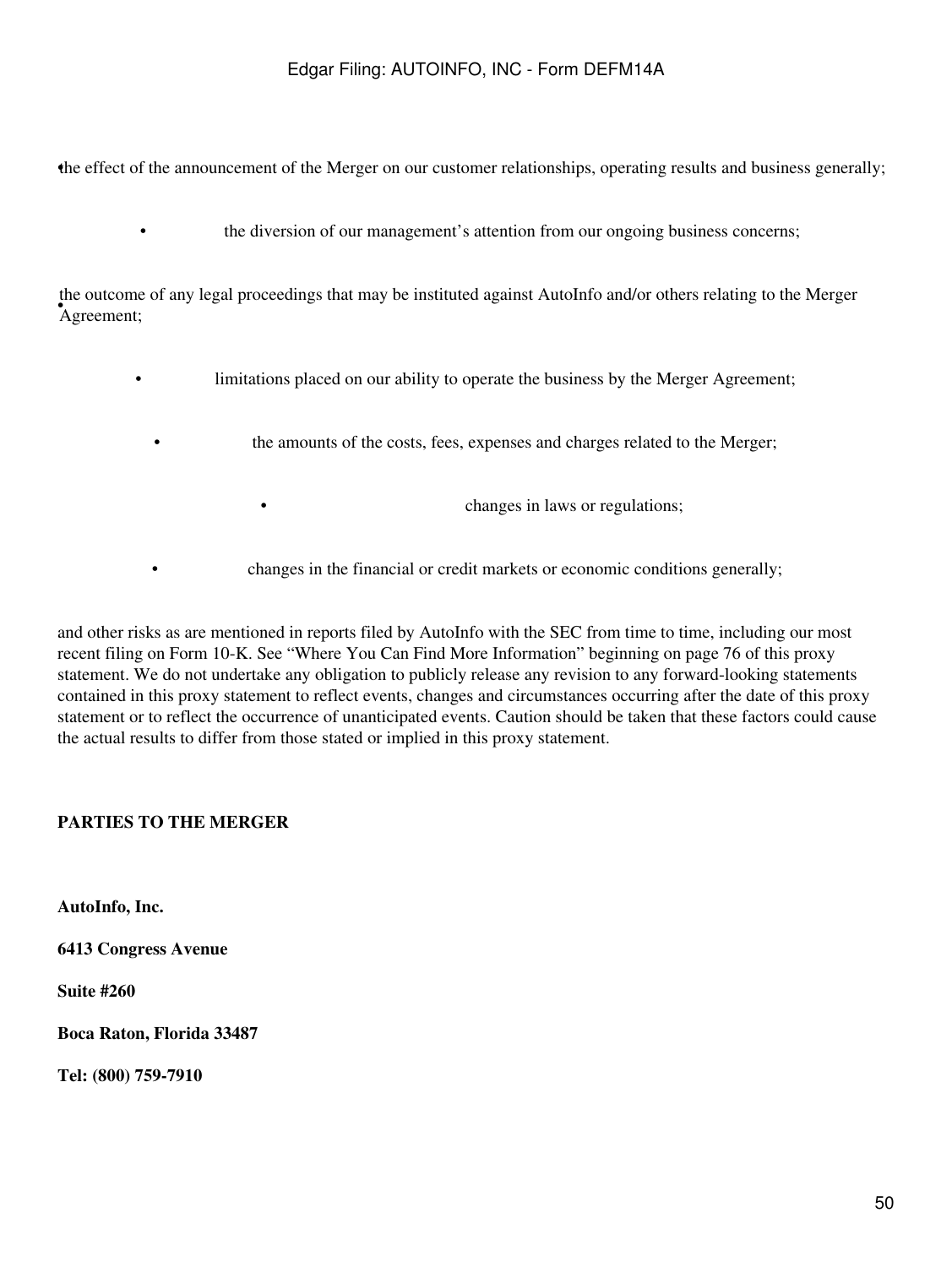- the effect of the announcement of the Merger on our customer relationships, operating results and business generally;
- the diversion of our management's attention from our ongoing business concerns;
- the outcome of any legal proceedings that may be instituted against AutoInfo and/or others relating to the Merger Agreement;
- limitations placed on our ability to operate the business by the Merger Agreement;
- the amounts of the costs, fees, expenses and charges related to the Merger;
- changes in laws or regulations;
- changes in the financial or credit markets or economic conditions generally;

and other risks as are mentioned in reports filed by AutoInfo with the SEC from time to time, including our most recent filing on Form 10-K. See "Where You Can Find More Information" beginning on page 76 of this proxy statement. We do not undertake any obligation to publicly release any revision to any forward-looking statements contained in this proxy statement to reflect events, changes and circumstances occurring after the date of this proxy statement or to reflect the occurrence of unanticipated events. Caution should be taken that these factors could cause the actual results to differ from those stated or implied in this proxy statement.

## PARTIES TO THE MERGER

**AutoInfo, Inc.**

**6413 Congress Avenue**

**Suite #260**

**Boca Raton, Florida 33487**

**Tel: (800) 759-7910**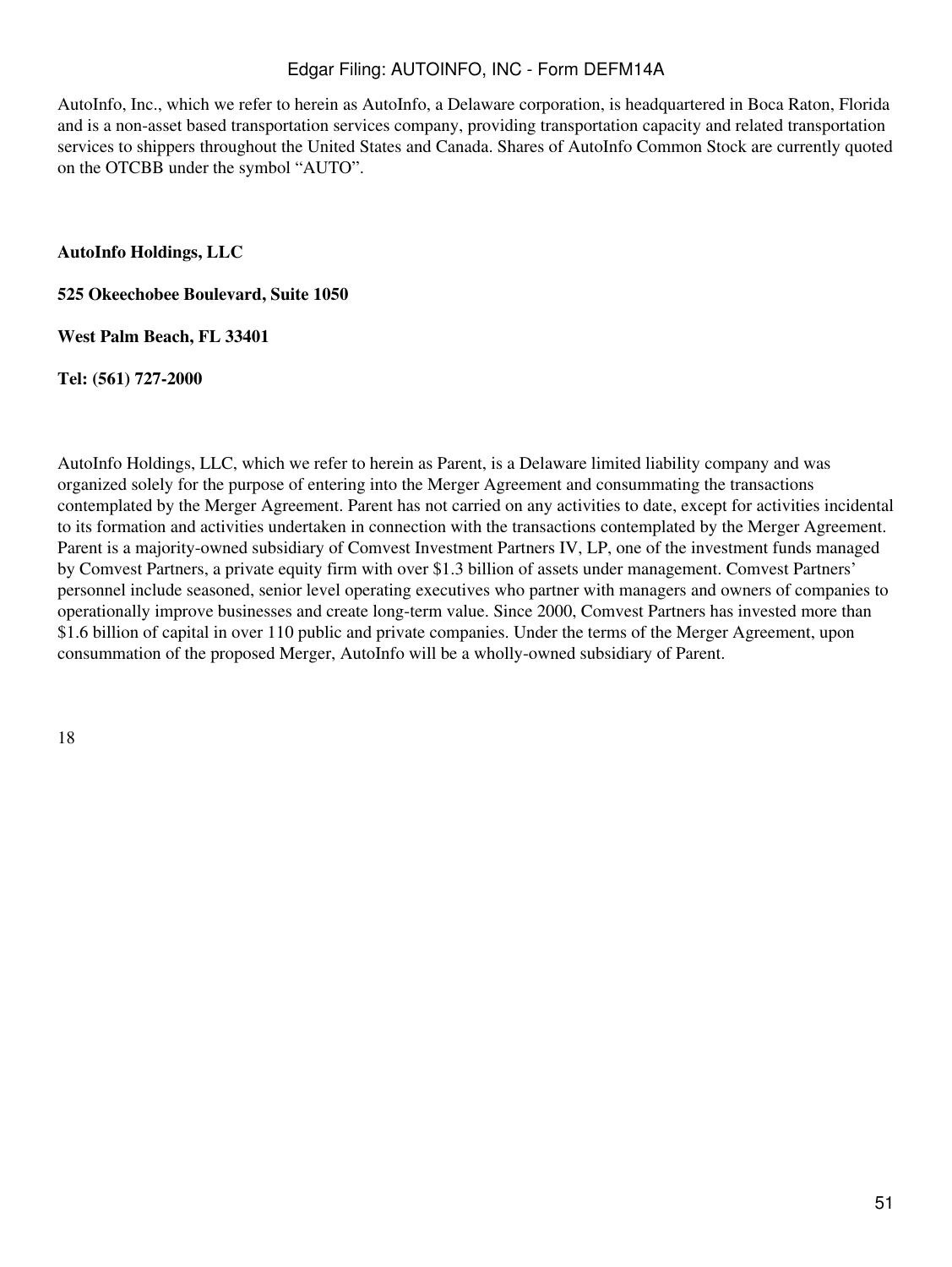AutoInfo, Inc., which we refer to herein as AutoInfo, a Delaware corporation, is headquartered in Boca Raton, Florida and is a non-asset based transportation services company, providing transportation capacity and related transportation services to shippers throughout the United States and Canada. Shares of AutoInfo Common Stock are currently quoted on the OTCBB under the symbol "AUTO".

**AutoInfo Holdings, LLC**

**525 Okeechobee Boulevard, Suite 1050**

**West Palm Beach, FL 33401**

**Tel: (561) 727-2000**

AutoInfo Holdings, LLC, which we refer to herein as Parent, is a Delaware limited liability company and was organized solely for the purpose of entering into the Merger Agreement and consummating the transactions contemplated by the Merger Agreement. Parent has not carried on any activities to date, except for activities incidental to its formation and activities undertaken in connection with the transactions contemplated by the Merger Agreement. Parent is a majority-owned subsidiary of Comvest Investment Partners IV, LP, one of the investment funds managed by Comvest Partners, a private equity firm with over $1.3 billion of assets under management. Comvest Partners' personnel include seasoned, senior level operating executives who partner with managers and owners of companies to operationally improve businesses and create long-term value. Since 2000, Comvest Partners has invested more than $1.6 billion of capital in over 110 public and private companies. Under the terms of the Merger Agreement, upon consummation of the proposed Merger, AutoInfo will be a wholly-owned subsidiary of Parent.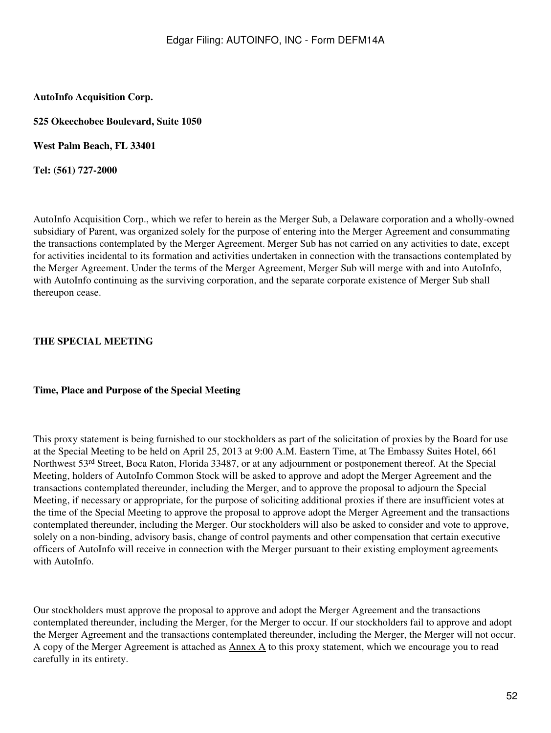**AutoInfo Acquisition Corp.**

**525 Okeechobee Boulevard, Suite 1050**

**West Palm Beach, FL 33401**

**Tel: (561) 727-2000**

AutoInfo Acquisition Corp., which we refer to herein as the Merger Sub, a Delaware corporation and a wholly-owned subsidiary of Parent, was organized solely for the purpose of entering into the Merger Agreement and consummating the transactions contemplated by the Merger Agreement. Merger Sub has not carried on any activities to date, except for activities incidental to its formation and activities undertaken in connection with the transactions contemplated by the Merger Agreement. Under the terms of the Merger Agreement, Merger Sub will merge with and into AutoInfo, with AutoInfo continuing as the surviving corporation, and the separate corporate existence of Merger Sub shall thereupon cease.

## THE SPECIAL MEETING

### Time, Place and Purpose of the Special Meeting

This proxy statement is being furnished to our stockholders as part of the solicitation of proxies by the Board for use at the Special Meeting to be held on April 25, 2013 at 9:00 A.M. Eastern Time, at The Embassy Suites Hotel, 661 Northwest 53rd Street, Boca Raton, Florida 33487, or at any adjournment or postponement thereof. At the Special Meeting, holders of AutoInfo Common Stock will be asked to approve and adopt the Merger Agreement and the transactions contemplated thereunder, including the Merger, and to approve the proposal to adjourn the Special Meeting, if necessary or appropriate, for the purpose of soliciting additional proxies if there are insufficient votes at the time of the Special Meeting to approve the proposal to approve adopt the Merger Agreement and the transactions contemplated thereunder, including the Merger. Our stockholders will also be asked to consider and vote to approve, solely on a non-binding, advisory basis, change of control payments and other compensation that certain executive officers of AutoInfo will receive in connection with the Merger pursuant to their existing employment agreements with AutoInfo.

Our stockholders must approve the proposal to approve and adopt the Merger Agreement and the transactions contemplated thereunder, including the Merger, for the Merger to occur. If our stockholders fail to approve and adopt the Merger Agreement and the transactions contemplated thereunder, including the Merger, the Merger will not occur. A copy of the Merger Agreement is attached as Annex A to this proxy statement, which we encourage you to read carefully in its entirety.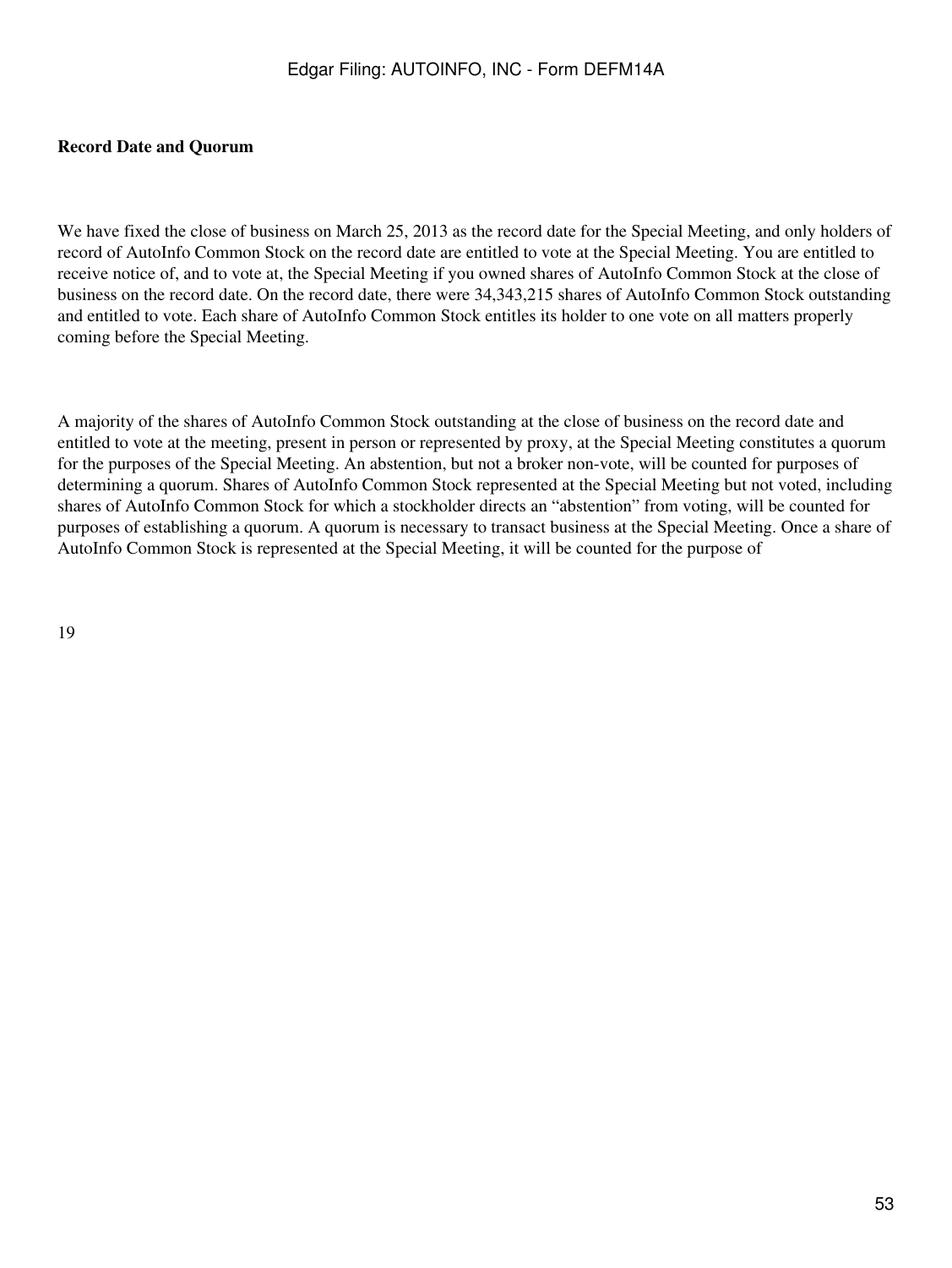**Record Date and Quorum**

We have fixed the close of business on March 25, 2013 as the record date for the Special Meeting, and only holders of record of AutoInfo Common Stock on the record date are entitled to vote at the Special Meeting. You are entitled to receive notice of, and to vote at, the Special Meeting if you owned shares of AutoInfo Common Stock at the close of business on the record date. On the record date, there were 34,343,215 shares of AutoInfo Common Stock outstanding and entitled to vote. Each share of AutoInfo Common Stock entitles its holder to one vote on all matters properly coming before the Special Meeting.

A majority of the shares of AutoInfo Common Stock outstanding at the close of business on the record date and entitled to vote at the meeting, present in person or represented by proxy, at the Special Meeting constitutes a quorum for the purposes of the Special Meeting. An abstention, but not a broker non-vote, will be counted for purposes of determining a quorum. Shares of AutoInfo Common Stock represented at the Special Meeting but not voted, including shares of AutoInfo Common Stock for which a stockholder directs an "abstention" from voting, will be counted for purposes of establishing a quorum. A quorum is necessary to transact business at the Special Meeting. Once a share of AutoInfo Common Stock is represented at the Special Meeting, it will be counted for the purpose of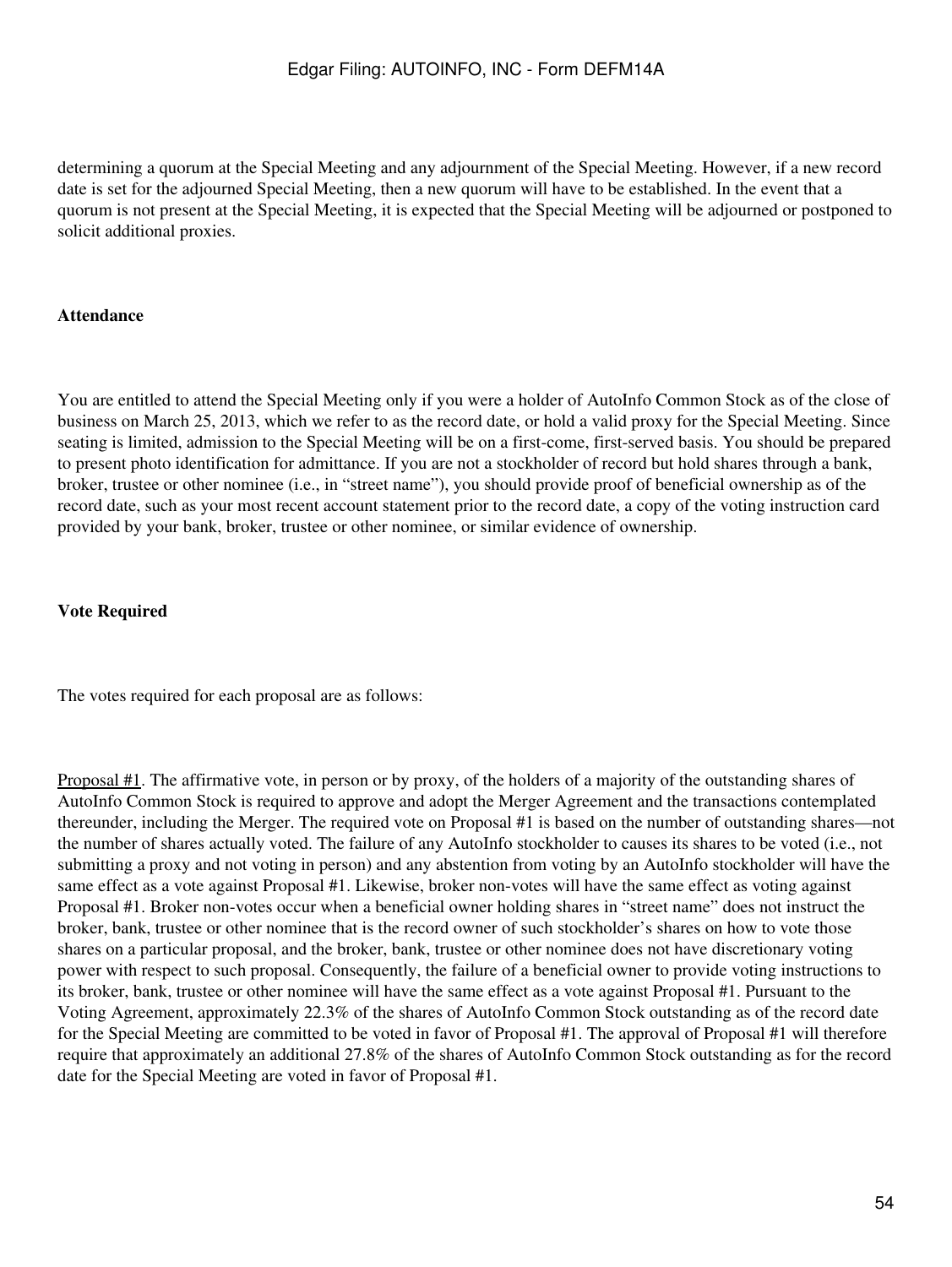determining a quorum at the Special Meeting and any adjournment of the Special Meeting. However, if a new record date is set for the adjourned Special Meeting, then a new quorum will have to be established. In the event that a quorum is not present at the Special Meeting, it is expected that the Special Meeting will be adjourned or postponed to solicit additional proxies.

**Attendance**

You are entitled to attend the Special Meeting only if you were a holder of AutoInfo Common Stock as of the close of business on March 25, 2013, which we refer to as the record date, or hold a valid proxy for the Special Meeting. Since seating is limited, admission to the Special Meeting will be on a first-come, first-served basis. You should be prepared to present photo identification for admittance. If you are not a stockholder of record but hold shares through a bank, broker, trustee or other nominee (i.e., in "street name"), you should provide proof of beneficial ownership as of the record date, such as your most recent account statement prior to the record date, a copy of the voting instruction card provided by your bank, broker, trustee or other nominee, or similar evidence of ownership.

**Vote Required**

The votes required for each proposal are as follows:

Proposal #1. The affirmative vote, in person or by proxy, of the holders of a majority of the outstanding shares of AutoInfo Common Stock is required to approve and adopt the Merger Agreement and the transactions contemplated thereunder, including the Merger. The required vote on Proposal #1 is based on the number of outstanding shares—not the number of shares actually voted. The failure of any AutoInfo stockholder to causes its shares to be voted (i.e., not submitting a proxy and not voting in person) and any abstention from voting by an AutoInfo stockholder will have the same effect as a vote against Proposal #1. Likewise, broker non-votes will have the same effect as voting against Proposal #1. Broker non-votes occur when a beneficial owner holding shares in "street name" does not instruct the broker, bank, trustee or other nominee that is the record owner of such stockholder's shares on how to vote those shares on a particular proposal, and the broker, bank, trustee or other nominee does not have discretionary voting power with respect to such proposal. Consequently, the failure of a beneficial owner to provide voting instructions to its broker, bank, trustee or other nominee will have the same effect as a vote against Proposal #1. Pursuant to the Voting Agreement, approximately 22.3% of the shares of AutoInfo Common Stock outstanding as of the record date for the Special Meeting are committed to be voted in favor of Proposal #1. The approval of Proposal #1 will therefore require that approximately an additional 27.8% of the shares of AutoInfo Common Stock outstanding as for the record date for the Special Meeting are voted in favor of Proposal #1.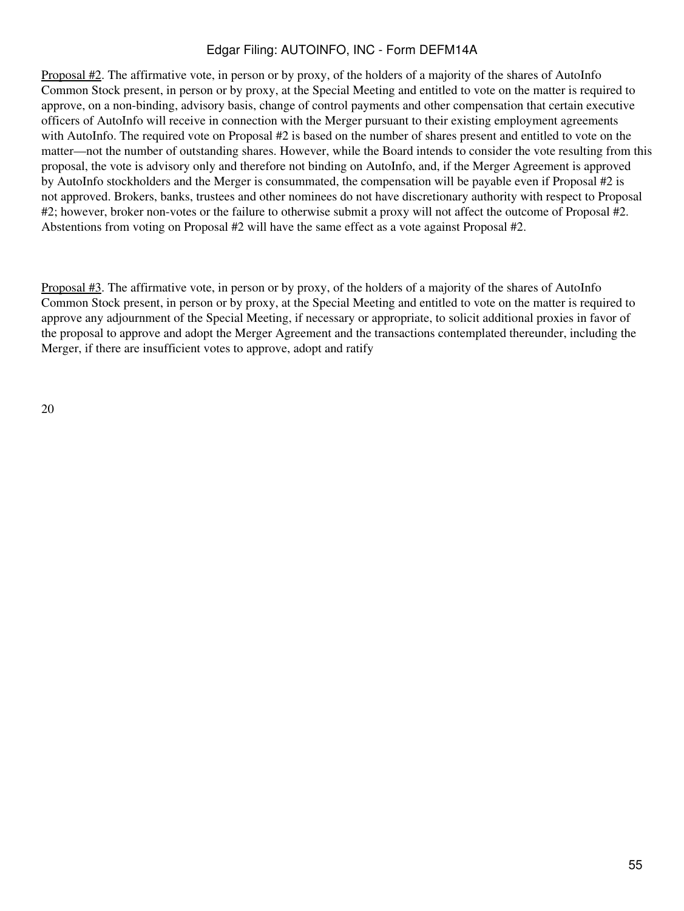<u>Proposal #2</u>. The affirmative vote, in person or by proxy, of the holders of a majority of the shares of AutoInfo Common Stock present, in person or by proxy, at the Special Meeting and entitled to vote on the matter is required to approve, on a non-binding, advisory basis, change of control payments and other compensation that certain executive officers of AutoInfo will receive in connection with the Merger pursuant to their existing employment agreements with AutoInfo. The required vote on Proposal #2 is based on the number of shares present and entitled to vote on the matter—not the number of outstanding shares. However, while the Board intends to consider the vote resulting from this proposal, the vote is advisory only and therefore not binding on AutoInfo, and, if the Merger Agreement is approved by AutoInfo stockholders and the Merger is consummated, the compensation will be payable even if Proposal #2 is not approved. Brokers, banks, trustees and other nominees do not have discretionary authority with respect to Proposal #2; however, broker non-votes or the failure to otherwise submit a proxy will not affect the outcome of Proposal #2. Abstentions from voting on Proposal #2 will have the same effect as a vote against Proposal #2.

<u>Proposal #3</u>. The affirmative vote, in person or by proxy, of the holders of a majority of the shares of AutoInfo Common Stock present, in person or by proxy, at the Special Meeting and entitled to vote on the matter is required to approve any adjournment of the Special Meeting, if necessary or appropriate, to solicit additional proxies in favor of the proposal to approve and adopt the Merger Agreement and the transactions contemplated thereunder, including the Merger, if there are insufficient votes to approve, adopt and ratify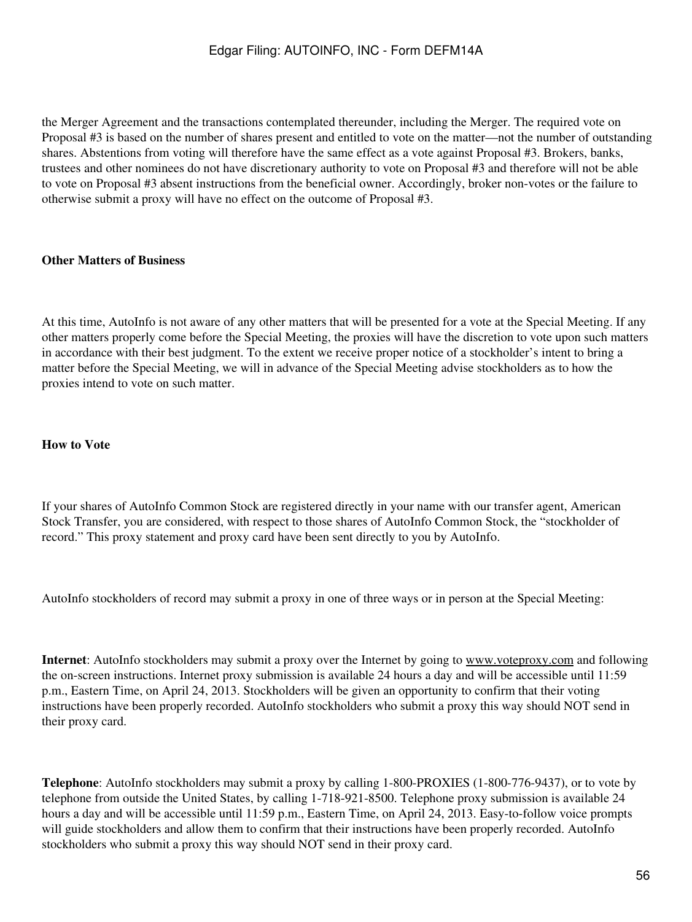the Merger Agreement and the transactions contemplated thereunder, including the Merger. The required vote on Proposal #3 is based on the number of shares present and entitled to vote on the matter—not the number of outstanding shares. Abstentions from voting will therefore have the same effect as a vote against Proposal #3. Brokers, banks, trustees and other nominees do not have discretionary authority to vote on Proposal #3 and therefore will not be able to vote on Proposal #3 absent instructions from the beneficial owner. Accordingly, broker non-votes or the failure to otherwise submit a proxy will have no effect on the outcome of Proposal #3.

**Other Matters of Business**

At this time, AutoInfo is not aware of any other matters that will be presented for a vote at the Special Meeting. If any other matters properly come before the Special Meeting, the proxies will have the discretion to vote upon such matters in accordance with their best judgment. To the extent we receive proper notice of a stockholder's intent to bring a matter before the Special Meeting, we will in advance of the Special Meeting advise stockholders as to how the proxies intend to vote on such matter.

**How to Vote**

If your shares of AutoInfo Common Stock are registered directly in your name with our transfer agent, American Stock Transfer, you are considered, with respect to those shares of AutoInfo Common Stock, the "stockholder of record." This proxy statement and proxy card have been sent directly to you by AutoInfo.

AutoInfo stockholders of record may submit a proxy in one of three ways or in person at the Special Meeting:

**Internet**: AutoInfo stockholders may submit a proxy over the Internet by going to www.voteproxy.com and following the on-screen instructions. Internet proxy submission is available 24 hours a day and will be accessible until 11:59 p.m., Eastern Time, on April 24, 2013. Stockholders will be given an opportunity to confirm that their voting instructions have been properly recorded. AutoInfo stockholders who submit a proxy this way should NOT send in their proxy card.

**Telephone**: AutoInfo stockholders may submit a proxy by calling 1-800-PROXIES (1-800-776-9437), or to vote by telephone from outside the United States, by calling 1-718-921-8500. Telephone proxy submission is available 24 hours a day and will be accessible until 11:59 p.m., Eastern Time, on April 24, 2013. Easy-to-follow voice prompts will guide stockholders and allow them to confirm that their instructions have been properly recorded. AutoInfo stockholders who submit a proxy this way should NOT send in their proxy card.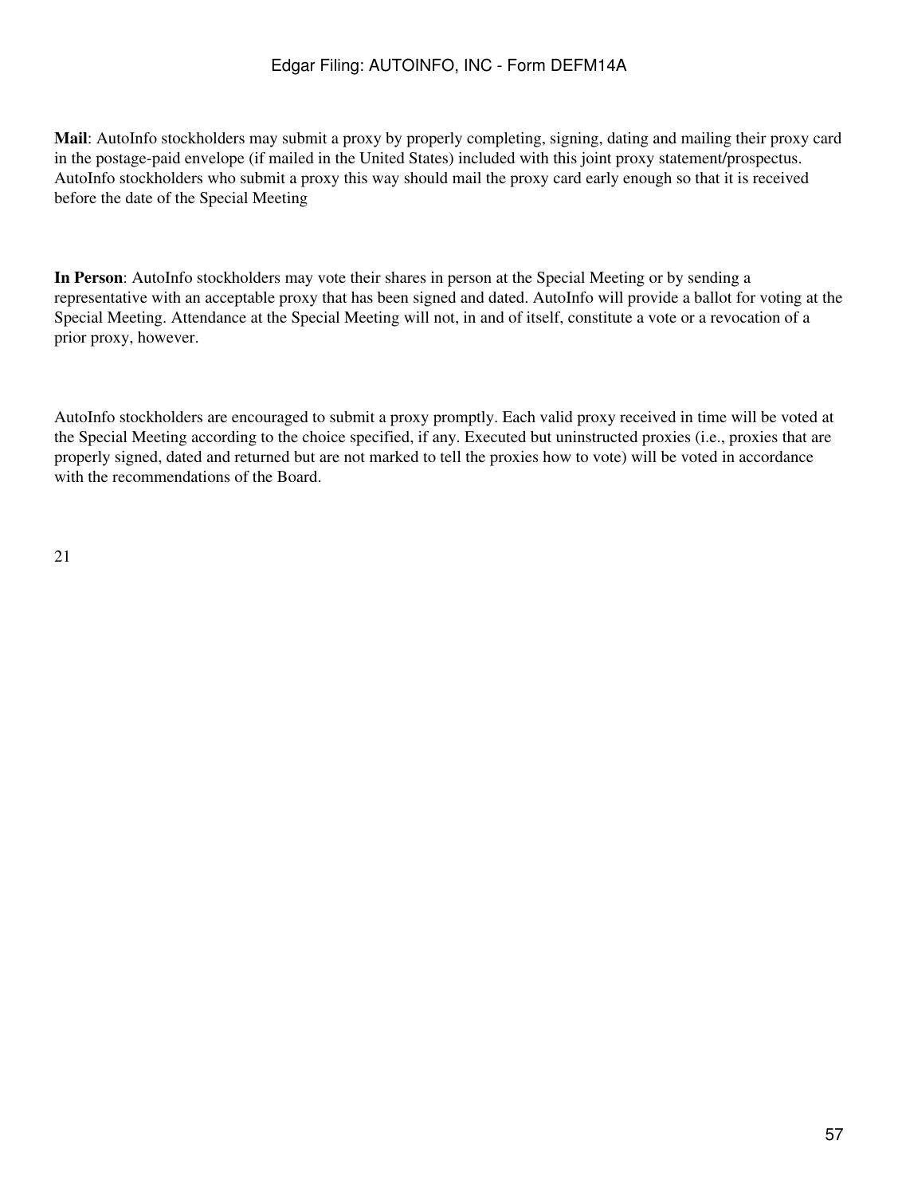**Mail**: AutoInfo stockholders may submit a proxy by properly completing, signing, dating and mailing their proxy card in the postage-paid envelope (if mailed in the United States) included with this joint proxy statement/prospectus. AutoInfo stockholders who submit a proxy this way should mail the proxy card early enough so that it is received before the date of the Special Meeting

**In Person**: AutoInfo stockholders may vote their shares in person at the Special Meeting or by sending a representative with an acceptable proxy that has been signed and dated. AutoInfo will provide a ballot for voting at the Special Meeting. Attendance at the Special Meeting will not, in and of itself, constitute a vote or a revocation of a prior proxy, however.

AutoInfo stockholders are encouraged to submit a proxy promptly. Each valid proxy received in time will be voted at the Special Meeting according to the choice specified, if any. Executed but uninstructed proxies (i.e., proxies that are properly signed, dated and returned but are not marked to tell the proxies how to vote) will be voted in accordance with the recommendations of the Board.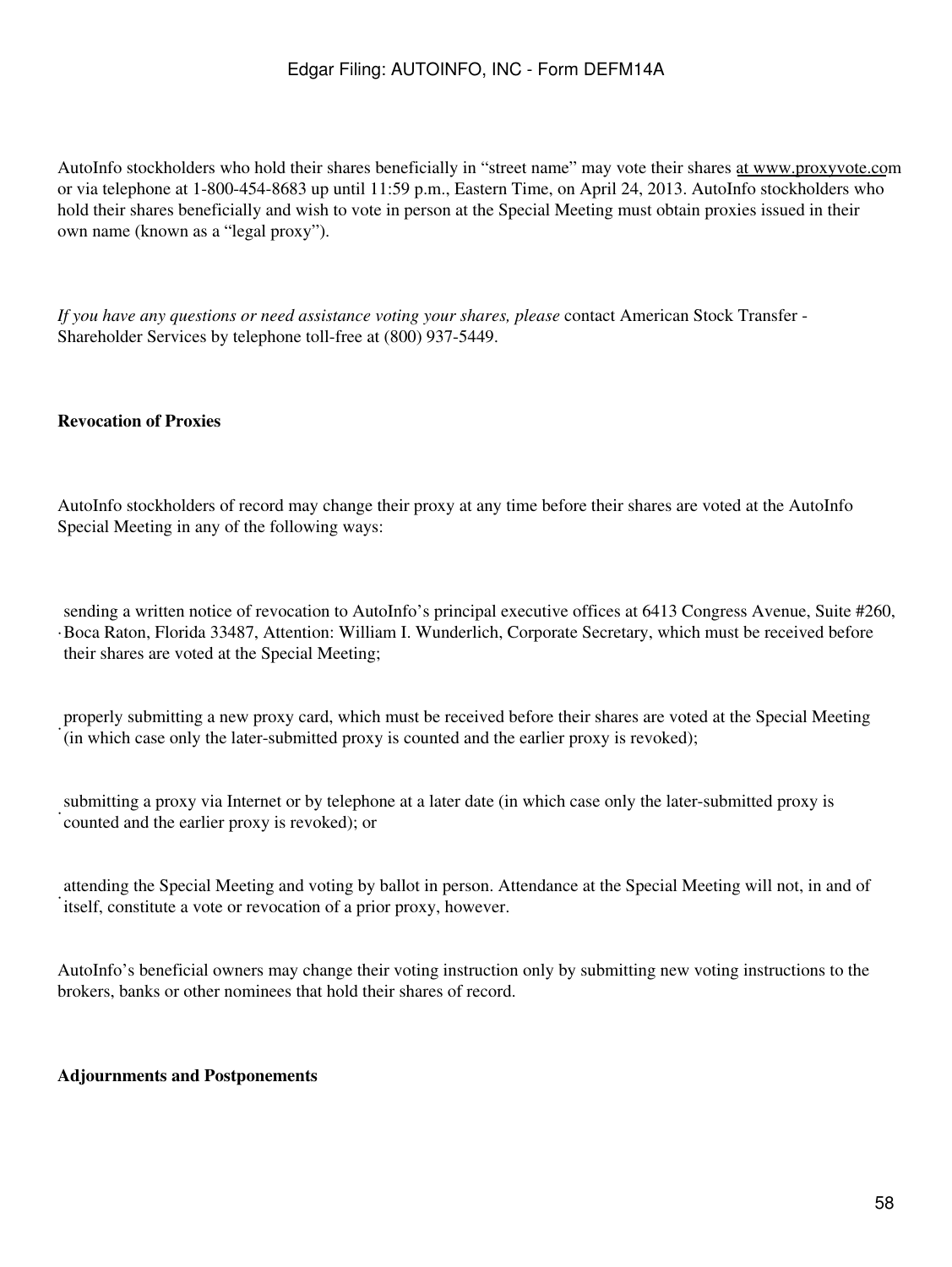AutoInfo stockholders who hold their shares beneficially in "street name" may vote their shares at www.proxyvote.com or via telephone at 1-800-454-8683 up until 11:59 p.m., Eastern Time, on April 24, 2013. AutoInfo stockholders who hold their shares beneficially and wish to vote in person at the Special Meeting must obtain proxies issued in their own name (known as a "legal proxy").

*If you have any questions or need assistance voting your shares, please* contact American Stock Transfer - Shareholder Services by telephone toll-free at (800) 937-5449.

**Revocation of Proxies**

AutoInfo stockholders of record may change their proxy at any time before their shares are voted at the AutoInfo Special Meeting in any of the following ways:

- sending a written notice of revocation to AutoInfo's principal executive offices at 6413 Congress Avenue, Suite #260, Boca Raton, Florida 33487, Attention: William I. Wunderlich, Corporate Secretary, which must be received before their shares are voted at the Special Meeting;
- properly submitting a new proxy card, which must be received before their shares are voted at the Special Meeting (in which case only the later-submitted proxy is counted and the earlier proxy is revoked);
- submitting a proxy via Internet or by telephone at a later date (in which case only the later-submitted proxy is counted and the earlier proxy is revoked); or
- attending the Special Meeting and voting by ballot in person. Attendance at the Special Meeting will not, in and of itself, constitute a vote or revocation of a prior proxy, however.

AutoInfo's beneficial owners may change their voting instruction only by submitting new voting instructions to the brokers, banks or other nominees that hold their shares of record.

**Adjournments and Postponements**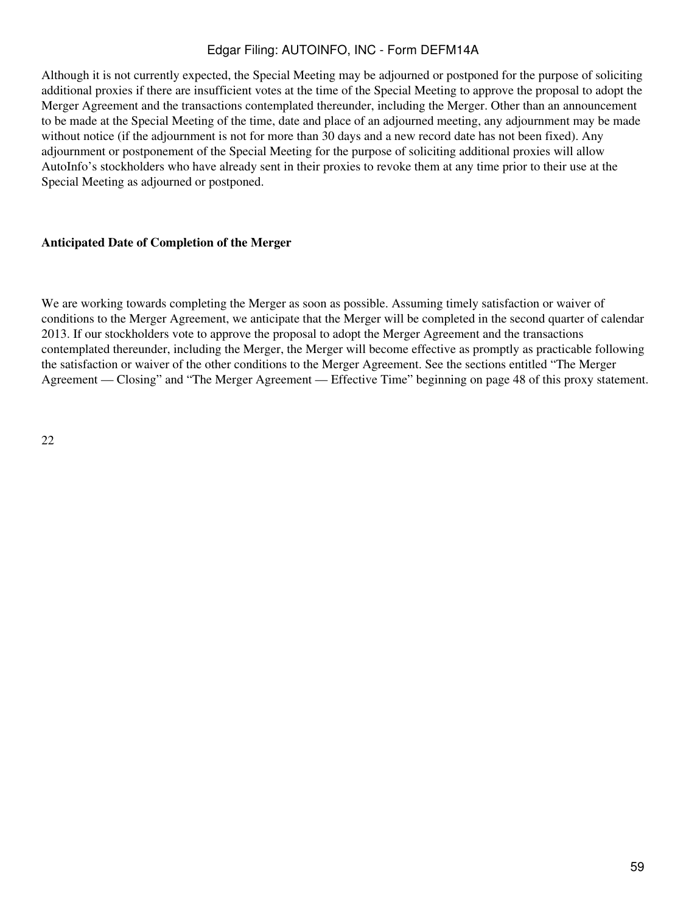Although it is not currently expected, the Special Meeting may be adjourned or postponed for the purpose of soliciting additional proxies if there are insufficient votes at the time of the Special Meeting to approve the proposal to adopt the Merger Agreement and the transactions contemplated thereunder, including the Merger. Other than an announcement to be made at the Special Meeting of the time, date and place of an adjourned meeting, any adjournment may be made without notice (if the adjournment is not for more than 30 days and a new record date has not been fixed). Any adjournment or postponement of the Special Meeting for the purpose of soliciting additional proxies will allow AutoInfo's stockholders who have already sent in their proxies to revoke them at any time prior to their use at the Special Meeting as adjourned or postponed.

**Anticipated Date of Completion of the Merger**

We are working towards completing the Merger as soon as possible. Assuming timely satisfaction or waiver of conditions to the Merger Agreement, we anticipate that the Merger will be completed in the second quarter of calendar 2013. If our stockholders vote to approve the proposal to adopt the Merger Agreement and the transactions contemplated thereunder, including the Merger, the Merger will become effective as promptly as practicable following the satisfaction or waiver of the other conditions to the Merger Agreement. See the sections entitled "The Merger Agreement — Closing" and "The Merger Agreement — Effective Time" beginning on page 48 of this proxy statement.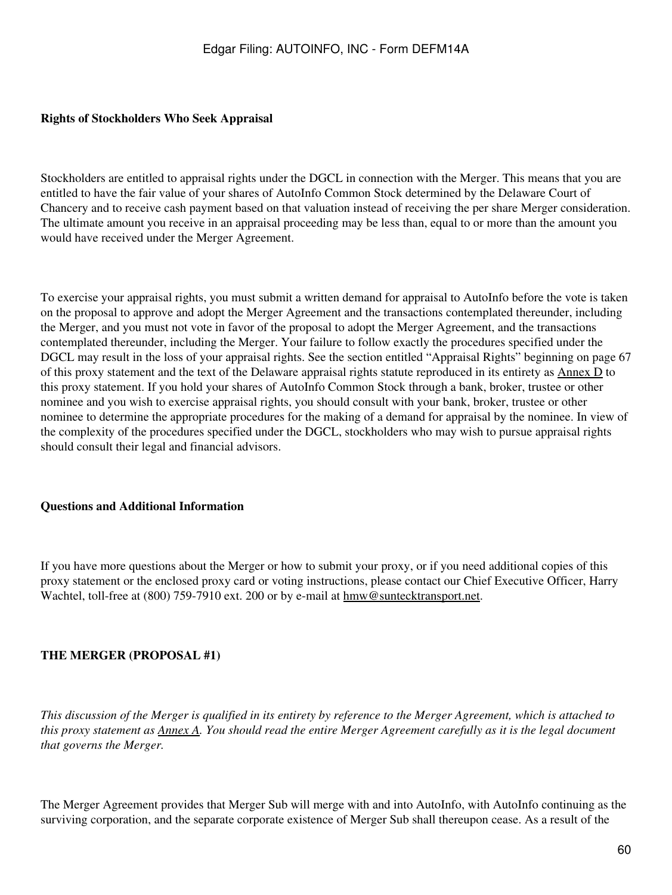**Rights of Stockholders Who Seek Appraisal**

Stockholders are entitled to appraisal rights under the DGCL in connection with the Merger. This means that you are entitled to have the fair value of your shares of AutoInfo Common Stock determined by the Delaware Court of Chancery and to receive cash payment based on that valuation instead of receiving the per share Merger consideration. The ultimate amount you receive in an appraisal proceeding may be less than, equal to or more than the amount you would have received under the Merger Agreement.

To exercise your appraisal rights, you must submit a written demand for appraisal to AutoInfo before the vote is taken on the proposal to approve and adopt the Merger Agreement and the transactions contemplated thereunder, including the Merger, and you must not vote in favor of the proposal to adopt the Merger Agreement, and the transactions contemplated thereunder, including the Merger. Your failure to follow exactly the procedures specified under the DGCL may result in the loss of your appraisal rights. See the section entitled "Appraisal Rights" beginning on page 67 of this proxy statement and the text of the Delaware appraisal rights statute reproduced in its entirety as Annex D to this proxy statement. If you hold your shares of AutoInfo Common Stock through a bank, broker, trustee or other nominee and you wish to exercise appraisal rights, you should consult with your bank, broker, trustee or other nominee to determine the appropriate procedures for the making of a demand for appraisal by the nominee. In view of the complexity of the procedures specified under the DGCL, stockholders who may wish to pursue appraisal rights should consult their legal and financial advisors.

**Questions and Additional Information**

If you have more questions about the Merger or how to submit your proxy, or if you need additional copies of this proxy statement or the enclosed proxy card or voting instructions, please contact our Chief Executive Officer, Harry Wachtel, toll-free at (800) 759-7910 ext. 200 or by e-mail at hmw@suntecktransport.net.

**THE MERGER (PROPOSAL #1)**

*This discussion of the Merger is qualified in its entirety by reference to the Merger Agreement, which is attached to this proxy statement as Annex A. You should read the entire Merger Agreement carefully as it is the legal document that governs the Merger.*

The Merger Agreement provides that Merger Sub will merge with and into AutoInfo, with AutoInfo continuing as the surviving corporation, and the separate corporate existence of Merger Sub shall thereupon cease. As a result of the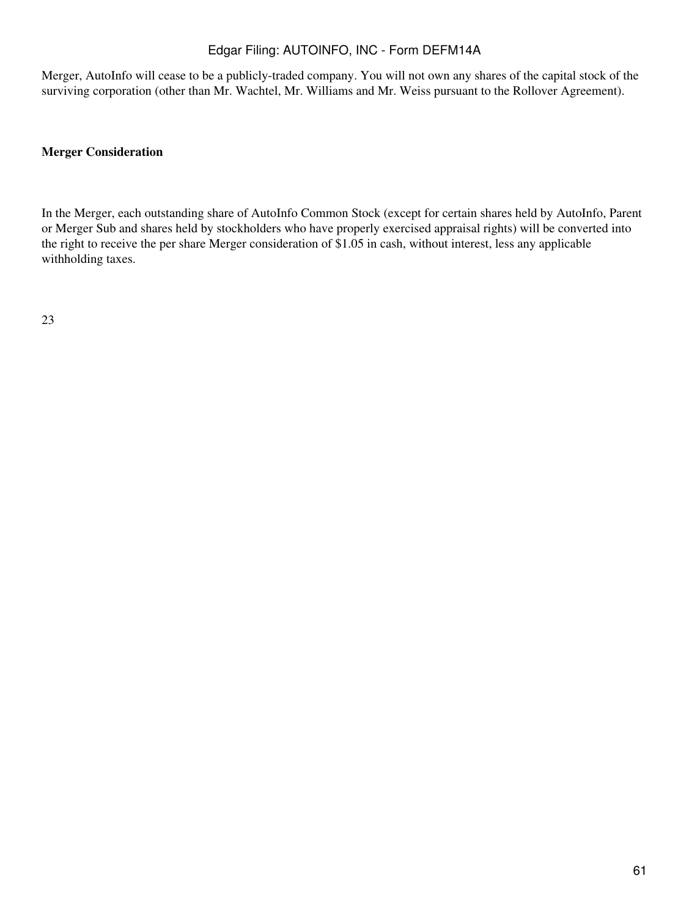Merger, AutoInfo will cease to be a publicly-traded company. You will not own any shares of the capital stock of the surviving corporation (other than Mr. Wachtel, Mr. Williams and Mr. Weiss pursuant to the Rollover Agreement).

**Merger Consideration**

In the Merger, each outstanding share of AutoInfo Common Stock (except for certain shares held by AutoInfo, Parent or Merger Sub and shares held by stockholders who have properly exercised appraisal rights) will be converted into the right to receive the per share Merger consideration of $1.05 in cash, without interest, less any applicable withholding taxes.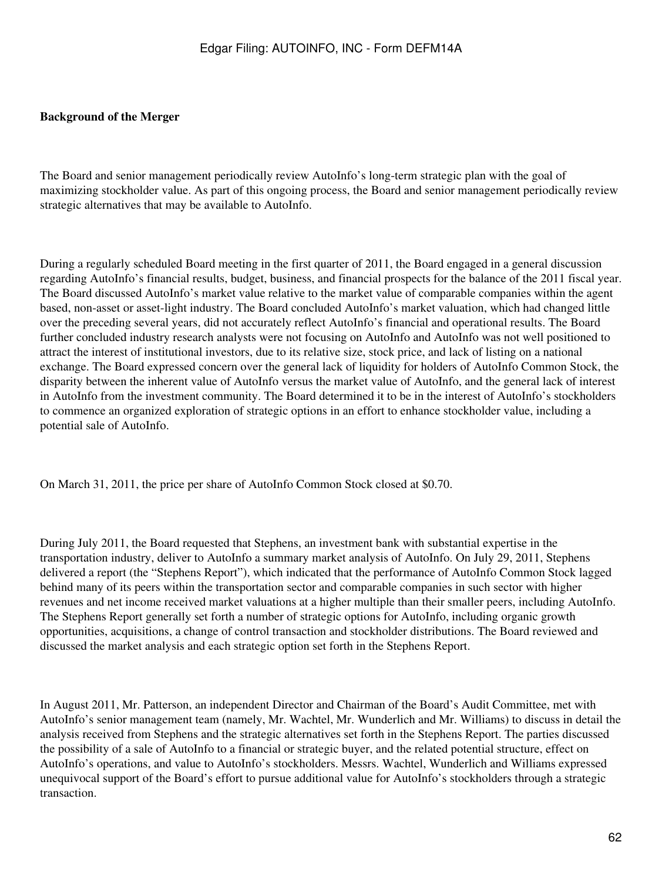**Background of the Merger**

The Board and senior management periodically review AutoInfo's long-term strategic plan with the goal of maximizing stockholder value. As part of this ongoing process, the Board and senior management periodically review strategic alternatives that may be available to AutoInfo.

During a regularly scheduled Board meeting in the first quarter of 2011, the Board engaged in a general discussion regarding AutoInfo's financial results, budget, business, and financial prospects for the balance of the 2011 fiscal year. The Board discussed AutoInfo's market value relative to the market value of comparable companies within the agent based, non-asset or asset-light industry. The Board concluded AutoInfo's market valuation, which had changed little over the preceding several years, did not accurately reflect AutoInfo's financial and operational results. The Board further concluded industry research analysts were not focusing on AutoInfo and AutoInfo was not well positioned to attract the interest of institutional investors, due to its relative size, stock price, and lack of listing on a national exchange. The Board expressed concern over the general lack of liquidity for holders of AutoInfo Common Stock, the disparity between the inherent value of AutoInfo versus the market value of AutoInfo, and the general lack of interest in AutoInfo from the investment community. The Board determined it to be in the interest of AutoInfo's stockholders to commence an organized exploration of strategic options in an effort to enhance stockholder value, including a potential sale of AutoInfo.

On March 31, 2011, the price per share of AutoInfo Common Stock closed at $0.70.

During July 2011, the Board requested that Stephens, an investment bank with substantial expertise in the transportation industry, deliver to AutoInfo a summary market analysis of AutoInfo. On July 29, 2011, Stephens delivered a report (the "Stephens Report"), which indicated that the performance of AutoInfo Common Stock lagged behind many of its peers within the transportation sector and comparable companies in such sector with higher revenues and net income received market valuations at a higher multiple than their smaller peers, including AutoInfo. The Stephens Report generally set forth a number of strategic options for AutoInfo, including organic growth opportunities, acquisitions, a change of control transaction and stockholder distributions. The Board reviewed and discussed the market analysis and each strategic option set forth in the Stephens Report.

In August 2011, Mr. Patterson, an independent Director and Chairman of the Board's Audit Committee, met with AutoInfo's senior management team (namely, Mr. Wachtel, Mr. Wunderlich and Mr. Williams) to discuss in detail the analysis received from Stephens and the strategic alternatives set forth in the Stephens Report. The parties discussed the possibility of a sale of AutoInfo to a financial or strategic buyer, and the related potential structure, effect on AutoInfo's operations, and value to AutoInfo's stockholders. Messrs. Wachtel, Wunderlich and Williams expressed unequivocal support of the Board's effort to pursue additional value for AutoInfo's stockholders through a strategic transaction.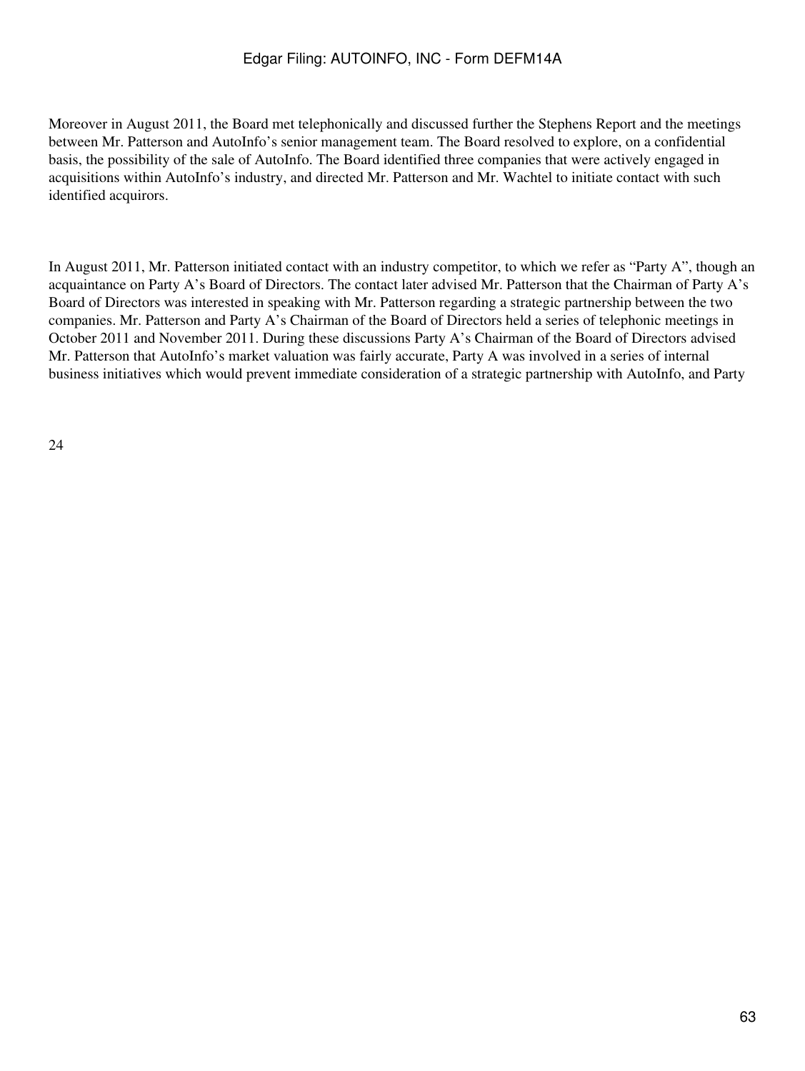Moreover in August 2011, the Board met telephonically and discussed further the Stephens Report and the meetings between Mr. Patterson and AutoInfo's senior management team. The Board resolved to explore, on a confidential basis, the possibility of the sale of AutoInfo. The Board identified three companies that were actively engaged in acquisitions within AutoInfo's industry, and directed Mr. Patterson and Mr. Wachtel to initiate contact with such identified acquirors.

In August 2011, Mr. Patterson initiated contact with an industry competitor, to which we refer as "Party A", though an acquaintance on Party A's Board of Directors. The contact later advised Mr. Patterson that the Chairman of Party A's Board of Directors was interested in speaking with Mr. Patterson regarding a strategic partnership between the two companies. Mr. Patterson and Party A's Chairman of the Board of Directors held a series of telephonic meetings in October 2011 and November 2011. During these discussions Party A's Chairman of the Board of Directors advised Mr. Patterson that AutoInfo's market valuation was fairly accurate, Party A was involved in a series of internal business initiatives which would prevent immediate consideration of a strategic partnership with AutoInfo, and Party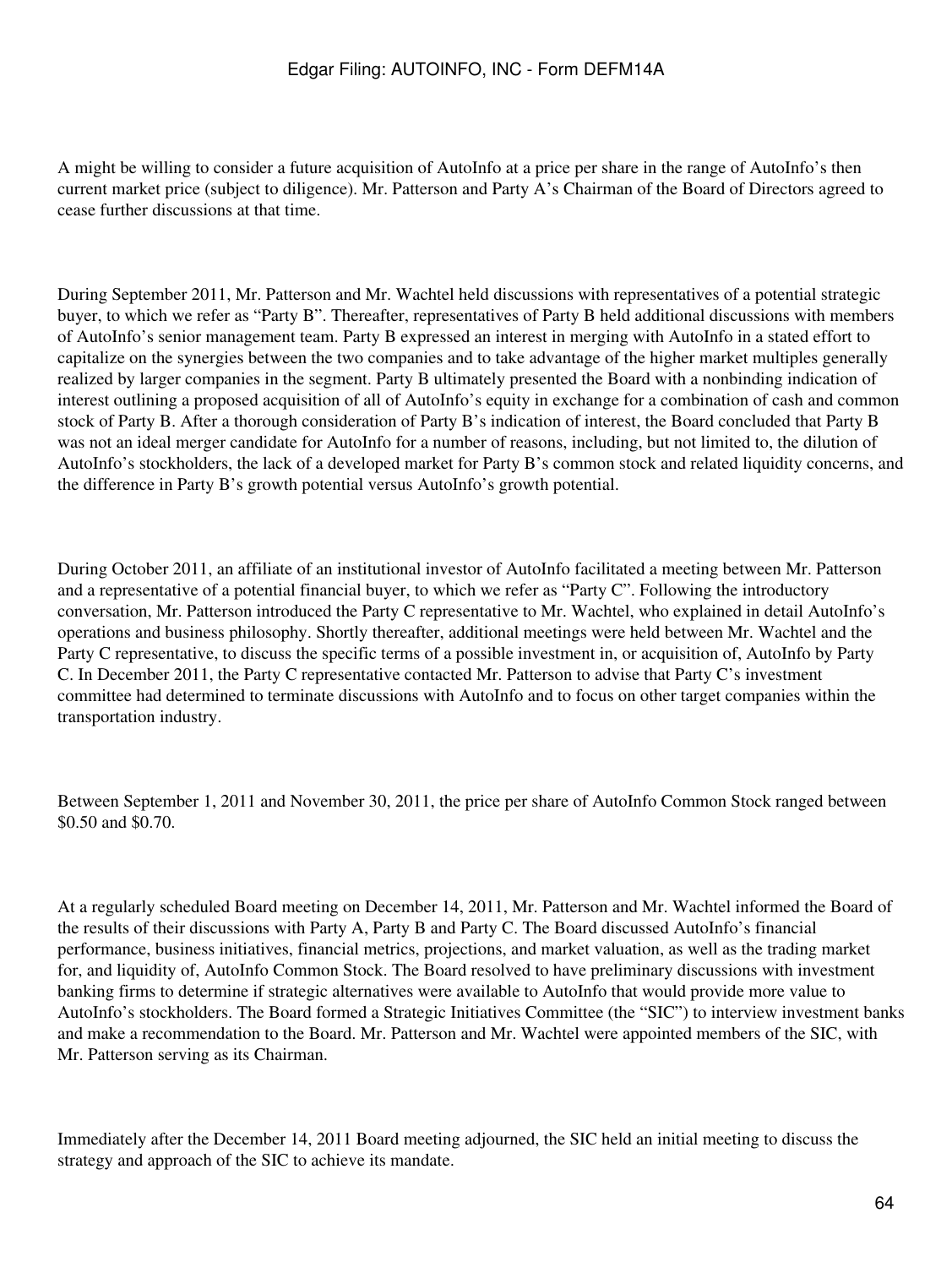A might be willing to consider a future acquisition of AutoInfo at a price per share in the range of AutoInfo's then current market price (subject to diligence). Mr. Patterson and Party A's Chairman of the Board of Directors agreed to cease further discussions at that time.

During September 2011, Mr. Patterson and Mr. Wachtel held discussions with representatives of a potential strategic buyer, to which we refer as "Party B". Thereafter, representatives of Party B held additional discussions with members of AutoInfo's senior management team. Party B expressed an interest in merging with AutoInfo in a stated effort to capitalize on the synergies between the two companies and to take advantage of the higher market multiples generally realized by larger companies in the segment. Party B ultimately presented the Board with a nonbinding indication of interest outlining a proposed acquisition of all of AutoInfo's equity in exchange for a combination of cash and common stock of Party B. After a thorough consideration of Party B's indication of interest, the Board concluded that Party B was not an ideal merger candidate for AutoInfo for a number of reasons, including, but not limited to, the dilution of AutoInfo's stockholders, the lack of a developed market for Party B's common stock and related liquidity concerns, and the difference in Party B's growth potential versus AutoInfo's growth potential.

During October 2011, an affiliate of an institutional investor of AutoInfo facilitated a meeting between Mr. Patterson and a representative of a potential financial buyer, to which we refer as "Party C". Following the introductory conversation, Mr. Patterson introduced the Party C representative to Mr. Wachtel, who explained in detail AutoInfo's operations and business philosophy. Shortly thereafter, additional meetings were held between Mr. Wachtel and the Party C representative, to discuss the specific terms of a possible investment in, or acquisition of, AutoInfo by Party C. In December 2011, the Party C representative contacted Mr. Patterson to advise that Party C's investment committee had determined to terminate discussions with AutoInfo and to focus on other target companies within the transportation industry.

Between September 1, 2011 and November 30, 2011, the price per share of AutoInfo Common Stock ranged between $0.50 and $0.70.

At a regularly scheduled Board meeting on December 14, 2011, Mr. Patterson and Mr. Wachtel informed the Board of the results of their discussions with Party A, Party B and Party C. The Board discussed AutoInfo's financial performance, business initiatives, financial metrics, projections, and market valuation, as well as the trading market for, and liquidity of, AutoInfo Common Stock. The Board resolved to have preliminary discussions with investment banking firms to determine if strategic alternatives were available to AutoInfo that would provide more value to AutoInfo's stockholders. The Board formed a Strategic Initiatives Committee (the "SIC") to interview investment banks and make a recommendation to the Board. Mr. Patterson and Mr. Wachtel were appointed members of the SIC, with Mr. Patterson serving as its Chairman.

Immediately after the December 14, 2011 Board meeting adjourned, the SIC held an initial meeting to discuss the strategy and approach of the SIC to achieve its mandate.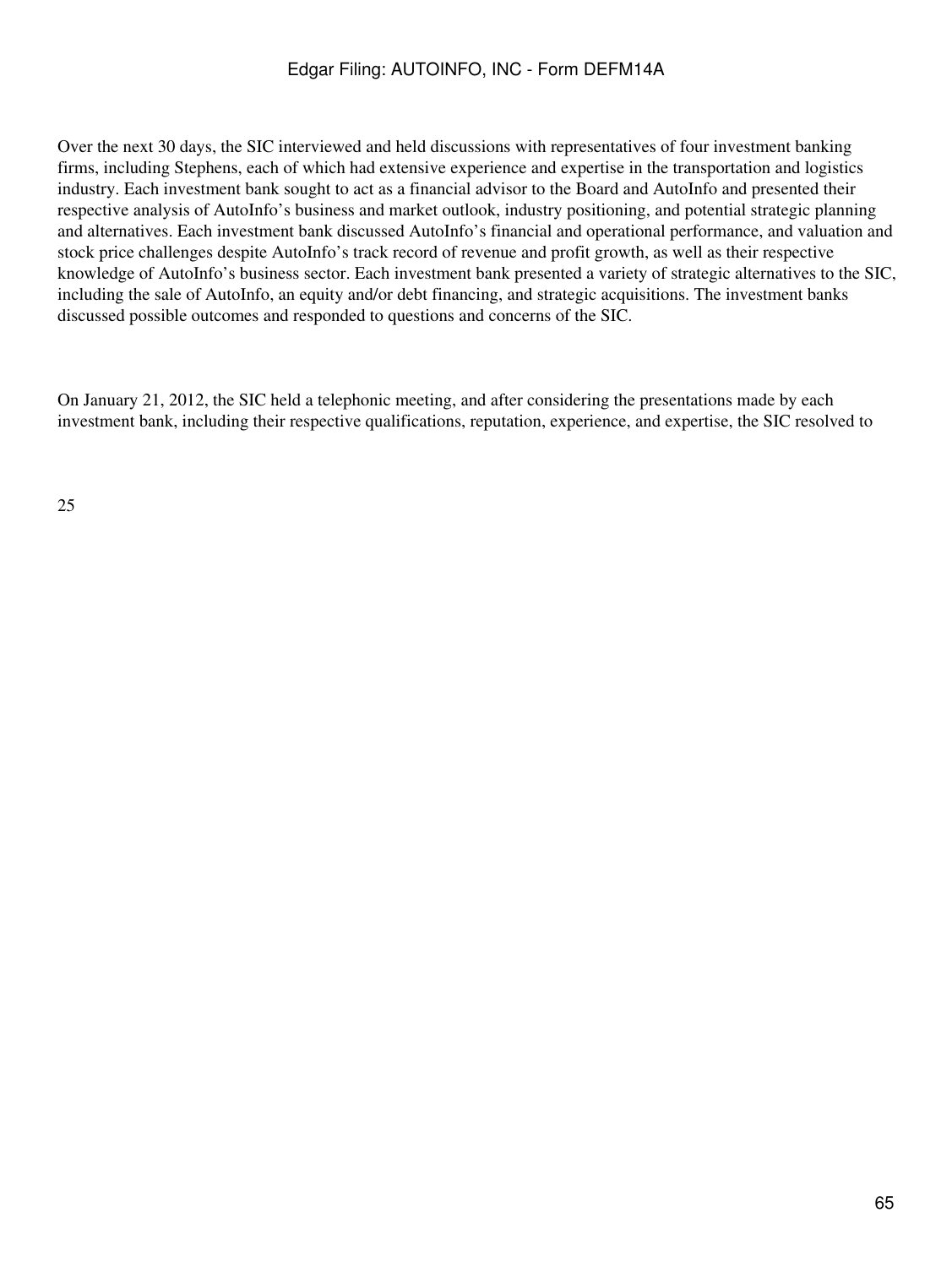Over the next 30 days, the SIC interviewed and held discussions with representatives of four investment banking firms, including Stephens, each of which had extensive experience and expertise in the transportation and logistics industry. Each investment bank sought to act as a financial advisor to the Board and AutoInfo and presented their respective analysis of AutoInfo's business and market outlook, industry positioning, and potential strategic planning and alternatives. Each investment bank discussed AutoInfo's financial and operational performance, and valuation and stock price challenges despite AutoInfo's track record of revenue and profit growth, as well as their respective knowledge of AutoInfo's business sector. Each investment bank presented a variety of strategic alternatives to the SIC, including the sale of AutoInfo, an equity and/or debt financing, and strategic acquisitions. The investment banks discussed possible outcomes and responded to questions and concerns of the SIC.

On January 21, 2012, the SIC held a telephonic meeting, and after considering the presentations made by each investment bank, including their respective qualifications, reputation, experience, and expertise, the SIC resolved to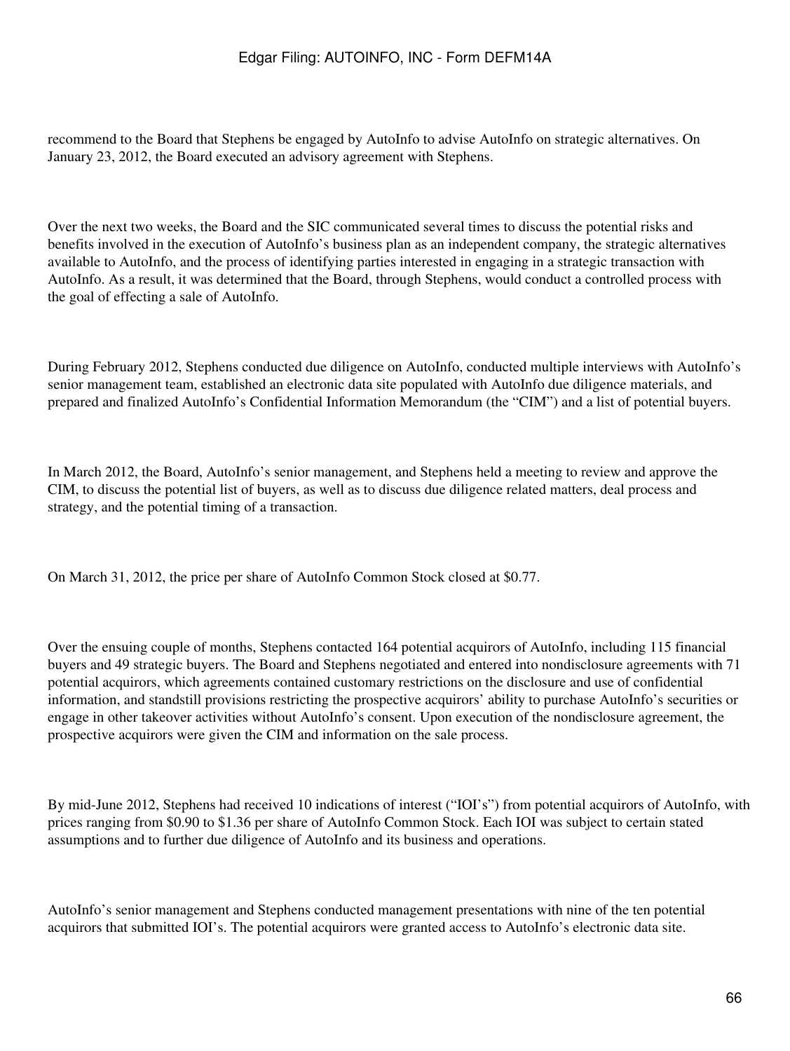recommend to the Board that Stephens be engaged by AutoInfo to advise AutoInfo on strategic alternatives. On January 23, 2012, the Board executed an advisory agreement with Stephens.

Over the next two weeks, the Board and the SIC communicated several times to discuss the potential risks and benefits involved in the execution of AutoInfo's business plan as an independent company, the strategic alternatives available to AutoInfo, and the process of identifying parties interested in engaging in a strategic transaction with AutoInfo. As a result, it was determined that the Board, through Stephens, would conduct a controlled process with the goal of effecting a sale of AutoInfo.

During February 2012, Stephens conducted due diligence on AutoInfo, conducted multiple interviews with AutoInfo's senior management team, established an electronic data site populated with AutoInfo due diligence materials, and prepared and finalized AutoInfo's Confidential Information Memorandum (the "CIM") and a list of potential buyers.

In March 2012, the Board, AutoInfo's senior management, and Stephens held a meeting to review and approve the CIM, to discuss the potential list of buyers, as well as to discuss due diligence related matters, deal process and strategy, and the potential timing of a transaction.

On March 31, 2012, the price per share of AutoInfo Common Stock closed at $0.77.

Over the ensuing couple of months, Stephens contacted 164 potential acquirors of AutoInfo, including 115 financial buyers and 49 strategic buyers. The Board and Stephens negotiated and entered into nondisclosure agreements with 71 potential acquirors, which agreements contained customary restrictions on the disclosure and use of confidential information, and standstill provisions restricting the prospective acquirors' ability to purchase AutoInfo's securities or engage in other takeover activities without AutoInfo's consent. Upon execution of the nondisclosure agreement, the prospective acquirors were given the CIM and information on the sale process.

By mid-June 2012, Stephens had received 10 indications of interest ("IOI's") from potential acquirors of AutoInfo, with prices ranging from $0.90 to $1.36 per share of AutoInfo Common Stock. Each IOI was subject to certain stated assumptions and to further due diligence of AutoInfo and its business and operations.

AutoInfo's senior management and Stephens conducted management presentations with nine of the ten potential acquirors that submitted IOI's. The potential acquirors were granted access to AutoInfo's electronic data site.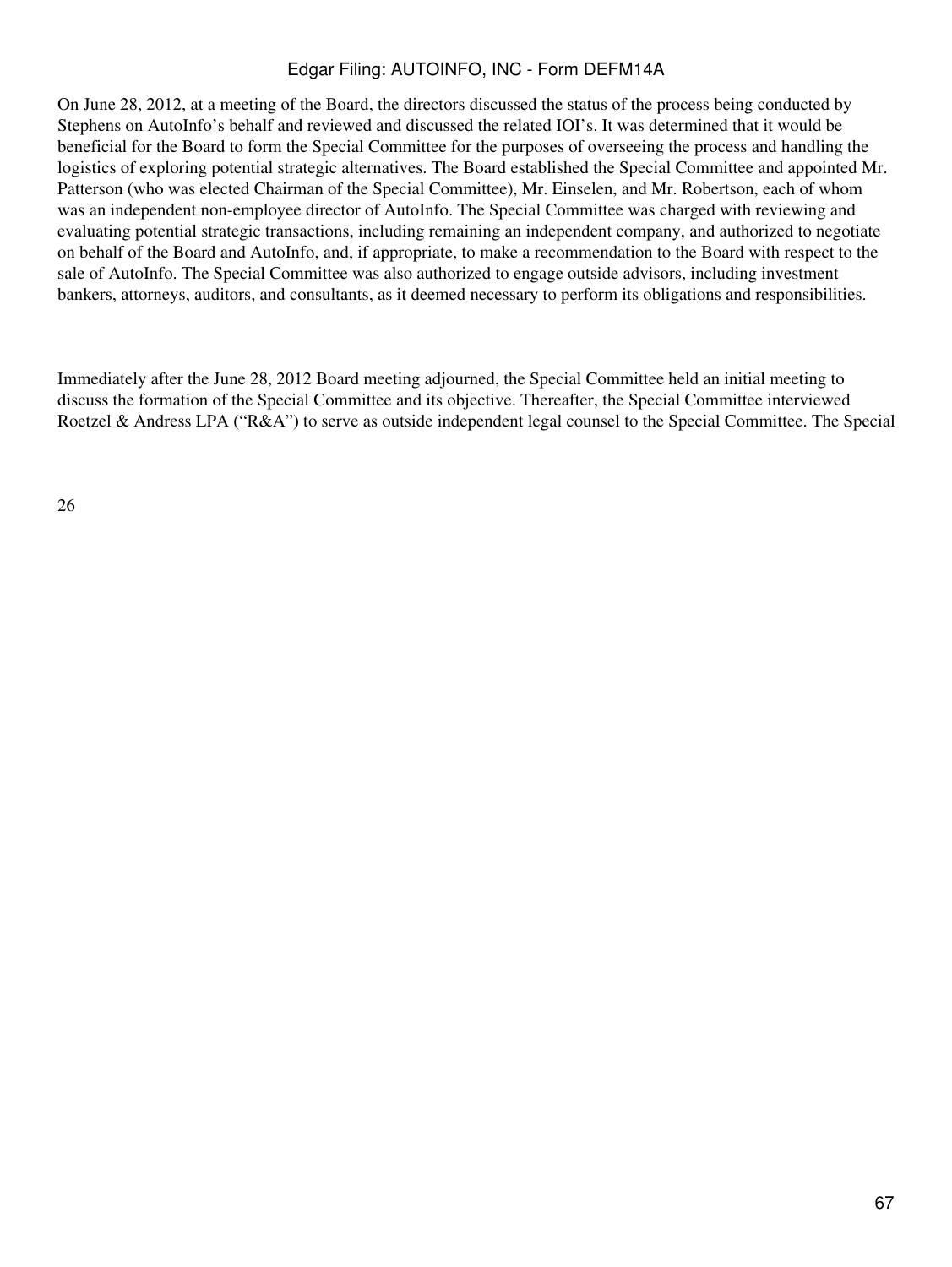On June 28, 2012, at a meeting of the Board, the directors discussed the status of the process being conducted by Stephens on AutoInfo's behalf and reviewed and discussed the related IOI's. It was determined that it would be beneficial for the Board to form the Special Committee for the purposes of overseeing the process and handling the logistics of exploring potential strategic alternatives. The Board established the Special Committee and appointed Mr. Patterson (who was elected Chairman of the Special Committee), Mr. Einselen, and Mr. Robertson, each of whom was an independent non-employee director of AutoInfo. The Special Committee was charged with reviewing and evaluating potential strategic transactions, including remaining an independent company, and authorized to negotiate on behalf of the Board and AutoInfo, and, if appropriate, to make a recommendation to the Board with respect to the sale of AutoInfo. The Special Committee was also authorized to engage outside advisors, including investment bankers, attorneys, auditors, and consultants, as it deemed necessary to perform its obligations and responsibilities.

Immediately after the June 28, 2012 Board meeting adjourned, the Special Committee held an initial meeting to discuss the formation of the Special Committee and its objective. Thereafter, the Special Committee interviewed Roetzel & Andress LPA ("R&A") to serve as outside independent legal counsel to the Special Committee. The Special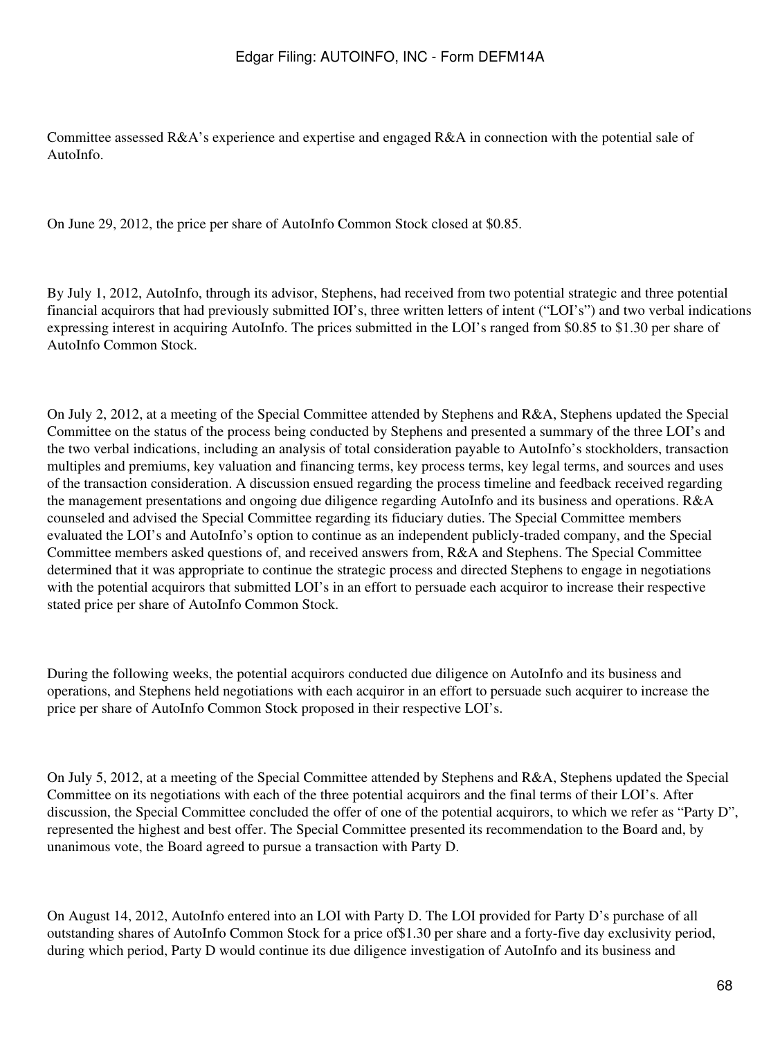Committee assessed R&A's experience and expertise and engaged R&A in connection with the potential sale of AutoInfo.

On June 29, 2012, the price per share of AutoInfo Common Stock closed at $0.85.

By July 1, 2012, AutoInfo, through its advisor, Stephens, had received from two potential strategic and three potential financial acquirors that had previously submitted IOI's, three written letters of intent ("LOI's") and two verbal indications expressing interest in acquiring AutoInfo. The prices submitted in the LOI's ranged from $0.85 to $1.30 per share of AutoInfo Common Stock.

On July 2, 2012, at a meeting of the Special Committee attended by Stephens and R&A, Stephens updated the Special Committee on the status of the process being conducted by Stephens and presented a summary of the three LOI's and the two verbal indications, including an analysis of total consideration payable to AutoInfo's stockholders, transaction multiples and premiums, key valuation and financing terms, key process terms, key legal terms, and sources and uses of the transaction consideration. A discussion ensued regarding the process timeline and feedback received regarding the management presentations and ongoing due diligence regarding AutoInfo and its business and operations. R&A counseled and advised the Special Committee regarding its fiduciary duties. The Special Committee members evaluated the LOI's and AutoInfo's option to continue as an independent publicly-traded company, and the Special Committee members asked questions of, and received answers from, R&A and Stephens. The Special Committee determined that it was appropriate to continue the strategic process and directed Stephens to engage in negotiations with the potential acquirors that submitted LOI's in an effort to persuade each acquiror to increase their respective stated price per share of AutoInfo Common Stock.

During the following weeks, the potential acquirors conducted due diligence on AutoInfo and its business and operations, and Stephens held negotiations with each acquiror in an effort to persuade such acquirer to increase the price per share of AutoInfo Common Stock proposed in their respective LOI's.

On July 5, 2012, at a meeting of the Special Committee attended by Stephens and R&A, Stephens updated the Special Committee on its negotiations with each of the three potential acquirors and the final terms of their LOI's. After discussion, the Special Committee concluded the offer of one of the potential acquirors, to which we refer as "Party D", represented the highest and best offer. The Special Committee presented its recommendation to the Board and, by unanimous vote, the Board agreed to pursue a transaction with Party D.

On August 14, 2012, AutoInfo entered into an LOI with Party D. The LOI provided for Party D's purchase of all outstanding shares of AutoInfo Common Stock for a price of$1.30 per share and a forty-five day exclusivity period, during which period, Party D would continue its due diligence investigation of AutoInfo and its business and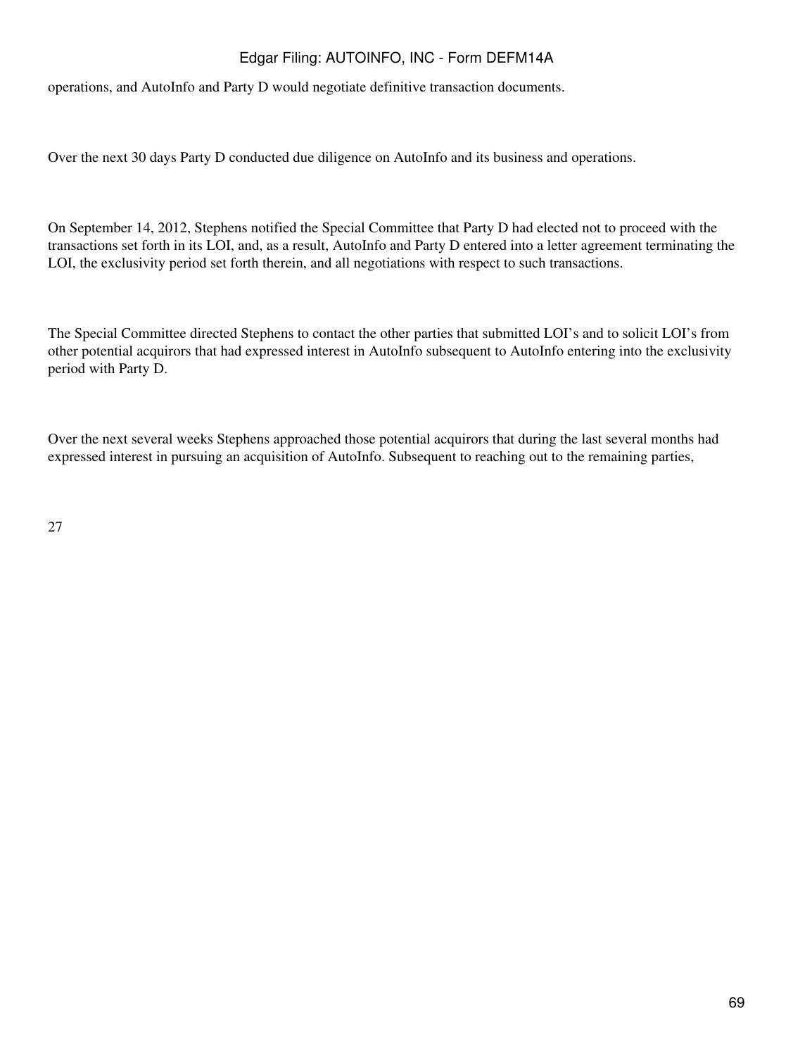operations, and AutoInfo and Party D would negotiate definitive transaction documents.

Over the next 30 days Party D conducted due diligence on AutoInfo and its business and operations.

On September 14, 2012, Stephens notified the Special Committee that Party D had elected not to proceed with the transactions set forth in its LOI, and, as a result, AutoInfo and Party D entered into a letter agreement terminating the LOI, the exclusivity period set forth therein, and all negotiations with respect to such transactions.

The Special Committee directed Stephens to contact the other parties that submitted LOI's and to solicit LOI's from other potential acquirors that had expressed interest in AutoInfo subsequent to AutoInfo entering into the exclusivity period with Party D.

Over the next several weeks Stephens approached those potential acquirors that during the last several months had expressed interest in pursuing an acquisition of AutoInfo. Subsequent to reaching out to the remaining parties,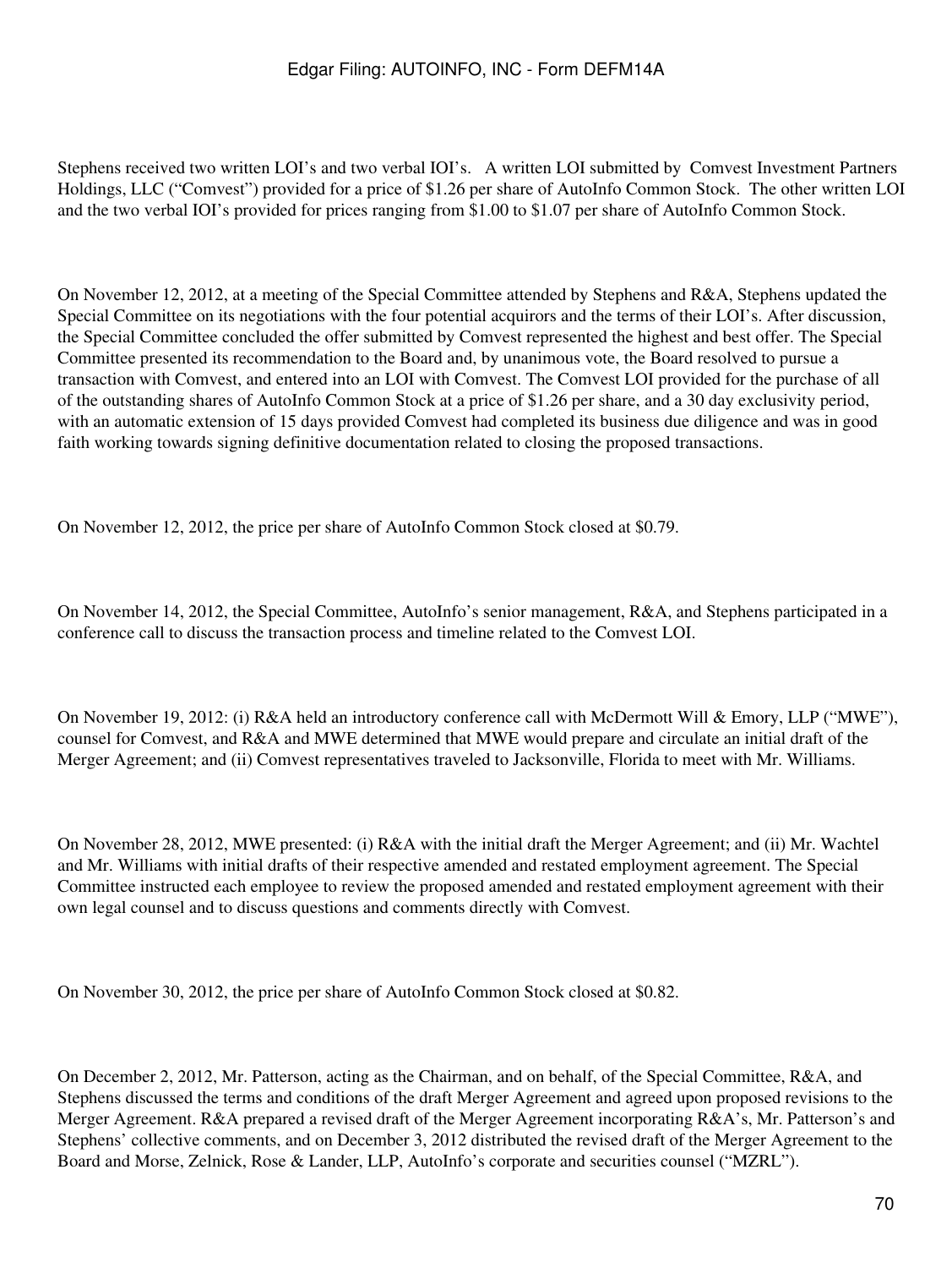Stephens received two written LOI's and two verbal IOI's. A written LOI submitted by Comvest Investment Partners Holdings, LLC ("Comvest") provided for a price of $1.26 per share of AutoInfo Common Stock. The other written LOI and the two verbal IOI's provided for prices ranging from $1.00 to $1.07 per share of AutoInfo Common Stock.

On November 12, 2012, at a meeting of the Special Committee attended by Stephens and R&A, Stephens updated the Special Committee on its negotiations with the four potential acquirors and the terms of their LOI's. After discussion, the Special Committee concluded the offer submitted by Comvest represented the highest and best offer. The Special Committee presented its recommendation to the Board and, by unanimous vote, the Board resolved to pursue a transaction with Comvest, and entered into an LOI with Comvest. The Comvest LOI provided for the purchase of all of the outstanding shares of AutoInfo Common Stock at a price of $1.26 per share, and a 30 day exclusivity period, with an automatic extension of 15 days provided Comvest had completed its business due diligence and was in good faith working towards signing definitive documentation related to closing the proposed transactions.

On November 12, 2012, the price per share of AutoInfo Common Stock closed at $0.79.

On November 14, 2012, the Special Committee, AutoInfo's senior management, R&A, and Stephens participated in a conference call to discuss the transaction process and timeline related to the Comvest LOI.

On November 19, 2012: (i) R&A held an introductory conference call with McDermott Will & Emory, LLP ("MWE"), counsel for Comvest, and R&A and MWE determined that MWE would prepare and circulate an initial draft of the Merger Agreement; and (ii) Comvest representatives traveled to Jacksonville, Florida to meet with Mr. Williams.

On November 28, 2012, MWE presented: (i) R&A with the initial draft the Merger Agreement; and (ii) Mr. Wachtel and Mr. Williams with initial drafts of their respective amended and restated employment agreement. The Special Committee instructed each employee to review the proposed amended and restated employment agreement with their own legal counsel and to discuss questions and comments directly with Comvest.

On November 30, 2012, the price per share of AutoInfo Common Stock closed at $0.82.

On December 2, 2012, Mr. Patterson, acting as the Chairman, and on behalf, of the Special Committee, R&A, and Stephens discussed the terms and conditions of the draft Merger Agreement and agreed upon proposed revisions to the Merger Agreement. R&A prepared a revised draft of the Merger Agreement incorporating R&A's, Mr. Patterson's and Stephens' collective comments, and on December 3, 2012 distributed the revised draft of the Merger Agreement to the Board and Morse, Zelnick, Rose & Lander, LLP, AutoInfo's corporate and securities counsel ("MZRL").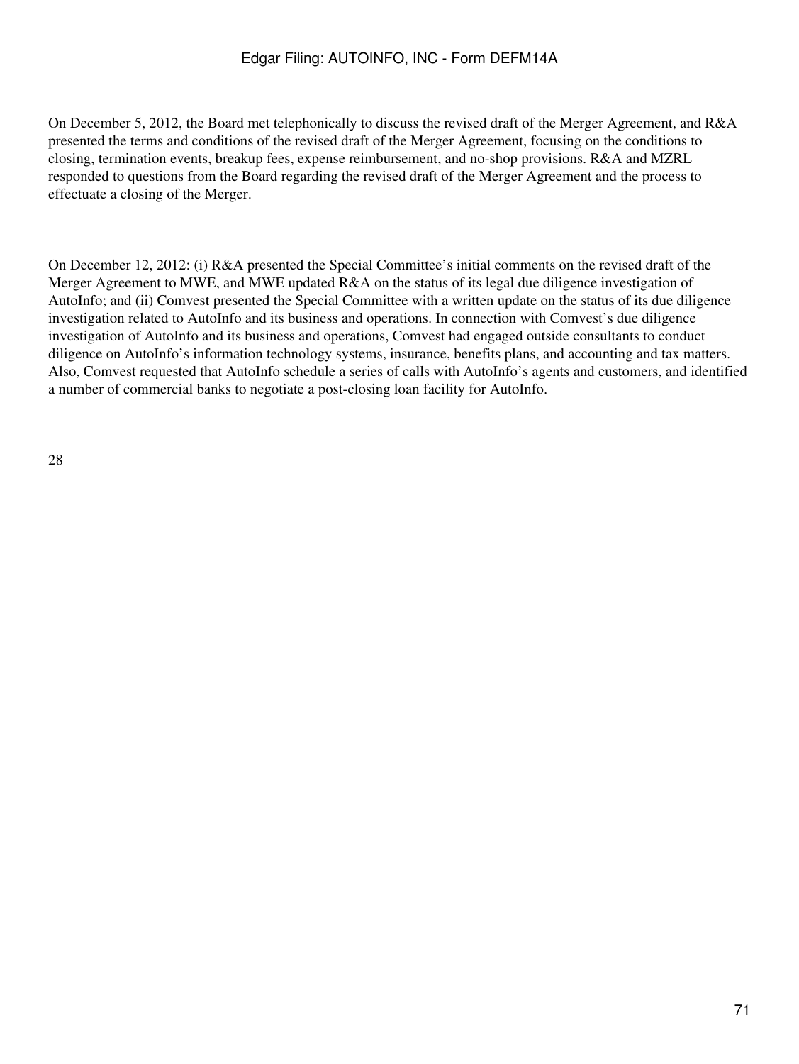On December 5, 2012, the Board met telephonically to discuss the revised draft of the Merger Agreement, and R&A presented the terms and conditions of the revised draft of the Merger Agreement, focusing on the conditions to closing, termination events, breakup fees, expense reimbursement, and no-shop provisions. R&A and MZRL responded to questions from the Board regarding the revised draft of the Merger Agreement and the process to effectuate a closing of the Merger.

On December 12, 2012: (i) R&A presented the Special Committee's initial comments on the revised draft of the Merger Agreement to MWE, and MWE updated R&A on the status of its legal due diligence investigation of AutoInfo; and (ii) Comvest presented the Special Committee with a written update on the status of its due diligence investigation related to AutoInfo and its business and operations. In connection with Comvest's due diligence investigation of AutoInfo and its business and operations, Comvest had engaged outside consultants to conduct diligence on AutoInfo's information technology systems, insurance, benefits plans, and accounting and tax matters. Also, Comvest requested that AutoInfo schedule a series of calls with AutoInfo's agents and customers, and identified a number of commercial banks to negotiate a post-closing loan facility for AutoInfo.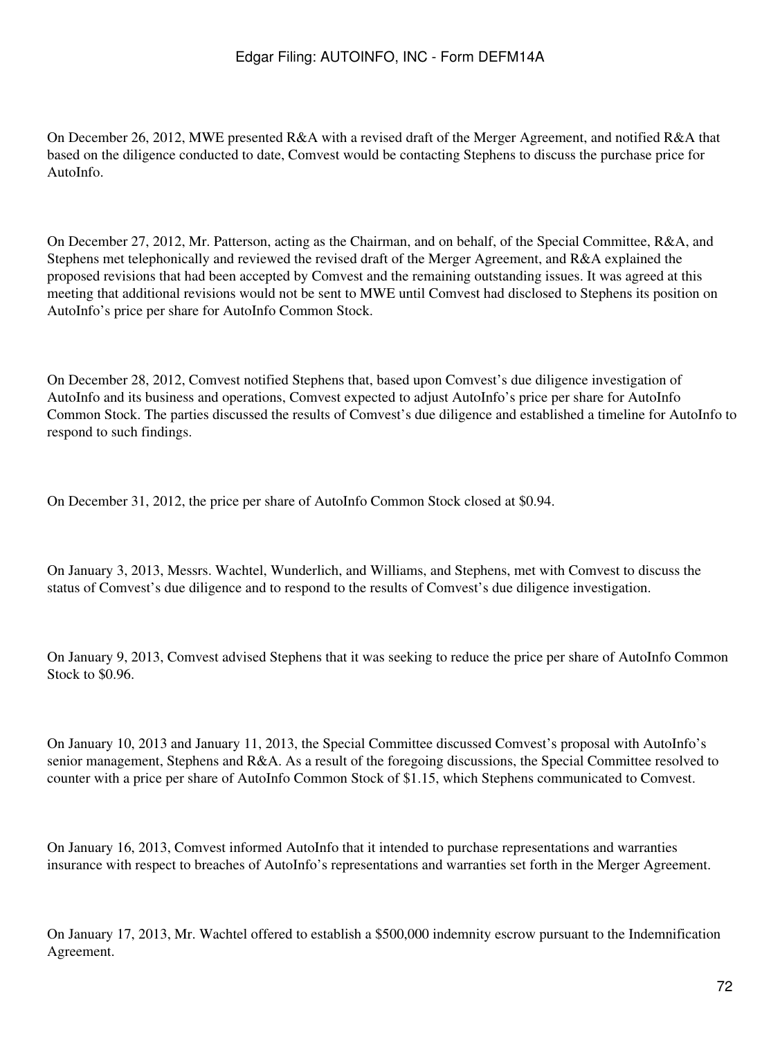On December 26, 2012, MWE presented R&A with a revised draft of the Merger Agreement, and notified R&A that based on the diligence conducted to date, Comvest would be contacting Stephens to discuss the purchase price for AutoInfo.

On December 27, 2012, Mr. Patterson, acting as the Chairman, and on behalf, of the Special Committee, R&A, and Stephens met telephonically and reviewed the revised draft of the Merger Agreement, and R&A explained the proposed revisions that had been accepted by Comvest and the remaining outstanding issues. It was agreed at this meeting that additional revisions would not be sent to MWE until Comvest had disclosed to Stephens its position on AutoInfo's price per share for AutoInfo Common Stock.

On December 28, 2012, Comvest notified Stephens that, based upon Comvest's due diligence investigation of AutoInfo and its business and operations, Comvest expected to adjust AutoInfo's price per share for AutoInfo Common Stock. The parties discussed the results of Comvest's due diligence and established a timeline for AutoInfo to respond to such findings.

On December 31, 2012, the price per share of AutoInfo Common Stock closed at $0.94.

On January 3, 2013, Messrs. Wachtel, Wunderlich, and Williams, and Stephens, met with Comvest to discuss the status of Comvest's due diligence and to respond to the results of Comvest's due diligence investigation.

On January 9, 2013, Comvest advised Stephens that it was seeking to reduce the price per share of AutoInfo Common Stock to $0.96.

On January 10, 2013 and January 11, 2013, the Special Committee discussed Comvest's proposal with AutoInfo's senior management, Stephens and R&A. As a result of the foregoing discussions, the Special Committee resolved to counter with a price per share of AutoInfo Common Stock of $1.15, which Stephens communicated to Comvest.

On January 16, 2013, Comvest informed AutoInfo that it intended to purchase representations and warranties insurance with respect to breaches of AutoInfo's representations and warranties set forth in the Merger Agreement.

On January 17, 2013, Mr. Wachtel offered to establish a $500,000 indemnity escrow pursuant to the Indemnification Agreement.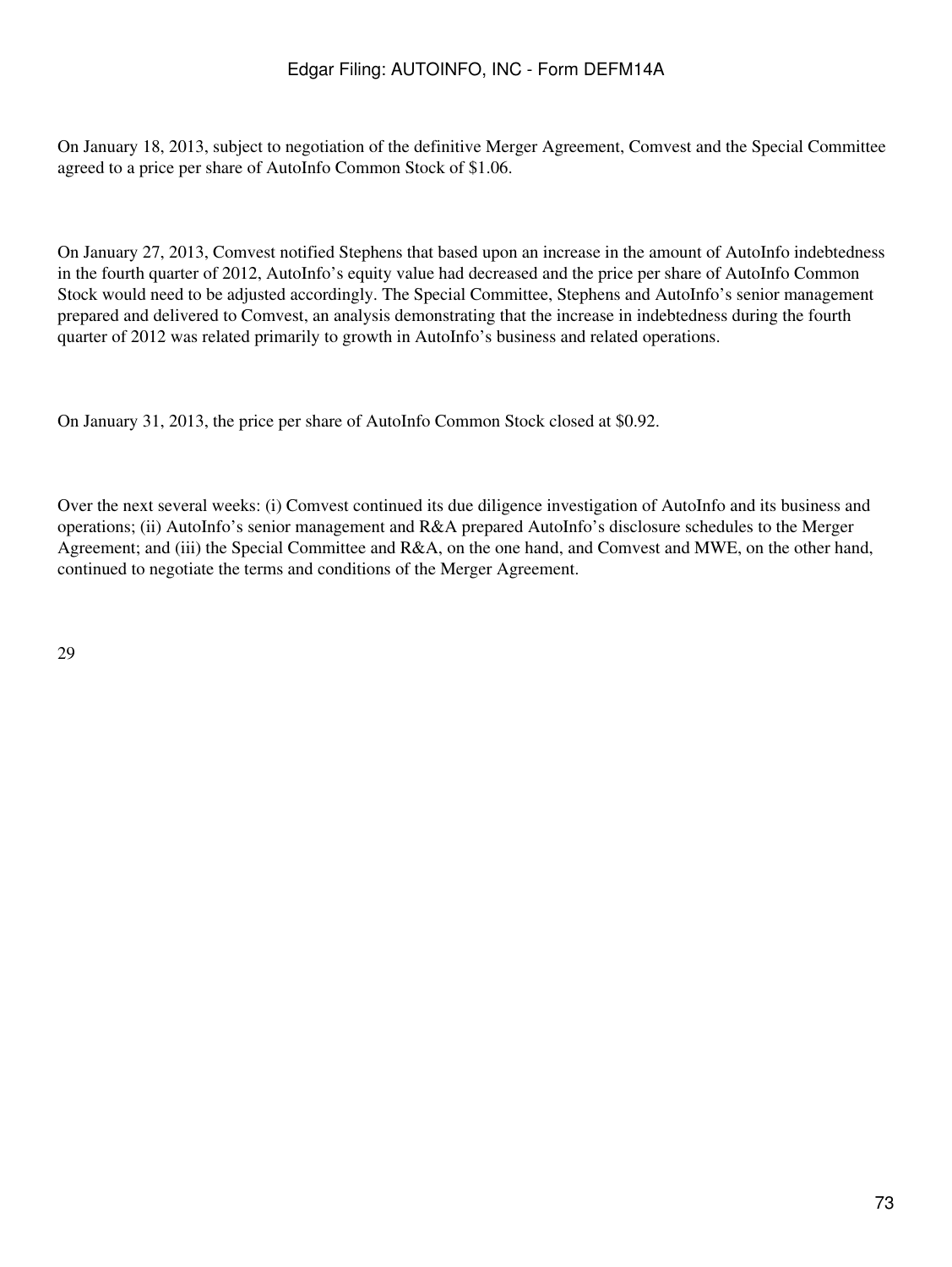On January 18, 2013, subject to negotiation of the definitive Merger Agreement, Comvest and the Special Committee agreed to a price per share of AutoInfo Common Stock of $1.06.

On January 27, 2013, Comvest notified Stephens that based upon an increase in the amount of AutoInfo indebtedness in the fourth quarter of 2012, AutoInfo's equity value had decreased and the price per share of AutoInfo Common Stock would need to be adjusted accordingly. The Special Committee, Stephens and AutoInfo's senior management prepared and delivered to Comvest, an analysis demonstrating that the increase in indebtedness during the fourth quarter of 2012 was related primarily to growth in AutoInfo's business and related operations.

On January 31, 2013, the price per share of AutoInfo Common Stock closed at $0.92.

Over the next several weeks: (i) Comvest continued its due diligence investigation of AutoInfo and its business and operations; (ii) AutoInfo's senior management and R&A prepared AutoInfo's disclosure schedules to the Merger Agreement; and (iii) the Special Committee and R&A, on the one hand, and Comvest and MWE, on the other hand, continued to negotiate the terms and conditions of the Merger Agreement.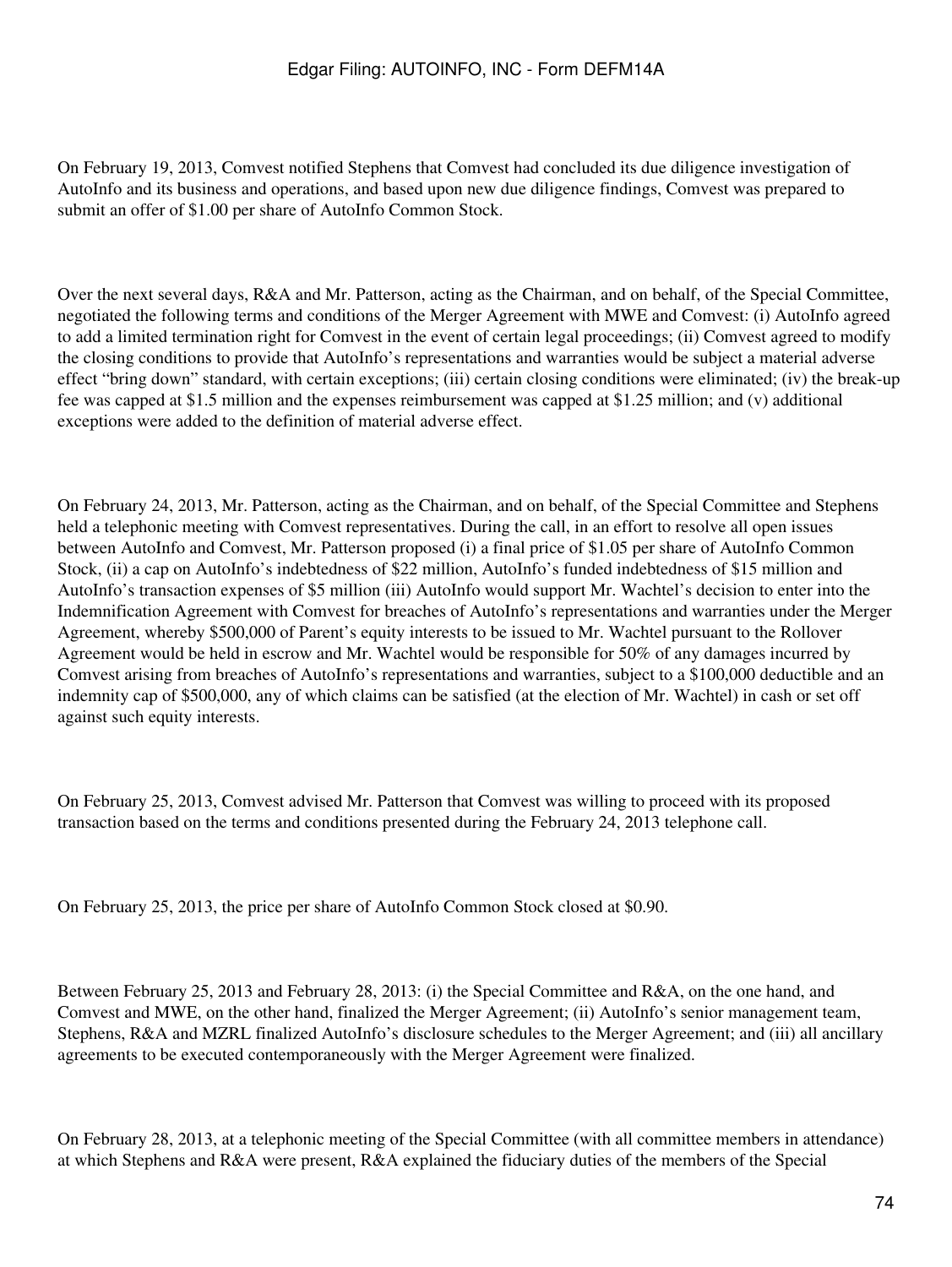On February 19, 2013, Comvest notified Stephens that Comvest had concluded its due diligence investigation of AutoInfo and its business and operations, and based upon new due diligence findings, Comvest was prepared to submit an offer of $1.00 per share of AutoInfo Common Stock.

Over the next several days, R&A and Mr. Patterson, acting as the Chairman, and on behalf, of the Special Committee, negotiated the following terms and conditions of the Merger Agreement with MWE and Comvest: (i) AutoInfo agreed to add a limited termination right for Comvest in the event of certain legal proceedings; (ii) Comvest agreed to modify the closing conditions to provide that AutoInfo's representations and warranties would be subject a material adverse effect "bring down" standard, with certain exceptions; (iii) certain closing conditions were eliminated; (iv) the break-up fee was capped at $1.5 million and the expenses reimbursement was capped at $1.25 million; and (v) additional exceptions were added to the definition of material adverse effect.

On February 24, 2013, Mr. Patterson, acting as the Chairman, and on behalf, of the Special Committee and Stephens held a telephonic meeting with Comvest representatives. During the call, in an effort to resolve all open issues between AutoInfo and Comvest, Mr. Patterson proposed (i) a final price of $1.05 per share of AutoInfo Common Stock, (ii) a cap on AutoInfo's indebtedness of $22 million, AutoInfo's funded indebtedness of $15 million and AutoInfo's transaction expenses of $5 million (iii) AutoInfo would support Mr. Wachtel's decision to enter into the Indemnification Agreement with Comvest for breaches of AutoInfo's representations and warranties under the Merger Agreement, whereby $500,000 of Parent's equity interests to be issued to Mr. Wachtel pursuant to the Rollover Agreement would be held in escrow and Mr. Wachtel would be responsible for 50% of any damages incurred by Comvest arising from breaches of AutoInfo's representations and warranties, subject to a $100,000 deductible and an indemnity cap of $500,000, any of which claims can be satisfied (at the election of Mr. Wachtel) in cash or set off against such equity interests.

On February 25, 2013, Comvest advised Mr. Patterson that Comvest was willing to proceed with its proposed transaction based on the terms and conditions presented during the February 24, 2013 telephone call.

On February 25, 2013, the price per share of AutoInfo Common Stock closed at $0.90.

Between February 25, 2013 and February 28, 2013: (i) the Special Committee and R&A, on the one hand, and Comvest and MWE, on the other hand, finalized the Merger Agreement; (ii) AutoInfo's senior management team, Stephens, R&A and MZRL finalized AutoInfo's disclosure schedules to the Merger Agreement; and (iii) all ancillary agreements to be executed contemporaneously with the Merger Agreement were finalized.

On February 28, 2013, at a telephonic meeting of the Special Committee (with all committee members in attendance) at which Stephens and R&A were present, R&A explained the fiduciary duties of the members of the Special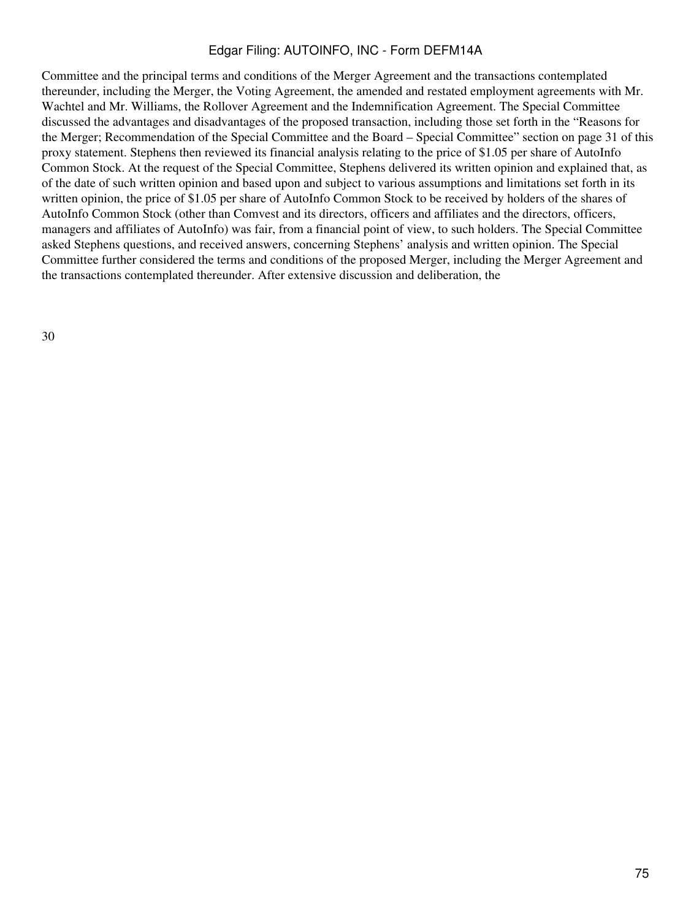Committee and the principal terms and conditions of the Merger Agreement and the transactions contemplated thereunder, including the Merger, the Voting Agreement, the amended and restated employment agreements with Mr. Wachtel and Mr. Williams, the Rollover Agreement and the Indemnification Agreement. The Special Committee discussed the advantages and disadvantages of the proposed transaction, including those set forth in the "Reasons for the Merger; Recommendation of the Special Committee and the Board – Special Committee" section on page 31 of this proxy statement. Stephens then reviewed its financial analysis relating to the price of $1.05 per share of AutoInfo Common Stock. At the request of the Special Committee, Stephens delivered its written opinion and explained that, as of the date of such written opinion and based upon and subject to various assumptions and limitations set forth in its written opinion, the price of $1.05 per share of AutoInfo Common Stock to be received by holders of the shares of AutoInfo Common Stock (other than Comvest and its directors, officers and affiliates and the directors, officers, managers and affiliates of AutoInfo) was fair, from a financial point of view, to such holders. The Special Committee asked Stephens questions, and received answers, concerning Stephens' analysis and written opinion. The Special Committee further considered the terms and conditions of the proposed Merger, including the Merger Agreement and the transactions contemplated thereunder. After extensive discussion and deliberation, the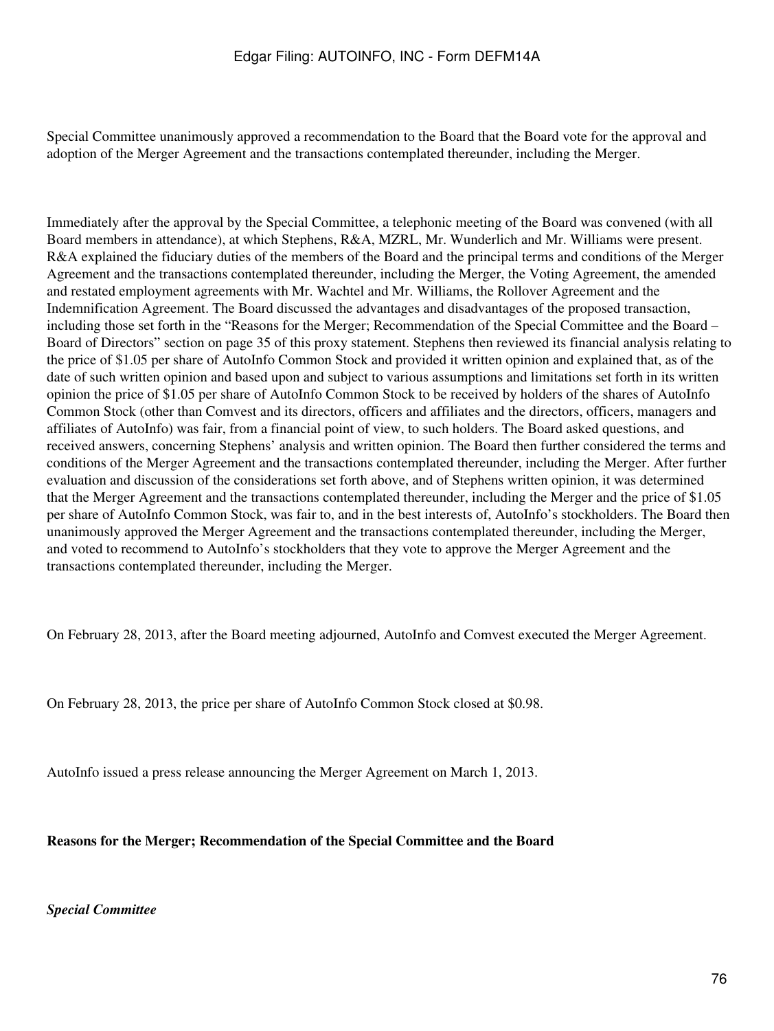Special Committee unanimously approved a recommendation to the Board that the Board vote for the approval and adoption of the Merger Agreement and the transactions contemplated thereunder, including the Merger.

Immediately after the approval by the Special Committee, a telephonic meeting of the Board was convened (with all Board members in attendance), at which Stephens, R&A, MZRL, Mr. Wunderlich and Mr. Williams were present. R&A explained the fiduciary duties of the members of the Board and the principal terms and conditions of the Merger Agreement and the transactions contemplated thereunder, including the Merger, the Voting Agreement, the amended and restated employment agreements with Mr. Wachtel and Mr. Williams, the Rollover Agreement and the Indemnification Agreement. The Board discussed the advantages and disadvantages of the proposed transaction, including those set forth in the "Reasons for the Merger; Recommendation of the Special Committee and the Board – Board of Directors" section on page 35 of this proxy statement. Stephens then reviewed its financial analysis relating to the price of $1.05 per share of AutoInfo Common Stock and provided it written opinion and explained that, as of the date of such written opinion and based upon and subject to various assumptions and limitations set forth in its written opinion the price of $1.05 per share of AutoInfo Common Stock to be received by holders of the shares of AutoInfo Common Stock (other than Comvest and its directors, officers and affiliates and the directors, officers, managers and affiliates of AutoInfo) was fair, from a financial point of view, to such holders. The Board asked questions, and received answers, concerning Stephens' analysis and written opinion. The Board then further considered the terms and conditions of the Merger Agreement and the transactions contemplated thereunder, including the Merger. After further evaluation and discussion of the considerations set forth above, and of Stephens written opinion, it was determined that the Merger Agreement and the transactions contemplated thereunder, including the Merger and the price of $1.05 per share of AutoInfo Common Stock, was fair to, and in the best interests of, AutoInfo's stockholders. The Board then unanimously approved the Merger Agreement and the transactions contemplated thereunder, including the Merger, and voted to recommend to AutoInfo's stockholders that they vote to approve the Merger Agreement and the transactions contemplated thereunder, including the Merger.

On February 28, 2013, after the Board meeting adjourned, AutoInfo and Comvest executed the Merger Agreement.

On February 28, 2013, the price per share of AutoInfo Common Stock closed at $0.98.

AutoInfo issued a press release announcing the Merger Agreement on March 1, 2013.

**Reasons for the Merger; Recommendation of the Special Committee and the Board**

***Special Committee***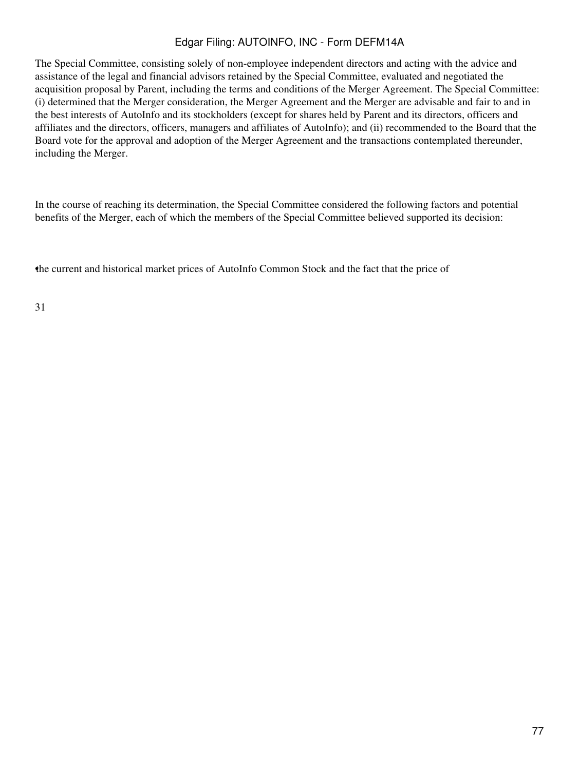The Special Committee, consisting solely of non-employee independent directors and acting with the advice and assistance of the legal and financial advisors retained by the Special Committee, evaluated and negotiated the acquisition proposal by Parent, including the terms and conditions of the Merger Agreement. The Special Committee: (i) determined that the Merger consideration, the Merger Agreement and the Merger are advisable and fair to and in the best interests of AutoInfo and its stockholders (except for shares held by Parent and its directors, officers and affiliates and the directors, officers, managers and affiliates of AutoInfo); and (ii) recommended to the Board that the Board vote for the approval and adoption of the Merger Agreement and the transactions contemplated thereunder, including the Merger.

In the course of reaching its determination, the Special Committee considered the following factors and potential benefits of the Merger, each of which the members of the Special Committee believed supported its decision:

- the current and historical market prices of AutoInfo Common Stock and the fact that the price of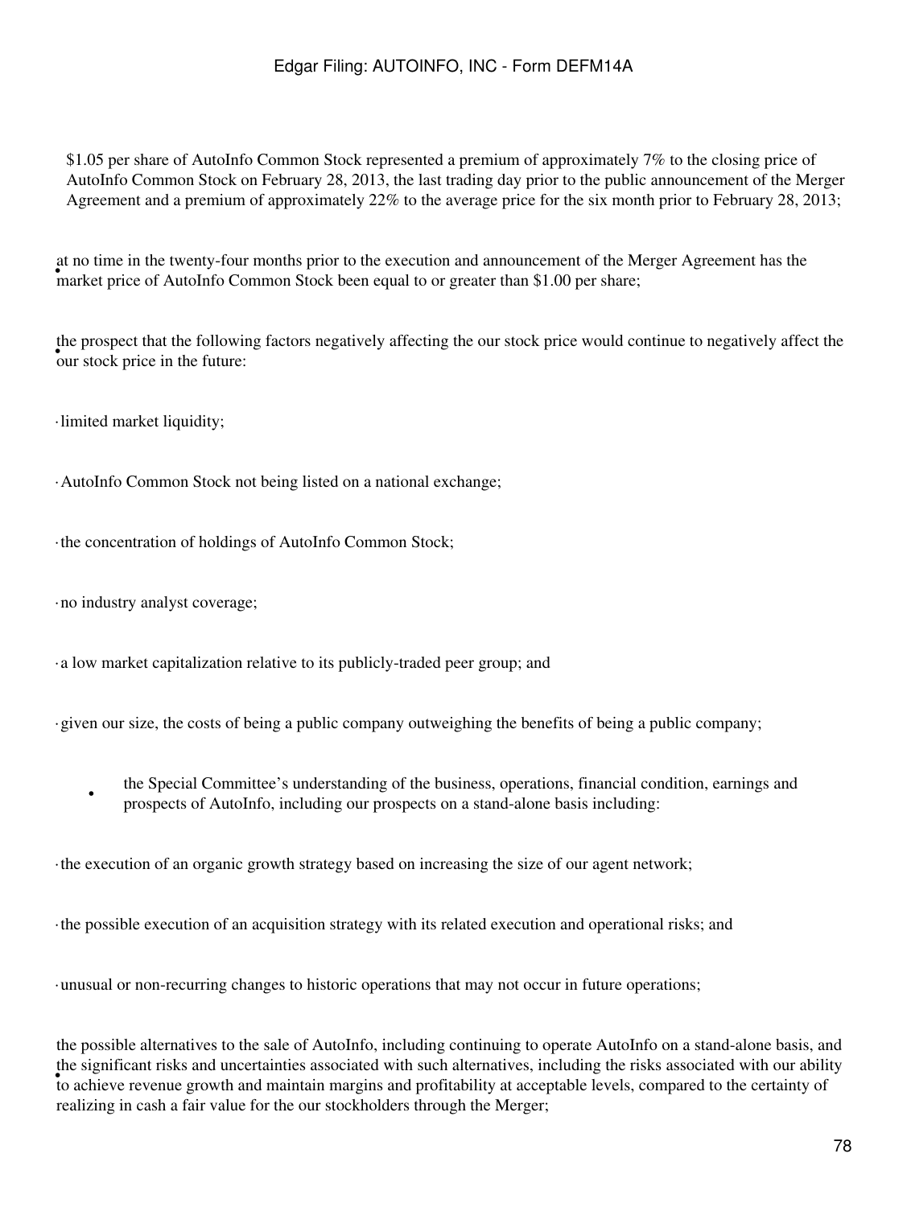$1.05 per share of AutoInfo Common Stock represented a premium of approximately 7% to the closing price of AutoInfo Common Stock on February 28, 2013, the last trading day prior to the public announcement of the Merger Agreement and a premium of approximately 22% to the average price for the six month prior to February 28, 2013;

- at no time in the twenty-four months prior to the execution and announcement of the Merger Agreement has the market price of AutoInfo Common Stock been equal to or greater than $1.00 per share;

- the prospect that the following factors negatively affecting the our stock price would continue to negatively affect the our stock price in the future:

  - limited market liquidity;
  - AutoInfo Common Stock not being listed on a national exchange;
  - the concentration of holdings of AutoInfo Common Stock;
  - no industry analyst coverage;
  - a low market capitalization relative to its publicly-traded peer group; and
  - given our size, the costs of being a public company outweighing the benefits of being a public company;

- the Special Committee's understanding of the business, operations, financial condition, earnings and prospects of AutoInfo, including our prospects on a stand-alone basis including:

  - the execution of an organic growth strategy based on increasing the size of our agent network;
  - the possible execution of an acquisition strategy with its related execution and operational risks; and
  - unusual or non-recurring changes to historic operations that may not occur in future operations;

- the possible alternatives to the sale of AutoInfo, including continuing to operate AutoInfo on a stand-alone basis, and the significant risks and uncertainties associated with such alternatives, including the risks associated with our ability to achieve revenue growth and maintain margins and profitability at acceptable levels, compared to the certainty of realizing in cash a fair value for the our stockholders through the Merger;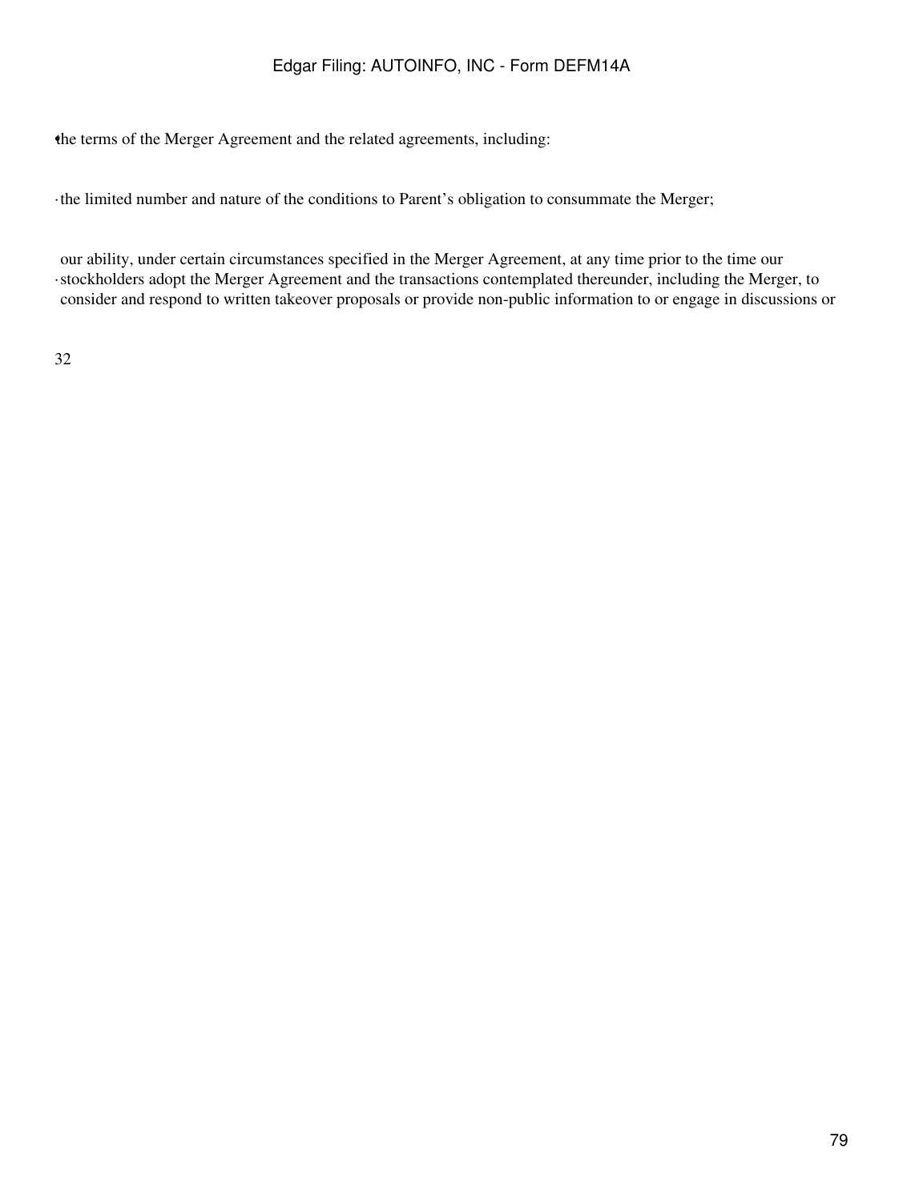- the terms of the Merger Agreement and the related agreements, including:

  - the limited number and nature of the conditions to Parent's obligation to consummate the Merger;

  - our ability, under certain circumstances specified in the Merger Agreement, at any time prior to the time our stockholders adopt the Merger Agreement and the transactions contemplated thereunder, including the Merger, to consider and respond to written takeover proposals or provide non-public information to or engage in discussions or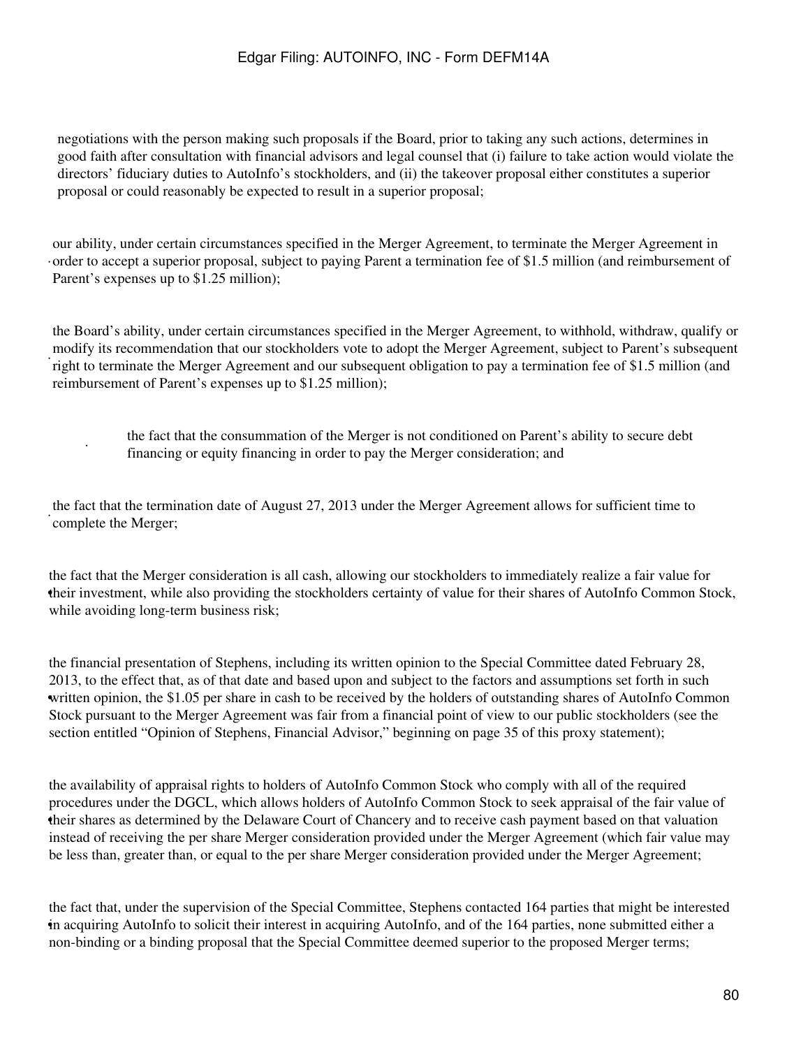negotiations with the person making such proposals if the Board, prior to taking any such actions, determines in good faith after consultation with financial advisors and legal counsel that (i) failure to take action would violate the directors' fiduciary duties to AutoInfo's stockholders, and (ii) the takeover proposal either constitutes a superior proposal or could reasonably be expected to result in a superior proposal;

- our ability, under certain circumstances specified in the Merger Agreement, to terminate the Merger Agreement in order to accept a superior proposal, subject to paying Parent a termination fee of $1.5 million (and reimbursement of Parent's expenses up to $1.25 million);

- the Board's ability, under certain circumstances specified in the Merger Agreement, to withhold, withdraw, qualify or modify its recommendation that our stockholders vote to adopt the Merger Agreement, subject to Parent's subsequent right to terminate the Merger Agreement and our subsequent obligation to pay a termination fee of $1.5 million (and reimbursement of Parent's expenses up to $1.25 million);

- the fact that the consummation of the Merger is not conditioned on Parent's ability to secure debt financing or equity financing in order to pay the Merger consideration; and

- the fact that the termination date of August 27, 2013 under the Merger Agreement allows for sufficient time to complete the Merger;

- the fact that the Merger consideration is all cash, allowing our stockholders to immediately realize a fair value for their investment, while also providing the stockholders certainty of value for their shares of AutoInfo Common Stock, while avoiding long-term business risk;

- the financial presentation of Stephens, including its written opinion to the Special Committee dated February 28, 2013, to the effect that, as of that date and based upon and subject to the factors and assumptions set forth in such written opinion, the $1.05 per share in cash to be received by the holders of outstanding shares of AutoInfo Common Stock pursuant to the Merger Agreement was fair from a financial point of view to our public stockholders (see the section entitled "Opinion of Stephens, Financial Advisor," beginning on page 35 of this proxy statement);

- the availability of appraisal rights to holders of AutoInfo Common Stock who comply with all of the required procedures under the DGCL, which allows holders of AutoInfo Common Stock to seek appraisal of the fair value of their shares as determined by the Delaware Court of Chancery and to receive cash payment based on that valuation instead of receiving the per share Merger consideration provided under the Merger Agreement (which fair value may be less than, greater than, or equal to the per share Merger consideration provided under the Merger Agreement;

- the fact that, under the supervision of the Special Committee, Stephens contacted 164 parties that might be interested in acquiring AutoInfo to solicit their interest in acquiring AutoInfo, and of the 164 parties, none submitted either a non-binding or a binding proposal that the Special Committee deemed superior to the proposed Merger terms;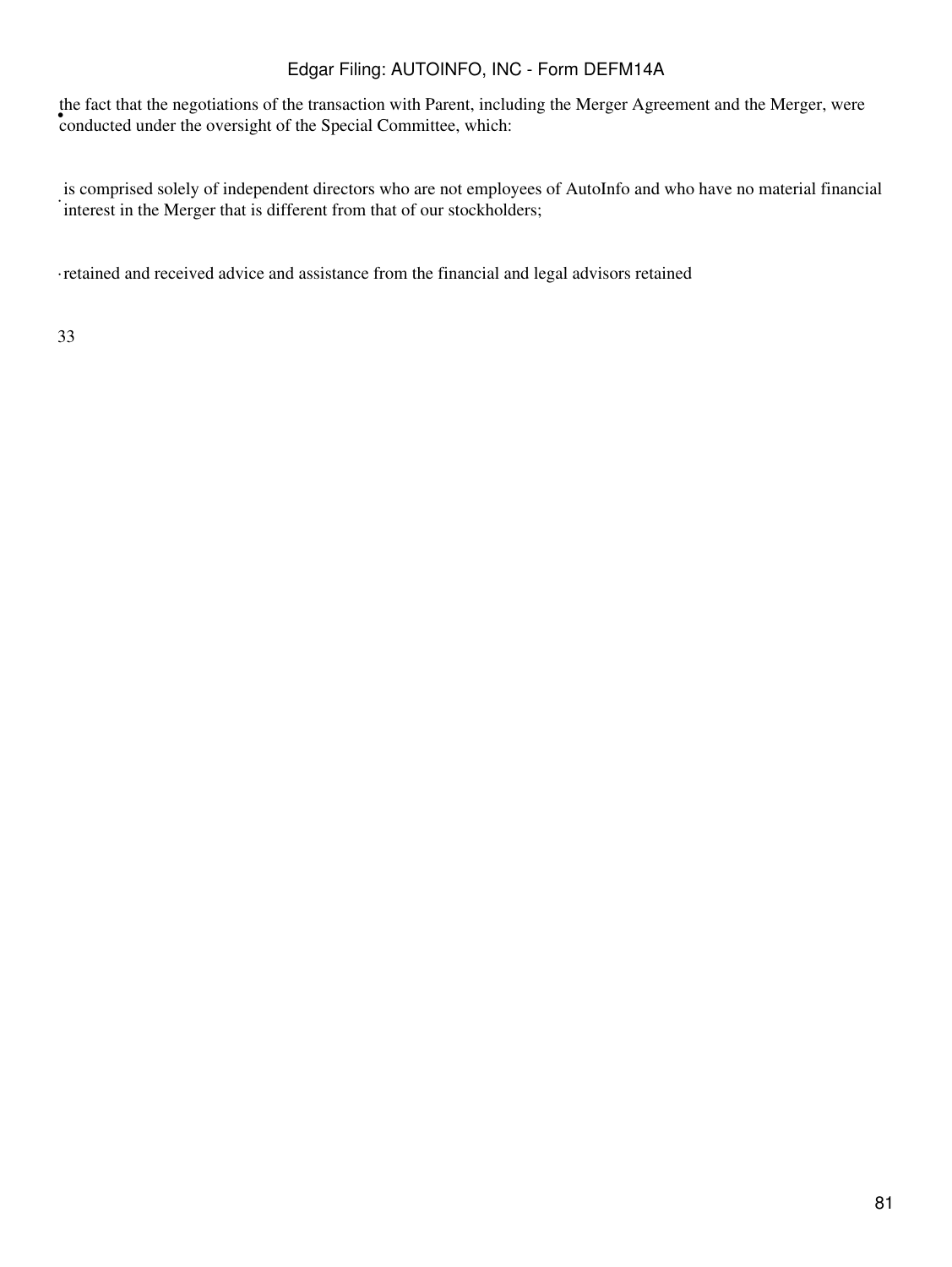- the fact that the negotiations of the transaction with Parent, including the Merger Agreement and the Merger, were conducted under the oversight of the Special Committee, which:

  - is comprised solely of independent directors who are not employees of AutoInfo and who have no material financial interest in the Merger that is different from that of our stockholders;

  - retained and received advice and assistance from the financial and legal advisors retained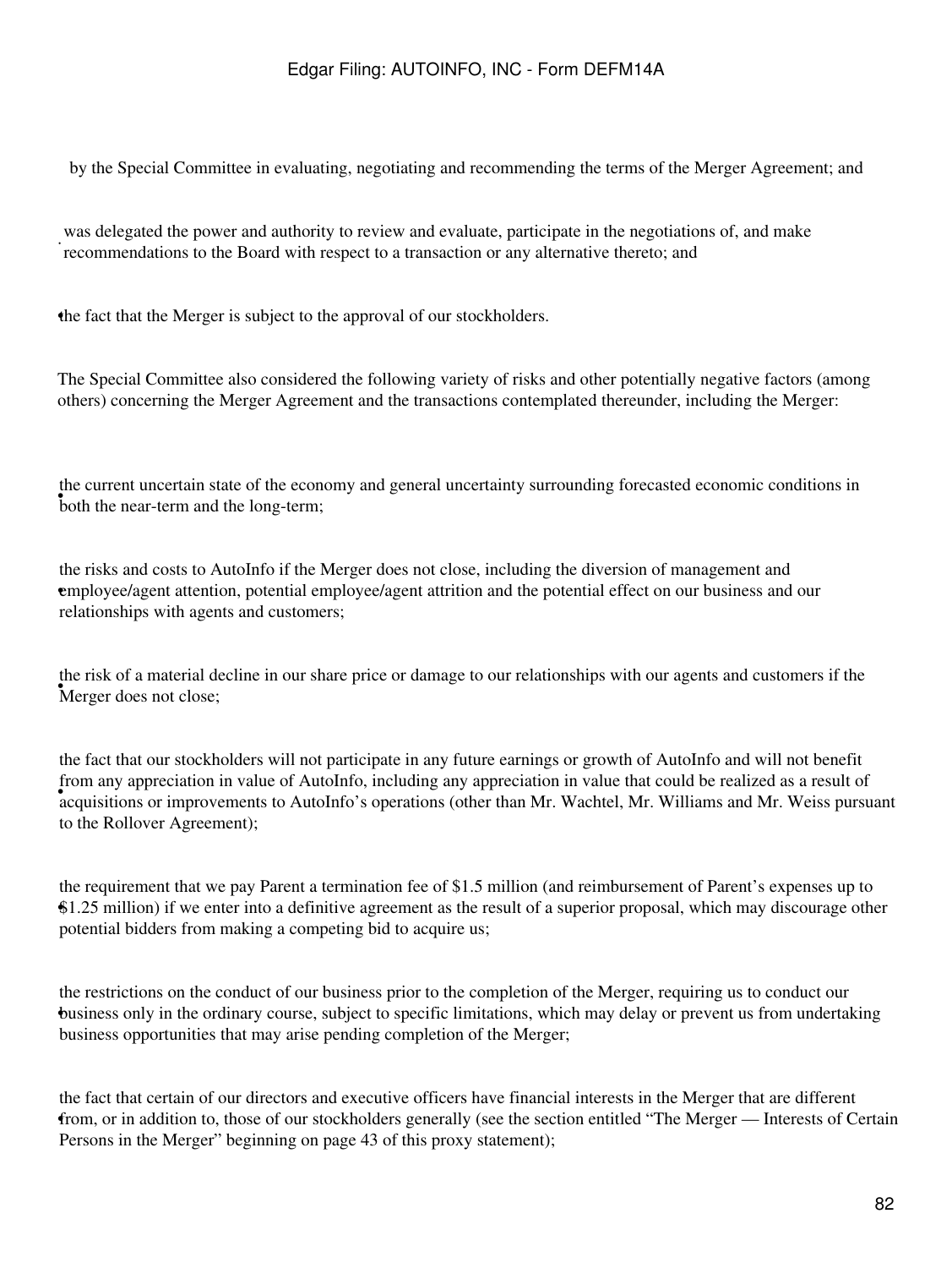by the Special Committee in evaluating, negotiating and recommending the terms of the Merger Agreement; and

- was delegated the power and authority to review and evaluate, participate in the negotiations of, and make recommendations to the Board with respect to a transaction or any alternative thereto; and

- the fact that the Merger is subject to the approval of our stockholders.

The Special Committee also considered the following variety of risks and other potentially negative factors (among others) concerning the Merger Agreement and the transactions contemplated thereunder, including the Merger:

- the current uncertain state of the economy and general uncertainty surrounding forecasted economic conditions in both the near-term and the long-term;

- the risks and costs to AutoInfo if the Merger does not close, including the diversion of management and employee/agent attention, potential employee/agent attrition and the potential effect on our business and our relationships with agents and customers;

- the risk of a material decline in our share price or damage to our relationships with our agents and customers if the Merger does not close;

- the fact that our stockholders will not participate in any future earnings or growth of AutoInfo and will not benefit from any appreciation in value of AutoInfo, including any appreciation in value that could be realized as a result of acquisitions or improvements to AutoInfo's operations (other than Mr. Wachtel, Mr. Williams and Mr. Weiss pursuant to the Rollover Agreement);

- the requirement that we pay Parent a termination fee of $1.5 million (and reimbursement of Parent's expenses up to $1.25 million) if we enter into a definitive agreement as the result of a superior proposal, which may discourage other potential bidders from making a competing bid to acquire us;

- the restrictions on the conduct of our business prior to the completion of the Merger, requiring us to conduct our business only in the ordinary course, subject to specific limitations, which may delay or prevent us from undertaking business opportunities that may arise pending completion of the Merger;

- the fact that certain of our directors and executive officers have financial interests in the Merger that are different from, or in addition to, those of our stockholders generally (see the section entitled "The Merger — Interests of Certain Persons in the Merger" beginning on page 43 of this proxy statement);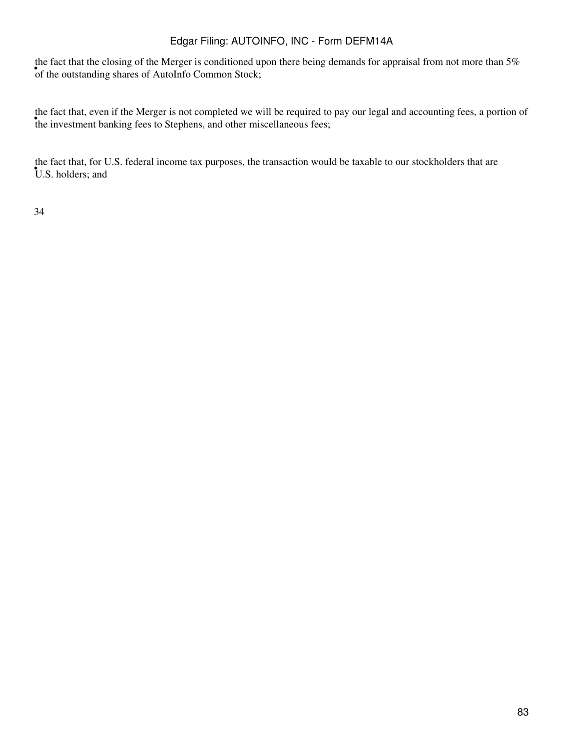- the fact that the closing of the Merger is conditioned upon there being demands for appraisal from not more than 5% of the outstanding shares of AutoInfo Common Stock;

- the fact that, even if the Merger is not completed we will be required to pay our legal and accounting fees, a portion of the investment banking fees to Stephens, and other miscellaneous fees;

- the fact that, for U.S. federal income tax purposes, the transaction would be taxable to our stockholders that are U.S. holders; and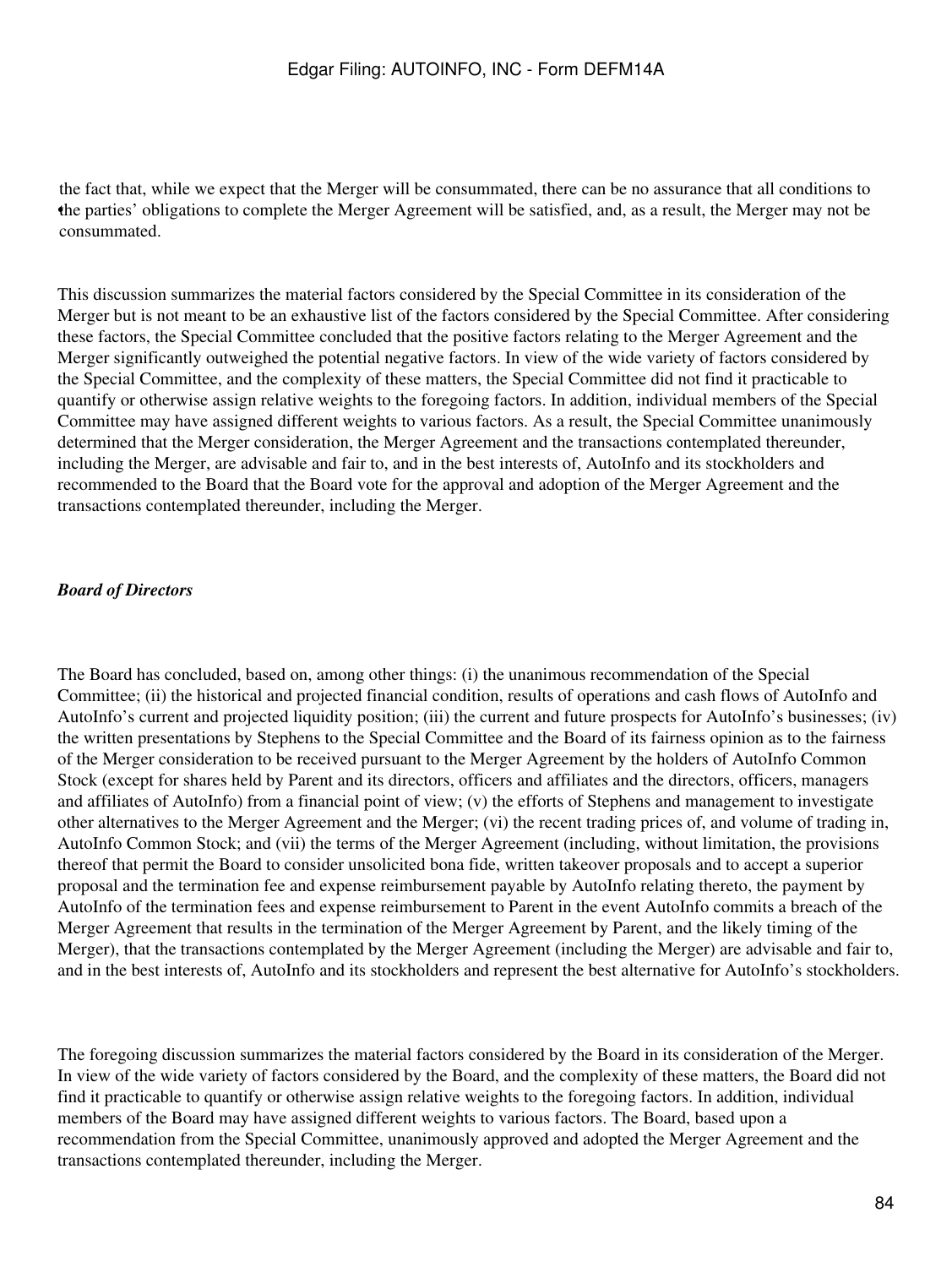- the fact that, while we expect that the Merger will be consummated, there can be no assurance that all conditions to the parties' obligations to complete the Merger Agreement will be satisfied, and, as a result, the Merger may not be consummated.

This discussion summarizes the material factors considered by the Special Committee in its consideration of the Merger but is not meant to be an exhaustive list of the factors considered by the Special Committee. After considering these factors, the Special Committee concluded that the positive factors relating to the Merger Agreement and the Merger significantly outweighed the potential negative factors. In view of the wide variety of factors considered by the Special Committee, and the complexity of these matters, the Special Committee did not find it practicable to quantify or otherwise assign relative weights to the foregoing factors. In addition, individual members of the Special Committee may have assigned different weights to various factors. As a result, the Special Committee unanimously determined that the Merger consideration, the Merger Agreement and the transactions contemplated thereunder, including the Merger, are advisable and fair to, and in the best interests of, AutoInfo and its stockholders and recommended to the Board that the Board vote for the approval and adoption of the Merger Agreement and the transactions contemplated thereunder, including the Merger.

***Board of Directors***

The Board has concluded, based on, among other things: (i) the unanimous recommendation of the Special Committee; (ii) the historical and projected financial condition, results of operations and cash flows of AutoInfo and AutoInfo's current and projected liquidity position; (iii) the current and future prospects for AutoInfo's businesses; (iv) the written presentations by Stephens to the Special Committee and the Board of its fairness opinion as to the fairness of the Merger consideration to be received pursuant to the Merger Agreement by the holders of AutoInfo Common Stock (except for shares held by Parent and its directors, officers and affiliates and the directors, officers, managers and affiliates of AutoInfo) from a financial point of view; (v) the efforts of Stephens and management to investigate other alternatives to the Merger Agreement and the Merger; (vi) the recent trading prices of, and volume of trading in, AutoInfo Common Stock; and (vii) the terms of the Merger Agreement (including, without limitation, the provisions thereof that permit the Board to consider unsolicited bona fide, written takeover proposals and to accept a superior proposal and the termination fee and expense reimbursement payable by AutoInfo relating thereto, the payment by AutoInfo of the termination fees and expense reimbursement to Parent in the event AutoInfo commits a breach of the Merger Agreement that results in the termination of the Merger Agreement by Parent, and the likely timing of the Merger), that the transactions contemplated by the Merger Agreement (including the Merger) are advisable and fair to, and in the best interests of, AutoInfo and its stockholders and represent the best alternative for AutoInfo's stockholders.

The foregoing discussion summarizes the material factors considered by the Board in its consideration of the Merger. In view of the wide variety of factors considered by the Board, and the complexity of these matters, the Board did not find it practicable to quantify or otherwise assign relative weights to the foregoing factors. In addition, individual members of the Board may have assigned different weights to various factors. The Board, based upon a recommendation from the Special Committee, unanimously approved and adopted the Merger Agreement and the transactions contemplated thereunder, including the Merger.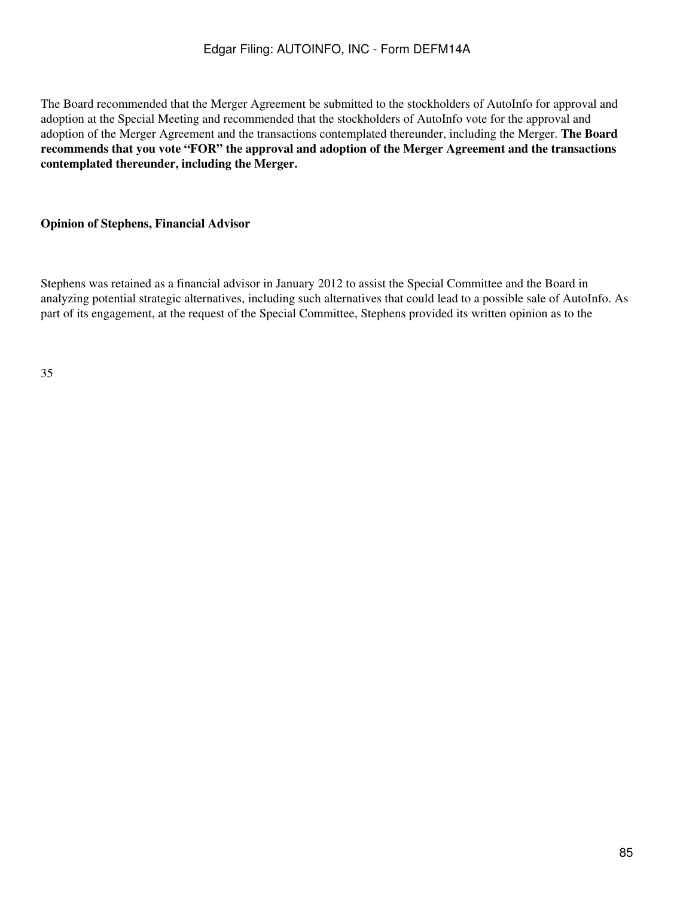The Board recommended that the Merger Agreement be submitted to the stockholders of AutoInfo for approval and adoption at the Special Meeting and recommended that the stockholders of AutoInfo vote for the approval and adoption of the Merger Agreement and the transactions contemplated thereunder, including the Merger. **The Board recommends that you vote "FOR" the approval and adoption of the Merger Agreement and the transactions contemplated thereunder, including the Merger.**

**Opinion of Stephens, Financial Advisor**

Stephens was retained as a financial advisor in January 2012 to assist the Special Committee and the Board in analyzing potential strategic alternatives, including such alternatives that could lead to a possible sale of AutoInfo. As part of its engagement, at the request of the Special Committee, Stephens provided its written opinion as to the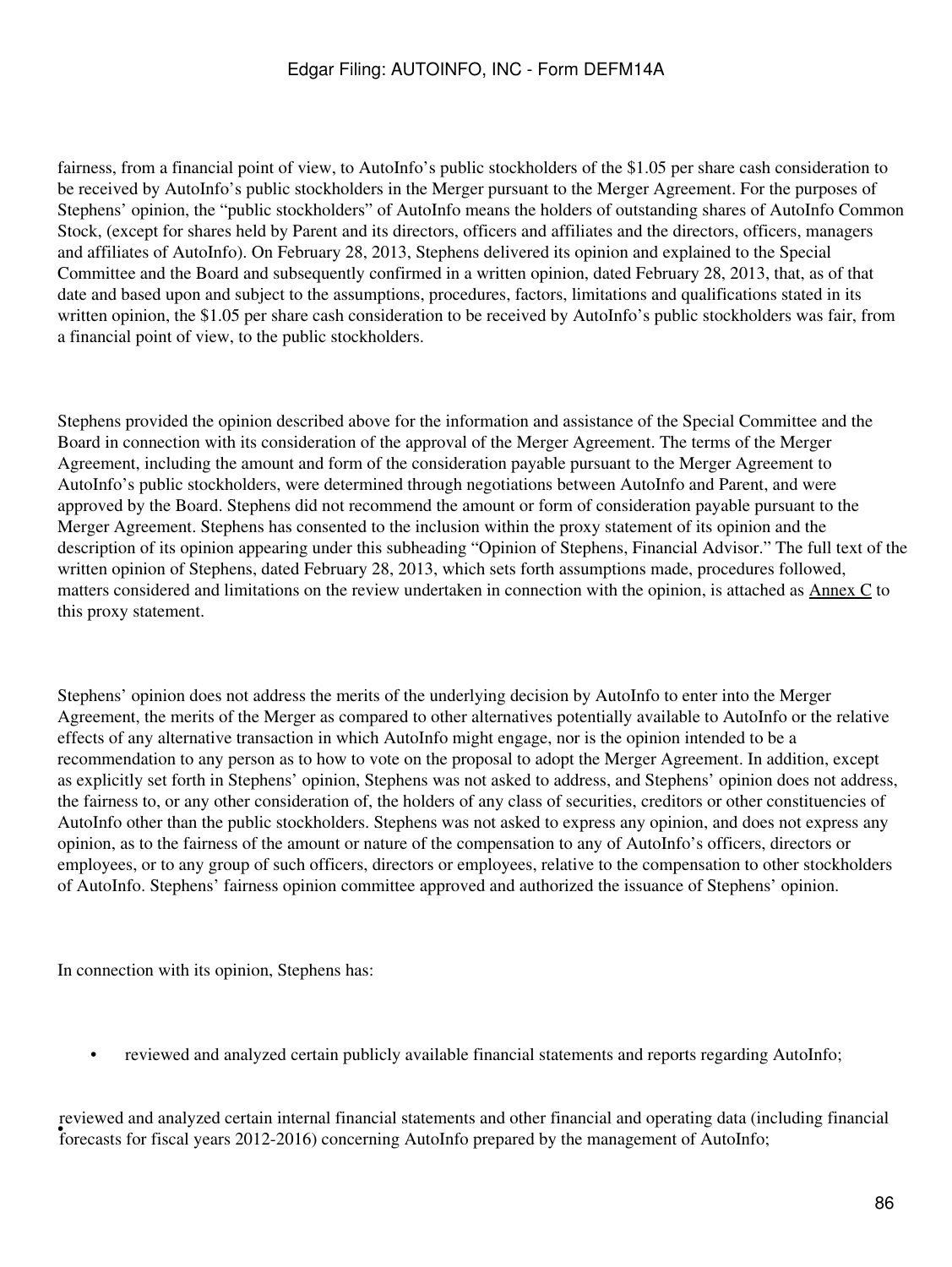fairness, from a financial point of view, to AutoInfo's public stockholders of the $1.05 per share cash consideration to be received by AutoInfo's public stockholders in the Merger pursuant to the Merger Agreement. For the purposes of Stephens' opinion, the "public stockholders" of AutoInfo means the holders of outstanding shares of AutoInfo Common Stock, (except for shares held by Parent and its directors, officers and affiliates and the directors, officers, managers and affiliates of AutoInfo). On February 28, 2013, Stephens delivered its opinion and explained to the Special Committee and the Board and subsequently confirmed in a written opinion, dated February 28, 2013, that, as of that date and based upon and subject to the assumptions, procedures, factors, limitations and qualifications stated in its written opinion, the $1.05 per share cash consideration to be received by AutoInfo's public stockholders was fair, from a financial point of view, to the public stockholders.

Stephens provided the opinion described above for the information and assistance of the Special Committee and the Board in connection with its consideration of the approval of the Merger Agreement. The terms of the Merger Agreement, including the amount and form of the consideration payable pursuant to the Merger Agreement to AutoInfo's public stockholders, were determined through negotiations between AutoInfo and Parent, and were approved by the Board. Stephens did not recommend the amount or form of consideration payable pursuant to the Merger Agreement. Stephens has consented to the inclusion within the proxy statement of its opinion and the description of its opinion appearing under this subheading "Opinion of Stephens, Financial Advisor." The full text of the written opinion of Stephens, dated February 28, 2013, which sets forth assumptions made, procedures followed, matters considered and limitations on the review undertaken in connection with the opinion, is attached as Annex C to this proxy statement.

Stephens' opinion does not address the merits of the underlying decision by AutoInfo to enter into the Merger Agreement, the merits of the Merger as compared to other alternatives potentially available to AutoInfo or the relative effects of any alternative transaction in which AutoInfo might engage, nor is the opinion intended to be a recommendation to any person as to how to vote on the proposal to adopt the Merger Agreement. In addition, except as explicitly set forth in Stephens' opinion, Stephens was not asked to address, and Stephens' opinion does not address, the fairness to, or any other consideration of, the holders of any class of securities, creditors or other constituencies of AutoInfo other than the public stockholders. Stephens was not asked to express any opinion, and does not express any opinion, as to the fairness of the amount or nature of the compensation to any of AutoInfo's officers, directors or employees, or to any group of such officers, directors or employees, relative to the compensation to other stockholders of AutoInfo. Stephens' fairness opinion committee approved and authorized the issuance of Stephens' opinion.

In connection with its opinion, Stephens has:

- reviewed and analyzed certain publicly available financial statements and reports regarding AutoInfo;
- reviewed and analyzed certain internal financial statements and other financial and operating data (including financial forecasts for fiscal years 2012-2016) concerning AutoInfo prepared by the management of AutoInfo;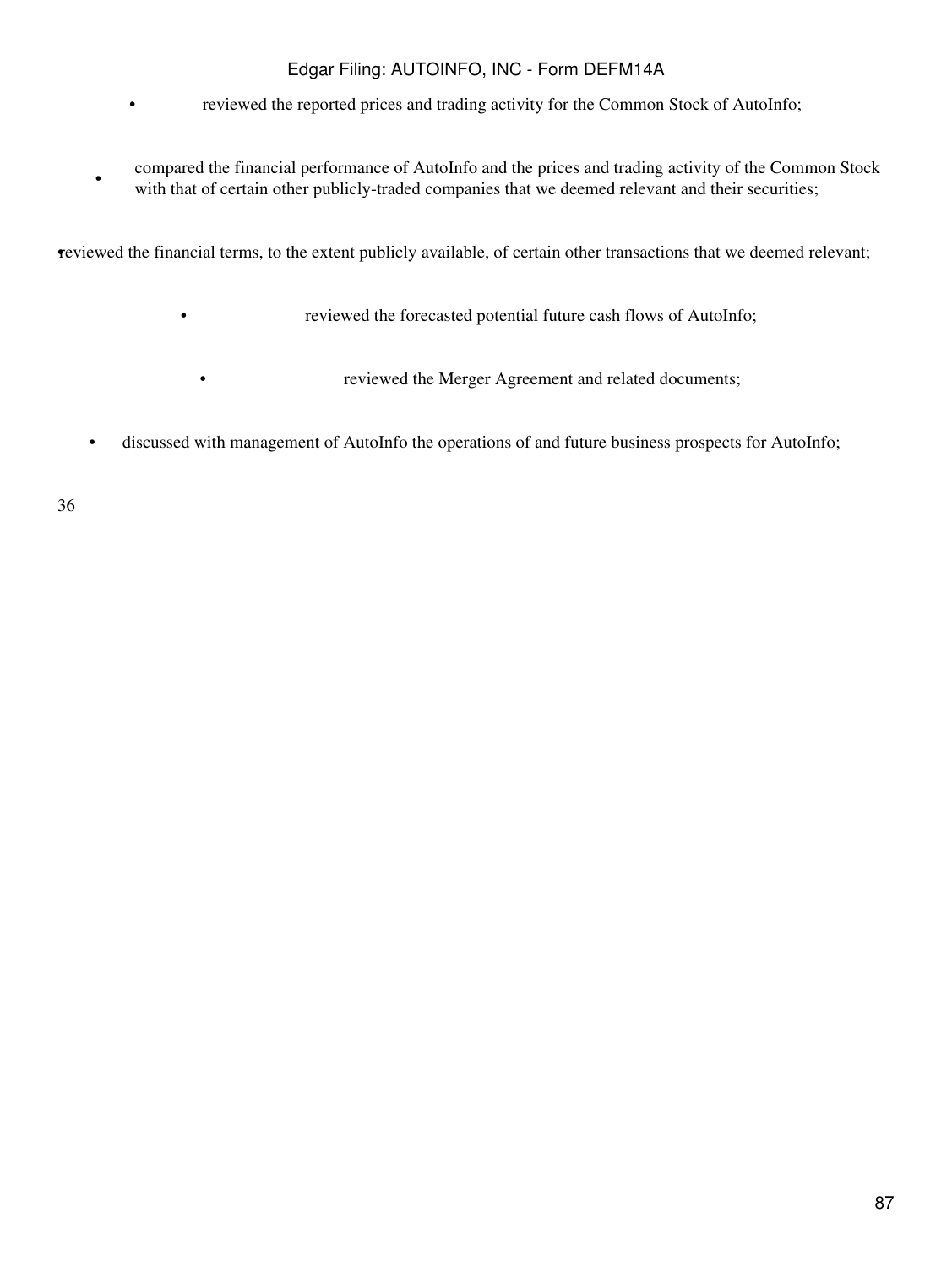- reviewed the reported prices and trading activity for the Common Stock of AutoInfo;
- compared the financial performance of AutoInfo and the prices and trading activity of the Common Stock with that of certain other publicly-traded companies that we deemed relevant and their securities;
- reviewed the financial terms, to the extent publicly available, of certain other transactions that we deemed relevant;
- reviewed the forecasted potential future cash flows of AutoInfo;
- reviewed the Merger Agreement and related documents;
- discussed with management of AutoInfo the operations of and future business prospects for AutoInfo;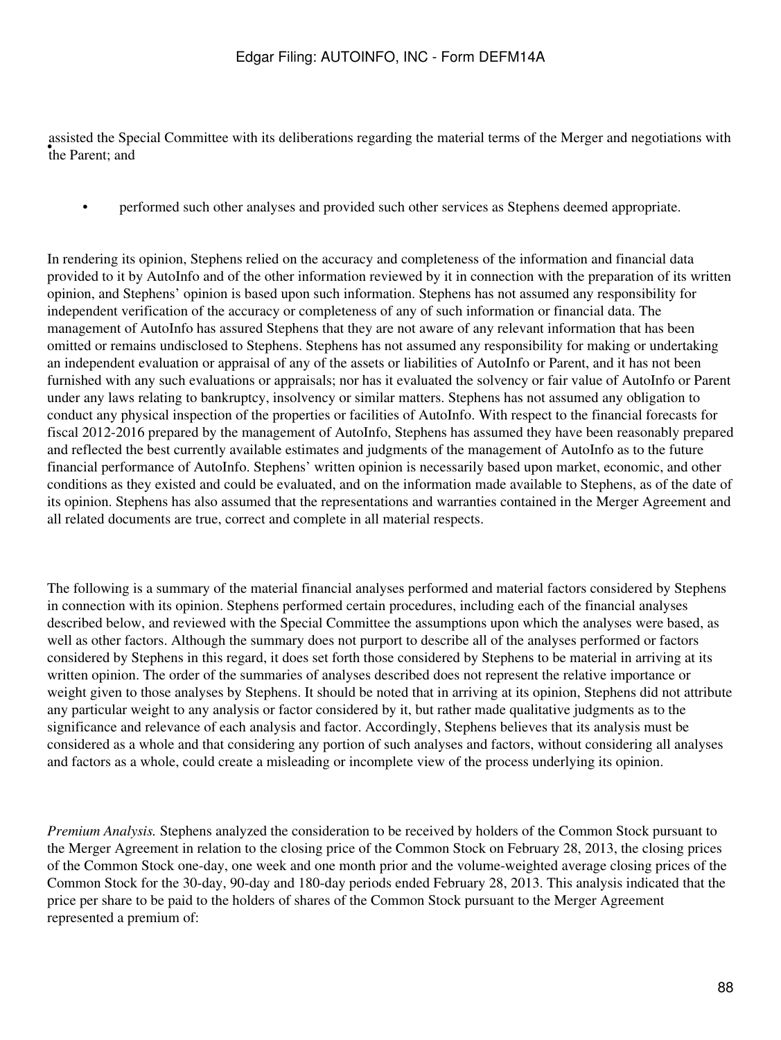- assisted the Special Committee with its deliberations regarding the material terms of the Merger and negotiations with the Parent; and

- performed such other analyses and provided such other services as Stephens deemed appropriate.

In rendering its opinion, Stephens relied on the accuracy and completeness of the information and financial data provided to it by AutoInfo and of the other information reviewed by it in connection with the preparation of its written opinion, and Stephens' opinion is based upon such information. Stephens has not assumed any responsibility for independent verification of the accuracy or completeness of any of such information or financial data. The management of AutoInfo has assured Stephens that they are not aware of any relevant information that has been omitted or remains undisclosed to Stephens. Stephens has not assumed any responsibility for making or undertaking an independent evaluation or appraisal of any of the assets or liabilities of AutoInfo or Parent, and it has not been furnished with any such evaluations or appraisals; nor has it evaluated the solvency or fair value of AutoInfo or Parent under any laws relating to bankruptcy, insolvency or similar matters. Stephens has not assumed any obligation to conduct any physical inspection of the properties or facilities of AutoInfo. With respect to the financial forecasts for fiscal 2012-2016 prepared by the management of AutoInfo, Stephens has assumed they have been reasonably prepared and reflected the best currently available estimates and judgments of the management of AutoInfo as to the future financial performance of AutoInfo. Stephens' written opinion is necessarily based upon market, economic, and other conditions as they existed and could be evaluated, and on the information made available to Stephens, as of the date of its opinion. Stephens has also assumed that the representations and warranties contained in the Merger Agreement and all related documents are true, correct and complete in all material respects.

The following is a summary of the material financial analyses performed and material factors considered by Stephens in connection with its opinion. Stephens performed certain procedures, including each of the financial analyses described below, and reviewed with the Special Committee the assumptions upon which the analyses were based, as well as other factors. Although the summary does not purport to describe all of the analyses performed or factors considered by Stephens in this regard, it does set forth those considered by Stephens to be material in arriving at its written opinion. The order of the summaries of analyses described does not represent the relative importance or weight given to those analyses by Stephens. It should be noted that in arriving at its opinion, Stephens did not attribute any particular weight to any analysis or factor considered by it, but rather made qualitative judgments as to the significance and relevance of each analysis and factor. Accordingly, Stephens believes that its analysis must be considered as a whole and that considering any portion of such analyses and factors, without considering all analyses and factors as a whole, could create a misleading or incomplete view of the process underlying its opinion.

*Premium Analysis.* Stephens analyzed the consideration to be received by holders of the Common Stock pursuant to the Merger Agreement in relation to the closing price of the Common Stock on February 28, 2013, the closing prices of the Common Stock one-day, one week and one month prior and the volume-weighted average closing prices of the Common Stock for the 30-day, 90-day and 180-day periods ended February 28, 2013. This analysis indicated that the price per share to be paid to the holders of shares of the Common Stock pursuant to the Merger Agreement represented a premium of: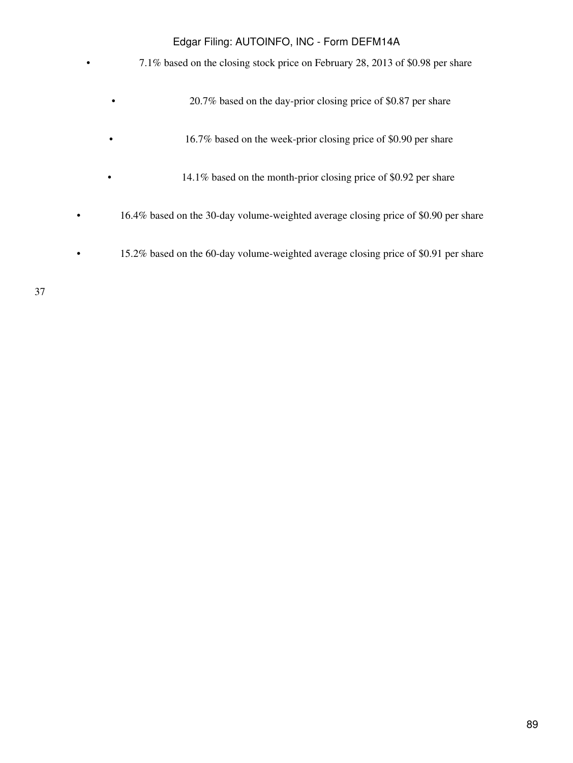- 7.1% based on the closing stock price on February 28, 2013 of $0.98 per share
- 20.7% based on the day-prior closing price of $0.87 per share
- 16.7% based on the week-prior closing price of $0.90 per share
- 14.1% based on the month-prior closing price of $0.92 per share
- 16.4% based on the 30-day volume-weighted average closing price of $0.90 per share
- 15.2% based on the 60-day volume-weighted average closing price of $0.91 per share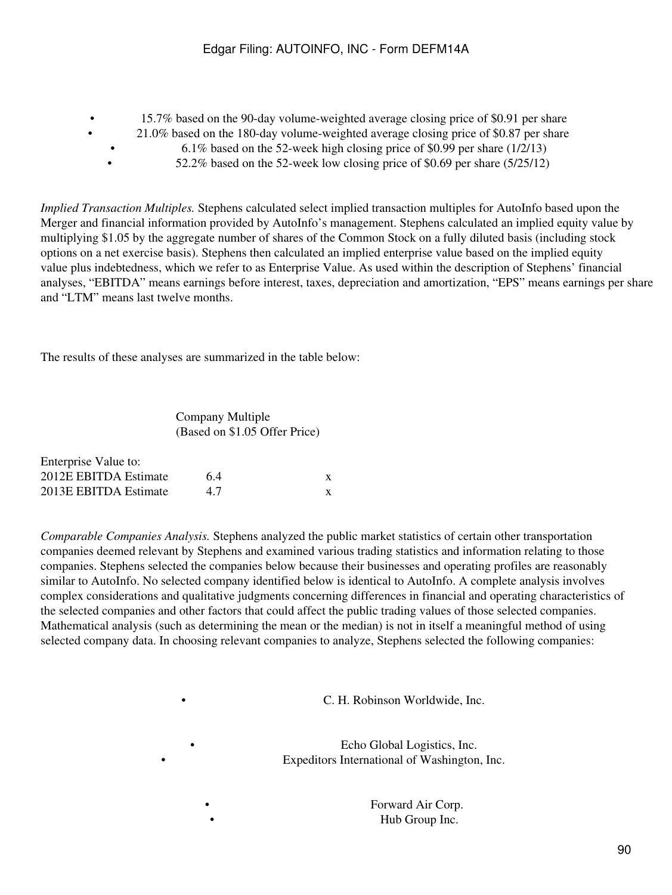- 15.7% based on the 90-day volume-weighted average closing price of $0.91 per share
- 21.0% based on the 180-day volume-weighted average closing price of $0.87 per share
- 6.1% based on the 52-week high closing price of $0.99 per share (1/2/13)
- 52.2% based on the 52-week low closing price of $0.69 per share (5/25/12)

*Implied Transaction Multiples.* Stephens calculated select implied transaction multiples for AutoInfo based upon the Merger and financial information provided by AutoInfo's management. Stephens calculated an implied equity value by multiplying $1.05 by the aggregate number of shares of the Common Stock on a fully diluted basis (including stock options on a net exercise basis). Stephens then calculated an implied enterprise value based on the implied equity value plus indebtedness, which we refer to as Enterprise Value. As used within the description of Stephens' financial analyses, "EBITDA" means earnings before interest, taxes, depreciation and amortization, "EPS" means earnings per share and "LTM" means last twelve months.

The results of these analyses are summarized in the table below:

| | Company Multiple (Based on $1.05 Offer Price) |
|---|---|
| Enterprise Value to: | |
| 2012E EBITDA Estimate | 6.4x |
| 2013E EBITDA Estimate | 4.7x |

*Comparable Companies Analysis.* Stephens analyzed the public market statistics of certain other transportation companies deemed relevant by Stephens and examined various trading statistics and information relating to those companies. Stephens selected the companies below because their businesses and operating profiles are reasonably similar to AutoInfo. No selected company identified below is identical to AutoInfo. A complete analysis involves complex considerations and qualitative judgments concerning differences in financial and operating characteristics of the selected companies and other factors that could affect the public trading values of those selected companies. Mathematical analysis (such as determining the mean or the median) is not in itself a meaningful method of using selected company data. In choosing relevant companies to analyze, Stephens selected the following companies:

- C. H. Robinson Worldwide, Inc.
- Echo Global Logistics, Inc.
- Expeditors International of Washington, Inc.
- Forward Air Corp.
- Hub Group Inc.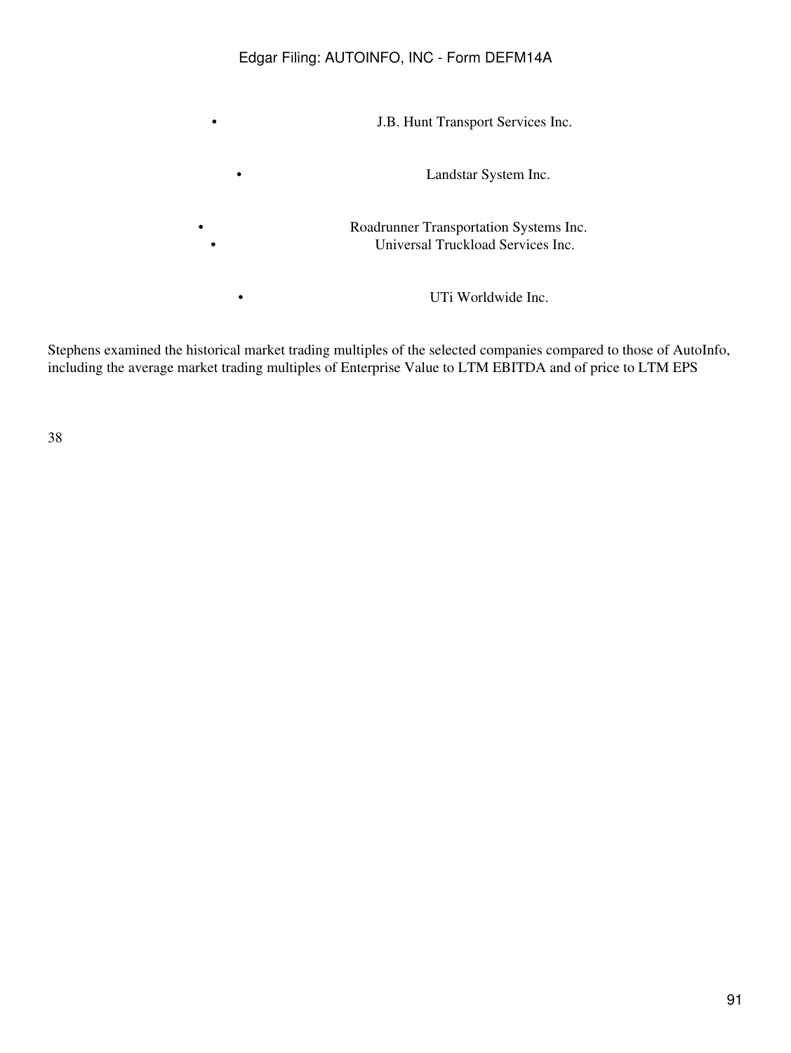- J.B. Hunt Transport Services Inc.
- Landstar System Inc.
- Roadrunner Transportation Systems Inc.
- Universal Truckload Services Inc.
- UTi Worldwide Inc.

Stephens examined the historical market trading multiples of the selected companies compared to those of AutoInfo, including the average market trading multiples of Enterprise Value to LTM EBITDA and of price to LTM EPS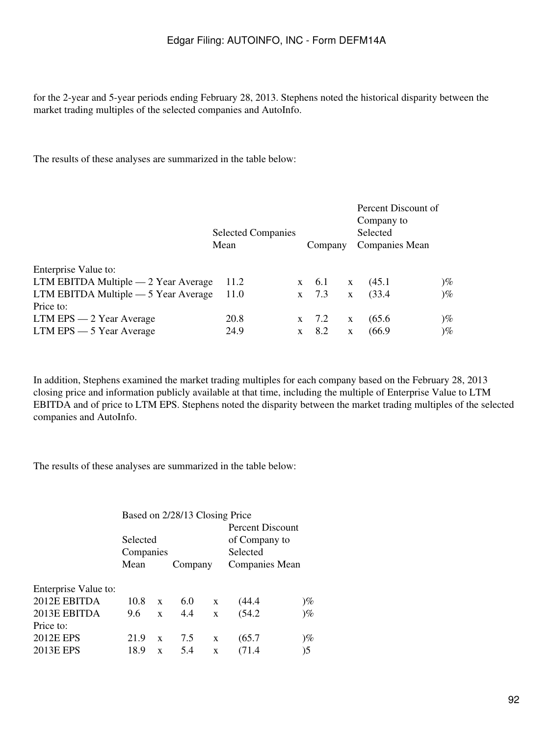for the 2-year and 5-year periods ending February 28, 2013. Stephens noted the historical disparity between the market trading multiples of the selected companies and AutoInfo.

The results of these analyses are summarized in the table below:

| | Selected Companies Mean | Company | Percent Discount of Company to Selected Companies Mean |
|---|---|---|---|
| Enterprise Value to: | | | |
| LTM EBITDA Multiple — 2 Year Average | 11.2x | 6.1x | (45.1)% |
| LTM EBITDA Multiple — 5 Year Average | 11.0x | 7.3x | (33.4)% |
| Price to: | | | |
| LTM EPS — 2 Year Average | 20.8x | 7.2x | (65.6)% |
| LTM EPS — 5 Year Average | 24.9x | 8.2x | (66.9)% |

In addition, Stephens examined the market trading multiples for each company based on the February 28, 2013 closing price and information publicly available at that time, including the multiple of Enterprise Value to LTM EBITDA and of price to LTM EPS. Stephens noted the disparity between the market trading multiples of the selected companies and AutoInfo.

The results of these analyses are summarized in the table below:

| | Based on 2/28/13 Closing Price | | |
|---|---|---|---|
| | Selected Companies Mean | Company | Percent Discount of Company to Selected Companies Mean |
| Enterprise Value to: | | | |
| 2012E EBITDA | 10.8x | 6.0x | (44.4)% |
| 2013E EBITDA | 9.6x | 4.4x | (54.2)% |
| Price to: | | | |
| 2012E EPS | 21.9x | 7.5x | (65.7)% |
| 2013E EPS | 18.9x | 5.4x | (71.4)5 |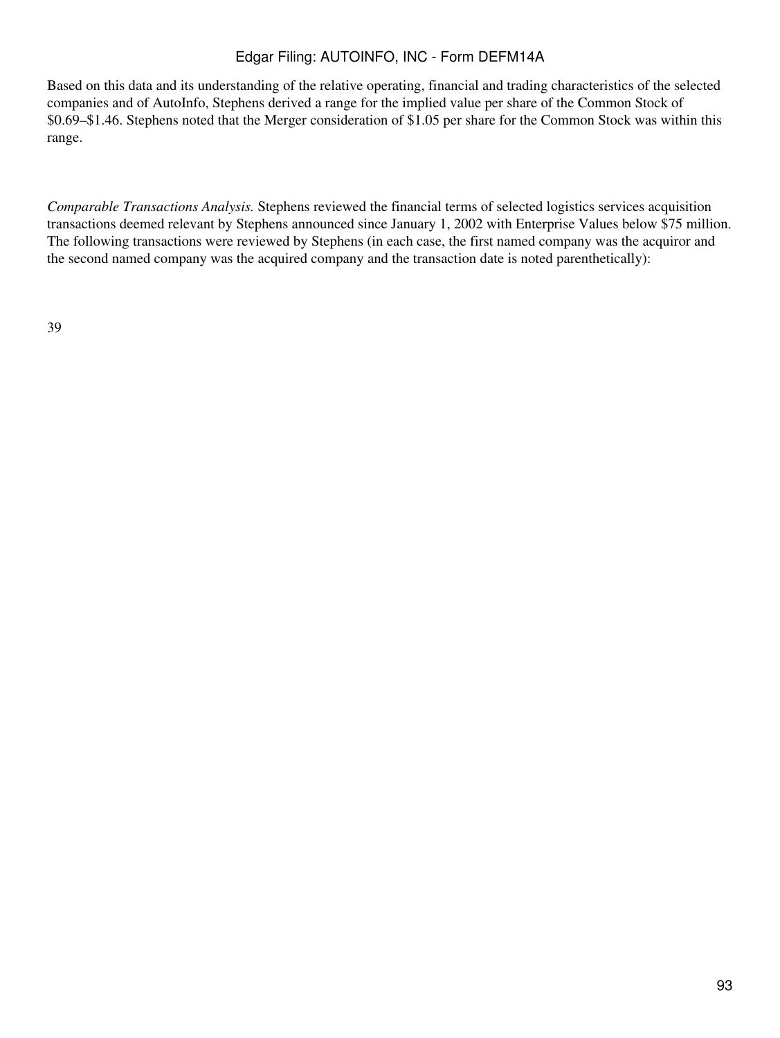Based on this data and its understanding of the relative operating, financial and trading characteristics of the selected companies and of AutoInfo, Stephens derived a range for the implied value per share of the Common Stock of $0.69–$1.46. Stephens noted that the Merger consideration of $1.05 per share for the Common Stock was within this range.

*Comparable Transactions Analysis.* Stephens reviewed the financial terms of selected logistics services acquisition transactions deemed relevant by Stephens announced since January 1, 2002 with Enterprise Values below $75 million. The following transactions were reviewed by Stephens (in each case, the first named company was the acquiror and the second named company was the acquired company and the transaction date is noted parenthetically):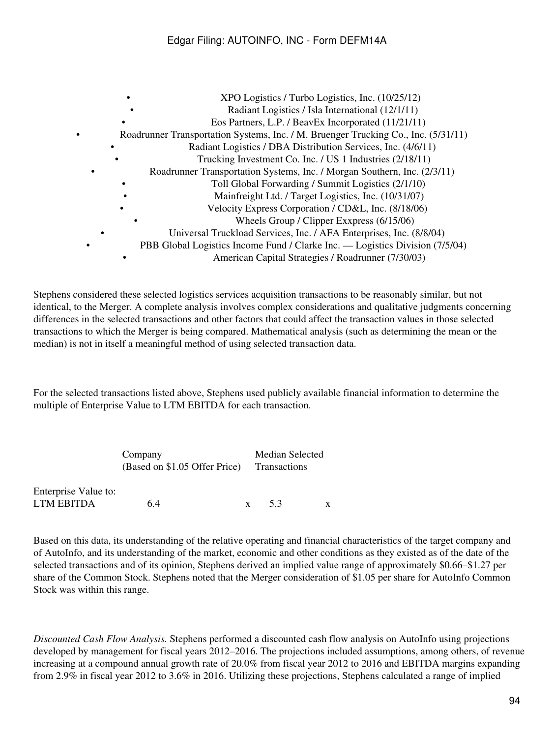- XPO Logistics / Turbo Logistics, Inc. (10/25/12)
- Radiant Logistics / Isla International (12/1/11)
- Eos Partners, L.P. / BeavEx Incorporated (11/21/11)
- Roadrunner Transportation Systems, Inc. / M. Bruenger Trucking Co., Inc. (5/31/11)
- Radiant Logistics / DBA Distribution Services, Inc. (4/6/11)
- Trucking Investment Co. Inc. / US 1 Industries (2/18/11)
- Roadrunner Transportation Systems, Inc. / Morgan Southern, Inc. (2/3/11)
- Toll Global Forwarding / Summit Logistics (2/1/10)
- Mainfreight Ltd. / Target Logistics, Inc. (10/31/07)
- Velocity Express Corporation / CD&L, Inc. (8/18/06)
- Wheels Group / Clipper Exxpress (6/15/06)
- Universal Truckload Services, Inc. / AFA Enterprises, Inc. (8/8/04)
- PBB Global Logistics Income Fund / Clarke Inc. — Logistics Division (7/5/04)
- American Capital Strategies / Roadrunner (7/30/03)

Stephens considered these selected logistics services acquisition transactions to be reasonably similar, but not identical, to the Merger. A complete analysis involves complex considerations and qualitative judgments concerning differences in the selected transactions and other factors that could affect the transaction values in those selected transactions to which the Merger is being compared. Mathematical analysis (such as determining the mean or the median) is not in itself a meaningful method of using selected transaction data.

For the selected transactions listed above, Stephens used publicly available financial information to determine the multiple of Enterprise Value to LTM EBITDA for each transaction.

| | Company (Based on $1.05 Offer Price) | Median Selected Transactions |
|---|---|---|
| Enterprise Value to: | | |
| LTM EBITDA | 6.4x | 5.3x |

Based on this data, its understanding of the relative operating and financial characteristics of the target company and of AutoInfo, and its understanding of the market, economic and other conditions as they existed as of the date of the selected transactions and of its opinion, Stephens derived an implied value range of approximately $0.66–$1.27 per share of the Common Stock. Stephens noted that the Merger consideration of $1.05 per share for AutoInfo Common Stock was within this range.

*Discounted Cash Flow Analysis.* Stephens performed a discounted cash flow analysis on AutoInfo using projections developed by management for fiscal years 2012–2016. The projections included assumptions, among others, of revenue increasing at a compound annual growth rate of 20.0% from fiscal year 2012 to 2016 and EBITDA margins expanding from 2.9% in fiscal year 2012 to 3.6% in 2016. Utilizing these projections, Stephens calculated a range of implied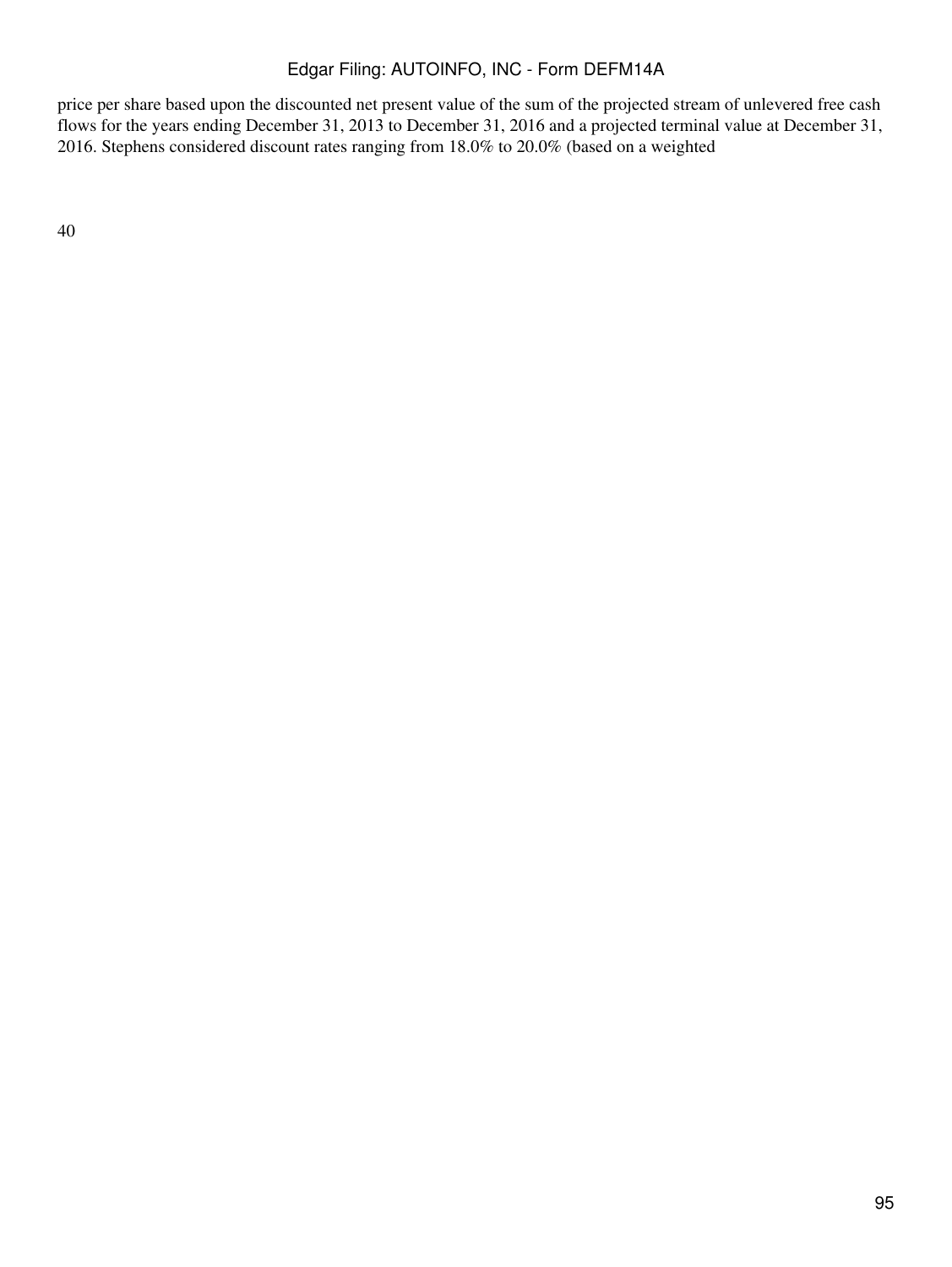price per share based upon the discounted net present value of the sum of the projected stream of unlevered free cash flows for the years ending December 31, 2013 to December 31, 2016 and a projected terminal value at December 31, 2016. Stephens considered discount rates ranging from 18.0% to 20.0% (based on a weighted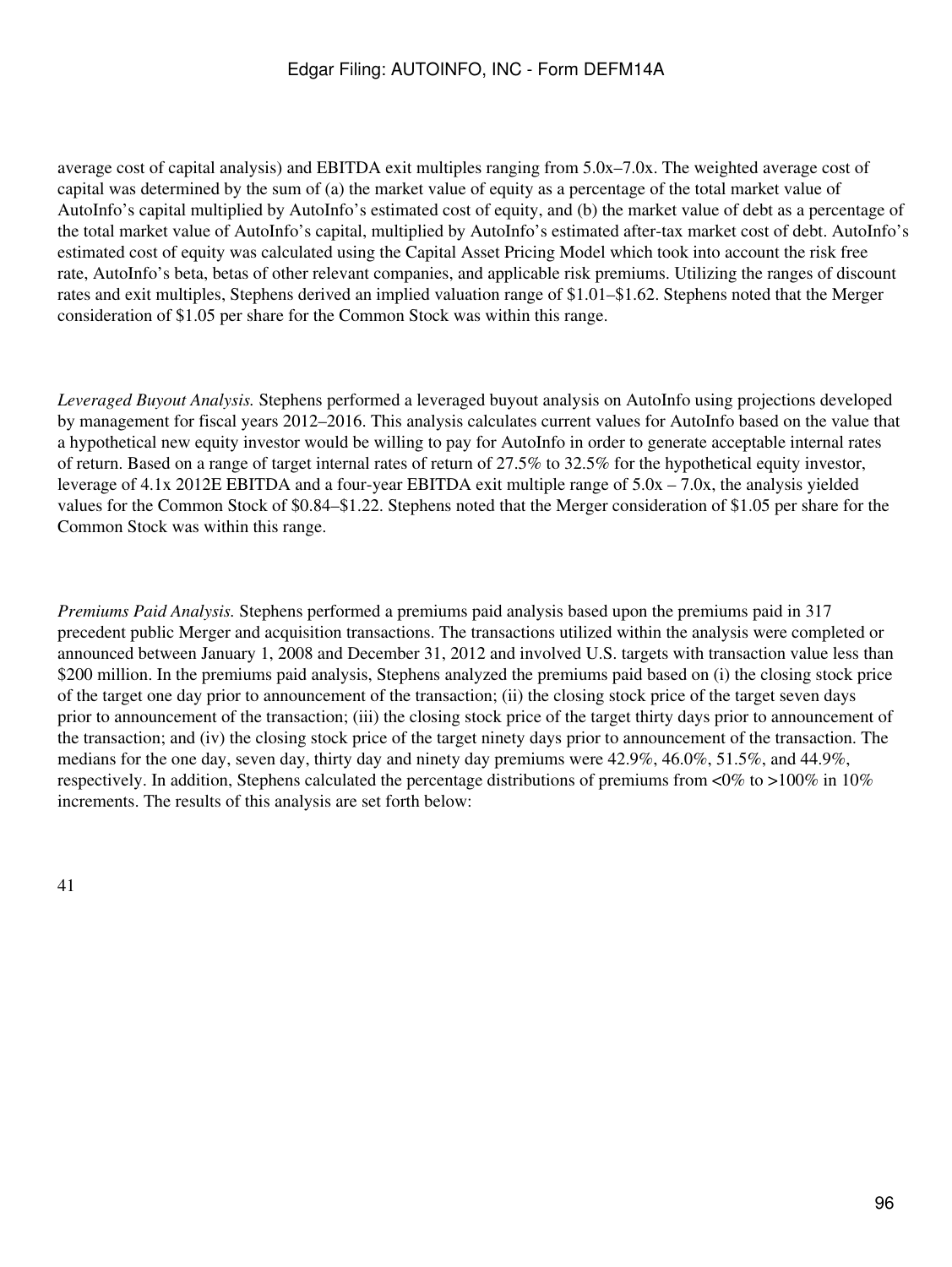average cost of capital analysis) and EBITDA exit multiples ranging from 5.0x–7.0x. The weighted average cost of capital was determined by the sum of (a) the market value of equity as a percentage of the total market value of AutoInfo's capital multiplied by AutoInfo's estimated cost of equity, and (b) the market value of debt as a percentage of the total market value of AutoInfo's capital, multiplied by AutoInfo's estimated after-tax market cost of debt. AutoInfo's estimated cost of equity was calculated using the Capital Asset Pricing Model which took into account the risk free rate, AutoInfo's beta, betas of other relevant companies, and applicable risk premiums. Utilizing the ranges of discount rates and exit multiples, Stephens derived an implied valuation range of $1.01–$1.62. Stephens noted that the Merger consideration of $1.05 per share for the Common Stock was within this range.

*Leveraged Buyout Analysis.* Stephens performed a leveraged buyout analysis on AutoInfo using projections developed by management for fiscal years 2012–2016. This analysis calculates current values for AutoInfo based on the value that a hypothetical new equity investor would be willing to pay for AutoInfo in order to generate acceptable internal rates of return. Based on a range of target internal rates of return of 27.5% to 32.5% for the hypothetical equity investor, leverage of 4.1x 2012E EBITDA and a four-year EBITDA exit multiple range of 5.0x – 7.0x, the analysis yielded values for the Common Stock of $0.84–$1.22. Stephens noted that the Merger consideration of $1.05 per share for the Common Stock was within this range.

*Premiums Paid Analysis.* Stephens performed a premiums paid analysis based upon the premiums paid in 317 precedent public Merger and acquisition transactions. The transactions utilized within the analysis were completed or announced between January 1, 2008 and December 31, 2012 and involved U.S. targets with transaction value less than $200 million. In the premiums paid analysis, Stephens analyzed the premiums paid based on (i) the closing stock price of the target one day prior to announcement of the transaction; (ii) the closing stock price of the target seven days prior to announcement of the transaction; (iii) the closing stock price of the target thirty days prior to announcement of the transaction; and (iv) the closing stock price of the target ninety days prior to announcement of the transaction. The medians for the one day, seven day, thirty day and ninety day premiums were 42.9%, 46.0%, 51.5%, and 44.9%, respectively. In addition, Stephens calculated the percentage distributions of premiums from <0% to >100% in 10% increments. The results of this analysis are set forth below: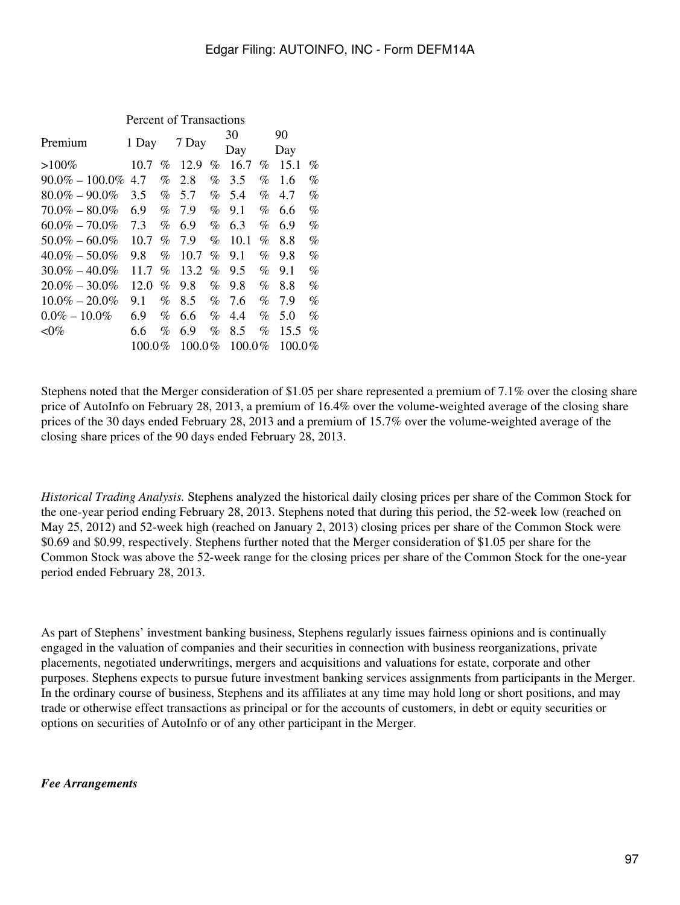| Premium | Percent of Transactions | | | |
|---|---|---|---|---|
| | 1 Day | 7 Day | 30 Day | 90 Day |
| >100% | 10.7 % | 12.9 % | 16.7 % | 15.1 % |
| 90.0% – 100.0% | 4.7 % | 2.8 % | 3.5 % | 1.6 % |
| 80.0% – 90.0% | 3.5 % | 5.7 % | 5.4 % | 4.7 % |
| 70.0% – 80.0% | 6.9 % | 7.9 % | 9.1 % | 6.6 % |
| 60.0% – 70.0% | 7.3 % | 6.9 % | 6.3 % | 6.9 % |
| 50.0% – 60.0% | 10.7 % | 7.9 % | 10.1 % | 8.8 % |
| 40.0% – 50.0% | 9.8 % | 10.7 % | 9.1 % | 9.8 % |
| 30.0% – 40.0% | 11.7 % | 13.2 % | 9.5 % | 9.1 % |
| 20.0% – 30.0% | 12.0 % | 9.8 % | 9.8 % | 8.8 % |
| 10.0% – 20.0% | 9.1 % | 8.5 % | 7.6 % | 7.9 % |
| 0.0% – 10.0% | 6.9 % | 6.6 % | 4.4 % | 5.0 % |
| <0% | 6.6 % | 6.9 % | 8.5 % | 15.5 % |
| | 100.0% | 100.0% | 100.0% | 100.0% |

Stephens noted that the Merger consideration of $1.05 per share represented a premium of 7.1% over the closing share price of AutoInfo on February 28, 2013, a premium of 16.4% over the volume-weighted average of the closing share prices of the 30 days ended February 28, 2013 and a premium of 15.7% over the volume-weighted average of the closing share prices of the 90 days ended February 28, 2013.

*Historical Trading Analysis.* Stephens analyzed the historical daily closing prices per share of the Common Stock for the one-year period ending February 28, 2013. Stephens noted that during this period, the 52-week low (reached on May 25, 2012) and 52-week high (reached on January 2, 2013) closing prices per share of the Common Stock were $0.69 and $0.99, respectively. Stephens further noted that the Merger consideration of $1.05 per share for the Common Stock was above the 52-week range for the closing prices per share of the Common Stock for the one-year period ended February 28, 2013.

As part of Stephens' investment banking business, Stephens regularly issues fairness opinions and is continually engaged in the valuation of companies and their securities in connection with business reorganizations, private placements, negotiated underwritings, mergers and acquisitions and valuations for estate, corporate and other purposes. Stephens expects to pursue future investment banking services assignments from participants in the Merger. In the ordinary course of business, Stephens and its affiliates at any time may hold long or short positions, and may trade or otherwise effect transactions as principal or for the accounts of customers, in debt or equity securities or options on securities of AutoInfo or of any other participant in the Merger.

***Fee Arrangements***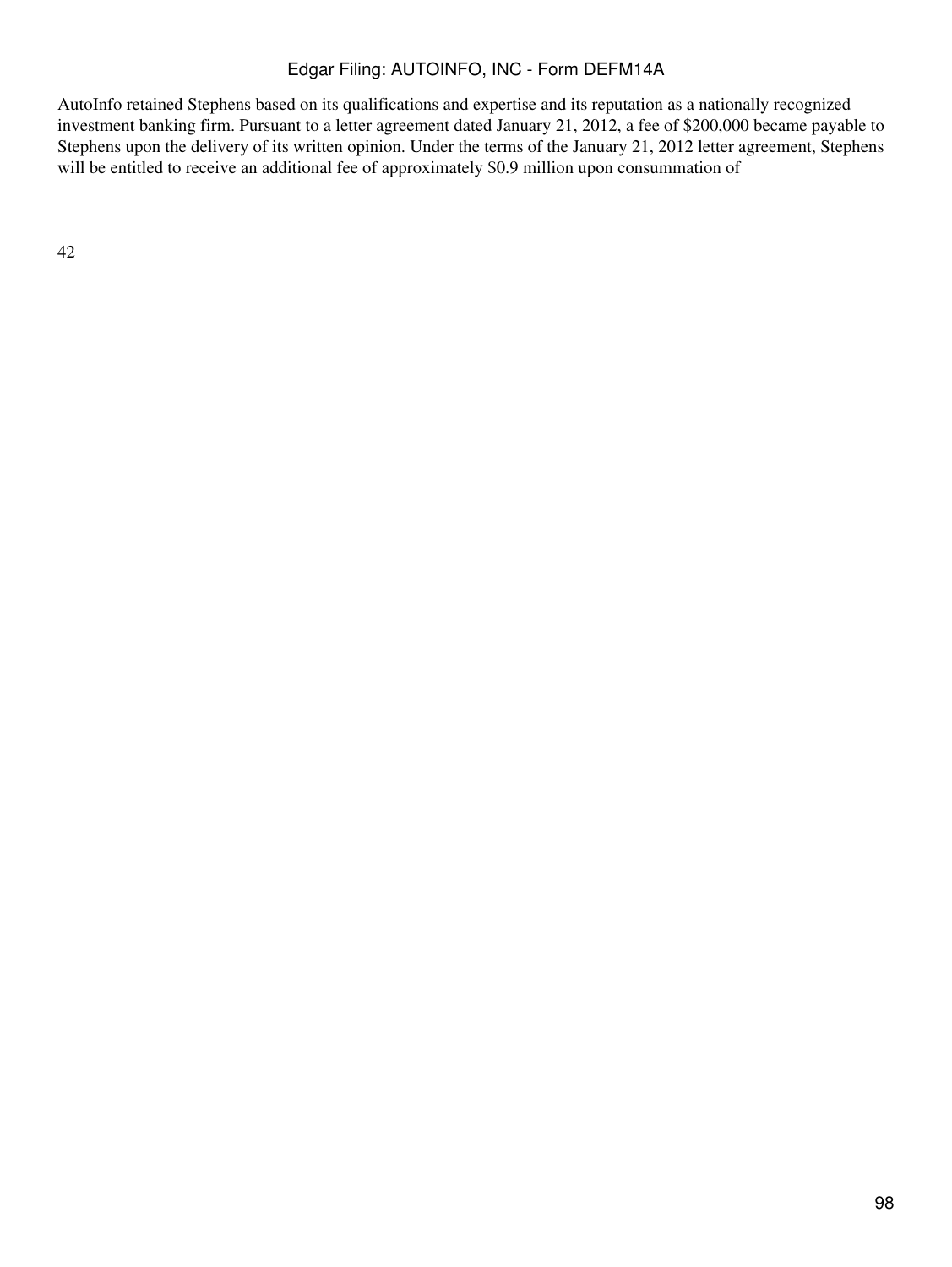AutoInfo retained Stephens based on its qualifications and expertise and its reputation as a nationally recognized investment banking firm. Pursuant to a letter agreement dated January 21, 2012, a fee of $200,000 became payable to Stephens upon the delivery of its written opinion. Under the terms of the January 21, 2012 letter agreement, Stephens will be entitled to receive an additional fee of approximately $0.9 million upon consummation of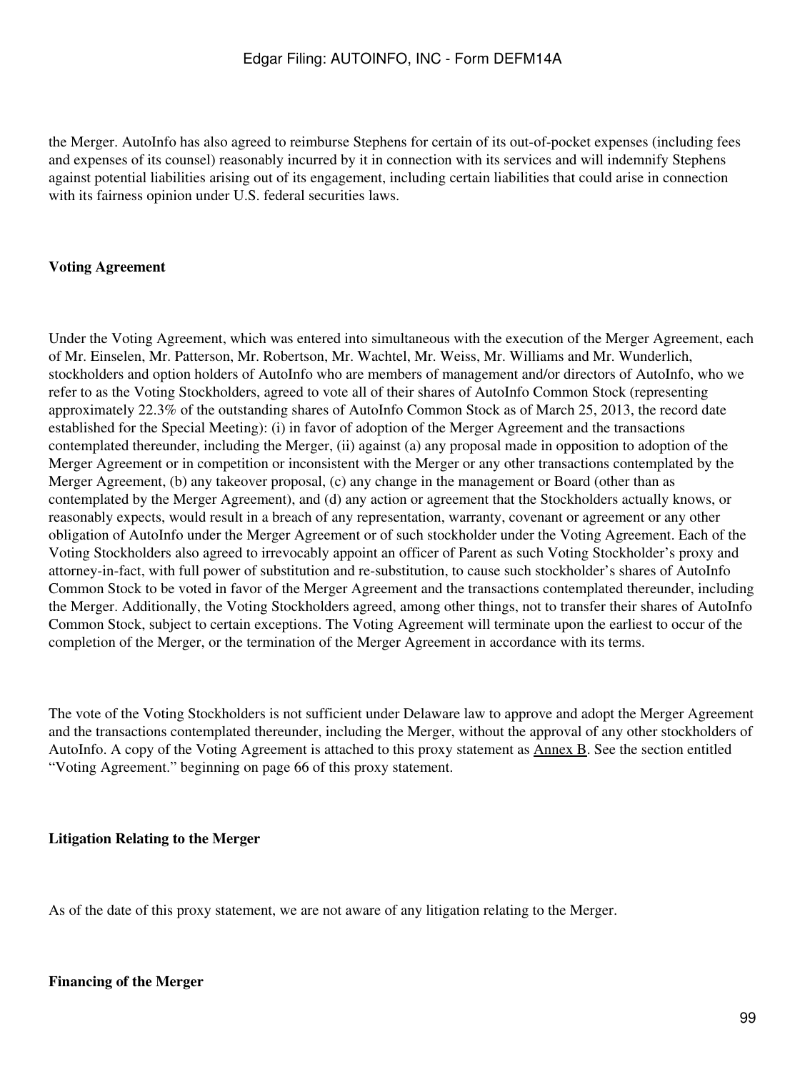the Merger. AutoInfo has also agreed to reimburse Stephens for certain of its out-of-pocket expenses (including fees and expenses of its counsel) reasonably incurred by it in connection with its services and will indemnify Stephens against potential liabilities arising out of its engagement, including certain liabilities that could arise in connection with its fairness opinion under U.S. federal securities laws.

**Voting Agreement**

Under the Voting Agreement, which was entered into simultaneous with the execution of the Merger Agreement, each of Mr. Einselen, Mr. Patterson, Mr. Robertson, Mr. Wachtel, Mr. Weiss, Mr. Williams and Mr. Wunderlich, stockholders and option holders of AutoInfo who are members of management and/or directors of AutoInfo, who we refer to as the Voting Stockholders, agreed to vote all of their shares of AutoInfo Common Stock (representing approximately 22.3% of the outstanding shares of AutoInfo Common Stock as of March 25, 2013, the record date established for the Special Meeting): (i) in favor of adoption of the Merger Agreement and the transactions contemplated thereunder, including the Merger, (ii) against (a) any proposal made in opposition to adoption of the Merger Agreement or in competition or inconsistent with the Merger or any other transactions contemplated by the Merger Agreement, (b) any takeover proposal, (c) any change in the management or Board (other than as contemplated by the Merger Agreement), and (d) any action or agreement that the Stockholders actually knows, or reasonably expects, would result in a breach of any representation, warranty, covenant or agreement or any other obligation of AutoInfo under the Merger Agreement or of such stockholder under the Voting Agreement. Each of the Voting Stockholders also agreed to irrevocably appoint an officer of Parent as such Voting Stockholder's proxy and attorney-in-fact, with full power of substitution and re-substitution, to cause such stockholder's shares of AutoInfo Common Stock to be voted in favor of the Merger Agreement and the transactions contemplated thereunder, including the Merger. Additionally, the Voting Stockholders agreed, among other things, not to transfer their shares of AutoInfo Common Stock, subject to certain exceptions. The Voting Agreement will terminate upon the earliest to occur of the completion of the Merger, or the termination of the Merger Agreement in accordance with its terms.

The vote of the Voting Stockholders is not sufficient under Delaware law to approve and adopt the Merger Agreement and the transactions contemplated thereunder, including the Merger, without the approval of any other stockholders of AutoInfo. A copy of the Voting Agreement is attached to this proxy statement as Annex B. See the section entitled "Voting Agreement." beginning on page 66 of this proxy statement.

**Litigation Relating to the Merger**

As of the date of this proxy statement, we are not aware of any litigation relating to the Merger.

**Financing of the Merger**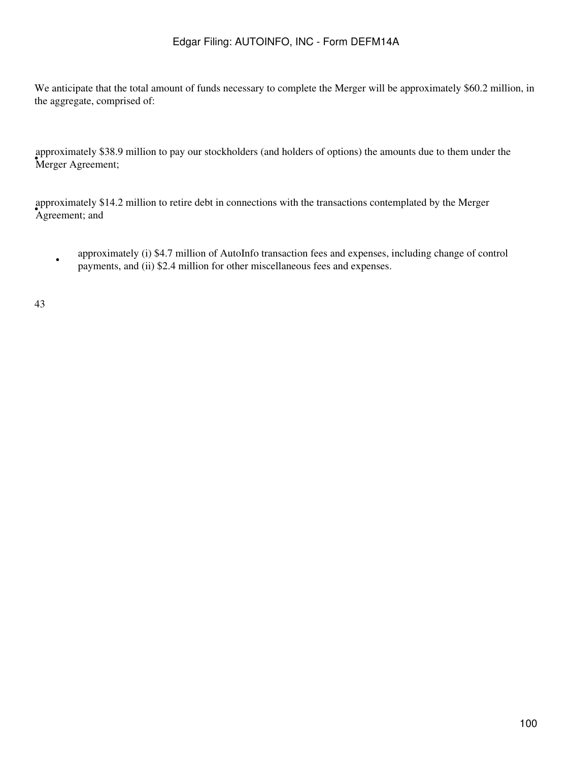We anticipate that the total amount of funds necessary to complete the Merger will be approximately $60.2 million, in the aggregate, comprised of:

- approximately $38.9 million to pay our stockholders (and holders of options) the amounts due to them under the Merger Agreement;
- approximately $14.2 million to retire debt in connections with the transactions contemplated by the Merger Agreement; and
- approximately (i) $4.7 million of AutoInfo transaction fees and expenses, including change of control payments, and (ii) $2.4 million for other miscellaneous fees and expenses.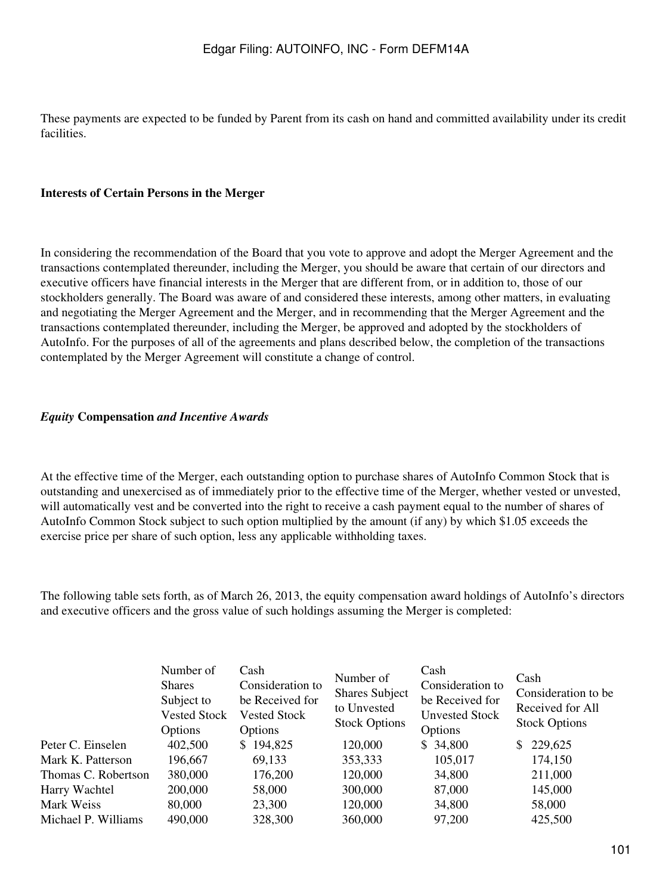These payments are expected to be funded by Parent from its cash on hand and committed availability under its credit facilities.

**Interests of Certain Persons in the Merger**

In considering the recommendation of the Board that you vote to approve and adopt the Merger Agreement and the transactions contemplated thereunder, including the Merger, you should be aware that certain of our directors and executive officers have financial interests in the Merger that are different from, or in addition to, those of our stockholders generally. The Board was aware of and considered these interests, among other matters, in evaluating and negotiating the Merger Agreement and the Merger, and in recommending that the Merger Agreement and the transactions contemplated thereunder, including the Merger, be approved and adopted by the stockholders of AutoInfo. For the purposes of all of the agreements and plans described below, the completion of the transactions contemplated by the Merger Agreement will constitute a change of control.

***Equity* Compensation *and Incentive Awards***

At the effective time of the Merger, each outstanding option to purchase shares of AutoInfo Common Stock that is outstanding and unexercised as of immediately prior to the effective time of the Merger, whether vested or unvested, will automatically vest and be converted into the right to receive a cash payment equal to the number of shares of AutoInfo Common Stock subject to such option multiplied by the amount (if any) by which $1.05 exceeds the exercise price per share of such option, less any applicable withholding taxes.

The following table sets forth, as of March 26, 2013, the equity compensation award holdings of AutoInfo's directors and executive officers and the gross value of such holdings assuming the Merger is completed:

| | Number of Shares Subject to Vested Stock Options | Cash Consideration to be Received for Vested Stock Options | Number of Shares Subject to Unvested Stock Options | Cash Consideration to be Received for Unvested Stock Options | Cash Consideration to be Received for All Stock Options |
|---|---|---|---|---|---|
| Peter C. Einselen | 402,500 | $ 194,825 | 120,000 | $ 34,800 | $ 229,625 |
| Mark K. Patterson | 196,667 | 69,133 | 353,333 | 105,017 | 174,150 |
| Thomas C. Robertson | 380,000 | 176,200 | 120,000 | 34,800 | 211,000 |
| Harry Wachtel | 200,000 | 58,000 | 300,000 | 87,000 | 145,000 |
| Mark Weiss | 80,000 | 23,300 | 120,000 | 34,800 | 58,000 |
| Michael P. Williams | 490,000 | 328,300 | 360,000 | 97,200 | 425,500 |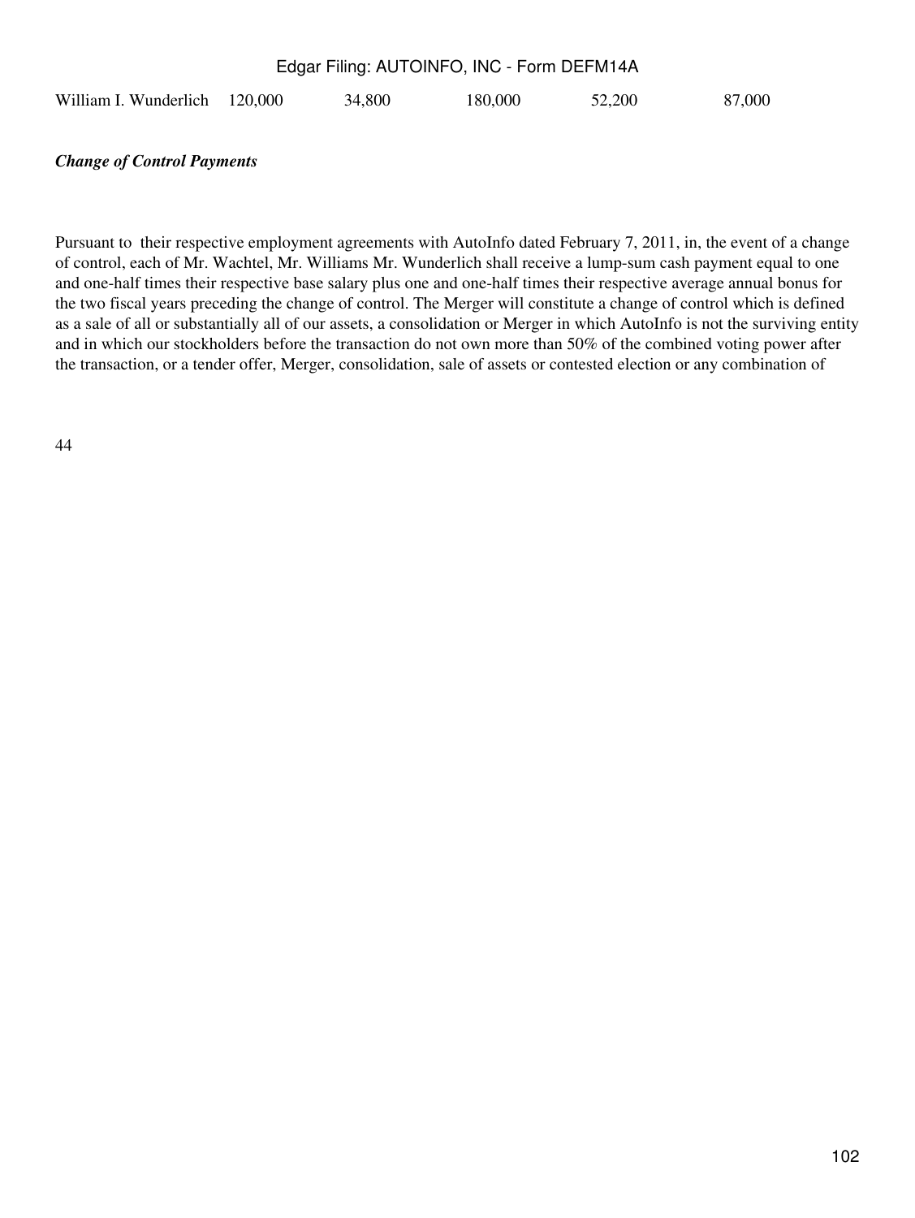| William I. Wunderlich | 120,000 | 34,800 | 180,000 | 52,200 | 87,000 |
|---|---|---|---|---|---|

***Change of Control Payments***

Pursuant to their respective employment agreements with AutoInfo dated February 7, 2011, in, the event of a change of control, each of Mr. Wachtel, Mr. Williams Mr. Wunderlich shall receive a lump-sum cash payment equal to one and one-half times their respective base salary plus one and one-half times their respective average annual bonus for the two fiscal years preceding the change of control. The Merger will constitute a change of control which is defined as a sale of all or substantially all of our assets, a consolidation or Merger in which AutoInfo is not the surviving entity and in which our stockholders before the transaction do not own more than 50% of the combined voting power after the transaction, or a tender offer, Merger, consolidation, sale of assets or contested election or any combination of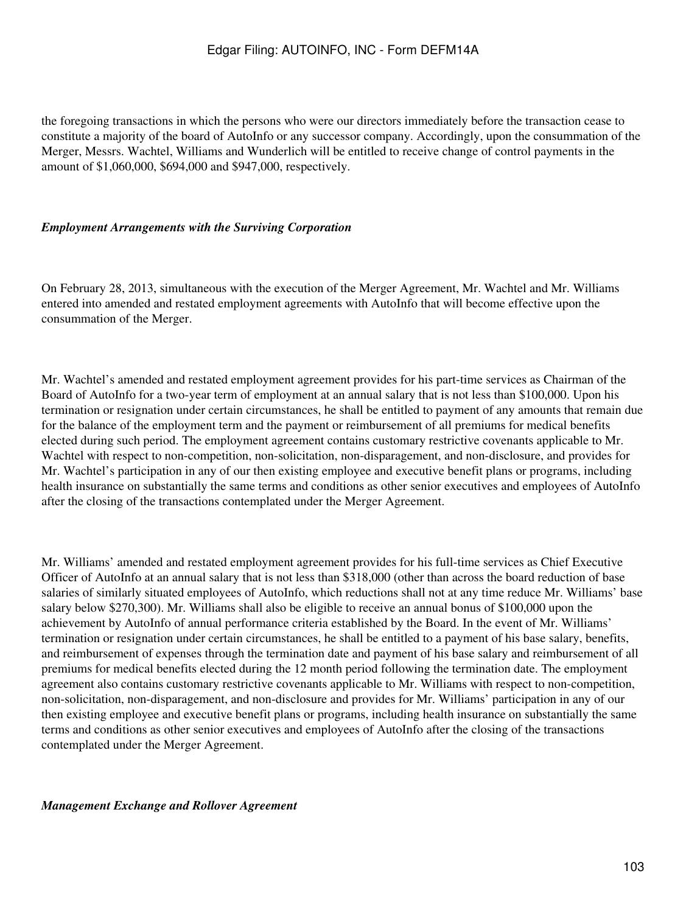the foregoing transactions in which the persons who were our directors immediately before the transaction cease to constitute a majority of the board of AutoInfo or any successor company. Accordingly, upon the consummation of the Merger, Messrs. Wachtel, Williams and Wunderlich will be entitled to receive change of control payments in the amount of $1,060,000, $694,000 and $947,000, respectively.

***Employment Arrangements with the Surviving Corporation***

On February 28, 2013, simultaneous with the execution of the Merger Agreement, Mr. Wachtel and Mr. Williams entered into amended and restated employment agreements with AutoInfo that will become effective upon the consummation of the Merger.

Mr. Wachtel's amended and restated employment agreement provides for his part-time services as Chairman of the Board of AutoInfo for a two-year term of employment at an annual salary that is not less than $100,000. Upon his termination or resignation under certain circumstances, he shall be entitled to payment of any amounts that remain due for the balance of the employment term and the payment or reimbursement of all premiums for medical benefits elected during such period. The employment agreement contains customary restrictive covenants applicable to Mr. Wachtel with respect to non-competition, non-solicitation, non-disparagement, and non-disclosure, and provides for Mr. Wachtel's participation in any of our then existing employee and executive benefit plans or programs, including health insurance on substantially the same terms and conditions as other senior executives and employees of AutoInfo after the closing of the transactions contemplated under the Merger Agreement.

Mr. Williams' amended and restated employment agreement provides for his full-time services as Chief Executive Officer of AutoInfo at an annual salary that is not less than $318,000 (other than across the board reduction of base salaries of similarly situated employees of AutoInfo, which reductions shall not at any time reduce Mr. Williams' base salary below $270,300). Mr. Williams shall also be eligible to receive an annual bonus of $100,000 upon the achievement by AutoInfo of annual performance criteria established by the Board. In the event of Mr. Williams' termination or resignation under certain circumstances, he shall be entitled to a payment of his base salary, benefits, and reimbursement of expenses through the termination date and payment of his base salary and reimbursement of all premiums for medical benefits elected during the 12 month period following the termination date. The employment agreement also contains customary restrictive covenants applicable to Mr. Williams with respect to non-competition, non-solicitation, non-disparagement, and non-disclosure and provides for Mr. Williams' participation in any of our then existing employee and executive benefit plans or programs, including health insurance on substantially the same terms and conditions as other senior executives and employees of AutoInfo after the closing of the transactions contemplated under the Merger Agreement.

***Management Exchange and Rollover Agreement***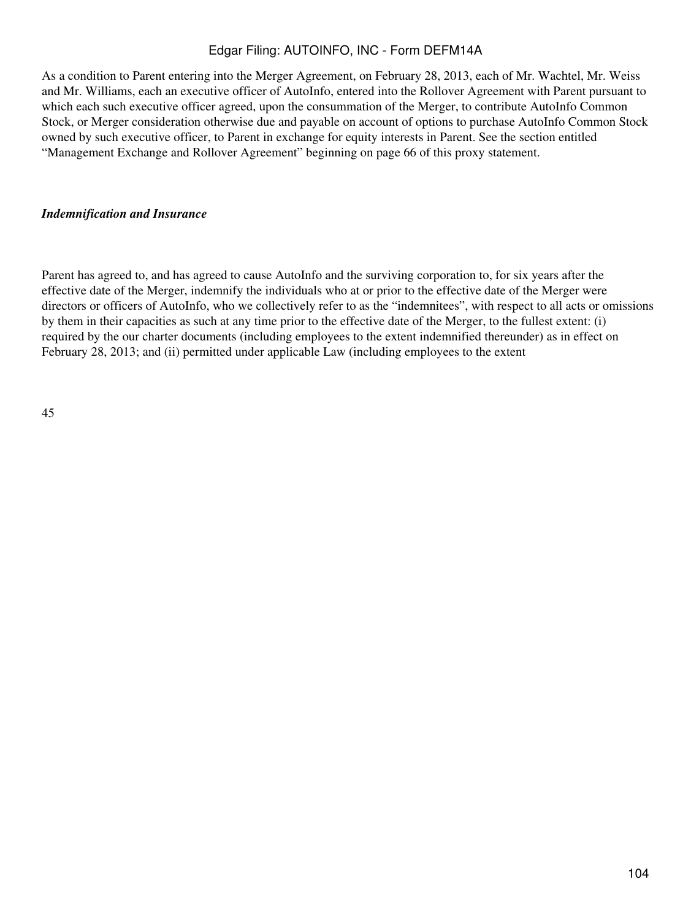As a condition to Parent entering into the Merger Agreement, on February 28, 2013, each of Mr. Wachtel, Mr. Weiss and Mr. Williams, each an executive officer of AutoInfo, entered into the Rollover Agreement with Parent pursuant to which each such executive officer agreed, upon the consummation of the Merger, to contribute AutoInfo Common Stock, or Merger consideration otherwise due and payable on account of options to purchase AutoInfo Common Stock owned by such executive officer, to Parent in exchange for equity interests in Parent. See the section entitled "Management Exchange and Rollover Agreement" beginning on page 66 of this proxy statement.

***Indemnification and Insurance***

Parent has agreed to, and has agreed to cause AutoInfo and the surviving corporation to, for six years after the effective date of the Merger, indemnify the individuals who at or prior to the effective date of the Merger were directors or officers of AutoInfo, who we collectively refer to as the "indemnitees", with respect to all acts or omissions by them in their capacities as such at any time prior to the effective date of the Merger, to the fullest extent: (i) required by the our charter documents (including employees to the extent indemnified thereunder) as in effect on February 28, 2013; and (ii) permitted under applicable Law (including employees to the extent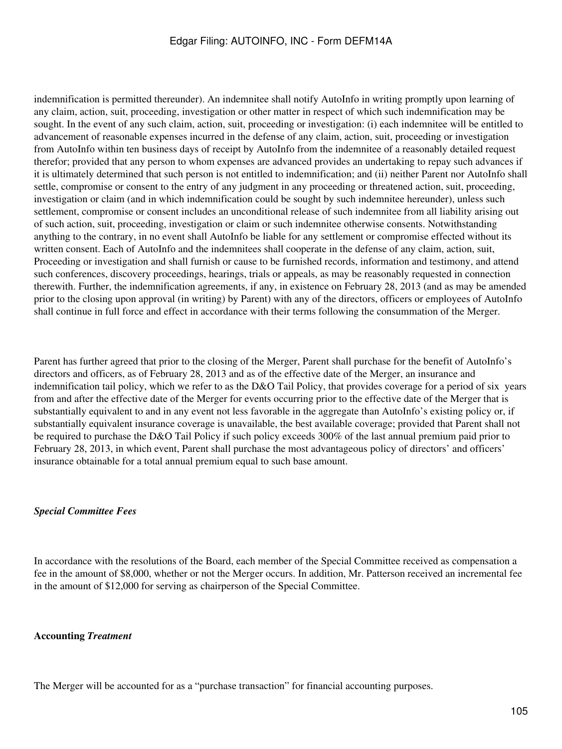indemnification is permitted thereunder). An indemnitee shall notify AutoInfo in writing promptly upon learning of any claim, action, suit, proceeding, investigation or other matter in respect of which such indemnification may be sought. In the event of any such claim, action, suit, proceeding or investigation: (i) each indemnitee will be entitled to advancement of reasonable expenses incurred in the defense of any claim, action, suit, proceeding or investigation from AutoInfo within ten business days of receipt by AutoInfo from the indemnitee of a reasonably detailed request therefor; provided that any person to whom expenses are advanced provides an undertaking to repay such advances if it is ultimately determined that such person is not entitled to indemnification; and (ii) neither Parent nor AutoInfo shall settle, compromise or consent to the entry of any judgment in any proceeding or threatened action, suit, proceeding, investigation or claim (and in which indemnification could be sought by such indemnitee hereunder), unless such settlement, compromise or consent includes an unconditional release of such indemnitee from all liability arising out of such action, suit, proceeding, investigation or claim or such indemnitee otherwise consents. Notwithstanding anything to the contrary, in no event shall AutoInfo be liable for any settlement or compromise effected without its written consent. Each of AutoInfo and the indemnitees shall cooperate in the defense of any claim, action, suit, Proceeding or investigation and shall furnish or cause to be furnished records, information and testimony, and attend such conferences, discovery proceedings, hearings, trials or appeals, as may be reasonably requested in connection therewith. Further, the indemnification agreements, if any, in existence on February 28, 2013 (and as may be amended prior to the closing upon approval (in writing) by Parent) with any of the directors, officers or employees of AutoInfo shall continue in full force and effect in accordance with their terms following the consummation of the Merger.

Parent has further agreed that prior to the closing of the Merger, Parent shall purchase for the benefit of AutoInfo's directors and officers, as of February 28, 2013 and as of the effective date of the Merger, an insurance and indemnification tail policy, which we refer to as the D&O Tail Policy, that provides coverage for a period of six years from and after the effective date of the Merger for events occurring prior to the effective date of the Merger that is substantially equivalent to and in any event not less favorable in the aggregate than AutoInfo's existing policy or, if substantially equivalent insurance coverage is unavailable, the best available coverage; provided that Parent shall not be required to purchase the D&O Tail Policy if such policy exceeds 300% of the last annual premium paid prior to February 28, 2013, in which event, Parent shall purchase the most advantageous policy of directors' and officers' insurance obtainable for a total annual premium equal to such base amount.

***Special Committee Fees***

In accordance with the resolutions of the Board, each member of the Special Committee received as compensation a fee in the amount of $8,000, whether or not the Merger occurs. In addition, Mr. Patterson received an incremental fee in the amount of $12,000 for serving as chairperson of the Special Committee.

**Accounting *Treatment***

The Merger will be accounted for as a "purchase transaction" for financial accounting purposes.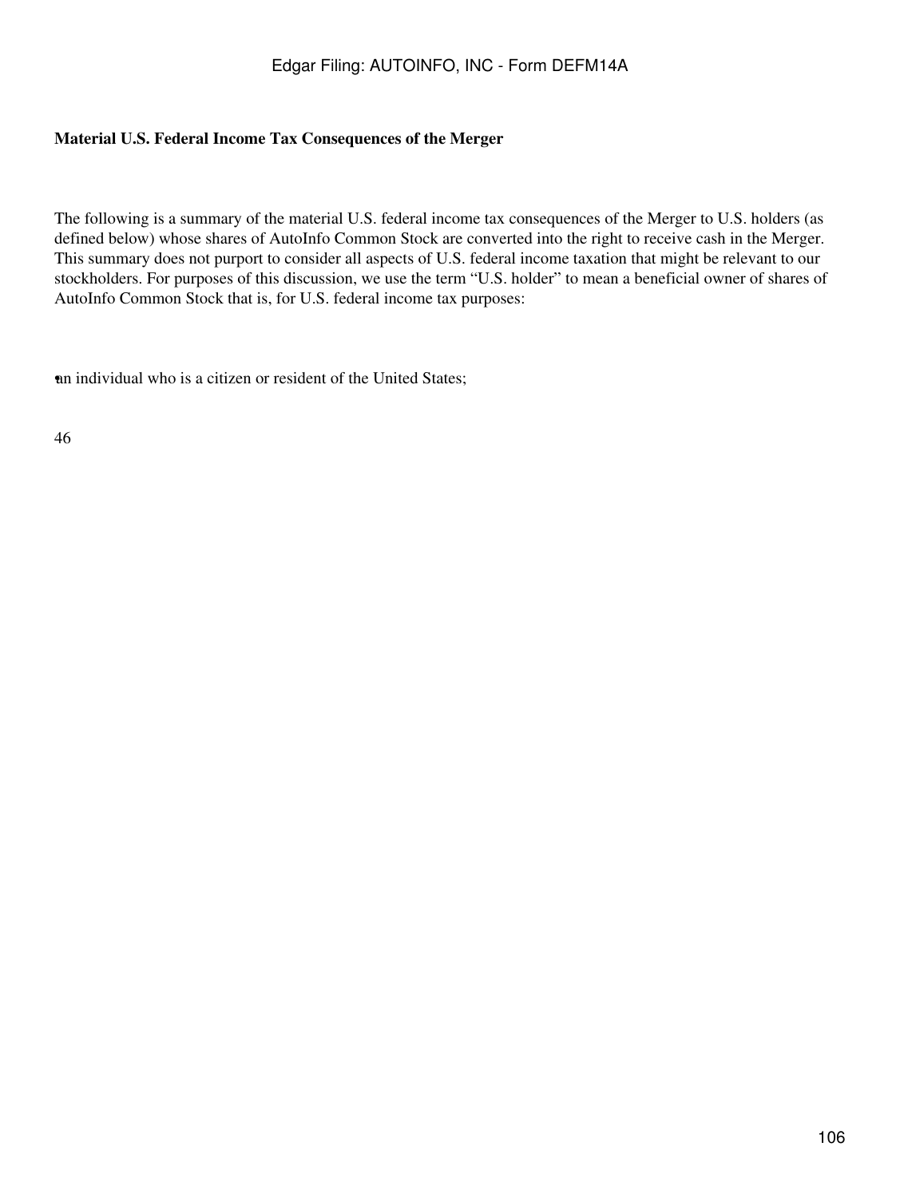**Material U.S. Federal Income Tax Consequences of the Merger**

The following is a summary of the material U.S. federal income tax consequences of the Merger to U.S. holders (as defined below) whose shares of AutoInfo Common Stock are converted into the right to receive cash in the Merger. This summary does not purport to consider all aspects of U.S. federal income taxation that might be relevant to our stockholders. For purposes of this discussion, we use the term "U.S. holder" to mean a beneficial owner of shares of AutoInfo Common Stock that is, for U.S. federal income tax purposes:

- an individual who is a citizen or resident of the United States;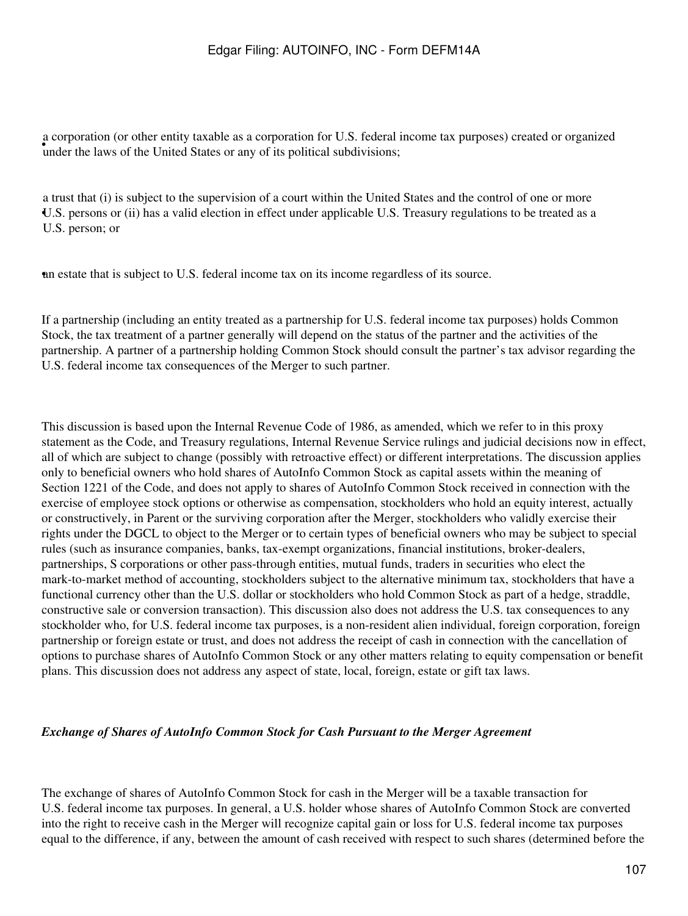- a corporation (or other entity taxable as a corporation for U.S. federal income tax purposes) created or organized under the laws of the United States or any of its political subdivisions;
- a trust that (i) is subject to the supervision of a court within the United States and the control of one or more U.S. persons or (ii) has a valid election in effect under applicable U.S. Treasury regulations to be treated as a U.S. person; or
- an estate that is subject to U.S. federal income tax on its income regardless of its source.

If a partnership (including an entity treated as a partnership for U.S. federal income tax purposes) holds Common Stock, the tax treatment of a partner generally will depend on the status of the partner and the activities of the partnership. A partner of a partnership holding Common Stock should consult the partner's tax advisor regarding the U.S. federal income tax consequences of the Merger to such partner.

This discussion is based upon the Internal Revenue Code of 1986, as amended, which we refer to in this proxy statement as the Code, and Treasury regulations, Internal Revenue Service rulings and judicial decisions now in effect, all of which are subject to change (possibly with retroactive effect) or different interpretations. The discussion applies only to beneficial owners who hold shares of AutoInfo Common Stock as capital assets within the meaning of Section 1221 of the Code, and does not apply to shares of AutoInfo Common Stock received in connection with the exercise of employee stock options or otherwise as compensation, stockholders who hold an equity interest, actually or constructively, in Parent or the surviving corporation after the Merger, stockholders who validly exercise their rights under the DGCL to object to the Merger or to certain types of beneficial owners who may be subject to special rules (such as insurance companies, banks, tax-exempt organizations, financial institutions, broker-dealers, partnerships, S corporations or other pass-through entities, mutual funds, traders in securities who elect the mark-to-market method of accounting, stockholders subject to the alternative minimum tax, stockholders that have a functional currency other than the U.S. dollar or stockholders who hold Common Stock as part of a hedge, straddle, constructive sale or conversion transaction). This discussion also does not address the U.S. tax consequences to any stockholder who, for U.S. federal income tax purposes, is a non-resident alien individual, foreign corporation, foreign partnership or foreign estate or trust, and does not address the receipt of cash in connection with the cancellation of options to purchase shares of AutoInfo Common Stock or any other matters relating to equity compensation or benefit plans. This discussion does not address any aspect of state, local, foreign, estate or gift tax laws.

***Exchange of Shares of AutoInfo Common Stock for Cash Pursuant to the Merger Agreement***

The exchange of shares of AutoInfo Common Stock for cash in the Merger will be a taxable transaction for U.S. federal income tax purposes. In general, a U.S. holder whose shares of AutoInfo Common Stock are converted into the right to receive cash in the Merger will recognize capital gain or loss for U.S. federal income tax purposes equal to the difference, if any, between the amount of cash received with respect to such shares (determined before the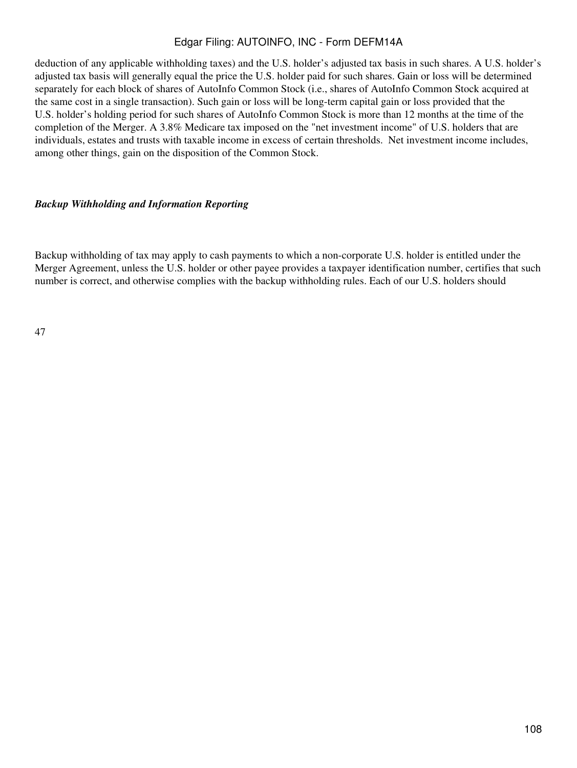deduction of any applicable withholding taxes) and the U.S. holder’s adjusted tax basis in such shares. A U.S. holder’s adjusted tax basis will generally equal the price the U.S. holder paid for such shares. Gain or loss will be determined separately for each block of shares of AutoInfo Common Stock (i.e., shares of AutoInfo Common Stock acquired at the same cost in a single transaction). Such gain or loss will be long-term capital gain or loss provided that the U.S. holder’s holding period for such shares of AutoInfo Common Stock is more than 12 months at the time of the completion of the Merger. A 3.8% Medicare tax imposed on the "net investment income" of U.S. holders that are individuals, estates and trusts with taxable income in excess of certain thresholds. Net investment income includes, among other things, gain on the disposition of the Common Stock.

***Backup Withholding and Information Reporting***

Backup withholding of tax may apply to cash payments to which a non-corporate U.S. holder is entitled under the Merger Agreement, unless the U.S. holder or other payee provides a taxpayer identification number, certifies that such number is correct, and otherwise complies with the backup withholding rules. Each of our U.S. holders should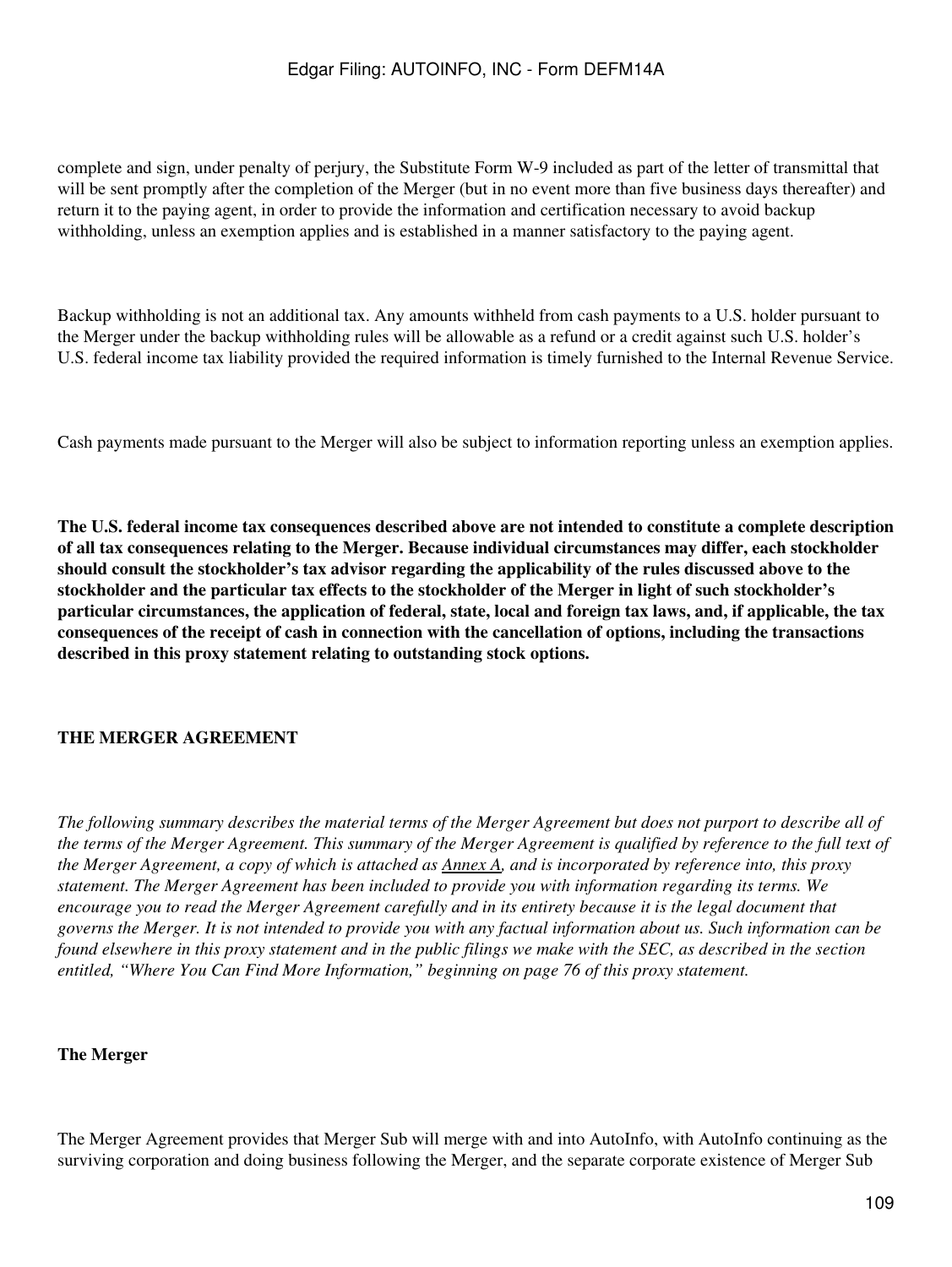complete and sign, under penalty of perjury, the Substitute Form W-9 included as part of the letter of transmittal that will be sent promptly after the completion of the Merger (but in no event more than five business days thereafter) and return it to the paying agent, in order to provide the information and certification necessary to avoid backup withholding, unless an exemption applies and is established in a manner satisfactory to the paying agent.

Backup withholding is not an additional tax. Any amounts withheld from cash payments to a U.S. holder pursuant to the Merger under the backup withholding rules will be allowable as a refund or a credit against such U.S. holder's U.S. federal income tax liability provided the required information is timely furnished to the Internal Revenue Service.

Cash payments made pursuant to the Merger will also be subject to information reporting unless an exemption applies.

**The U.S. federal income tax consequences described above are not intended to constitute a complete description of all tax consequences relating to the Merger. Because individual circumstances may differ, each stockholder should consult the stockholder's tax advisor regarding the applicability of the rules discussed above to the stockholder and the particular tax effects to the stockholder of the Merger in light of such stockholder's particular circumstances, the application of federal, state, local and foreign tax laws, and, if applicable, the tax consequences of the receipt of cash in connection with the cancellation of options, including the transactions described in this proxy statement relating to outstanding stock options.**

## THE MERGER AGREEMENT

*The following summary describes the material terms of the Merger Agreement but does not purport to describe all of the terms of the Merger Agreement. This summary of the Merger Agreement is qualified by reference to the full text of the Merger Agreement, a copy of which is attached as Annex A, and is incorporated by reference into, this proxy statement. The Merger Agreement has been included to provide you with information regarding its terms. We encourage you to read the Merger Agreement carefully and in its entirety because it is the legal document that governs the Merger. It is not intended to provide you with any factual information about us. Such information can be found elsewhere in this proxy statement and in the public filings we make with the SEC, as described in the section entitled, "Where You Can Find More Information," beginning on page 76 of this proxy statement.*

### The Merger

The Merger Agreement provides that Merger Sub will merge with and into AutoInfo, with AutoInfo continuing as the surviving corporation and doing business following the Merger, and the separate corporate existence of Merger Sub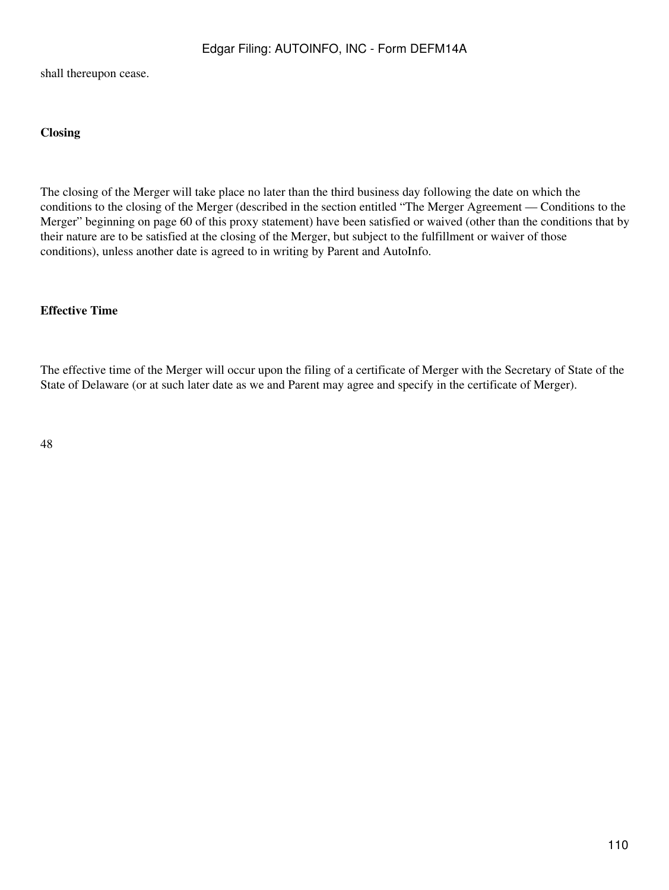shall thereupon cease.

### Closing

The closing of the Merger will take place no later than the third business day following the date on which the conditions to the closing of the Merger (described in the section entitled "The Merger Agreement — Conditions to the Merger" beginning on page 60 of this proxy statement) have been satisfied or waived (other than the conditions that by their nature are to be satisfied at the closing of the Merger, but subject to the fulfillment or waiver of those conditions), unless another date is agreed to in writing by Parent and AutoInfo.

### Effective Time

The effective time of the Merger will occur upon the filing of a certificate of Merger with the Secretary of State of the State of Delaware (or at such later date as we and Parent may agree and specify in the certificate of Merger).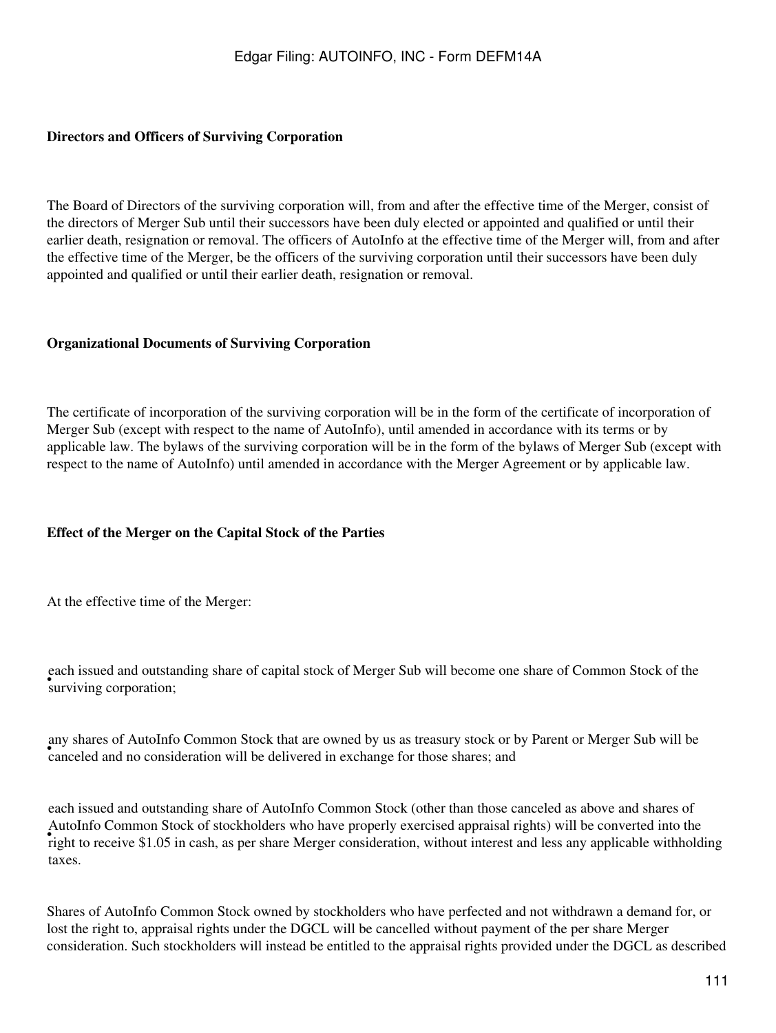**Directors and Officers of Surviving Corporation**

The Board of Directors of the surviving corporation will, from and after the effective time of the Merger, consist of the directors of Merger Sub until their successors have been duly elected or appointed and qualified or until their earlier death, resignation or removal. The officers of AutoInfo at the effective time of the Merger will, from and after the effective time of the Merger, be the officers of the surviving corporation until their successors have been duly appointed and qualified or until their earlier death, resignation or removal.

**Organizational Documents of Surviving Corporation**

The certificate of incorporation of the surviving corporation will be in the form of the certificate of incorporation of Merger Sub (except with respect to the name of AutoInfo), until amended in accordance with its terms or by applicable law. The bylaws of the surviving corporation will be in the form of the bylaws of Merger Sub (except with respect to the name of AutoInfo) until amended in accordance with the Merger Agreement or by applicable law.

**Effect of the Merger on the Capital Stock of the Parties**

At the effective time of the Merger:

- each issued and outstanding share of capital stock of Merger Sub will become one share of Common Stock of the surviving corporation;
- any shares of AutoInfo Common Stock that are owned by us as treasury stock or by Parent or Merger Sub will be canceled and no consideration will be delivered in exchange for those shares; and
- each issued and outstanding share of AutoInfo Common Stock (other than those canceled as above and shares of AutoInfo Common Stock of stockholders who have properly exercised appraisal rights) will be converted into the right to receive $1.05 in cash, as per share Merger consideration, without interest and less any applicable withholding taxes.

Shares of AutoInfo Common Stock owned by stockholders who have perfected and not withdrawn a demand for, or lost the right to, appraisal rights under the DGCL will be cancelled without payment of the per share Merger consideration. Such stockholders will instead be entitled to the appraisal rights provided under the DGCL as described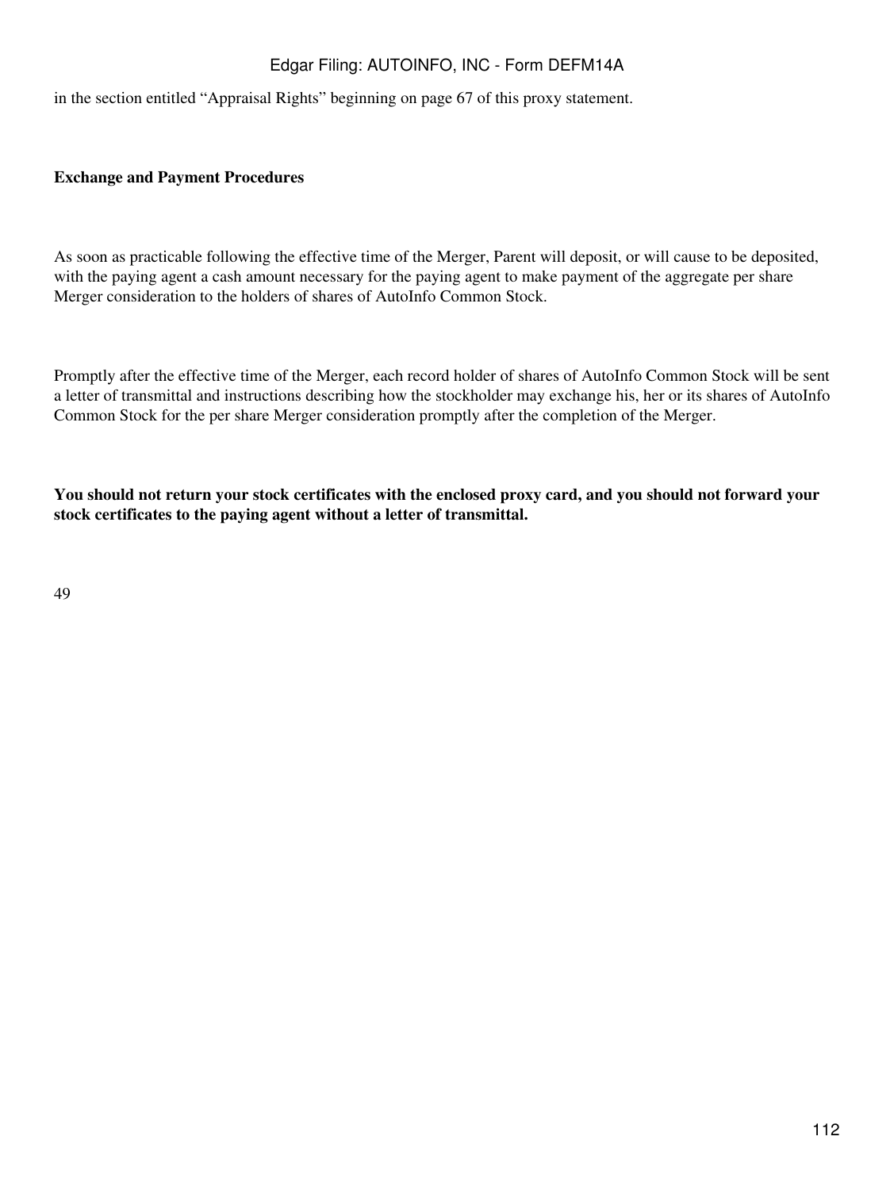in the section entitled "Appraisal Rights" beginning on page 67 of this proxy statement.

**Exchange and Payment Procedures**

As soon as practicable following the effective time of the Merger, Parent will deposit, or will cause to be deposited, with the paying agent a cash amount necessary for the paying agent to make payment of the aggregate per share Merger consideration to the holders of shares of AutoInfo Common Stock.

Promptly after the effective time of the Merger, each record holder of shares of AutoInfo Common Stock will be sent a letter of transmittal and instructions describing how the stockholder may exchange his, her or its shares of AutoInfo Common Stock for the per share Merger consideration promptly after the completion of the Merger.

**You should not return your stock certificates with the enclosed proxy card, and you should not forward your stock certificates to the paying agent without a letter of transmittal.**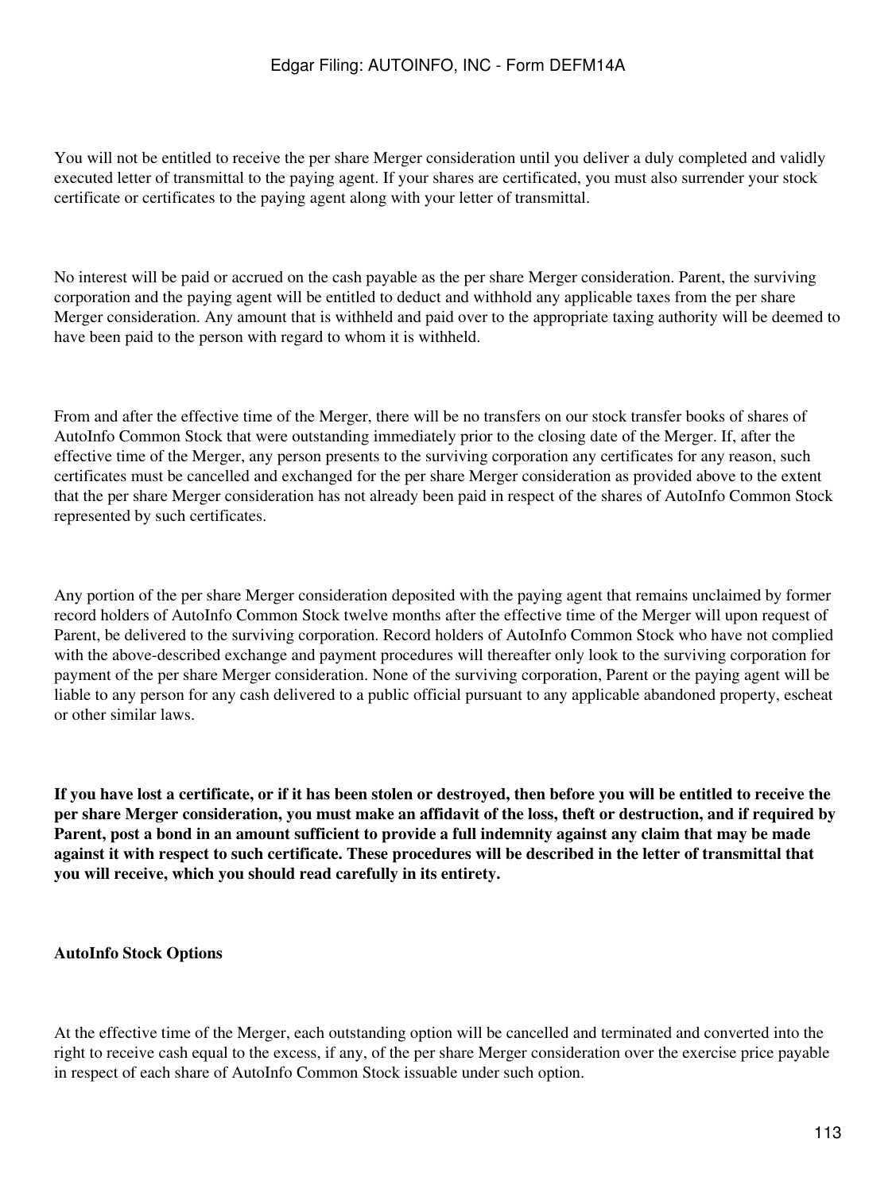You will not be entitled to receive the per share Merger consideration until you deliver a duly completed and validly executed letter of transmittal to the paying agent. If your shares are certificated, you must also surrender your stock certificate or certificates to the paying agent along with your letter of transmittal.

No interest will be paid or accrued on the cash payable as the per share Merger consideration. Parent, the surviving corporation and the paying agent will be entitled to deduct and withhold any applicable taxes from the per share Merger consideration. Any amount that is withheld and paid over to the appropriate taxing authority will be deemed to have been paid to the person with regard to whom it is withheld.

From and after the effective time of the Merger, there will be no transfers on our stock transfer books of shares of AutoInfo Common Stock that were outstanding immediately prior to the closing date of the Merger. If, after the effective time of the Merger, any person presents to the surviving corporation any certificates for any reason, such certificates must be cancelled and exchanged for the per share Merger consideration as provided above to the extent that the per share Merger consideration has not already been paid in respect of the shares of AutoInfo Common Stock represented by such certificates.

Any portion of the per share Merger consideration deposited with the paying agent that remains unclaimed by former record holders of AutoInfo Common Stock twelve months after the effective time of the Merger will upon request of Parent, be delivered to the surviving corporation. Record holders of AutoInfo Common Stock who have not complied with the above-described exchange and payment procedures will thereafter only look to the surviving corporation for payment of the per share Merger consideration. None of the surviving corporation, Parent or the paying agent will be liable to any person for any cash delivered to a public official pursuant to any applicable abandoned property, escheat or other similar laws.

**If you have lost a certificate, or if it has been stolen or destroyed, then before you will be entitled to receive the per share Merger consideration, you must make an affidavit of the loss, theft or destruction, and if required by Parent, post a bond in an amount sufficient to provide a full indemnity against any claim that may be made against it with respect to such certificate. These procedures will be described in the letter of transmittal that you will receive, which you should read carefully in its entirety.**

**AutoInfo Stock Options**

At the effective time of the Merger, each outstanding option will be cancelled and terminated and converted into the right to receive cash equal to the excess, if any, of the per share Merger consideration over the exercise price payable in respect of each share of AutoInfo Common Stock issuable under such option.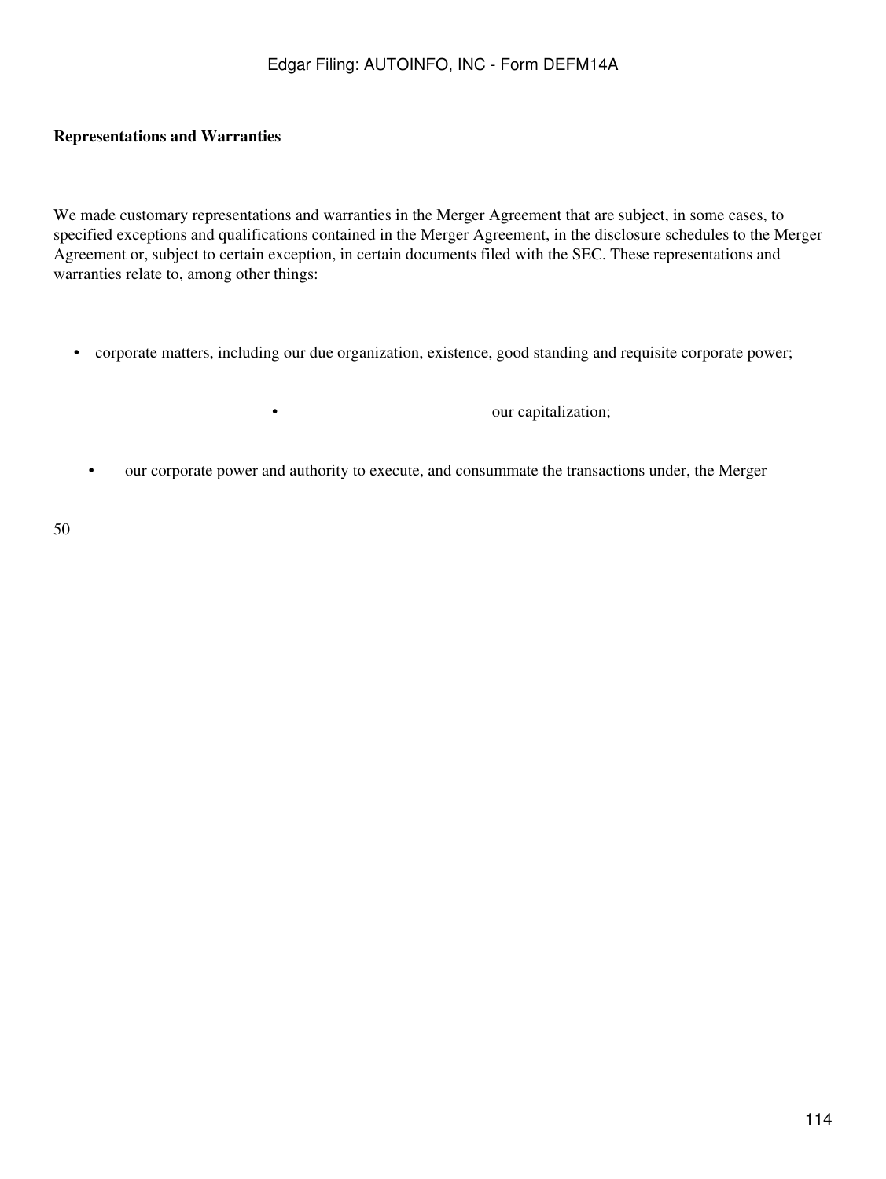**Representations and Warranties**

We made customary representations and warranties in the Merger Agreement that are subject, in some cases, to specified exceptions and qualifications contained in the Merger Agreement, in the disclosure schedules to the Merger Agreement or, subject to certain exception, in certain documents filed with the SEC. These representations and warranties relate to, among other things:

- corporate matters, including our due organization, existence, good standing and requisite corporate power;
- our capitalization;
- our corporate power and authority to execute, and consummate the transactions under, the Merger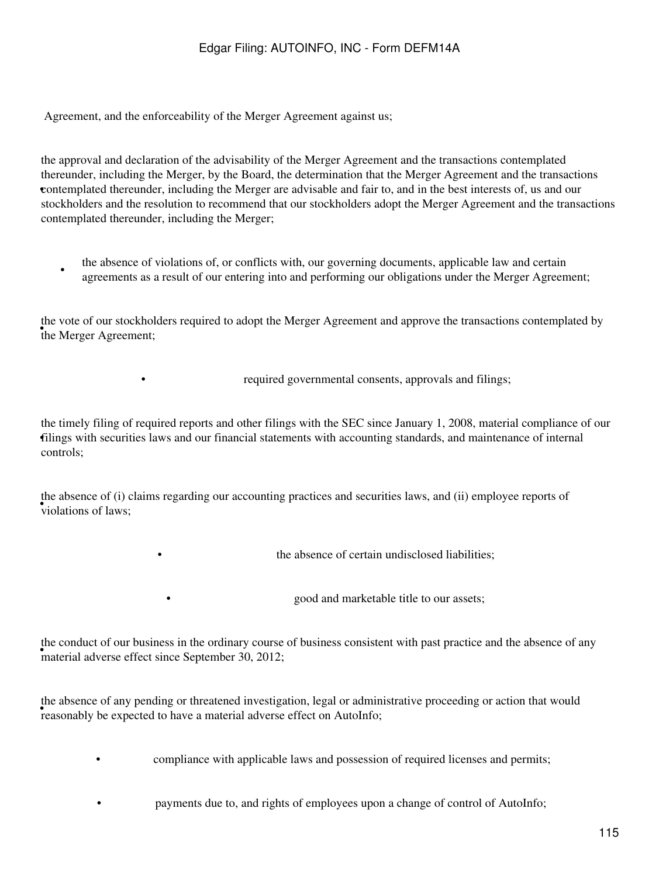Agreement, and the enforceability of the Merger Agreement against us;

- the approval and declaration of the advisability of the Merger Agreement and the transactions contemplated thereunder, including the Merger, by the Board, the determination that the Merger Agreement and the transactions contemplated thereunder, including the Merger are advisable and fair to, and in the best interests of, us and our stockholders and the resolution to recommend that our stockholders adopt the Merger Agreement and the transactions contemplated thereunder, including the Merger;
- the absence of violations of, or conflicts with, our governing documents, applicable law and certain agreements as a result of our entering into and performing our obligations under the Merger Agreement;
- the vote of our stockholders required to adopt the Merger Agreement and approve the transactions contemplated by the Merger Agreement;
- required governmental consents, approvals and filings;
- the timely filing of required reports and other filings with the SEC since January 1, 2008, material compliance of our filings with securities laws and our financial statements with accounting standards, and maintenance of internal controls;
- the absence of (i) claims regarding our accounting practices and securities laws, and (ii) employee reports of violations of laws;
- the absence of certain undisclosed liabilities;
- good and marketable title to our assets;
- the conduct of our business in the ordinary course of business consistent with past practice and the absence of any material adverse effect since September 30, 2012;
- the absence of any pending or threatened investigation, legal or administrative proceeding or action that would reasonably be expected to have a material adverse effect on AutoInfo;
- compliance with applicable laws and possession of required licenses and permits;
- payments due to, and rights of employees upon a change of control of AutoInfo;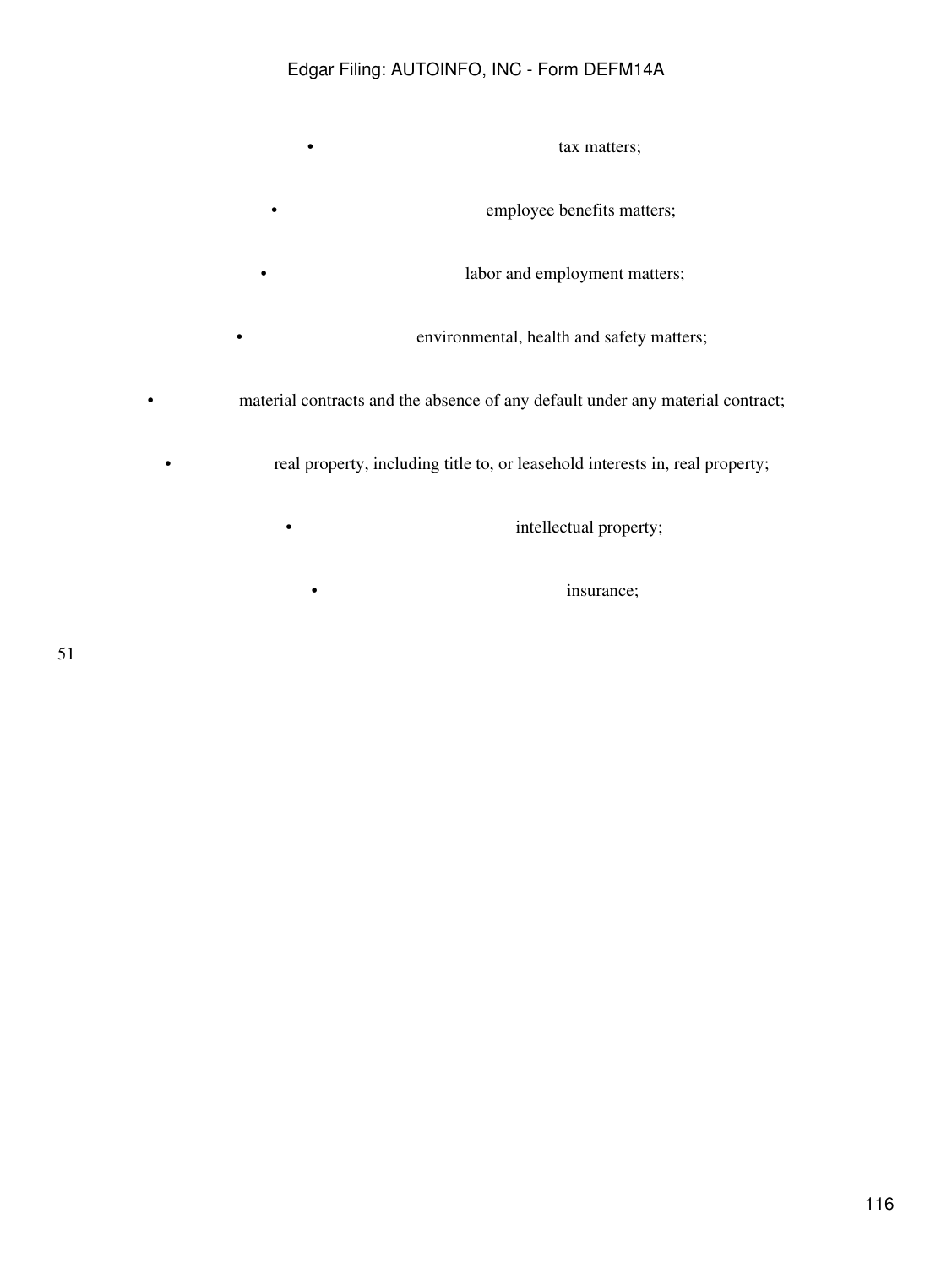- tax matters;
- employee benefits matters;
- labor and employment matters;
- environmental, health and safety matters;
- material contracts and the absence of any default under any material contract;
- real property, including title to, or leasehold interests in, real property;
- intellectual property;
- insurance;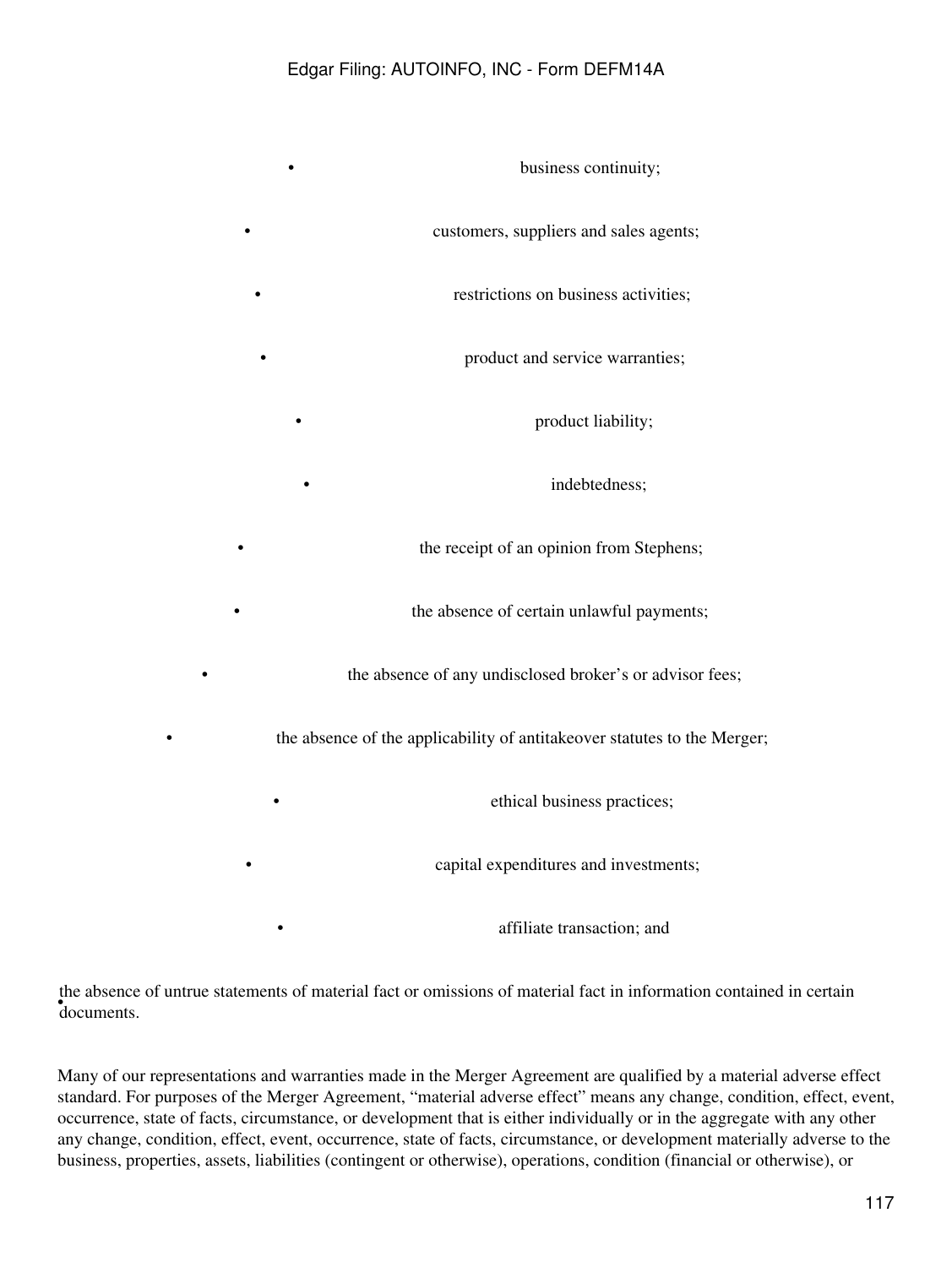- business continuity;
- customers, suppliers and sales agents;
- restrictions on business activities;
- product and service warranties;
- product liability;
- indebtedness;
- the receipt of an opinion from Stephens;
- the absence of certain unlawful payments;
- the absence of any undisclosed broker's or advisor fees;
- the absence of the applicability of antitakeover statutes to the Merger;
- ethical business practices;
- capital expenditures and investments;
- affiliate transaction; and
- the absence of untrue statements of material fact or omissions of material fact in information contained in certain documents.

Many of our representations and warranties made in the Merger Agreement are qualified by a material adverse effect standard. For purposes of the Merger Agreement, "material adverse effect" means any change, condition, effect, event, occurrence, state of facts, circumstance, or development that is either individually or in the aggregate with any other any change, condition, effect, event, occurrence, state of facts, circumstance, or development materially adverse to the business, properties, assets, liabilities (contingent or otherwise), operations, condition (financial or otherwise), or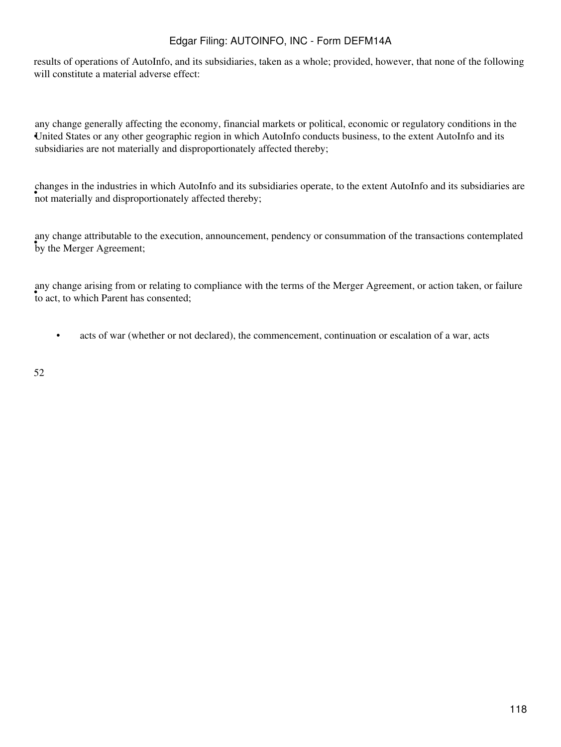results of operations of AutoInfo, and its subsidiaries, taken as a whole; provided, however, that none of the following will constitute a material adverse effect:

- any change generally affecting the economy, financial markets or political, economic or regulatory conditions in the United States or any other geographic region in which AutoInfo conducts business, to the extent AutoInfo and its subsidiaries are not materially and disproportionately affected thereby;
- changes in the industries in which AutoInfo and its subsidiaries operate, to the extent AutoInfo and its subsidiaries are not materially and disproportionately affected thereby;
- any change attributable to the execution, announcement, pendency or consummation of the transactions contemplated by the Merger Agreement;
- any change arising from or relating to compliance with the terms of the Merger Agreement, or action taken, or failure to act, to which Parent has consented;
- acts of war (whether or not declared), the commencement, continuation or escalation of a war, acts

52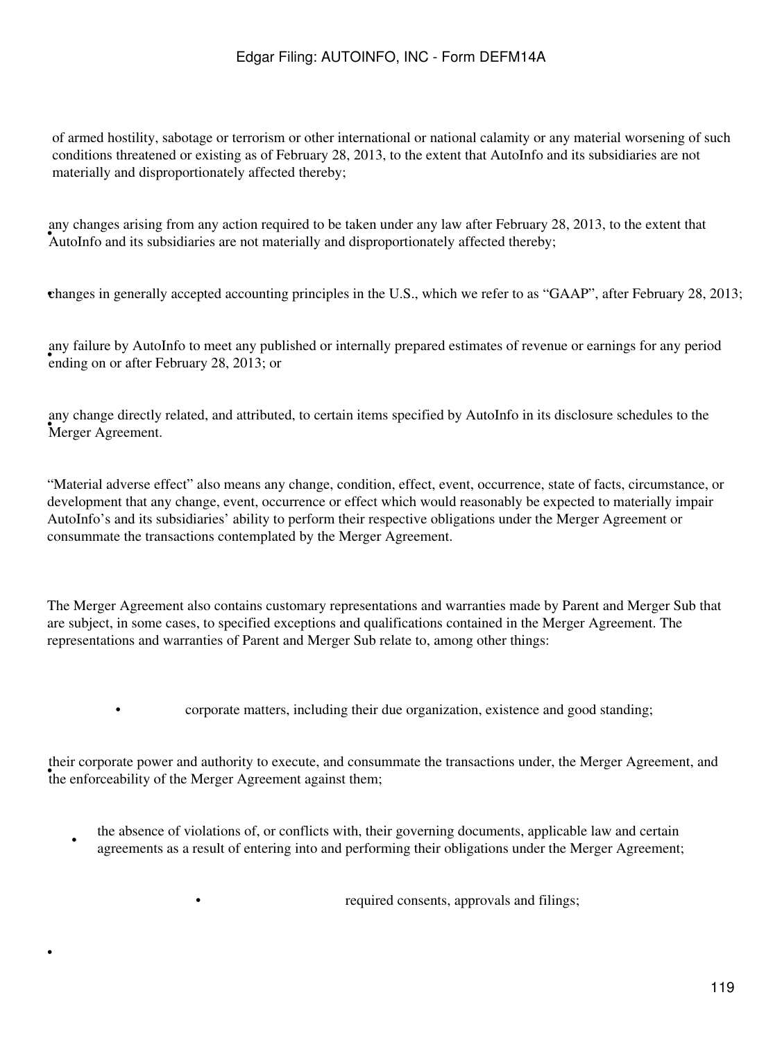of armed hostility, sabotage or terrorism or other international or national calamity or any material worsening of such conditions threatened or existing as of February 28, 2013, to the extent that AutoInfo and its subsidiaries are not materially and disproportionately affected thereby;

- any changes arising from any action required to be taken under any law after February 28, 2013, to the extent that AutoInfo and its subsidiaries are not materially and disproportionately affected thereby;
- changes in generally accepted accounting principles in the U.S., which we refer to as "GAAP", after February 28, 2013;
- any failure by AutoInfo to meet any published or internally prepared estimates of revenue or earnings for any period ending on or after February 28, 2013; or
- any change directly related, and attributed, to certain items specified by AutoInfo in its disclosure schedules to the Merger Agreement.

"Material adverse effect" also means any change, condition, effect, event, occurrence, state of facts, circumstance, or development that any change, event, occurrence or effect which would reasonably be expected to materially impair AutoInfo's and its subsidiaries' ability to perform their respective obligations under the Merger Agreement or consummate the transactions contemplated by the Merger Agreement.

The Merger Agreement also contains customary representations and warranties made by Parent and Merger Sub that are subject, in some cases, to specified exceptions and qualifications contained in the Merger Agreement. The representations and warranties of Parent and Merger Sub relate to, among other things:

- corporate matters, including their due organization, existence and good standing;
- their corporate power and authority to execute, and consummate the transactions under, the Merger Agreement, and the enforceability of the Merger Agreement against them;
- the absence of violations of, or conflicts with, their governing documents, applicable law and certain agreements as a result of entering into and performing their obligations under the Merger Agreement;
- required consents, approvals and filings;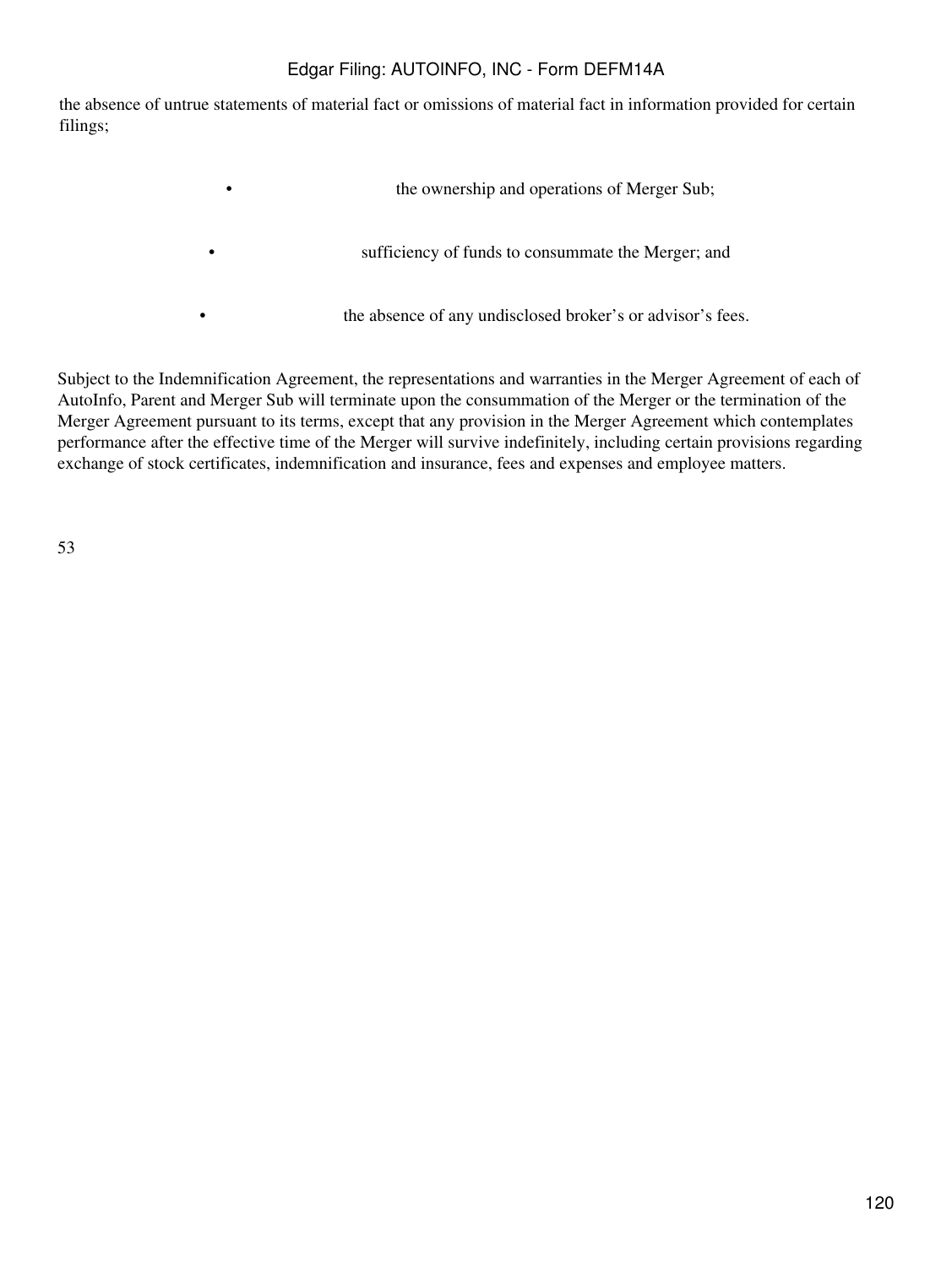the absence of untrue statements of material fact or omissions of material fact in information provided for certain filings;

- the ownership and operations of Merger Sub;
- sufficiency of funds to consummate the Merger; and
- the absence of any undisclosed broker's or advisor's fees.

Subject to the Indemnification Agreement, the representations and warranties in the Merger Agreement of each of AutoInfo, Parent and Merger Sub will terminate upon the consummation of the Merger or the termination of the Merger Agreement pursuant to its terms, except that any provision in the Merger Agreement which contemplates performance after the effective time of the Merger will survive indefinitely, including certain provisions regarding exchange of stock certificates, indemnification and insurance, fees and expenses and employee matters.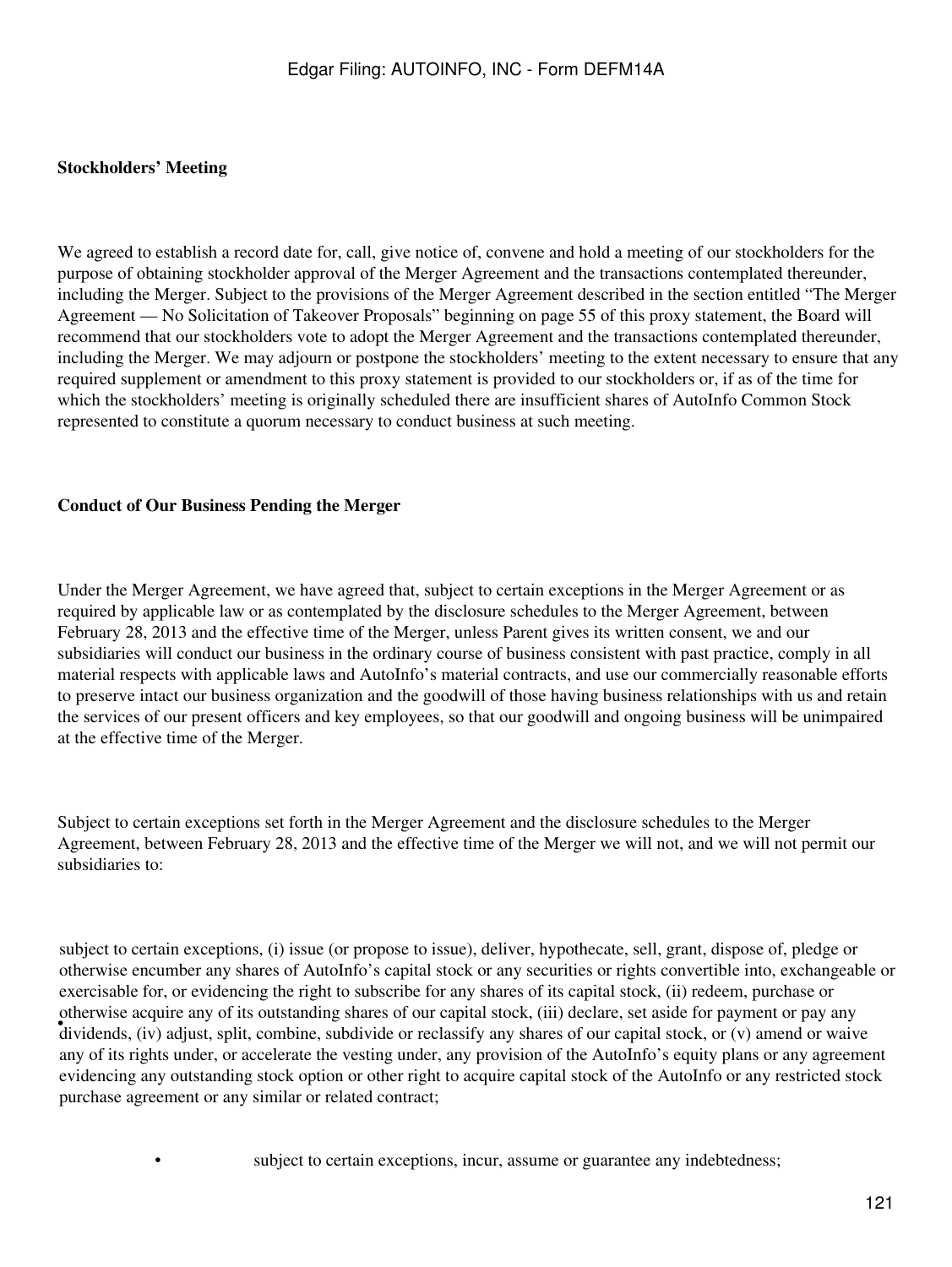**Stockholders' Meeting**

We agreed to establish a record date for, call, give notice of, convene and hold a meeting of our stockholders for the purpose of obtaining stockholder approval of the Merger Agreement and the transactions contemplated thereunder, including the Merger. Subject to the provisions of the Merger Agreement described in the section entitled "The Merger Agreement — No Solicitation of Takeover Proposals" beginning on page 55 of this proxy statement, the Board will recommend that our stockholders vote to adopt the Merger Agreement and the transactions contemplated thereunder, including the Merger. We may adjourn or postpone the stockholders' meeting to the extent necessary to ensure that any required supplement or amendment to this proxy statement is provided to our stockholders or, if as of the time for which the stockholders' meeting is originally scheduled there are insufficient shares of AutoInfo Common Stock represented to constitute a quorum necessary to conduct business at such meeting.

**Conduct of Our Business Pending the Merger**

Under the Merger Agreement, we have agreed that, subject to certain exceptions in the Merger Agreement or as required by applicable law or as contemplated by the disclosure schedules to the Merger Agreement, between February 28, 2013 and the effective time of the Merger, unless Parent gives its written consent, we and our subsidiaries will conduct our business in the ordinary course of business consistent with past practice, comply in all material respects with applicable laws and AutoInfo's material contracts, and use our commercially reasonable efforts to preserve intact our business organization and the goodwill of those having business relationships with us and retain the services of our present officers and key employees, so that our goodwill and ongoing business will be unimpaired at the effective time of the Merger.

Subject to certain exceptions set forth in the Merger Agreement and the disclosure schedules to the Merger Agreement, between February 28, 2013 and the effective time of the Merger we will not, and we will not permit our subsidiaries to:

- subject to certain exceptions, (i) issue (or propose to issue), deliver, hypothecate, sell, grant, dispose of, pledge or otherwise encumber any shares of AutoInfo's capital stock or any securities or rights convertible into, exchangeable or exercisable for, or evidencing the right to subscribe for any shares of its capital stock, (ii) redeem, purchase or otherwise acquire any of its outstanding shares of our capital stock, (iii) declare, set aside for payment or pay any dividends, (iv) adjust, split, combine, subdivide or reclassify any shares of our capital stock, or (v) amend or waive any of its rights under, or accelerate the vesting under, any provision of the AutoInfo's equity plans or any agreement evidencing any outstanding stock option or other right to acquire capital stock of the AutoInfo or any restricted stock purchase agreement or any similar or related contract;

- subject to certain exceptions, incur, assume or guarantee any indebtedness;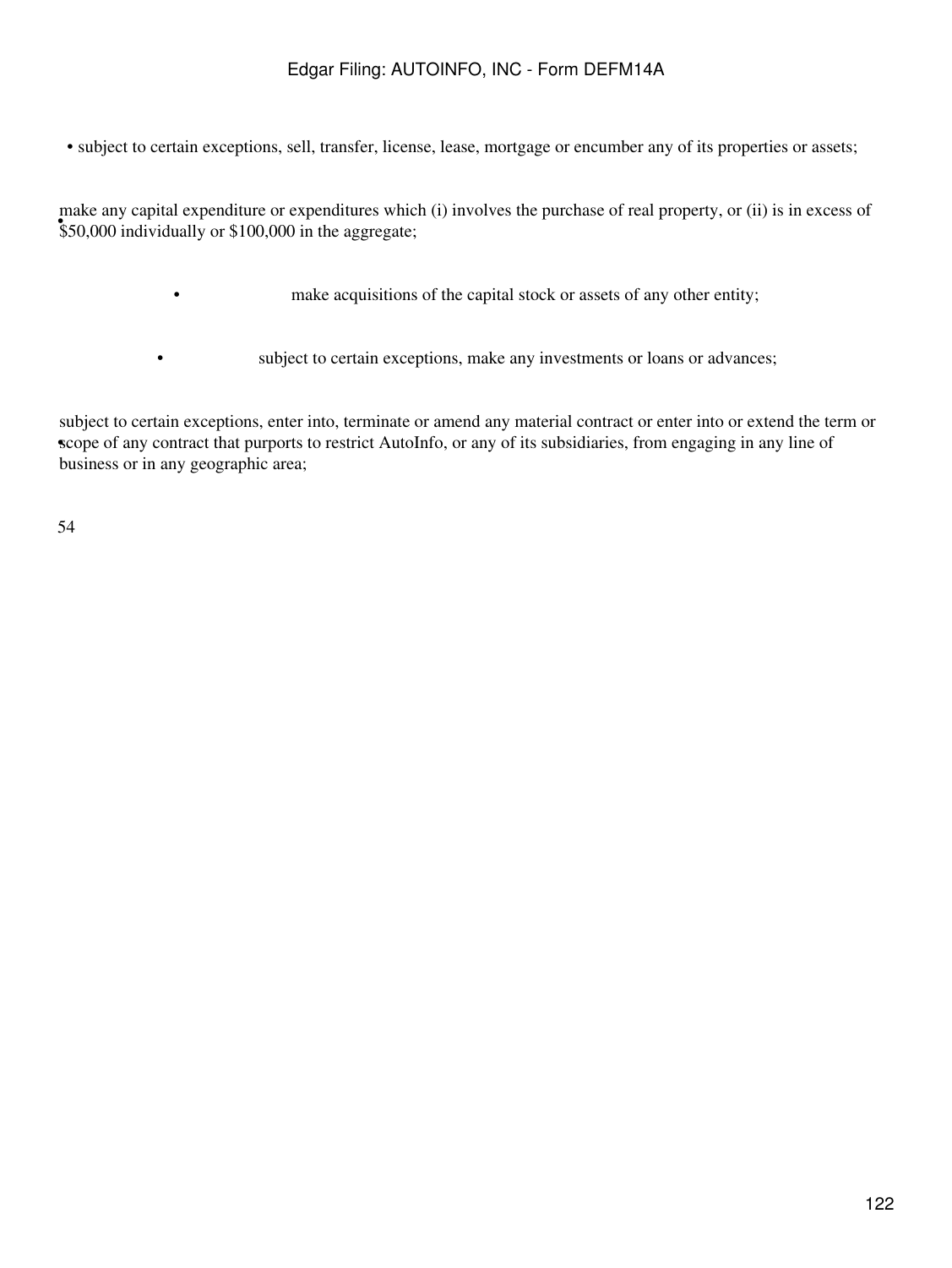- subject to certain exceptions, sell, transfer, license, lease, mortgage or encumber any of its properties or assets;
- make any capital expenditure or expenditures which (i) involves the purchase of real property, or (ii) is in excess of $50,000 individually or $100,000 in the aggregate;
- make acquisitions of the capital stock or assets of any other entity;
- subject to certain exceptions, make any investments or loans or advances;
- subject to certain exceptions, enter into, terminate or amend any material contract or enter into or extend the term or scope of any contract that purports to restrict AutoInfo, or any of its subsidiaries, from engaging in any line of business or in any geographic area;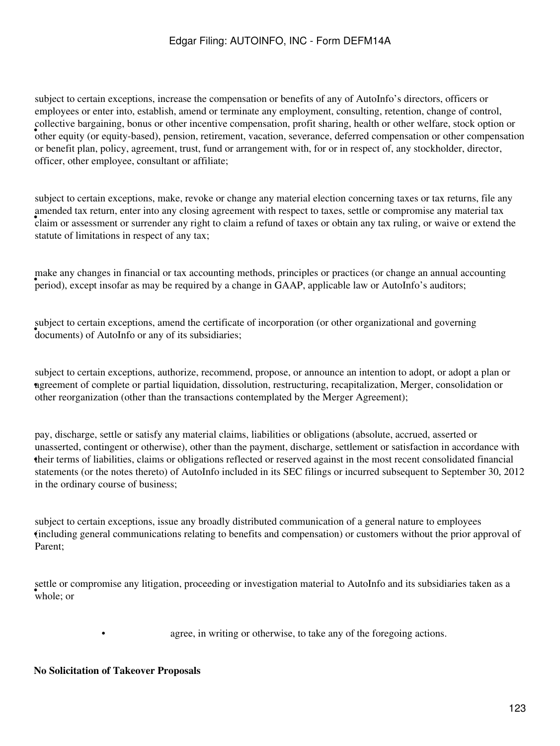- subject to certain exceptions, increase the compensation or benefits of any of AutoInfo's directors, officers or employees or enter into, establish, amend or terminate any employment, consulting, retention, change of control, collective bargaining, bonus or other incentive compensation, profit sharing, health or other welfare, stock option or other equity (or equity-based), pension, retirement, vacation, severance, deferred compensation or other compensation or benefit plan, policy, agreement, trust, fund or arrangement with, for or in respect of, any stockholder, director, officer, other employee, consultant or affiliate;

- subject to certain exceptions, make, revoke or change any material election concerning taxes or tax returns, file any amended tax return, enter into any closing agreement with respect to taxes, settle or compromise any material tax claim or assessment or surrender any right to claim a refund of taxes or obtain any tax ruling, or waive or extend the statute of limitations in respect of any tax;

- make any changes in financial or tax accounting methods, principles or practices (or change an annual accounting period), except insofar as may be required by a change in GAAP, applicable law or AutoInfo's auditors;

- subject to certain exceptions, amend the certificate of incorporation (or other organizational and governing documents) of AutoInfo or any of its subsidiaries;

- subject to certain exceptions, authorize, recommend, propose, or announce an intention to adopt, or adopt a plan or agreement of complete or partial liquidation, dissolution, restructuring, recapitalization, Merger, consolidation or other reorganization (other than the transactions contemplated by the Merger Agreement);

- pay, discharge, settle or satisfy any material claims, liabilities or obligations (absolute, accrued, asserted or unasserted, contingent or otherwise), other than the payment, discharge, settlement or satisfaction in accordance with their terms of liabilities, claims or obligations reflected or reserved against in the most recent consolidated financial statements (or the notes thereto) of AutoInfo included in its SEC filings or incurred subsequent to September 30, 2012 in the ordinary course of business;

- subject to certain exceptions, issue any broadly distributed communication of a general nature to employees (including general communications relating to benefits and compensation) or customers without the prior approval of Parent;

- settle or compromise any litigation, proceeding or investigation material to AutoInfo and its subsidiaries taken as a whole; or

- agree, in writing or otherwise, to take any of the foregoing actions.

**No Solicitation of Takeover Proposals**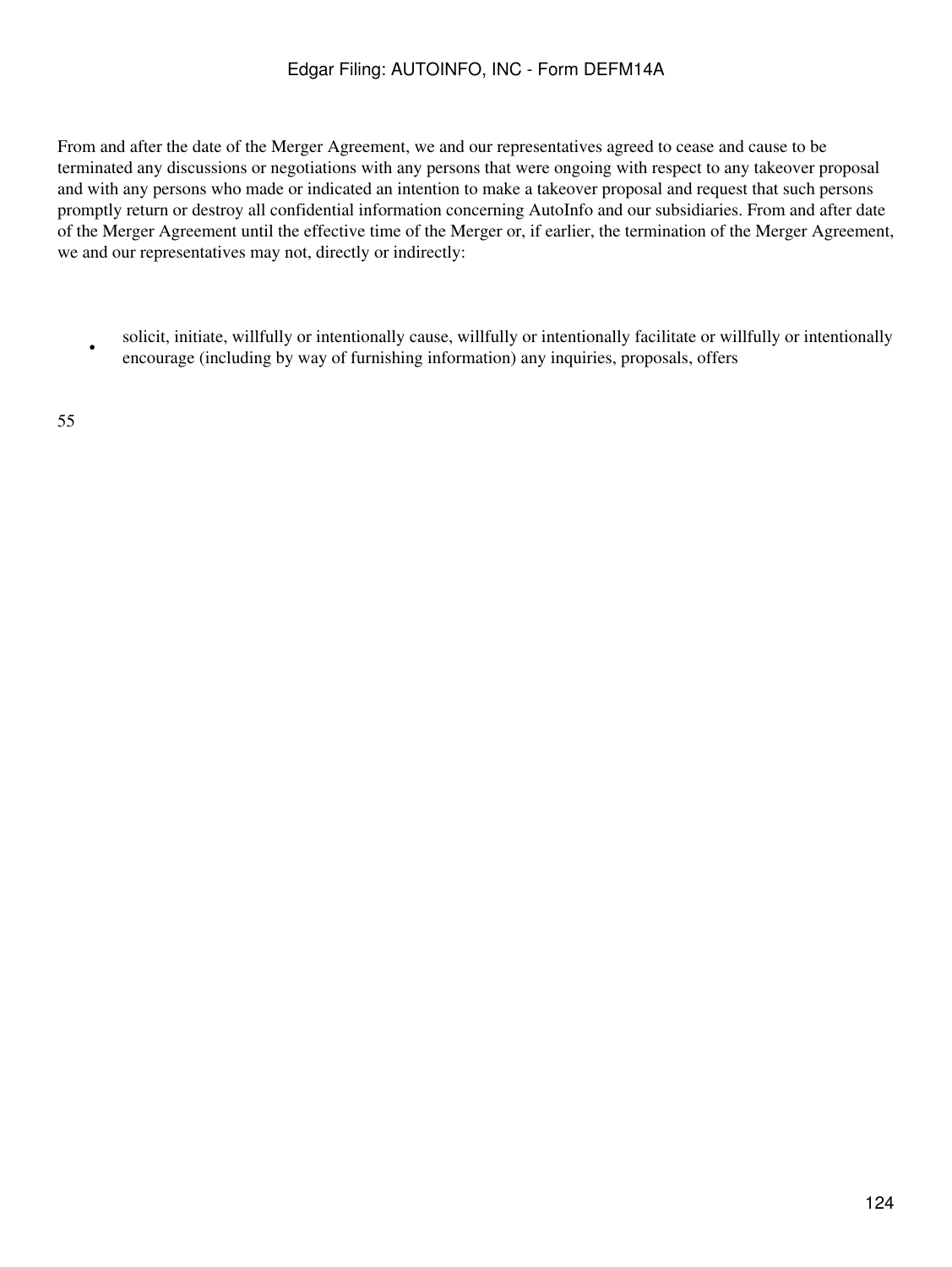From and after the date of the Merger Agreement, we and our representatives agreed to cease and cause to be terminated any discussions or negotiations with any persons that were ongoing with respect to any takeover proposal and with any persons who made or indicated an intention to make a takeover proposal and request that such persons promptly return or destroy all confidential information concerning AutoInfo and our subsidiaries. From and after date of the Merger Agreement until the effective time of the Merger or, if earlier, the termination of the Merger Agreement, we and our representatives may not, directly or indirectly:

- solicit, initiate, willfully or intentionally cause, willfully or intentionally facilitate or willfully or intentionally encourage (including by way of furnishing information) any inquiries, proposals, offers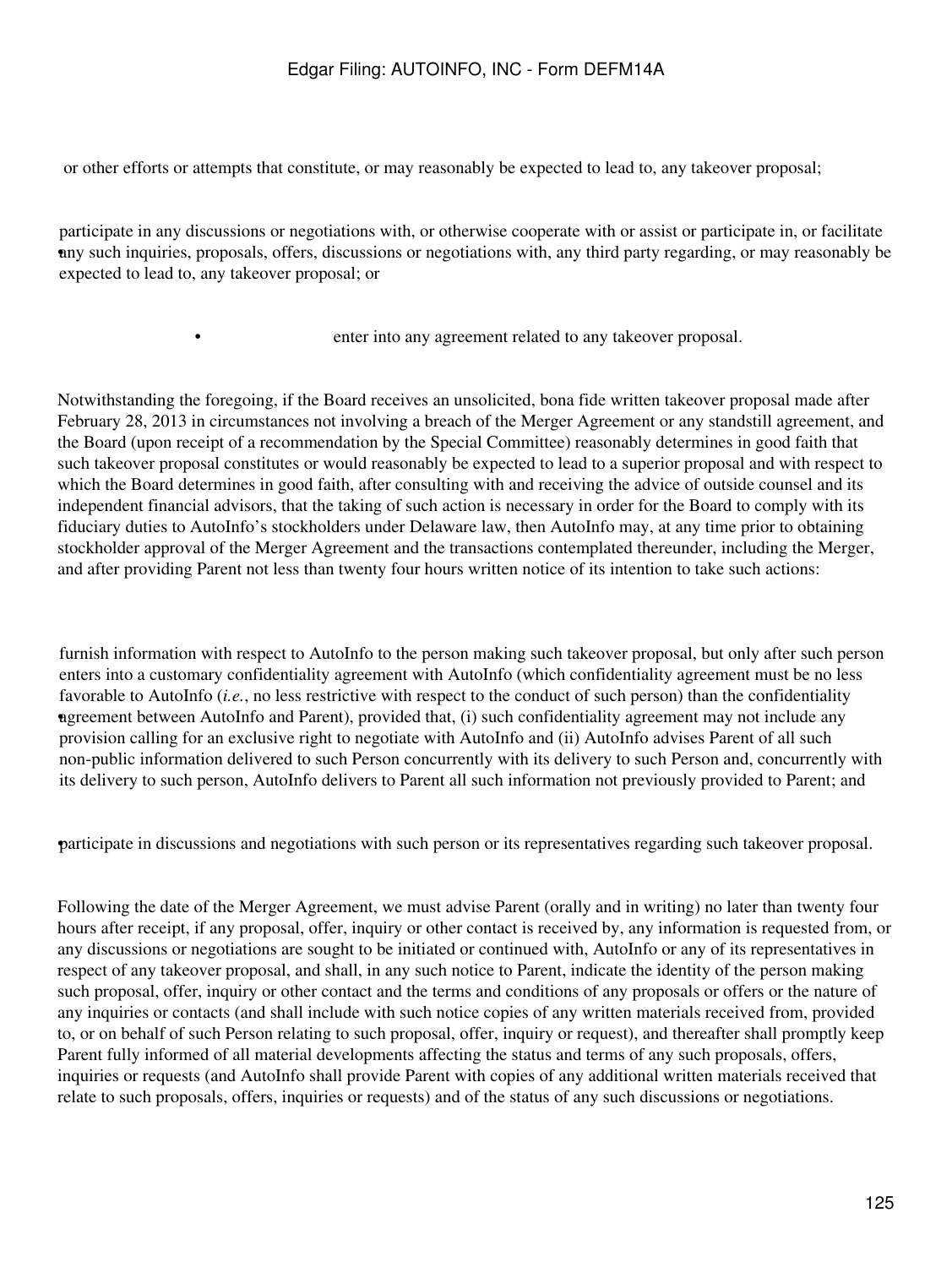or other efforts or attempts that constitute, or may reasonably be expected to lead to, any takeover proposal;

- participate in any discussions or negotiations with, or otherwise cooperate with or assist or participate in, or facilitate any such inquiries, proposals, offers, discussions or negotiations with, any third party regarding, or may reasonably be expected to lead to, any takeover proposal; or

- enter into any agreement related to any takeover proposal.

Notwithstanding the foregoing, if the Board receives an unsolicited, bona fide written takeover proposal made after February 28, 2013 in circumstances not involving a breach of the Merger Agreement or any standstill agreement, and the Board (upon receipt of a recommendation by the Special Committee) reasonably determines in good faith that such takeover proposal constitutes or would reasonably be expected to lead to a superior proposal and with respect to which the Board determines in good faith, after consulting with and receiving the advice of outside counsel and its independent financial advisors, that the taking of such action is necessary in order for the Board to comply with its fiduciary duties to AutoInfo's stockholders under Delaware law, then AutoInfo may, at any time prior to obtaining stockholder approval of the Merger Agreement and the transactions contemplated thereunder, including the Merger, and after providing Parent not less than twenty four hours written notice of its intention to take such actions:

- furnish information with respect to AutoInfo to the person making such takeover proposal, but only after such person enters into a customary confidentiality agreement with AutoInfo (which confidentiality agreement must be no less favorable to AutoInfo (*i.e.*, no less restrictive with respect to the conduct of such person) than the confidentiality agreement between AutoInfo and Parent), provided that, (i) such confidentiality agreement may not include any provision calling for an exclusive right to negotiate with AutoInfo and (ii) AutoInfo advises Parent of all such non-public information delivered to such Person concurrently with its delivery to such Person and, concurrently with its delivery to such person, AutoInfo delivers to Parent all such information not previously provided to Parent; and

- participate in discussions and negotiations with such person or its representatives regarding such takeover proposal.

Following the date of the Merger Agreement, we must advise Parent (orally and in writing) no later than twenty four hours after receipt, if any proposal, offer, inquiry or other contact is received by, any information is requested from, or any discussions or negotiations are sought to be initiated or continued with, AutoInfo or any of its representatives in respect of any takeover proposal, and shall, in any such notice to Parent, indicate the identity of the person making such proposal, offer, inquiry or other contact and the terms and conditions of any proposals or offers or the nature of any inquiries or contacts (and shall include with such notice copies of any written materials received from, provided to, or on behalf of such Person relating to such proposal, offer, inquiry or request), and thereafter shall promptly keep Parent fully informed of all material developments affecting the status and terms of any such proposals, offers, inquiries or requests (and AutoInfo shall provide Parent with copies of any additional written materials received that relate to such proposals, offers, inquiries or requests) and of the status of any such discussions or negotiations.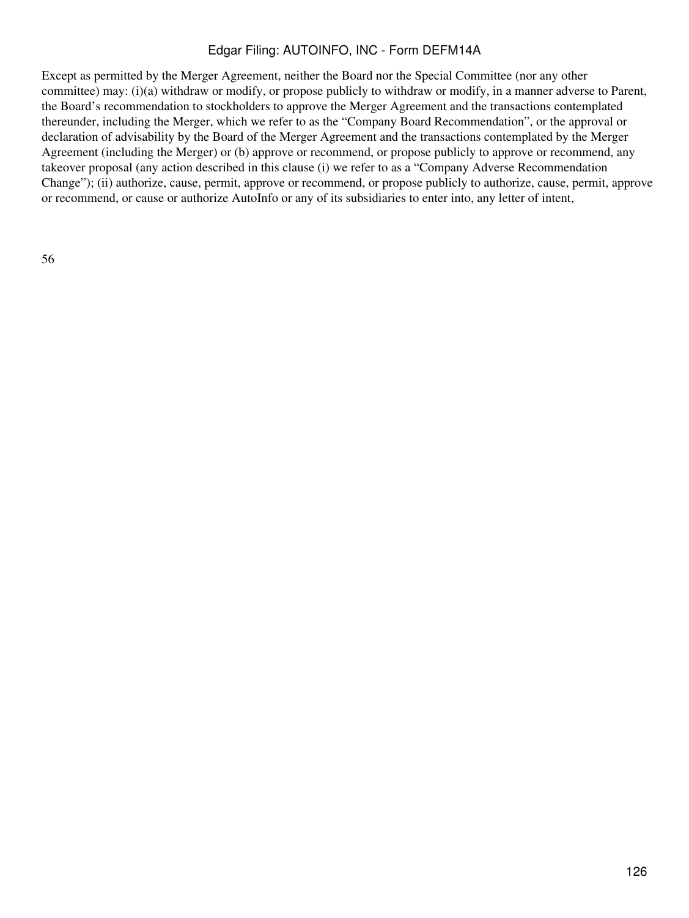Except as permitted by the Merger Agreement, neither the Board nor the Special Committee (nor any other committee) may: (i)(a) withdraw or modify, or propose publicly to withdraw or modify, in a manner adverse to Parent, the Board's recommendation to stockholders to approve the Merger Agreement and the transactions contemplated thereunder, including the Merger, which we refer to as the "Company Board Recommendation", or the approval or declaration of advisability by the Board of the Merger Agreement and the transactions contemplated by the Merger Agreement (including the Merger) or (b) approve or recommend, or propose publicly to approve or recommend, any takeover proposal (any action described in this clause (i) we refer to as a "Company Adverse Recommendation Change"); (ii) authorize, cause, permit, approve or recommend, or propose publicly to authorize, cause, permit, approve or recommend, or cause or authorize AutoInfo or any of its subsidiaries to enter into, any letter of intent,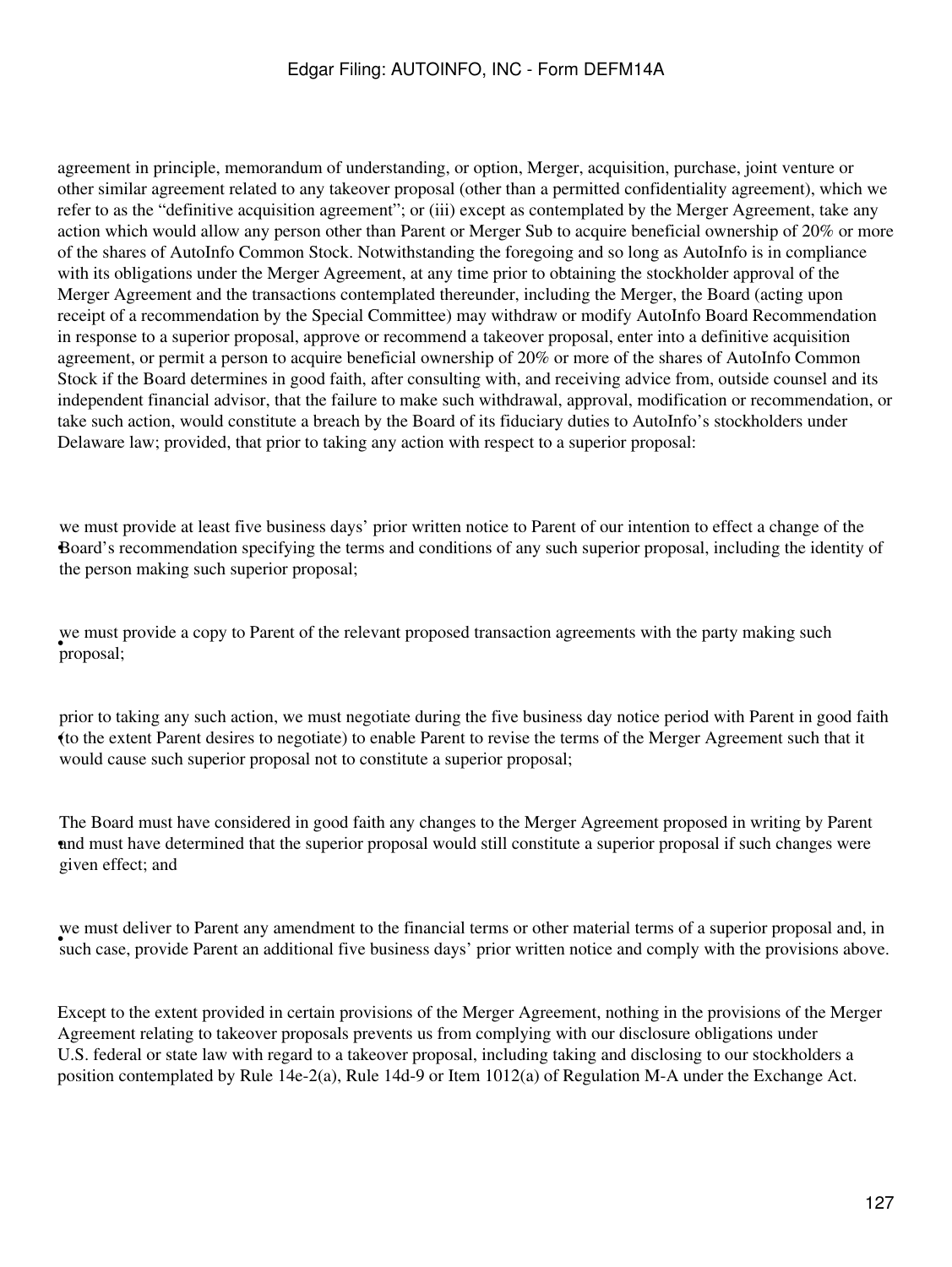agreement in principle, memorandum of understanding, or option, Merger, acquisition, purchase, joint venture or other similar agreement related to any takeover proposal (other than a permitted confidentiality agreement), which we refer to as the "definitive acquisition agreement"; or (iii) except as contemplated by the Merger Agreement, take any action which would allow any person other than Parent or Merger Sub to acquire beneficial ownership of 20% or more of the shares of AutoInfo Common Stock. Notwithstanding the foregoing and so long as AutoInfo is in compliance with its obligations under the Merger Agreement, at any time prior to obtaining the stockholder approval of the Merger Agreement and the transactions contemplated thereunder, including the Merger, the Board (acting upon receipt of a recommendation by the Special Committee) may withdraw or modify AutoInfo Board Recommendation in response to a superior proposal, approve or recommend a takeover proposal, enter into a definitive acquisition agreement, or permit a person to acquire beneficial ownership of 20% or more of the shares of AutoInfo Common Stock if the Board determines in good faith, after consulting with, and receiving advice from, outside counsel and its independent financial advisor, that the failure to make such withdrawal, approval, modification or recommendation, or take such action, would constitute a breach by the Board of its fiduciary duties to AutoInfo's stockholders under Delaware law; provided, that prior to taking any action with respect to a superior proposal:

- we must provide at least five business days' prior written notice to Parent of our intention to effect a change of the Board's recommendation specifying the terms and conditions of any such superior proposal, including the identity of the person making such superior proposal;
- we must provide a copy to Parent of the relevant proposed transaction agreements with the party making such proposal;
- prior to taking any such action, we must negotiate during the five business day notice period with Parent in good faith (to the extent Parent desires to negotiate) to enable Parent to revise the terms of the Merger Agreement such that it would cause such superior proposal not to constitute a superior proposal;
- The Board must have considered in good faith any changes to the Merger Agreement proposed in writing by Parent and must have determined that the superior proposal would still constitute a superior proposal if such changes were given effect; and
- we must deliver to Parent any amendment to the financial terms or other material terms of a superior proposal and, in such case, provide Parent an additional five business days' prior written notice and comply with the provisions above.

Except to the extent provided in certain provisions of the Merger Agreement, nothing in the provisions of the Merger Agreement relating to takeover proposals prevents us from complying with our disclosure obligations under U.S. federal or state law with regard to a takeover proposal, including taking and disclosing to our stockholders a position contemplated by Rule 14e-2(a), Rule 14d-9 or Item 1012(a) of Regulation M-A under the Exchange Act.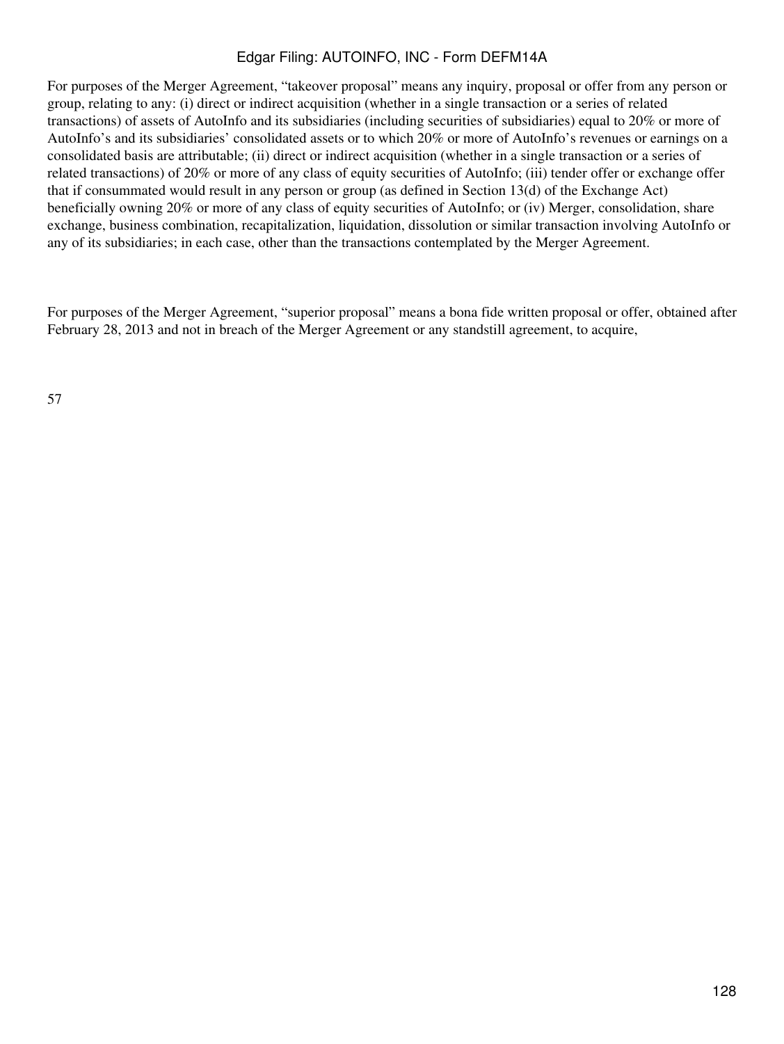For purposes of the Merger Agreement, “takeover proposal” means any inquiry, proposal or offer from any person or group, relating to any: (i) direct or indirect acquisition (whether in a single transaction or a series of related transactions) of assets of AutoInfo and its subsidiaries (including securities of subsidiaries) equal to 20% or more of AutoInfo’s and its subsidiaries’ consolidated assets or to which 20% or more of AutoInfo’s revenues or earnings on a consolidated basis are attributable; (ii) direct or indirect acquisition (whether in a single transaction or a series of related transactions) of 20% or more of any class of equity securities of AutoInfo; (iii) tender offer or exchange offer that if consummated would result in any person or group (as defined in Section 13(d) of the Exchange Act) beneficially owning 20% or more of any class of equity securities of AutoInfo; or (iv) Merger, consolidation, share exchange, business combination, recapitalization, liquidation, dissolution or similar transaction involving AutoInfo or any of its subsidiaries; in each case, other than the transactions contemplated by the Merger Agreement.

For purposes of the Merger Agreement, “superior proposal” means a bona fide written proposal or offer, obtained after February 28, 2013 and not in breach of the Merger Agreement or any standstill agreement, to acquire,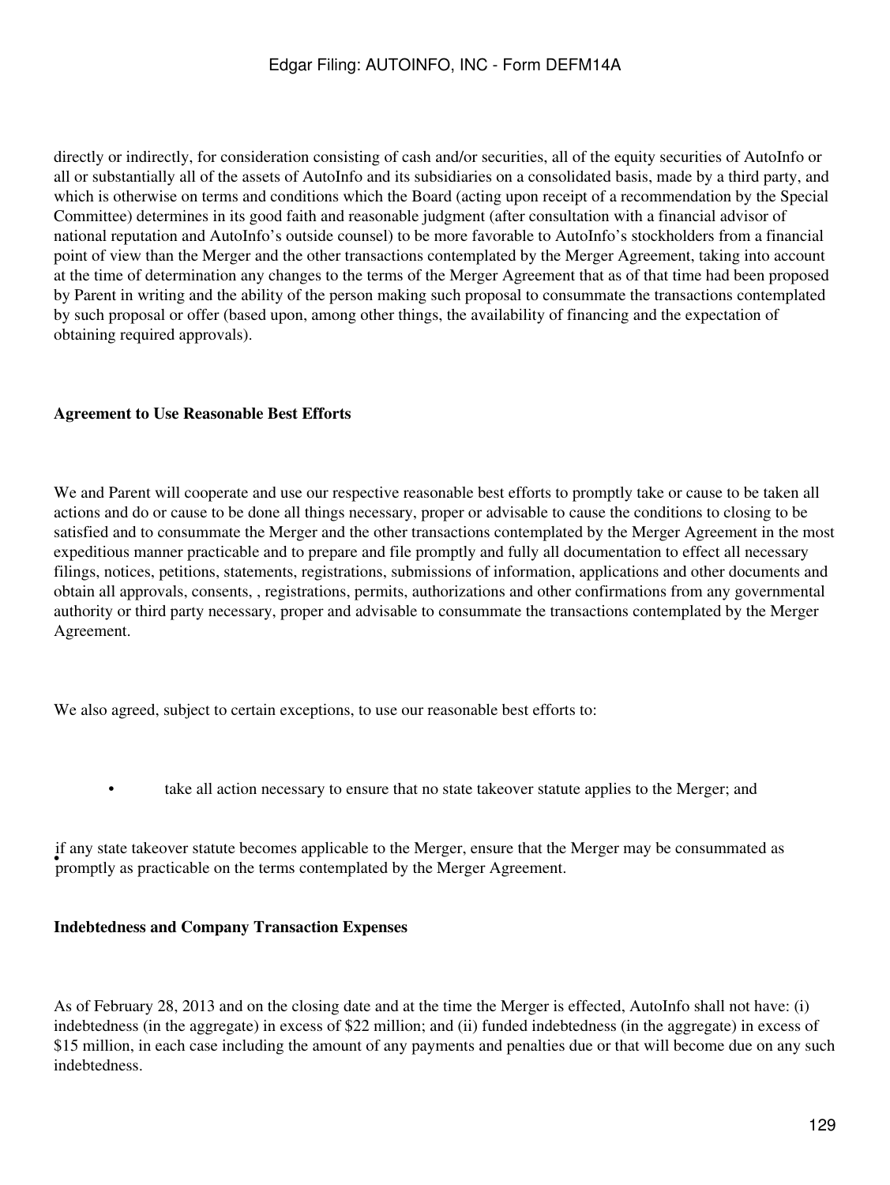directly or indirectly, for consideration consisting of cash and/or securities, all of the equity securities of AutoInfo or all or substantially all of the assets of AutoInfo and its subsidiaries on a consolidated basis, made by a third party, and which is otherwise on terms and conditions which the Board (acting upon receipt of a recommendation by the Special Committee) determines in its good faith and reasonable judgment (after consultation with a financial advisor of national reputation and AutoInfo's outside counsel) to be more favorable to AutoInfo's stockholders from a financial point of view than the Merger and the other transactions contemplated by the Merger Agreement, taking into account at the time of determination any changes to the terms of the Merger Agreement that as of that time had been proposed by Parent in writing and the ability of the person making such proposal to consummate the transactions contemplated by such proposal or offer (based upon, among other things, the availability of financing and the expectation of obtaining required approvals).

**Agreement to Use Reasonable Best Efforts**

We and Parent will cooperate and use our respective reasonable best efforts to promptly take or cause to be taken all actions and do or cause to be done all things necessary, proper or advisable to cause the conditions to closing to be satisfied and to consummate the Merger and the other transactions contemplated by the Merger Agreement in the most expeditious manner practicable and to prepare and file promptly and fully all documentation to effect all necessary filings, notices, petitions, statements, registrations, submissions of information, applications and other documents and obtain all approvals, consents, , registrations, permits, authorizations and other confirmations from any governmental authority or third party necessary, proper and advisable to consummate the transactions contemplated by the Merger Agreement.

We also agreed, subject to certain exceptions, to use our reasonable best efforts to:

- take all action necessary to ensure that no state takeover statute applies to the Merger; and
- if any state takeover statute becomes applicable to the Merger, ensure that the Merger may be consummated as promptly as practicable on the terms contemplated by the Merger Agreement.

**Indebtedness and Company Transaction Expenses**

As of February 28, 2013 and on the closing date and at the time the Merger is effected, AutoInfo shall not have: (i) indebtedness (in the aggregate) in excess of $22 million; and (ii) funded indebtedness (in the aggregate) in excess of $15 million, in each case including the amount of any payments and penalties due or that will become due on any such indebtedness.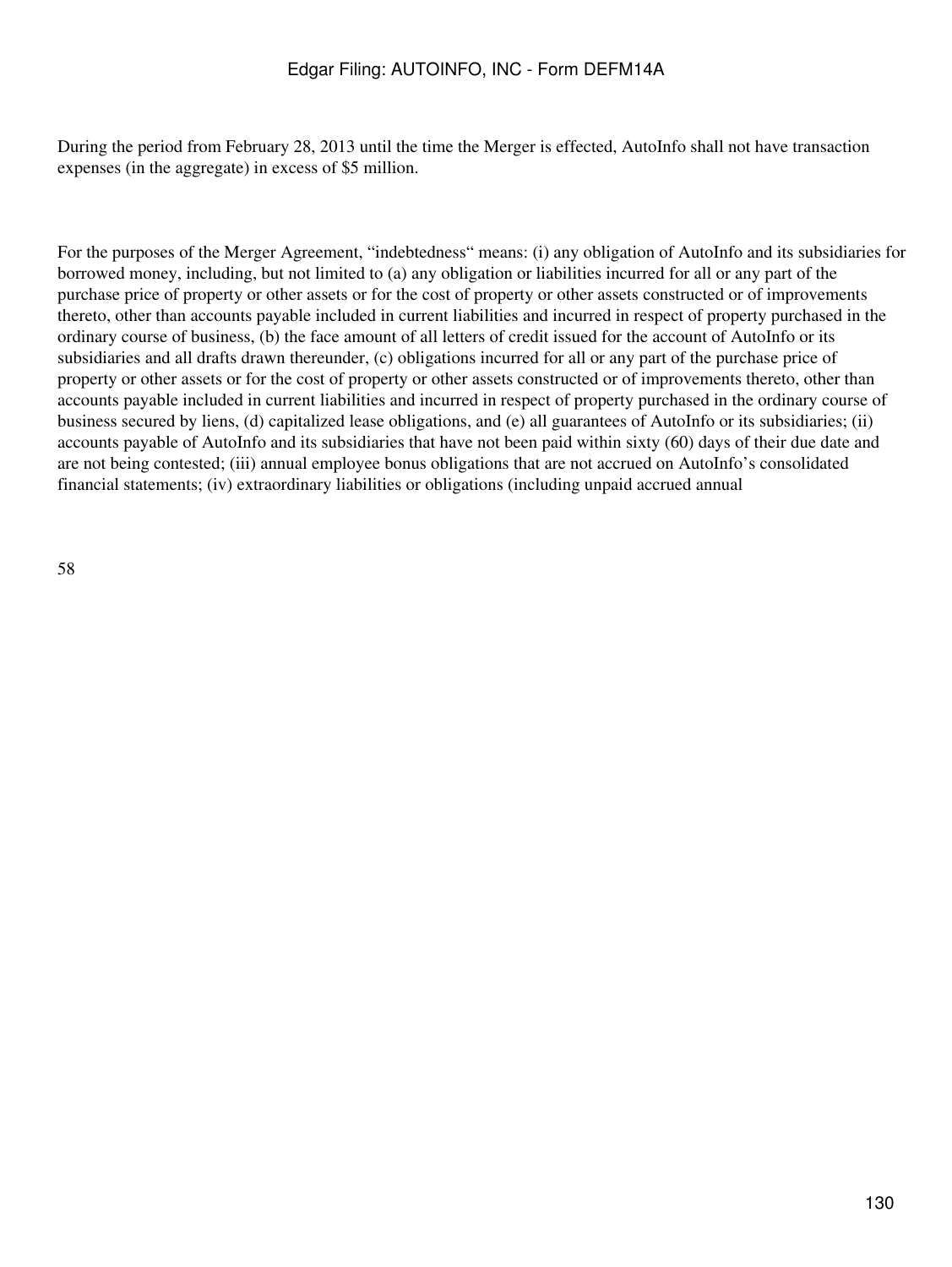During the period from February 28, 2013 until the time the Merger is effected, AutoInfo shall not have transaction expenses (in the aggregate) in excess of $5 million.

For the purposes of the Merger Agreement, "indebtedness" means: (i) any obligation of AutoInfo and its subsidiaries for borrowed money, including, but not limited to (a) any obligation or liabilities incurred for all or any part of the purchase price of property or other assets or for the cost of property or other assets constructed or of improvements thereto, other than accounts payable included in current liabilities and incurred in respect of property purchased in the ordinary course of business, (b) the face amount of all letters of credit issued for the account of AutoInfo or its subsidiaries and all drafts drawn thereunder, (c) obligations incurred for all or any part of the purchase price of property or other assets or for the cost of property or other assets constructed or of improvements thereto, other than accounts payable included in current liabilities and incurred in respect of property purchased in the ordinary course of business secured by liens, (d) capitalized lease obligations, and (e) all guarantees of AutoInfo or its subsidiaries; (ii) accounts payable of AutoInfo and its subsidiaries that have not been paid within sixty (60) days of their due date and are not being contested; (iii) annual employee bonus obligations that are not accrued on AutoInfo's consolidated financial statements; (iv) extraordinary liabilities or obligations (including unpaid accrued annual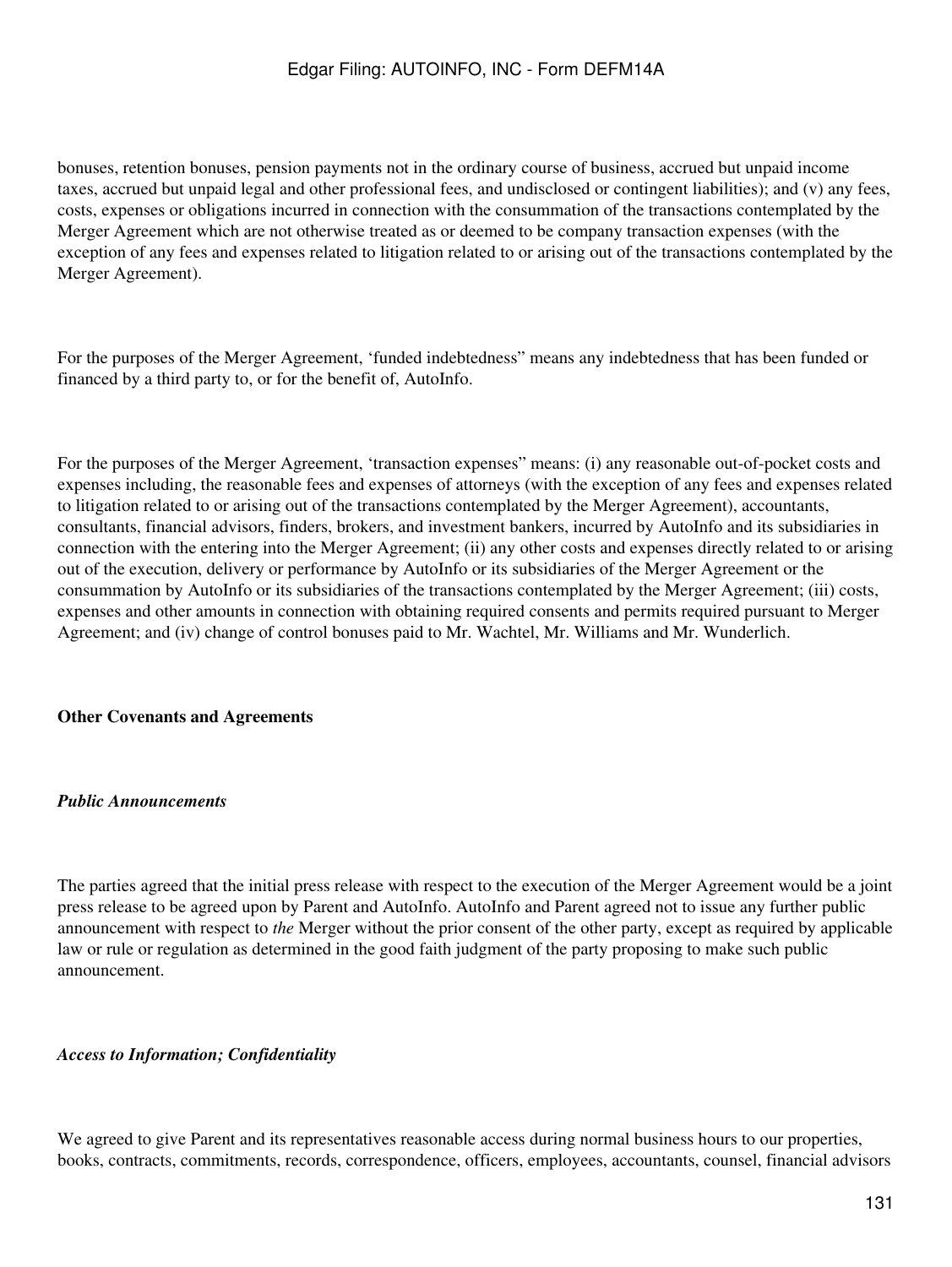bonuses, retention bonuses, pension payments not in the ordinary course of business, accrued but unpaid income taxes, accrued but unpaid legal and other professional fees, and undisclosed or contingent liabilities); and (v) any fees, costs, expenses or obligations incurred in connection with the consummation of the transactions contemplated by the Merger Agreement which are not otherwise treated as or deemed to be company transaction expenses (with the exception of any fees and expenses related to litigation related to or arising out of the transactions contemplated by the Merger Agreement).

For the purposes of the Merger Agreement, 'funded indebtedness" means any indebtedness that has been funded or financed by a third party to, or for the benefit of, AutoInfo.

For the purposes of the Merger Agreement, 'transaction expenses" means: (i) any reasonable out-of-pocket costs and expenses including, the reasonable fees and expenses of attorneys (with the exception of any fees and expenses related to litigation related to or arising out of the transactions contemplated by the Merger Agreement), accountants, consultants, financial advisors, finders, brokers, and investment bankers, incurred by AutoInfo and its subsidiaries in connection with the entering into the Merger Agreement; (ii) any other costs and expenses directly related to or arising out of the execution, delivery or performance by AutoInfo or its subsidiaries of the Merger Agreement or the consummation by AutoInfo or its subsidiaries of the transactions contemplated by the Merger Agreement; (iii) costs, expenses and other amounts in connection with obtaining required consents and permits required pursuant to Merger Agreement; and (iv) change of control bonuses paid to Mr. Wachtel, Mr. Williams and Mr. Wunderlich.

**Other Covenants and Agreements**

***Public Announcements***

The parties agreed that the initial press release with respect to the execution of the Merger Agreement would be a joint press release to be agreed upon by Parent and AutoInfo. AutoInfo and Parent agreed not to issue any further public announcement with respect to *the* Merger without the prior consent of the other party, except as required by applicable law or rule or regulation as determined in the good faith judgment of the party proposing to make such public announcement.

***Access to Information; Confidentiality***

We agreed to give Parent and its representatives reasonable access during normal business hours to our properties, books, contracts, commitments, records, correspondence, officers, employees, accountants, counsel, financial advisors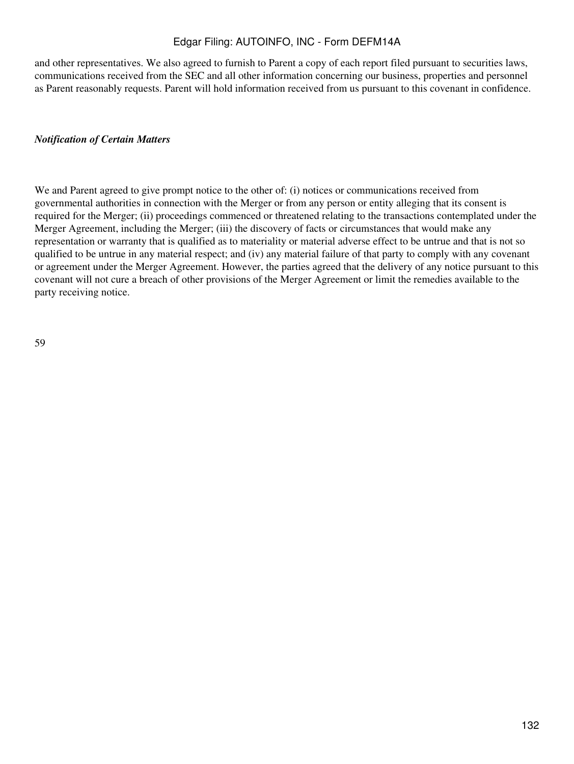and other representatives. We also agreed to furnish to Parent a copy of each report filed pursuant to securities laws, communications received from the SEC and all other information concerning our business, properties and personnel as Parent reasonably requests. Parent will hold information received from us pursuant to this covenant in confidence.

***Notification of Certain Matters***

We and Parent agreed to give prompt notice to the other of: (i) notices or communications received from governmental authorities in connection with the Merger or from any person or entity alleging that its consent is required for the Merger; (ii) proceedings commenced or threatened relating to the transactions contemplated under the Merger Agreement, including the Merger; (iii) the discovery of facts or circumstances that would make any representation or warranty that is qualified as to materiality or material adverse effect to be untrue and that is not so qualified to be untrue in any material respect; and (iv) any material failure of that party to comply with any covenant or agreement under the Merger Agreement. However, the parties agreed that the delivery of any notice pursuant to this covenant will not cure a breach of other provisions of the Merger Agreement or limit the remedies available to the party receiving notice.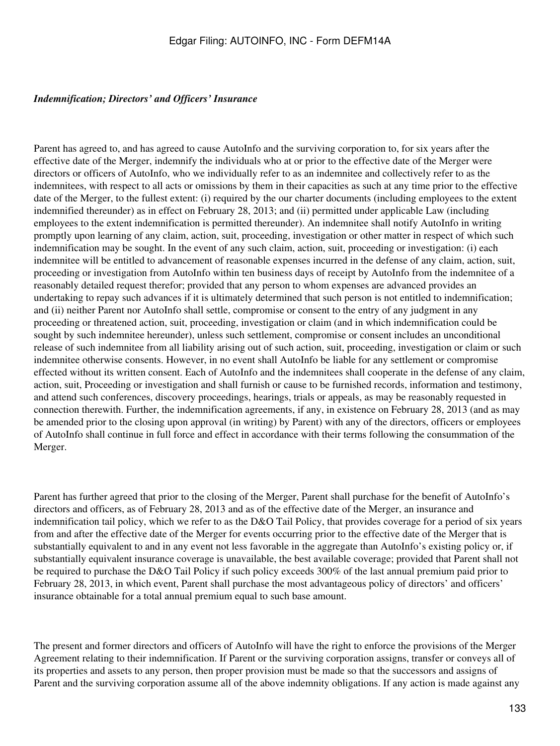*Indemnification; Directors' and Officers' Insurance*

Parent has agreed to, and has agreed to cause AutoInfo and the surviving corporation to, for six years after the effective date of the Merger, indemnify the individuals who at or prior to the effective date of the Merger were directors or officers of AutoInfo, who we individually refer to as an indemnitee and collectively refer to as the indemnitees, with respect to all acts or omissions by them in their capacities as such at any time prior to the effective date of the Merger, to the fullest extent: (i) required by the our charter documents (including employees to the extent indemnified thereunder) as in effect on February 28, 2013; and (ii) permitted under applicable Law (including employees to the extent indemnification is permitted thereunder). An indemnitee shall notify AutoInfo in writing promptly upon learning of any claim, action, suit, proceeding, investigation or other matter in respect of which such indemnification may be sought. In the event of any such claim, action, suit, proceeding or investigation: (i) each indemnitee will be entitled to advancement of reasonable expenses incurred in the defense of any claim, action, suit, proceeding or investigation from AutoInfo within ten business days of receipt by AutoInfo from the indemnitee of a reasonably detailed request therefor; provided that any person to whom expenses are advanced provides an undertaking to repay such advances if it is ultimately determined that such person is not entitled to indemnification; and (ii) neither Parent nor AutoInfo shall settle, compromise or consent to the entry of any judgment in any proceeding or threatened action, suit, proceeding, investigation or claim (and in which indemnification could be sought by such indemnitee hereunder), unless such settlement, compromise or consent includes an unconditional release of such indemnitee from all liability arising out of such action, suit, proceeding, investigation or claim or such indemnitee otherwise consents. However, in no event shall AutoInfo be liable for any settlement or compromise effected without its written consent. Each of AutoInfo and the indemnitees shall cooperate in the defense of any claim, action, suit, Proceeding or investigation and shall furnish or cause to be furnished records, information and testimony, and attend such conferences, discovery proceedings, hearings, trials or appeals, as may be reasonably requested in connection therewith. Further, the indemnification agreements, if any, in existence on February 28, 2013 (and as may be amended prior to the closing upon approval (in writing) by Parent) with any of the directors, officers or employees of AutoInfo shall continue in full force and effect in accordance with their terms following the consummation of the Merger.

Parent has further agreed that prior to the closing of the Merger, Parent shall purchase for the benefit of AutoInfo's directors and officers, as of February 28, 2013 and as of the effective date of the Merger, an insurance and indemnification tail policy, which we refer to as the D&O Tail Policy, that provides coverage for a period of six years from and after the effective date of the Merger for events occurring prior to the effective date of the Merger that is substantially equivalent to and in any event not less favorable in the aggregate than AutoInfo's existing policy or, if substantially equivalent insurance coverage is unavailable, the best available coverage; provided that Parent shall not be required to purchase the D&O Tail Policy if such policy exceeds 300% of the last annual premium paid prior to February 28, 2013, in which event, Parent shall purchase the most advantageous policy of directors' and officers' insurance obtainable for a total annual premium equal to such base amount.

The present and former directors and officers of AutoInfo will have the right to enforce the provisions of the Merger Agreement relating to their indemnification. If Parent or the surviving corporation assigns, transfer or conveys all of its properties and assets to any person, then proper provision must be made so that the successors and assigns of Parent and the surviving corporation assume all of the above indemnity obligations. If any action is made against any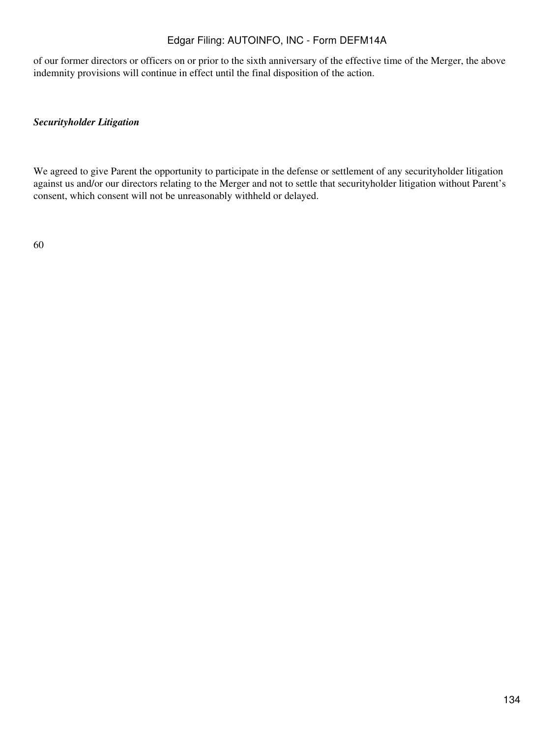of our former directors or officers on or prior to the sixth anniversary of the effective time of the Merger, the above indemnity provisions will continue in effect until the final disposition of the action.

***Securityholder Litigation***

We agreed to give Parent the opportunity to participate in the defense or settlement of any securityholder litigation against us and/or our directors relating to the Merger and not to settle that securityholder litigation without Parent's consent, which consent will not be unreasonably withheld or delayed.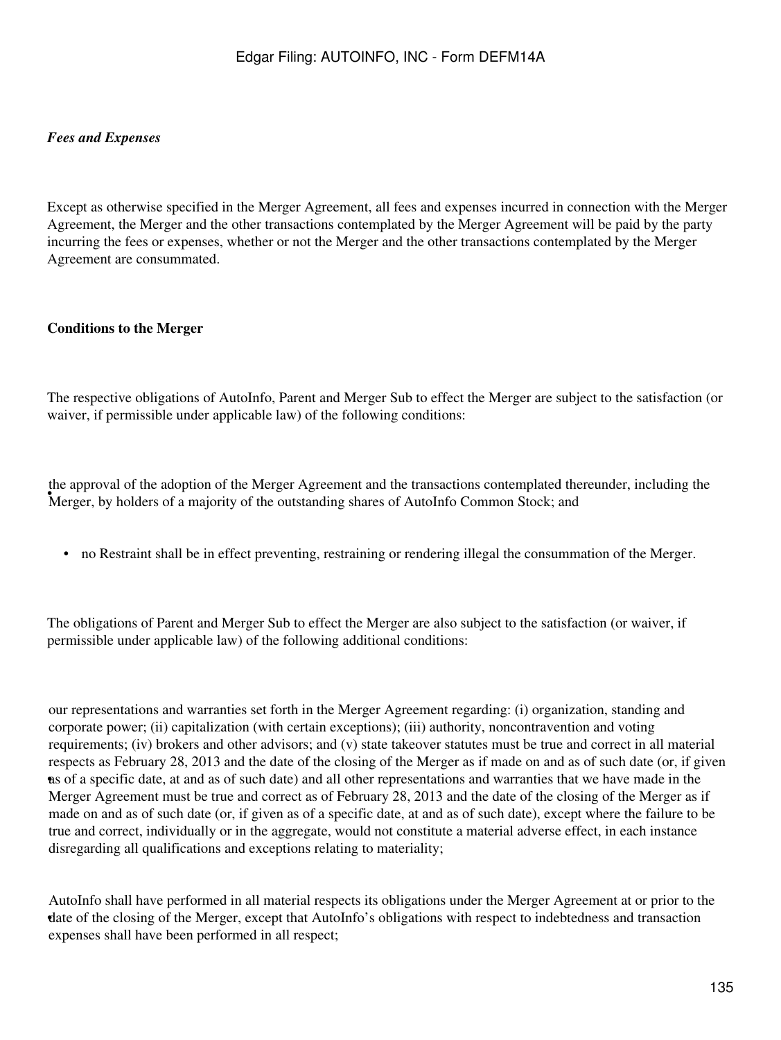*Fees and Expenses*

Except as otherwise specified in the Merger Agreement, all fees and expenses incurred in connection with the Merger Agreement, the Merger and the other transactions contemplated by the Merger Agreement will be paid by the party incurring the fees or expenses, whether or not the Merger and the other transactions contemplated by the Merger Agreement are consummated.

**Conditions to the Merger**

The respective obligations of AutoInfo, Parent and Merger Sub to effect the Merger are subject to the satisfaction (or waiver, if permissible under applicable law) of the following conditions:

- the approval of the adoption of the Merger Agreement and the transactions contemplated thereunder, including the Merger, by holders of a majority of the outstanding shares of AutoInfo Common Stock; and
- no Restraint shall be in effect preventing, restraining or rendering illegal the consummation of the Merger.

The obligations of Parent and Merger Sub to effect the Merger are also subject to the satisfaction (or waiver, if permissible under applicable law) of the following additional conditions:

- our representations and warranties set forth in the Merger Agreement regarding: (i) organization, standing and corporate power; (ii) capitalization (with certain exceptions); (iii) authority, noncontravention and voting requirements; (iv) brokers and other advisors; and (v) state takeover statutes must be true and correct in all material respects as February 28, 2013 and the date of the closing of the Merger as if made on and as of such date (or, if given as of a specific date, at and as of such date) and all other representations and warranties that we have made in the Merger Agreement must be true and correct as of February 28, 2013 and the date of the closing of the Merger as if made on and as of such date (or, if given as of a specific date, at and as of such date), except where the failure to be true and correct, individually or in the aggregate, would not constitute a material adverse effect, in each instance disregarding all qualifications and exceptions relating to materiality;
- AutoInfo shall have performed in all material respects its obligations under the Merger Agreement at or prior to the date of the closing of the Merger, except that AutoInfo's obligations with respect to indebtedness and transaction expenses shall have been performed in all respect;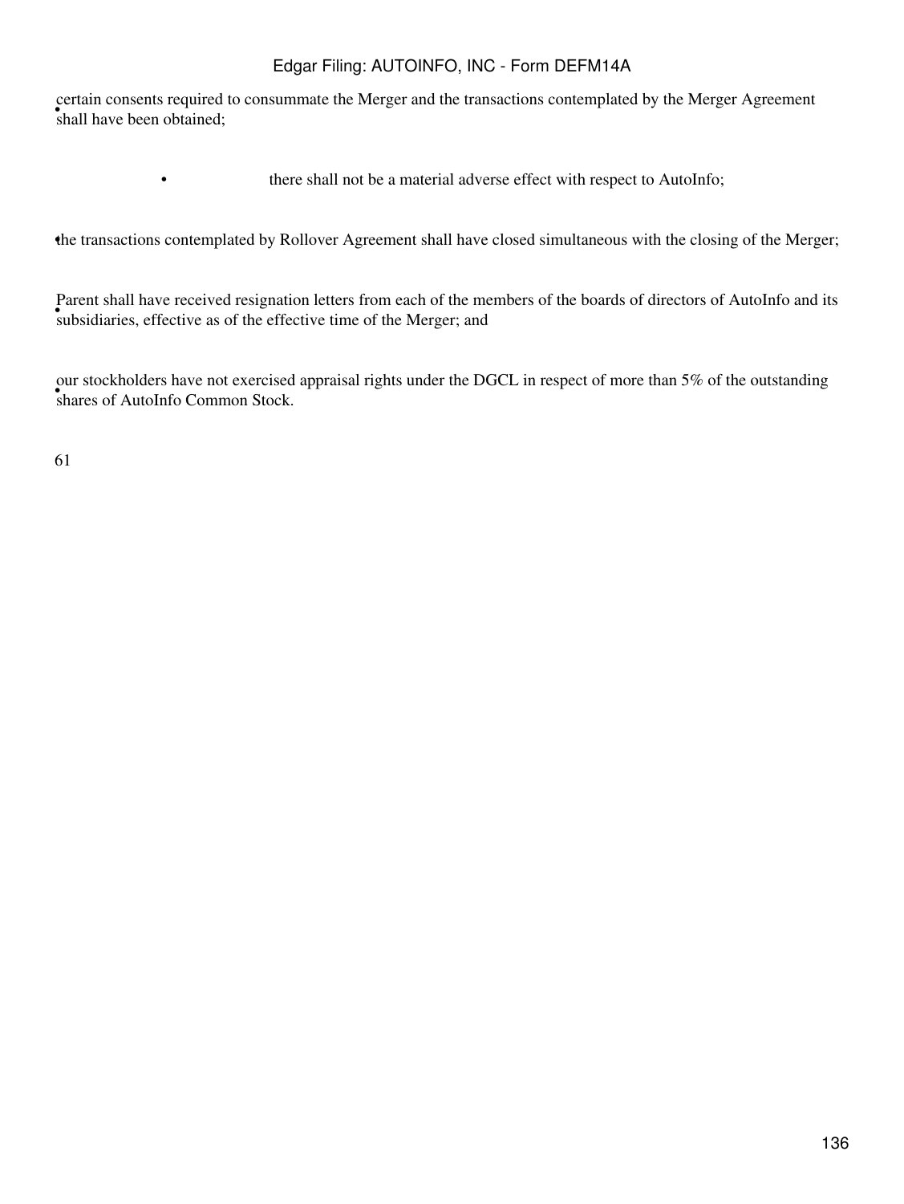- certain consents required to consummate the Merger and the transactions contemplated by the Merger Agreement shall have been obtained;
- there shall not be a material adverse effect with respect to AutoInfo;
- the transactions contemplated by Rollover Agreement shall have closed simultaneous with the closing of the Merger;
- Parent shall have received resignation letters from each of the members of the boards of directors of AutoInfo and its subsidiaries, effective as of the effective time of the Merger; and
- our stockholders have not exercised appraisal rights under the DGCL in respect of more than 5% of the outstanding shares of AutoInfo Common Stock.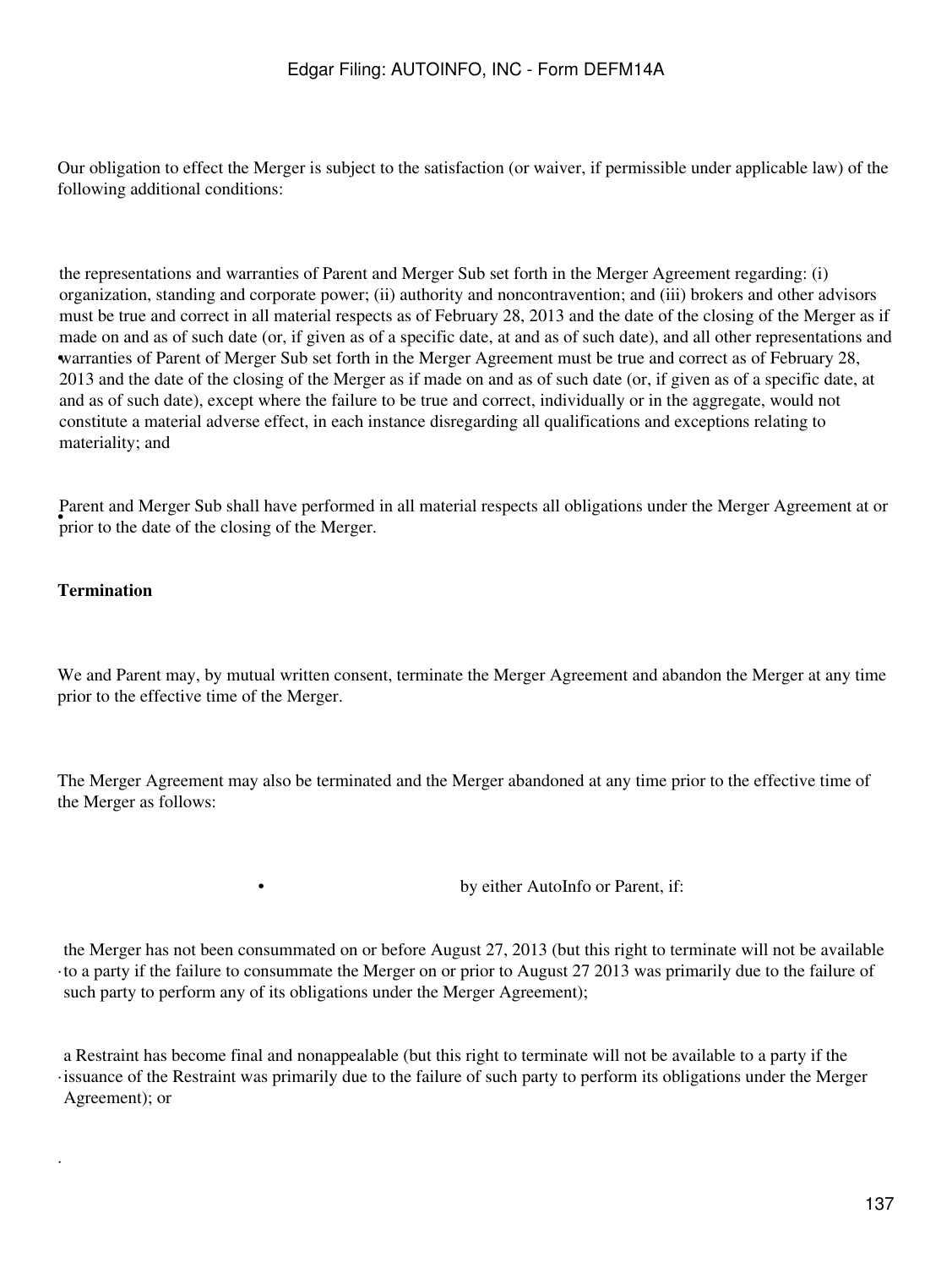Our obligation to effect the Merger is subject to the satisfaction (or waiver, if permissible under applicable law) of the following additional conditions:

- the representations and warranties of Parent and Merger Sub set forth in the Merger Agreement regarding: (i) organization, standing and corporate power; (ii) authority and noncontravention; and (iii) brokers and other advisors must be true and correct in all material respects as of February 28, 2013 and the date of the closing of the Merger as if made on and as of such date (or, if given as of a specific date, at and as of such date), and all other representations and warranties of Parent of Merger Sub set forth in the Merger Agreement must be true and correct as of February 28, 2013 and the date of the closing of the Merger as if made on and as of such date (or, if given as of a specific date, at and as of such date), except where the failure to be true and correct, individually or in the aggregate, would not constitute a material adverse effect, in each instance disregarding all qualifications and exceptions relating to materiality; and

- Parent and Merger Sub shall have performed in all material respects all obligations under the Merger Agreement at or prior to the date of the closing of the Merger.

**Termination**

We and Parent may, by mutual written consent, terminate the Merger Agreement and abandon the Merger at any time prior to the effective time of the Merger.

The Merger Agreement may also be terminated and the Merger abandoned at any time prior to the effective time of the Merger as follows:

- by either AutoInfo or Parent, if:

  - the Merger has not been consummated on or before August 27, 2013 (but this right to terminate will not be available to a party if the failure to consummate the Merger on or prior to August 27 2013 was primarily due to the failure of such party to perform any of its obligations under the Merger Agreement);

  - a Restraint has become final and nonappealable (but this right to terminate will not be available to a party if the issuance of the Restraint was primarily due to the failure of such party to perform its obligations under the Merger Agreement); or

.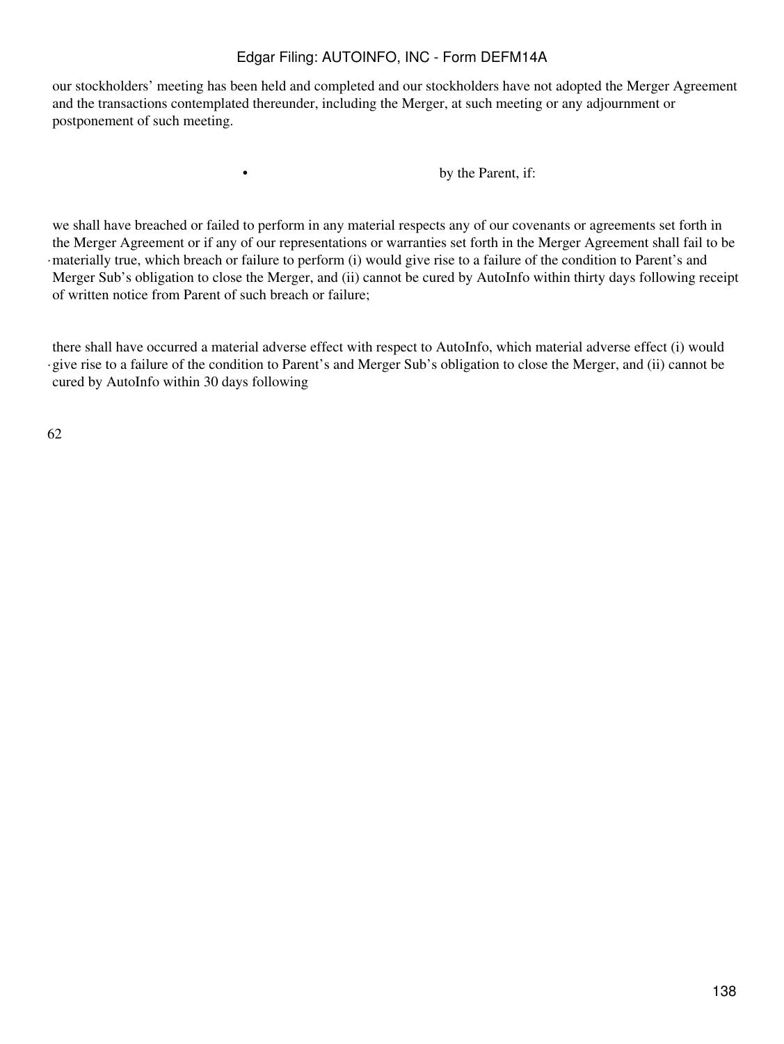our stockholders' meeting has been held and completed and our stockholders have not adopted the Merger Agreement and the transactions contemplated thereunder, including the Merger, at such meeting or any adjournment or postponement of such meeting.

- by the Parent, if:

- we shall have breached or failed to perform in any material respects any of our covenants or agreements set forth in the Merger Agreement or if any of our representations or warranties set forth in the Merger Agreement shall fail to be materially true, which breach or failure to perform (i) would give rise to a failure of the condition to Parent's and Merger Sub's obligation to close the Merger, and (ii) cannot be cured by AutoInfo within thirty days following receipt of written notice from Parent of such breach or failure;

- there shall have occurred a material adverse effect with respect to AutoInfo, which material adverse effect (i) would give rise to a failure of the condition to Parent's and Merger Sub's obligation to close the Merger, and (ii) cannot be cured by AutoInfo within 30 days following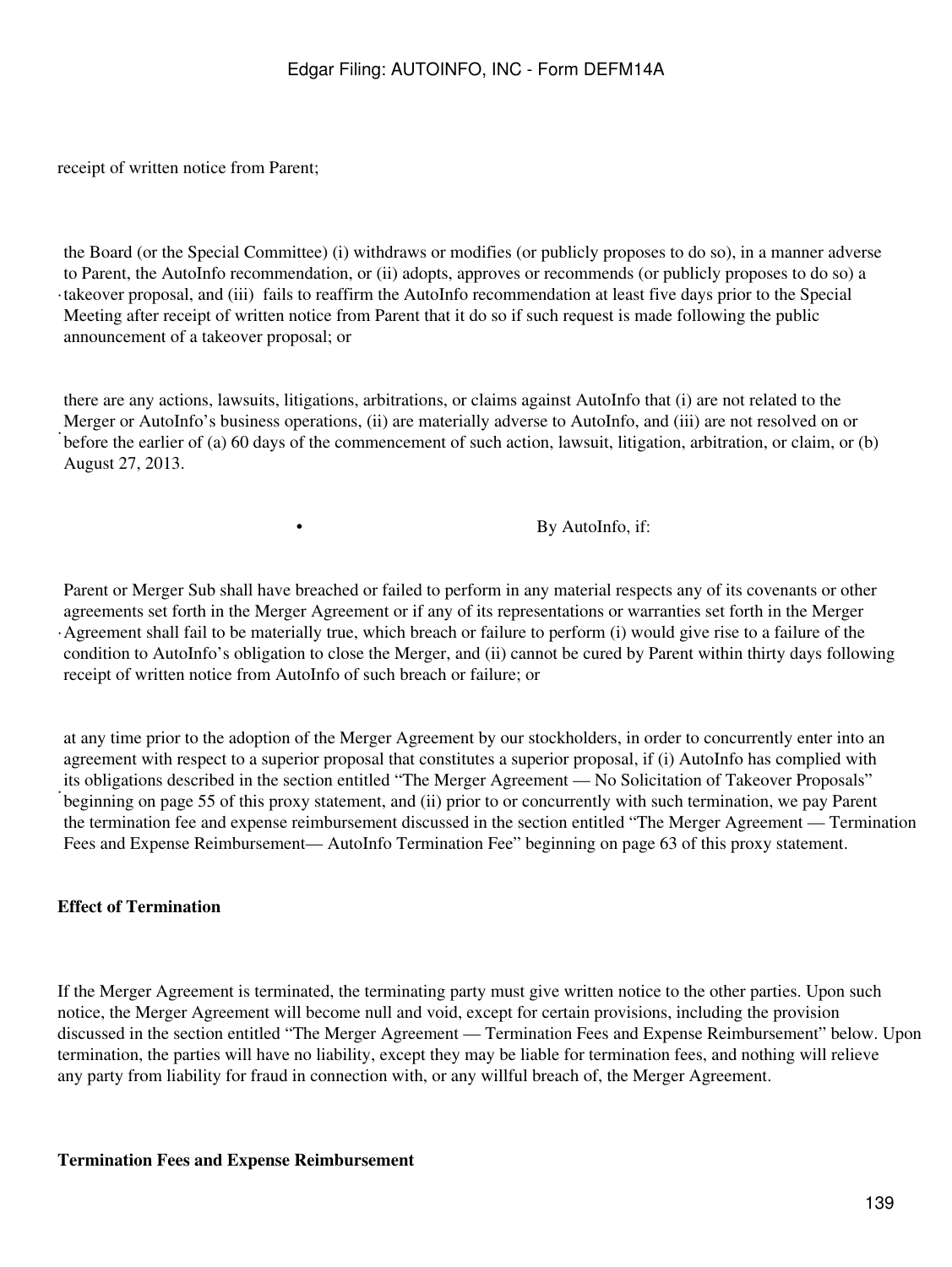receipt of written notice from Parent;

- the Board (or the Special Committee) (i) withdraws or modifies (or publicly proposes to do so), in a manner adverse to Parent, the AutoInfo recommendation, or (ii) adopts, approves or recommends (or publicly proposes to do so) a takeover proposal, and (iii) fails to reaffirm the AutoInfo recommendation at least five days prior to the Special Meeting after receipt of written notice from Parent that it do so if such request is made following the public announcement of a takeover proposal; or

- there are any actions, lawsuits, litigations, arbitrations, or claims against AutoInfo that (i) are not related to the Merger or AutoInfo's business operations, (ii) are materially adverse to AutoInfo, and (iii) are not resolved on or before the earlier of (a) 60 days of the commencement of such action, lawsuit, litigation, arbitration, or claim, or (b) August 27, 2013.

• By AutoInfo, if:

- Parent or Merger Sub shall have breached or failed to perform in any material respects any of its covenants or other agreements set forth in the Merger Agreement or if any of its representations or warranties set forth in the Merger Agreement shall fail to be materially true, which breach or failure to perform (i) would give rise to a failure of the condition to AutoInfo's obligation to close the Merger, and (ii) cannot be cured by Parent within thirty days following receipt of written notice from AutoInfo of such breach or failure; or

- at any time prior to the adoption of the Merger Agreement by our stockholders, in order to concurrently enter into an agreement with respect to a superior proposal that constitutes a superior proposal, if (i) AutoInfo has complied with its obligations described in the section entitled "The Merger Agreement — No Solicitation of Takeover Proposals" beginning on page 55 of this proxy statement, and (ii) prior to or concurrently with such termination, we pay Parent the termination fee and expense reimbursement discussed in the section entitled "The Merger Agreement — Termination Fees and Expense Reimbursement— AutoInfo Termination Fee" beginning on page 63 of this proxy statement.

**Effect of Termination**

If the Merger Agreement is terminated, the terminating party must give written notice to the other parties. Upon such notice, the Merger Agreement will become null and void, except for certain provisions, including the provision discussed in the section entitled "The Merger Agreement — Termination Fees and Expense Reimbursement" below. Upon termination, the parties will have no liability, except they may be liable for termination fees, and nothing will relieve any party from liability for fraud in connection with, or any willful breach of, the Merger Agreement.

**Termination Fees and Expense Reimbursement**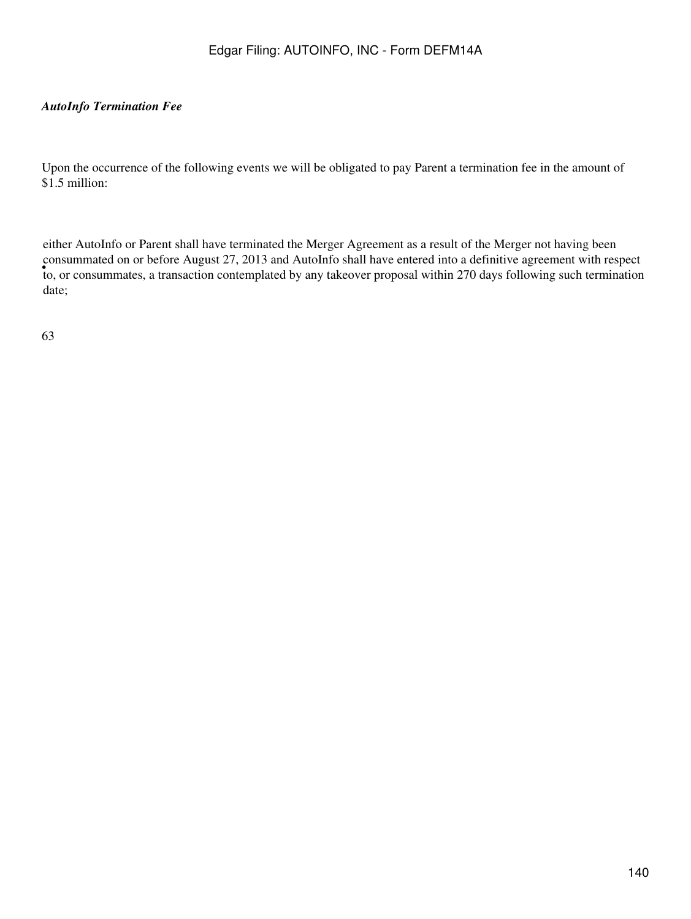*AutoInfo Termination Fee*

Upon the occurrence of the following events we will be obligated to pay Parent a termination fee in the amount of $1.5 million:

- either AutoInfo or Parent shall have terminated the Merger Agreement as a result of the Merger not having been consummated on or before August 27, 2013 and AutoInfo shall have entered into a definitive agreement with respect to, or consummates, a transaction contemplated by any takeover proposal within 270 days following such termination date;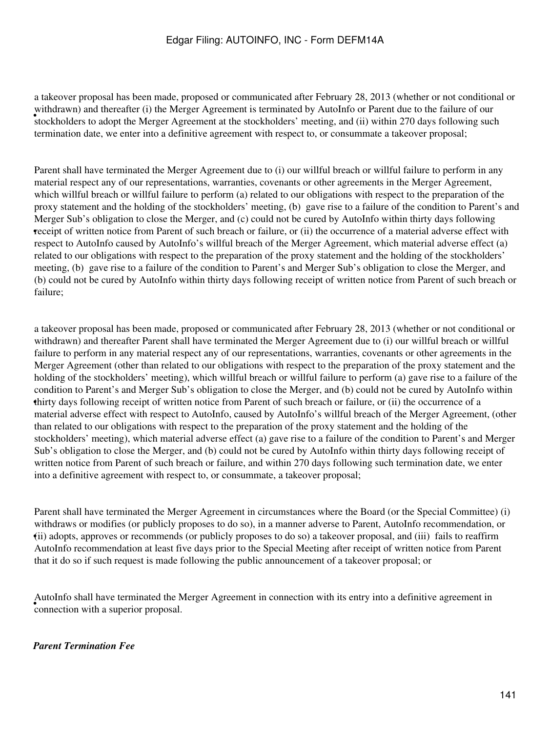- a takeover proposal has been made, proposed or communicated after February 28, 2013 (whether or not conditional or withdrawn) and thereafter (i) the Merger Agreement is terminated by AutoInfo or Parent due to the failure of our stockholders to adopt the Merger Agreement at the stockholders' meeting, and (ii) within 270 days following such termination date, we enter into a definitive agreement with respect to, or consummate a takeover proposal;

- Parent shall have terminated the Merger Agreement due to (i) our willful breach or willful failure to perform in any material respect any of our representations, warranties, covenants or other agreements in the Merger Agreement, which willful breach or willful failure to perform (a) related to our obligations with respect to the preparation of the proxy statement and the holding of the stockholders' meeting, (b) gave rise to a failure of the condition to Parent's and Merger Sub's obligation to close the Merger, and (c) could not be cured by AutoInfo within thirty days following receipt of written notice from Parent of such breach or failure, or (ii) the occurrence of a material adverse effect with respect to AutoInfo caused by AutoInfo's willful breach of the Merger Agreement, which material adverse effect (a) related to our obligations with respect to the preparation of the proxy statement and the holding of the stockholders' meeting, (b) gave rise to a failure of the condition to Parent's and Merger Sub's obligation to close the Merger, and (b) could not be cured by AutoInfo within thirty days following receipt of written notice from Parent of such breach or failure;

- a takeover proposal has been made, proposed or communicated after February 28, 2013 (whether or not conditional or withdrawn) and thereafter Parent shall have terminated the Merger Agreement due to (i) our willful breach or willful failure to perform in any material respect any of our representations, warranties, covenants or other agreements in the Merger Agreement (other than related to our obligations with respect to the preparation of the proxy statement and the holding of the stockholders' meeting), which willful breach or willful failure to perform (a) gave rise to a failure of the condition to Parent's and Merger Sub's obligation to close the Merger, and (b) could not be cured by AutoInfo within thirty days following receipt of written notice from Parent of such breach or failure, or (ii) the occurrence of a material adverse effect with respect to AutoInfo, caused by AutoInfo's willful breach of the Merger Agreement, (other than related to our obligations with respect to the preparation of the proxy statement and the holding of the stockholders' meeting), which material adverse effect (a) gave rise to a failure of the condition to Parent's and Merger Sub's obligation to close the Merger, and (b) could not be cured by AutoInfo within thirty days following receipt of written notice from Parent of such breach or failure, and within 270 days following such termination date, we enter into a definitive agreement with respect to, or consummate, a takeover proposal;

- Parent shall have terminated the Merger Agreement in circumstances where the Board (or the Special Committee) (i) withdraws or modifies (or publicly proposes to do so), in a manner adverse to Parent, AutoInfo recommendation, or (ii) adopts, approves or recommends (or publicly proposes to do so) a takeover proposal, and (iii) fails to reaffirm AutoInfo recommendation at least five days prior to the Special Meeting after receipt of written notice from Parent that it do so if such request is made following the public announcement of a takeover proposal; or

- AutoInfo shall have terminated the Merger Agreement in connection with its entry into a definitive agreement in connection with a superior proposal.

***Parent Termination Fee***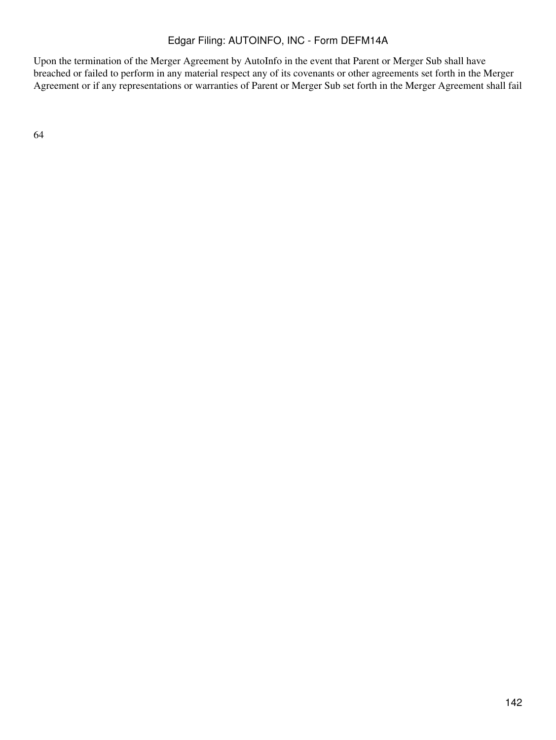Upon the termination of the Merger Agreement by AutoInfo in the event that Parent or Merger Sub shall have breached or failed to perform in any material respect any of its covenants or other agreements set forth in the Merger Agreement or if any representations or warranties of Parent or Merger Sub set forth in the Merger Agreement shall fail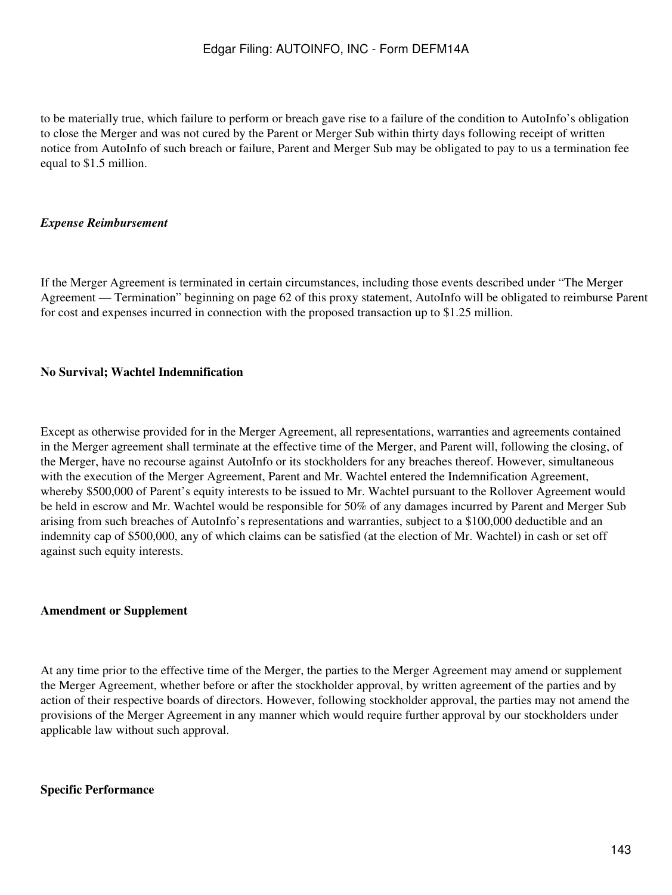to be materially true, which failure to perform or breach gave rise to a failure of the condition to AutoInfo's obligation to close the Merger and was not cured by the Parent or Merger Sub within thirty days following receipt of written notice from AutoInfo of such breach or failure, Parent and Merger Sub may be obligated to pay to us a termination fee equal to $1.5 million.

*Expense Reimbursement*

If the Merger Agreement is terminated in certain circumstances, including those events described under "The Merger Agreement — Termination" beginning on page 62 of this proxy statement, AutoInfo will be obligated to reimburse Parent for cost and expenses incurred in connection with the proposed transaction up to $1.25 million.

**No Survival; Wachtel Indemnification**

Except as otherwise provided for in the Merger Agreement, all representations, warranties and agreements contained in the Merger agreement shall terminate at the effective time of the Merger, and Parent will, following the closing, of the Merger, have no recourse against AutoInfo or its stockholders for any breaches thereof. However, simultaneous with the execution of the Merger Agreement, Parent and Mr. Wachtel entered the Indemnification Agreement, whereby $500,000 of Parent's equity interests to be issued to Mr. Wachtel pursuant to the Rollover Agreement would be held in escrow and Mr. Wachtel would be responsible for 50% of any damages incurred by Parent and Merger Sub arising from such breaches of AutoInfo's representations and warranties, subject to a $100,000 deductible and an indemnity cap of $500,000, any of which claims can be satisfied (at the election of Mr. Wachtel) in cash or set off against such equity interests.

**Amendment or Supplement**

At any time prior to the effective time of the Merger, the parties to the Merger Agreement may amend or supplement the Merger Agreement, whether before or after the stockholder approval, by written agreement of the parties and by action of their respective boards of directors. However, following stockholder approval, the parties may not amend the provisions of the Merger Agreement in any manner which would require further approval by our stockholders under applicable law without such approval.

**Specific Performance**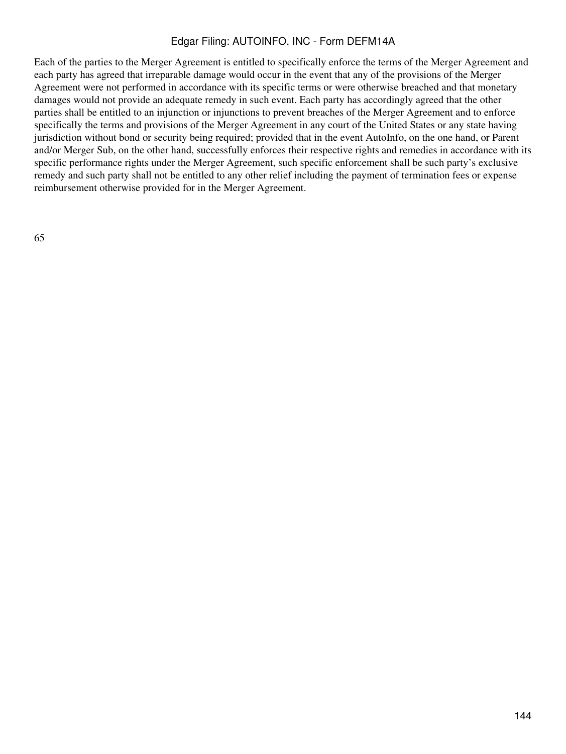Each of the parties to the Merger Agreement is entitled to specifically enforce the terms of the Merger Agreement and each party has agreed that irreparable damage would occur in the event that any of the provisions of the Merger Agreement were not performed in accordance with its specific terms or were otherwise breached and that monetary damages would not provide an adequate remedy in such event. Each party has accordingly agreed that the other parties shall be entitled to an injunction or injunctions to prevent breaches of the Merger Agreement and to enforce specifically the terms and provisions of the Merger Agreement in any court of the United States or any state having jurisdiction without bond or security being required; provided that in the event AutoInfo, on the one hand, or Parent and/or Merger Sub, on the other hand, successfully enforces their respective rights and remedies in accordance with its specific performance rights under the Merger Agreement, such specific enforcement shall be such party's exclusive remedy and such party shall not be entitled to any other relief including the payment of termination fees or expense reimbursement otherwise provided for in the Merger Agreement.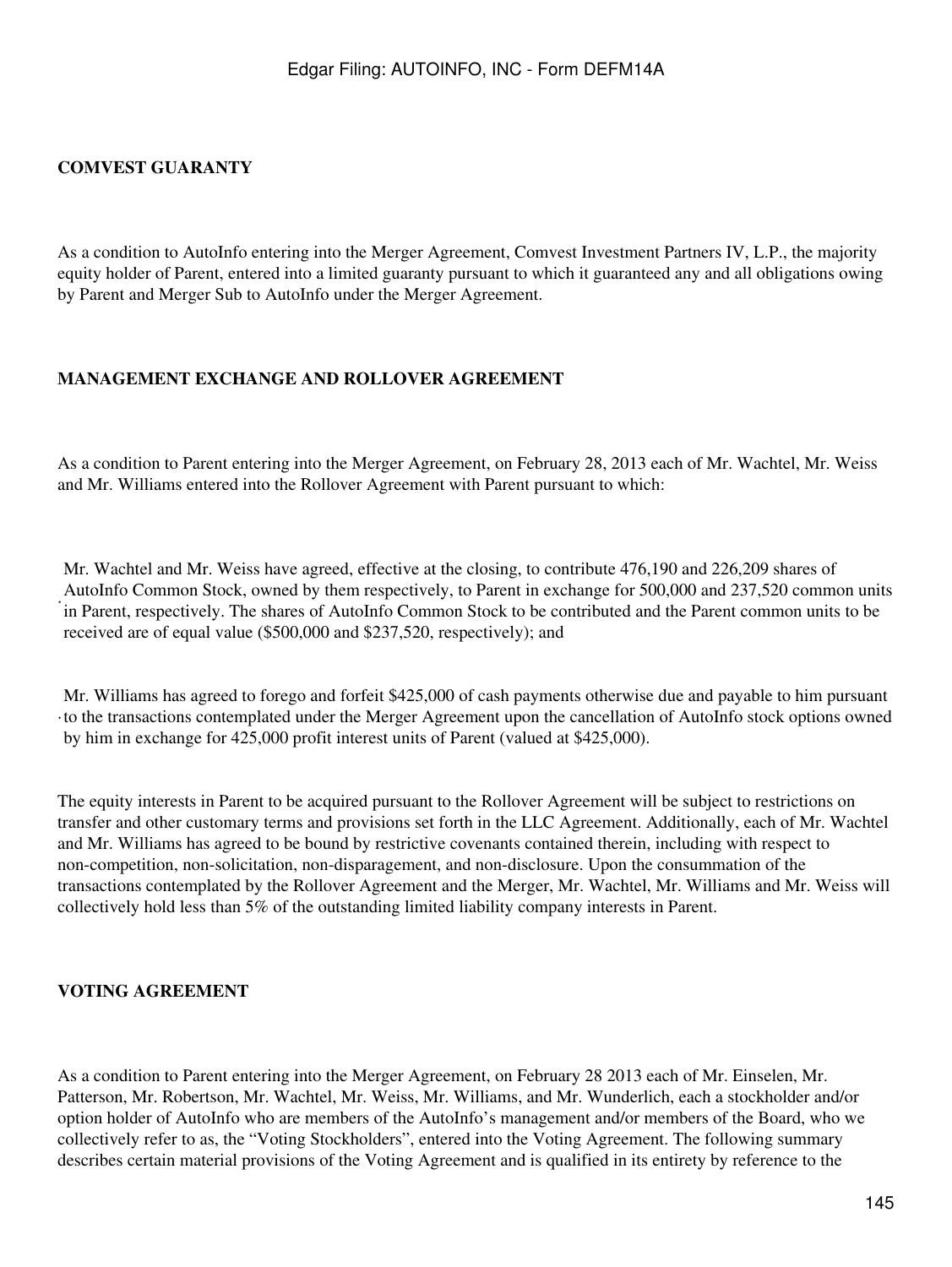## COMVEST GUARANTY

As a condition to AutoInfo entering into the Merger Agreement, Comvest Investment Partners IV, L.P., the majority equity holder of Parent, entered into a limited guaranty pursuant to which it guaranteed any and all obligations owing by Parent and Merger Sub to AutoInfo under the Merger Agreement.

## MANAGEMENT EXCHANGE AND ROLLOVER AGREEMENT

As a condition to Parent entering into the Merger Agreement, on February 28, 2013 each of Mr. Wachtel, Mr. Weiss and Mr. Williams entered into the Rollover Agreement with Parent pursuant to which:

- Mr. Wachtel and Mr. Weiss have agreed, effective at the closing, to contribute 476,190 and 226,209 shares of AutoInfo Common Stock, owned by them respectively, to Parent in exchange for 500,000 and 237,520 common units in Parent, respectively. The shares of AutoInfo Common Stock to be contributed and the Parent common units to be received are of equal value ($500,000 and $237,520, respectively); and

- Mr. Williams has agreed to forego and forfeit $425,000 of cash payments otherwise due and payable to him pursuant to the transactions contemplated under the Merger Agreement upon the cancellation of AutoInfo stock options owned by him in exchange for 425,000 profit interest units of Parent (valued at $425,000).

The equity interests in Parent to be acquired pursuant to the Rollover Agreement will be subject to restrictions on transfer and other customary terms and provisions set forth in the LLC Agreement. Additionally, each of Mr. Wachtel and Mr. Williams has agreed to be bound by restrictive covenants contained therein, including with respect to non-competition, non-solicitation, non-disparagement, and non-disclosure. Upon the consummation of the transactions contemplated by the Rollover Agreement and the Merger, Mr. Wachtel, Mr. Williams and Mr. Weiss will collectively hold less than 5% of the outstanding limited liability company interests in Parent.

## VOTING AGREEMENT

As a condition to Parent entering into the Merger Agreement, on February 28 2013 each of Mr. Einselen, Mr. Patterson, Mr. Robertson, Mr. Wachtel, Mr. Weiss, Mr. Williams, and Mr. Wunderlich, each a stockholder and/or option holder of AutoInfo who are members of the AutoInfo's management and/or members of the Board, who we collectively refer to as, the "Voting Stockholders", entered into the Voting Agreement. The following summary describes certain material provisions of the Voting Agreement and is qualified in its entirety by reference to the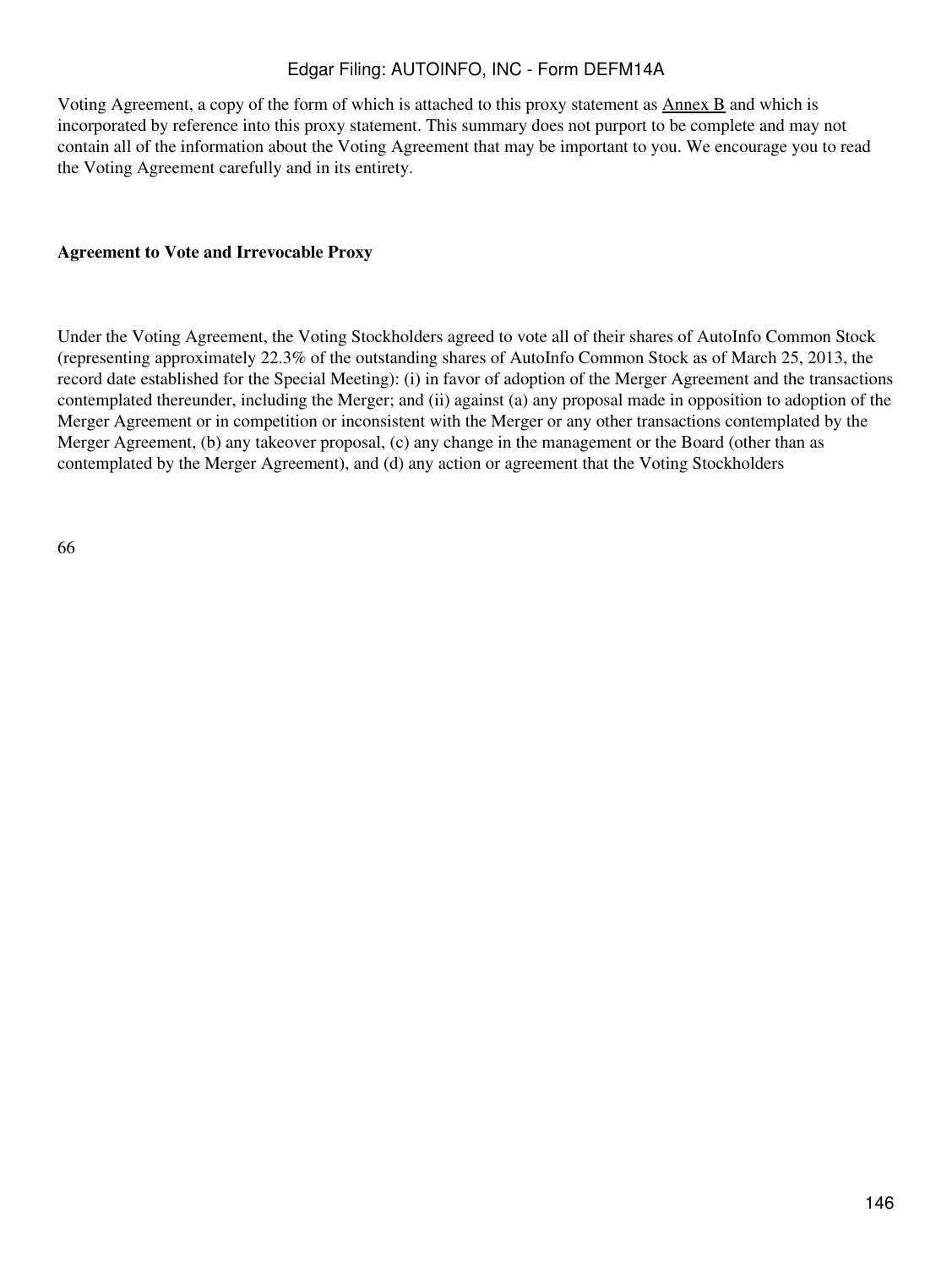Voting Agreement, a copy of the form of which is attached to this proxy statement as Annex B and which is incorporated by reference into this proxy statement. This summary does not purport to be complete and may not contain all of the information about the Voting Agreement that may be important to you. We encourage you to read the Voting Agreement carefully and in its entirety.

**Agreement to Vote and Irrevocable Proxy**

Under the Voting Agreement, the Voting Stockholders agreed to vote all of their shares of AutoInfo Common Stock (representing approximately 22.3% of the outstanding shares of AutoInfo Common Stock as of March 25, 2013, the record date established for the Special Meeting): (i) in favor of adoption of the Merger Agreement and the transactions contemplated thereunder, including the Merger; and (ii) against (a) any proposal made in opposition to adoption of the Merger Agreement or in competition or inconsistent with the Merger or any other transactions contemplated by the Merger Agreement, (b) any takeover proposal, (c) any change in the management or the Board (other than as contemplated by the Merger Agreement), and (d) any action or agreement that the Voting Stockholders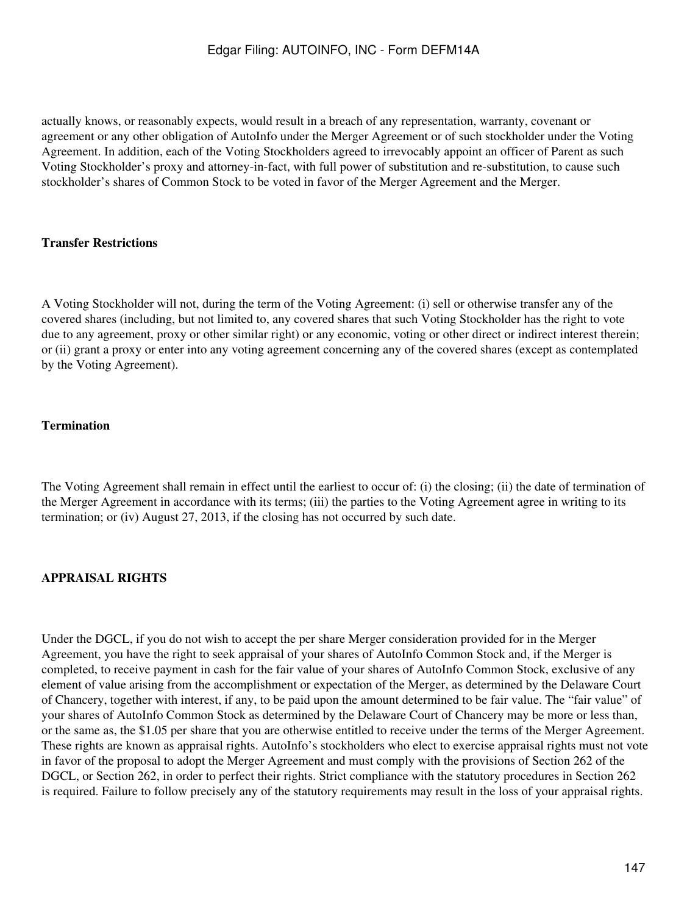actually knows, or reasonably expects, would result in a breach of any representation, warranty, covenant or agreement or any other obligation of AutoInfo under the Merger Agreement or of such stockholder under the Voting Agreement. In addition, each of the Voting Stockholders agreed to irrevocably appoint an officer of Parent as such Voting Stockholder's proxy and attorney-in-fact, with full power of substitution and re-substitution, to cause such stockholder's shares of Common Stock to be voted in favor of the Merger Agreement and the Merger.

**Transfer Restrictions**

A Voting Stockholder will not, during the term of the Voting Agreement: (i) sell or otherwise transfer any of the covered shares (including, but not limited to, any covered shares that such Voting Stockholder has the right to vote due to any agreement, proxy or other similar right) or any economic, voting or other direct or indirect interest therein; or (ii) grant a proxy or enter into any voting agreement concerning any of the covered shares (except as contemplated by the Voting Agreement).

**Termination**

The Voting Agreement shall remain in effect until the earliest to occur of: (i) the closing; (ii) the date of termination of the Merger Agreement in accordance with its terms; (iii) the parties to the Voting Agreement agree in writing to its termination; or (iv) August 27, 2013, if the closing has not occurred by such date.

## APPRAISAL RIGHTS

Under the DGCL, if you do not wish to accept the per share Merger consideration provided for in the Merger Agreement, you have the right to seek appraisal of your shares of AutoInfo Common Stock and, if the Merger is completed, to receive payment in cash for the fair value of your shares of AutoInfo Common Stock, exclusive of any element of value arising from the accomplishment or expectation of the Merger, as determined by the Delaware Court of Chancery, together with interest, if any, to be paid upon the amount determined to be fair value. The "fair value" of your shares of AutoInfo Common Stock as determined by the Delaware Court of Chancery may be more or less than, or the same as, the $1.05 per share that you are otherwise entitled to receive under the terms of the Merger Agreement. These rights are known as appraisal rights. AutoInfo's stockholders who elect to exercise appraisal rights must not vote in favor of the proposal to adopt the Merger Agreement and must comply with the provisions of Section 262 of the DGCL, or Section 262, in order to perfect their rights. Strict compliance with the statutory procedures in Section 262 is required. Failure to follow precisely any of the statutory requirements may result in the loss of your appraisal rights.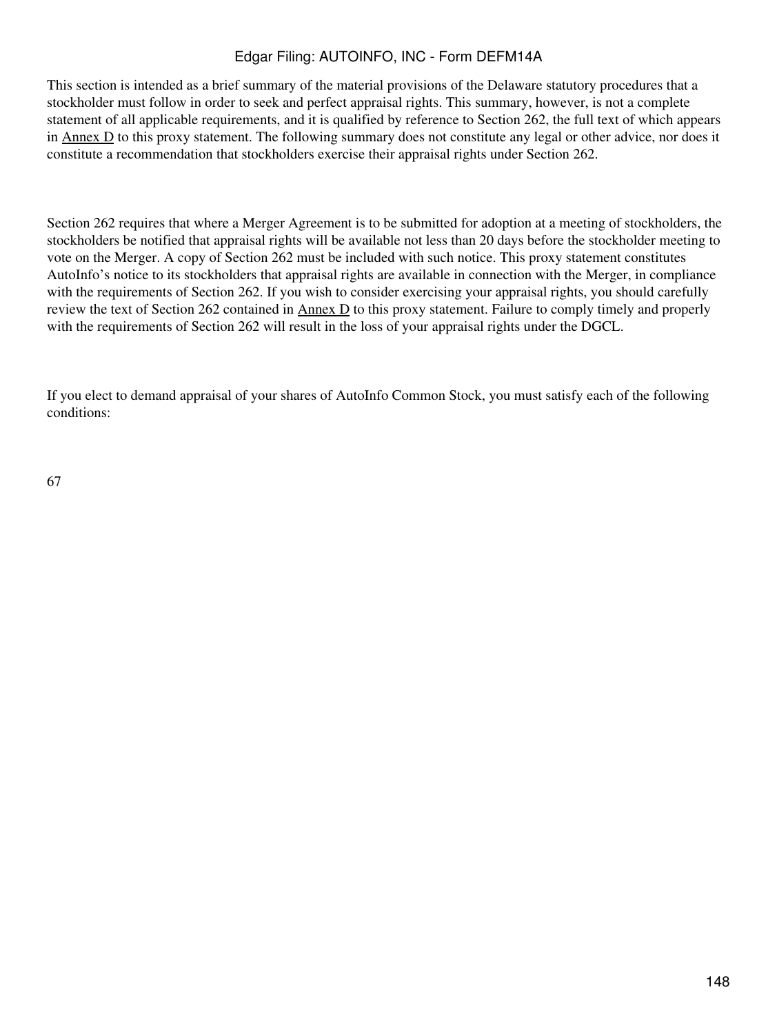This section is intended as a brief summary of the material provisions of the Delaware statutory procedures that a stockholder must follow in order to seek and perfect appraisal rights. This summary, however, is not a complete statement of all applicable requirements, and it is qualified by reference to Section 262, the full text of which appears in Annex D to this proxy statement. The following summary does not constitute any legal or other advice, nor does it constitute a recommendation that stockholders exercise their appraisal rights under Section 262.

Section 262 requires that where a Merger Agreement is to be submitted for adoption at a meeting of stockholders, the stockholders be notified that appraisal rights will be available not less than 20 days before the stockholder meeting to vote on the Merger. A copy of Section 262 must be included with such notice. This proxy statement constitutes AutoInfo's notice to its stockholders that appraisal rights are available in connection with the Merger, in compliance with the requirements of Section 262. If you wish to consider exercising your appraisal rights, you should carefully review the text of Section 262 contained in Annex D to this proxy statement. Failure to comply timely and properly with the requirements of Section 262 will result in the loss of your appraisal rights under the DGCL.

If you elect to demand appraisal of your shares of AutoInfo Common Stock, you must satisfy each of the following conditions: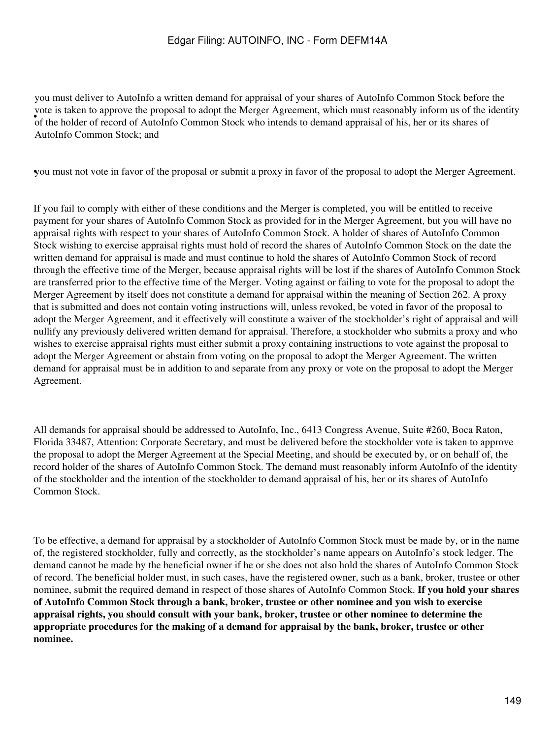- you must deliver to AutoInfo a written demand for appraisal of your shares of AutoInfo Common Stock before the vote is taken to approve the proposal to adopt the Merger Agreement, which must reasonably inform us of the identity of the holder of record of AutoInfo Common Stock who intends to demand appraisal of his, her or its shares of AutoInfo Common Stock; and

- you must not vote in favor of the proposal or submit a proxy in favor of the proposal to adopt the Merger Agreement.

If you fail to comply with either of these conditions and the Merger is completed, you will be entitled to receive payment for your shares of AutoInfo Common Stock as provided for in the Merger Agreement, but you will have no appraisal rights with respect to your shares of AutoInfo Common Stock. A holder of shares of AutoInfo Common Stock wishing to exercise appraisal rights must hold of record the shares of AutoInfo Common Stock on the date the written demand for appraisal is made and must continue to hold the shares of AutoInfo Common Stock of record through the effective time of the Merger, because appraisal rights will be lost if the shares of AutoInfo Common Stock are transferred prior to the effective time of the Merger. Voting against or failing to vote for the proposal to adopt the Merger Agreement by itself does not constitute a demand for appraisal within the meaning of Section 262. A proxy that is submitted and does not contain voting instructions will, unless revoked, be voted in favor of the proposal to adopt the Merger Agreement, and it effectively will constitute a waiver of the stockholder's right of appraisal and will nullify any previously delivered written demand for appraisal. Therefore, a stockholder who submits a proxy and who wishes to exercise appraisal rights must either submit a proxy containing instructions to vote against the proposal to adopt the Merger Agreement or abstain from voting on the proposal to adopt the Merger Agreement. The written demand for appraisal must be in addition to and separate from any proxy or vote on the proposal to adopt the Merger Agreement.

All demands for appraisal should be addressed to AutoInfo, Inc., 6413 Congress Avenue, Suite #260, Boca Raton, Florida 33487, Attention: Corporate Secretary, and must be delivered before the stockholder vote is taken to approve the proposal to adopt the Merger Agreement at the Special Meeting, and should be executed by, or on behalf of, the record holder of the shares of AutoInfo Common Stock. The demand must reasonably inform AutoInfo of the identity of the stockholder and the intention of the stockholder to demand appraisal of his, her or its shares of AutoInfo Common Stock.

To be effective, a demand for appraisal by a stockholder of AutoInfo Common Stock must be made by, or in the name of, the registered stockholder, fully and correctly, as the stockholder's name appears on AutoInfo's stock ledger. The demand cannot be made by the beneficial owner if he or she does not also hold the shares of AutoInfo Common Stock of record. The beneficial holder must, in such cases, have the registered owner, such as a bank, broker, trustee or other nominee, submit the required demand in respect of those shares of AutoInfo Common Stock. **If you hold your shares of AutoInfo Common Stock through a bank, broker, trustee or other nominee and you wish to exercise appraisal rights, you should consult with your bank, broker, trustee or other nominee to determine the appropriate procedures for the making of a demand for appraisal by the bank, broker, trustee or other nominee.**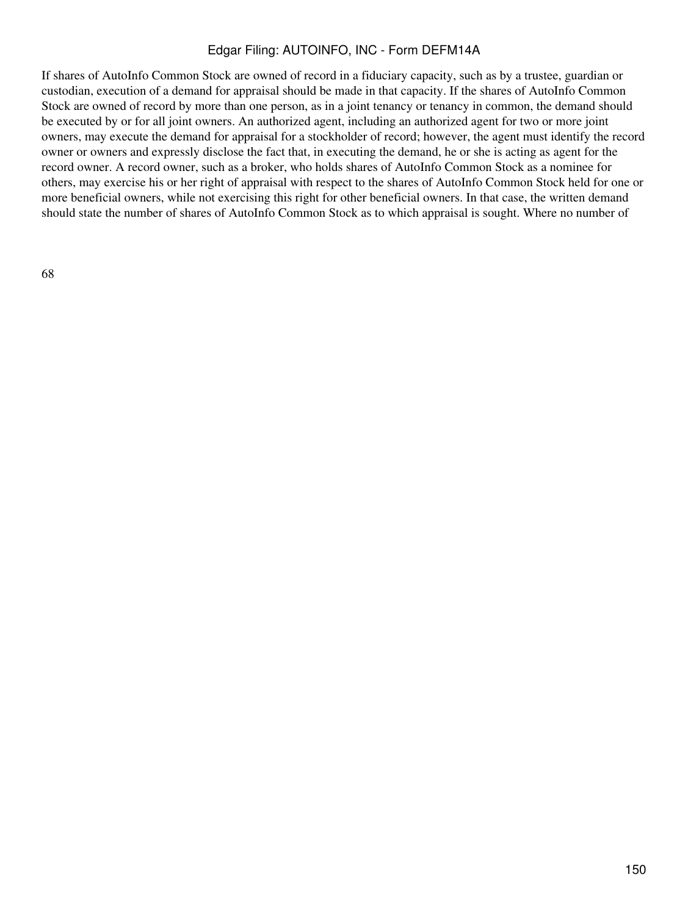If shares of AutoInfo Common Stock are owned of record in a fiduciary capacity, such as by a trustee, guardian or custodian, execution of a demand for appraisal should be made in that capacity. If the shares of AutoInfo Common Stock are owned of record by more than one person, as in a joint tenancy or tenancy in common, the demand should be executed by or for all joint owners. An authorized agent, including an authorized agent for two or more joint owners, may execute the demand for appraisal for a stockholder of record; however, the agent must identify the record owner or owners and expressly disclose the fact that, in executing the demand, he or she is acting as agent for the record owner. A record owner, such as a broker, who holds shares of AutoInfo Common Stock as a nominee for others, may exercise his or her right of appraisal with respect to the shares of AutoInfo Common Stock held for one or more beneficial owners, while not exercising this right for other beneficial owners. In that case, the written demand should state the number of shares of AutoInfo Common Stock as to which appraisal is sought. Where no number of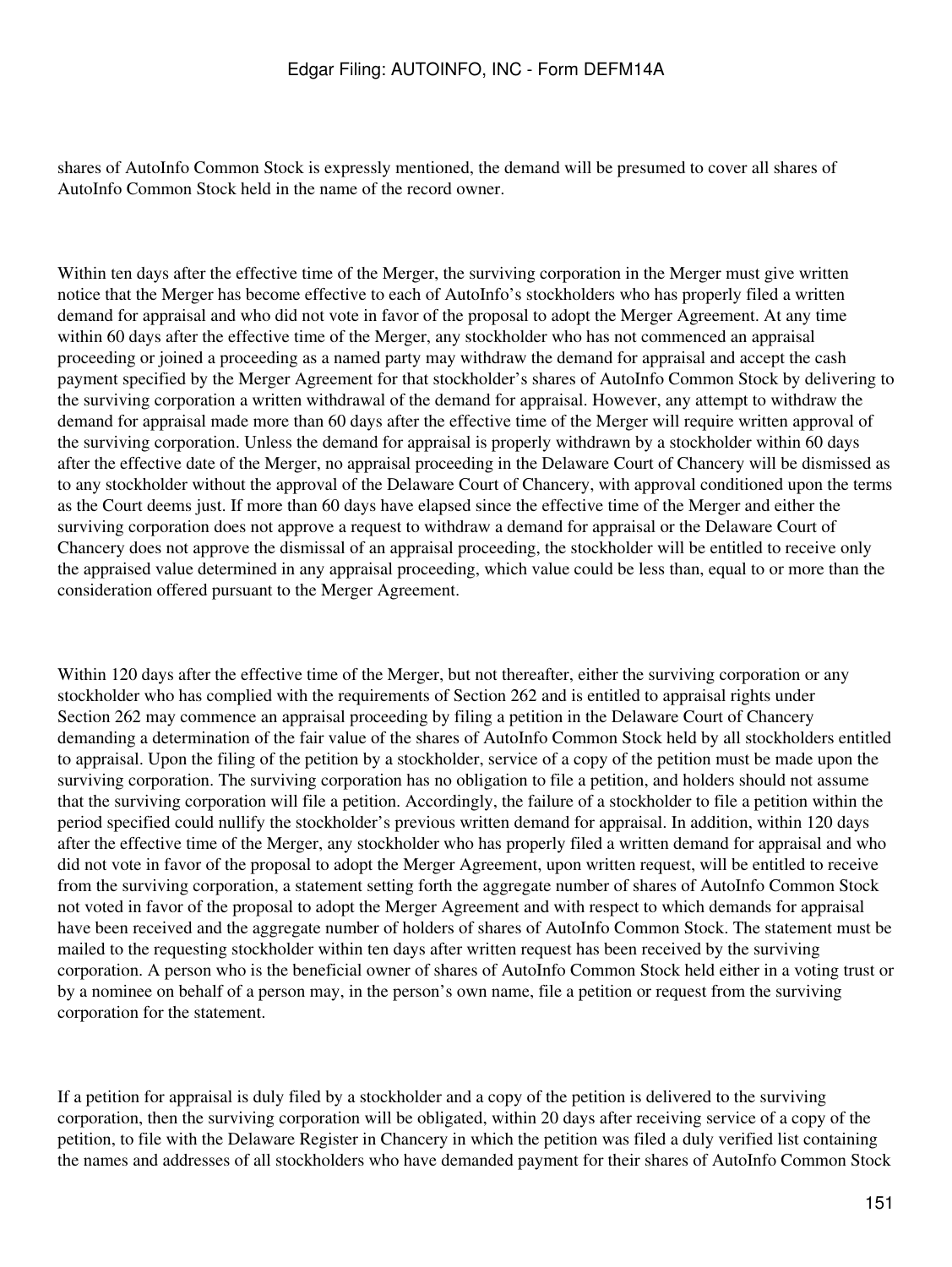shares of AutoInfo Common Stock is expressly mentioned, the demand will be presumed to cover all shares of AutoInfo Common Stock held in the name of the record owner.

Within ten days after the effective time of the Merger, the surviving corporation in the Merger must give written notice that the Merger has become effective to each of AutoInfo's stockholders who has properly filed a written demand for appraisal and who did not vote in favor of the proposal to adopt the Merger Agreement. At any time within 60 days after the effective time of the Merger, any stockholder who has not commenced an appraisal proceeding or joined a proceeding as a named party may withdraw the demand for appraisal and accept the cash payment specified by the Merger Agreement for that stockholder's shares of AutoInfo Common Stock by delivering to the surviving corporation a written withdrawal of the demand for appraisal. However, any attempt to withdraw the demand for appraisal made more than 60 days after the effective time of the Merger will require written approval of the surviving corporation. Unless the demand for appraisal is properly withdrawn by a stockholder within 60 days after the effective date of the Merger, no appraisal proceeding in the Delaware Court of Chancery will be dismissed as to any stockholder without the approval of the Delaware Court of Chancery, with approval conditioned upon the terms as the Court deems just. If more than 60 days have elapsed since the effective time of the Merger and either the surviving corporation does not approve a request to withdraw a demand for appraisal or the Delaware Court of Chancery does not approve the dismissal of an appraisal proceeding, the stockholder will be entitled to receive only the appraised value determined in any appraisal proceeding, which value could be less than, equal to or more than the consideration offered pursuant to the Merger Agreement.

Within 120 days after the effective time of the Merger, but not thereafter, either the surviving corporation or any stockholder who has complied with the requirements of Section 262 and is entitled to appraisal rights under Section 262 may commence an appraisal proceeding by filing a petition in the Delaware Court of Chancery demanding a determination of the fair value of the shares of AutoInfo Common Stock held by all stockholders entitled to appraisal. Upon the filing of the petition by a stockholder, service of a copy of the petition must be made upon the surviving corporation. The surviving corporation has no obligation to file a petition, and holders should not assume that the surviving corporation will file a petition. Accordingly, the failure of a stockholder to file a petition within the period specified could nullify the stockholder's previous written demand for appraisal. In addition, within 120 days after the effective time of the Merger, any stockholder who has properly filed a written demand for appraisal and who did not vote in favor of the proposal to adopt the Merger Agreement, upon written request, will be entitled to receive from the surviving corporation, a statement setting forth the aggregate number of shares of AutoInfo Common Stock not voted in favor of the proposal to adopt the Merger Agreement and with respect to which demands for appraisal have been received and the aggregate number of holders of shares of AutoInfo Common Stock. The statement must be mailed to the requesting stockholder within ten days after written request has been received by the surviving corporation. A person who is the beneficial owner of shares of AutoInfo Common Stock held either in a voting trust or by a nominee on behalf of a person may, in the person's own name, file a petition or request from the surviving corporation for the statement.

If a petition for appraisal is duly filed by a stockholder and a copy of the petition is delivered to the surviving corporation, then the surviving corporation will be obligated, within 20 days after receiving service of a copy of the petition, to file with the Delaware Register in Chancery in which the petition was filed a duly verified list containing the names and addresses of all stockholders who have demanded payment for their shares of AutoInfo Common Stock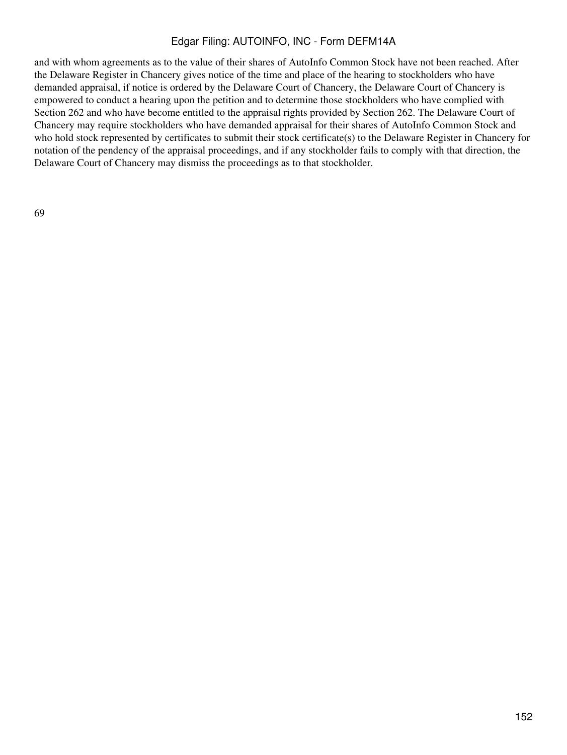and with whom agreements as to the value of their shares of AutoInfo Common Stock have not been reached. After the Delaware Register in Chancery gives notice of the time and place of the hearing to stockholders who have demanded appraisal, if notice is ordered by the Delaware Court of Chancery, the Delaware Court of Chancery is empowered to conduct a hearing upon the petition and to determine those stockholders who have complied with Section 262 and who have become entitled to the appraisal rights provided by Section 262. The Delaware Court of Chancery may require stockholders who have demanded appraisal for their shares of AutoInfo Common Stock and who hold stock represented by certificates to submit their stock certificate(s) to the Delaware Register in Chancery for notation of the pendency of the appraisal proceedings, and if any stockholder fails to comply with that direction, the Delaware Court of Chancery may dismiss the proceedings as to that stockholder.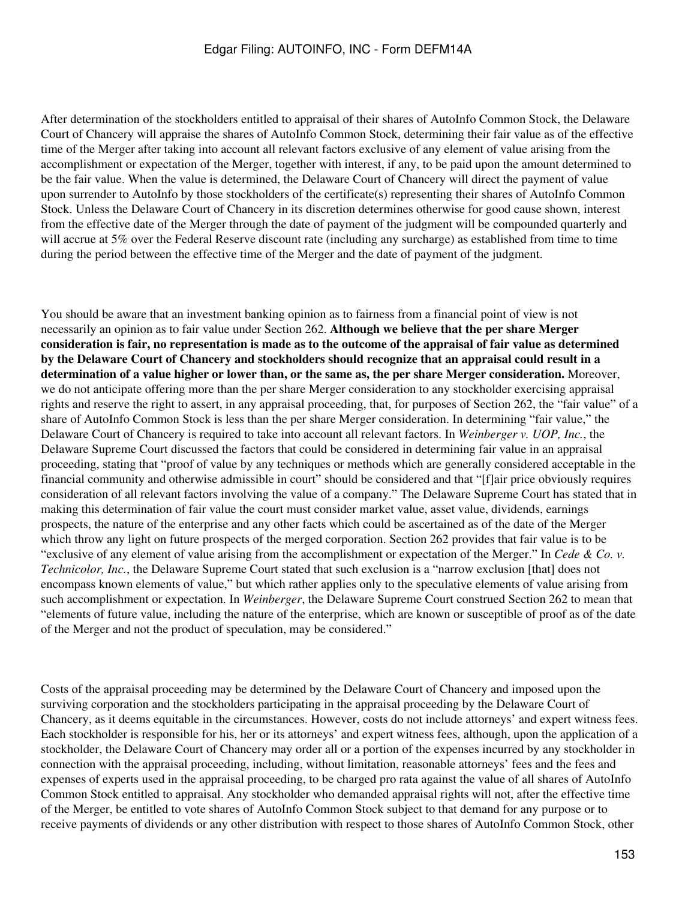After determination of the stockholders entitled to appraisal of their shares of AutoInfo Common Stock, the Delaware Court of Chancery will appraise the shares of AutoInfo Common Stock, determining their fair value as of the effective time of the Merger after taking into account all relevant factors exclusive of any element of value arising from the accomplishment or expectation of the Merger, together with interest, if any, to be paid upon the amount determined to be the fair value. When the value is determined, the Delaware Court of Chancery will direct the payment of value upon surrender to AutoInfo by those stockholders of the certificate(s) representing their shares of AutoInfo Common Stock. Unless the Delaware Court of Chancery in its discretion determines otherwise for good cause shown, interest from the effective date of the Merger through the date of payment of the judgment will be compounded quarterly and will accrue at 5% over the Federal Reserve discount rate (including any surcharge) as established from time to time during the period between the effective time of the Merger and the date of payment of the judgment.

You should be aware that an investment banking opinion as to fairness from a financial point of view is not necessarily an opinion as to fair value under Section 262. **Although we believe that the per share Merger consideration is fair, no representation is made as to the outcome of the appraisal of fair value as determined by the Delaware Court of Chancery and stockholders should recognize that an appraisal could result in a determination of a value higher or lower than, or the same as, the per share Merger consideration.** Moreover, we do not anticipate offering more than the per share Merger consideration to any stockholder exercising appraisal rights and reserve the right to assert, in any appraisal proceeding, that, for purposes of Section 262, the "fair value" of a share of AutoInfo Common Stock is less than the per share Merger consideration. In determining "fair value," the Delaware Court of Chancery is required to take into account all relevant factors. In *Weinberger v. UOP, Inc.*, the Delaware Supreme Court discussed the factors that could be considered in determining fair value in an appraisal proceeding, stating that "proof of value by any techniques or methods which are generally considered acceptable in the financial community and otherwise admissible in court" should be considered and that "[f]air price obviously requires consideration of all relevant factors involving the value of a company." The Delaware Supreme Court has stated that in making this determination of fair value the court must consider market value, asset value, dividends, earnings prospects, the nature of the enterprise and any other facts which could be ascertained as of the date of the Merger which throw any light on future prospects of the merged corporation. Section 262 provides that fair value is to be "exclusive of any element of value arising from the accomplishment or expectation of the Merger." In *Cede & Co. v. Technicolor, Inc.*, the Delaware Supreme Court stated that such exclusion is a "narrow exclusion [that] does not encompass known elements of value," but which rather applies only to the speculative elements of value arising from such accomplishment or expectation. In *Weinberger*, the Delaware Supreme Court construed Section 262 to mean that "elements of future value, including the nature of the enterprise, which are known or susceptible of proof as of the date of the Merger and not the product of speculation, may be considered."

Costs of the appraisal proceeding may be determined by the Delaware Court of Chancery and imposed upon the surviving corporation and the stockholders participating in the appraisal proceeding by the Delaware Court of Chancery, as it deems equitable in the circumstances. However, costs do not include attorneys' and expert witness fees. Each stockholder is responsible for his, her or its attorneys' and expert witness fees, although, upon the application of a stockholder, the Delaware Court of Chancery may order all or a portion of the expenses incurred by any stockholder in connection with the appraisal proceeding, including, without limitation, reasonable attorneys' fees and the fees and expenses of experts used in the appraisal proceeding, to be charged pro rata against the value of all shares of AutoInfo Common Stock entitled to appraisal. Any stockholder who demanded appraisal rights will not, after the effective time of the Merger, be entitled to vote shares of AutoInfo Common Stock subject to that demand for any purpose or to receive payments of dividends or any other distribution with respect to those shares of AutoInfo Common Stock, other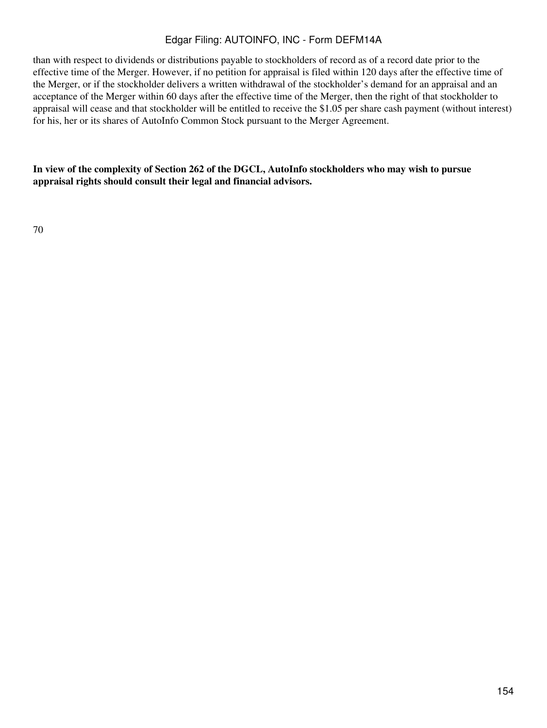than with respect to dividends or distributions payable to stockholders of record as of a record date prior to the effective time of the Merger. However, if no petition for appraisal is filed within 120 days after the effective time of the Merger, or if the stockholder delivers a written withdrawal of the stockholder's demand for an appraisal and an acceptance of the Merger within 60 days after the effective time of the Merger, then the right of that stockholder to appraisal will cease and that stockholder will be entitled to receive the $1.05 per share cash payment (without interest) for his, her or its shares of AutoInfo Common Stock pursuant to the Merger Agreement.

**In view of the complexity of Section 262 of the DGCL, AutoInfo stockholders who may wish to pursue appraisal rights should consult their legal and financial advisors.**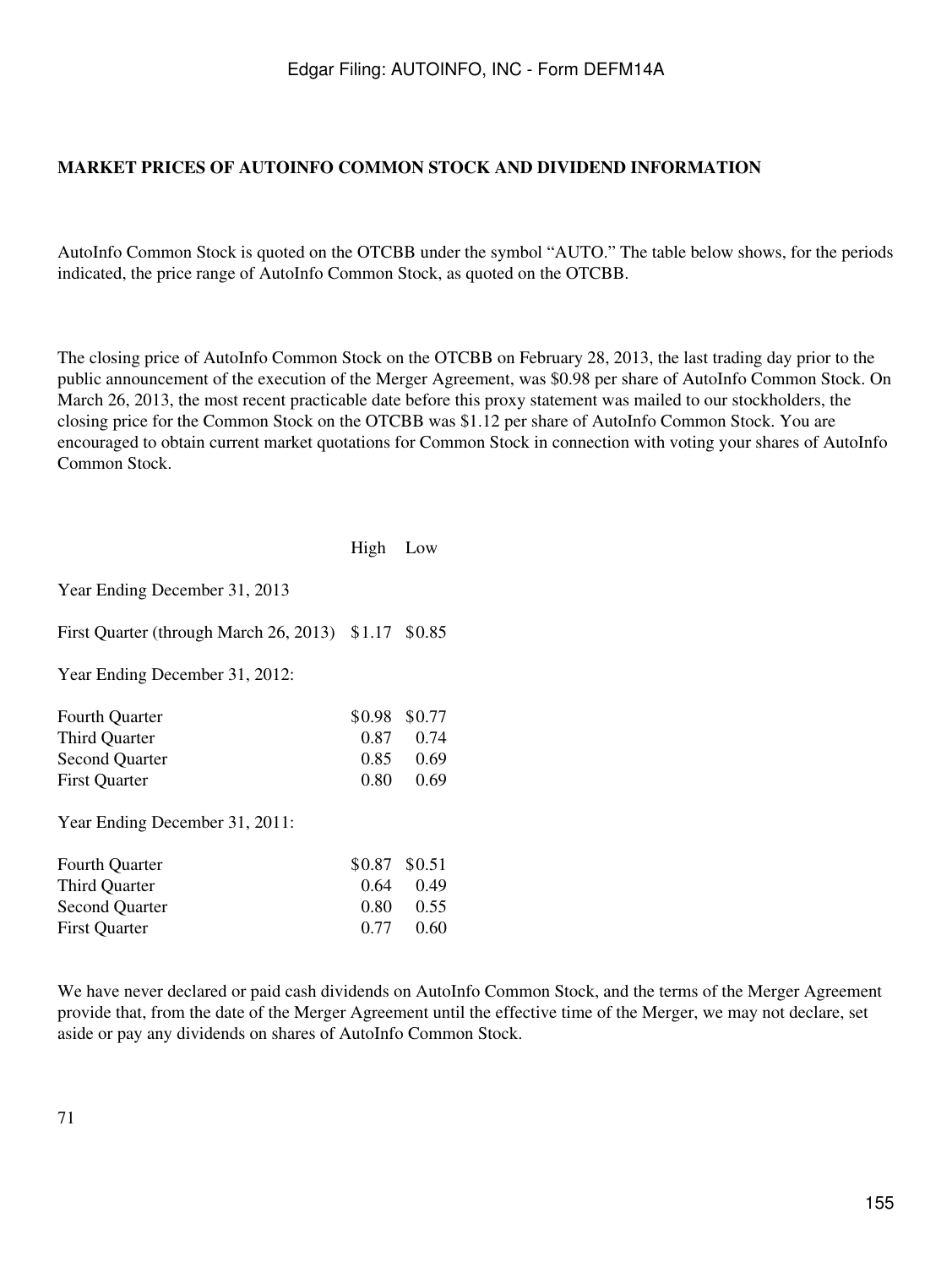## MARKET PRICES OF AUTOINFO COMMON STOCK AND DIVIDEND INFORMATION

AutoInfo Common Stock is quoted on the OTCBB under the symbol "AUTO." The table below shows, for the periods indicated, the price range of AutoInfo Common Stock, as quoted on the OTCBB.

The closing price of AutoInfo Common Stock on the OTCBB on February 28, 2013, the last trading day prior to the public announcement of the execution of the Merger Agreement, was $0.98 per share of AutoInfo Common Stock. On March 26, 2013, the most recent practicable date before this proxy statement was mailed to our stockholders, the closing price for the Common Stock on the OTCBB was $1.12 per share of AutoInfo Common Stock. You are encouraged to obtain current market quotations for Common Stock in connection with voting your shares of AutoInfo Common Stock.

| | High | Low |
|---|---|---|
| Year Ending December 31, 2013 | | |
| First Quarter (through March 26, 2013) | $1.17 | $0.85 |
| Year Ending December 31, 2012: | | |
| Fourth Quarter | $0.98 | $0.77 |
| Third Quarter | 0.87 | 0.74 |
| Second Quarter | 0.85 | 0.69 |
| First Quarter | 0.80 | 0.69 |
| Year Ending December 31, 2011: | | |
| Fourth Quarter | $0.87 | $0.51 |
| Third Quarter | 0.64 | 0.49 |
| Second Quarter | 0.80 | 0.55 |
| First Quarter | 0.77 | 0.60 |

We have never declared or paid cash dividends on AutoInfo Common Stock, and the terms of the Merger Agreement provide that, from the date of the Merger Agreement until the effective time of the Merger, we may not declare, set aside or pay any dividends on shares of AutoInfo Common Stock.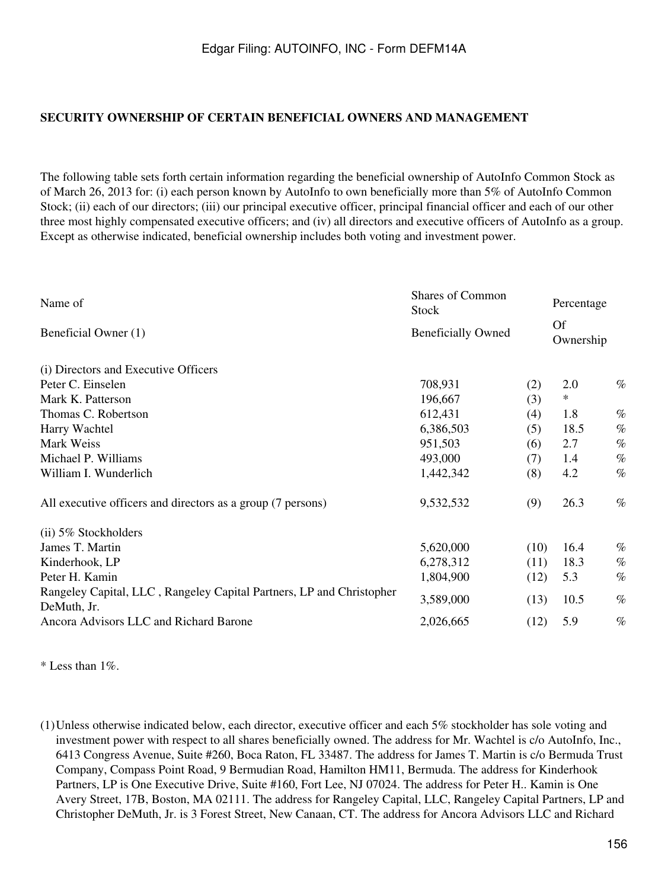## SECURITY OWNERSHIP OF CERTAIN BENEFICIAL OWNERS AND MANAGEMENT

The following table sets forth certain information regarding the beneficial ownership of AutoInfo Common Stock as of March 26, 2013 for: (i) each person known by AutoInfo to own beneficially more than 5% of AutoInfo Common Stock; (ii) each of our directors; (iii) our principal executive officer, principal financial officer and each of our other three most highly compensated executive officers; and (iv) all directors and executive officers of AutoInfo as a group. Except as otherwise indicated, beneficial ownership includes both voting and investment power.

| Name of Beneficial Owner (1) | Shares of Common Stock Beneficially Owned | | Percentage Of Ownership | |
|---|---|---|---|---|
| (i) Directors and Executive Officers | | | | |
| Peter C. Einselen | 708,931 | (2) | 2.0 | % |
| Mark K. Patterson | 196,667 | (3) | * | |
| Thomas C. Robertson | 612,431 | (4) | 1.8 | % |
| Harry Wachtel | 6,386,503 | (5) | 18.5 | % |
| Mark Weiss | 951,503 | (6) | 2.7 | % |
| Michael P. Williams | 493,000 | (7) | 1.4 | % |
| William I. Wunderlich | 1,442,342 | (8) | 4.2 | % |
| All executive officers and directors as a group (7 persons) | 9,532,532 | (9) | 26.3 | % |
| (ii) 5% Stockholders | | | | |
| James T. Martin | 5,620,000 | (10) | 16.4 | % |
| Kinderhook, LP | 6,278,312 | (11) | 18.3 | % |
| Peter H. Kamin | 1,804,900 | (12) | 5.3 | % |
| Rangeley Capital, LLC , Rangeley Capital Partners, LP and Christopher DeMuth, Jr. | 3,589,000 | (13) | 10.5 | % |
| Ancora Advisors LLC and Richard Barone | 2,026,665 | (12) | 5.9 | % |

\* Less than 1%.

(1) Unless otherwise indicated below, each director, executive officer and each 5% stockholder has sole voting and investment power with respect to all shares beneficially owned. The address for Mr. Wachtel is c/o AutoInfo, Inc., 6413 Congress Avenue, Suite #260, Boca Raton, FL 33487. The address for James T. Martin is c/o Bermuda Trust Company, Compass Point Road, 9 Bermudian Road, Hamilton HM11, Bermuda. The address for Kinderhook Partners, LP is One Executive Drive, Suite #160, Fort Lee, NJ 07024. The address for Peter H.. Kamin is One Avery Street, 17B, Boston, MA 02111. The address for Rangeley Capital, LLC, Rangeley Capital Partners, LP and Christopher DeMuth, Jr. is 3 Forest Street, New Canaan, CT. The address for Ancora Advisors LLC and Richard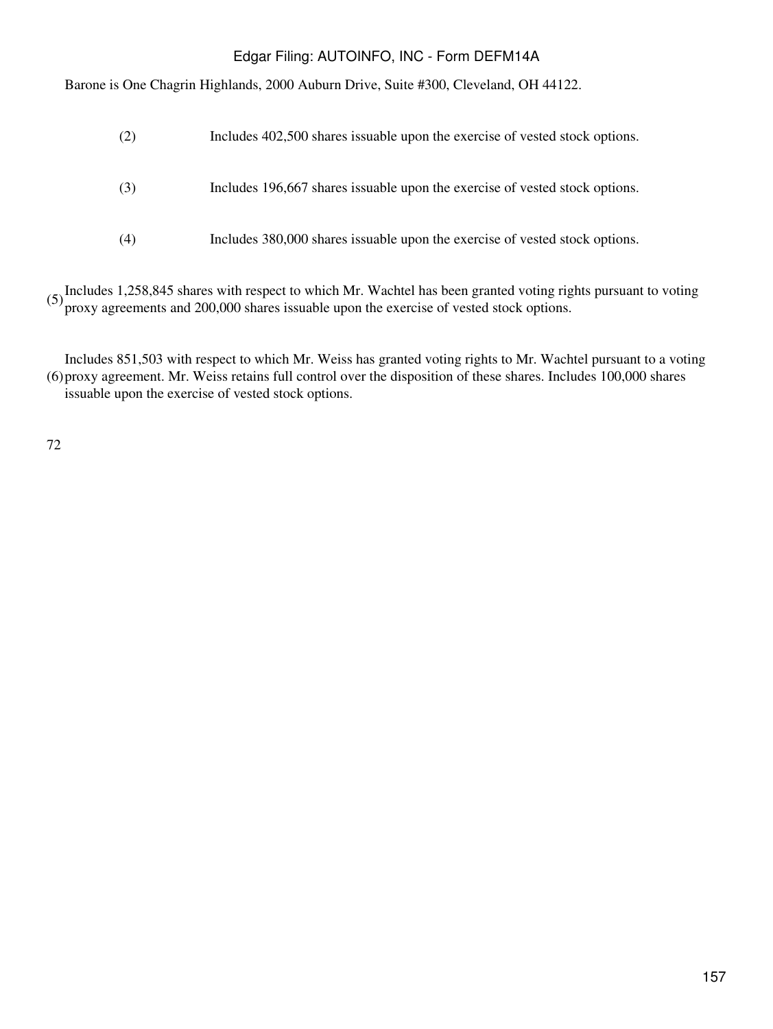Barone is One Chagrin Highlands, 2000 Auburn Drive, Suite #300, Cleveland, OH 44122.

(2) Includes 402,500 shares issuable upon the exercise of vested stock options.

(3) Includes 196,667 shares issuable upon the exercise of vested stock options.

(4) Includes 380,000 shares issuable upon the exercise of vested stock options.

(5) Includes 1,258,845 shares with respect to which Mr. Wachtel has been granted voting rights pursuant to voting proxy agreements and 200,000 shares issuable upon the exercise of vested stock options.

(6) Includes 851,503 with respect to which Mr. Weiss has granted voting rights to Mr. Wachtel pursuant to a voting proxy agreement. Mr. Weiss retains full control over the disposition of these shares. Includes 100,000 shares issuable upon the exercise of vested stock options.

72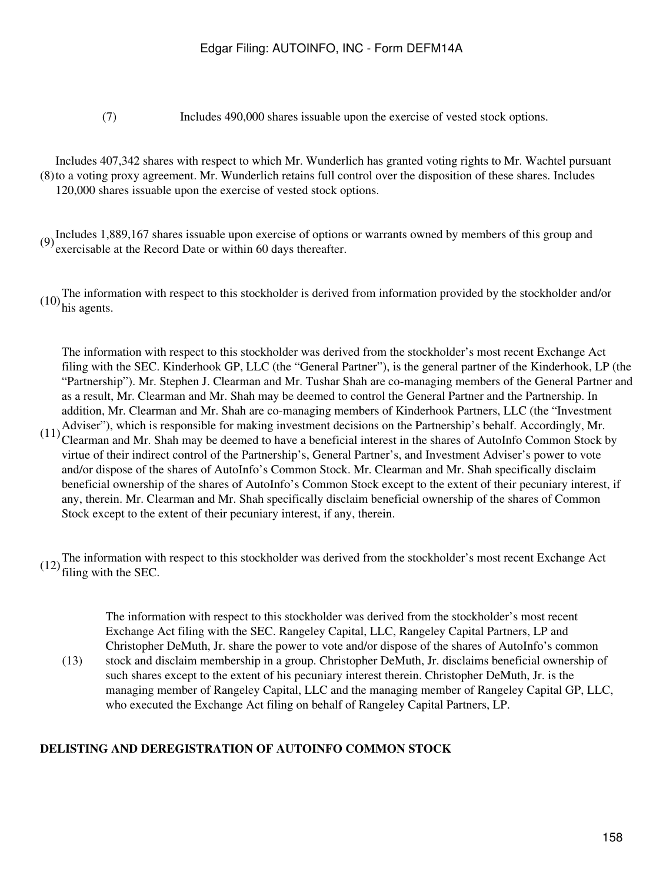(7) Includes 490,000 shares issuable upon the exercise of vested stock options.

(8) Includes 407,342 shares with respect to which Mr. Wunderlich has granted voting rights to Mr. Wachtel pursuant to a voting proxy agreement. Mr. Wunderlich retains full control over the disposition of these shares. Includes 120,000 shares issuable upon the exercise of vested stock options.

(9) Includes 1,889,167 shares issuable upon exercise of options or warrants owned by members of this group and exercisable at the Record Date or within 60 days thereafter.

(10) The information with respect to this stockholder is derived from information provided by the stockholder and/or his agents.

(11) The information with respect to this stockholder was derived from the stockholder's most recent Exchange Act filing with the SEC. Kinderhook GP, LLC (the "General Partner"), is the general partner of the Kinderhook, LP (the "Partnership"). Mr. Stephen J. Clearman and Mr. Tushar Shah are co-managing members of the General Partner and as a result, Mr. Clearman and Mr. Shah may be deemed to control the General Partner and the Partnership. In addition, Mr. Clearman and Mr. Shah are co-managing members of Kinderhook Partners, LLC (the "Investment Adviser"), which is responsible for making investment decisions on the Partnership's behalf. Accordingly, Mr. Clearman and Mr. Shah may be deemed to have a beneficial interest in the shares of AutoInfo Common Stock by virtue of their indirect control of the Partnership's, General Partner's, and Investment Adviser's power to vote and/or dispose of the shares of AutoInfo's Common Stock. Mr. Clearman and Mr. Shah specifically disclaim beneficial ownership of the shares of AutoInfo's Common Stock except to the extent of their pecuniary interest, if any, therein. Mr. Clearman and Mr. Shah specifically disclaim beneficial ownership of the shares of Common Stock except to the extent of their pecuniary interest, if any, therein.

(12) The information with respect to this stockholder was derived from the stockholder's most recent Exchange Act filing with the SEC.

(13) The information with respect to this stockholder was derived from the stockholder's most recent Exchange Act filing with the SEC. Rangeley Capital, LLC, Rangeley Capital Partners, LP and Christopher DeMuth, Jr. share the power to vote and/or dispose of the shares of AutoInfo's common stock and disclaim membership in a group. Christopher DeMuth, Jr. disclaims beneficial ownership of such shares except to the extent of his pecuniary interest therein. Christopher DeMuth, Jr. is the managing member of Rangeley Capital, LLC and the managing member of Rangeley Capital GP, LLC, who executed the Exchange Act filing on behalf of Rangeley Capital Partners, LP.

**DELISTING AND DEREGISTRATION OF AUTOINFO COMMON STOCK**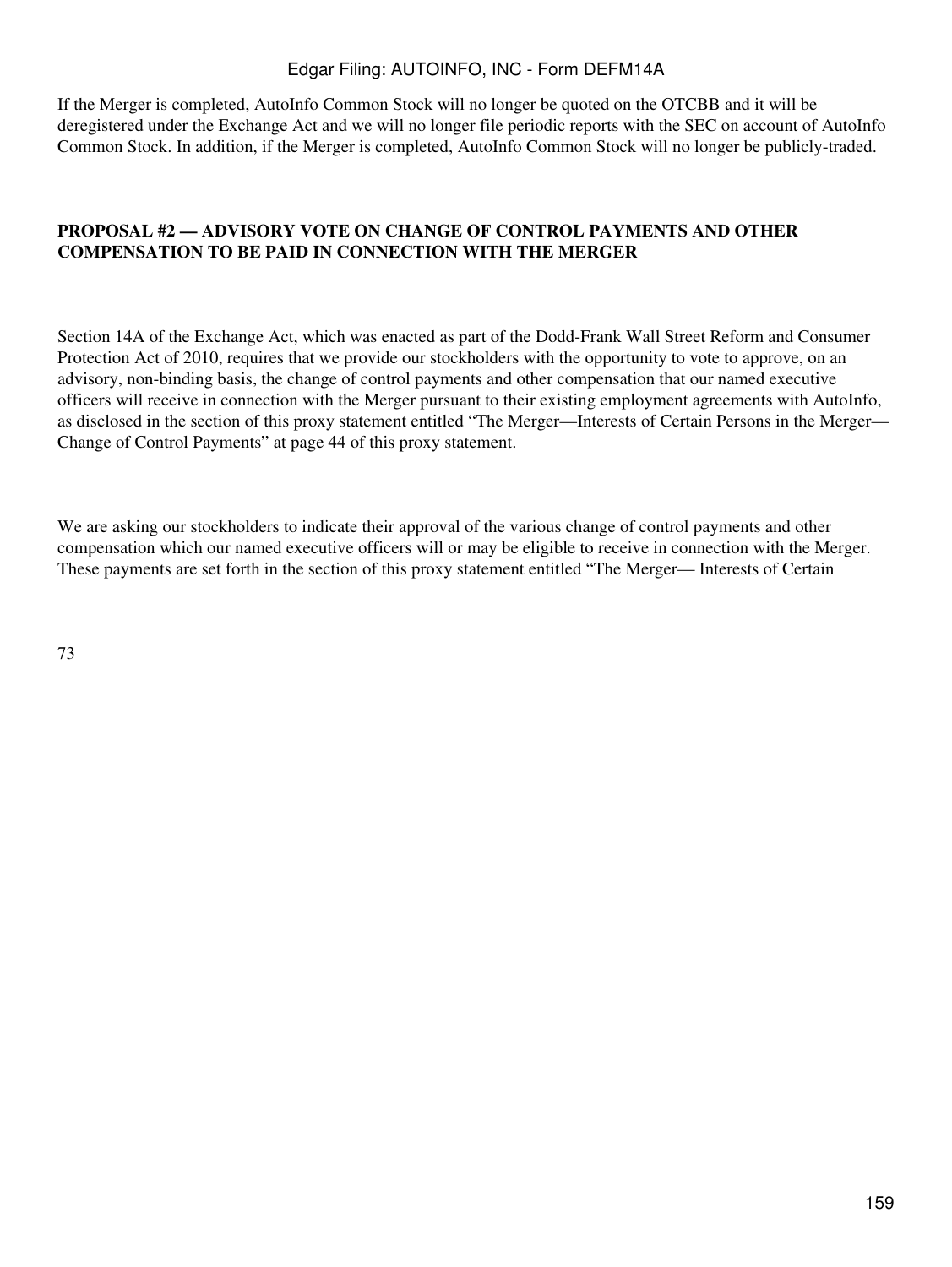If the Merger is completed, AutoInfo Common Stock will no longer be quoted on the OTCBB and it will be deregistered under the Exchange Act and we will no longer file periodic reports with the SEC on account of AutoInfo Common Stock. In addition, if the Merger is completed, AutoInfo Common Stock will no longer be publicly-traded.

## PROPOSAL #2 — ADVISORY VOTE ON CHANGE OF CONTROL PAYMENTS AND OTHER COMPENSATION TO BE PAID IN CONNECTION WITH THE MERGER

Section 14A of the Exchange Act, which was enacted as part of the Dodd-Frank Wall Street Reform and Consumer Protection Act of 2010, requires that we provide our stockholders with the opportunity to vote to approve, on an advisory, non-binding basis, the change of control payments and other compensation that our named executive officers will receive in connection with the Merger pursuant to their existing employment agreements with AutoInfo, as disclosed in the section of this proxy statement entitled "The Merger—Interests of Certain Persons in the Merger—Change of Control Payments" at page 44 of this proxy statement.

We are asking our stockholders to indicate their approval of the various change of control payments and other compensation which our named executive officers will or may be eligible to receive in connection with the Merger. These payments are set forth in the section of this proxy statement entitled "The Merger— Interests of Certain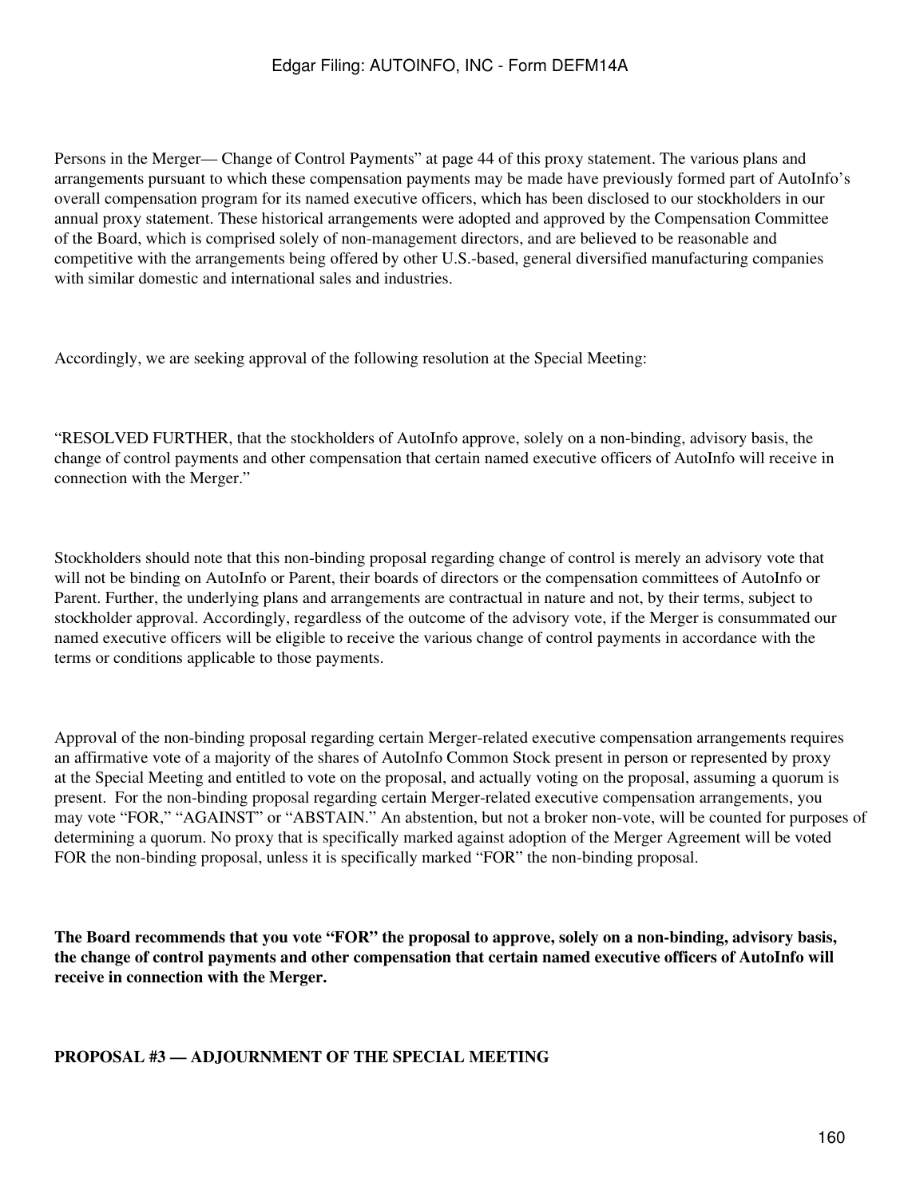Persons in the Merger— Change of Control Payments" at page 44 of this proxy statement. The various plans and arrangements pursuant to which these compensation payments may be made have previously formed part of AutoInfo's overall compensation program for its named executive officers, which has been disclosed to our stockholders in our annual proxy statement. These historical arrangements were adopted and approved by the Compensation Committee of the Board, which is comprised solely of non-management directors, and are believed to be reasonable and competitive with the arrangements being offered by other U.S.-based, general diversified manufacturing companies with similar domestic and international sales and industries.

Accordingly, we are seeking approval of the following resolution at the Special Meeting:

"RESOLVED FURTHER, that the stockholders of AutoInfo approve, solely on a non-binding, advisory basis, the change of control payments and other compensation that certain named executive officers of AutoInfo will receive in connection with the Merger."

Stockholders should note that this non-binding proposal regarding change of control is merely an advisory vote that will not be binding on AutoInfo or Parent, their boards of directors or the compensation committees of AutoInfo or Parent. Further, the underlying plans and arrangements are contractual in nature and not, by their terms, subject to stockholder approval. Accordingly, regardless of the outcome of the advisory vote, if the Merger is consummated our named executive officers will be eligible to receive the various change of control payments in accordance with the terms or conditions applicable to those payments.

Approval of the non-binding proposal regarding certain Merger-related executive compensation arrangements requires an affirmative vote of a majority of the shares of AutoInfo Common Stock present in person or represented by proxy at the Special Meeting and entitled to vote on the proposal, and actually voting on the proposal, assuming a quorum is present. For the non-binding proposal regarding certain Merger-related executive compensation arrangements, you may vote "FOR," "AGAINST" or "ABSTAIN." An abstention, but not a broker non-vote, will be counted for purposes of determining a quorum. No proxy that is specifically marked against adoption of the Merger Agreement will be voted FOR the non-binding proposal, unless it is specifically marked "FOR" the non-binding proposal.

**The Board recommends that you vote "FOR" the proposal to approve, solely on a non-binding, advisory basis, the change of control payments and other compensation that certain named executive officers of AutoInfo will receive in connection with the Merger.**

## PROPOSAL #3 — ADJOURNMENT OF THE SPECIAL MEETING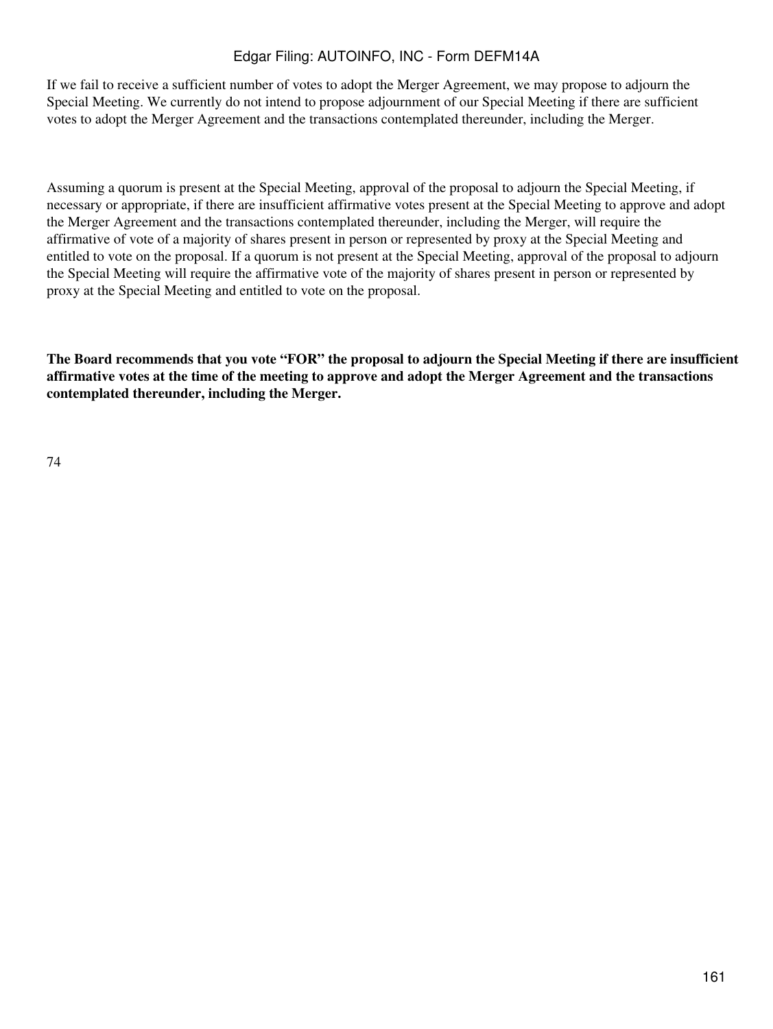If we fail to receive a sufficient number of votes to adopt the Merger Agreement, we may propose to adjourn the Special Meeting. We currently do not intend to propose adjournment of our Special Meeting if there are sufficient votes to adopt the Merger Agreement and the transactions contemplated thereunder, including the Merger.

Assuming a quorum is present at the Special Meeting, approval of the proposal to adjourn the Special Meeting, if necessary or appropriate, if there are insufficient affirmative votes present at the Special Meeting to approve and adopt the Merger Agreement and the transactions contemplated thereunder, including the Merger, will require the affirmative of vote of a majority of shares present in person or represented by proxy at the Special Meeting and entitled to vote on the proposal. If a quorum is not present at the Special Meeting, approval of the proposal to adjourn the Special Meeting will require the affirmative vote of the majority of shares present in person or represented by proxy at the Special Meeting and entitled to vote on the proposal.

**The Board recommends that you vote "FOR" the proposal to adjourn the Special Meeting if there are insufficient affirmative votes at the time of the meeting to approve and adopt the Merger Agreement and the transactions contemplated thereunder, including the Merger.**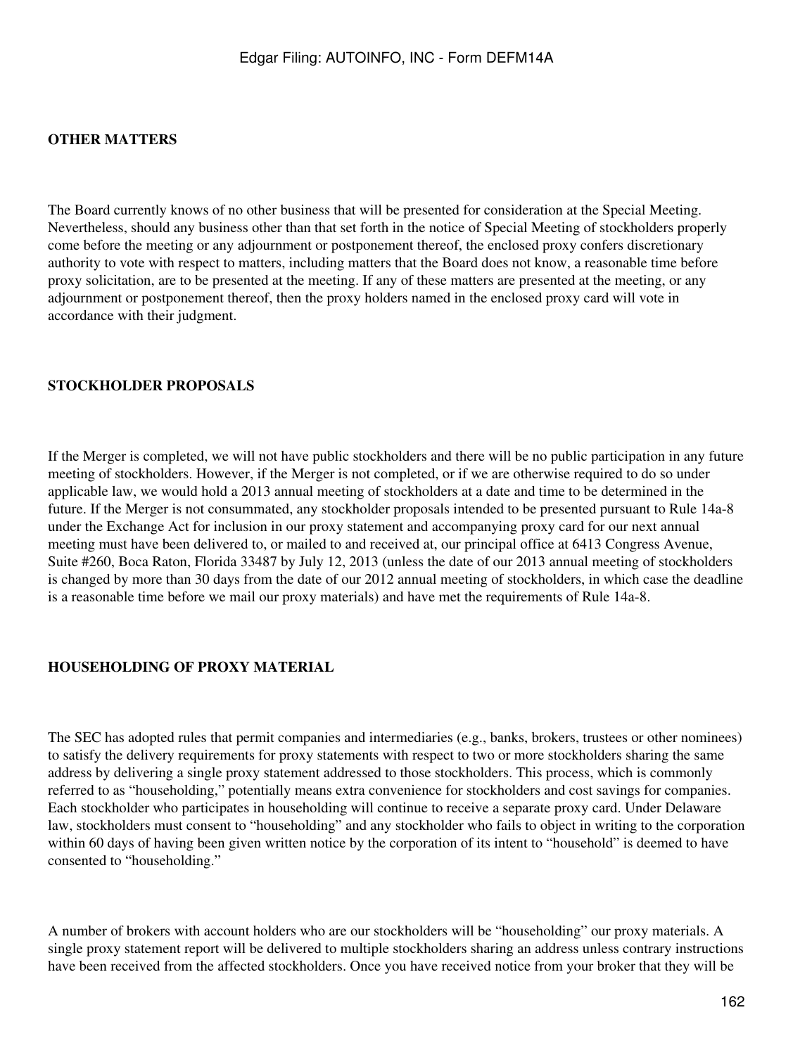**OTHER MATTERS**

The Board currently knows of no other business that will be presented for consideration at the Special Meeting. Nevertheless, should any business other than that set forth in the notice of Special Meeting of stockholders properly come before the meeting or any adjournment or postponement thereof, the enclosed proxy confers discretionary authority to vote with respect to matters, including matters that the Board does not know, a reasonable time before proxy solicitation, are to be presented at the meeting. If any of these matters are presented at the meeting, or any adjournment or postponement thereof, then the proxy holders named in the enclosed proxy card will vote in accordance with their judgment.

**STOCKHOLDER PROPOSALS**

If the Merger is completed, we will not have public stockholders and there will be no public participation in any future meeting of stockholders. However, if the Merger is not completed, or if we are otherwise required to do so under applicable law, we would hold a 2013 annual meeting of stockholders at a date and time to be determined in the future. If the Merger is not consummated, any stockholder proposals intended to be presented pursuant to Rule 14a-8 under the Exchange Act for inclusion in our proxy statement and accompanying proxy card for our next annual meeting must have been delivered to, or mailed to and received at, our principal office at 6413 Congress Avenue, Suite #260, Boca Raton, Florida 33487 by July 12, 2013 (unless the date of our 2013 annual meeting of stockholders is changed by more than 30 days from the date of our 2012 annual meeting of stockholders, in which case the deadline is a reasonable time before we mail our proxy materials) and have met the requirements of Rule 14a-8.

**HOUSEHOLDING OF PROXY MATERIAL**

The SEC has adopted rules that permit companies and intermediaries (e.g., banks, brokers, trustees or other nominees) to satisfy the delivery requirements for proxy statements with respect to two or more stockholders sharing the same address by delivering a single proxy statement addressed to those stockholders. This process, which is commonly referred to as "householding," potentially means extra convenience for stockholders and cost savings for companies. Each stockholder who participates in householding will continue to receive a separate proxy card. Under Delaware law, stockholders must consent to "householding" and any stockholder who fails to object in writing to the corporation within 60 days of having been given written notice by the corporation of its intent to "household" is deemed to have consented to "householding."

A number of brokers with account holders who are our stockholders will be "householding" our proxy materials. A single proxy statement report will be delivered to multiple stockholders sharing an address unless contrary instructions have been received from the affected stockholders. Once you have received notice from your broker that they will be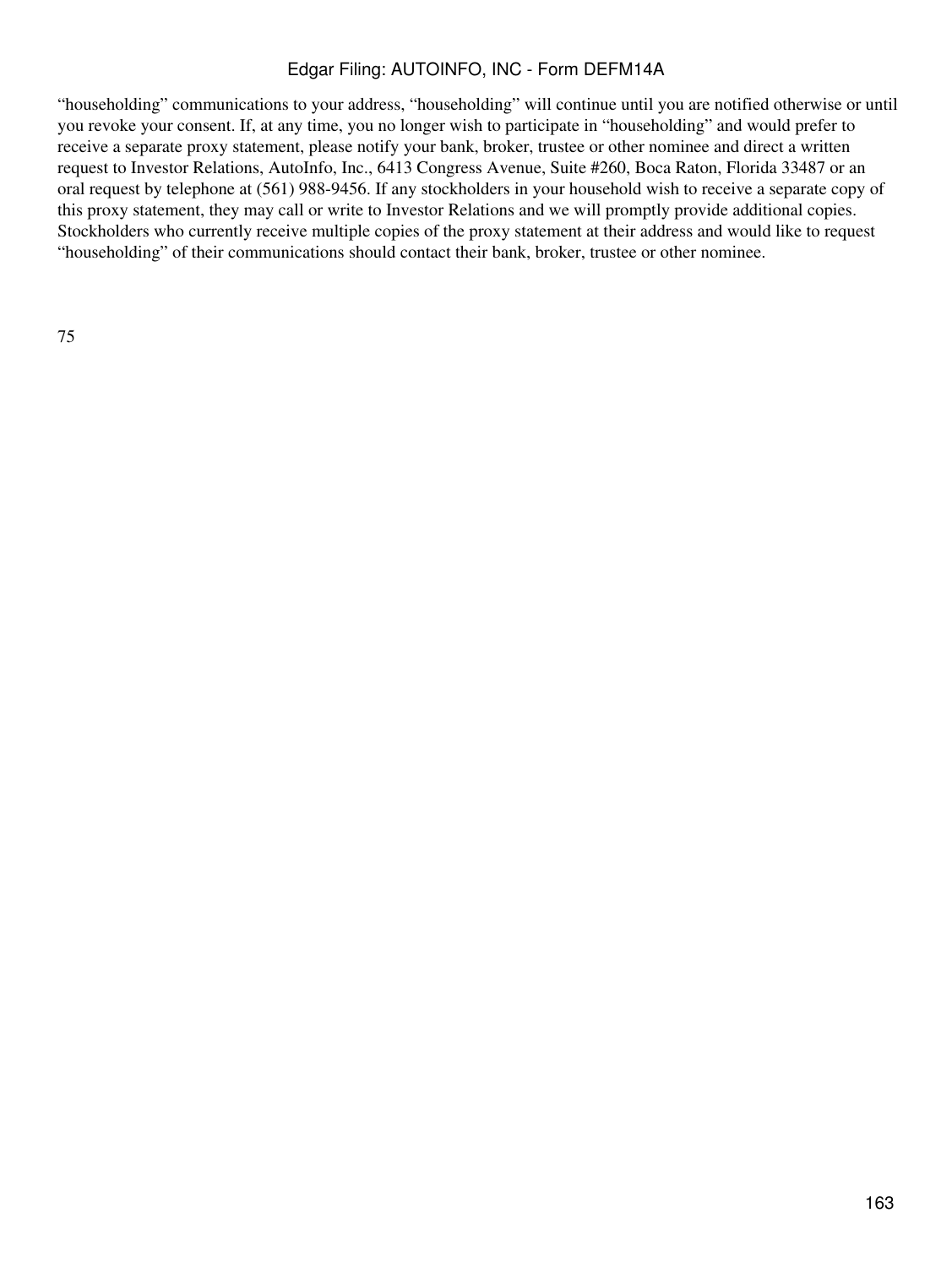"householding" communications to your address, "householding" will continue until you are notified otherwise or until you revoke your consent. If, at any time, you no longer wish to participate in "householding" and would prefer to receive a separate proxy statement, please notify your bank, broker, trustee or other nominee and direct a written request to Investor Relations, AutoInfo, Inc., 6413 Congress Avenue, Suite #260, Boca Raton, Florida 33487 or an oral request by telephone at (561) 988-9456. If any stockholders in your household wish to receive a separate copy of this proxy statement, they may call or write to Investor Relations and we will promptly provide additional copies. Stockholders who currently receive multiple copies of the proxy statement at their address and would like to request "householding" of their communications should contact their bank, broker, trustee or other nominee.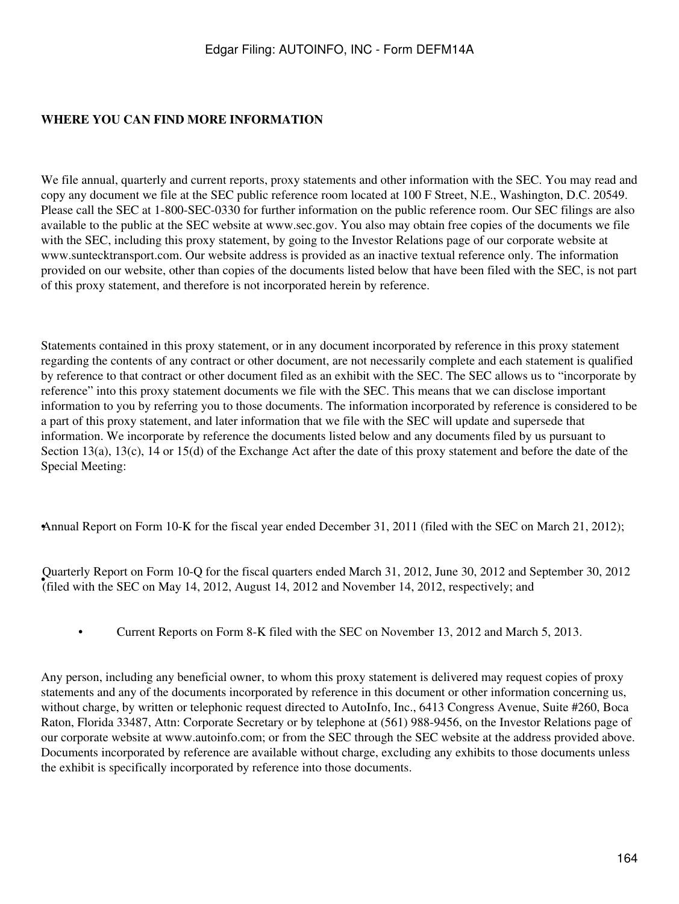## WHERE YOU CAN FIND MORE INFORMATION

We file annual, quarterly and current reports, proxy statements and other information with the SEC. You may read and copy any document we file at the SEC public reference room located at 100 F Street, N.E., Washington, D.C. 20549. Please call the SEC at 1-800-SEC-0330 for further information on the public reference room. Our SEC filings are also available to the public at the SEC website at www.sec.gov. You also may obtain free copies of the documents we file with the SEC, including this proxy statement, by going to the Investor Relations page of our corporate website at www.suntecktransport.com. Our website address is provided as an inactive textual reference only. The information provided on our website, other than copies of the documents listed below that have been filed with the SEC, is not part of this proxy statement, and therefore is not incorporated herein by reference.

Statements contained in this proxy statement, or in any document incorporated by reference in this proxy statement regarding the contents of any contract or other document, are not necessarily complete and each statement is qualified by reference to that contract or other document filed as an exhibit with the SEC. The SEC allows us to "incorporate by reference" into this proxy statement documents we file with the SEC. This means that we can disclose important information to you by referring you to those documents. The information incorporated by reference is considered to be a part of this proxy statement, and later information that we file with the SEC will update and supersede that information. We incorporate by reference the documents listed below and any documents filed by us pursuant to Section 13(a), 13(c), 14 or 15(d) of the Exchange Act after the date of this proxy statement and before the date of the Special Meeting:

- Annual Report on Form 10-K for the fiscal year ended December 31, 2011 (filed with the SEC on March 21, 2012);
- Quarterly Report on Form 10-Q for the fiscal quarters ended March 31, 2012, June 30, 2012 and September 30, 2012 (filed with the SEC on May 14, 2012, August 14, 2012 and November 14, 2012, respectively; and
- Current Reports on Form 8-K filed with the SEC on November 13, 2012 and March 5, 2013.

Any person, including any beneficial owner, to whom this proxy statement is delivered may request copies of proxy statements and any of the documents incorporated by reference in this document or other information concerning us, without charge, by written or telephonic request directed to AutoInfo, Inc., 6413 Congress Avenue, Suite #260, Boca Raton, Florida 33487, Attn: Corporate Secretary or by telephone at (561) 988-9456, on the Investor Relations page of our corporate website at www.autoinfo.com; or from the SEC through the SEC website at the address provided above. Documents incorporated by reference are available without charge, excluding any exhibits to those documents unless the exhibit is specifically incorporated by reference into those documents.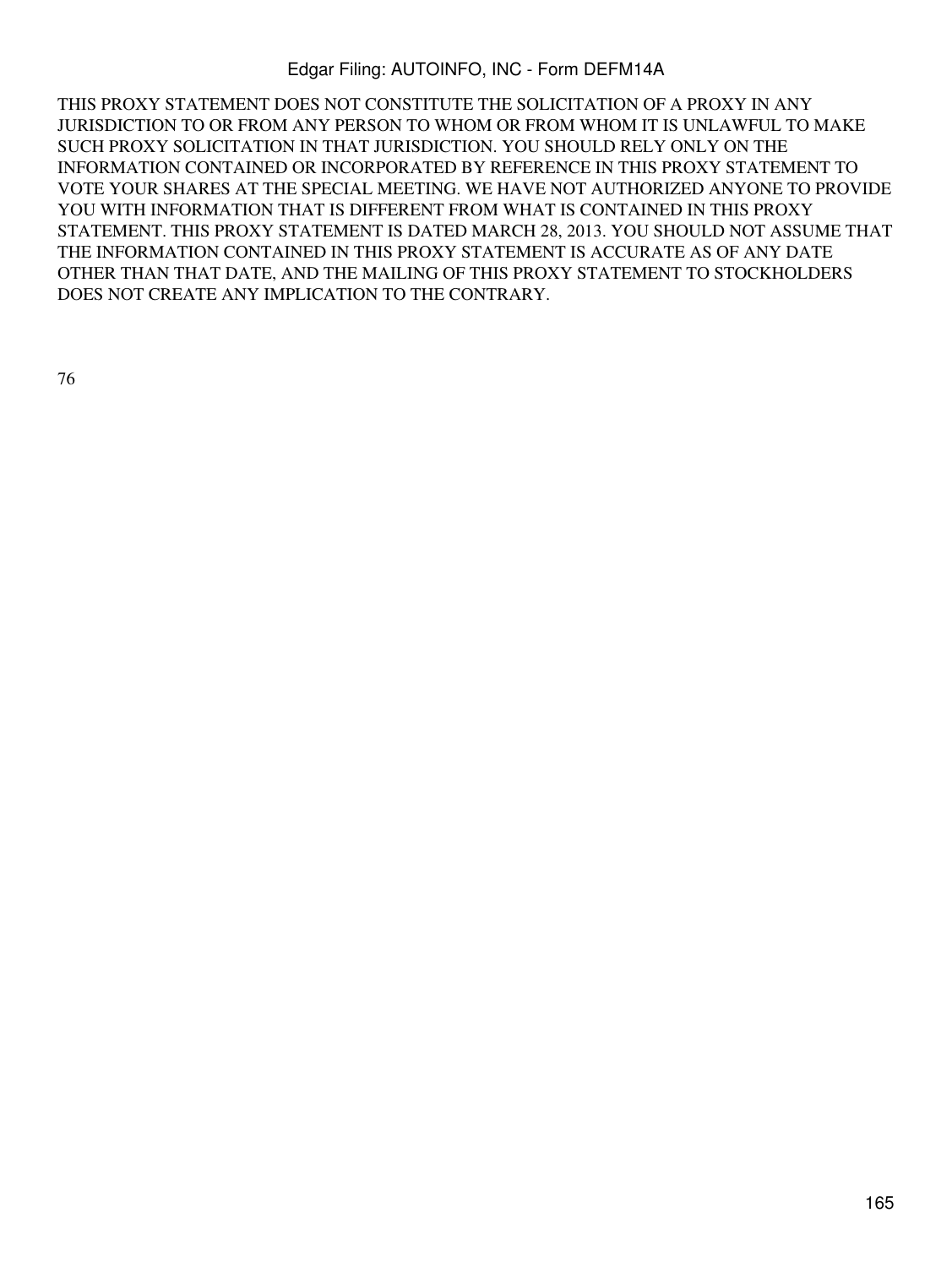THIS PROXY STATEMENT DOES NOT CONSTITUTE THE SOLICITATION OF A PROXY IN ANY JURISDICTION TO OR FROM ANY PERSON TO WHOM OR FROM WHOM IT IS UNLAWFUL TO MAKE SUCH PROXY SOLICITATION IN THAT JURISDICTION. YOU SHOULD RELY ONLY ON THE INFORMATION CONTAINED OR INCORPORATED BY REFERENCE IN THIS PROXY STATEMENT TO VOTE YOUR SHARES AT THE SPECIAL MEETING. WE HAVE NOT AUTHORIZED ANYONE TO PROVIDE YOU WITH INFORMATION THAT IS DIFFERENT FROM WHAT IS CONTAINED IN THIS PROXY STATEMENT. THIS PROXY STATEMENT IS DATED MARCH 28, 2013. YOU SHOULD NOT ASSUME THAT THE INFORMATION CONTAINED IN THIS PROXY STATEMENT IS ACCURATE AS OF ANY DATE OTHER THAN THAT DATE, AND THE MAILING OF THIS PROXY STATEMENT TO STOCKHOLDERS DOES NOT CREATE ANY IMPLICATION TO THE CONTRARY.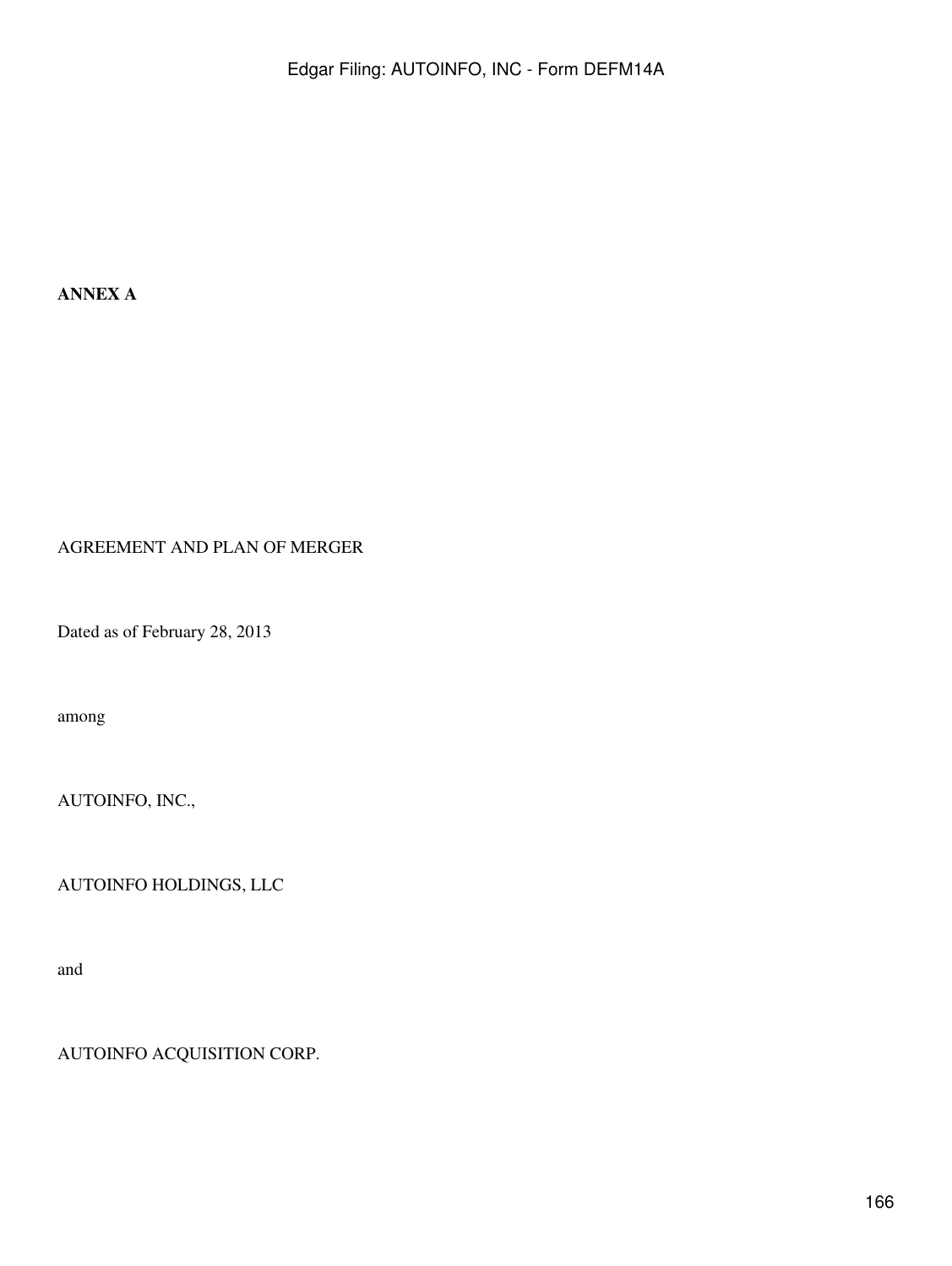**ANNEX A**

AGREEMENT AND PLAN OF MERGER

Dated as of February 28, 2013

among

AUTOINFO, INC.,

AUTOINFO HOLDINGS, LLC

and

AUTOINFO ACQUISITION CORP.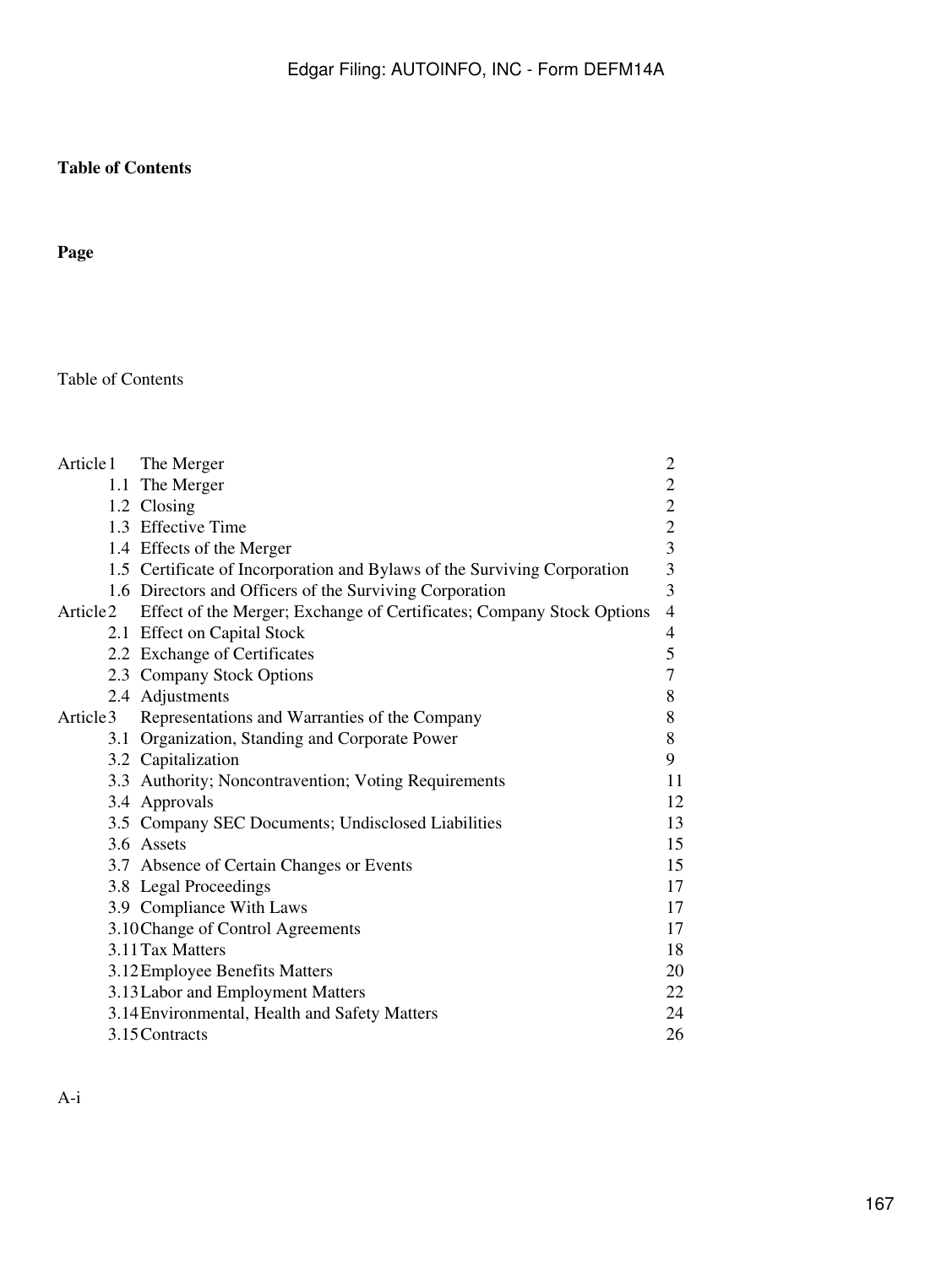**Table of Contents**

**Page**

Table of Contents

| | | |
|---|---|---|
| Article 1 | The Merger | 2 |
| 1.1 | The Merger | 2 |
| 1.2 | Closing | 2 |
| 1.3 | Effective Time | 2 |
| 1.4 | Effects of the Merger | 3 |
| 1.5 | Certificate of Incorporation and Bylaws of the Surviving Corporation | 3 |
| 1.6 | Directors and Officers of the Surviving Corporation | 3 |
| Article 2 | Effect of the Merger; Exchange of Certificates; Company Stock Options | 4 |
| 2.1 | Effect on Capital Stock | 4 |
| 2.2 | Exchange of Certificates | 5 |
| 2.3 | Company Stock Options | 7 |
| 2.4 | Adjustments | 8 |
| Article 3 | Representations and Warranties of the Company | 8 |
| 3.1 | Organization, Standing and Corporate Power | 8 |
| 3.2 | Capitalization | 9 |
| 3.3 | Authority; Noncontravention; Voting Requirements | 11 |
| 3.4 | Approvals | 12 |
| 3.5 | Company SEC Documents; Undisclosed Liabilities | 13 |
| 3.6 | Assets | 15 |
| 3.7 | Absence of Certain Changes or Events | 15 |
| 3.8 | Legal Proceedings | 17 |
| 3.9 | Compliance With Laws | 17 |
| 3.10 | Change of Control Agreements | 17 |
| 3.11 | Tax Matters | 18 |
| 3.12 | Employee Benefits Matters | 20 |
| 3.13 | Labor and Employment Matters | 22 |
| 3.14 | Environmental, Health and Safety Matters | 24 |
| 3.15 | Contracts | 26 |

A-i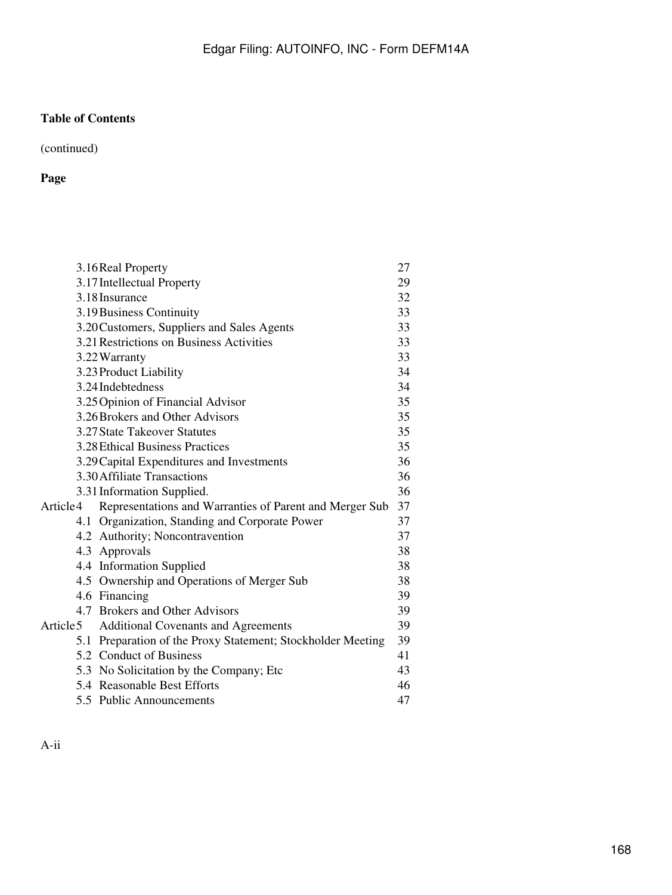**Table of Contents**

(continued)

**Page**

| | | | |
|---|---|---|---|
| | 3.16 | Real Property | 27 |
| | 3.17 | Intellectual Property | 29 |
| | 3.18 | Insurance | 32 |
| | 3.19 | Business Continuity | 33 |
| | 3.20 | Customers, Suppliers and Sales Agents | 33 |
| | 3.21 | Restrictions on Business Activities | 33 |
| | 3.22 | Warranty | 33 |
| | 3.23 | Product Liability | 34 |
| | 3.24 | Indebtedness | 34 |
| | 3.25 | Opinion of Financial Advisor | 35 |
| | 3.26 | Brokers and Other Advisors | 35 |
| | 3.27 | State Takeover Statutes | 35 |
| | 3.28 | Ethical Business Practices | 35 |
| | 3.29 | Capital Expenditures and Investments | 36 |
| | 3.30 | Affiliate Transactions | 36 |
| | 3.31 | Information Supplied. | 36 |
| Article 4 | | Representations and Warranties of Parent and Merger Sub | 37 |
| | 4.1 | Organization, Standing and Corporate Power | 37 |
| | 4.2 | Authority; Noncontravention | 37 |
| | 4.3 | Approvals | 38 |
| | 4.4 | Information Supplied | 38 |
| | 4.5 | Ownership and Operations of Merger Sub | 38 |
| | 4.6 | Financing | 39 |
| | 4.7 | Brokers and Other Advisors | 39 |
| Article 5 | | Additional Covenants and Agreements | 39 |
| | 5.1 | Preparation of the Proxy Statement; Stockholder Meeting | 39 |
| | 5.2 | Conduct of Business | 41 |
| | 5.3 | No Solicitation by the Company; Etc | 43 |
| | 5.4 | Reasonable Best Efforts | 46 |
| | 5.5 | Public Announcements | 47 |

A-ii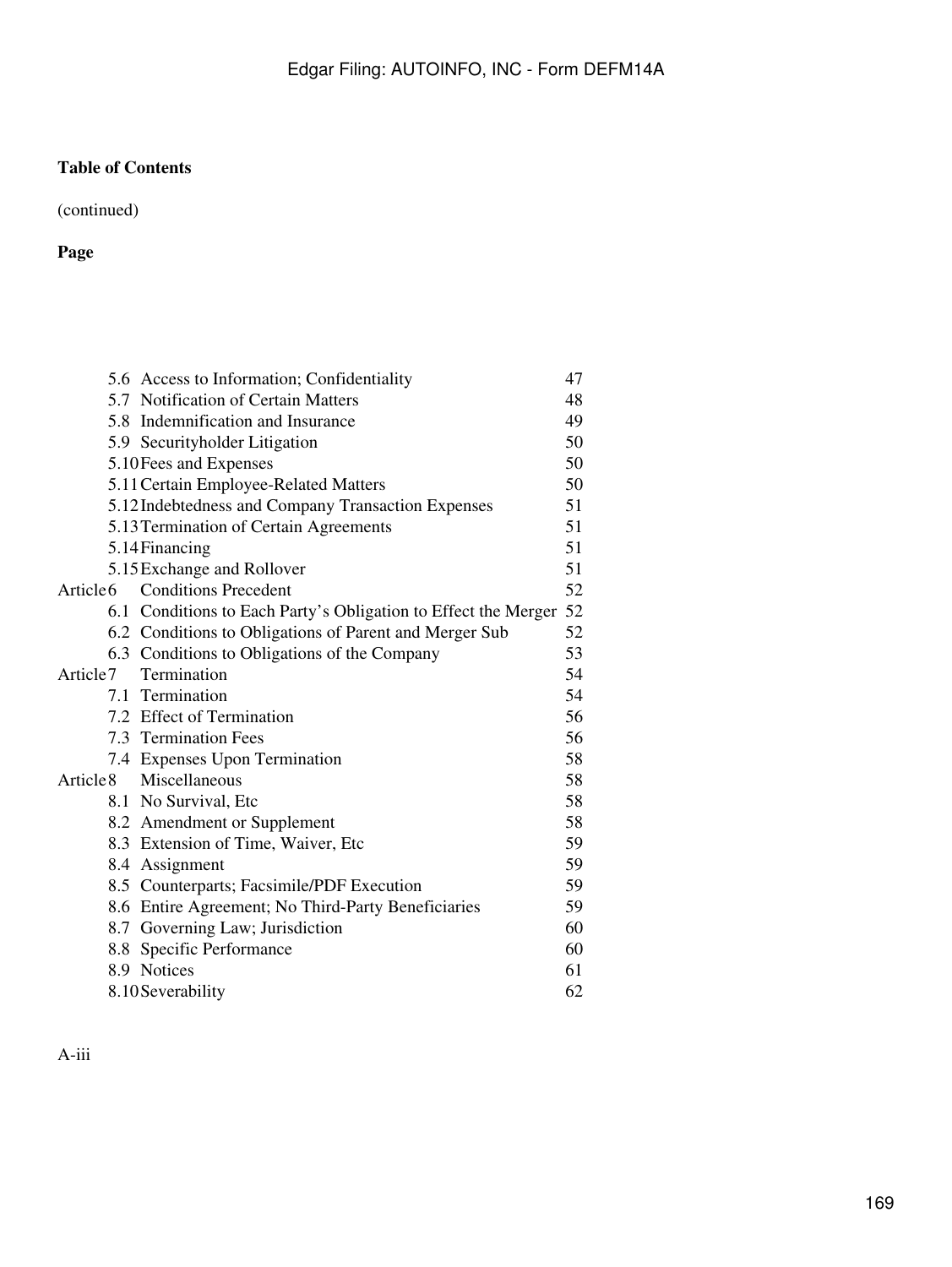**Table of Contents**

(continued)

| | | **Page** |
|---|---|---|
| | 5.6 Access to Information; Confidentiality | 47 |
| | 5.7 Notification of Certain Matters | 48 |
| | 5.8 Indemnification and Insurance | 49 |
| | 5.9 Securityholder Litigation | 50 |
| | 5.10 Fees and Expenses | 50 |
| | 5.11 Certain Employee-Related Matters | 50 |
| | 5.12 Indebtedness and Company Transaction Expenses | 51 |
| | 5.13 Termination of Certain Agreements | 51 |
| | 5.14 Financing | 51 |
| | 5.15 Exchange and Rollover | 51 |
| Article 6 | Conditions Precedent | 52 |
| | 6.1 Conditions to Each Party's Obligation to Effect the Merger | 52 |
| | 6.2 Conditions to Obligations of Parent and Merger Sub | 52 |
| | 6.3 Conditions to Obligations of the Company | 53 |
| Article 7 | Termination | 54 |
| | 7.1 Termination | 54 |
| | 7.2 Effect of Termination | 56 |
| | 7.3 Termination Fees | 56 |
| | 7.4 Expenses Upon Termination | 58 |
| Article 8 | Miscellaneous | 58 |
| | 8.1 No Survival, Etc | 58 |
| | 8.2 Amendment or Supplement | 58 |
| | 8.3 Extension of Time, Waiver, Etc | 59 |
| | 8.4 Assignment | 59 |
| | 8.5 Counterparts; Facsimile/PDF Execution | 59 |
| | 8.6 Entire Agreement; No Third-Party Beneficiaries | 59 |
| | 8.7 Governing Law; Jurisdiction | 60 |
| | 8.8 Specific Performance | 60 |
| | 8.9 Notices | 61 |
| | 8.10 Severability | 62 |

A-iii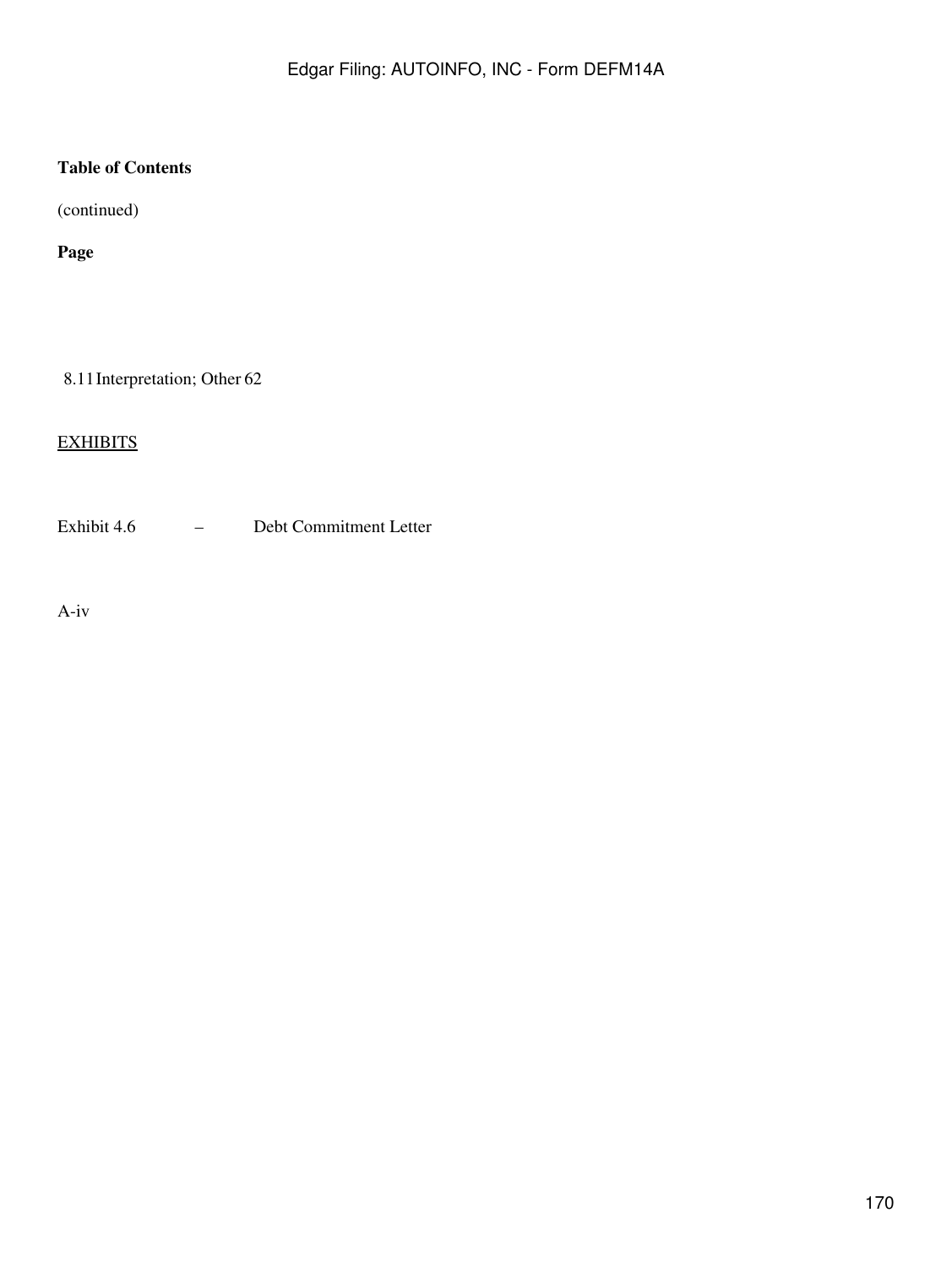**Table of Contents**

(continued)

**Page**

| | | |
|---|---|---|
| 8.11 | Interpretation; Other | 62 |

EXHIBITS

| | | |
|---|---|---|
| Exhibit 4.6 | – | Debt Commitment Letter |

A-iv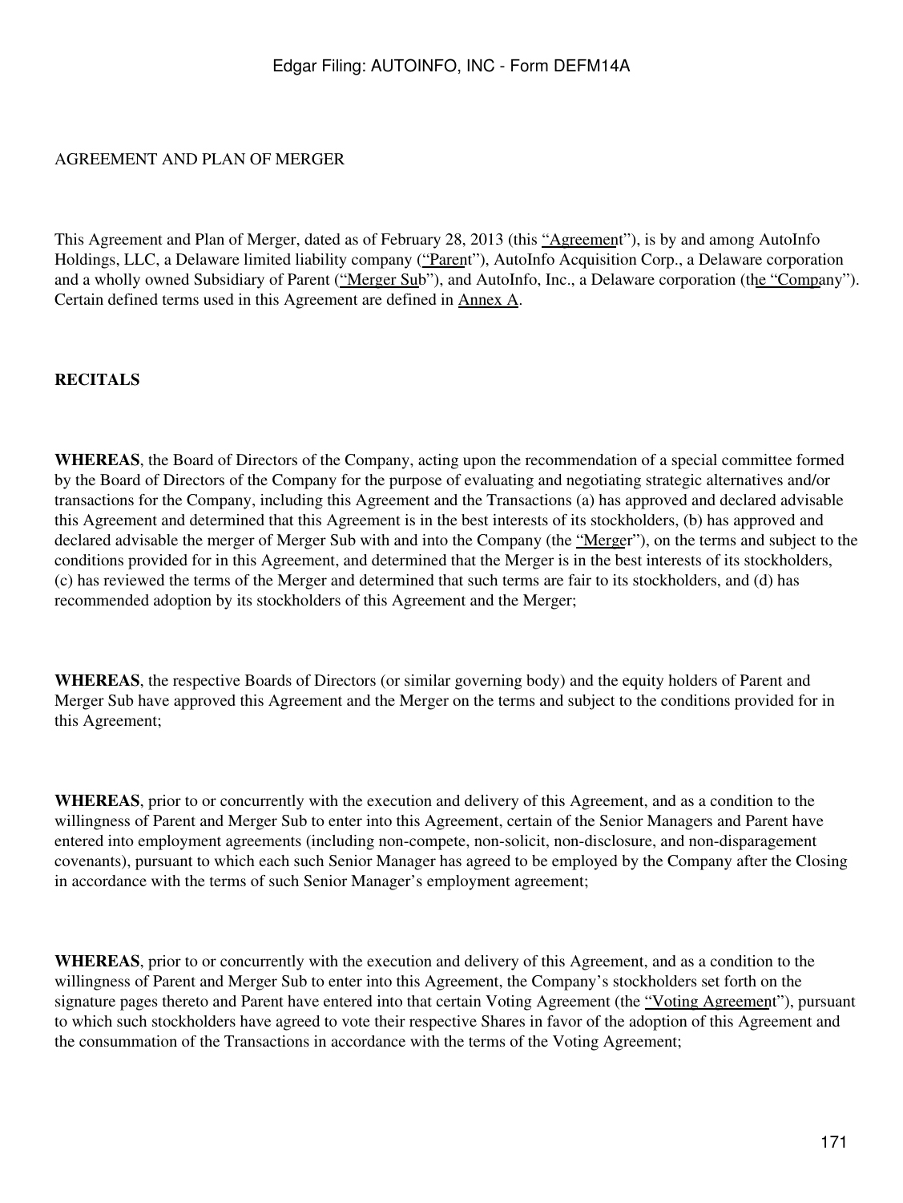AGREEMENT AND PLAN OF MERGER

This Agreement and Plan of Merger, dated as of February 28, 2013 (this "Agreement"), is by and among AutoInfo Holdings, LLC, a Delaware limited liability company ("Parent"), AutoInfo Acquisition Corp., a Delaware corporation and a wholly owned Subsidiary of Parent ("Merger Sub"), and AutoInfo, Inc., a Delaware corporation (the "Company"). Certain defined terms used in this Agreement are defined in Annex A.

**RECITALS**

**WHEREAS**, the Board of Directors of the Company, acting upon the recommendation of a special committee formed by the Board of Directors of the Company for the purpose of evaluating and negotiating strategic alternatives and/or transactions for the Company, including this Agreement and the Transactions (a) has approved and declared advisable this Agreement and determined that this Agreement is in the best interests of its stockholders, (b) has approved and declared advisable the merger of Merger Sub with and into the Company (the "Merger"), on the terms and subject to the conditions provided for in this Agreement, and determined that the Merger is in the best interests of its stockholders, (c) has reviewed the terms of the Merger and determined that such terms are fair to its stockholders, and (d) has recommended adoption by its stockholders of this Agreement and the Merger;

**WHEREAS**, the respective Boards of Directors (or similar governing body) and the equity holders of Parent and Merger Sub have approved this Agreement and the Merger on the terms and subject to the conditions provided for in this Agreement;

**WHEREAS**, prior to or concurrently with the execution and delivery of this Agreement, and as a condition to the willingness of Parent and Merger Sub to enter into this Agreement, certain of the Senior Managers and Parent have entered into employment agreements (including non-compete, non-solicit, non-disclosure, and non-disparagement covenants), pursuant to which each such Senior Manager has agreed to be employed by the Company after the Closing in accordance with the terms of such Senior Manager's employment agreement;

**WHEREAS**, prior to or concurrently with the execution and delivery of this Agreement, and as a condition to the willingness of Parent and Merger Sub to enter into this Agreement, the Company's stockholders set forth on the signature pages thereto and Parent have entered into that certain Voting Agreement (the "Voting Agreement"), pursuant to which such stockholders have agreed to vote their respective Shares in favor of the adoption of this Agreement and the consummation of the Transactions in accordance with the terms of the Voting Agreement;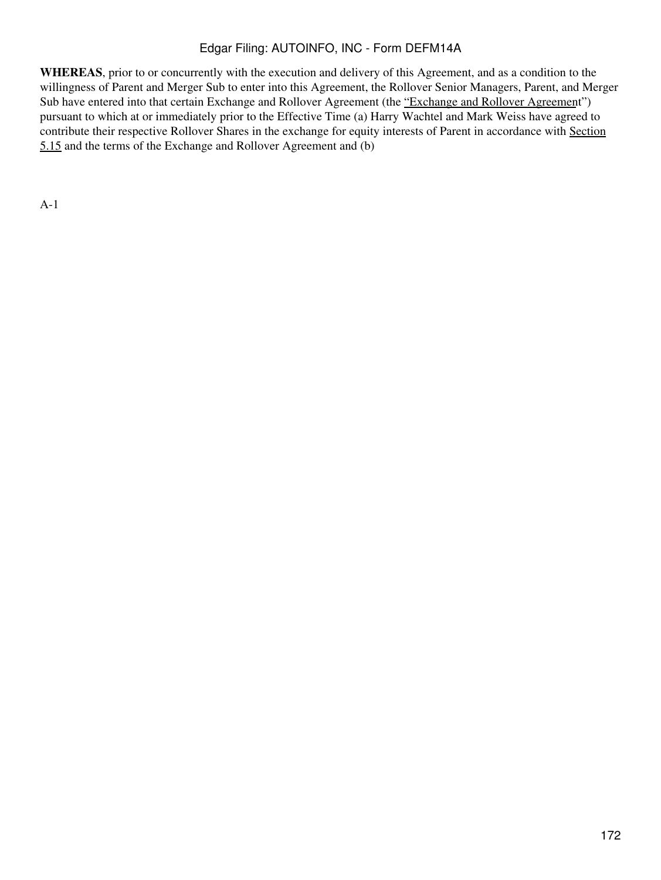**WHEREAS**, prior to or concurrently with the execution and delivery of this Agreement, and as a condition to the willingness of Parent and Merger Sub to enter into this Agreement, the Rollover Senior Managers, Parent, and Merger Sub have entered into that certain Exchange and Rollover Agreement (the "Exchange and Rollover Agreement") pursuant to which at or immediately prior to the Effective Time (a) Harry Wachtel and Mark Weiss have agreed to contribute their respective Rollover Shares in the exchange for equity interests of Parent in accordance with Section 5.15 and the terms of the Exchange and Rollover Agreement and (b)

A-1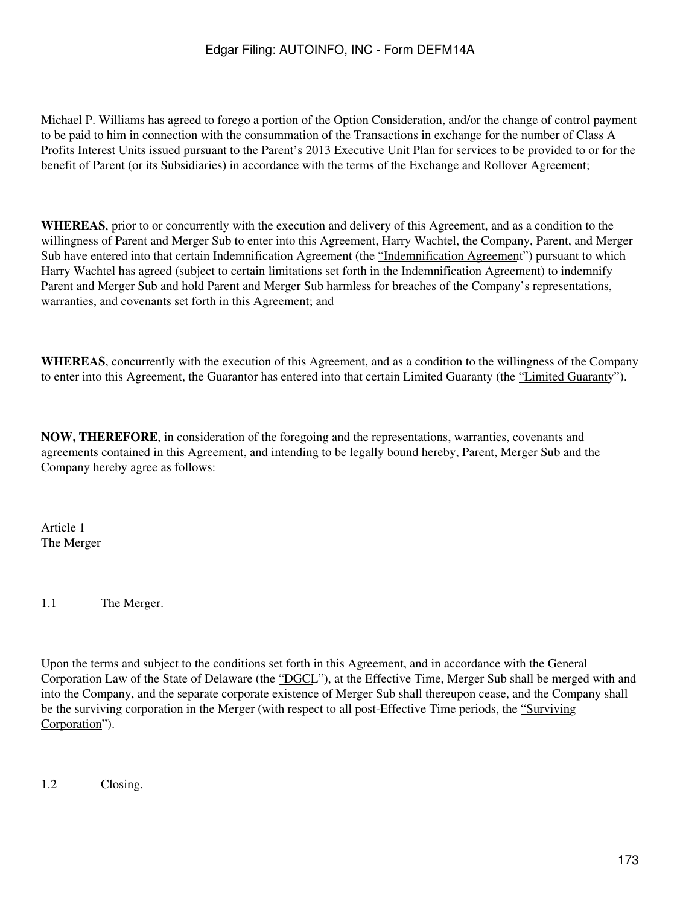Michael P. Williams has agreed to forego a portion of the Option Consideration, and/or the change of control payment to be paid to him in connection with the consummation of the Transactions in exchange for the number of Class A Profits Interest Units issued pursuant to the Parent's 2013 Executive Unit Plan for services to be provided to or for the benefit of Parent (or its Subsidiaries) in accordance with the terms of the Exchange and Rollover Agreement;

**WHEREAS**, prior to or concurrently with the execution and delivery of this Agreement, and as a condition to the willingness of Parent and Merger Sub to enter into this Agreement, Harry Wachtel, the Company, Parent, and Merger Sub have entered into that certain Indemnification Agreement (the "Indemnification Agreement") pursuant to which Harry Wachtel has agreed (subject to certain limitations set forth in the Indemnification Agreement) to indemnify Parent and Merger Sub and hold Parent and Merger Sub harmless for breaches of the Company's representations, warranties, and covenants set forth in this Agreement; and

**WHEREAS**, concurrently with the execution of this Agreement, and as a condition to the willingness of the Company to enter into this Agreement, the Guarantor has entered into that certain Limited Guaranty (the "Limited Guaranty").

**NOW, THEREFORE**, in consideration of the foregoing and the representations, warranties, covenants and agreements contained in this Agreement, and intending to be legally bound hereby, Parent, Merger Sub and the Company hereby agree as follows:

## Article 1
## The Merger

### 1.1 The Merger.

Upon the terms and subject to the conditions set forth in this Agreement, and in accordance with the General Corporation Law of the State of Delaware (the "DGCL"), at the Effective Time, Merger Sub shall be merged with and into the Company, and the separate corporate existence of Merger Sub shall thereupon cease, and the Company shall be the surviving corporation in the Merger (with respect to all post-Effective Time periods, the "Surviving Corporation").

### 1.2 Closing.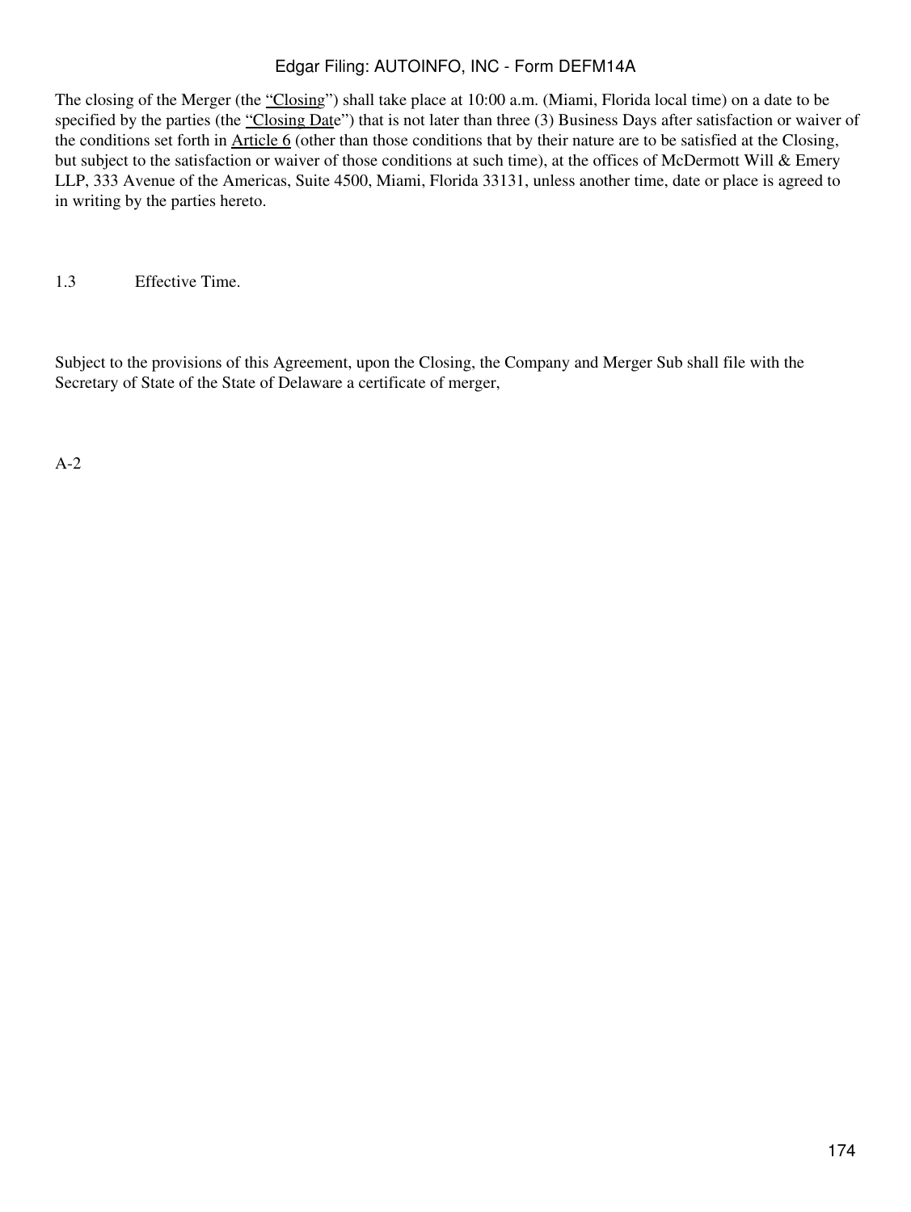The closing of the Merger (the "Closing") shall take place at 10:00 a.m. (Miami, Florida local time) on a date to be specified by the parties (the "Closing Date") that is not later than three (3) Business Days after satisfaction or waiver of the conditions set forth in Article 6 (other than those conditions that by their nature are to be satisfied at the Closing, but subject to the satisfaction or waiver of those conditions at such time), at the offices of McDermott Will & Emery LLP, 333 Avenue of the Americas, Suite 4500, Miami, Florida 33131, unless another time, date or place is agreed to in writing by the parties hereto.

1.3 Effective Time.

Subject to the provisions of this Agreement, upon the Closing, the Company and Merger Sub shall file with the Secretary of State of the State of Delaware a certificate of merger,

A-2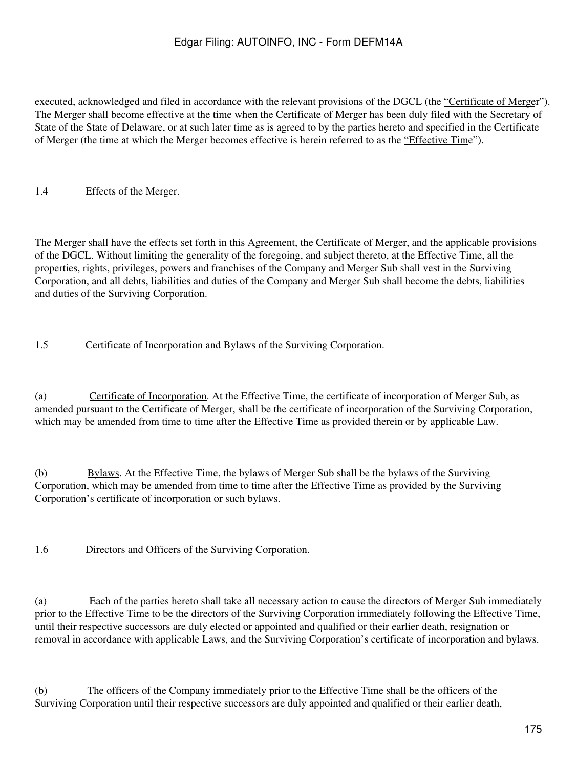executed, acknowledged and filed in accordance with the relevant provisions of the DGCL (the "Certificate of Merger"). The Merger shall become effective at the time when the Certificate of Merger has been duly filed with the Secretary of State of the State of Delaware, or at such later time as is agreed to by the parties hereto and specified in the Certificate of Merger (the time at which the Merger becomes effective is herein referred to as the "Effective Time").

1.4 Effects of the Merger.

The Merger shall have the effects set forth in this Agreement, the Certificate of Merger, and the applicable provisions of the DGCL. Without limiting the generality of the foregoing, and subject thereto, at the Effective Time, all the properties, rights, privileges, powers and franchises of the Company and Merger Sub shall vest in the Surviving Corporation, and all debts, liabilities and duties of the Company and Merger Sub shall become the debts, liabilities and duties of the Surviving Corporation.

1.5 Certificate of Incorporation and Bylaws of the Surviving Corporation.

(a) Certificate of Incorporation. At the Effective Time, the certificate of incorporation of Merger Sub, as amended pursuant to the Certificate of Merger, shall be the certificate of incorporation of the Surviving Corporation, which may be amended from time to time after the Effective Time as provided therein or by applicable Law.

(b) Bylaws. At the Effective Time, the bylaws of Merger Sub shall be the bylaws of the Surviving Corporation, which may be amended from time to time after the Effective Time as provided by the Surviving Corporation's certificate of incorporation or such bylaws.

1.6 Directors and Officers of the Surviving Corporation.

(a) Each of the parties hereto shall take all necessary action to cause the directors of Merger Sub immediately prior to the Effective Time to be the directors of the Surviving Corporation immediately following the Effective Time, until their respective successors are duly elected or appointed and qualified or their earlier death, resignation or removal in accordance with applicable Laws, and the Surviving Corporation's certificate of incorporation and bylaws.

(b) The officers of the Company immediately prior to the Effective Time shall be the officers of the Surviving Corporation until their respective successors are duly appointed and qualified or their earlier death,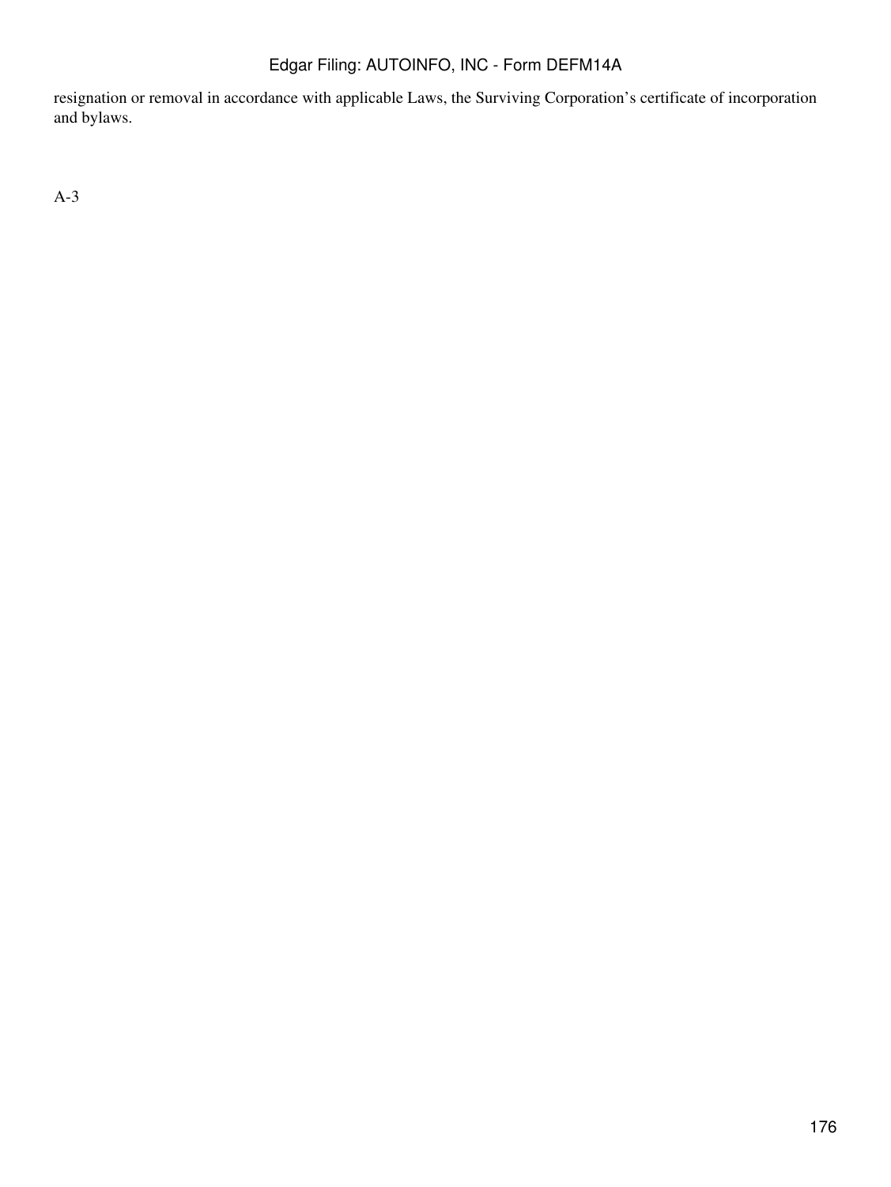resignation or removal in accordance with applicable Laws, the Surviving Corporation's certificate of incorporation and bylaws.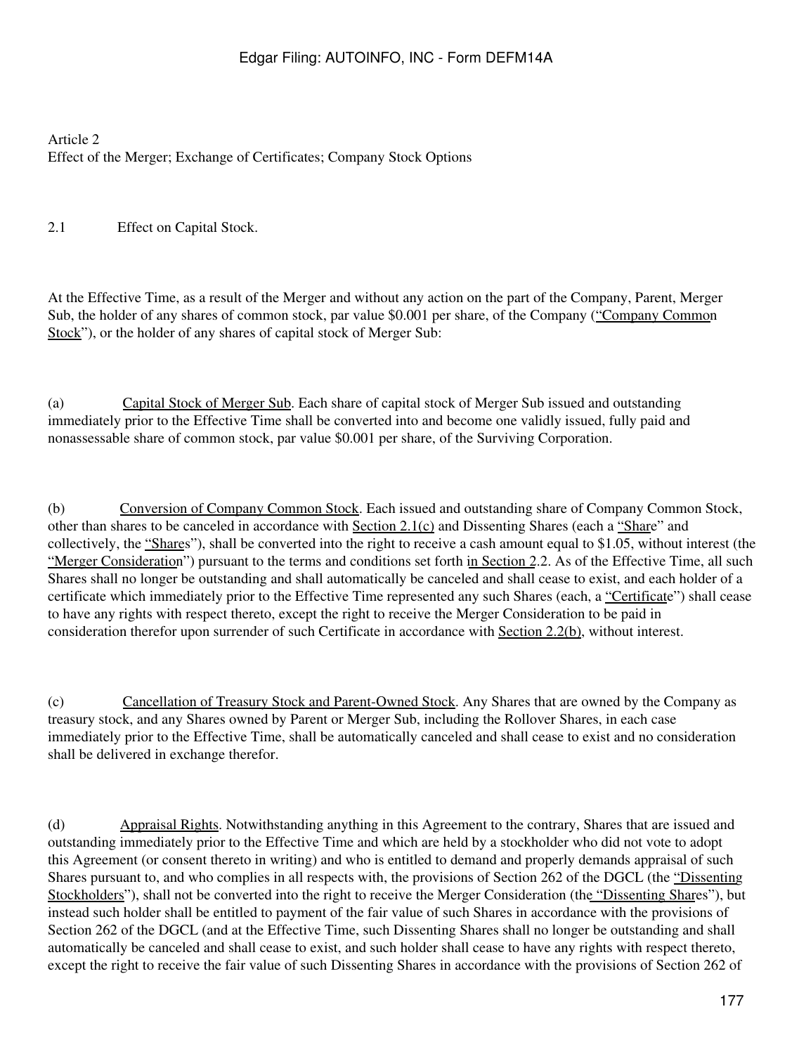Article 2
Effect of the Merger; Exchange of Certificates; Company Stock Options

2.1 Effect on Capital Stock.

At the Effective Time, as a result of the Merger and without any action on the part of the Company, Parent, Merger Sub, the holder of any shares of common stock, par value $0.001 per share, of the Company ("Company Common Stock"), or the holder of any shares of capital stock of Merger Sub:

(a) Capital Stock of Merger Sub. Each share of capital stock of Merger Sub issued and outstanding immediately prior to the Effective Time shall be converted into and become one validly issued, fully paid and nonassessable share of common stock, par value $0.001 per share, of the Surviving Corporation.

(b) Conversion of Company Common Stock. Each issued and outstanding share of Company Common Stock, other than shares to be canceled in accordance with Section 2.1(c) and Dissenting Shares (each a "Share" and collectively, the "Shares"), shall be converted into the right to receive a cash amount equal to $1.05, without interest (the "Merger Consideration") pursuant to the terms and conditions set forth in Section 2.2. As of the Effective Time, all such Shares shall no longer be outstanding and shall automatically be canceled and shall cease to exist, and each holder of a certificate which immediately prior to the Effective Time represented any such Shares (each, a "Certificate") shall cease to have any rights with respect thereto, except the right to receive the Merger Consideration to be paid in consideration therefor upon surrender of such Certificate in accordance with Section 2.2(b), without interest.

(c) Cancellation of Treasury Stock and Parent-Owned Stock. Any Shares that are owned by the Company as treasury stock, and any Shares owned by Parent or Merger Sub, including the Rollover Shares, in each case immediately prior to the Effective Time, shall be automatically canceled and shall cease to exist and no consideration shall be delivered in exchange therefor.

(d) Appraisal Rights. Notwithstanding anything in this Agreement to the contrary, Shares that are issued and outstanding immediately prior to the Effective Time and which are held by a stockholder who did not vote to adopt this Agreement (or consent thereto in writing) and who is entitled to demand and properly demands appraisal of such Shares pursuant to, and who complies in all respects with, the provisions of Section 262 of the DGCL (the "Dissenting Stockholders"), shall not be converted into the right to receive the Merger Consideration (the "Dissenting Shares"), but instead such holder shall be entitled to payment of the fair value of such Shares in accordance with the provisions of Section 262 of the DGCL (and at the Effective Time, such Dissenting Shares shall no longer be outstanding and shall automatically be canceled and shall cease to exist, and such holder shall cease to have any rights with respect thereto, except the right to receive the fair value of such Dissenting Shares in accordance with the provisions of Section 262 of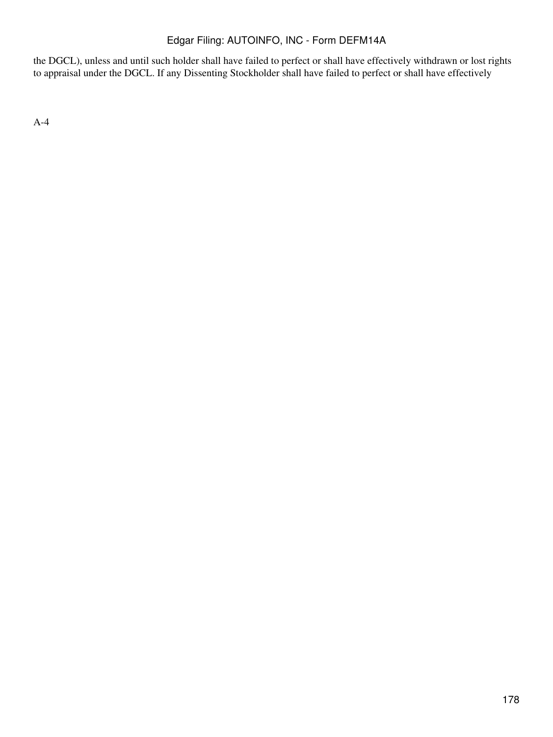the DGCL), unless and until such holder shall have failed to perfect or shall have effectively withdrawn or lost rights to appraisal under the DGCL. If any Dissenting Stockholder shall have failed to perfect or shall have effectively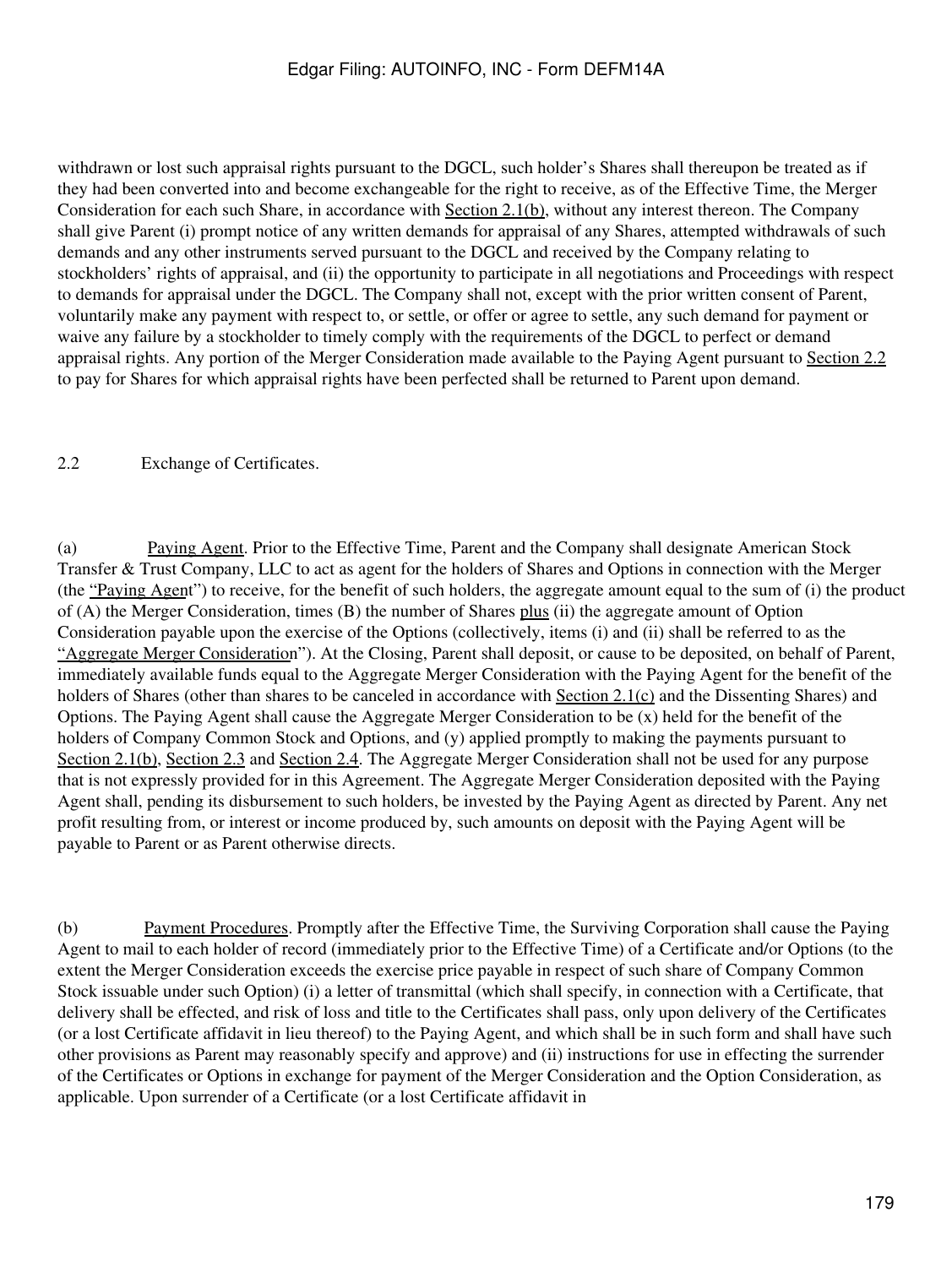withdrawn or lost such appraisal rights pursuant to the DGCL, such holder's Shares shall thereupon be treated as if they had been converted into and become exchangeable for the right to receive, as of the Effective Time, the Merger Consideration for each such Share, in accordance with Section 2.1(b), without any interest thereon. The Company shall give Parent (i) prompt notice of any written demands for appraisal of any Shares, attempted withdrawals of such demands and any other instruments served pursuant to the DGCL and received by the Company relating to stockholders' rights of appraisal, and (ii) the opportunity to participate in all negotiations and Proceedings with respect to demands for appraisal under the DGCL. The Company shall not, except with the prior written consent of Parent, voluntarily make any payment with respect to, or settle, or offer or agree to settle, any such demand for payment or waive any failure by a stockholder to timely comply with the requirements of the DGCL to perfect or demand appraisal rights. Any portion of the Merger Consideration made available to the Paying Agent pursuant to Section 2.2 to pay for Shares for which appraisal rights have been perfected shall be returned to Parent upon demand.

2.2 Exchange of Certificates.

(a) Paying Agent. Prior to the Effective Time, Parent and the Company shall designate American Stock Transfer & Trust Company, LLC to act as agent for the holders of Shares and Options in connection with the Merger (the "Paying Agent") to receive, for the benefit of such holders, the aggregate amount equal to the sum of (i) the product of (A) the Merger Consideration, times (B) the number of Shares plus (ii) the aggregate amount of Option Consideration payable upon the exercise of the Options (collectively, items (i) and (ii) shall be referred to as the "Aggregate Merger Consideration"). At the Closing, Parent shall deposit, or cause to be deposited, on behalf of Parent, immediately available funds equal to the Aggregate Merger Consideration with the Paying Agent for the benefit of the holders of Shares (other than shares to be canceled in accordance with Section 2.1(c) and the Dissenting Shares) and Options. The Paying Agent shall cause the Aggregate Merger Consideration to be (x) held for the benefit of the holders of Company Common Stock and Options, and (y) applied promptly to making the payments pursuant to Section 2.1(b), Section 2.3 and Section 2.4. The Aggregate Merger Consideration shall not be used for any purpose that is not expressly provided for in this Agreement. The Aggregate Merger Consideration deposited with the Paying Agent shall, pending its disbursement to such holders, be invested by the Paying Agent as directed by Parent. Any net profit resulting from, or interest or income produced by, such amounts on deposit with the Paying Agent will be payable to Parent or as Parent otherwise directs.

(b) Payment Procedures. Promptly after the Effective Time, the Surviving Corporation shall cause the Paying Agent to mail to each holder of record (immediately prior to the Effective Time) of a Certificate and/or Options (to the extent the Merger Consideration exceeds the exercise price payable in respect of such share of Company Common Stock issuable under such Option) (i) a letter of transmittal (which shall specify, in connection with a Certificate, that delivery shall be effected, and risk of loss and title to the Certificates shall pass, only upon delivery of the Certificates (or a lost Certificate affidavit in lieu thereof) to the Paying Agent, and which shall be in such form and shall have such other provisions as Parent may reasonably specify and approve) and (ii) instructions for use in effecting the surrender of the Certificates or Options in exchange for payment of the Merger Consideration and the Option Consideration, as applicable. Upon surrender of a Certificate (or a lost Certificate affidavit in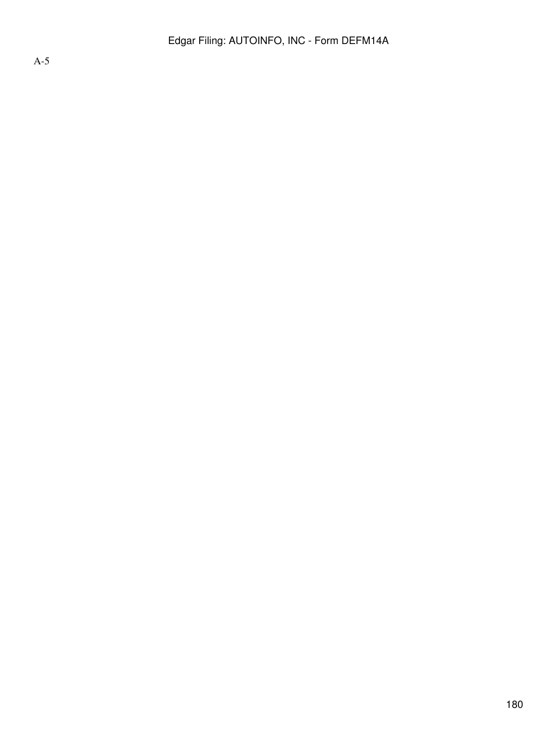A-5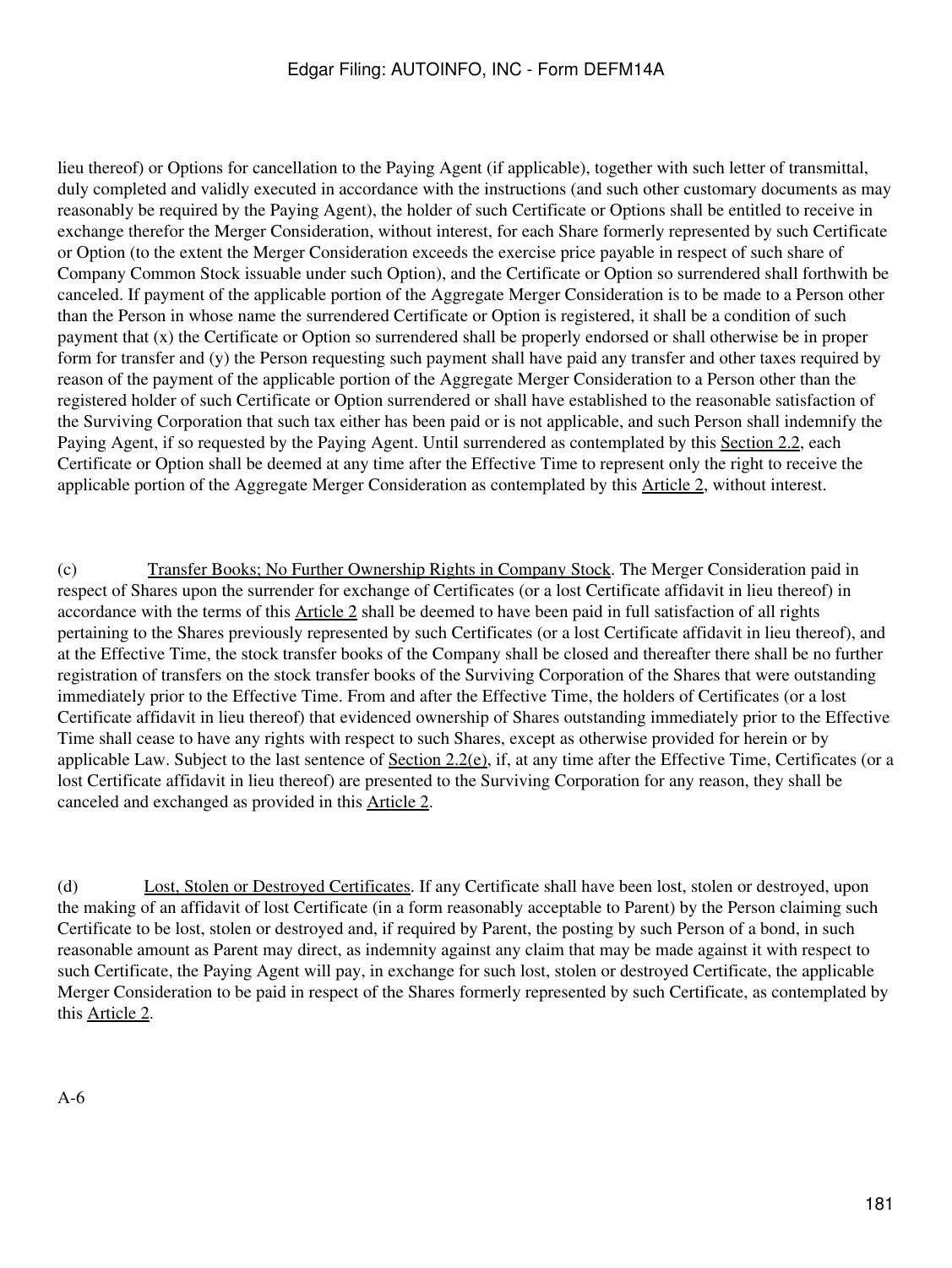lieu thereof) or Options for cancellation to the Paying Agent (if applicable), together with such letter of transmittal, duly completed and validly executed in accordance with the instructions (and such other customary documents as may reasonably be required by the Paying Agent), the holder of such Certificate or Options shall be entitled to receive in exchange therefor the Merger Consideration, without interest, for each Share formerly represented by such Certificate or Option (to the extent the Merger Consideration exceeds the exercise price payable in respect of such share of Company Common Stock issuable under such Option), and the Certificate or Option so surrendered shall forthwith be canceled. If payment of the applicable portion of the Aggregate Merger Consideration is to be made to a Person other than the Person in whose name the surrendered Certificate or Option is registered, it shall be a condition of such payment that (x) the Certificate or Option so surrendered shall be properly endorsed or shall otherwise be in proper form for transfer and (y) the Person requesting such payment shall have paid any transfer and other taxes required by reason of the payment of the applicable portion of the Aggregate Merger Consideration to a Person other than the registered holder of such Certificate or Option surrendered or shall have established to the reasonable satisfaction of the Surviving Corporation that such tax either has been paid or is not applicable, and such Person shall indemnify the Paying Agent, if so requested by the Paying Agent. Until surrendered as contemplated by this Section 2.2, each Certificate or Option shall be deemed at any time after the Effective Time to represent only the right to receive the applicable portion of the Aggregate Merger Consideration as contemplated by this Article 2, without interest.

(c) Transfer Books; No Further Ownership Rights in Company Stock. The Merger Consideration paid in respect of Shares upon the surrender for exchange of Certificates (or a lost Certificate affidavit in lieu thereof) in accordance with the terms of this Article 2 shall be deemed to have been paid in full satisfaction of all rights pertaining to the Shares previously represented by such Certificates (or a lost Certificate affidavit in lieu thereof), and at the Effective Time, the stock transfer books of the Company shall be closed and thereafter there shall be no further registration of transfers on the stock transfer books of the Surviving Corporation of the Shares that were outstanding immediately prior to the Effective Time. From and after the Effective Time, the holders of Certificates (or a lost Certificate affidavit in lieu thereof) that evidenced ownership of Shares outstanding immediately prior to the Effective Time shall cease to have any rights with respect to such Shares, except as otherwise provided for herein or by applicable Law. Subject to the last sentence of Section 2.2(e), if, at any time after the Effective Time, Certificates (or a lost Certificate affidavit in lieu thereof) are presented to the Surviving Corporation for any reason, they shall be canceled and exchanged as provided in this Article 2.

(d) Lost, Stolen or Destroyed Certificates. If any Certificate shall have been lost, stolen or destroyed, upon the making of an affidavit of lost Certificate (in a form reasonably acceptable to Parent) by the Person claiming such Certificate to be lost, stolen or destroyed and, if required by Parent, the posting by such Person of a bond, in such reasonable amount as Parent may direct, as indemnity against any claim that may be made against it with respect to such Certificate, the Paying Agent will pay, in exchange for such lost, stolen or destroyed Certificate, the applicable Merger Consideration to be paid in respect of the Shares formerly represented by such Certificate, as contemplated by this Article 2.

A-6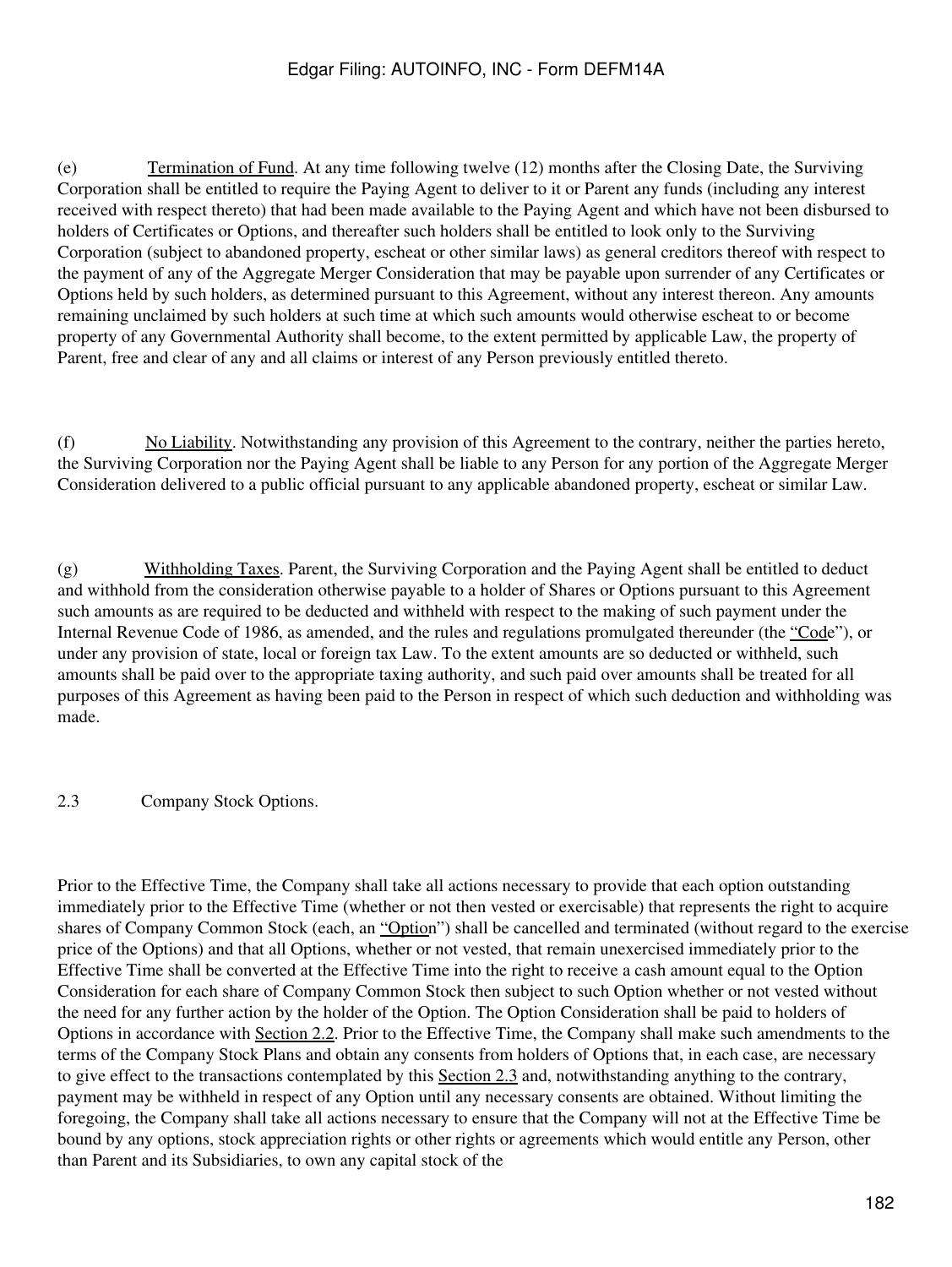(e) Termination of Fund. At any time following twelve (12) months after the Closing Date, the Surviving Corporation shall be entitled to require the Paying Agent to deliver to it or Parent any funds (including any interest received with respect thereto) that had been made available to the Paying Agent and which have not been disbursed to holders of Certificates or Options, and thereafter such holders shall be entitled to look only to the Surviving Corporation (subject to abandoned property, escheat or other similar laws) as general creditors thereof with respect to the payment of any of the Aggregate Merger Consideration that may be payable upon surrender of any Certificates or Options held by such holders, as determined pursuant to this Agreement, without any interest thereon. Any amounts remaining unclaimed by such holders at such time at which such amounts would otherwise escheat to or become property of any Governmental Authority shall become, to the extent permitted by applicable Law, the property of Parent, free and clear of any and all claims or interest of any Person previously entitled thereto.

(f) No Liability. Notwithstanding any provision of this Agreement to the contrary, neither the parties hereto, the Surviving Corporation nor the Paying Agent shall be liable to any Person for any portion of the Aggregate Merger Consideration delivered to a public official pursuant to any applicable abandoned property, escheat or similar Law.

(g) Withholding Taxes. Parent, the Surviving Corporation and the Paying Agent shall be entitled to deduct and withhold from the consideration otherwise payable to a holder of Shares or Options pursuant to this Agreement such amounts as are required to be deducted and withheld with respect to the making of such payment under the Internal Revenue Code of 1986, as amended, and the rules and regulations promulgated thereunder (the "Code"), or under any provision of state, local or foreign tax Law. To the extent amounts are so deducted or withheld, such amounts shall be paid over to the appropriate taxing authority, and such paid over amounts shall be treated for all purposes of this Agreement as having been paid to the Person in respect of which such deduction and withholding was made.

2.3 Company Stock Options.

Prior to the Effective Time, the Company shall take all actions necessary to provide that each option outstanding immediately prior to the Effective Time (whether or not then vested or exercisable) that represents the right to acquire shares of Company Common Stock (each, an "Option") shall be cancelled and terminated (without regard to the exercise price of the Options) and that all Options, whether or not vested, that remain unexercised immediately prior to the Effective Time shall be converted at the Effective Time into the right to receive a cash amount equal to the Option Consideration for each share of Company Common Stock then subject to such Option whether or not vested without the need for any further action by the holder of the Option. The Option Consideration shall be paid to holders of Options in accordance with Section 2.2. Prior to the Effective Time, the Company shall make such amendments to the terms of the Company Stock Plans and obtain any consents from holders of Options that, in each case, are necessary to give effect to the transactions contemplated by this Section 2.3 and, notwithstanding anything to the contrary, payment may be withheld in respect of any Option until any necessary consents are obtained. Without limiting the foregoing, the Company shall take all actions necessary to ensure that the Company will not at the Effective Time be bound by any options, stock appreciation rights or other rights or agreements which would entitle any Person, other than Parent and its Subsidiaries, to own any capital stock of the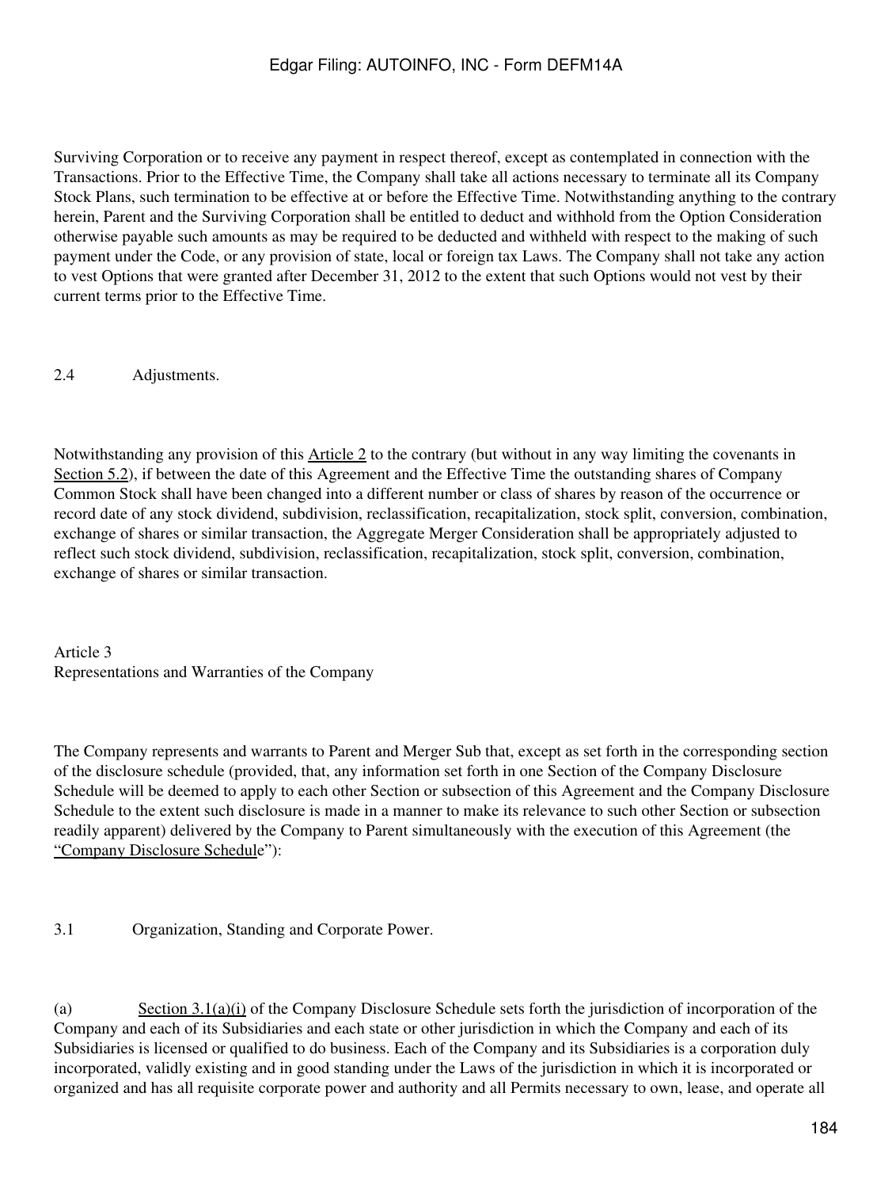Surviving Corporation or to receive any payment in respect thereof, except as contemplated in connection with the Transactions. Prior to the Effective Time, the Company shall take all actions necessary to terminate all its Company Stock Plans, such termination to be effective at or before the Effective Time. Notwithstanding anything to the contrary herein, Parent and the Surviving Corporation shall be entitled to deduct and withhold from the Option Consideration otherwise payable such amounts as may be required to be deducted and withheld with respect to the making of such payment under the Code, or any provision of state, local or foreign tax Laws. The Company shall not take any action to vest Options that were granted after December 31, 2012 to the extent that such Options would not vest by their current terms prior to the Effective Time.

2.4 Adjustments.

Notwithstanding any provision of this Article 2 to the contrary (but without in any way limiting the covenants in Section 5.2), if between the date of this Agreement and the Effective Time the outstanding shares of Company Common Stock shall have been changed into a different number or class of shares by reason of the occurrence or record date of any stock dividend, subdivision, reclassification, recapitalization, stock split, conversion, combination, exchange of shares or similar transaction, the Aggregate Merger Consideration shall be appropriately adjusted to reflect such stock dividend, subdivision, reclassification, recapitalization, stock split, conversion, combination, exchange of shares or similar transaction.

## Article 3
## Representations and Warranties of the Company

The Company represents and warrants to Parent and Merger Sub that, except as set forth in the corresponding section of the disclosure schedule (provided, that, any information set forth in one Section of the Company Disclosure Schedule will be deemed to apply to each other Section or subsection of this Agreement and the Company Disclosure Schedule to the extent such disclosure is made in a manner to make its relevance to such other Section or subsection readily apparent) delivered by the Company to Parent simultaneously with the execution of this Agreement (the "Company Disclosure Schedule"):

3.1 Organization, Standing and Corporate Power.

(a) Section 3.1(a)(i) of the Company Disclosure Schedule sets forth the jurisdiction of incorporation of the Company and each of its Subsidiaries and each state or other jurisdiction in which the Company and each of its Subsidiaries is licensed or qualified to do business. Each of the Company and its Subsidiaries is a corporation duly incorporated, validly existing and in good standing under the Laws of the jurisdiction in which it is incorporated or organized and has all requisite corporate power and authority and all Permits necessary to own, lease, and operate all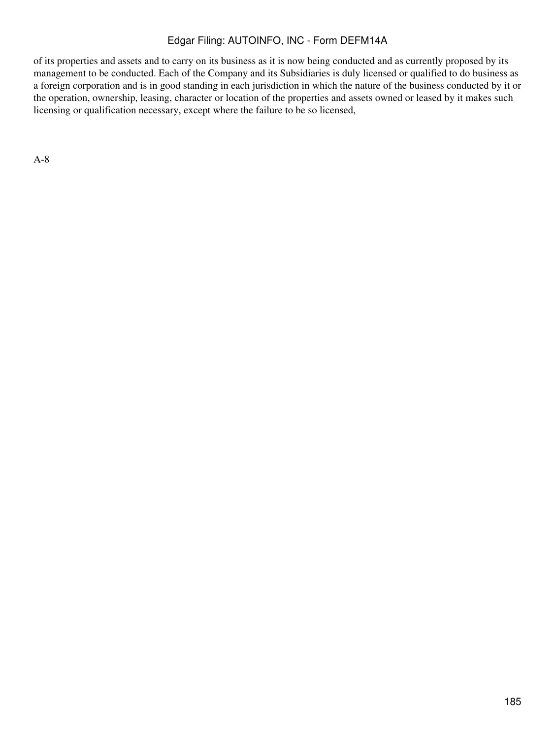of its properties and assets and to carry on its business as it is now being conducted and as currently proposed by its management to be conducted. Each of the Company and its Subsidiaries is duly licensed or qualified to do business as a foreign corporation and is in good standing in each jurisdiction in which the nature of the business conducted by it or the operation, ownership, leasing, character or location of the properties and assets owned or leased by it makes such licensing or qualification necessary, except where the failure to be so licensed,

A-8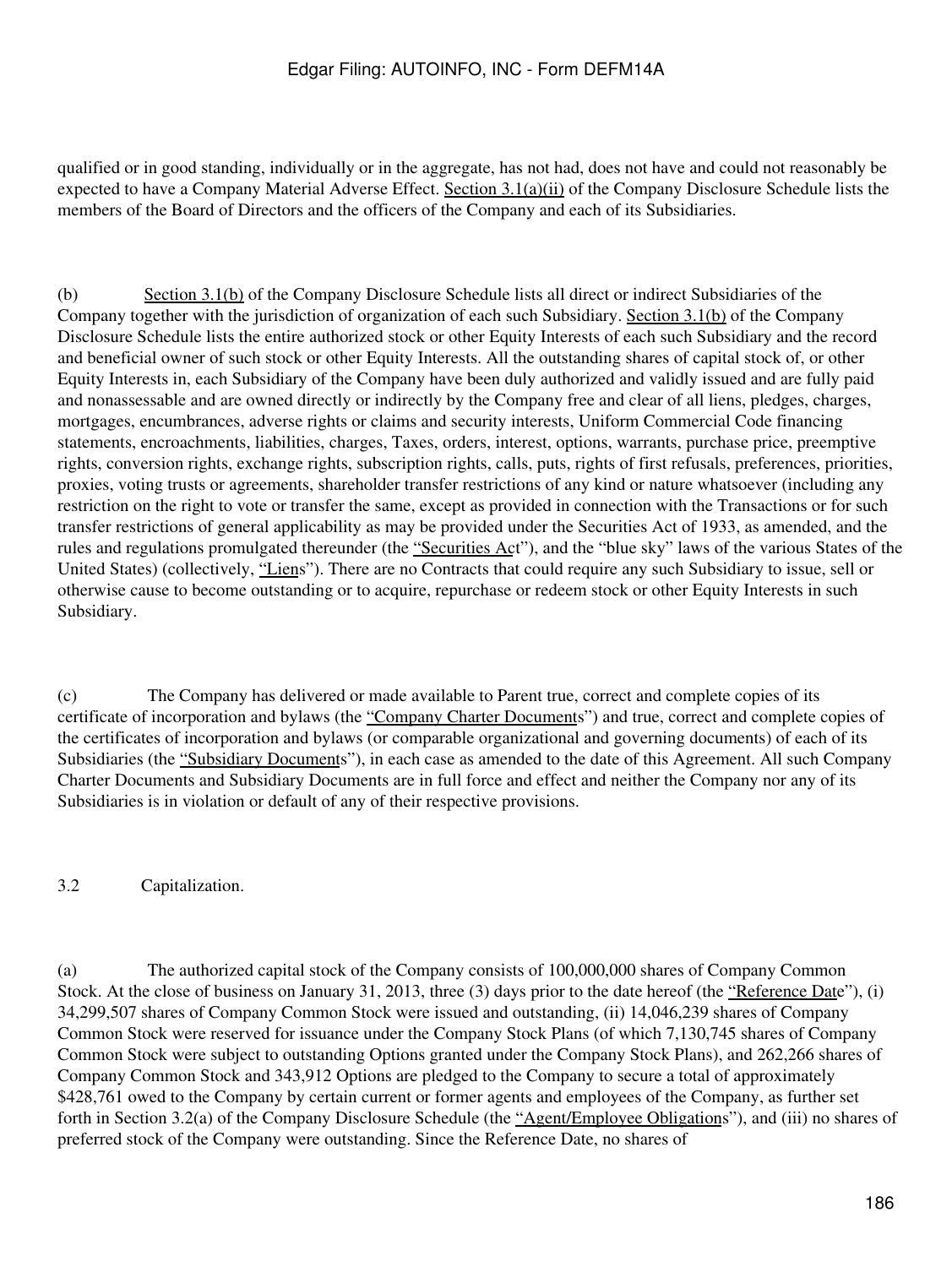qualified or in good standing, individually or in the aggregate, has not had, does not have and could not reasonably be expected to have a Company Material Adverse Effect. Section 3.1(a)(ii) of the Company Disclosure Schedule lists the members of the Board of Directors and the officers of the Company and each of its Subsidiaries.

(b) Section 3.1(b) of the Company Disclosure Schedule lists all direct or indirect Subsidiaries of the Company together with the jurisdiction of organization of each such Subsidiary. Section 3.1(b) of the Company Disclosure Schedule lists the entire authorized stock or other Equity Interests of each such Subsidiary and the record and beneficial owner of such stock or other Equity Interests. All the outstanding shares of capital stock of, or other Equity Interests in, each Subsidiary of the Company have been duly authorized and validly issued and are fully paid and nonassessable and are owned directly or indirectly by the Company free and clear of all liens, pledges, charges, mortgages, encumbrances, adverse rights or claims and security interests, Uniform Commercial Code financing statements, encroachments, liabilities, charges, Taxes, orders, interest, options, warrants, purchase price, preemptive rights, conversion rights, exchange rights, subscription rights, calls, puts, rights of first refusals, preferences, priorities, proxies, voting trusts or agreements, shareholder transfer restrictions of any kind or nature whatsoever (including any restriction on the right to vote or transfer the same, except as provided in connection with the Transactions or for such transfer restrictions of general applicability as may be provided under the Securities Act of 1933, as amended, and the rules and regulations promulgated thereunder (the "Securities Act"), and the "blue sky" laws of the various States of the United States) (collectively, "Liens"). There are no Contracts that could require any such Subsidiary to issue, sell or otherwise cause to become outstanding or to acquire, repurchase or redeem stock or other Equity Interests in such Subsidiary.

(c) The Company has delivered or made available to Parent true, correct and complete copies of its certificate of incorporation and bylaws (the "Company Charter Documents") and true, correct and complete copies of the certificates of incorporation and bylaws (or comparable organizational and governing documents) of each of its Subsidiaries (the "Subsidiary Documents"), in each case as amended to the date of this Agreement. All such Company Charter Documents and Subsidiary Documents are in full force and effect and neither the Company nor any of its Subsidiaries is in violation or default of any of their respective provisions.

3.2 Capitalization.

(a) The authorized capital stock of the Company consists of 100,000,000 shares of Company Common Stock. At the close of business on January 31, 2013, three (3) days prior to the date hereof (the "Reference Date"), (i) 34,299,507 shares of Company Common Stock were issued and outstanding, (ii) 14,046,239 shares of Company Common Stock were reserved for issuance under the Company Stock Plans (of which 7,130,745 shares of Company Common Stock were subject to outstanding Options granted under the Company Stock Plans), and 262,266 shares of Company Common Stock and 343,912 Options are pledged to the Company to secure a total of approximately $428,761 owed to the Company by certain current or former agents and employees of the Company, as further set forth in Section 3.2(a) of the Company Disclosure Schedule (the "Agent/Employee Obligations"), and (iii) no shares of preferred stock of the Company were outstanding. Since the Reference Date, no shares of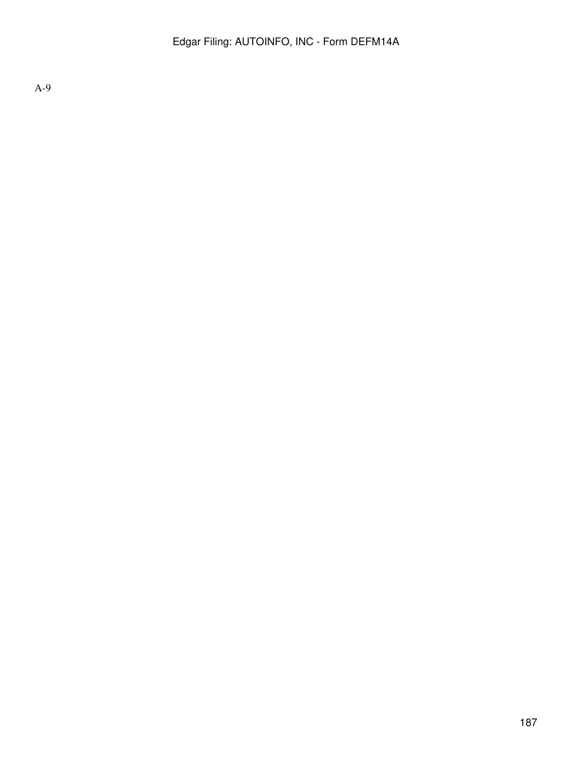A-9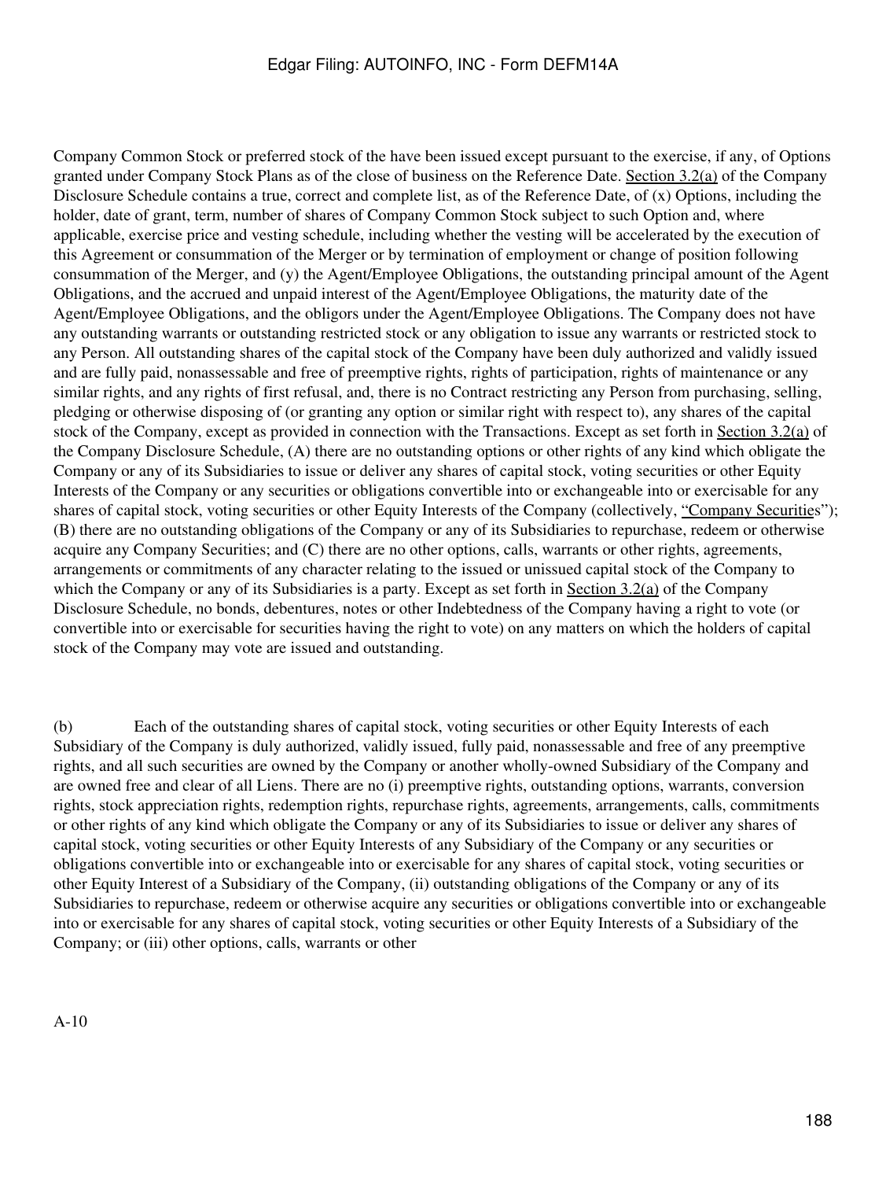Company Common Stock or preferred stock of the have been issued except pursuant to the exercise, if any, of Options granted under Company Stock Plans as of the close of business on the Reference Date. Section 3.2(a) of the Company Disclosure Schedule contains a true, correct and complete list, as of the Reference Date, of (x) Options, including the holder, date of grant, term, number of shares of Company Common Stock subject to such Option and, where applicable, exercise price and vesting schedule, including whether the vesting will be accelerated by the execution of this Agreement or consummation of the Merger or by termination of employment or change of position following consummation of the Merger, and (y) the Agent/Employee Obligations, the outstanding principal amount of the Agent Obligations, and the accrued and unpaid interest of the Agent/Employee Obligations, the maturity date of the Agent/Employee Obligations, and the obligors under the Agent/Employee Obligations. The Company does not have any outstanding warrants or outstanding restricted stock or any obligation to issue any warrants or restricted stock to any Person. All outstanding shares of the capital stock of the Company have been duly authorized and validly issued and are fully paid, nonassessable and free of preemptive rights, rights of participation, rights of maintenance or any similar rights, and any rights of first refusal, and, there is no Contract restricting any Person from purchasing, selling, pledging or otherwise disposing of (or granting any option or similar right with respect to), any shares of the capital stock of the Company, except as provided in connection with the Transactions. Except as set forth in Section 3.2(a) of the Company Disclosure Schedule, (A) there are no outstanding options or other rights of any kind which obligate the Company or any of its Subsidiaries to issue or deliver any shares of capital stock, voting securities or other Equity Interests of the Company or any securities or obligations convertible into or exchangeable into or exercisable for any shares of capital stock, voting securities or other Equity Interests of the Company (collectively, "Company Securities"); (B) there are no outstanding obligations of the Company or any of its Subsidiaries to repurchase, redeem or otherwise acquire any Company Securities; and (C) there are no other options, calls, warrants or other rights, agreements, arrangements or commitments of any character relating to the issued or unissued capital stock of the Company to which the Company or any of its Subsidiaries is a party. Except as set forth in Section 3.2(a) of the Company Disclosure Schedule, no bonds, debentures, notes or other Indebtedness of the Company having a right to vote (or convertible into or exercisable for securities having the right to vote) on any matters on which the holders of capital stock of the Company may vote are issued and outstanding.

(b) Each of the outstanding shares of capital stock, voting securities or other Equity Interests of each Subsidiary of the Company is duly authorized, validly issued, fully paid, nonassessable and free of any preemptive rights, and all such securities are owned by the Company or another wholly-owned Subsidiary of the Company and are owned free and clear of all Liens. There are no (i) preemptive rights, outstanding options, warrants, conversion rights, stock appreciation rights, redemption rights, repurchase rights, agreements, arrangements, calls, commitments or other rights of any kind which obligate the Company or any of its Subsidiaries to issue or deliver any shares of capital stock, voting securities or other Equity Interests of any Subsidiary of the Company or any securities or obligations convertible into or exchangeable into or exercisable for any shares of capital stock, voting securities or other Equity Interest of a Subsidiary of the Company, (ii) outstanding obligations of the Company or any of its Subsidiaries to repurchase, redeem or otherwise acquire any securities or obligations convertible into or exchangeable into or exercisable for any shares of capital stock, voting securities or other Equity Interests of a Subsidiary of the Company; or (iii) other options, calls, warrants or other

A-10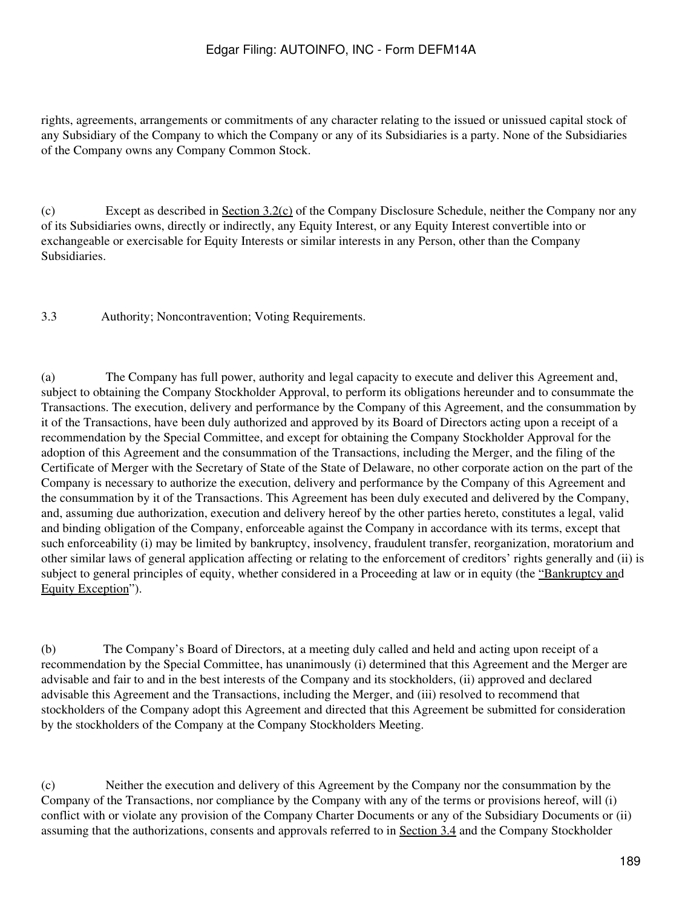rights, agreements, arrangements or commitments of any character relating to the issued or unissued capital stock of any Subsidiary of the Company to which the Company or any of its Subsidiaries is a party. None of the Subsidiaries of the Company owns any Company Common Stock.

(c) Except as described in Section 3.2(c) of the Company Disclosure Schedule, neither the Company nor any of its Subsidiaries owns, directly or indirectly, any Equity Interest, or any Equity Interest convertible into or exchangeable or exercisable for Equity Interests or similar interests in any Person, other than the Company Subsidiaries.

3.3 Authority; Noncontravention; Voting Requirements.

(a) The Company has full power, authority and legal capacity to execute and deliver this Agreement and, subject to obtaining the Company Stockholder Approval, to perform its obligations hereunder and to consummate the Transactions. The execution, delivery and performance by the Company of this Agreement, and the consummation by it of the Transactions, have been duly authorized and approved by its Board of Directors acting upon a receipt of a recommendation by the Special Committee, and except for obtaining the Company Stockholder Approval for the adoption of this Agreement and the consummation of the Transactions, including the Merger, and the filing of the Certificate of Merger with the Secretary of State of the State of Delaware, no other corporate action on the part of the Company is necessary to authorize the execution, delivery and performance by the Company of this Agreement and the consummation by it of the Transactions. This Agreement has been duly executed and delivered by the Company, and, assuming due authorization, execution and delivery hereof by the other parties hereto, constitutes a legal, valid and binding obligation of the Company, enforceable against the Company in accordance with its terms, except that such enforceability (i) may be limited by bankruptcy, insolvency, fraudulent transfer, reorganization, moratorium and other similar laws of general application affecting or relating to the enforcement of creditors' rights generally and (ii) is subject to general principles of equity, whether considered in a Proceeding at law or in equity (the "Bankruptcy and Equity Exception").

(b) The Company's Board of Directors, at a meeting duly called and held and acting upon receipt of a recommendation by the Special Committee, has unanimously (i) determined that this Agreement and the Merger are advisable and fair to and in the best interests of the Company and its stockholders, (ii) approved and declared advisable this Agreement and the Transactions, including the Merger, and (iii) resolved to recommend that stockholders of the Company adopt this Agreement and directed that this Agreement be submitted for consideration by the stockholders of the Company at the Company Stockholders Meeting.

(c) Neither the execution and delivery of this Agreement by the Company nor the consummation by the Company of the Transactions, nor compliance by the Company with any of the terms or provisions hereof, will (i) conflict with or violate any provision of the Company Charter Documents or any of the Subsidiary Documents or (ii) assuming that the authorizations, consents and approvals referred to in Section 3.4 and the Company Stockholder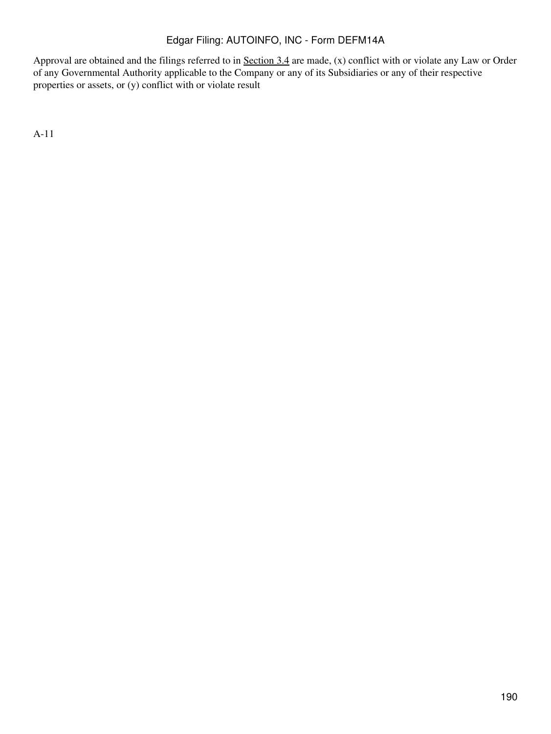Approval are obtained and the filings referred to in Section 3.4 are made, (x) conflict with or violate any Law or Order of any Governmental Authority applicable to the Company or any of its Subsidiaries or any of their respective properties or assets, or (y) conflict with or violate result

A-11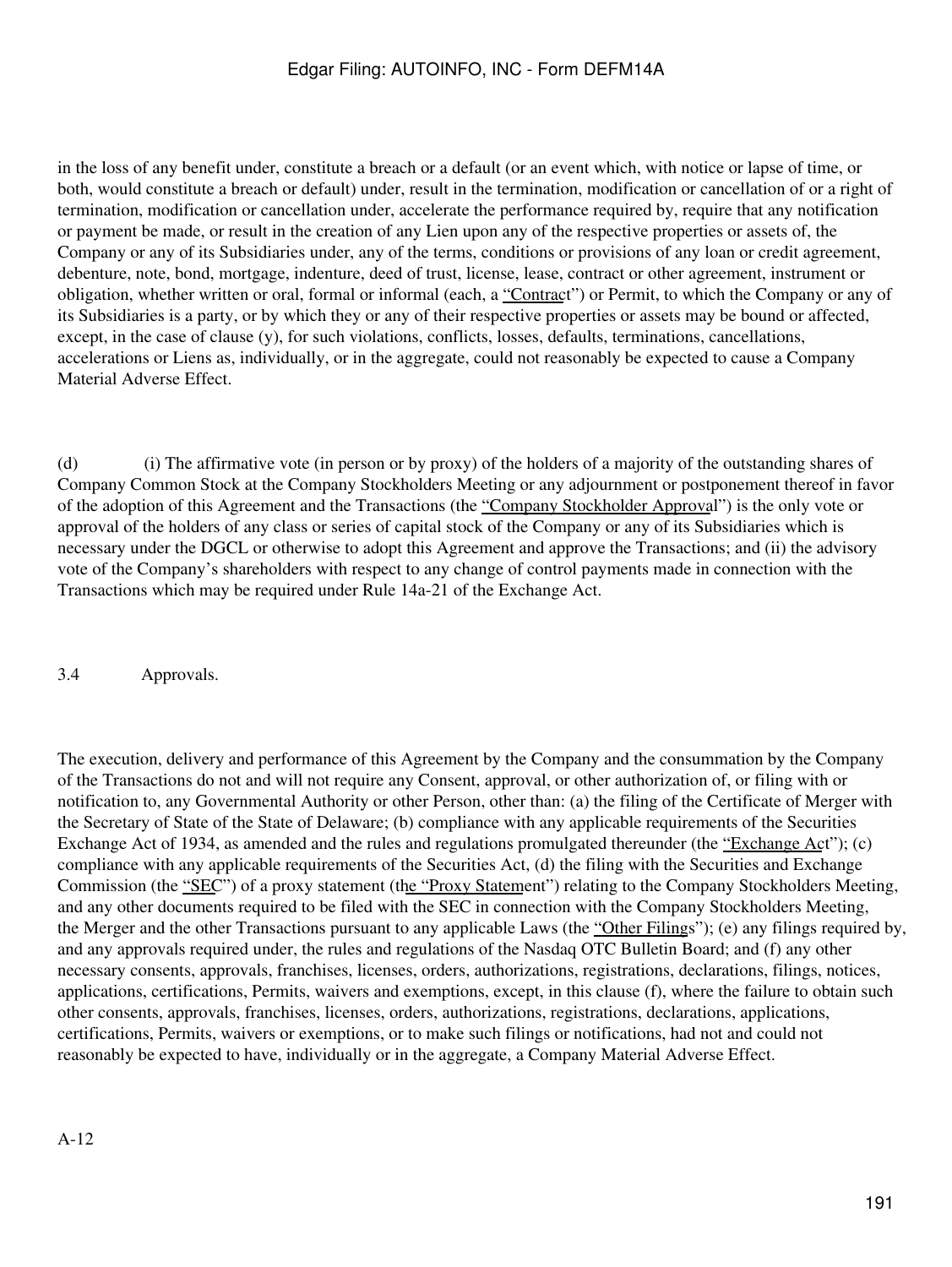in the loss of any benefit under, constitute a breach or a default (or an event which, with notice or lapse of time, or both, would constitute a breach or default) under, result in the termination, modification or cancellation of or a right of termination, modification or cancellation under, accelerate the performance required by, require that any notification or payment be made, or result in the creation of any Lien upon any of the respective properties or assets of, the Company or any of its Subsidiaries under, any of the terms, conditions or provisions of any loan or credit agreement, debenture, note, bond, mortgage, indenture, deed of trust, license, lease, contract or other agreement, instrument or obligation, whether written or oral, formal or informal (each, a "Contract") or Permit, to which the Company or any of its Subsidiaries is a party, or by which they or any of their respective properties or assets may be bound or affected, except, in the case of clause (y), for such violations, conflicts, losses, defaults, terminations, cancellations, accelerations or Liens as, individually, or in the aggregate, could not reasonably be expected to cause a Company Material Adverse Effect.

(d) (i) The affirmative vote (in person or by proxy) of the holders of a majority of the outstanding shares of Company Common Stock at the Company Stockholders Meeting or any adjournment or postponement thereof in favor of the adoption of this Agreement and the Transactions (the "Company Stockholder Approval") is the only vote or approval of the holders of any class or series of capital stock of the Company or any of its Subsidiaries which is necessary under the DGCL or otherwise to adopt this Agreement and approve the Transactions; and (ii) the advisory vote of the Company's shareholders with respect to any change of control payments made in connection with the Transactions which may be required under Rule 14a-21 of the Exchange Act.

3.4 Approvals.

The execution, delivery and performance of this Agreement by the Company and the consummation by the Company of the Transactions do not and will not require any Consent, approval, or other authorization of, or filing with or notification to, any Governmental Authority or other Person, other than: (a) the filing of the Certificate of Merger with the Secretary of State of the State of Delaware; (b) compliance with any applicable requirements of the Securities Exchange Act of 1934, as amended and the rules and regulations promulgated thereunder (the "Exchange Act"); (c) compliance with any applicable requirements of the Securities Act, (d) the filing with the Securities and Exchange Commission (the "SEC") of a proxy statement (the "Proxy Statement") relating to the Company Stockholders Meeting, and any other documents required to be filed with the SEC in connection with the Company Stockholders Meeting, the Merger and the other Transactions pursuant to any applicable Laws (the "Other Filings"); (e) any filings required by, and any approvals required under, the rules and regulations of the Nasdaq OTC Bulletin Board; and (f) any other necessary consents, approvals, franchises, licenses, orders, authorizations, registrations, declarations, filings, notices, applications, certifications, Permits, waivers and exemptions, except, in this clause (f), where the failure to obtain such other consents, approvals, franchises, licenses, orders, authorizations, registrations, declarations, applications, certifications, Permits, waivers or exemptions, or to make such filings or notifications, had not and could not reasonably be expected to have, individually or in the aggregate, a Company Material Adverse Effect.

A-12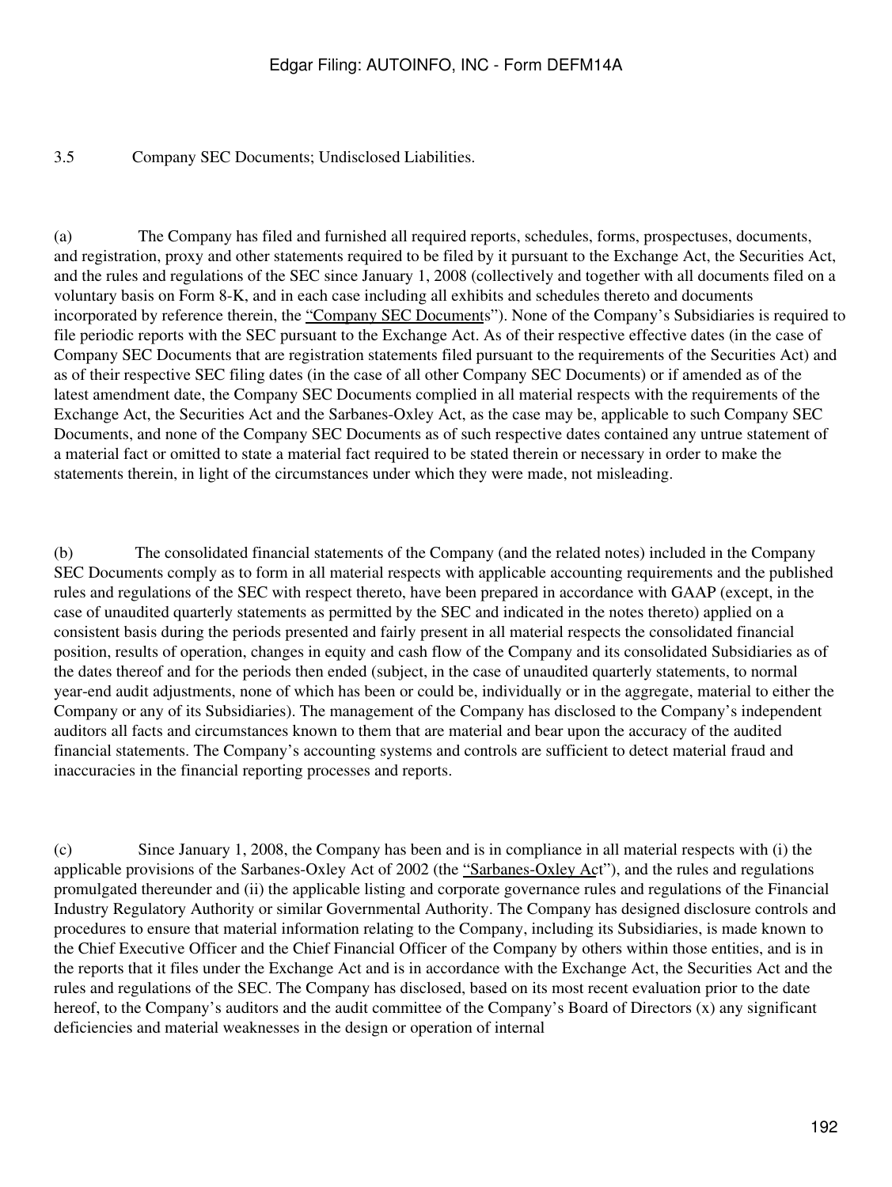3.5 Company SEC Documents; Undisclosed Liabilities.

(a) The Company has filed and furnished all required reports, schedules, forms, prospectuses, documents, and registration, proxy and other statements required to be filed by it pursuant to the Exchange Act, the Securities Act, and the rules and regulations of the SEC since January 1, 2008 (collectively and together with all documents filed on a voluntary basis on Form 8-K, and in each case including all exhibits and schedules thereto and documents incorporated by reference therein, the "Company SEC Documents"). None of the Company's Subsidiaries is required to file periodic reports with the SEC pursuant to the Exchange Act. As of their respective effective dates (in the case of Company SEC Documents that are registration statements filed pursuant to the requirements of the Securities Act) and as of their respective SEC filing dates (in the case of all other Company SEC Documents) or if amended as of the latest amendment date, the Company SEC Documents complied in all material respects with the requirements of the Exchange Act, the Securities Act and the Sarbanes-Oxley Act, as the case may be, applicable to such Company SEC Documents, and none of the Company SEC Documents as of such respective dates contained any untrue statement of a material fact or omitted to state a material fact required to be stated therein or necessary in order to make the statements therein, in light of the circumstances under which they were made, not misleading.

(b) The consolidated financial statements of the Company (and the related notes) included in the Company SEC Documents comply as to form in all material respects with applicable accounting requirements and the published rules and regulations of the SEC with respect thereto, have been prepared in accordance with GAAP (except, in the case of unaudited quarterly statements as permitted by the SEC and indicated in the notes thereto) applied on a consistent basis during the periods presented and fairly present in all material respects the consolidated financial position, results of operation, changes in equity and cash flow of the Company and its consolidated Subsidiaries as of the dates thereof and for the periods then ended (subject, in the case of unaudited quarterly statements, to normal year-end audit adjustments, none of which has been or could be, individually or in the aggregate, material to either the Company or any of its Subsidiaries). The management of the Company has disclosed to the Company's independent auditors all facts and circumstances known to them that are material and bear upon the accuracy of the audited financial statements. The Company's accounting systems and controls are sufficient to detect material fraud and inaccuracies in the financial reporting processes and reports.

(c) Since January 1, 2008, the Company has been and is in compliance in all material respects with (i) the applicable provisions of the Sarbanes-Oxley Act of 2002 (the "Sarbanes-Oxley Act"), and the rules and regulations promulgated thereunder and (ii) the applicable listing and corporate governance rules and regulations of the Financial Industry Regulatory Authority or similar Governmental Authority. The Company has designed disclosure controls and procedures to ensure that material information relating to the Company, including its Subsidiaries, is made known to the Chief Executive Officer and the Chief Financial Officer of the Company by others within those entities, and is in the reports that it files under the Exchange Act and is in accordance with the Exchange Act, the Securities Act and the rules and regulations of the SEC. The Company has disclosed, based on its most recent evaluation prior to the date hereof, to the Company's auditors and the audit committee of the Company's Board of Directors (x) any significant deficiencies and material weaknesses in the design or operation of internal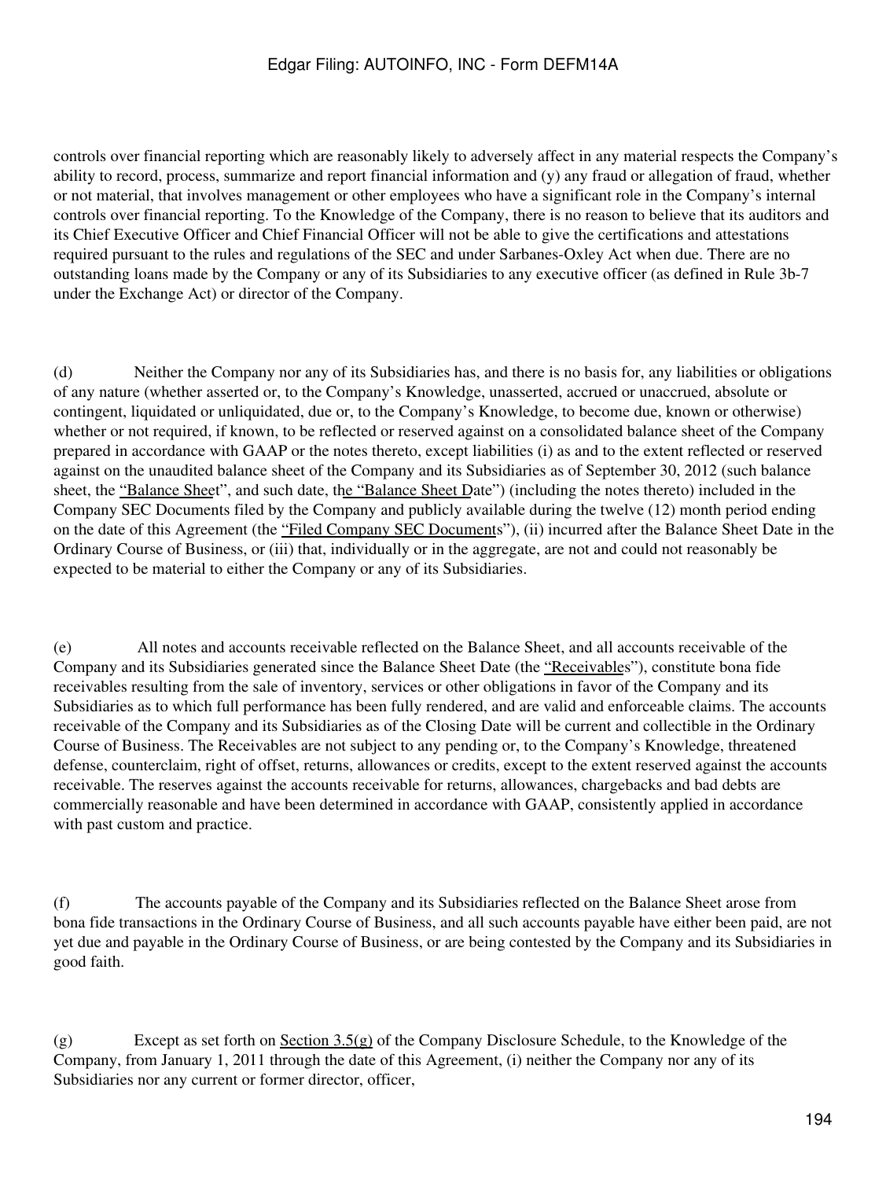controls over financial reporting which are reasonably likely to adversely affect in any material respects the Company's ability to record, process, summarize and report financial information and (y) any fraud or allegation of fraud, whether or not material, that involves management or other employees who have a significant role in the Company's internal controls over financial reporting. To the Knowledge of the Company, there is no reason to believe that its auditors and its Chief Executive Officer and Chief Financial Officer will not be able to give the certifications and attestations required pursuant to the rules and regulations of the SEC and under Sarbanes-Oxley Act when due. There are no outstanding loans made by the Company or any of its Subsidiaries to any executive officer (as defined in Rule 3b-7 under the Exchange Act) or director of the Company.

(d) Neither the Company nor any of its Subsidiaries has, and there is no basis for, any liabilities or obligations of any nature (whether asserted or, to the Company's Knowledge, unasserted, accrued or unaccrued, absolute or contingent, liquidated or unliquidated, due or, to the Company's Knowledge, to become due, known or otherwise) whether or not required, if known, to be reflected or reserved against on a consolidated balance sheet of the Company prepared in accordance with GAAP or the notes thereto, except liabilities (i) as and to the extent reflected or reserved against on the unaudited balance sheet of the Company and its Subsidiaries as of September 30, 2012 (such balance sheet, the "Balance Sheet", and such date, the "Balance Sheet Date") (including the notes thereto) included in the Company SEC Documents filed by the Company and publicly available during the twelve (12) month period ending on the date of this Agreement (the "Filed Company SEC Documents"), (ii) incurred after the Balance Sheet Date in the Ordinary Course of Business, or (iii) that, individually or in the aggregate, are not and could not reasonably be expected to be material to either the Company or any of its Subsidiaries.

(e) All notes and accounts receivable reflected on the Balance Sheet, and all accounts receivable of the Company and its Subsidiaries generated since the Balance Sheet Date (the "Receivables"), constitute bona fide receivables resulting from the sale of inventory, services or other obligations in favor of the Company and its Subsidiaries as to which full performance has been fully rendered, and are valid and enforceable claims. The accounts receivable of the Company and its Subsidiaries as of the Closing Date will be current and collectible in the Ordinary Course of Business. The Receivables are not subject to any pending or, to the Company's Knowledge, threatened defense, counterclaim, right of offset, returns, allowances or credits, except to the extent reserved against the accounts receivable. The reserves against the accounts receivable for returns, allowances, chargebacks and bad debts are commercially reasonable and have been determined in accordance with GAAP, consistently applied in accordance with past custom and practice.

(f) The accounts payable of the Company and its Subsidiaries reflected on the Balance Sheet arose from bona fide transactions in the Ordinary Course of Business, and all such accounts payable have either been paid, are not yet due and payable in the Ordinary Course of Business, or are being contested by the Company and its Subsidiaries in good faith.

(g) Except as set forth on Section 3.5(g) of the Company Disclosure Schedule, to the Knowledge of the Company, from January 1, 2011 through the date of this Agreement, (i) neither the Company nor any of its Subsidiaries nor any current or former director, officer,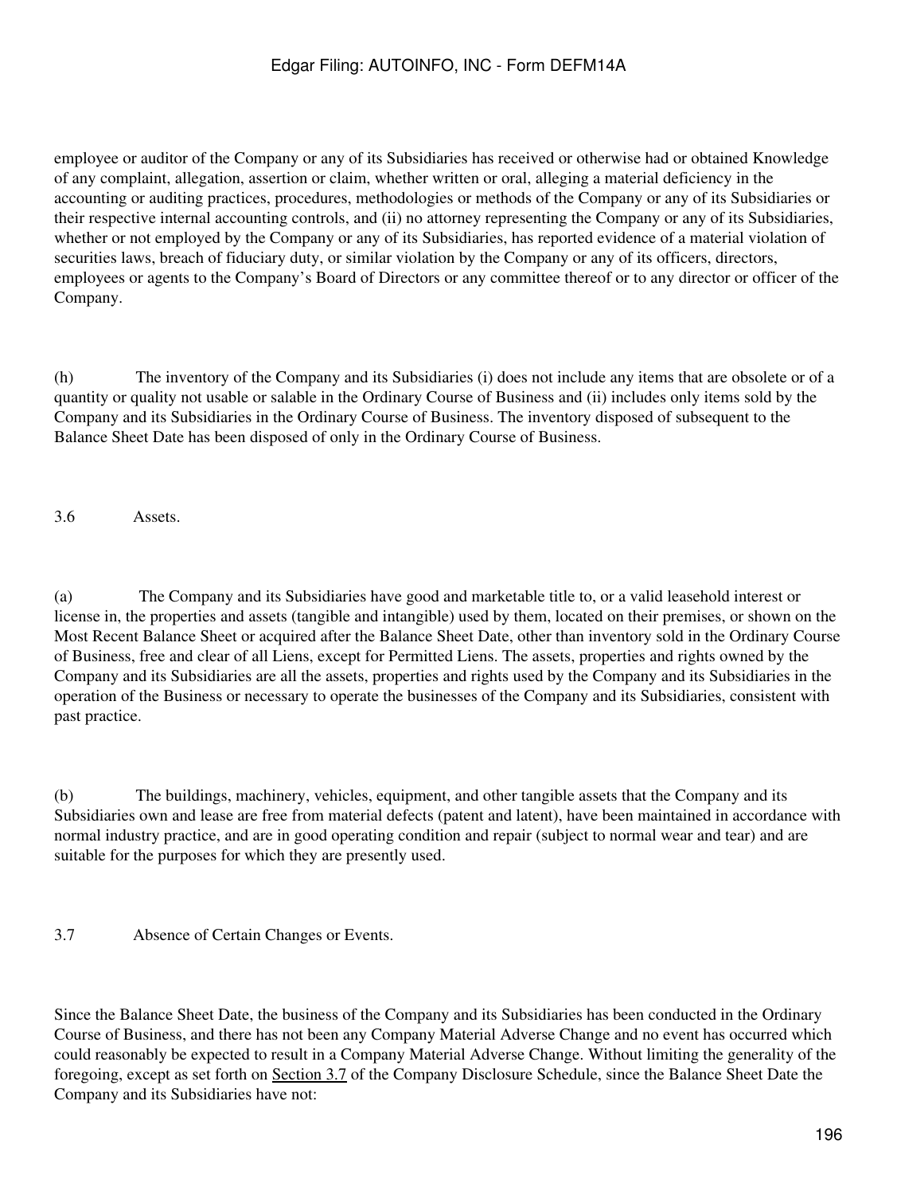employee or auditor of the Company or any of its Subsidiaries has received or otherwise had or obtained Knowledge of any complaint, allegation, assertion or claim, whether written or oral, alleging a material deficiency in the accounting or auditing practices, procedures, methodologies or methods of the Company or any of its Subsidiaries or their respective internal accounting controls, and (ii) no attorney representing the Company or any of its Subsidiaries, whether or not employed by the Company or any of its Subsidiaries, has reported evidence of a material violation of securities laws, breach of fiduciary duty, or similar violation by the Company or any of its officers, directors, employees or agents to the Company's Board of Directors or any committee thereof or to any director or officer of the Company.

(h) The inventory of the Company and its Subsidiaries (i) does not include any items that are obsolete or of a quantity or quality not usable or salable in the Ordinary Course of Business and (ii) includes only items sold by the Company and its Subsidiaries in the Ordinary Course of Business. The inventory disposed of subsequent to the Balance Sheet Date has been disposed of only in the Ordinary Course of Business.

3.6 Assets.

(a) The Company and its Subsidiaries have good and marketable title to, or a valid leasehold interest or license in, the properties and assets (tangible and intangible) used by them, located on their premises, or shown on the Most Recent Balance Sheet or acquired after the Balance Sheet Date, other than inventory sold in the Ordinary Course of Business, free and clear of all Liens, except for Permitted Liens. The assets, properties and rights owned by the Company and its Subsidiaries are all the assets, properties and rights used by the Company and its Subsidiaries in the operation of the Business or necessary to operate the businesses of the Company and its Subsidiaries, consistent with past practice.

(b) The buildings, machinery, vehicles, equipment, and other tangible assets that the Company and its Subsidiaries own and lease are free from material defects (patent and latent), have been maintained in accordance with normal industry practice, and are in good operating condition and repair (subject to normal wear and tear) and are suitable for the purposes for which they are presently used.

3.7 Absence of Certain Changes or Events.

Since the Balance Sheet Date, the business of the Company and its Subsidiaries has been conducted in the Ordinary Course of Business, and there has not been any Company Material Adverse Change and no event has occurred which could reasonably be expected to result in a Company Material Adverse Change. Without limiting the generality of the foregoing, except as set forth on Section 3.7 of the Company Disclosure Schedule, since the Balance Sheet Date the Company and its Subsidiaries have not: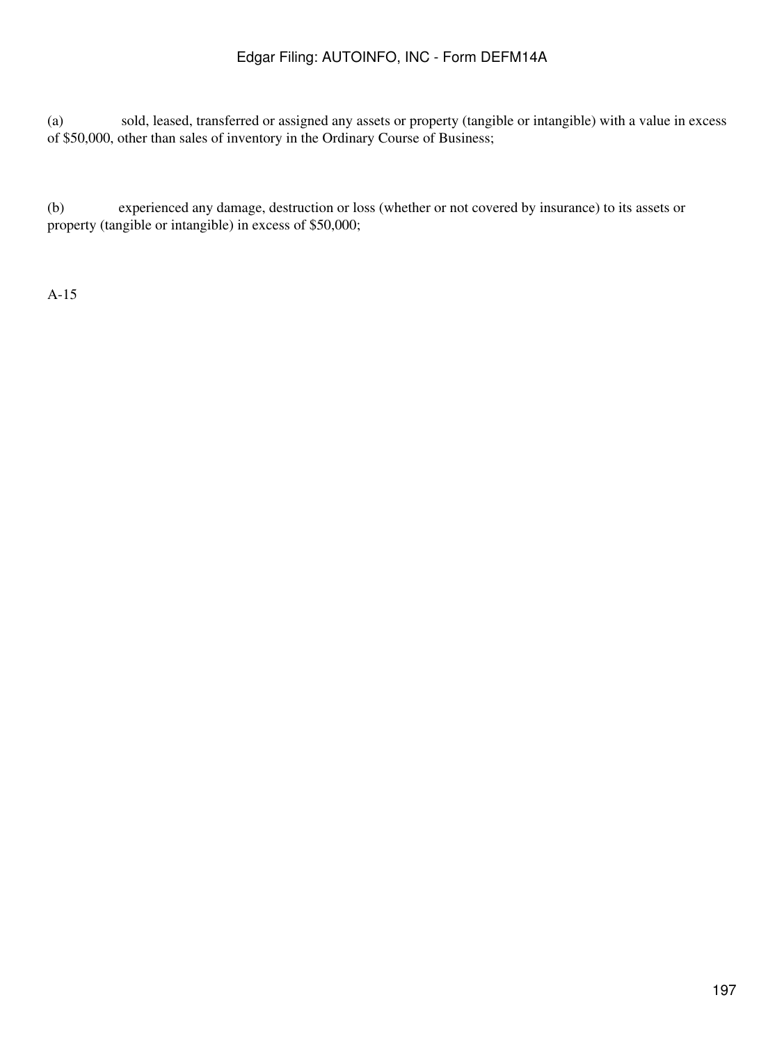(a) sold, leased, transferred or assigned any assets or property (tangible or intangible) with a value in excess of $50,000, other than sales of inventory in the Ordinary Course of Business;

(b) experienced any damage, destruction or loss (whether or not covered by insurance) to its assets or property (tangible or intangible) in excess of $50,000;

A-15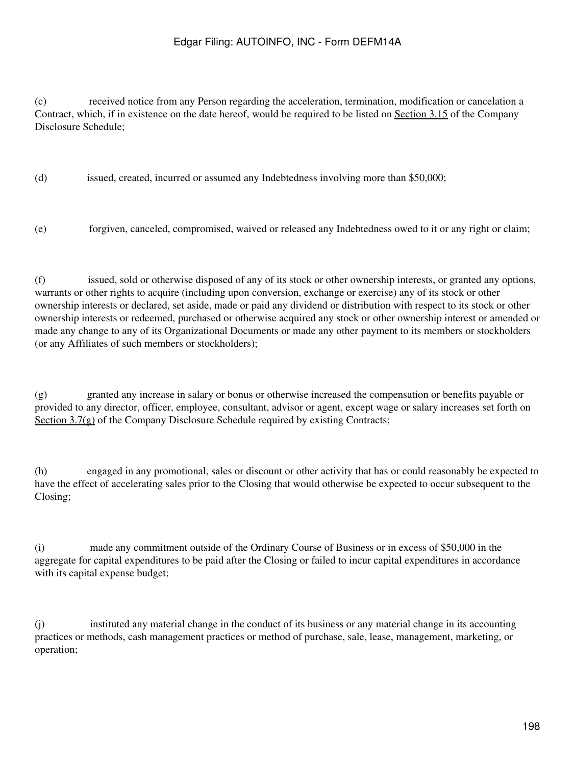(c) received notice from any Person regarding the acceleration, termination, modification or cancelation a Contract, which, if in existence on the date hereof, would be required to be listed on Section 3.15 of the Company Disclosure Schedule;

(d) issued, created, incurred or assumed any Indebtedness involving more than $50,000;

(e) forgiven, canceled, compromised, waived or released any Indebtedness owed to it or any right or claim;

(f) issued, sold or otherwise disposed of any of its stock or other ownership interests, or granted any options, warrants or other rights to acquire (including upon conversion, exchange or exercise) any of its stock or other ownership interests or declared, set aside, made or paid any dividend or distribution with respect to its stock or other ownership interests or redeemed, purchased or otherwise acquired any stock or other ownership interest or amended or made any change to any of its Organizational Documents or made any other payment to its members or stockholders (or any Affiliates of such members or stockholders);

(g) granted any increase in salary or bonus or otherwise increased the compensation or benefits payable or provided to any director, officer, employee, consultant, advisor or agent, except wage or salary increases set forth on Section 3.7(g) of the Company Disclosure Schedule required by existing Contracts;

(h) engaged in any promotional, sales or discount or other activity that has or could reasonably be expected to have the effect of accelerating sales prior to the Closing that would otherwise be expected to occur subsequent to the Closing;

(i) made any commitment outside of the Ordinary Course of Business or in excess of $50,000 in the aggregate for capital expenditures to be paid after the Closing or failed to incur capital expenditures in accordance with its capital expense budget;

(j) instituted any material change in the conduct of its business or any material change in its accounting practices or methods, cash management practices or method of purchase, sale, lease, management, marketing, or operation;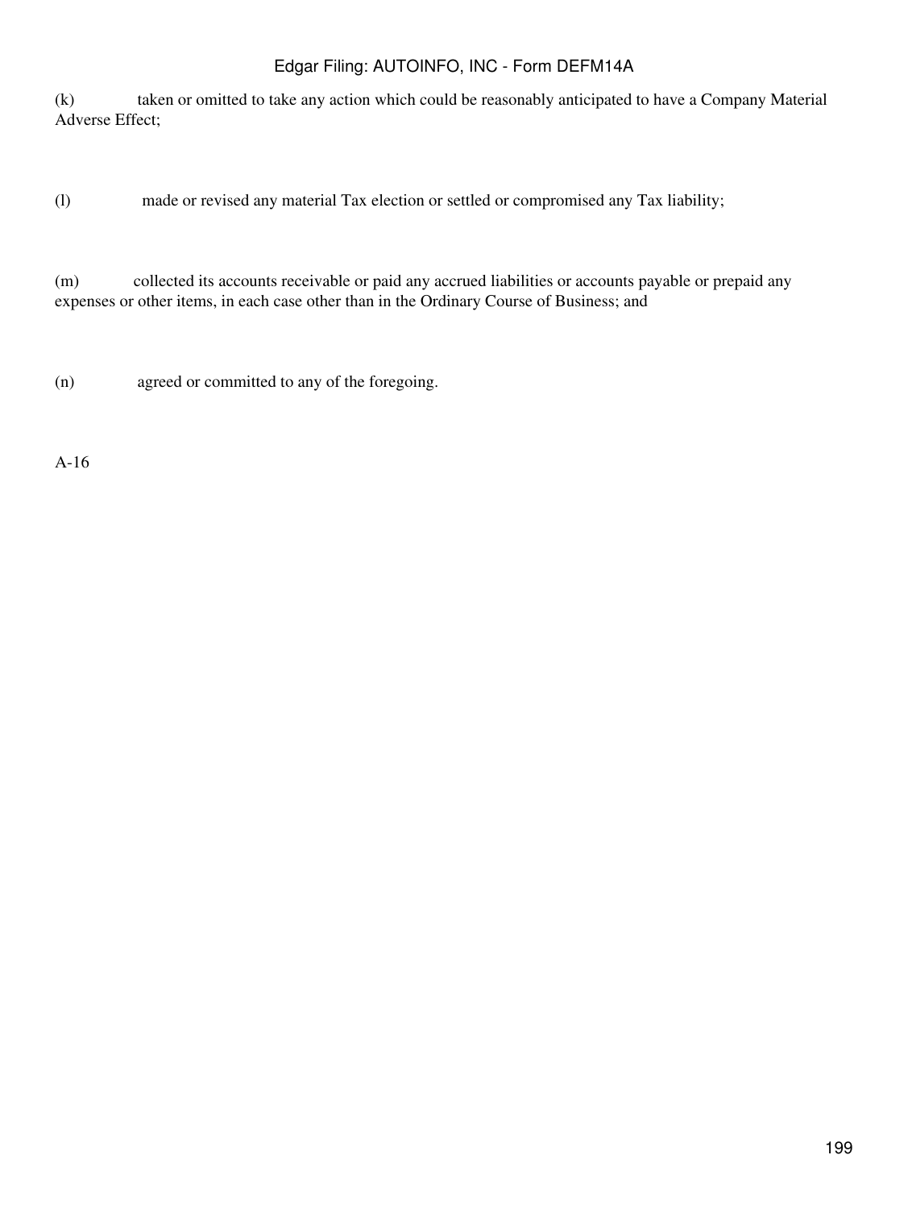(k) taken or omitted to take any action which could be reasonably anticipated to have a Company Material Adverse Effect;

(l) made or revised any material Tax election or settled or compromised any Tax liability;

(m) collected its accounts receivable or paid any accrued liabilities or accounts payable or prepaid any expenses or other items, in each case other than in the Ordinary Course of Business; and

(n) agreed or committed to any of the foregoing.

A-16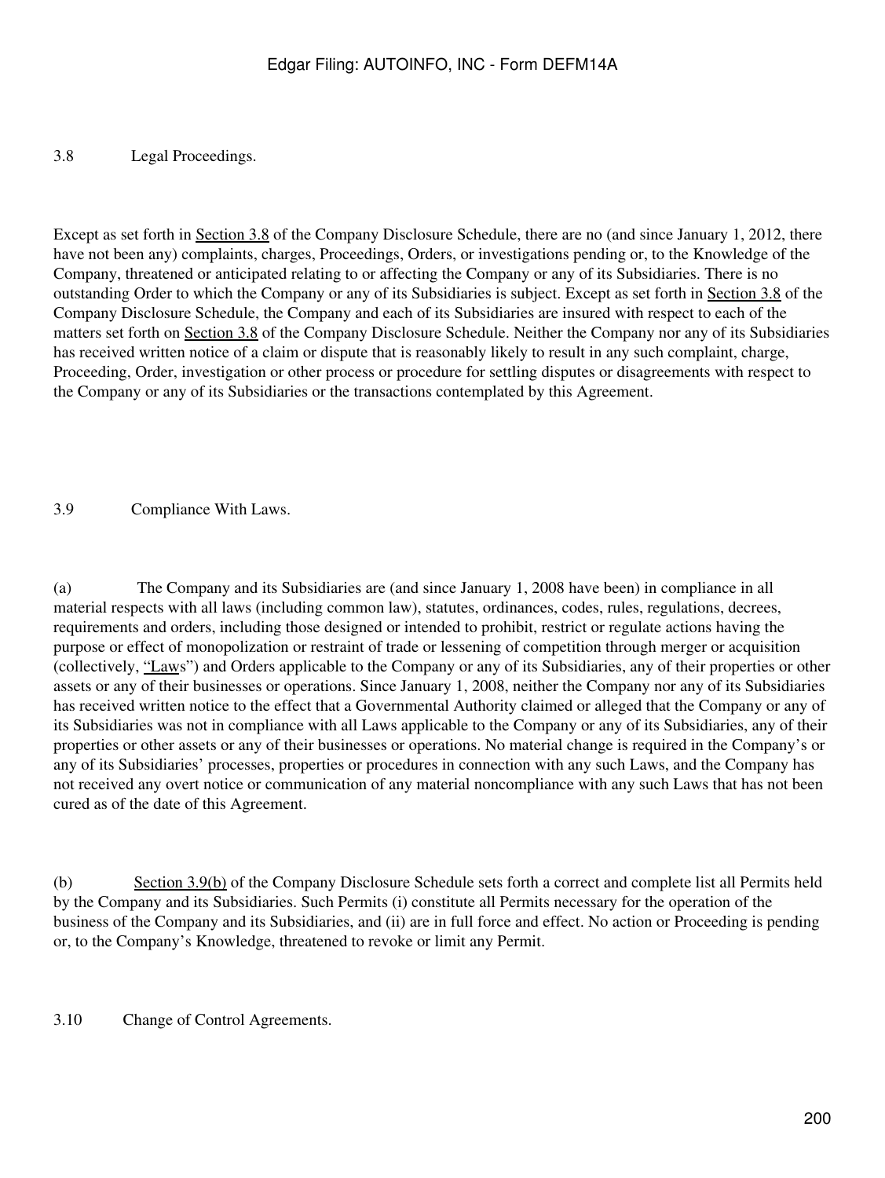3.8 Legal Proceedings.

Except as set forth in Section 3.8 of the Company Disclosure Schedule, there are no (and since January 1, 2012, there have not been any) complaints, charges, Proceedings, Orders, or investigations pending or, to the Knowledge of the Company, threatened or anticipated relating to or affecting the Company or any of its Subsidiaries. There is no outstanding Order to which the Company or any of its Subsidiaries is subject. Except as set forth in Section 3.8 of the Company Disclosure Schedule, the Company and each of its Subsidiaries are insured with respect to each of the matters set forth on Section 3.8 of the Company Disclosure Schedule. Neither the Company nor any of its Subsidiaries has received written notice of a claim or dispute that is reasonably likely to result in any such complaint, charge, Proceeding, Order, investigation or other process or procedure for settling disputes or disagreements with respect to the Company or any of its Subsidiaries or the transactions contemplated by this Agreement.

3.9 Compliance With Laws.

(a) The Company and its Subsidiaries are (and since January 1, 2008 have been) in compliance in all material respects with all laws (including common law), statutes, ordinances, codes, rules, regulations, decrees, requirements and orders, including those designed or intended to prohibit, restrict or regulate actions having the purpose or effect of monopolization or restraint of trade or lessening of competition through merger or acquisition (collectively, "Laws") and Orders applicable to the Company or any of its Subsidiaries, any of their properties or other assets or any of their businesses or operations. Since January 1, 2008, neither the Company nor any of its Subsidiaries has received written notice to the effect that a Governmental Authority claimed or alleged that the Company or any of its Subsidiaries was not in compliance with all Laws applicable to the Company or any of its Subsidiaries, any of their properties or other assets or any of their businesses or operations. No material change is required in the Company's or any of its Subsidiaries' processes, properties or procedures in connection with any such Laws, and the Company has not received any overt notice or communication of any material noncompliance with any such Laws that has not been cured as of the date of this Agreement.

(b) Section 3.9(b) of the Company Disclosure Schedule sets forth a correct and complete list all Permits held by the Company and its Subsidiaries. Such Permits (i) constitute all Permits necessary for the operation of the business of the Company and its Subsidiaries, and (ii) are in full force and effect. No action or Proceeding is pending or, to the Company's Knowledge, threatened to revoke or limit any Permit.

3.10 Change of Control Agreements.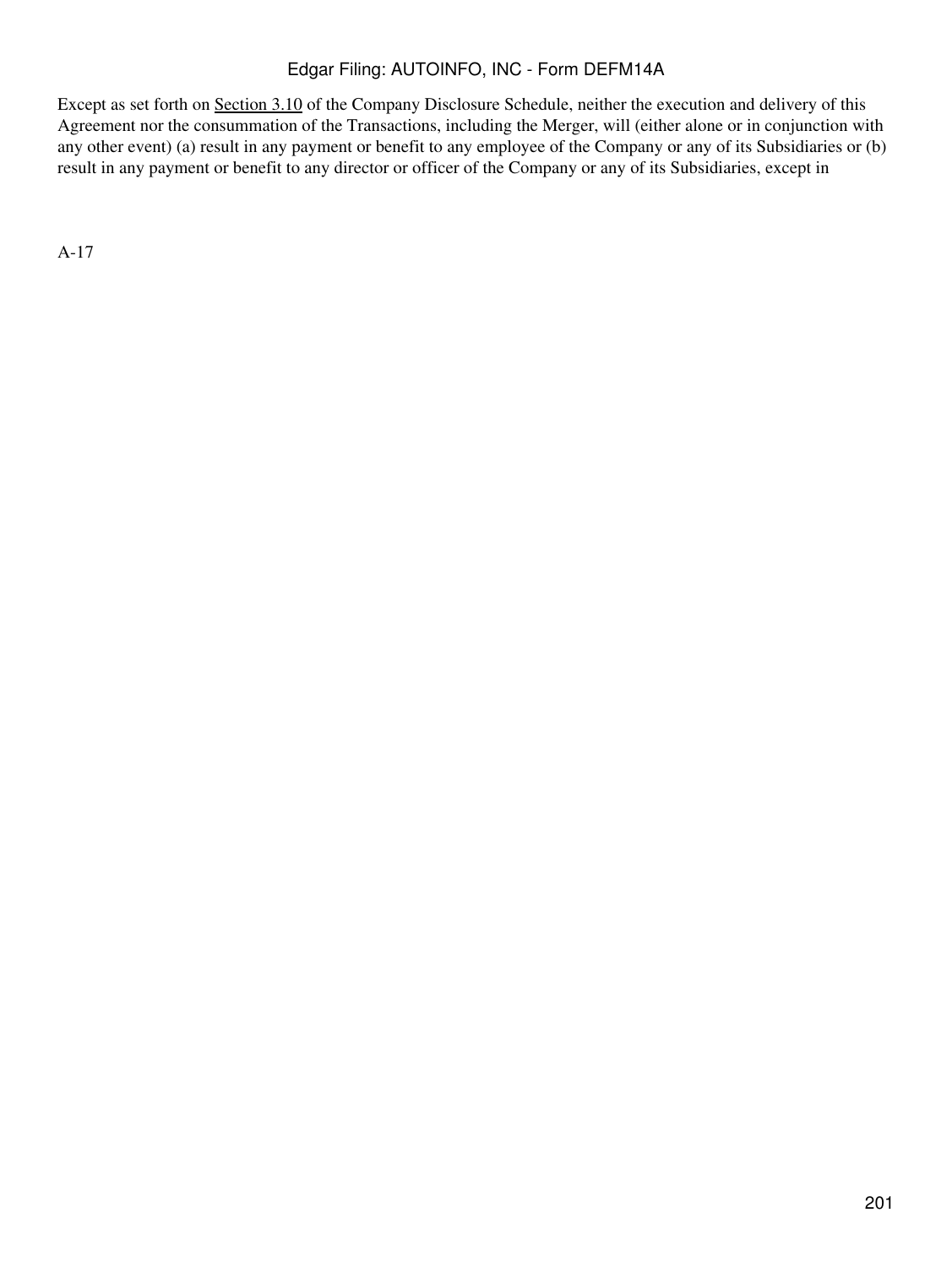Except as set forth on Section 3.10 of the Company Disclosure Schedule, neither the execution and delivery of this Agreement nor the consummation of the Transactions, including the Merger, will (either alone or in conjunction with any other event) (a) result in any payment or benefit to any employee of the Company or any of its Subsidiaries or (b) result in any payment or benefit to any director or officer of the Company or any of its Subsidiaries, except in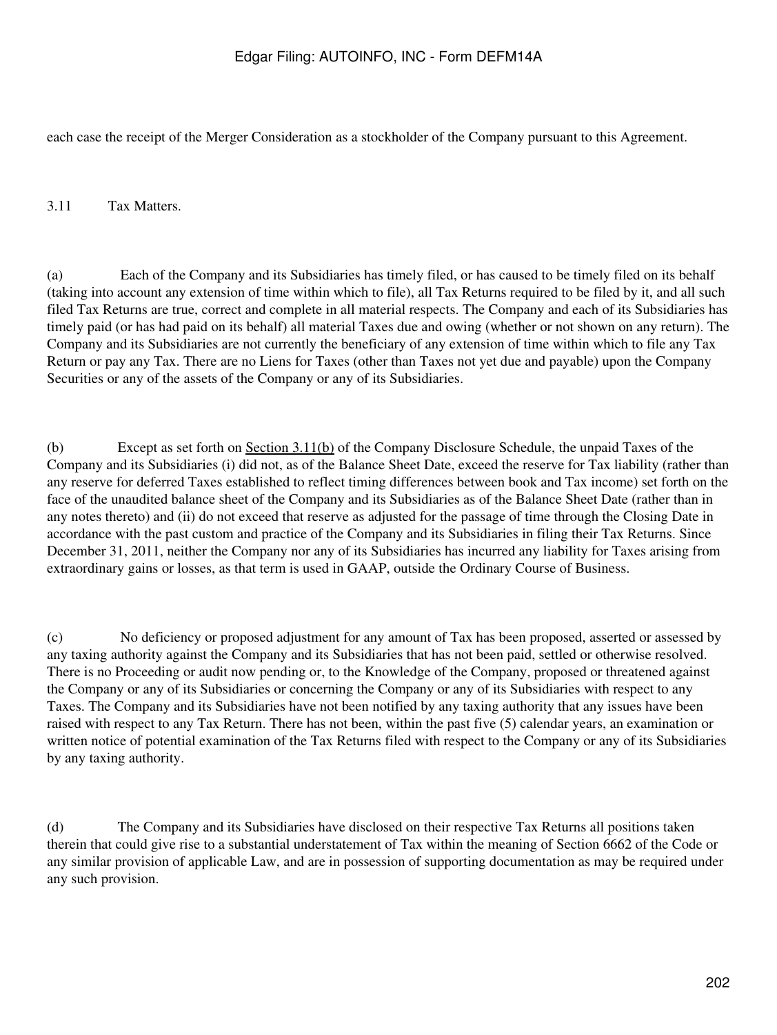each case the receipt of the Merger Consideration as a stockholder of the Company pursuant to this Agreement.

3.11 Tax Matters.

(a) Each of the Company and its Subsidiaries has timely filed, or has caused to be timely filed on its behalf (taking into account any extension of time within which to file), all Tax Returns required to be filed by it, and all such filed Tax Returns are true, correct and complete in all material respects. The Company and each of its Subsidiaries has timely paid (or has had paid on its behalf) all material Taxes due and owing (whether or not shown on any return). The Company and its Subsidiaries are not currently the beneficiary of any extension of time within which to file any Tax Return or pay any Tax. There are no Liens for Taxes (other than Taxes not yet due and payable) upon the Company Securities or any of the assets of the Company or any of its Subsidiaries.

(b) Except as set forth on Section 3.11(b) of the Company Disclosure Schedule, the unpaid Taxes of the Company and its Subsidiaries (i) did not, as of the Balance Sheet Date, exceed the reserve for Tax liability (rather than any reserve for deferred Taxes established to reflect timing differences between book and Tax income) set forth on the face of the unaudited balance sheet of the Company and its Subsidiaries as of the Balance Sheet Date (rather than in any notes thereto) and (ii) do not exceed that reserve as adjusted for the passage of time through the Closing Date in accordance with the past custom and practice of the Company and its Subsidiaries in filing their Tax Returns. Since December 31, 2011, neither the Company nor any of its Subsidiaries has incurred any liability for Taxes arising from extraordinary gains or losses, as that term is used in GAAP, outside the Ordinary Course of Business.

(c) No deficiency or proposed adjustment for any amount of Tax has been proposed, asserted or assessed by any taxing authority against the Company and its Subsidiaries that has not been paid, settled or otherwise resolved. There is no Proceeding or audit now pending or, to the Knowledge of the Company, proposed or threatened against the Company or any of its Subsidiaries or concerning the Company or any of its Subsidiaries with respect to any Taxes. The Company and its Subsidiaries have not been notified by any taxing authority that any issues have been raised with respect to any Tax Return. There has not been, within the past five (5) calendar years, an examination or written notice of potential examination of the Tax Returns filed with respect to the Company or any of its Subsidiaries by any taxing authority.

(d) The Company and its Subsidiaries have disclosed on their respective Tax Returns all positions taken therein that could give rise to a substantial understatement of Tax within the meaning of Section 6662 of the Code or any similar provision of applicable Law, and are in possession of supporting documentation as may be required under any such provision.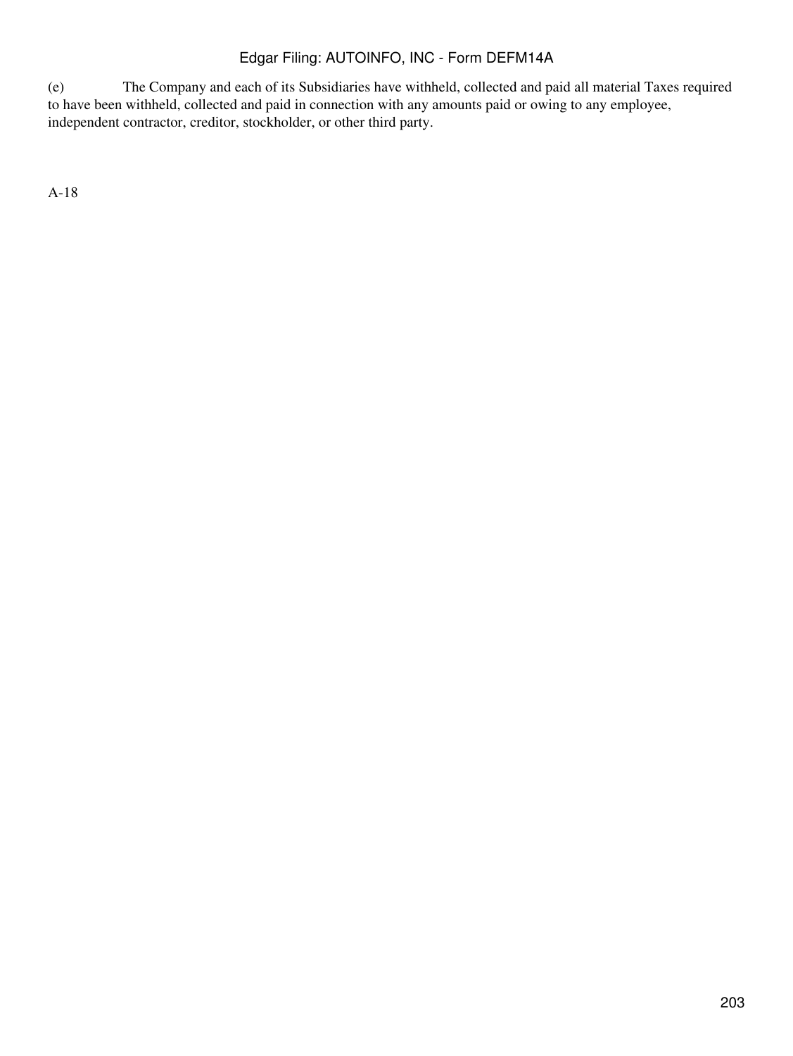(e) The Company and each of its Subsidiaries have withheld, collected and paid all material Taxes required to have been withheld, collected and paid in connection with any amounts paid or owing to any employee, independent contractor, creditor, stockholder, or other third party.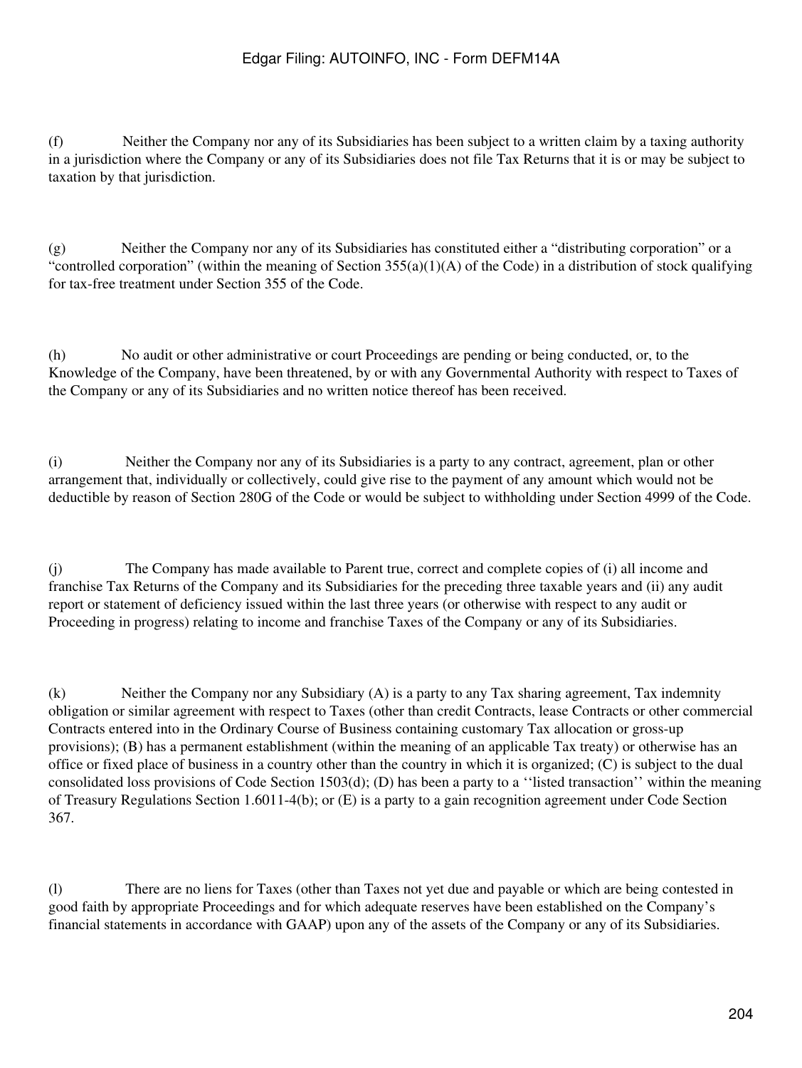(f) Neither the Company nor any of its Subsidiaries has been subject to a written claim by a taxing authority in a jurisdiction where the Company or any of its Subsidiaries does not file Tax Returns that it is or may be subject to taxation by that jurisdiction.

(g) Neither the Company nor any of its Subsidiaries has constituted either a "distributing corporation" or a "controlled corporation" (within the meaning of Section 355(a)(1)(A) of the Code) in a distribution of stock qualifying for tax-free treatment under Section 355 of the Code.

(h) No audit or other administrative or court Proceedings are pending or being conducted, or, to the Knowledge of the Company, have been threatened, by or with any Governmental Authority with respect to Taxes of the Company or any of its Subsidiaries and no written notice thereof has been received.

(i) Neither the Company nor any of its Subsidiaries is a party to any contract, agreement, plan or other arrangement that, individually or collectively, could give rise to the payment of any amount which would not be deductible by reason of Section 280G of the Code or would be subject to withholding under Section 4999 of the Code.

(j) The Company has made available to Parent true, correct and complete copies of (i) all income and franchise Tax Returns of the Company and its Subsidiaries for the preceding three taxable years and (ii) any audit report or statement of deficiency issued within the last three years (or otherwise with respect to any audit or Proceeding in progress) relating to income and franchise Taxes of the Company or any of its Subsidiaries.

(k) Neither the Company nor any Subsidiary (A) is a party to any Tax sharing agreement, Tax indemnity obligation or similar agreement with respect to Taxes (other than credit Contracts, lease Contracts or other commercial Contracts entered into in the Ordinary Course of Business containing customary Tax allocation or gross-up provisions); (B) has a permanent establishment (within the meaning of an applicable Tax treaty) or otherwise has an office or fixed place of business in a country other than the country in which it is organized; (C) is subject to the dual consolidated loss provisions of Code Section 1503(d); (D) has been a party to a ''listed transaction'' within the meaning of Treasury Regulations Section 1.6011-4(b); or (E) is a party to a gain recognition agreement under Code Section 367.

(l) There are no liens for Taxes (other than Taxes not yet due and payable or which are being contested in good faith by appropriate Proceedings and for which adequate reserves have been established on the Company's financial statements in accordance with GAAP) upon any of the assets of the Company or any of its Subsidiaries.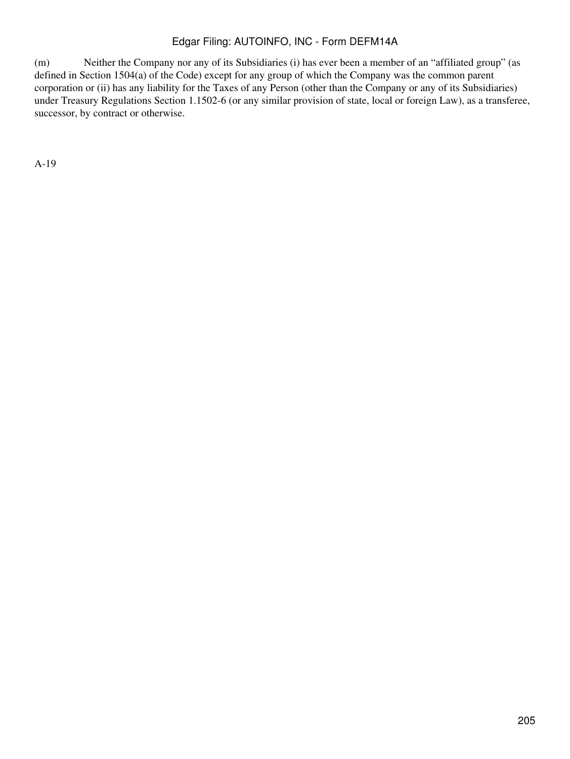(m) Neither the Company nor any of its Subsidiaries (i) has ever been a member of an "affiliated group" (as defined in Section 1504(a) of the Code) except for any group of which the Company was the common parent corporation or (ii) has any liability for the Taxes of any Person (other than the Company or any of its Subsidiaries) under Treasury Regulations Section 1.1502-6 (or any similar provision of state, local or foreign Law), as a transferee, successor, by contract or otherwise.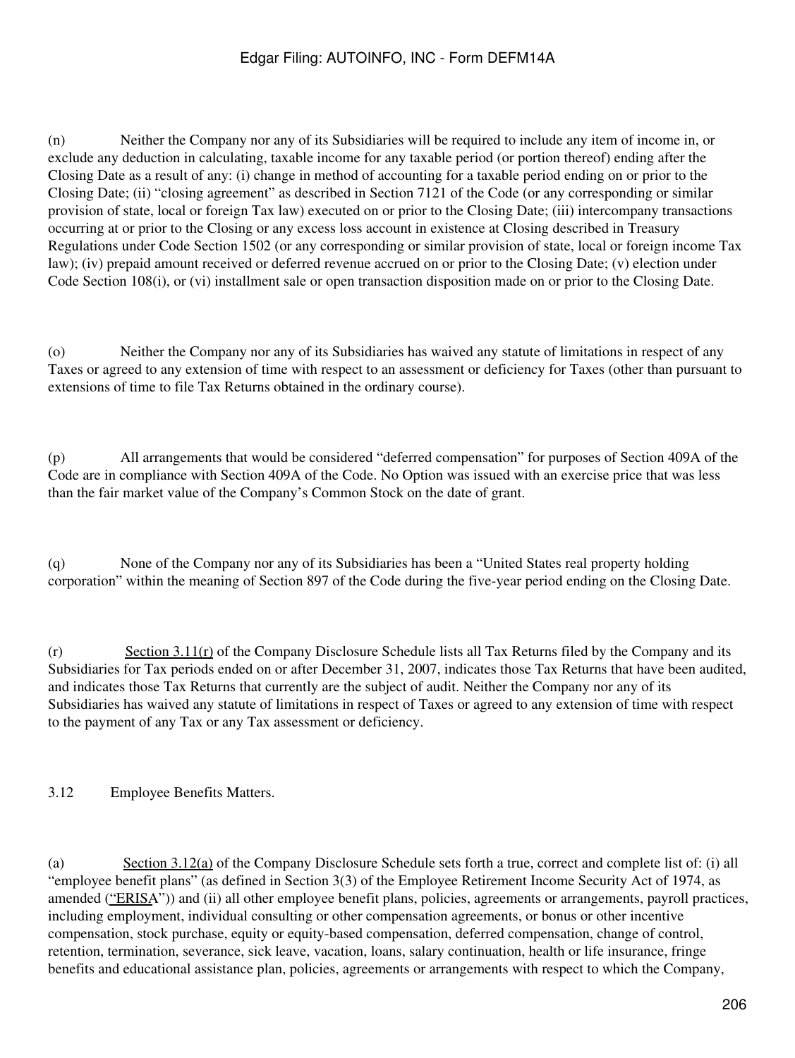(n) Neither the Company nor any of its Subsidiaries will be required to include any item of income in, or exclude any deduction in calculating, taxable income for any taxable period (or portion thereof) ending after the Closing Date as a result of any: (i) change in method of accounting for a taxable period ending on or prior to the Closing Date; (ii) "closing agreement" as described in Section 7121 of the Code (or any corresponding or similar provision of state, local or foreign Tax law) executed on or prior to the Closing Date; (iii) intercompany transactions occurring at or prior to the Closing or any excess loss account in existence at Closing described in Treasury Regulations under Code Section 1502 (or any corresponding or similar provision of state, local or foreign income Tax law); (iv) prepaid amount received or deferred revenue accrued on or prior to the Closing Date; (v) election under Code Section 108(i), or (vi) installment sale or open transaction disposition made on or prior to the Closing Date.

(o) Neither the Company nor any of its Subsidiaries has waived any statute of limitations in respect of any Taxes or agreed to any extension of time with respect to an assessment or deficiency for Taxes (other than pursuant to extensions of time to file Tax Returns obtained in the ordinary course).

(p) All arrangements that would be considered "deferred compensation" for purposes of Section 409A of the Code are in compliance with Section 409A of the Code. No Option was issued with an exercise price that was less than the fair market value of the Company's Common Stock on the date of grant.

(q) None of the Company nor any of its Subsidiaries has been a "United States real property holding corporation" within the meaning of Section 897 of the Code during the five-year period ending on the Closing Date.

(r) Section 3.11(r) of the Company Disclosure Schedule lists all Tax Returns filed by the Company and its Subsidiaries for Tax periods ended on or after December 31, 2007, indicates those Tax Returns that have been audited, and indicates those Tax Returns that currently are the subject of audit. Neither the Company nor any of its Subsidiaries has waived any statute of limitations in respect of Taxes or agreed to any extension of time with respect to the payment of any Tax or any Tax assessment or deficiency.

3.12 Employee Benefits Matters.

(a) Section 3.12(a) of the Company Disclosure Schedule sets forth a true, correct and complete list of: (i) all "employee benefit plans" (as defined in Section 3(3) of the Employee Retirement Income Security Act of 1974, as amended ("ERISA")) and (ii) all other employee benefit plans, policies, agreements or arrangements, payroll practices, including employment, individual consulting or other compensation agreements, or bonus or other incentive compensation, stock purchase, equity or equity-based compensation, deferred compensation, change of control, retention, termination, severance, sick leave, vacation, loans, salary continuation, health or life insurance, fringe benefits and educational assistance plan, policies, agreements or arrangements with respect to which the Company,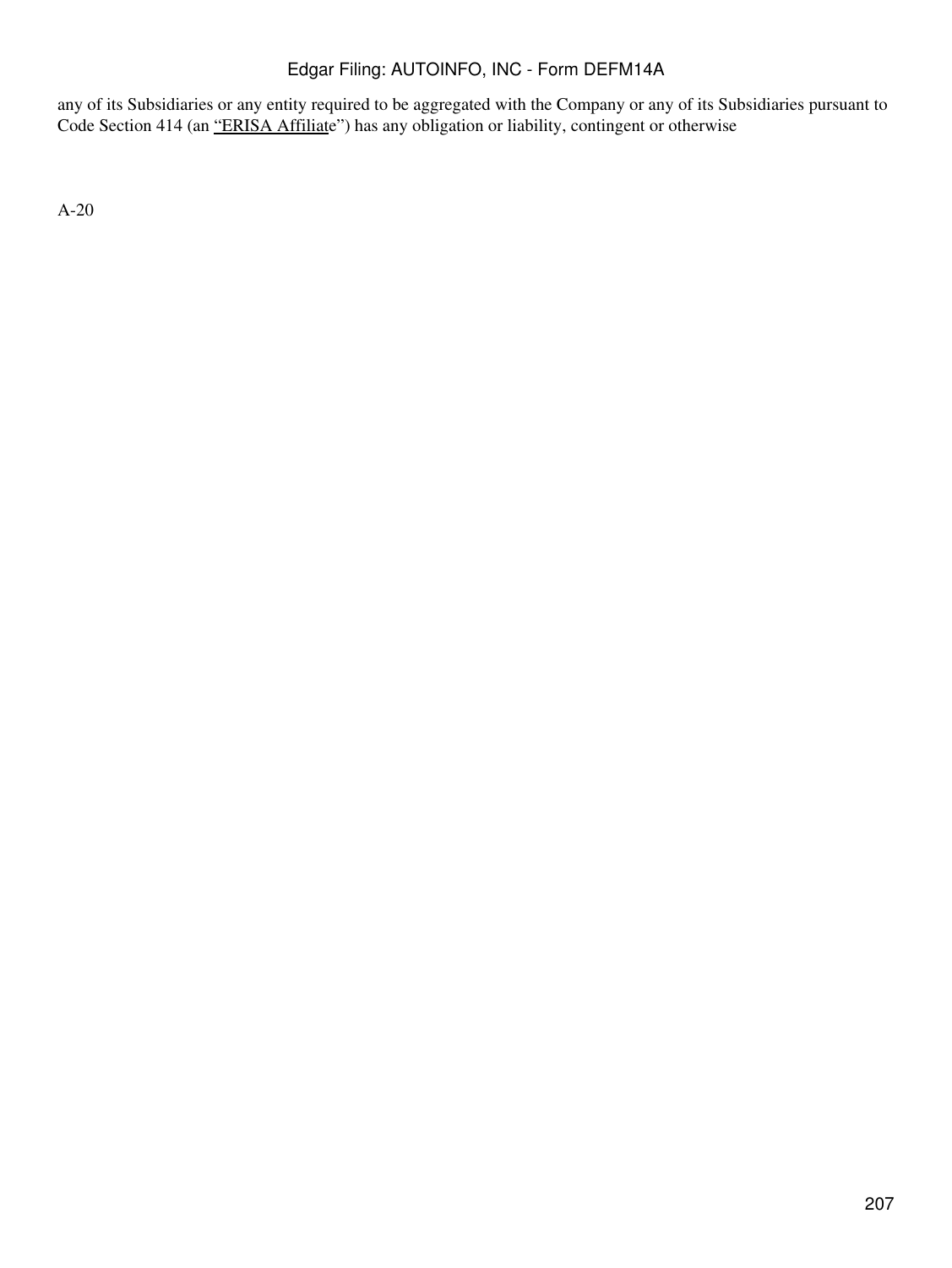any of its Subsidiaries or any entity required to be aggregated with the Company or any of its Subsidiaries pursuant to Code Section 414 (an "ERISA Affiliate") has any obligation or liability, contingent or otherwise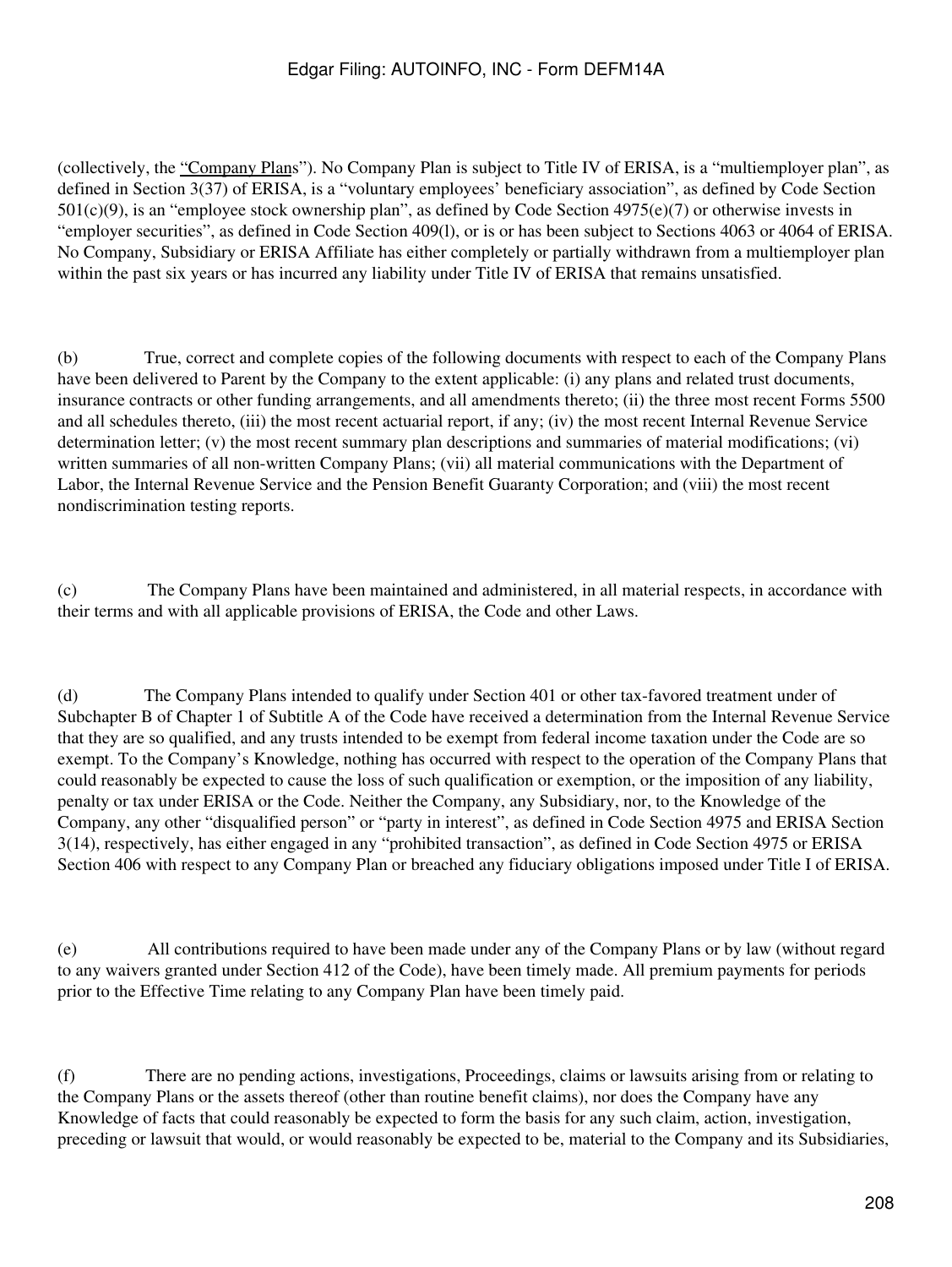(collectively, the "Company Plans"). No Company Plan is subject to Title IV of ERISA, is a "multiemployer plan", as defined in Section 3(37) of ERISA, is a "voluntary employees' beneficiary association", as defined by Code Section 501(c)(9), is an "employee stock ownership plan", as defined by Code Section 4975(e)(7) or otherwise invests in "employer securities", as defined in Code Section 409(l), or is or has been subject to Sections 4063 or 4064 of ERISA. No Company, Subsidiary or ERISA Affiliate has either completely or partially withdrawn from a multiemployer plan within the past six years or has incurred any liability under Title IV of ERISA that remains unsatisfied.

(b) True, correct and complete copies of the following documents with respect to each of the Company Plans have been delivered to Parent by the Company to the extent applicable: (i) any plans and related trust documents, insurance contracts or other funding arrangements, and all amendments thereto; (ii) the three most recent Forms 5500 and all schedules thereto, (iii) the most recent actuarial report, if any; (iv) the most recent Internal Revenue Service determination letter; (v) the most recent summary plan descriptions and summaries of material modifications; (vi) written summaries of all non-written Company Plans; (vii) all material communications with the Department of Labor, the Internal Revenue Service and the Pension Benefit Guaranty Corporation; and (viii) the most recent nondiscrimination testing reports.

(c) The Company Plans have been maintained and administered, in all material respects, in accordance with their terms and with all applicable provisions of ERISA, the Code and other Laws.

(d) The Company Plans intended to qualify under Section 401 or other tax-favored treatment under of Subchapter B of Chapter 1 of Subtitle A of the Code have received a determination from the Internal Revenue Service that they are so qualified, and any trusts intended to be exempt from federal income taxation under the Code are so exempt. To the Company's Knowledge, nothing has occurred with respect to the operation of the Company Plans that could reasonably be expected to cause the loss of such qualification or exemption, or the imposition of any liability, penalty or tax under ERISA or the Code. Neither the Company, any Subsidiary, nor, to the Knowledge of the Company, any other "disqualified person" or "party in interest", as defined in Code Section 4975 and ERISA Section 3(14), respectively, has either engaged in any "prohibited transaction", as defined in Code Section 4975 or ERISA Section 406 with respect to any Company Plan or breached any fiduciary obligations imposed under Title I of ERISA.

(e) All contributions required to have been made under any of the Company Plans or by law (without regard to any waivers granted under Section 412 of the Code), have been timely made. All premium payments for periods prior to the Effective Time relating to any Company Plan have been timely paid.

(f) There are no pending actions, investigations, Proceedings, claims or lawsuits arising from or relating to the Company Plans or the assets thereof (other than routine benefit claims), nor does the Company have any Knowledge of facts that could reasonably be expected to form the basis for any such claim, action, investigation, preceding or lawsuit that would, or would reasonably be expected to be, material to the Company and its Subsidiaries,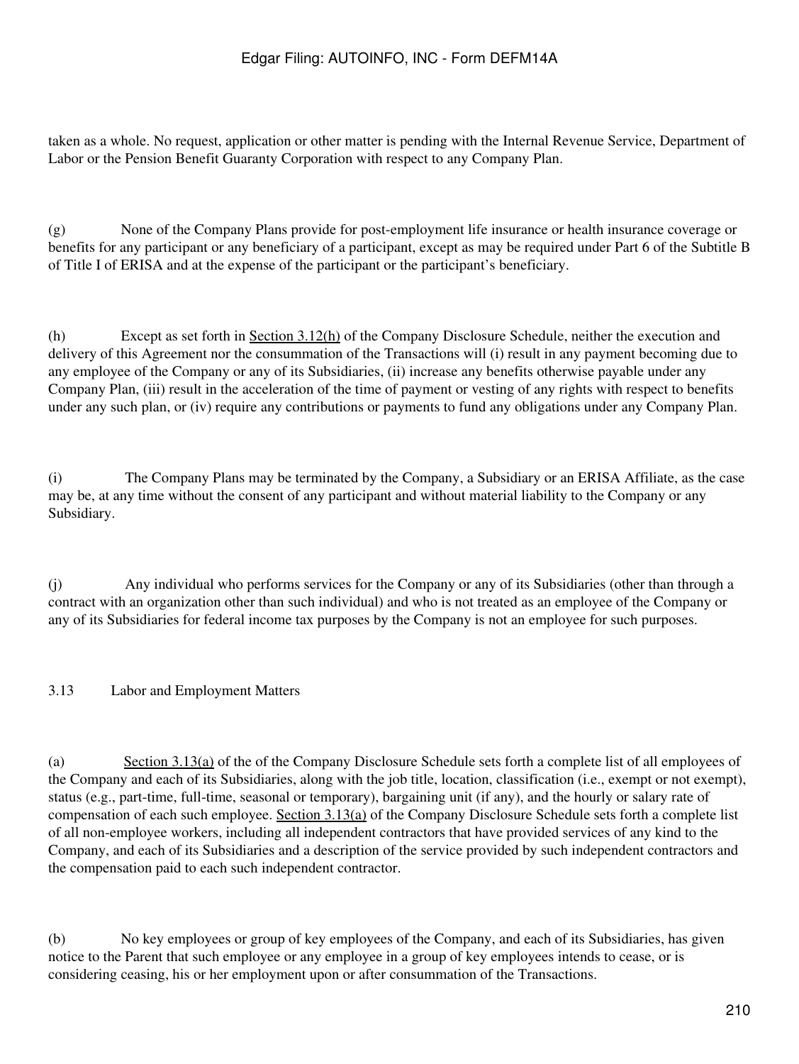taken as a whole. No request, application or other matter is pending with the Internal Revenue Service, Department of Labor or the Pension Benefit Guaranty Corporation with respect to any Company Plan.

(g) None of the Company Plans provide for post-employment life insurance or health insurance coverage or benefits for any participant or any beneficiary of a participant, except as may be required under Part 6 of the Subtitle B of Title I of ERISA and at the expense of the participant or the participant's beneficiary.

(h) Except as set forth in Section 3.12(h) of the Company Disclosure Schedule, neither the execution and delivery of this Agreement nor the consummation of the Transactions will (i) result in any payment becoming due to any employee of the Company or any of its Subsidiaries, (ii) increase any benefits otherwise payable under any Company Plan, (iii) result in the acceleration of the time of payment or vesting of any rights with respect to benefits under any such plan, or (iv) require any contributions or payments to fund any obligations under any Company Plan.

(i) The Company Plans may be terminated by the Company, a Subsidiary or an ERISA Affiliate, as the case may be, at any time without the consent of any participant and without material liability to the Company or any Subsidiary.

(j) Any individual who performs services for the Company or any of its Subsidiaries (other than through a contract with an organization other than such individual) and who is not treated as an employee of the Company or any of its Subsidiaries for federal income tax purposes by the Company is not an employee for such purposes.

3.13 Labor and Employment Matters

(a) Section 3.13(a) of the of the Company Disclosure Schedule sets forth a complete list of all employees of the Company and each of its Subsidiaries, along with the job title, location, classification (i.e., exempt or not exempt), status (e.g., part-time, full-time, seasonal or temporary), bargaining unit (if any), and the hourly or salary rate of compensation of each such employee. Section 3.13(a) of the Company Disclosure Schedule sets forth a complete list of all non-employee workers, including all independent contractors that have provided services of any kind to the Company, and each of its Subsidiaries and a description of the service provided by such independent contractors and the compensation paid to each such independent contractor.

(b) No key employees or group of key employees of the Company, and each of its Subsidiaries, has given notice to the Parent that such employee or any employee in a group of key employees intends to cease, or is considering ceasing, his or her employment upon or after consummation of the Transactions.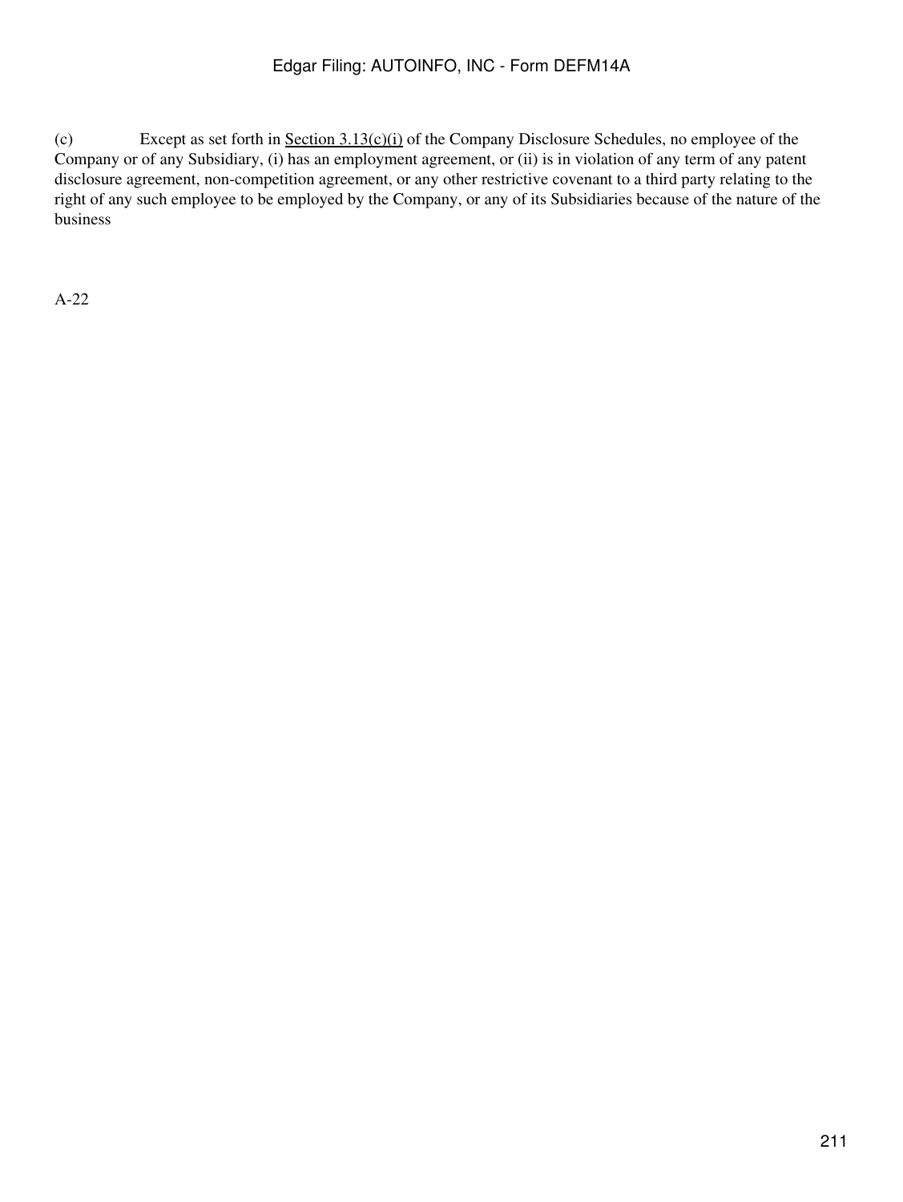(c) Except as set forth in Section 3.13(c)(i) of the Company Disclosure Schedules, no employee of the Company or of any Subsidiary, (i) has an employment agreement, or (ii) is in violation of any term of any patent disclosure agreement, non-competition agreement, or any other restrictive covenant to a third party relating to the right of any such employee to be employed by the Company, or any of its Subsidiaries because of the nature of the business

A-22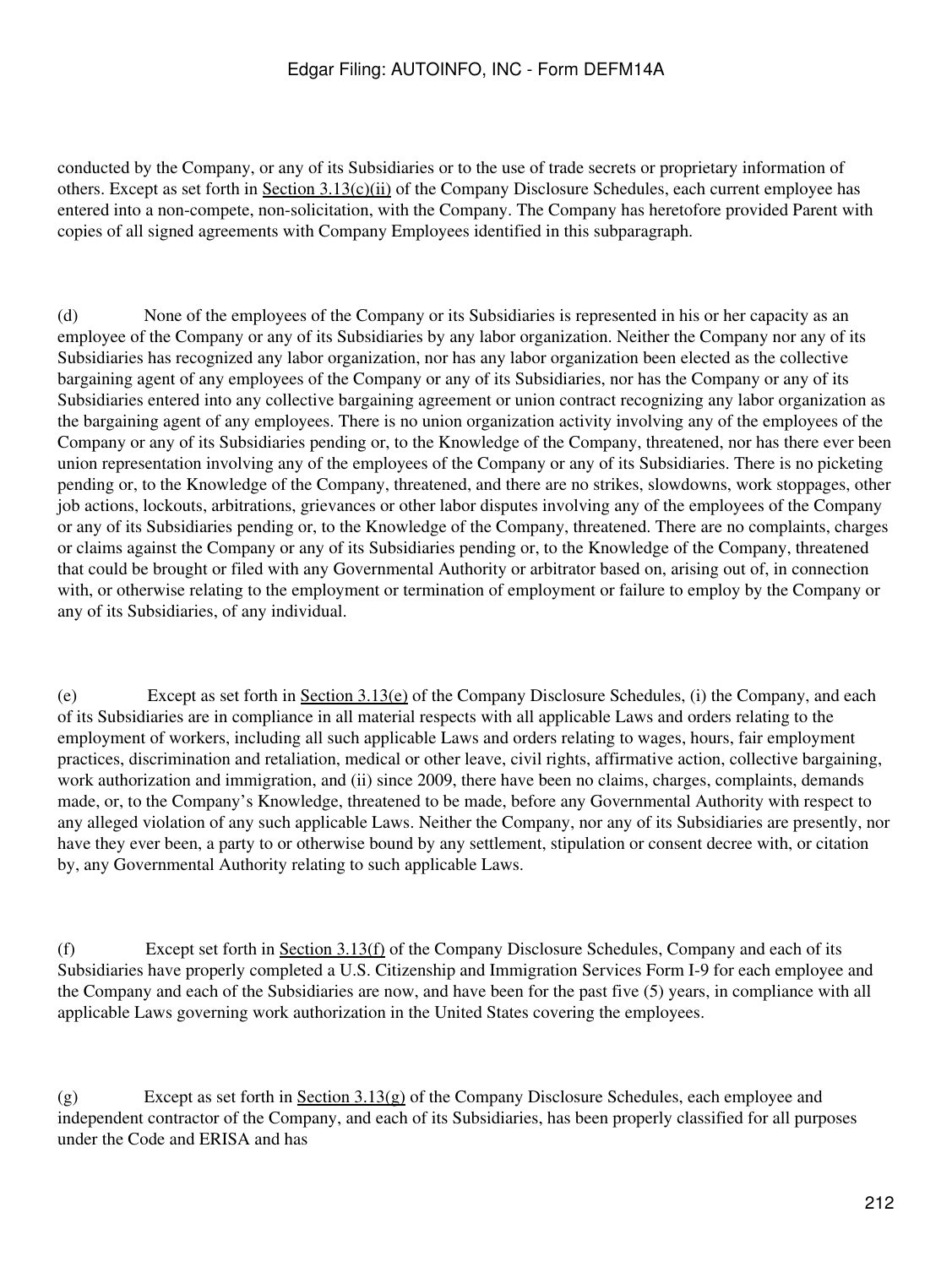conducted by the Company, or any of its Subsidiaries or to the use of trade secrets or proprietary information of others. Except as set forth in Section 3.13(c)(ii) of the Company Disclosure Schedules, each current employee has entered into a non-compete, non-solicitation, with the Company. The Company has heretofore provided Parent with copies of all signed agreements with Company Employees identified in this subparagraph.

(d) None of the employees of the Company or its Subsidiaries is represented in his or her capacity as an employee of the Company or any of its Subsidiaries by any labor organization. Neither the Company nor any of its Subsidiaries has recognized any labor organization, nor has any labor organization been elected as the collective bargaining agent of any employees of the Company or any of its Subsidiaries, nor has the Company or any of its Subsidiaries entered into any collective bargaining agreement or union contract recognizing any labor organization as the bargaining agent of any employees. There is no union organization activity involving any of the employees of the Company or any of its Subsidiaries pending or, to the Knowledge of the Company, threatened, nor has there ever been union representation involving any of the employees of the Company or any of its Subsidiaries. There is no picketing pending or, to the Knowledge of the Company, threatened, and there are no strikes, slowdowns, work stoppages, other job actions, lockouts, arbitrations, grievances or other labor disputes involving any of the employees of the Company or any of its Subsidiaries pending or, to the Knowledge of the Company, threatened. There are no complaints, charges or claims against the Company or any of its Subsidiaries pending or, to the Knowledge of the Company, threatened that could be brought or filed with any Governmental Authority or arbitrator based on, arising out of, in connection with, or otherwise relating to the employment or termination of employment or failure to employ by the Company or any of its Subsidiaries, of any individual.

(e) Except as set forth in Section 3.13(e) of the Company Disclosure Schedules, (i) the Company, and each of its Subsidiaries are in compliance in all material respects with all applicable Laws and orders relating to the employment of workers, including all such applicable Laws and orders relating to wages, hours, fair employment practices, discrimination and retaliation, medical or other leave, civil rights, affirmative action, collective bargaining, work authorization and immigration, and (ii) since 2009, there have been no claims, charges, complaints, demands made, or, to the Company's Knowledge, threatened to be made, before any Governmental Authority with respect to any alleged violation of any such applicable Laws. Neither the Company, nor any of its Subsidiaries are presently, nor have they ever been, a party to or otherwise bound by any settlement, stipulation or consent decree with, or citation by, any Governmental Authority relating to such applicable Laws.

(f) Except set forth in Section 3.13(f) of the Company Disclosure Schedules, Company and each of its Subsidiaries have properly completed a U.S. Citizenship and Immigration Services Form I-9 for each employee and the Company and each of the Subsidiaries are now, and have been for the past five (5) years, in compliance with all applicable Laws governing work authorization in the United States covering the employees.

(g) Except as set forth in Section 3.13(g) of the Company Disclosure Schedules, each employee and independent contractor of the Company, and each of its Subsidiaries, has been properly classified for all purposes under the Code and ERISA and has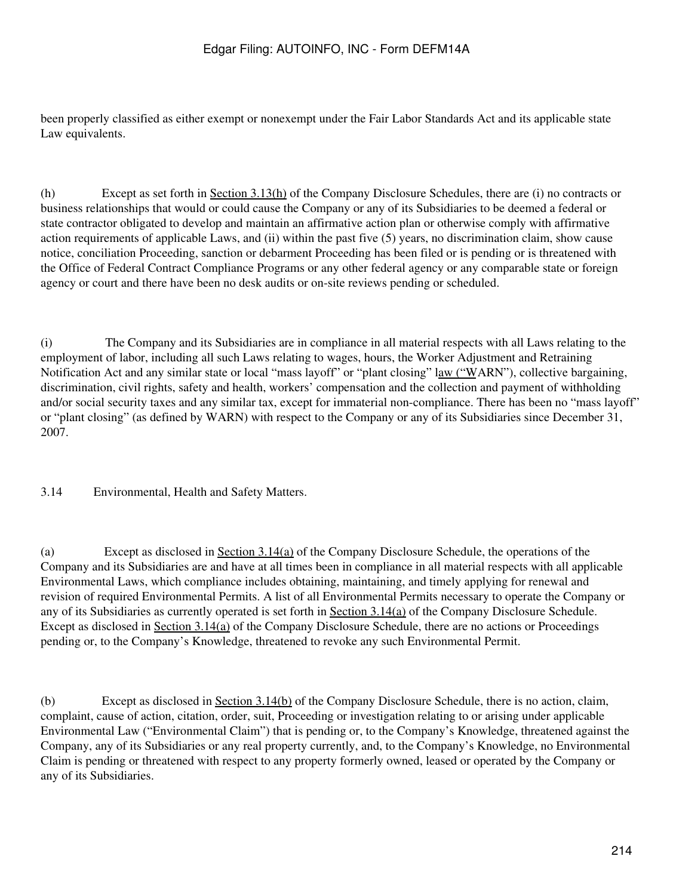been properly classified as either exempt or nonexempt under the Fair Labor Standards Act and its applicable state Law equivalents.

(h) Except as set forth in Section 3.13(h) of the Company Disclosure Schedules, there are (i) no contracts or business relationships that would or could cause the Company or any of its Subsidiaries to be deemed a federal or state contractor obligated to develop and maintain an affirmative action plan or otherwise comply with affirmative action requirements of applicable Laws, and (ii) within the past five (5) years, no discrimination claim, show cause notice, conciliation Proceeding, sanction or debarment Proceeding has been filed or is pending or is threatened with the Office of Federal Contract Compliance Programs or any other federal agency or any comparable state or foreign agency or court and there have been no desk audits or on-site reviews pending or scheduled.

(i) The Company and its Subsidiaries are in compliance in all material respects with all Laws relating to the employment of labor, including all such Laws relating to wages, hours, the Worker Adjustment and Retraining Notification Act and any similar state or local "mass layoff" or "plant closing" law ("WARN"), collective bargaining, discrimination, civil rights, safety and health, workers' compensation and the collection and payment of withholding and/or social security taxes and any similar tax, except for immaterial non-compliance. There has been no "mass layoff" or "plant closing" (as defined by WARN) with respect to the Company or any of its Subsidiaries since December 31, 2007.

3.14 Environmental, Health and Safety Matters.

(a) Except as disclosed in Section 3.14(a) of the Company Disclosure Schedule, the operations of the Company and its Subsidiaries are and have at all times been in compliance in all material respects with all applicable Environmental Laws, which compliance includes obtaining, maintaining, and timely applying for renewal and revision of required Environmental Permits. A list of all Environmental Permits necessary to operate the Company or any of its Subsidiaries as currently operated is set forth in Section 3.14(a) of the Company Disclosure Schedule. Except as disclosed in Section 3.14(a) of the Company Disclosure Schedule, there are no actions or Proceedings pending or, to the Company's Knowledge, threatened to revoke any such Environmental Permit.

(b) Except as disclosed in Section 3.14(b) of the Company Disclosure Schedule, there is no action, claim, complaint, cause of action, citation, order, suit, Proceeding or investigation relating to or arising under applicable Environmental Law ("Environmental Claim") that is pending or, to the Company's Knowledge, threatened against the Company, any of its Subsidiaries or any real property currently, and, to the Company's Knowledge, no Environmental Claim is pending or threatened with respect to any property formerly owned, leased or operated by the Company or any of its Subsidiaries.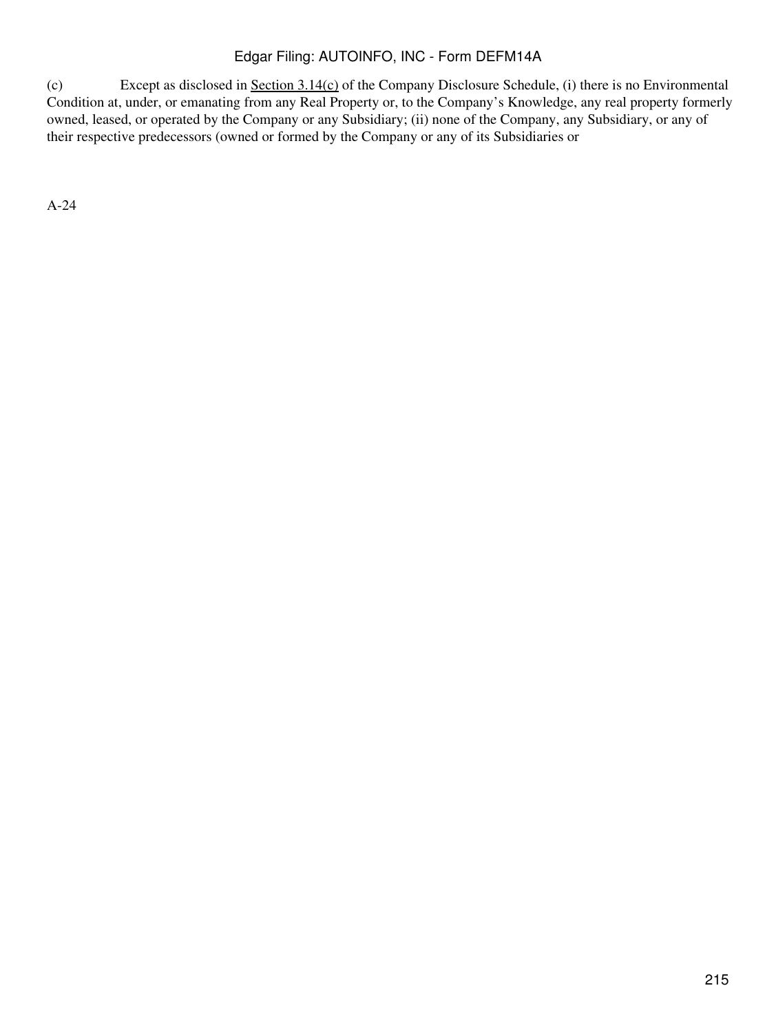(c) Except as disclosed in Section 3.14(c) of the Company Disclosure Schedule, (i) there is no Environmental Condition at, under, or emanating from any Real Property or, to the Company's Knowledge, any real property formerly owned, leased, or operated by the Company or any Subsidiary; (ii) none of the Company, any Subsidiary, or any of their respective predecessors (owned or formed by the Company or any of its Subsidiaries or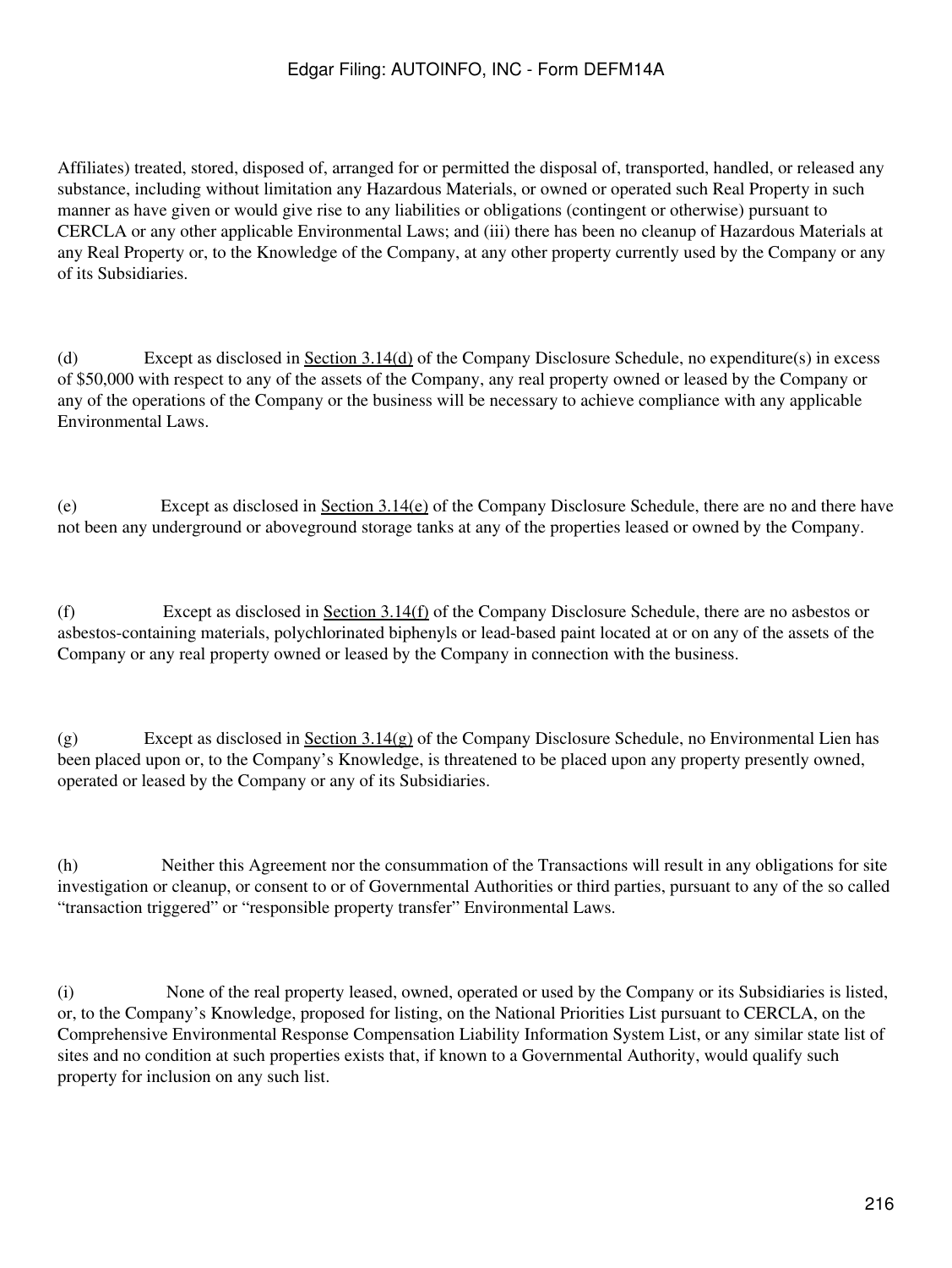Affiliates) treated, stored, disposed of, arranged for or permitted the disposal of, transported, handled, or released any substance, including without limitation any Hazardous Materials, or owned or operated such Real Property in such manner as have given or would give rise to any liabilities or obligations (contingent or otherwise) pursuant to CERCLA or any other applicable Environmental Laws; and (iii) there has been no cleanup of Hazardous Materials at any Real Property or, to the Knowledge of the Company, at any other property currently used by the Company or any of its Subsidiaries.

(d) Except as disclosed in Section 3.14(d) of the Company Disclosure Schedule, no expenditure(s) in excess of $50,000 with respect to any of the assets of the Company, any real property owned or leased by the Company or any of the operations of the Company or the business will be necessary to achieve compliance with any applicable Environmental Laws.

(e) Except as disclosed in Section 3.14(e) of the Company Disclosure Schedule, there are no and there have not been any underground or aboveground storage tanks at any of the properties leased or owned by the Company.

(f) Except as disclosed in Section 3.14(f) of the Company Disclosure Schedule, there are no asbestos or asbestos-containing materials, polychlorinated biphenyls or lead-based paint located at or on any of the assets of the Company or any real property owned or leased by the Company in connection with the business.

(g) Except as disclosed in Section 3.14(g) of the Company Disclosure Schedule, no Environmental Lien has been placed upon or, to the Company's Knowledge, is threatened to be placed upon any property presently owned, operated or leased by the Company or any of its Subsidiaries.

(h) Neither this Agreement nor the consummation of the Transactions will result in any obligations for site investigation or cleanup, or consent to or of Governmental Authorities or third parties, pursuant to any of the so called "transaction triggered" or "responsible property transfer" Environmental Laws.

(i) None of the real property leased, owned, operated or used by the Company or its Subsidiaries is listed, or, to the Company's Knowledge, proposed for listing, on the National Priorities List pursuant to CERCLA, on the Comprehensive Environmental Response Compensation Liability Information System List, or any similar state list of sites and no condition at such properties exists that, if known to a Governmental Authority, would qualify such property for inclusion on any such list.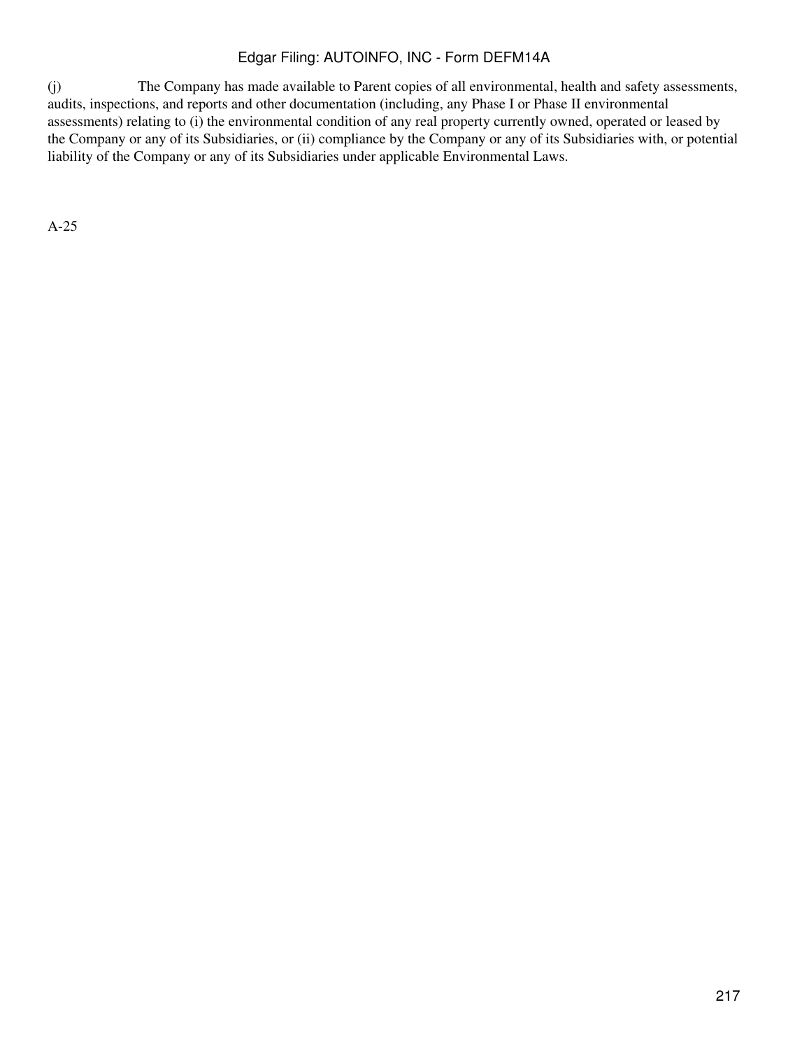(j) The Company has made available to Parent copies of all environmental, health and safety assessments, audits, inspections, and reports and other documentation (including, any Phase I or Phase II environmental assessments) relating to (i) the environmental condition of any real property currently owned, operated or leased by the Company or any of its Subsidiaries, or (ii) compliance by the Company or any of its Subsidiaries with, or potential liability of the Company or any of its Subsidiaries under applicable Environmental Laws.

A-25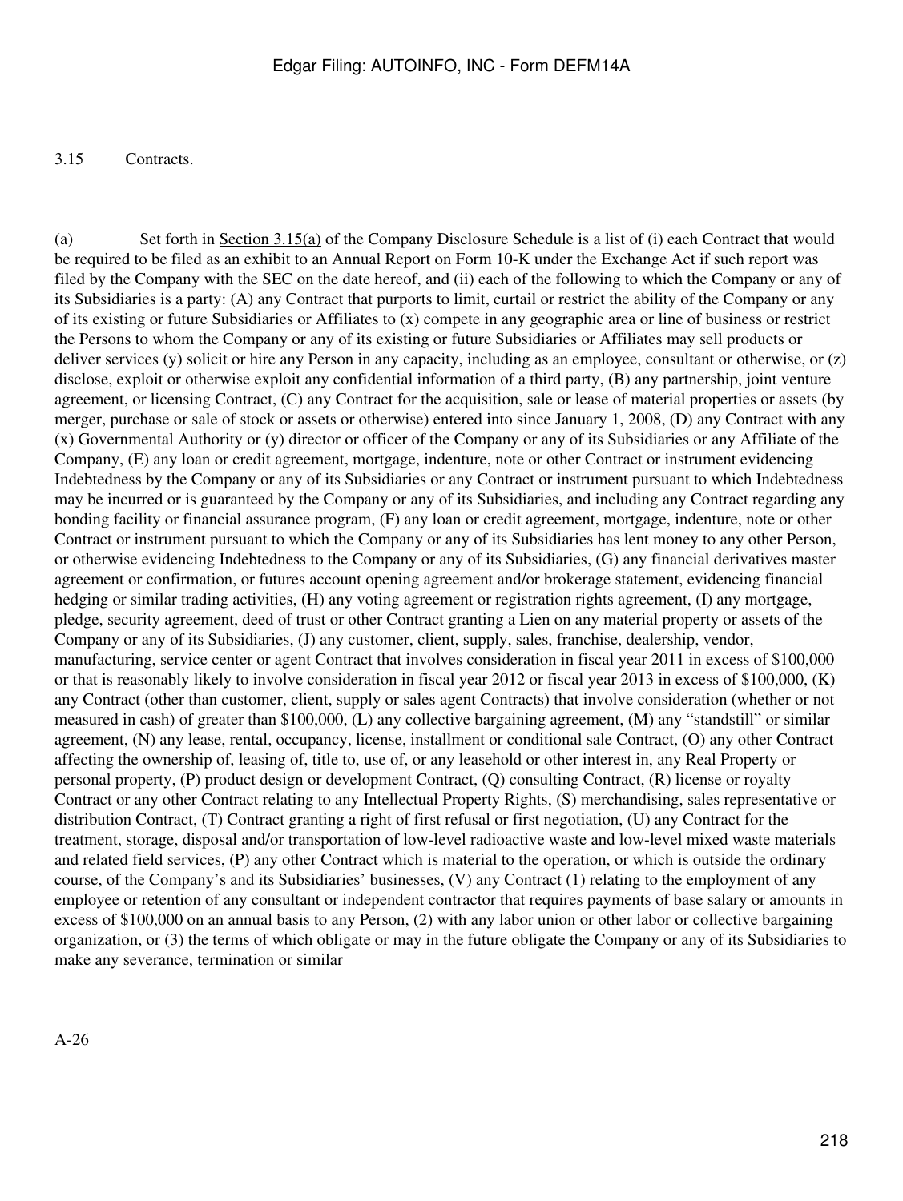3.15 Contracts.

(a) Set forth in Section 3.15(a) of the Company Disclosure Schedule is a list of (i) each Contract that would be required to be filed as an exhibit to an Annual Report on Form 10-K under the Exchange Act if such report was filed by the Company with the SEC on the date hereof, and (ii) each of the following to which the Company or any of its Subsidiaries is a party: (A) any Contract that purports to limit, curtail or restrict the ability of the Company or any of its existing or future Subsidiaries or Affiliates to (x) compete in any geographic area or line of business or restrict the Persons to whom the Company or any of its existing or future Subsidiaries or Affiliates may sell products or deliver services (y) solicit or hire any Person in any capacity, including as an employee, consultant or otherwise, or (z) disclose, exploit or otherwise exploit any confidential information of a third party, (B) any partnership, joint venture agreement, or licensing Contract, (C) any Contract for the acquisition, sale or lease of material properties or assets (by merger, purchase or sale of stock or assets or otherwise) entered into since January 1, 2008, (D) any Contract with any (x) Governmental Authority or (y) director or officer of the Company or any of its Subsidiaries or any Affiliate of the Company, (E) any loan or credit agreement, mortgage, indenture, note or other Contract or instrument evidencing Indebtedness by the Company or any of its Subsidiaries or any Contract or instrument pursuant to which Indebtedness may be incurred or is guaranteed by the Company or any of its Subsidiaries, and including any Contract regarding any bonding facility or financial assurance program, (F) any loan or credit agreement, mortgage, indenture, note or other Contract or instrument pursuant to which the Company or any of its Subsidiaries has lent money to any other Person, or otherwise evidencing Indebtedness to the Company or any of its Subsidiaries, (G) any financial derivatives master agreement or confirmation, or futures account opening agreement and/or brokerage statement, evidencing financial hedging or similar trading activities, (H) any voting agreement or registration rights agreement, (I) any mortgage, pledge, security agreement, deed of trust or other Contract granting a Lien on any material property or assets of the Company or any of its Subsidiaries, (J) any customer, client, supply, sales, franchise, dealership, vendor, manufacturing, service center or agent Contract that involves consideration in fiscal year 2011 in excess of $100,000 or that is reasonably likely to involve consideration in fiscal year 2012 or fiscal year 2013 in excess of $100,000, (K) any Contract (other than customer, client, supply or sales agent Contracts) that involve consideration (whether or not measured in cash) of greater than $100,000, (L) any collective bargaining agreement, (M) any "standstill" or similar agreement, (N) any lease, rental, occupancy, license, installment or conditional sale Contract, (O) any other Contract affecting the ownership of, leasing of, title to, use of, or any leasehold or other interest in, any Real Property or personal property, (P) product design or development Contract, (Q) consulting Contract, (R) license or royalty Contract or any other Contract relating to any Intellectual Property Rights, (S) merchandising, sales representative or distribution Contract, (T) Contract granting a right of first refusal or first negotiation, (U) any Contract for the treatment, storage, disposal and/or transportation of low-level radioactive waste and low-level mixed waste materials and related field services, (P) any other Contract which is material to the operation, or which is outside the ordinary course, of the Company's and its Subsidiaries' businesses, (V) any Contract (1) relating to the employment of any employee or retention of any consultant or independent contractor that requires payments of base salary or amounts in excess of $100,000 on an annual basis to any Person, (2) with any labor union or other labor or collective bargaining organization, or (3) the terms of which obligate or may in the future obligate the Company or any of its Subsidiaries to make any severance, termination or similar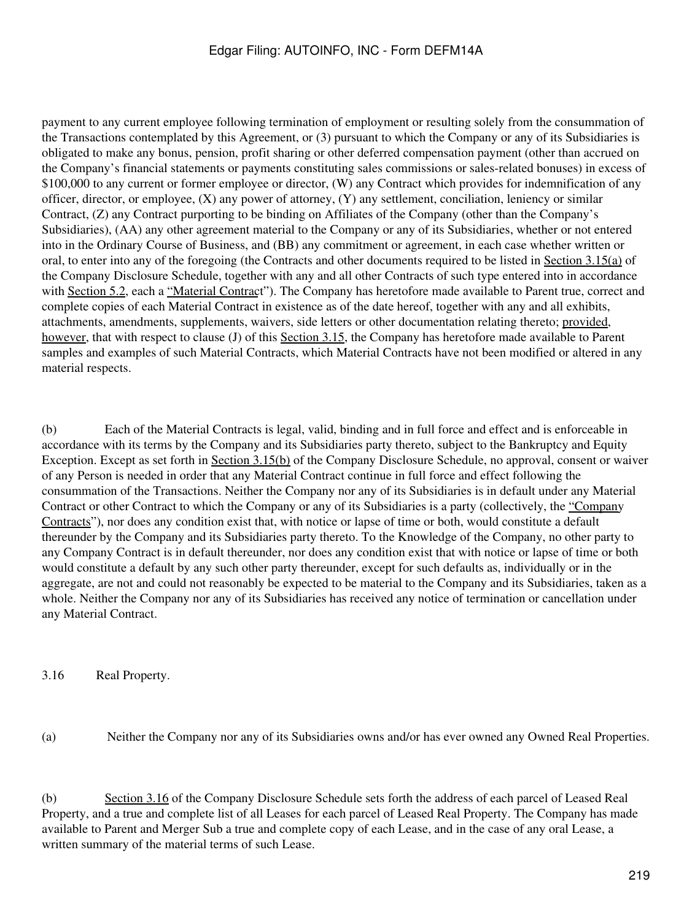payment to any current employee following termination of employment or resulting solely from the consummation of the Transactions contemplated by this Agreement, or (3) pursuant to which the Company or any of its Subsidiaries is obligated to make any bonus, pension, profit sharing or other deferred compensation payment (other than accrued on the Company's financial statements or payments constituting sales commissions or sales-related bonuses) in excess of $100,000 to any current or former employee or director, (W) any Contract which provides for indemnification of any officer, director, or employee, (X) any power of attorney, (Y) any settlement, conciliation, leniency or similar Contract, (Z) any Contract purporting to be binding on Affiliates of the Company (other than the Company's Subsidiaries), (AA) any other agreement material to the Company or any of its Subsidiaries, whether or not entered into in the Ordinary Course of Business, and (BB) any commitment or agreement, in each case whether written or oral, to enter into any of the foregoing (the Contracts and other documents required to be listed in Section 3.15(a) of the Company Disclosure Schedule, together with any and all other Contracts of such type entered into in accordance with Section 5.2, each a "Material Contract"). The Company has heretofore made available to Parent true, correct and complete copies of each Material Contract in existence as of the date hereof, together with any and all exhibits, attachments, amendments, supplements, waivers, side letters or other documentation relating thereto; provided, however, that with respect to clause (J) of this Section 3.15, the Company has heretofore made available to Parent samples and examples of such Material Contracts, which Material Contracts have not been modified or altered in any material respects.

(b) Each of the Material Contracts is legal, valid, binding and in full force and effect and is enforceable in accordance with its terms by the Company and its Subsidiaries party thereto, subject to the Bankruptcy and Equity Exception. Except as set forth in Section 3.15(b) of the Company Disclosure Schedule, no approval, consent or waiver of any Person is needed in order that any Material Contract continue in full force and effect following the consummation of the Transactions. Neither the Company nor any of its Subsidiaries is in default under any Material Contract or other Contract to which the Company or any of its Subsidiaries is a party (collectively, the "Company Contracts"), nor does any condition exist that, with notice or lapse of time or both, would constitute a default thereunder by the Company and its Subsidiaries party thereto. To the Knowledge of the Company, no other party to any Company Contract is in default thereunder, nor does any condition exist that with notice or lapse of time or both would constitute a default by any such other party thereunder, except for such defaults as, individually or in the aggregate, are not and could not reasonably be expected to be material to the Company and its Subsidiaries, taken as a whole. Neither the Company nor any of its Subsidiaries has received any notice of termination or cancellation under any Material Contract.

3.16 Real Property.

(a) Neither the Company nor any of its Subsidiaries owns and/or has ever owned any Owned Real Properties.

(b) Section 3.16 of the Company Disclosure Schedule sets forth the address of each parcel of Leased Real Property, and a true and complete list of all Leases for each parcel of Leased Real Property. The Company has made available to Parent and Merger Sub a true and complete copy of each Lease, and in the case of any oral Lease, a written summary of the material terms of such Lease.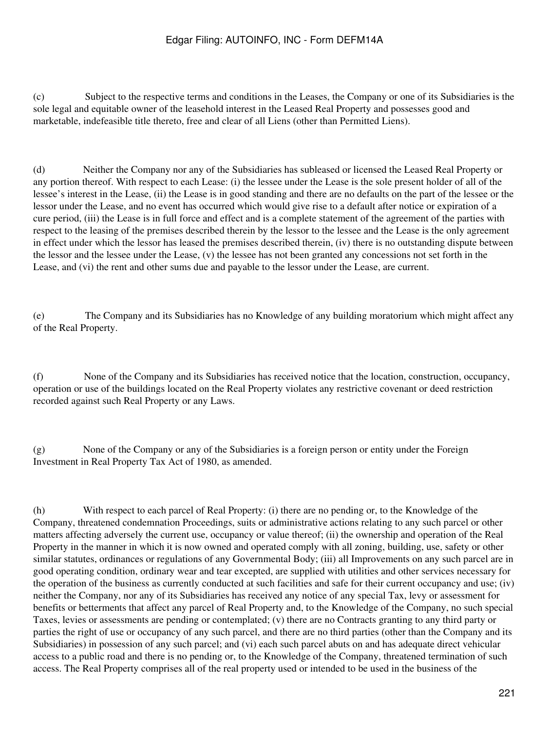(c) Subject to the respective terms and conditions in the Leases, the Company or one of its Subsidiaries is the sole legal and equitable owner of the leasehold interest in the Leased Real Property and possesses good and marketable, indefeasible title thereto, free and clear of all Liens (other than Permitted Liens).

(d) Neither the Company nor any of the Subsidiaries has subleased or licensed the Leased Real Property or any portion thereof. With respect to each Lease: (i) the lessee under the Lease is the sole present holder of all of the lessee's interest in the Lease, (ii) the Lease is in good standing and there are no defaults on the part of the lessee or the lessor under the Lease, and no event has occurred which would give rise to a default after notice or expiration of a cure period, (iii) the Lease is in full force and effect and is a complete statement of the agreement of the parties with respect to the leasing of the premises described therein by the lessor to the lessee and the Lease is the only agreement in effect under which the lessor has leased the premises described therein, (iv) there is no outstanding dispute between the lessor and the lessee under the Lease, (v) the lessee has not been granted any concessions not set forth in the Lease, and (vi) the rent and other sums due and payable to the lessor under the Lease, are current.

(e) The Company and its Subsidiaries has no Knowledge of any building moratorium which might affect any of the Real Property.

(f) None of the Company and its Subsidiaries has received notice that the location, construction, occupancy, operation or use of the buildings located on the Real Property violates any restrictive covenant or deed restriction recorded against such Real Property or any Laws.

(g) None of the Company or any of the Subsidiaries is a foreign person or entity under the Foreign Investment in Real Property Tax Act of 1980, as amended.

(h) With respect to each parcel of Real Property: (i) there are no pending or, to the Knowledge of the Company, threatened condemnation Proceedings, suits or administrative actions relating to any such parcel or other matters affecting adversely the current use, occupancy or value thereof; (ii) the ownership and operation of the Real Property in the manner in which it is now owned and operated comply with all zoning, building, use, safety or other similar statutes, ordinances or regulations of any Governmental Body; (iii) all Improvements on any such parcel are in good operating condition, ordinary wear and tear excepted, are supplied with utilities and other services necessary for the operation of the business as currently conducted at such facilities and safe for their current occupancy and use; (iv) neither the Company, nor any of its Subsidiaries has received any notice of any special Tax, levy or assessment for benefits or betterments that affect any parcel of Real Property and, to the Knowledge of the Company, no such special Taxes, levies or assessments are pending or contemplated; (v) there are no Contracts granting to any third party or parties the right of use or occupancy of any such parcel, and there are no third parties (other than the Company and its Subsidiaries) in possession of any such parcel; and (vi) each such parcel abuts on and has adequate direct vehicular access to a public road and there is no pending or, to the Knowledge of the Company, threatened termination of such access. The Real Property comprises all of the real property used or intended to be used in the business of the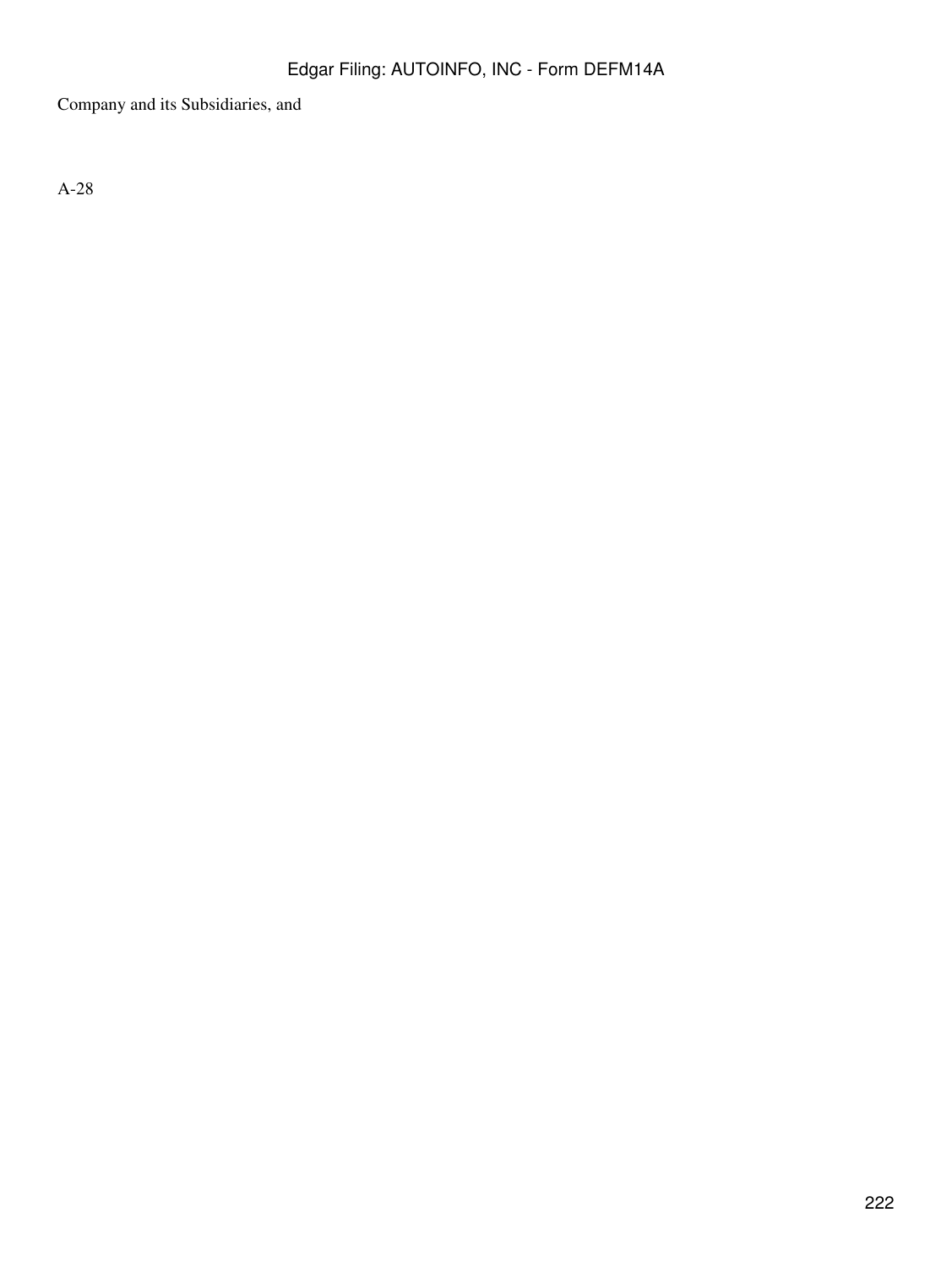Company and its Subsidiaries, and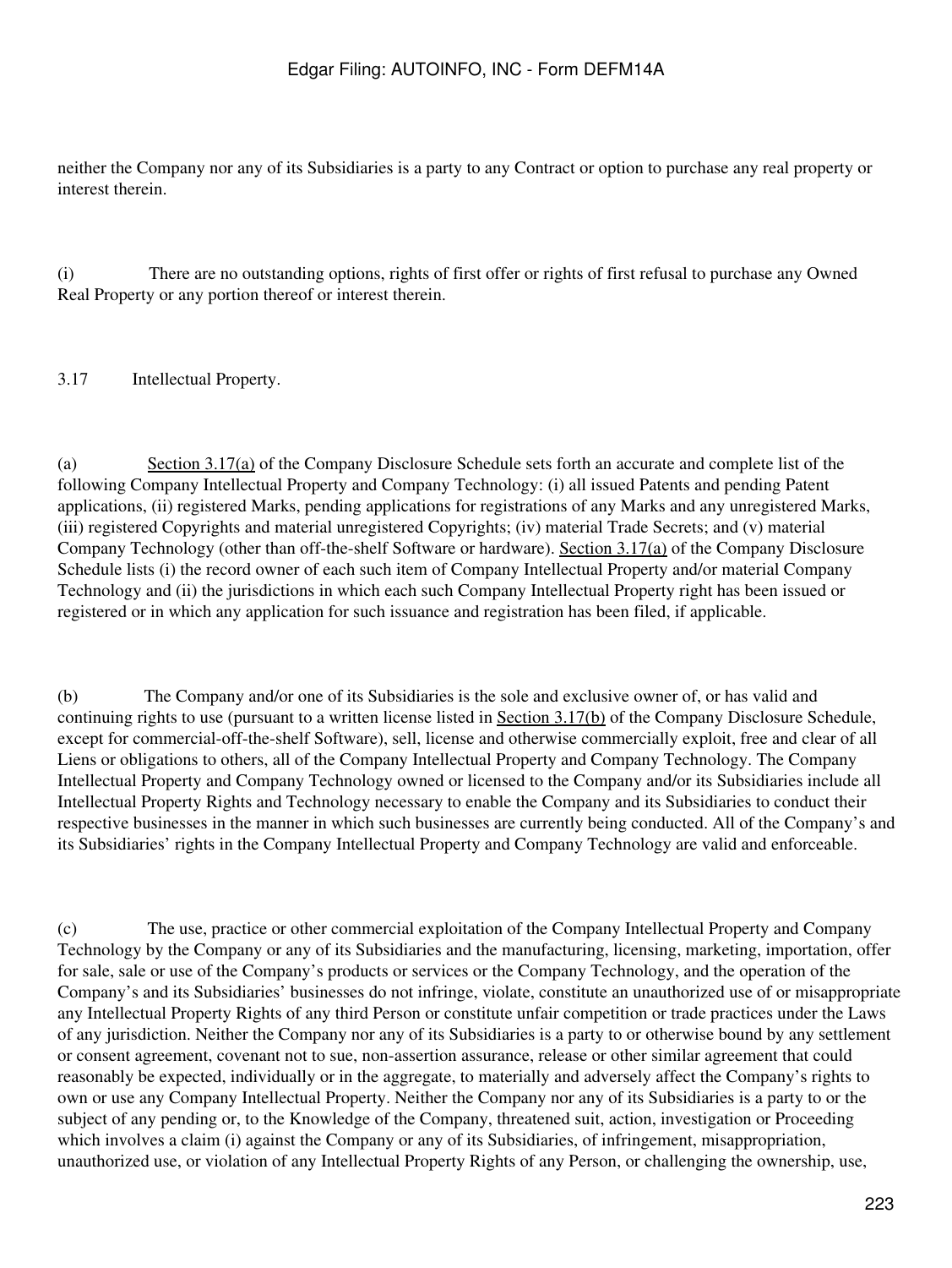neither the Company nor any of its Subsidiaries is a party to any Contract or option to purchase any real property or interest therein.

(i) There are no outstanding options, rights of first offer or rights of first refusal to purchase any Owned Real Property or any portion thereof or interest therein.

3.17 Intellectual Property.

(a) Section 3.17(a) of the Company Disclosure Schedule sets forth an accurate and complete list of the following Company Intellectual Property and Company Technology: (i) all issued Patents and pending Patent applications, (ii) registered Marks, pending applications for registrations of any Marks and any unregistered Marks, (iii) registered Copyrights and material unregistered Copyrights; (iv) material Trade Secrets; and (v) material Company Technology (other than off-the-shelf Software or hardware). Section 3.17(a) of the Company Disclosure Schedule lists (i) the record owner of each such item of Company Intellectual Property and/or material Company Technology and (ii) the jurisdictions in which each such Company Intellectual Property right has been issued or registered or in which any application for such issuance and registration has been filed, if applicable.

(b) The Company and/or one of its Subsidiaries is the sole and exclusive owner of, or has valid and continuing rights to use (pursuant to a written license listed in Section 3.17(b) of the Company Disclosure Schedule, except for commercial-off-the-shelf Software), sell, license and otherwise commercially exploit, free and clear of all Liens or obligations to others, all of the Company Intellectual Property and Company Technology. The Company Intellectual Property and Company Technology owned or licensed to the Company and/or its Subsidiaries include all Intellectual Property Rights and Technology necessary to enable the Company and its Subsidiaries to conduct their respective businesses in the manner in which such businesses are currently being conducted. All of the Company's and its Subsidiaries' rights in the Company Intellectual Property and Company Technology are valid and enforceable.

(c) The use, practice or other commercial exploitation of the Company Intellectual Property and Company Technology by the Company or any of its Subsidiaries and the manufacturing, licensing, marketing, importation, offer for sale, sale or use of the Company's products or services or the Company Technology, and the operation of the Company's and its Subsidiaries' businesses do not infringe, violate, constitute an unauthorized use of or misappropriate any Intellectual Property Rights of any third Person or constitute unfair competition or trade practices under the Laws of any jurisdiction. Neither the Company nor any of its Subsidiaries is a party to or otherwise bound by any settlement or consent agreement, covenant not to sue, non-assertion assurance, release or other similar agreement that could reasonably be expected, individually or in the aggregate, to materially and adversely affect the Company's rights to own or use any Company Intellectual Property. Neither the Company nor any of its Subsidiaries is a party to or the subject of any pending or, to the Knowledge of the Company, threatened suit, action, investigation or Proceeding which involves a claim (i) against the Company or any of its Subsidiaries, of infringement, misappropriation, unauthorized use, or violation of any Intellectual Property Rights of any Person, or challenging the ownership, use,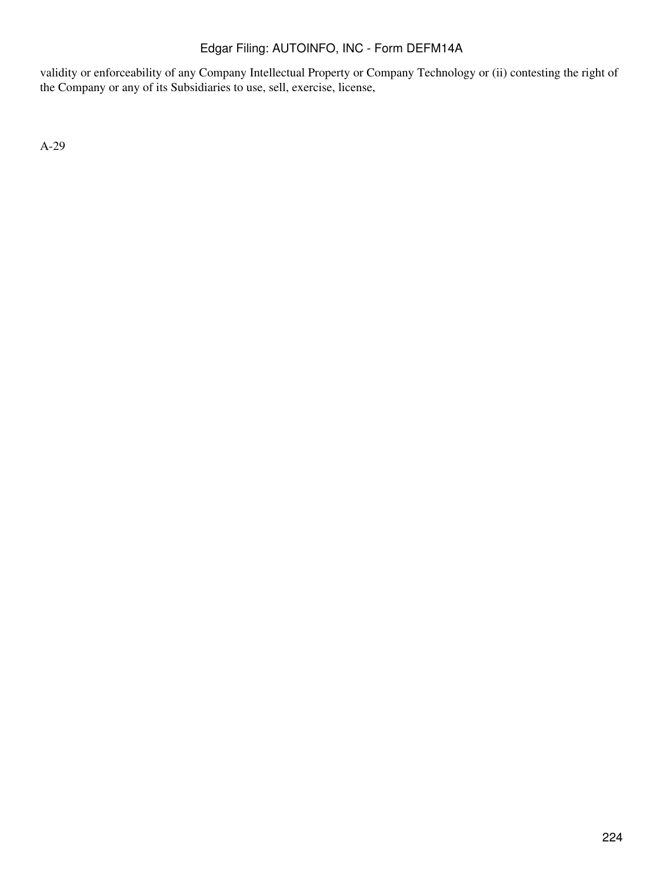validity or enforceability of any Company Intellectual Property or Company Technology or (ii) contesting the right of the Company or any of its Subsidiaries to use, sell, exercise, license,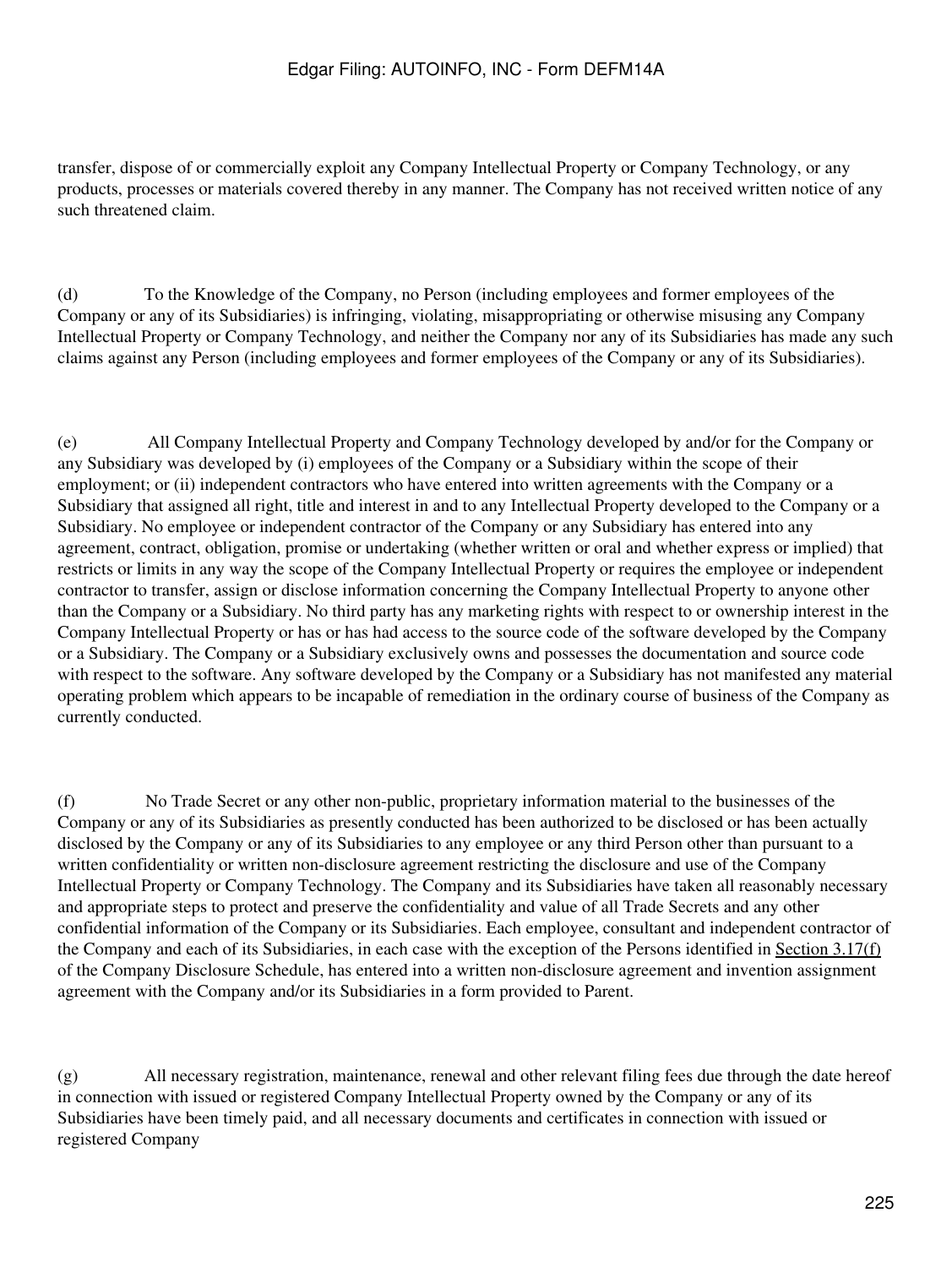transfer, dispose of or commercially exploit any Company Intellectual Property or Company Technology, or any products, processes or materials covered thereby in any manner. The Company has not received written notice of any such threatened claim.

(d) To the Knowledge of the Company, no Person (including employees and former employees of the Company or any of its Subsidiaries) is infringing, violating, misappropriating or otherwise misusing any Company Intellectual Property or Company Technology, and neither the Company nor any of its Subsidiaries has made any such claims against any Person (including employees and former employees of the Company or any of its Subsidiaries).

(e) All Company Intellectual Property and Company Technology developed by and/or for the Company or any Subsidiary was developed by (i) employees of the Company or a Subsidiary within the scope of their employment; or (ii) independent contractors who have entered into written agreements with the Company or a Subsidiary that assigned all right, title and interest in and to any Intellectual Property developed to the Company or a Subsidiary. No employee or independent contractor of the Company or any Subsidiary has entered into any agreement, contract, obligation, promise or undertaking (whether written or oral and whether express or implied) that restricts or limits in any way the scope of the Company Intellectual Property or requires the employee or independent contractor to transfer, assign or disclose information concerning the Company Intellectual Property to anyone other than the Company or a Subsidiary. No third party has any marketing rights with respect to or ownership interest in the Company Intellectual Property or has or has had access to the source code of the software developed by the Company or a Subsidiary. The Company or a Subsidiary exclusively owns and possesses the documentation and source code with respect to the software. Any software developed by the Company or a Subsidiary has not manifested any material operating problem which appears to be incapable of remediation in the ordinary course of business of the Company as currently conducted.

(f) No Trade Secret or any other non-public, proprietary information material to the businesses of the Company or any of its Subsidiaries as presently conducted has been authorized to be disclosed or has been actually disclosed by the Company or any of its Subsidiaries to any employee or any third Person other than pursuant to a written confidentiality or written non-disclosure agreement restricting the disclosure and use of the Company Intellectual Property or Company Technology. The Company and its Subsidiaries have taken all reasonably necessary and appropriate steps to protect and preserve the confidentiality and value of all Trade Secrets and any other confidential information of the Company or its Subsidiaries. Each employee, consultant and independent contractor of the Company and each of its Subsidiaries, in each case with the exception of the Persons identified in Section 3.17(f) of the Company Disclosure Schedule, has entered into a written non-disclosure agreement and invention assignment agreement with the Company and/or its Subsidiaries in a form provided to Parent.

(g) All necessary registration, maintenance, renewal and other relevant filing fees due through the date hereof in connection with issued or registered Company Intellectual Property owned by the Company or any of its Subsidiaries have been timely paid, and all necessary documents and certificates in connection with issued or registered Company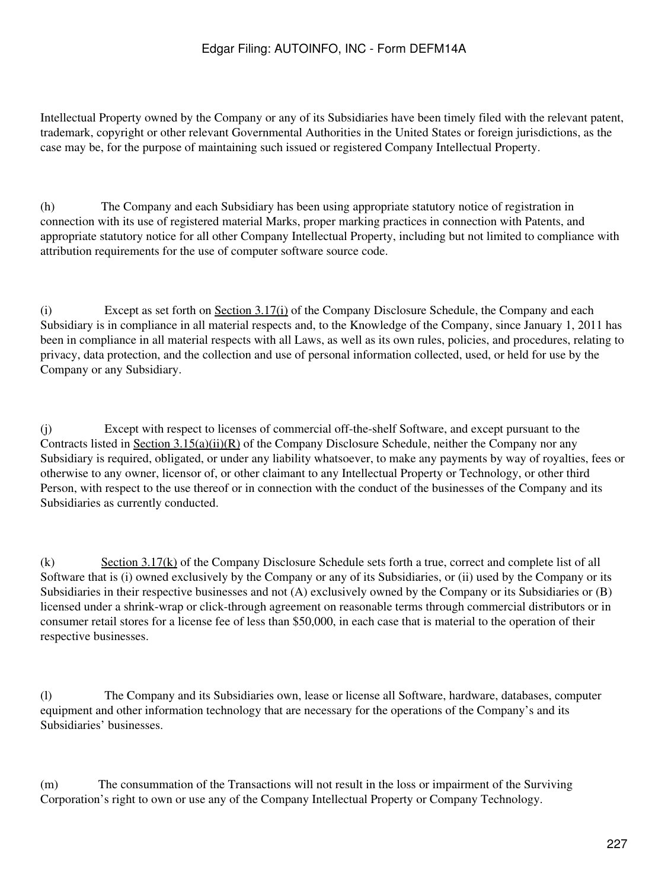Intellectual Property owned by the Company or any of its Subsidiaries have been timely filed with the relevant patent, trademark, copyright or other relevant Governmental Authorities in the United States or foreign jurisdictions, as the case may be, for the purpose of maintaining such issued or registered Company Intellectual Property.

(h) The Company and each Subsidiary has been using appropriate statutory notice of registration in connection with its use of registered material Marks, proper marking practices in connection with Patents, and appropriate statutory notice for all other Company Intellectual Property, including but not limited to compliance with attribution requirements for the use of computer software source code.

(i) Except as set forth on Section 3.17(i) of the Company Disclosure Schedule, the Company and each Subsidiary is in compliance in all material respects and, to the Knowledge of the Company, since January 1, 2011 has been in compliance in all material respects with all Laws, as well as its own rules, policies, and procedures, relating to privacy, data protection, and the collection and use of personal information collected, used, or held for use by the Company or any Subsidiary.

(j) Except with respect to licenses of commercial off-the-shelf Software, and except pursuant to the Contracts listed in Section 3.15(a)(ii)(R) of the Company Disclosure Schedule, neither the Company nor any Subsidiary is required, obligated, or under any liability whatsoever, to make any payments by way of royalties, fees or otherwise to any owner, licensor of, or other claimant to any Intellectual Property or Technology, or other third Person, with respect to the use thereof or in connection with the conduct of the businesses of the Company and its Subsidiaries as currently conducted.

(k) Section 3.17(k) of the Company Disclosure Schedule sets forth a true, correct and complete list of all Software that is (i) owned exclusively by the Company or any of its Subsidiaries, or (ii) used by the Company or its Subsidiaries in their respective businesses and not (A) exclusively owned by the Company or its Subsidiaries or (B) licensed under a shrink-wrap or click-through agreement on reasonable terms through commercial distributors or in consumer retail stores for a license fee of less than $50,000, in each case that is material to the operation of their respective businesses.

(l) The Company and its Subsidiaries own, lease or license all Software, hardware, databases, computer equipment and other information technology that are necessary for the operations of the Company's and its Subsidiaries' businesses.

(m) The consummation of the Transactions will not result in the loss or impairment of the Surviving Corporation's right to own or use any of the Company Intellectual Property or Company Technology.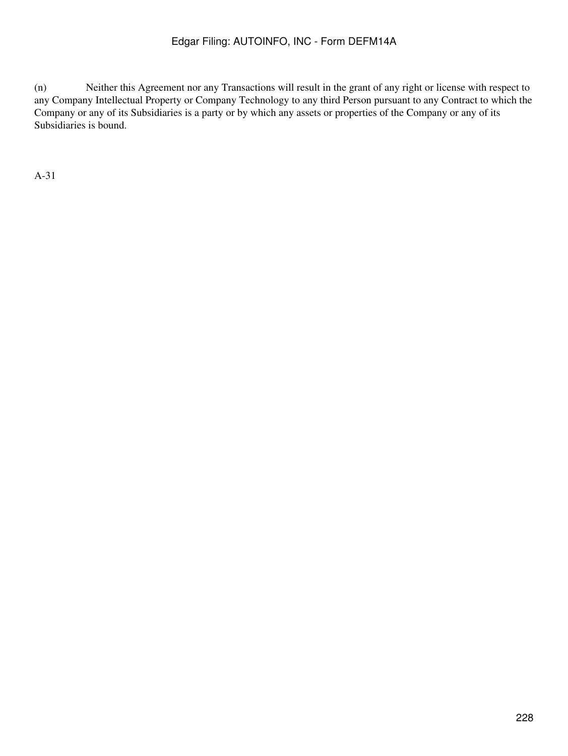(n) Neither this Agreement nor any Transactions will result in the grant of any right or license with respect to any Company Intellectual Property or Company Technology to any third Person pursuant to any Contract to which the Company or any of its Subsidiaries is a party or by which any assets or properties of the Company or any of its Subsidiaries is bound.

A-31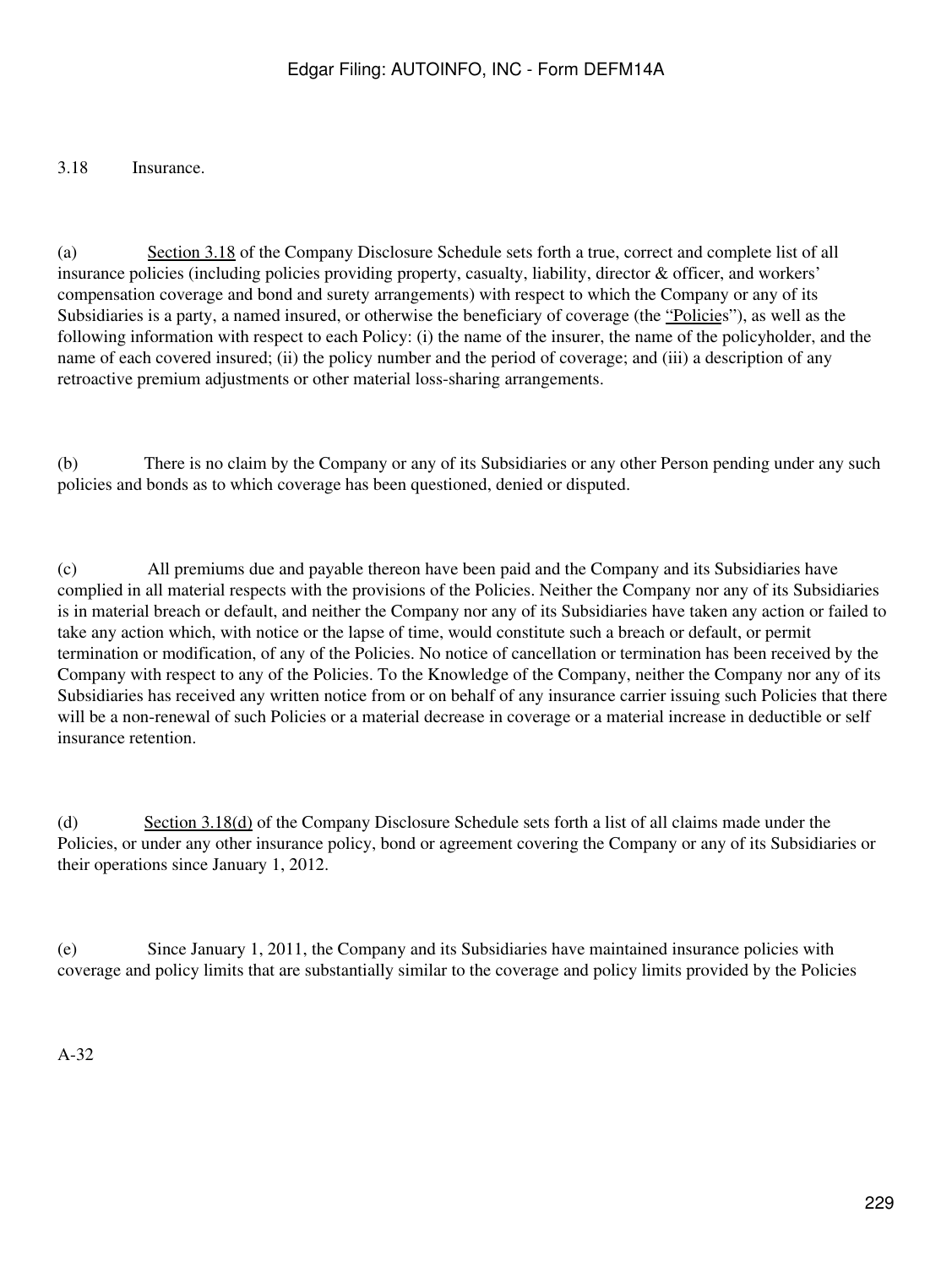3.18 Insurance.

(a) Section 3.18 of the Company Disclosure Schedule sets forth a true, correct and complete list of all insurance policies (including policies providing property, casualty, liability, director & officer, and workers' compensation coverage and bond and surety arrangements) with respect to which the Company or any of its Subsidiaries is a party, a named insured, or otherwise the beneficiary of coverage (the "Policies"), as well as the following information with respect to each Policy: (i) the name of the insurer, the name of the policyholder, and the name of each covered insured; (ii) the policy number and the period of coverage; and (iii) a description of any retroactive premium adjustments or other material loss-sharing arrangements.

(b) There is no claim by the Company or any of its Subsidiaries or any other Person pending under any such policies and bonds as to which coverage has been questioned, denied or disputed.

(c) All premiums due and payable thereon have been paid and the Company and its Subsidiaries have complied in all material respects with the provisions of the Policies. Neither the Company nor any of its Subsidiaries is in material breach or default, and neither the Company nor any of its Subsidiaries have taken any action or failed to take any action which, with notice or the lapse of time, would constitute such a breach or default, or permit termination or modification, of any of the Policies. No notice of cancellation or termination has been received by the Company with respect to any of the Policies. To the Knowledge of the Company, neither the Company nor any of its Subsidiaries has received any written notice from or on behalf of any insurance carrier issuing such Policies that there will be a non-renewal of such Policies or a material decrease in coverage or a material increase in deductible or self insurance retention.

(d) Section 3.18(d) of the Company Disclosure Schedule sets forth a list of all claims made under the Policies, or under any other insurance policy, bond or agreement covering the Company or any of its Subsidiaries or their operations since January 1, 2012.

(e) Since January 1, 2011, the Company and its Subsidiaries have maintained insurance policies with coverage and policy limits that are substantially similar to the coverage and policy limits provided by the Policies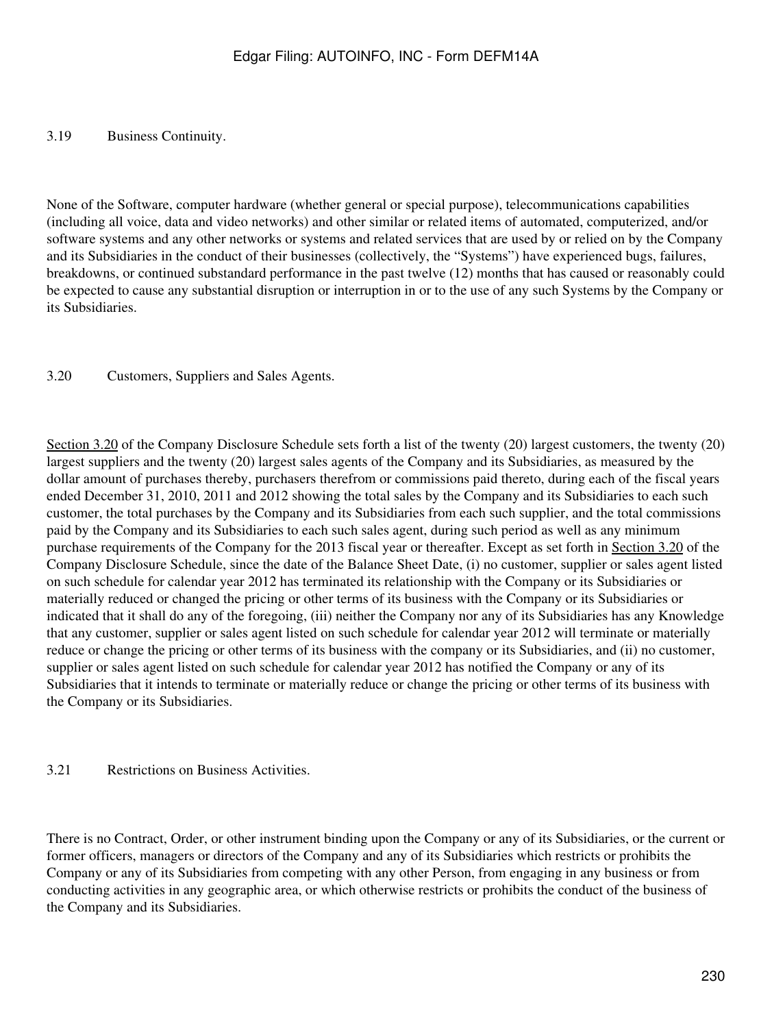3.19 Business Continuity.

None of the Software, computer hardware (whether general or special purpose), telecommunications capabilities (including all voice, data and video networks) and other similar or related items of automated, computerized, and/or software systems and any other networks or systems and related services that are used by or relied on by the Company and its Subsidiaries in the conduct of their businesses (collectively, the "Systems") have experienced bugs, failures, breakdowns, or continued substandard performance in the past twelve (12) months that has caused or reasonably could be expected to cause any substantial disruption or interruption in or to the use of any such Systems by the Company or its Subsidiaries.

3.20 Customers, Suppliers and Sales Agents.

Section 3.20 of the Company Disclosure Schedule sets forth a list of the twenty (20) largest customers, the twenty (20) largest suppliers and the twenty (20) largest sales agents of the Company and its Subsidiaries, as measured by the dollar amount of purchases thereby, purchasers therefrom or commissions paid thereto, during each of the fiscal years ended December 31, 2010, 2011 and 2012 showing the total sales by the Company and its Subsidiaries to each such customer, the total purchases by the Company and its Subsidiaries from each such supplier, and the total commissions paid by the Company and its Subsidiaries to each such sales agent, during such period as well as any minimum purchase requirements of the Company for the 2013 fiscal year or thereafter. Except as set forth in Section 3.20 of the Company Disclosure Schedule, since the date of the Balance Sheet Date, (i) no customer, supplier or sales agent listed on such schedule for calendar year 2012 has terminated its relationship with the Company or its Subsidiaries or materially reduced or changed the pricing or other terms of its business with the Company or its Subsidiaries or indicated that it shall do any of the foregoing, (iii) neither the Company nor any of its Subsidiaries has any Knowledge that any customer, supplier or sales agent listed on such schedule for calendar year 2012 will terminate or materially reduce or change the pricing or other terms of its business with the company or its Subsidiaries, and (ii) no customer, supplier or sales agent listed on such schedule for calendar year 2012 has notified the Company or any of its Subsidiaries that it intends to terminate or materially reduce or change the pricing or other terms of its business with the Company or its Subsidiaries.

3.21 Restrictions on Business Activities.

There is no Contract, Order, or other instrument binding upon the Company or any of its Subsidiaries, or the current or former officers, managers or directors of the Company and any of its Subsidiaries which restricts or prohibits the Company or any of its Subsidiaries from competing with any other Person, from engaging in any business or from conducting activities in any geographic area, or which otherwise restricts or prohibits the conduct of the business of the Company and its Subsidiaries.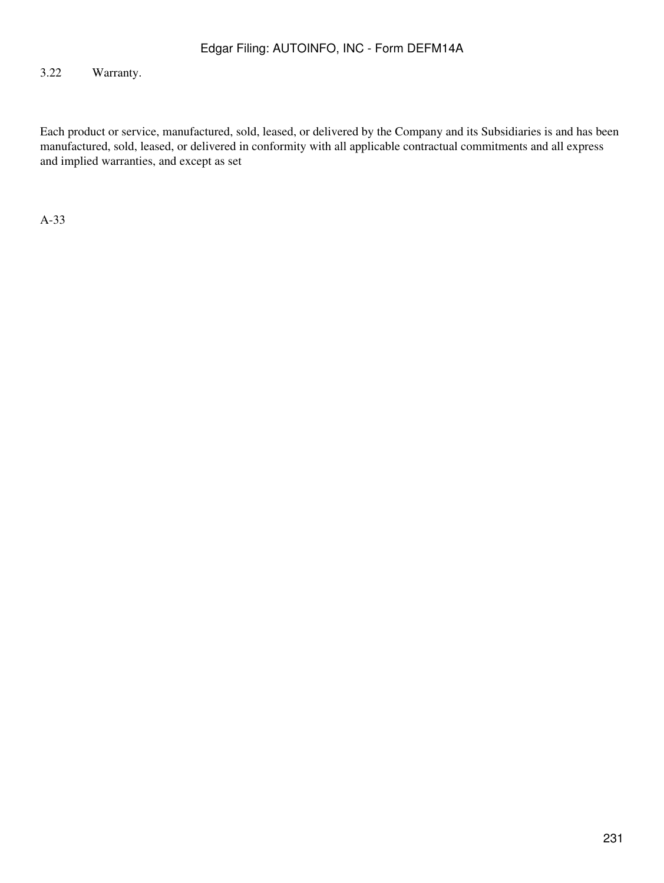3.22 Warranty.

Each product or service, manufactured, sold, leased, or delivered by the Company and its Subsidiaries is and has been manufactured, sold, leased, or delivered in conformity with all applicable contractual commitments and all express and implied warranties, and except as set

A-33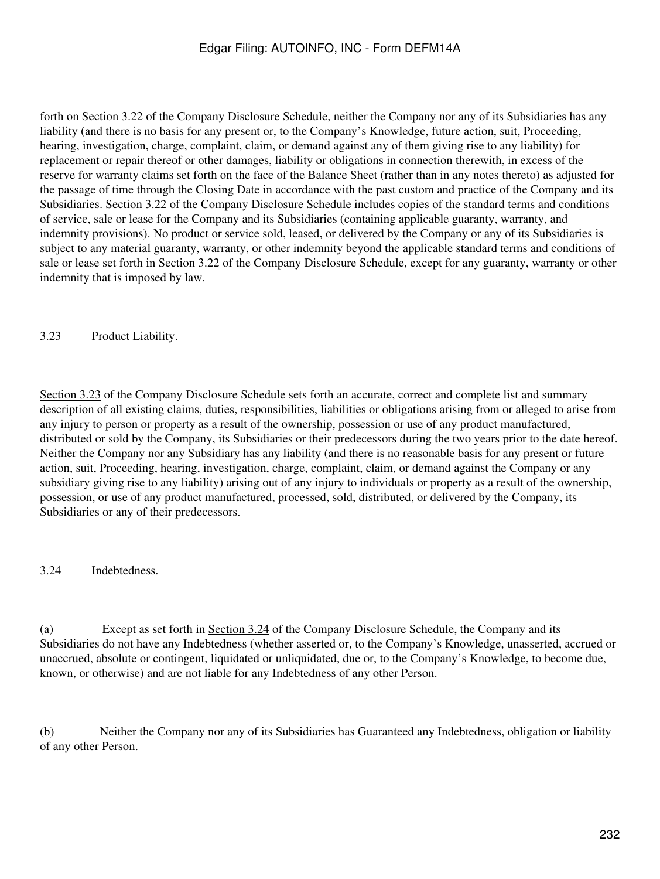forth on Section 3.22 of the Company Disclosure Schedule, neither the Company nor any of its Subsidiaries has any liability (and there is no basis for any present or, to the Company's Knowledge, future action, suit, Proceeding, hearing, investigation, charge, complaint, claim, or demand against any of them giving rise to any liability) for replacement or repair thereof or other damages, liability or obligations in connection therewith, in excess of the reserve for warranty claims set forth on the face of the Balance Sheet (rather than in any notes thereto) as adjusted for the passage of time through the Closing Date in accordance with the past custom and practice of the Company and its Subsidiaries. Section 3.22 of the Company Disclosure Schedule includes copies of the standard terms and conditions of service, sale or lease for the Company and its Subsidiaries (containing applicable guaranty, warranty, and indemnity provisions). No product or service sold, leased, or delivered by the Company or any of its Subsidiaries is subject to any material guaranty, warranty, or other indemnity beyond the applicable standard terms and conditions of sale or lease set forth in Section 3.22 of the Company Disclosure Schedule, except for any guaranty, warranty or other indemnity that is imposed by law.

3.23 Product Liability.

Section 3.23 of the Company Disclosure Schedule sets forth an accurate, correct and complete list and summary description of all existing claims, duties, responsibilities, liabilities or obligations arising from or alleged to arise from any injury to person or property as a result of the ownership, possession or use of any product manufactured, distributed or sold by the Company, its Subsidiaries or their predecessors during the two years prior to the date hereof. Neither the Company nor any Subsidiary has any liability (and there is no reasonable basis for any present or future action, suit, Proceeding, hearing, investigation, charge, complaint, claim, or demand against the Company or any subsidiary giving rise to any liability) arising out of any injury to individuals or property as a result of the ownership, possession, or use of any product manufactured, processed, sold, distributed, or delivered by the Company, its Subsidiaries or any of their predecessors.

3.24 Indebtedness.

(a) Except as set forth in Section 3.24 of the Company Disclosure Schedule, the Company and its Subsidiaries do not have any Indebtedness (whether asserted or, to the Company's Knowledge, unasserted, accrued or unaccrued, absolute or contingent, liquidated or unliquidated, due or, to the Company's Knowledge, to become due, known, or otherwise) and are not liable for any Indebtedness of any other Person.

(b) Neither the Company nor any of its Subsidiaries has Guaranteed any Indebtedness, obligation or liability of any other Person.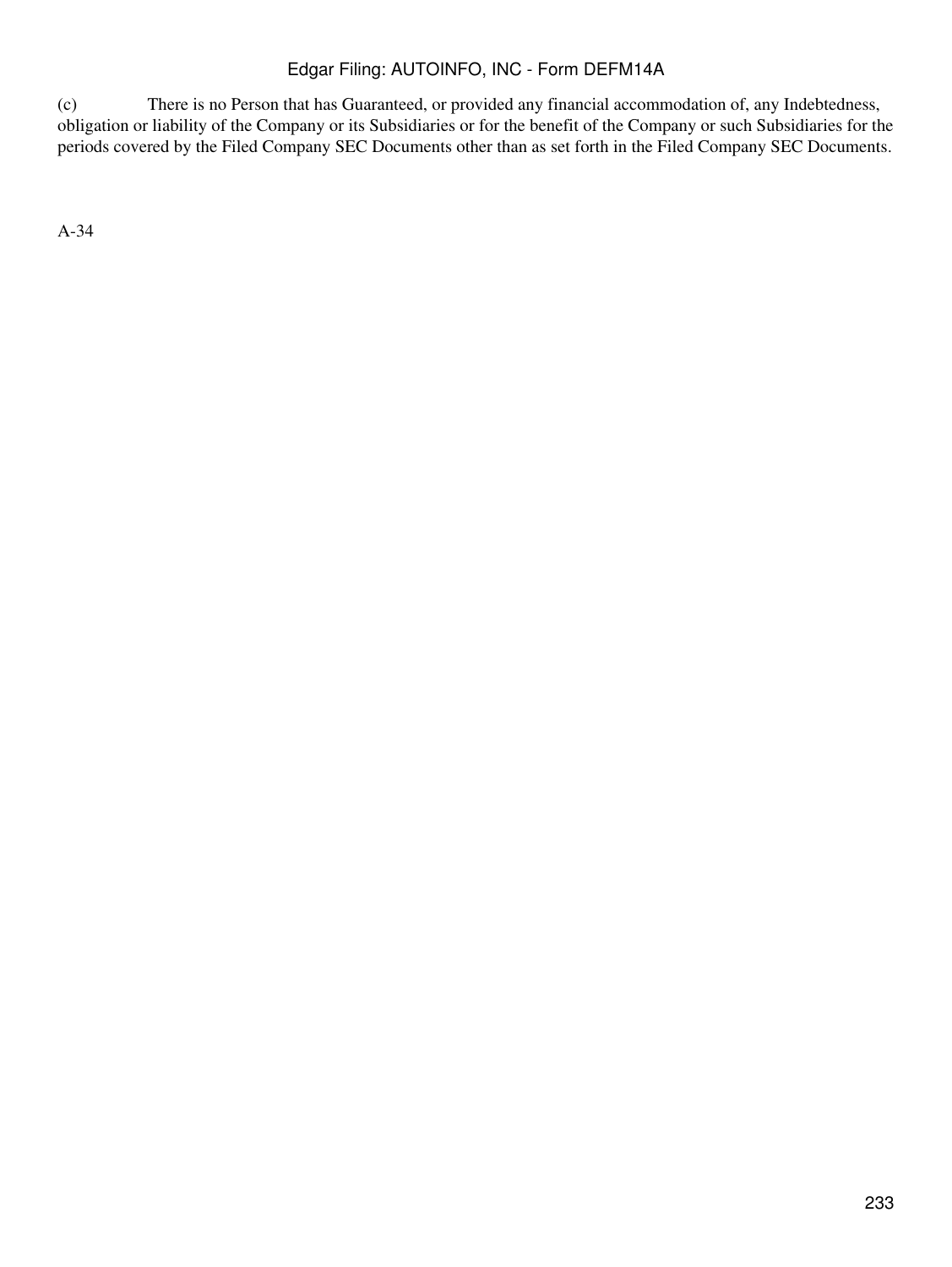(c) There is no Person that has Guaranteed, or provided any financial accommodation of, any Indebtedness, obligation or liability of the Company or its Subsidiaries or for the benefit of the Company or such Subsidiaries for the periods covered by the Filed Company SEC Documents other than as set forth in the Filed Company SEC Documents.

A-34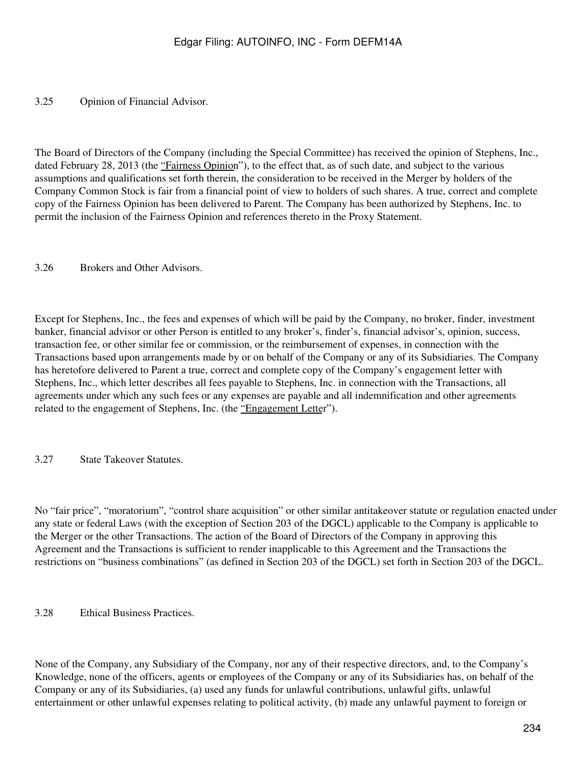3.25 Opinion of Financial Advisor.

The Board of Directors of the Company (including the Special Committee) has received the opinion of Stephens, Inc., dated February 28, 2013 (the "Fairness Opinion"), to the effect that, as of such date, and subject to the various assumptions and qualifications set forth therein, the consideration to be received in the Merger by holders of the Company Common Stock is fair from a financial point of view to holders of such shares. A true, correct and complete copy of the Fairness Opinion has been delivered to Parent. The Company has been authorized by Stephens, Inc. to permit the inclusion of the Fairness Opinion and references thereto in the Proxy Statement.

3.26 Brokers and Other Advisors.

Except for Stephens, Inc., the fees and expenses of which will be paid by the Company, no broker, finder, investment banker, financial advisor or other Person is entitled to any broker's, finder's, financial advisor's, opinion, success, transaction fee, or other similar fee or commission, or the reimbursement of expenses, in connection with the Transactions based upon arrangements made by or on behalf of the Company or any of its Subsidiaries. The Company has heretofore delivered to Parent a true, correct and complete copy of the Company's engagement letter with Stephens, Inc., which letter describes all fees payable to Stephens, Inc. in connection with the Transactions, all agreements under which any such fees or any expenses are payable and all indemnification and other agreements related to the engagement of Stephens, Inc. (the "Engagement Letter").

3.27 State Takeover Statutes.

No "fair price", "moratorium", "control share acquisition" or other similar antitakeover statute or regulation enacted under any state or federal Laws (with the exception of Section 203 of the DGCL) applicable to the Company is applicable to the Merger or the other Transactions. The action of the Board of Directors of the Company in approving this Agreement and the Transactions is sufficient to render inapplicable to this Agreement and the Transactions the restrictions on "business combinations" (as defined in Section 203 of the DGCL) set forth in Section 203 of the DGCL.

3.28 Ethical Business Practices.

None of the Company, any Subsidiary of the Company, nor any of their respective directors, and, to the Company's Knowledge, none of the officers, agents or employees of the Company or any of its Subsidiaries has, on behalf of the Company or any of its Subsidiaries, (a) used any funds for unlawful contributions, unlawful gifts, unlawful entertainment or other unlawful expenses relating to political activity, (b) made any unlawful payment to foreign or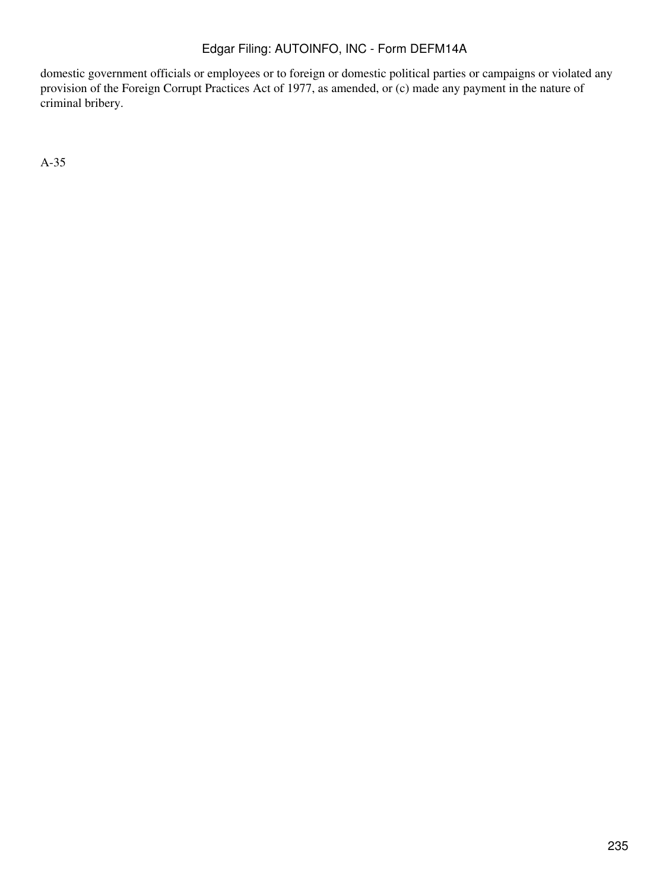domestic government officials or employees or to foreign or domestic political parties or campaigns or violated any provision of the Foreign Corrupt Practices Act of 1977, as amended, or (c) made any payment in the nature of criminal bribery.

A-35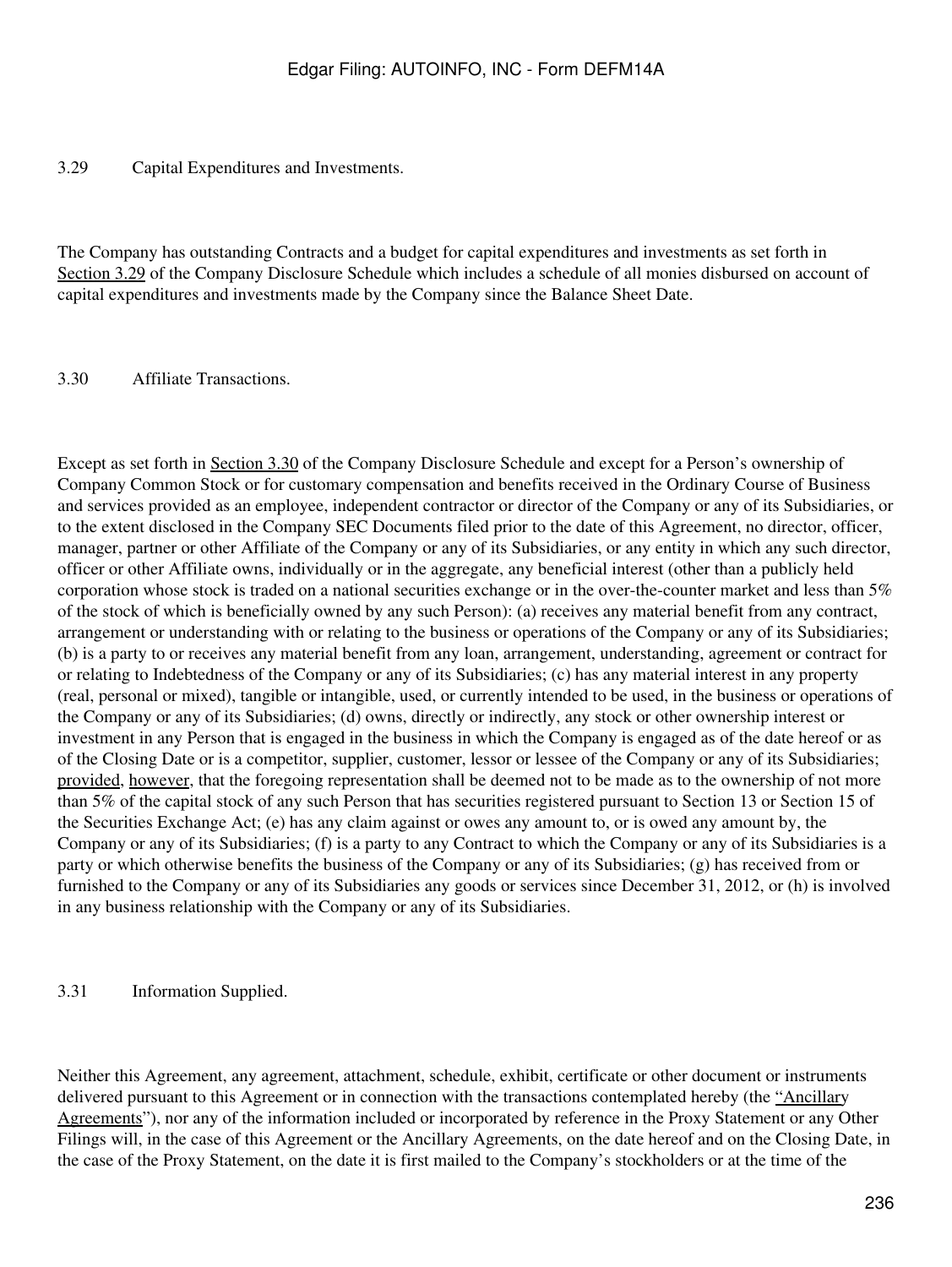### 3.29 Capital Expenditures and Investments.

The Company has outstanding Contracts and a budget for capital expenditures and investments as set forth in Section 3.29 of the Company Disclosure Schedule which includes a schedule of all monies disbursed on account of capital expenditures and investments made by the Company since the Balance Sheet Date.

### 3.30 Affiliate Transactions.

Except as set forth in Section 3.30 of the Company Disclosure Schedule and except for a Person's ownership of Company Common Stock or for customary compensation and benefits received in the Ordinary Course of Business and services provided as an employee, independent contractor or director of the Company or any of its Subsidiaries, or to the extent disclosed in the Company SEC Documents filed prior to the date of this Agreement, no director, officer, manager, partner or other Affiliate of the Company or any of its Subsidiaries, or any entity in which any such director, officer or other Affiliate owns, individually or in the aggregate, any beneficial interest (other than a publicly held corporation whose stock is traded on a national securities exchange or in the over-the-counter market and less than 5% of the stock of which is beneficially owned by any such Person): (a) receives any material benefit from any contract, arrangement or understanding with or relating to the business or operations of the Company or any of its Subsidiaries; (b) is a party to or receives any material benefit from any loan, arrangement, understanding, agreement or contract for or relating to Indebtedness of the Company or any of its Subsidiaries; (c) has any material interest in any property (real, personal or mixed), tangible or intangible, used, or currently intended to be used, in the business or operations of the Company or any of its Subsidiaries; (d) owns, directly or indirectly, any stock or other ownership interest or investment in any Person that is engaged in the business in which the Company is engaged as of the date hereof or as of the Closing Date or is a competitor, supplier, customer, lessor or lessee of the Company or any of its Subsidiaries; provided, however, that the foregoing representation shall be deemed not to be made as to the ownership of not more than 5% of the capital stock of any such Person that has securities registered pursuant to Section 13 or Section 15 of the Securities Exchange Act; (e) has any claim against or owes any amount to, or is owed any amount by, the Company or any of its Subsidiaries; (f) is a party to any Contract to which the Company or any of its Subsidiaries is a party or which otherwise benefits the business of the Company or any of its Subsidiaries; (g) has received from or furnished to the Company or any of its Subsidiaries any goods or services since December 31, 2012, or (h) is involved in any business relationship with the Company or any of its Subsidiaries.

### 3.31 Information Supplied.

Neither this Agreement, any agreement, attachment, schedule, exhibit, certificate or other document or instruments delivered pursuant to this Agreement or in connection with the transactions contemplated hereby (the "Ancillary Agreements"), nor any of the information included or incorporated by reference in the Proxy Statement or any Other Filings will, in the case of this Agreement or the Ancillary Agreements, on the date hereof and on the Closing Date, in the case of the Proxy Statement, on the date it is first mailed to the Company's stockholders or at the time of the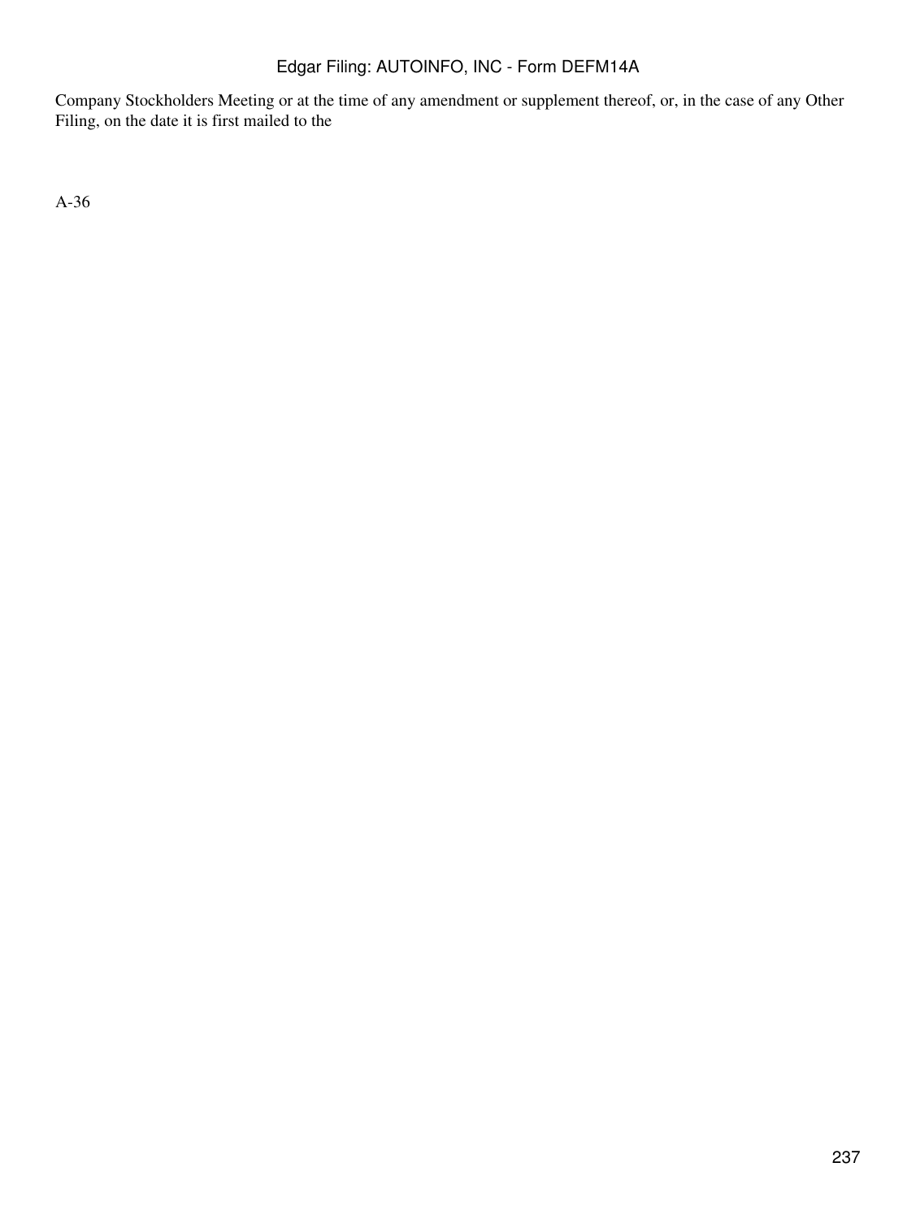Company Stockholders Meeting or at the time of any amendment or supplement thereof, or, in the case of any Other Filing, on the date it is first mailed to the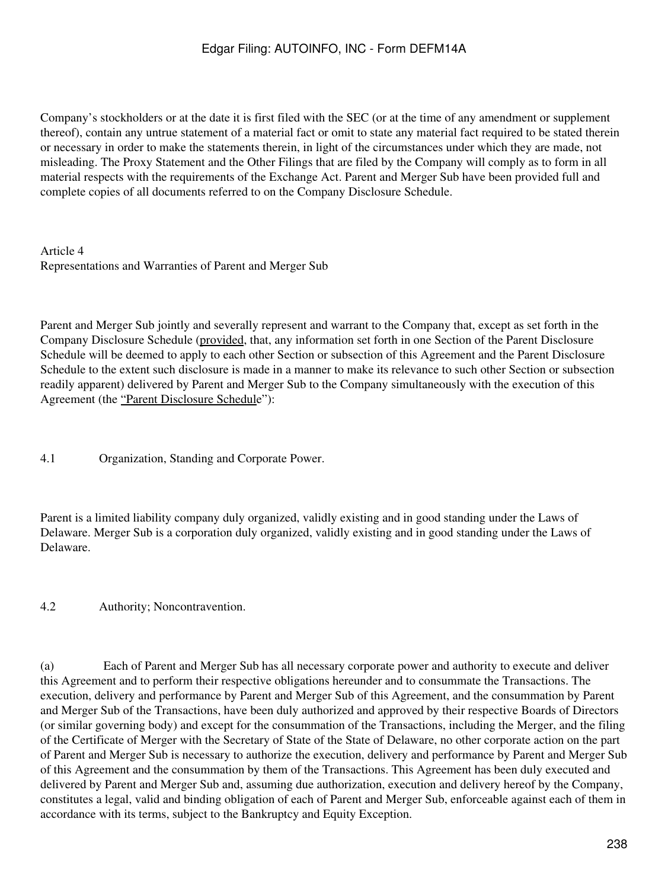Company's stockholders or at the date it is first filed with the SEC (or at the time of any amendment or supplement thereof), contain any untrue statement of a material fact or omit to state any material fact required to be stated therein or necessary in order to make the statements therein, in light of the circumstances under which they are made, not misleading. The Proxy Statement and the Other Filings that are filed by the Company will comply as to form in all material respects with the requirements of the Exchange Act. Parent and Merger Sub have been provided full and complete copies of all documents referred to on the Company Disclosure Schedule.

## Article 4
## Representations and Warranties of Parent and Merger Sub

Parent and Merger Sub jointly and severally represent and warrant to the Company that, except as set forth in the Company Disclosure Schedule (provided, that, any information set forth in one Section of the Parent Disclosure Schedule will be deemed to apply to each other Section or subsection of this Agreement and the Parent Disclosure Schedule to the extent such disclosure is made in a manner to make its relevance to such other Section or subsection readily apparent) delivered by Parent and Merger Sub to the Company simultaneously with the execution of this Agreement (the "Parent Disclosure Schedule"):

### 4.1 Organization, Standing and Corporate Power.

Parent is a limited liability company duly organized, validly existing and in good standing under the Laws of Delaware. Merger Sub is a corporation duly organized, validly existing and in good standing under the Laws of Delaware.

### 4.2 Authority; Noncontravention.

(a) Each of Parent and Merger Sub has all necessary corporate power and authority to execute and deliver this Agreement and to perform their respective obligations hereunder and to consummate the Transactions. The execution, delivery and performance by Parent and Merger Sub of this Agreement, and the consummation by Parent and Merger Sub of the Transactions, have been duly authorized and approved by their respective Boards of Directors (or similar governing body) and except for the consummation of the Transactions, including the Merger, and the filing of the Certificate of Merger with the Secretary of State of the State of Delaware, no other corporate action on the part of Parent and Merger Sub is necessary to authorize the execution, delivery and performance by Parent and Merger Sub of this Agreement and the consummation by them of the Transactions. This Agreement has been duly executed and delivered by Parent and Merger Sub and, assuming due authorization, execution and delivery hereof by the Company, constitutes a legal, valid and binding obligation of each of Parent and Merger Sub, enforceable against each of them in accordance with its terms, subject to the Bankruptcy and Equity Exception.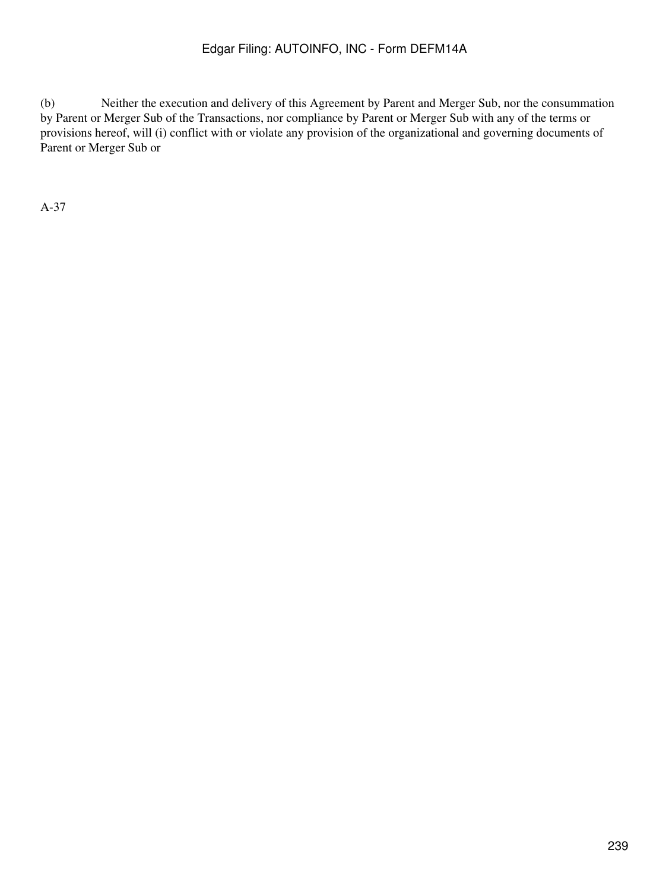(b) Neither the execution and delivery of this Agreement by Parent and Merger Sub, nor the consummation by Parent or Merger Sub of the Transactions, nor compliance by Parent or Merger Sub with any of the terms or provisions hereof, will (i) conflict with or violate any provision of the organizational and governing documents of Parent or Merger Sub or

A-37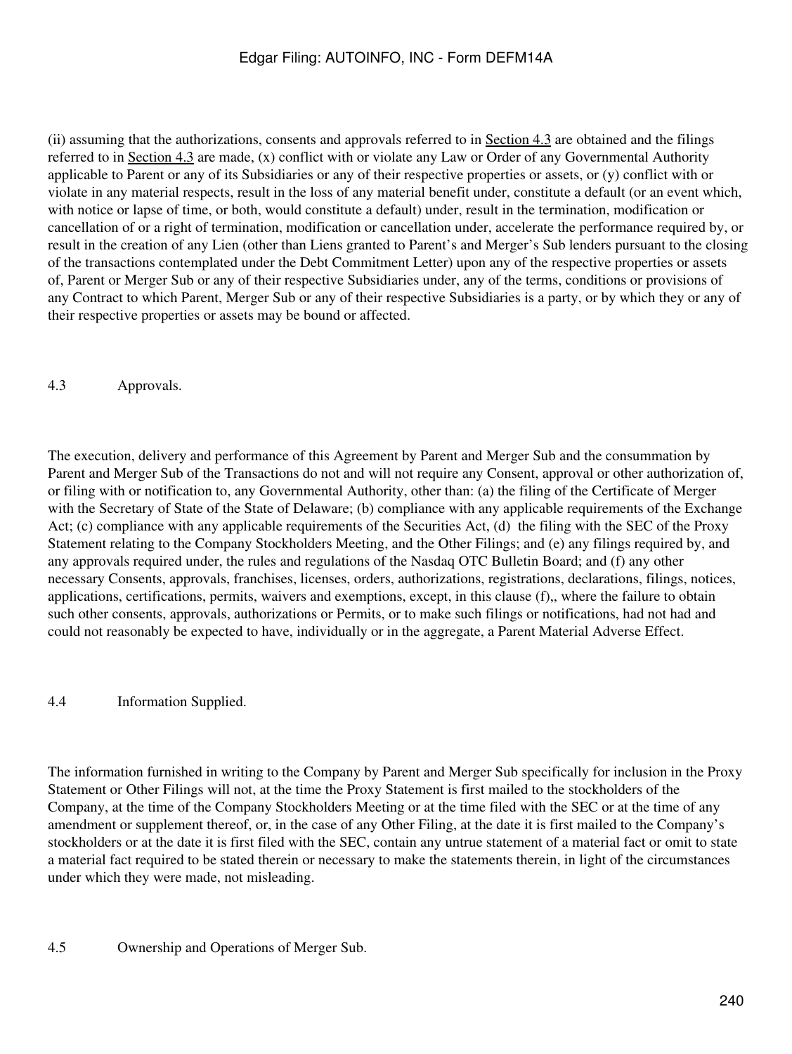(ii) assuming that the authorizations, consents and approvals referred to in Section 4.3 are obtained and the filings referred to in Section 4.3 are made, (x) conflict with or violate any Law or Order of any Governmental Authority applicable to Parent or any of its Subsidiaries or any of their respective properties or assets, or (y) conflict with or violate in any material respects, result in the loss of any material benefit under, constitute a default (or an event which, with notice or lapse of time, or both, would constitute a default) under, result in the termination, modification or cancellation of or a right of termination, modification or cancellation under, accelerate the performance required by, or result in the creation of any Lien (other than Liens granted to Parent's and Merger's Sub lenders pursuant to the closing of the transactions contemplated under the Debt Commitment Letter) upon any of the respective properties or assets of, Parent or Merger Sub or any of their respective Subsidiaries under, any of the terms, conditions or provisions of any Contract to which Parent, Merger Sub or any of their respective Subsidiaries is a party, or by which they or any of their respective properties or assets may be bound or affected.

4.3 Approvals.

The execution, delivery and performance of this Agreement by Parent and Merger Sub and the consummation by Parent and Merger Sub of the Transactions do not and will not require any Consent, approval or other authorization of, or filing with or notification to, any Governmental Authority, other than: (a) the filing of the Certificate of Merger with the Secretary of State of the State of Delaware; (b) compliance with any applicable requirements of the Exchange Act; (c) compliance with any applicable requirements of the Securities Act, (d) the filing with the SEC of the Proxy Statement relating to the Company Stockholders Meeting, and the Other Filings; and (e) any filings required by, and any approvals required under, the rules and regulations of the Nasdaq OTC Bulletin Board; and (f) any other necessary Consents, approvals, franchises, licenses, orders, authorizations, registrations, declarations, filings, notices, applications, certifications, permits, waivers and exemptions, except, in this clause (f),, where the failure to obtain such other consents, approvals, authorizations or Permits, or to make such filings or notifications, had not had and could not reasonably be expected to have, individually or in the aggregate, a Parent Material Adverse Effect.

4.4 Information Supplied.

The information furnished in writing to the Company by Parent and Merger Sub specifically for inclusion in the Proxy Statement or Other Filings will not, at the time the Proxy Statement is first mailed to the stockholders of the Company, at the time of the Company Stockholders Meeting or at the time filed with the SEC or at the time of any amendment or supplement thereof, or, in the case of any Other Filing, at the date it is first mailed to the Company's stockholders or at the date it is first filed with the SEC, contain any untrue statement of a material fact or omit to state a material fact required to be stated therein or necessary to make the statements therein, in light of the circumstances under which they were made, not misleading.

4.5 Ownership and Operations of Merger Sub.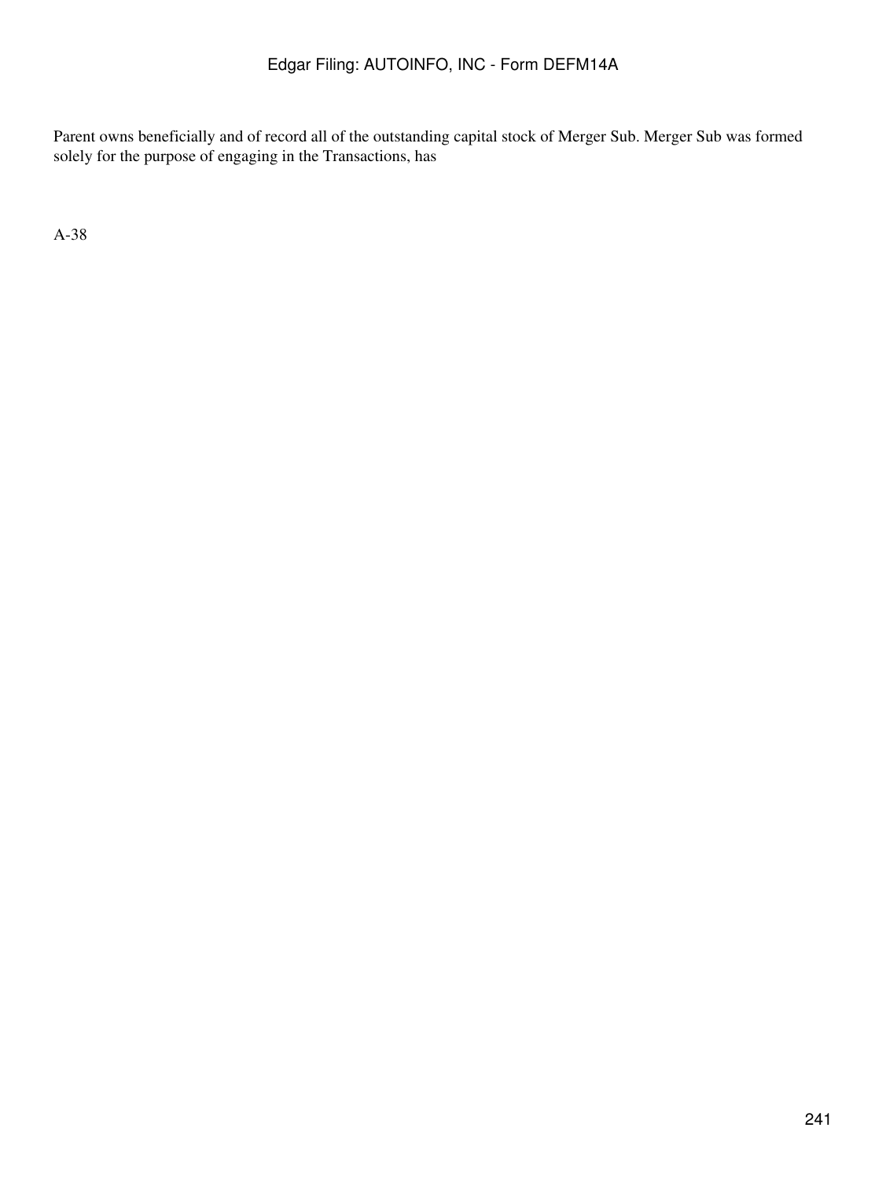Parent owns beneficially and of record all of the outstanding capital stock of Merger Sub. Merger Sub was formed solely for the purpose of engaging in the Transactions, has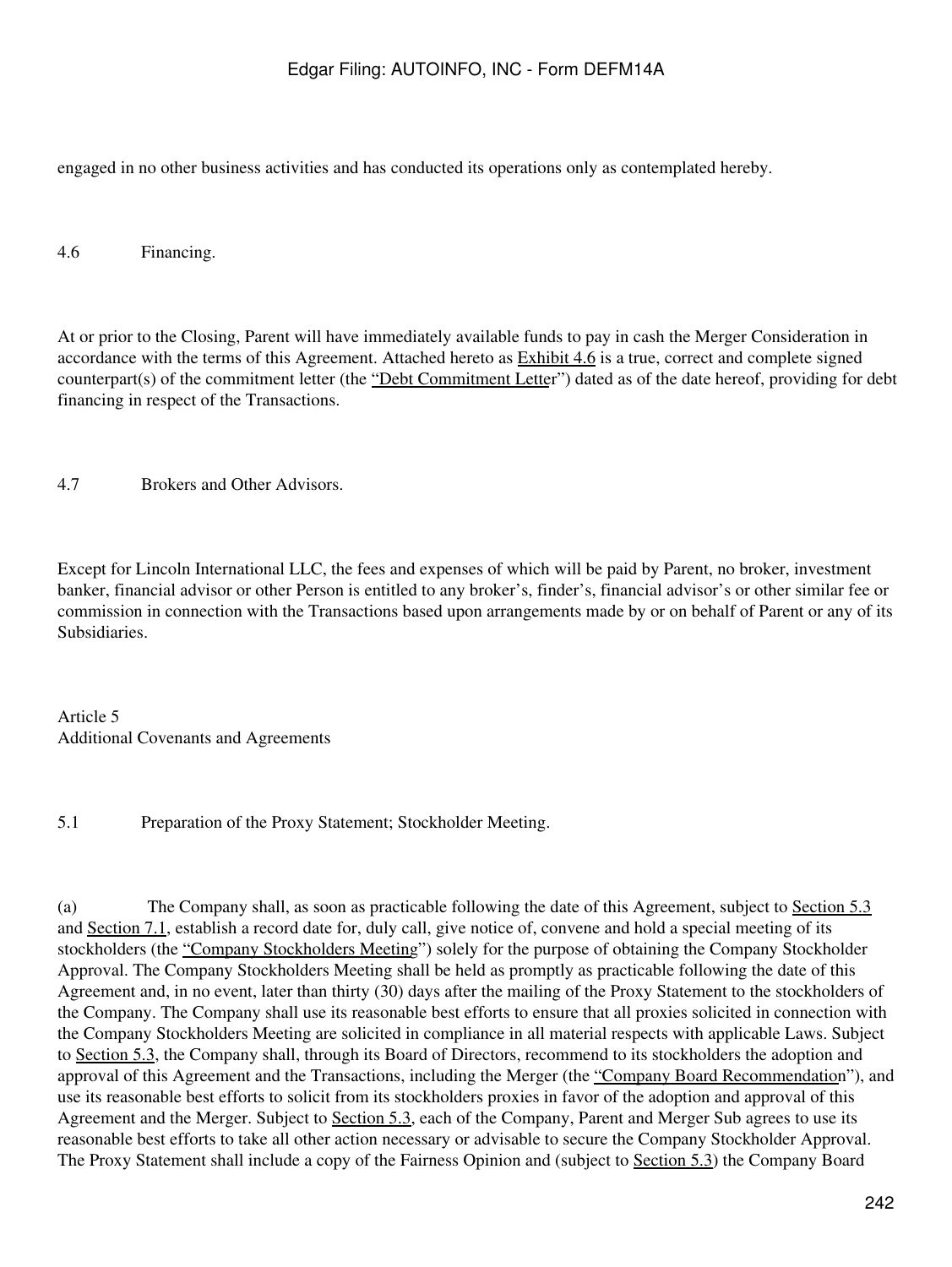engaged in no other business activities and has conducted its operations only as contemplated hereby.

4.6 Financing.

At or prior to the Closing, Parent will have immediately available funds to pay in cash the Merger Consideration in accordance with the terms of this Agreement. Attached hereto as Exhibit 4.6 is a true, correct and complete signed counterpart(s) of the commitment letter (the "Debt Commitment Letter") dated as of the date hereof, providing for debt financing in respect of the Transactions.

4.7 Brokers and Other Advisors.

Except for Lincoln International LLC, the fees and expenses of which will be paid by Parent, no broker, investment banker, financial advisor or other Person is entitled to any broker's, finder's, financial advisor's or other similar fee or commission in connection with the Transactions based upon arrangements made by or on behalf of Parent or any of its Subsidiaries.

Article 5
Additional Covenants and Agreements

5.1 Preparation of the Proxy Statement; Stockholder Meeting.

(a) The Company shall, as soon as practicable following the date of this Agreement, subject to Section 5.3 and Section 7.1, establish a record date for, duly call, give notice of, convene and hold a special meeting of its stockholders (the "Company Stockholders Meeting") solely for the purpose of obtaining the Company Stockholder Approval. The Company Stockholders Meeting shall be held as promptly as practicable following the date of this Agreement and, in no event, later than thirty (30) days after the mailing of the Proxy Statement to the stockholders of the Company. The Company shall use its reasonable best efforts to ensure that all proxies solicited in connection with the Company Stockholders Meeting are solicited in compliance in all material respects with applicable Laws. Subject to Section 5.3, the Company shall, through its Board of Directors, recommend to its stockholders the adoption and approval of this Agreement and the Transactions, including the Merger (the "Company Board Recommendation"), and use its reasonable best efforts to solicit from its stockholders proxies in favor of the adoption and approval of this Agreement and the Merger. Subject to Section 5.3, each of the Company, Parent and Merger Sub agrees to use its reasonable best efforts to take all other action necessary or advisable to secure the Company Stockholder Approval. The Proxy Statement shall include a copy of the Fairness Opinion and (subject to Section 5.3) the Company Board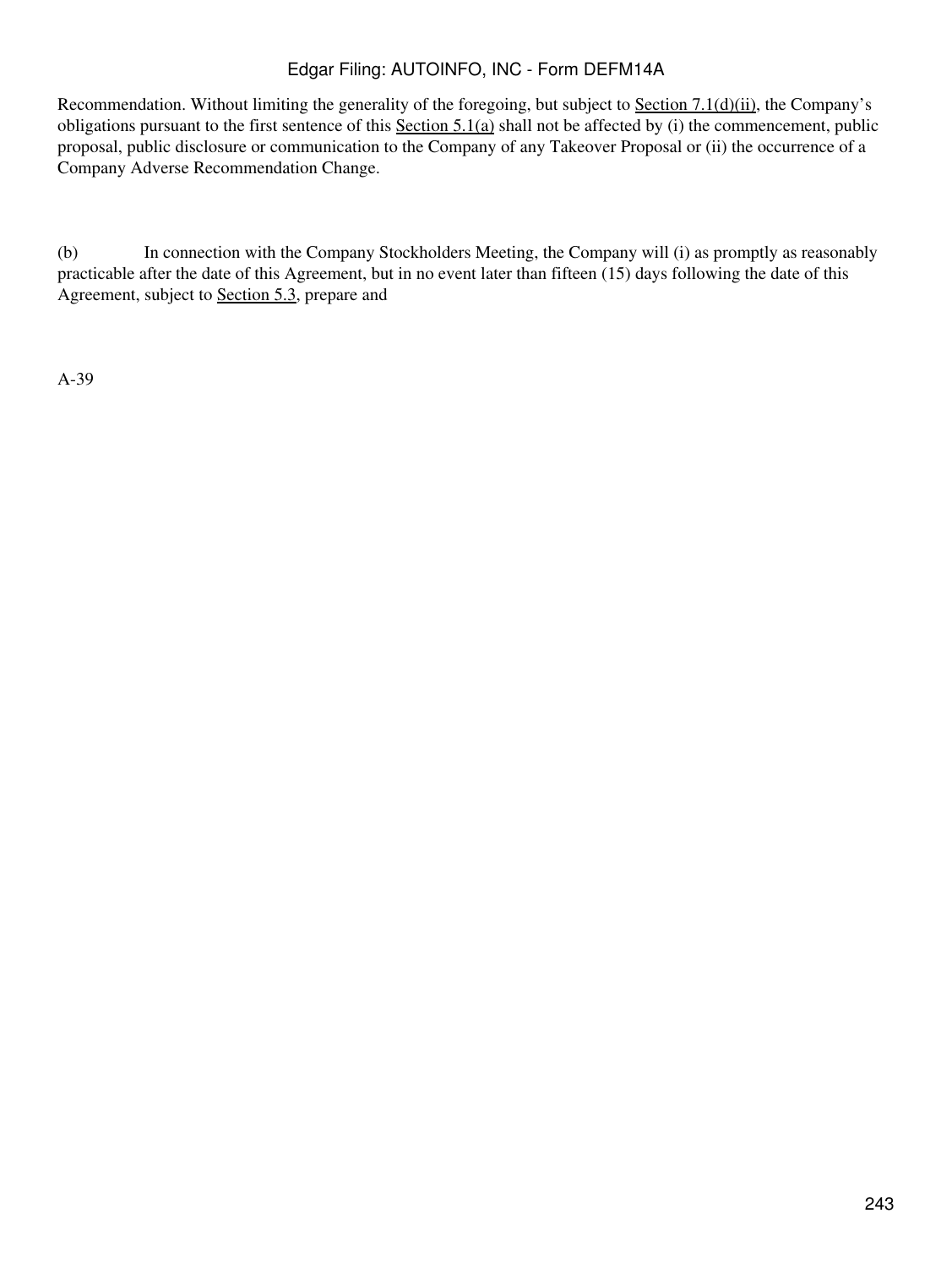Recommendation. Without limiting the generality of the foregoing, but subject to Section 7.1(d)(ii), the Company's obligations pursuant to the first sentence of this Section 5.1(a) shall not be affected by (i) the commencement, public proposal, public disclosure or communication to the Company of any Takeover Proposal or (ii) the occurrence of a Company Adverse Recommendation Change.

(b) In connection with the Company Stockholders Meeting, the Company will (i) as promptly as reasonably practicable after the date of this Agreement, but in no event later than fifteen (15) days following the date of this Agreement, subject to Section 5.3, prepare and

A-39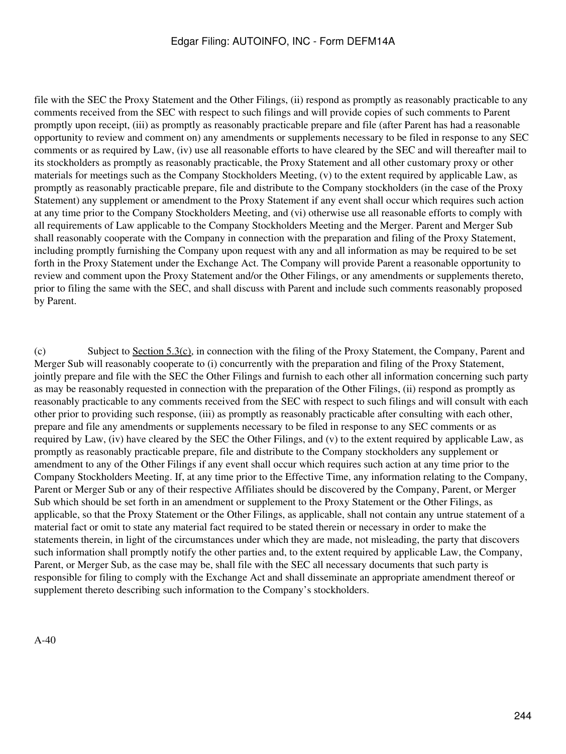file with the SEC the Proxy Statement and the Other Filings, (ii) respond as promptly as reasonably practicable to any comments received from the SEC with respect to such filings and will provide copies of such comments to Parent promptly upon receipt, (iii) as promptly as reasonably practicable prepare and file (after Parent has had a reasonable opportunity to review and comment on) any amendments or supplements necessary to be filed in response to any SEC comments or as required by Law, (iv) use all reasonable efforts to have cleared by the SEC and will thereafter mail to its stockholders as promptly as reasonably practicable, the Proxy Statement and all other customary proxy or other materials for meetings such as the Company Stockholders Meeting, (v) to the extent required by applicable Law, as promptly as reasonably practicable prepare, file and distribute to the Company stockholders (in the case of the Proxy Statement) any supplement or amendment to the Proxy Statement if any event shall occur which requires such action at any time prior to the Company Stockholders Meeting, and (vi) otherwise use all reasonable efforts to comply with all requirements of Law applicable to the Company Stockholders Meeting and the Merger. Parent and Merger Sub shall reasonably cooperate with the Company in connection with the preparation and filing of the Proxy Statement, including promptly furnishing the Company upon request with any and all information as may be required to be set forth in the Proxy Statement under the Exchange Act. The Company will provide Parent a reasonable opportunity to review and comment upon the Proxy Statement and/or the Other Filings, or any amendments or supplements thereto, prior to filing the same with the SEC, and shall discuss with Parent and include such comments reasonably proposed by Parent.

(c) Subject to Section 5.3(c), in connection with the filing of the Proxy Statement, the Company, Parent and Merger Sub will reasonably cooperate to (i) concurrently with the preparation and filing of the Proxy Statement, jointly prepare and file with the SEC the Other Filings and furnish to each other all information concerning such party as may be reasonably requested in connection with the preparation of the Other Filings, (ii) respond as promptly as reasonably practicable to any comments received from the SEC with respect to such filings and will consult with each other prior to providing such response, (iii) as promptly as reasonably practicable after consulting with each other, prepare and file any amendments or supplements necessary to be filed in response to any SEC comments or as required by Law, (iv) have cleared by the SEC the Other Filings, and (v) to the extent required by applicable Law, as promptly as reasonably practicable prepare, file and distribute to the Company stockholders any supplement or amendment to any of the Other Filings if any event shall occur which requires such action at any time prior to the Company Stockholders Meeting. If, at any time prior to the Effective Time, any information relating to the Company, Parent or Merger Sub or any of their respective Affiliates should be discovered by the Company, Parent, or Merger Sub which should be set forth in an amendment or supplement to the Proxy Statement or the Other Filings, as applicable, so that the Proxy Statement or the Other Filings, as applicable, shall not contain any untrue statement of a material fact or omit to state any material fact required to be stated therein or necessary in order to make the statements therein, in light of the circumstances under which they are made, not misleading, the party that discovers such information shall promptly notify the other parties and, to the extent required by applicable Law, the Company, Parent, or Merger Sub, as the case may be, shall file with the SEC all necessary documents that such party is responsible for filing to comply with the Exchange Act and shall disseminate an appropriate amendment thereof or supplement thereto describing such information to the Company's stockholders.

A-40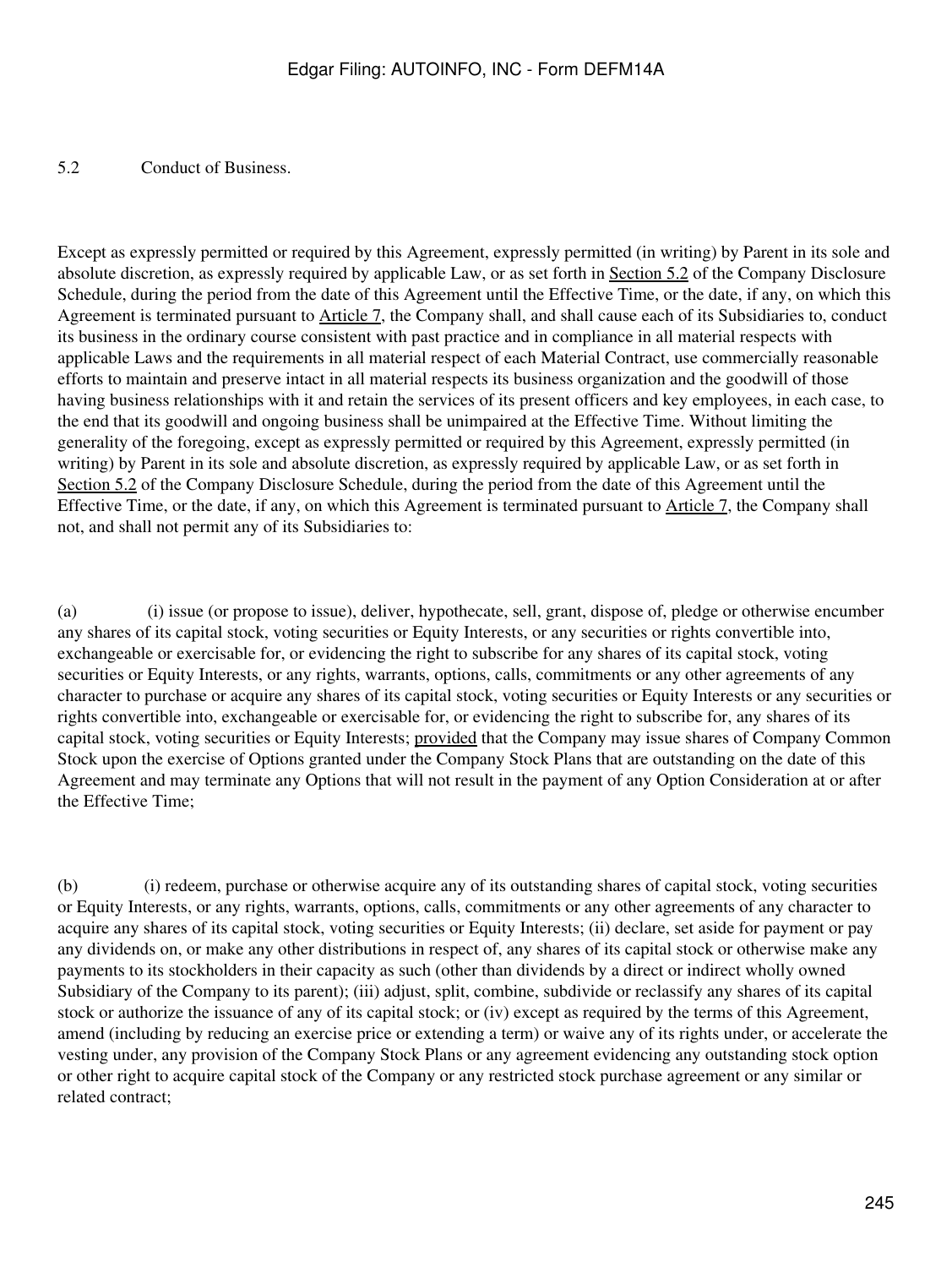5.2 Conduct of Business.

Except as expressly permitted or required by this Agreement, expressly permitted (in writing) by Parent in its sole and absolute discretion, as expressly required by applicable Law, or as set forth in Section 5.2 of the Company Disclosure Schedule, during the period from the date of this Agreement until the Effective Time, or the date, if any, on which this Agreement is terminated pursuant to Article 7, the Company shall, and shall cause each of its Subsidiaries to, conduct its business in the ordinary course consistent with past practice and in compliance in all material respects with applicable Laws and the requirements in all material respect of each Material Contract, use commercially reasonable efforts to maintain and preserve intact in all material respects its business organization and the goodwill of those having business relationships with it and retain the services of its present officers and key employees, in each case, to the end that its goodwill and ongoing business shall be unimpaired at the Effective Time. Without limiting the generality of the foregoing, except as expressly permitted or required by this Agreement, expressly permitted (in writing) by Parent in its sole and absolute discretion, as expressly required by applicable Law, or as set forth in Section 5.2 of the Company Disclosure Schedule, during the period from the date of this Agreement until the Effective Time, or the date, if any, on which this Agreement is terminated pursuant to Article 7, the Company shall not, and shall not permit any of its Subsidiaries to:

(a) (i) issue (or propose to issue), deliver, hypothecate, sell, grant, dispose of, pledge or otherwise encumber any shares of its capital stock, voting securities or Equity Interests, or any securities or rights convertible into, exchangeable or exercisable for, or evidencing the right to subscribe for any shares of its capital stock, voting securities or Equity Interests, or any rights, warrants, options, calls, commitments or any other agreements of any character to purchase or acquire any shares of its capital stock, voting securities or Equity Interests or any securities or rights convertible into, exchangeable or exercisable for, or evidencing the right to subscribe for, any shares of its capital stock, voting securities or Equity Interests; provided that the Company may issue shares of Company Common Stock upon the exercise of Options granted under the Company Stock Plans that are outstanding on the date of this Agreement and may terminate any Options that will not result in the payment of any Option Consideration at or after the Effective Time;

(b) (i) redeem, purchase or otherwise acquire any of its outstanding shares of capital stock, voting securities or Equity Interests, or any rights, warrants, options, calls, commitments or any other agreements of any character to acquire any shares of its capital stock, voting securities or Equity Interests; (ii) declare, set aside for payment or pay any dividends on, or make any other distributions in respect of, any shares of its capital stock or otherwise make any payments to its stockholders in their capacity as such (other than dividends by a direct or indirect wholly owned Subsidiary of the Company to its parent); (iii) adjust, split, combine, subdivide or reclassify any shares of its capital stock or authorize the issuance of any of its capital stock; or (iv) except as required by the terms of this Agreement, amend (including by reducing an exercise price or extending a term) or waive any of its rights under, or accelerate the vesting under, any provision of the Company Stock Plans or any agreement evidencing any outstanding stock option or other right to acquire capital stock of the Company or any restricted stock purchase agreement or any similar or related contract;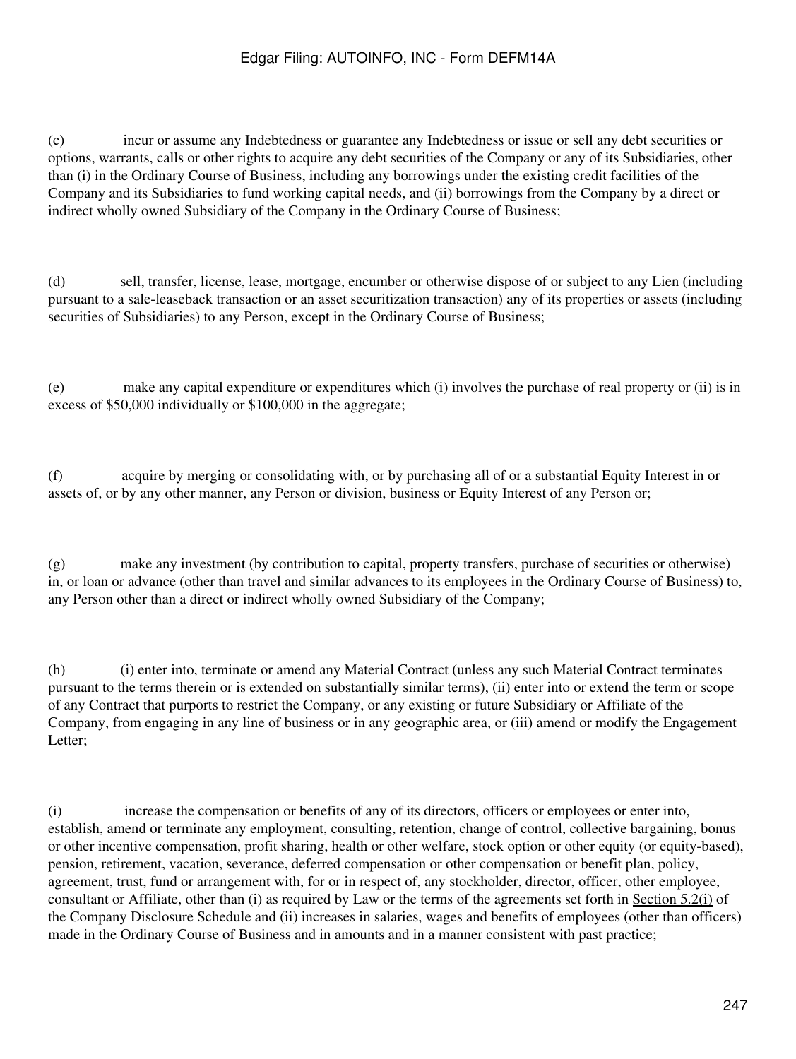(c) incur or assume any Indebtedness or guarantee any Indebtedness or issue or sell any debt securities or options, warrants, calls or other rights to acquire any debt securities of the Company or any of its Subsidiaries, other than (i) in the Ordinary Course of Business, including any borrowings under the existing credit facilities of the Company and its Subsidiaries to fund working capital needs, and (ii) borrowings from the Company by a direct or indirect wholly owned Subsidiary of the Company in the Ordinary Course of Business;

(d) sell, transfer, license, lease, mortgage, encumber or otherwise dispose of or subject to any Lien (including pursuant to a sale-leaseback transaction or an asset securitization transaction) any of its properties or assets (including securities of Subsidiaries) to any Person, except in the Ordinary Course of Business;

(e) make any capital expenditure or expenditures which (i) involves the purchase of real property or (ii) is in excess of $50,000 individually or $100,000 in the aggregate;

(f) acquire by merging or consolidating with, or by purchasing all of or a substantial Equity Interest in or assets of, or by any other manner, any Person or division, business or Equity Interest of any Person or;

(g) make any investment (by contribution to capital, property transfers, purchase of securities or otherwise) in, or loan or advance (other than travel and similar advances to its employees in the Ordinary Course of Business) to, any Person other than a direct or indirect wholly owned Subsidiary of the Company;

(h) (i) enter into, terminate or amend any Material Contract (unless any such Material Contract terminates pursuant to the terms therein or is extended on substantially similar terms), (ii) enter into or extend the term or scope of any Contract that purports to restrict the Company, or any existing or future Subsidiary or Affiliate of the Company, from engaging in any line of business or in any geographic area, or (iii) amend or modify the Engagement Letter;

(i) increase the compensation or benefits of any of its directors, officers or employees or enter into, establish, amend or terminate any employment, consulting, retention, change of control, collective bargaining, bonus or other incentive compensation, profit sharing, health or other welfare, stock option or other equity (or equity-based), pension, retirement, vacation, severance, deferred compensation or other compensation or benefit plan, policy, agreement, trust, fund or arrangement with, for or in respect of, any stockholder, director, officer, other employee, consultant or Affiliate, other than (i) as required by Law or the terms of the agreements set forth in Section 5.2(i) of the Company Disclosure Schedule and (ii) increases in salaries, wages and benefits of employees (other than officers) made in the Ordinary Course of Business and in amounts and in a manner consistent with past practice;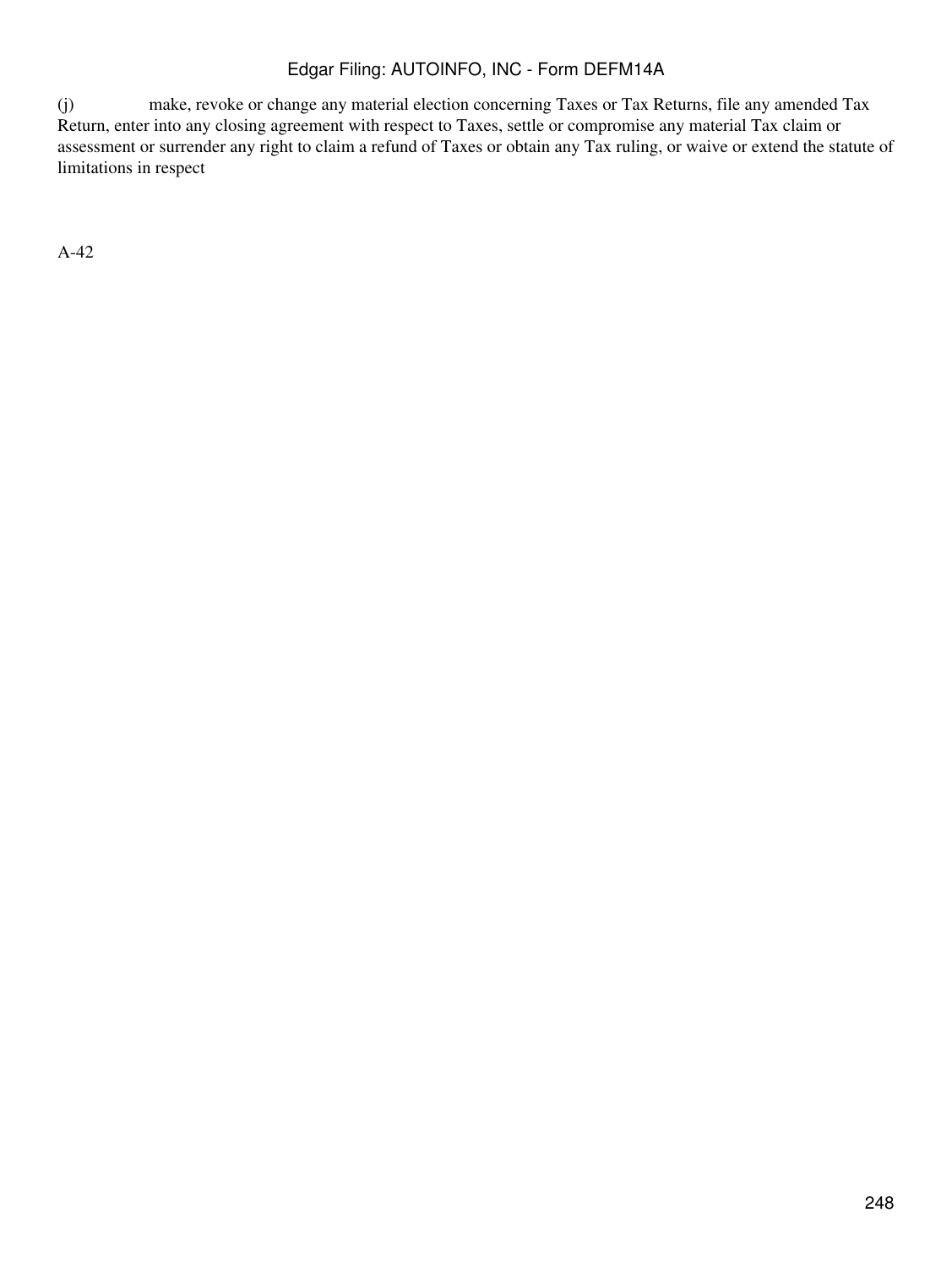(j) make, revoke or change any material election concerning Taxes or Tax Returns, file any amended Tax Return, enter into any closing agreement with respect to Taxes, settle or compromise any material Tax claim or assessment or surrender any right to claim a refund of Taxes or obtain any Tax ruling, or waive or extend the statute of limitations in respect

A-42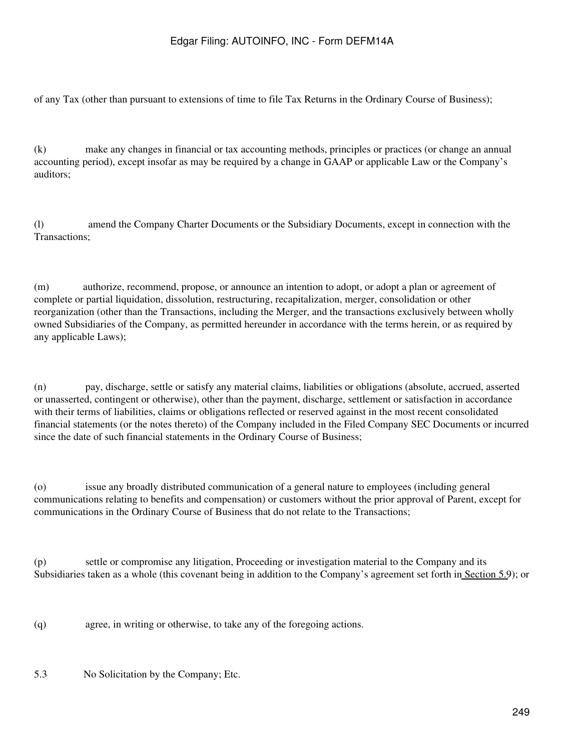of any Tax (other than pursuant to extensions of time to file Tax Returns in the Ordinary Course of Business);

(k) make any changes in financial or tax accounting methods, principles or practices (or change an annual accounting period), except insofar as may be required by a change in GAAP or applicable Law or the Company's auditors;

(l) amend the Company Charter Documents or the Subsidiary Documents, except in connection with the Transactions;

(m) authorize, recommend, propose, or announce an intention to adopt, or adopt a plan or agreement of complete or partial liquidation, dissolution, restructuring, recapitalization, merger, consolidation or other reorganization (other than the Transactions, including the Merger, and the transactions exclusively between wholly owned Subsidiaries of the Company, as permitted hereunder in accordance with the terms herein, or as required by any applicable Laws);

(n) pay, discharge, settle or satisfy any material claims, liabilities or obligations (absolute, accrued, asserted or unasserted, contingent or otherwise), other than the payment, discharge, settlement or satisfaction in accordance with their terms of liabilities, claims or obligations reflected or reserved against in the most recent consolidated financial statements (or the notes thereto) of the Company included in the Filed Company SEC Documents or incurred since the date of such financial statements in the Ordinary Course of Business;

(o) issue any broadly distributed communication of a general nature to employees (including general communications relating to benefits and compensation) or customers without the prior approval of Parent, except for communications in the Ordinary Course of Business that do not relate to the Transactions;

(p) settle or compromise any litigation, Proceeding or investigation material to the Company and its Subsidiaries taken as a whole (this covenant being in addition to the Company's agreement set forth in Section 5.9); or

(q) agree, in writing or otherwise, to take any of the foregoing actions.

5.3 No Solicitation by the Company; Etc.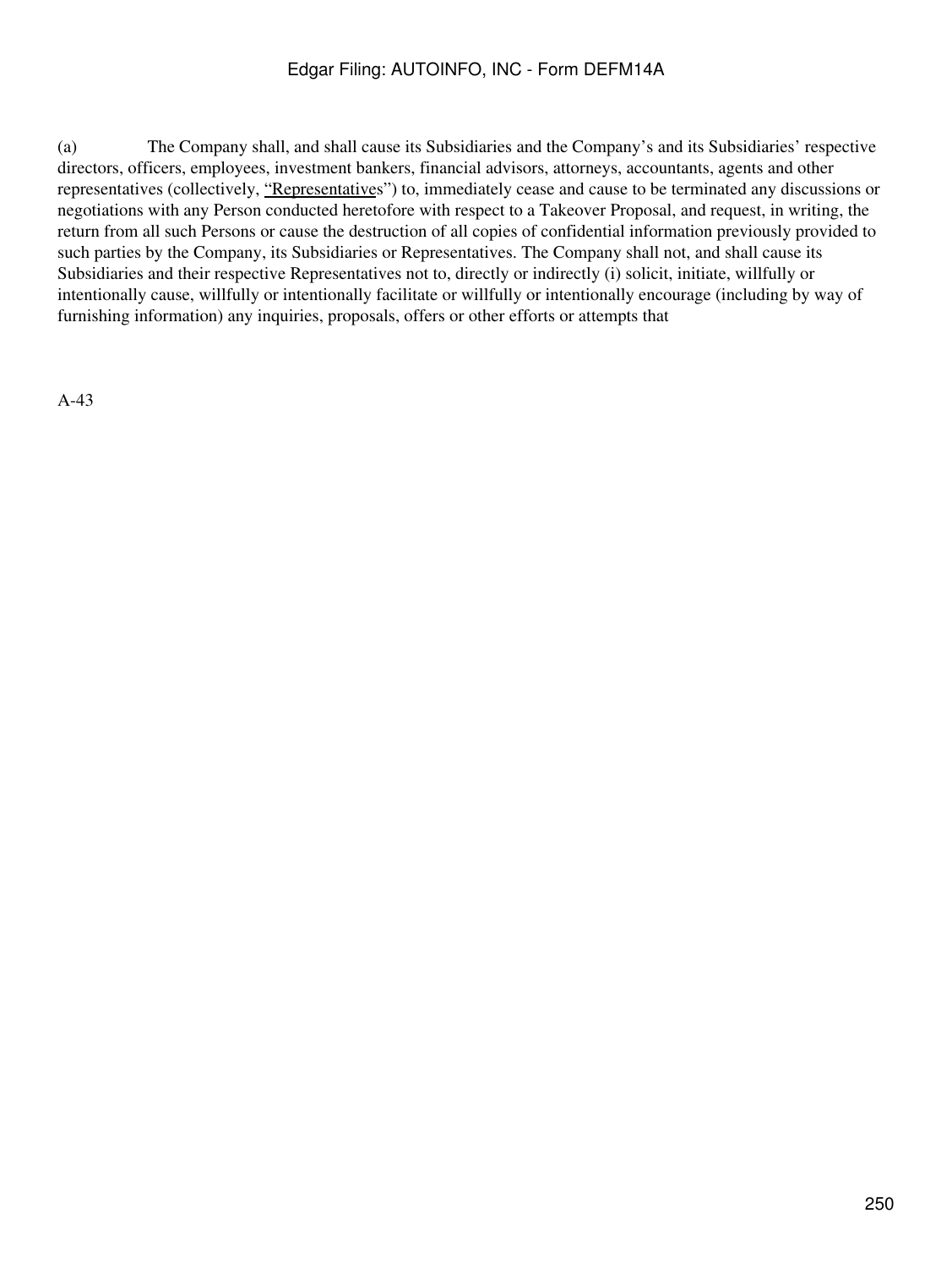(a) The Company shall, and shall cause its Subsidiaries and the Company's and its Subsidiaries' respective directors, officers, employees, investment bankers, financial advisors, attorneys, accountants, agents and other representatives (collectively, "Representatives") to, immediately cease and cause to be terminated any discussions or negotiations with any Person conducted heretofore with respect to a Takeover Proposal, and request, in writing, the return from all such Persons or cause the destruction of all copies of confidential information previously provided to such parties by the Company, its Subsidiaries or Representatives. The Company shall not, and shall cause its Subsidiaries and their respective Representatives not to, directly or indirectly (i) solicit, initiate, willfully or intentionally cause, willfully or intentionally facilitate or willfully or intentionally encourage (including by way of furnishing information) any inquiries, proposals, offers or other efforts or attempts that

A-43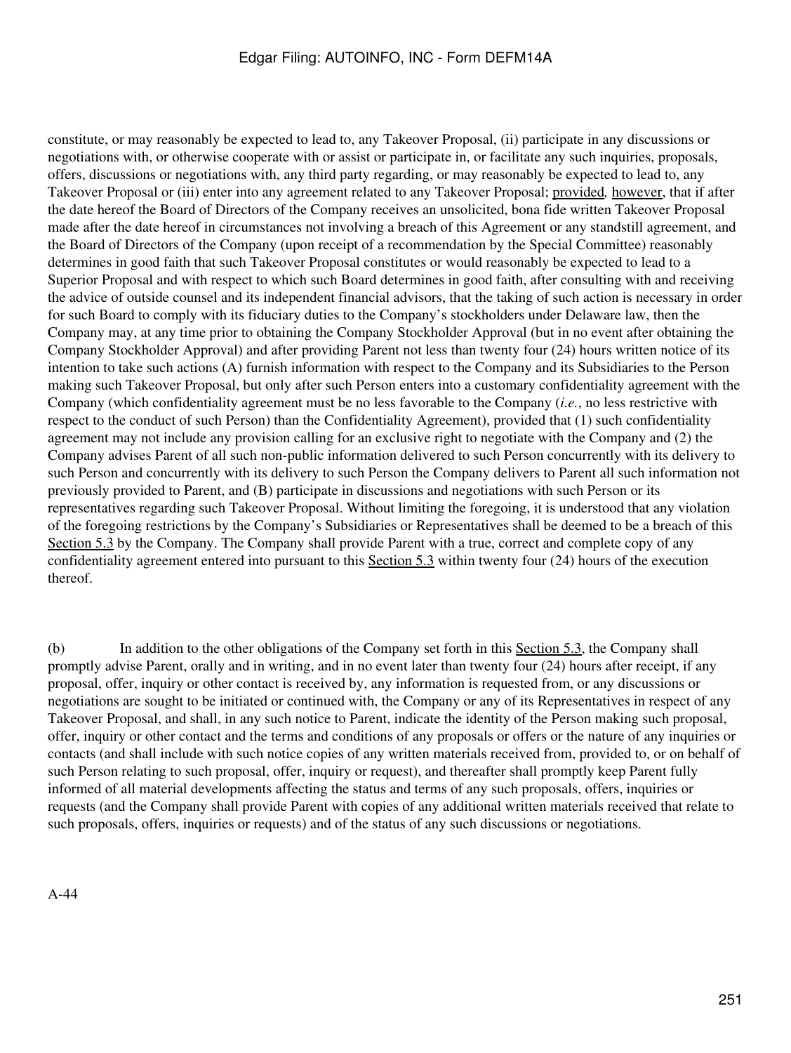constitute, or may reasonably be expected to lead to, any Takeover Proposal, (ii) participate in any discussions or negotiations with, or otherwise cooperate with or assist or participate in, or facilitate any such inquiries, proposals, offers, discussions or negotiations with, any third party regarding, or may reasonably be expected to lead to, any Takeover Proposal or (iii) enter into any agreement related to any Takeover Proposal; provided*,* however, that if after the date hereof the Board of Directors of the Company receives an unsolicited, bona fide written Takeover Proposal made after the date hereof in circumstances not involving a breach of this Agreement or any standstill agreement, and the Board of Directors of the Company (upon receipt of a recommendation by the Special Committee) reasonably determines in good faith that such Takeover Proposal constitutes or would reasonably be expected to lead to a Superior Proposal and with respect to which such Board determines in good faith, after consulting with and receiving the advice of outside counsel and its independent financial advisors, that the taking of such action is necessary in order for such Board to comply with its fiduciary duties to the Company's stockholders under Delaware law, then the Company may, at any time prior to obtaining the Company Stockholder Approval (but in no event after obtaining the Company Stockholder Approval) and after providing Parent not less than twenty four (24) hours written notice of its intention to take such actions (A) furnish information with respect to the Company and its Subsidiaries to the Person making such Takeover Proposal, but only after such Person enters into a customary confidentiality agreement with the Company (which confidentiality agreement must be no less favorable to the Company (*i.e.*, no less restrictive with respect to the conduct of such Person) than the Confidentiality Agreement), provided that (1) such confidentiality agreement may not include any provision calling for an exclusive right to negotiate with the Company and (2) the Company advises Parent of all such non-public information delivered to such Person concurrently with its delivery to such Person and concurrently with its delivery to such Person the Company delivers to Parent all such information not previously provided to Parent, and (B) participate in discussions and negotiations with such Person or its representatives regarding such Takeover Proposal. Without limiting the foregoing, it is understood that any violation of the foregoing restrictions by the Company's Subsidiaries or Representatives shall be deemed to be a breach of this Section 5.3 by the Company. The Company shall provide Parent with a true, correct and complete copy of any confidentiality agreement entered into pursuant to this Section 5.3 within twenty four (24) hours of the execution thereof.

(b) In addition to the other obligations of the Company set forth in this Section 5.3, the Company shall promptly advise Parent, orally and in writing, and in no event later than twenty four (24) hours after receipt, if any proposal, offer, inquiry or other contact is received by, any information is requested from, or any discussions or negotiations are sought to be initiated or continued with, the Company or any of its Representatives in respect of any Takeover Proposal, and shall, in any such notice to Parent, indicate the identity of the Person making such proposal, offer, inquiry or other contact and the terms and conditions of any proposals or offers or the nature of any inquiries or contacts (and shall include with such notice copies of any written materials received from, provided to, or on behalf of such Person relating to such proposal, offer, inquiry or request), and thereafter shall promptly keep Parent fully informed of all material developments affecting the status and terms of any such proposals, offers, inquiries or requests (and the Company shall provide Parent with copies of any additional written materials received that relate to such proposals, offers, inquiries or requests) and of the status of any such discussions or negotiations.

A-44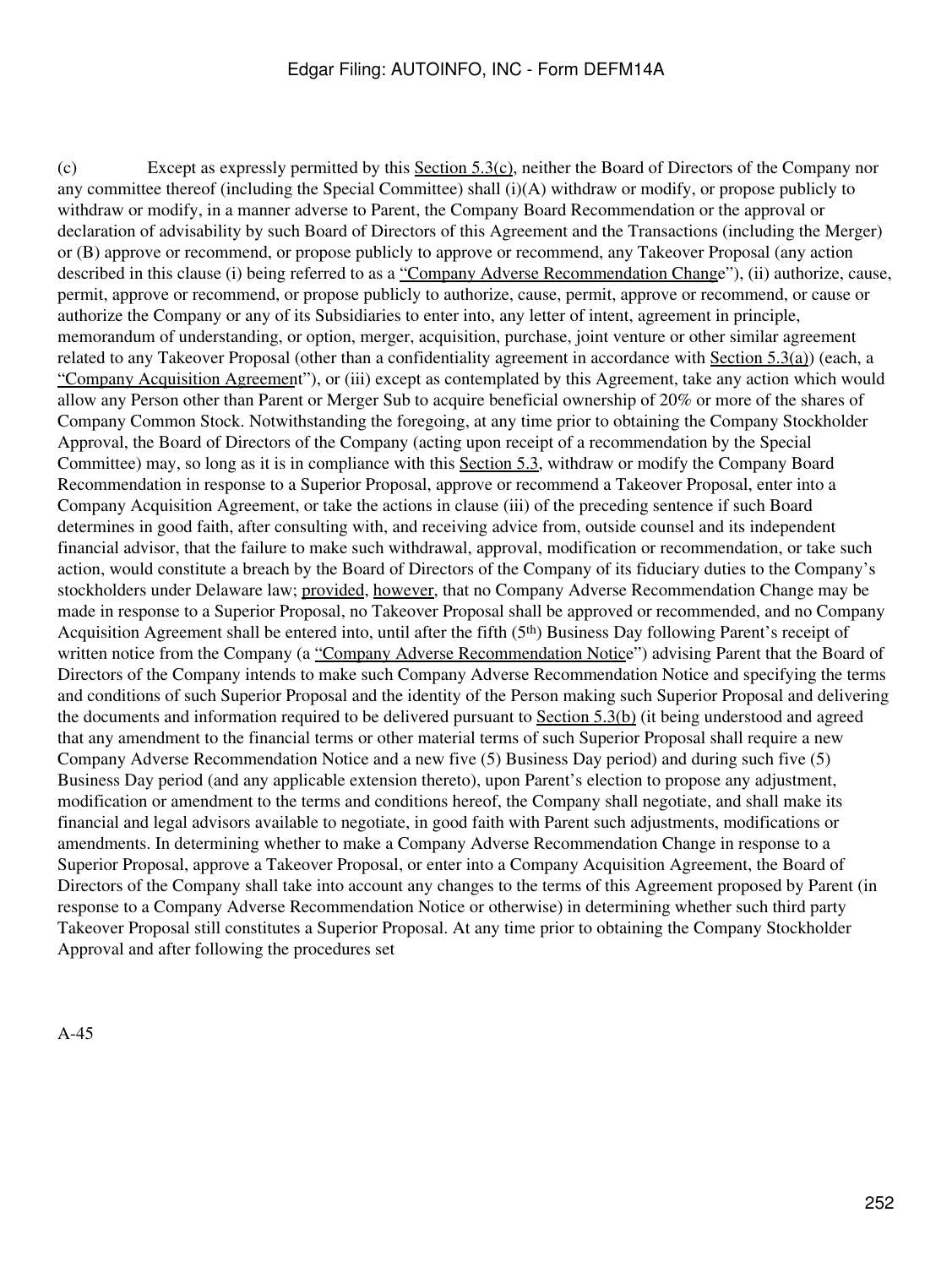(c) Except as expressly permitted by this Section 5.3(c), neither the Board of Directors of the Company nor any committee thereof (including the Special Committee) shall (i)(A) withdraw or modify, or propose publicly to withdraw or modify, in a manner adverse to Parent, the Company Board Recommendation or the approval or declaration of advisability by such Board of Directors of this Agreement and the Transactions (including the Merger) or (B) approve or recommend, or propose publicly to approve or recommend, any Takeover Proposal (any action described in this clause (i) being referred to as a "Company Adverse Recommendation Change"), (ii) authorize, cause, permit, approve or recommend, or propose publicly to authorize, cause, permit, approve or recommend, or cause or authorize the Company or any of its Subsidiaries to enter into, any letter of intent, agreement in principle, memorandum of understanding, or option, merger, acquisition, purchase, joint venture or other similar agreement related to any Takeover Proposal (other than a confidentiality agreement in accordance with Section 5.3(a)) (each, a "Company Acquisition Agreement"), or (iii) except as contemplated by this Agreement, take any action which would allow any Person other than Parent or Merger Sub to acquire beneficial ownership of 20% or more of the shares of Company Common Stock. Notwithstanding the foregoing, at any time prior to obtaining the Company Stockholder Approval, the Board of Directors of the Company (acting upon receipt of a recommendation by the Special Committee) may, so long as it is in compliance with this Section 5.3, withdraw or modify the Company Board Recommendation in response to a Superior Proposal, approve or recommend a Takeover Proposal, enter into a Company Acquisition Agreement, or take the actions in clause (iii) of the preceding sentence if such Board determines in good faith, after consulting with, and receiving advice from, outside counsel and its independent financial advisor, that the failure to make such withdrawal, approval, modification or recommendation, or take such action, would constitute a breach by the Board of Directors of the Company of its fiduciary duties to the Company's stockholders under Delaware law; provided, however, that no Company Adverse Recommendation Change may be made in response to a Superior Proposal, no Takeover Proposal shall be approved or recommended, and no Company Acquisition Agreement shall be entered into, until after the fifth (5th) Business Day following Parent's receipt of written notice from the Company (a "Company Adverse Recommendation Notice") advising Parent that the Board of Directors of the Company intends to make such Company Adverse Recommendation Notice and specifying the terms and conditions of such Superior Proposal and the identity of the Person making such Superior Proposal and delivering the documents and information required to be delivered pursuant to Section 5.3(b) (it being understood and agreed that any amendment to the financial terms or other material terms of such Superior Proposal shall require a new Company Adverse Recommendation Notice and a new five (5) Business Day period) and during such five (5) Business Day period (and any applicable extension thereto), upon Parent's election to propose any adjustment, modification or amendment to the terms and conditions hereof, the Company shall negotiate, and shall make its financial and legal advisors available to negotiate, in good faith with Parent such adjustments, modifications or amendments. In determining whether to make a Company Adverse Recommendation Change in response to a Superior Proposal, approve a Takeover Proposal, or enter into a Company Acquisition Agreement, the Board of Directors of the Company shall take into account any changes to the terms of this Agreement proposed by Parent (in response to a Company Adverse Recommendation Notice or otherwise) in determining whether such third party Takeover Proposal still constitutes a Superior Proposal. At any time prior to obtaining the Company Stockholder Approval and after following the procedures set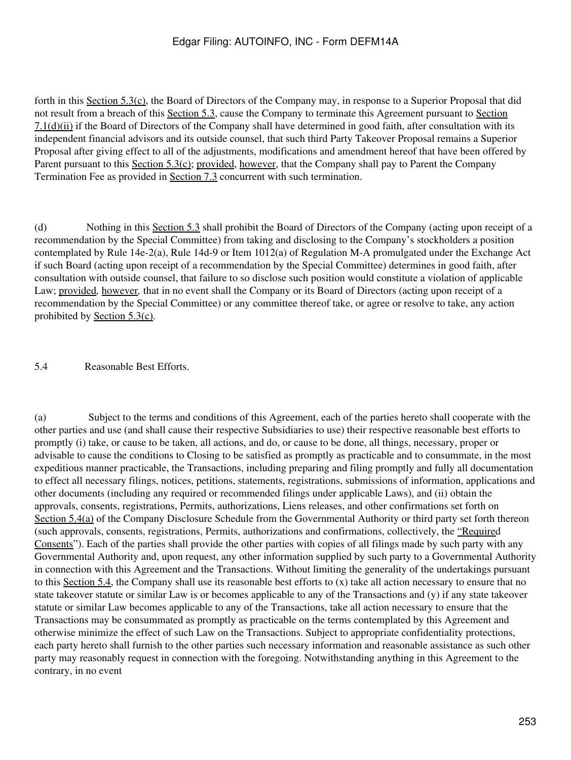forth in this Section 5.3(c), the Board of Directors of the Company may, in response to a Superior Proposal that did not result from a breach of this Section 5.3, cause the Company to terminate this Agreement pursuant to Section 7.1(d)(ii) if the Board of Directors of the Company shall have determined in good faith, after consultation with its independent financial advisors and its outside counsel, that such third Party Takeover Proposal remains a Superior Proposal after giving effect to all of the adjustments, modifications and amendment hereof that have been offered by Parent pursuant to this Section 5.3(c); provided, however, that the Company shall pay to Parent the Company Termination Fee as provided in Section 7.3 concurrent with such termination.

(d) Nothing in this Section 5.3 shall prohibit the Board of Directors of the Company (acting upon receipt of a recommendation by the Special Committee) from taking and disclosing to the Company's stockholders a position contemplated by Rule 14e-2(a), Rule 14d-9 or Item 1012(a) of Regulation M-A promulgated under the Exchange Act if such Board (acting upon receipt of a recommendation by the Special Committee) determines in good faith, after consultation with outside counsel, that failure to so disclose such position would constitute a violation of applicable Law; provided, however, that in no event shall the Company or its Board of Directors (acting upon receipt of a recommendation by the Special Committee) or any committee thereof take, or agree or resolve to take, any action prohibited by Section 5.3(c).

5.4 Reasonable Best Efforts.

(a) Subject to the terms and conditions of this Agreement, each of the parties hereto shall cooperate with the other parties and use (and shall cause their respective Subsidiaries to use) their respective reasonable best efforts to promptly (i) take, or cause to be taken, all actions, and do, or cause to be done, all things, necessary, proper or advisable to cause the conditions to Closing to be satisfied as promptly as practicable and to consummate, in the most expeditious manner practicable, the Transactions, including preparing and filing promptly and fully all documentation to effect all necessary filings, notices, petitions, statements, registrations, submissions of information, applications and other documents (including any required or recommended filings under applicable Laws), and (ii) obtain the approvals, consents, registrations, Permits, authorizations, Liens releases, and other confirmations set forth on Section 5.4(a) of the Company Disclosure Schedule from the Governmental Authority or third party set forth thereon (such approvals, consents, registrations, Permits, authorizations and confirmations, collectively, the "Required Consents"). Each of the parties shall provide the other parties with copies of all filings made by such party with any Governmental Authority and, upon request, any other information supplied by such party to a Governmental Authority in connection with this Agreement and the Transactions. Without limiting the generality of the undertakings pursuant to this Section 5.4, the Company shall use its reasonable best efforts to (x) take all action necessary to ensure that no state takeover statute or similar Law is or becomes applicable to any of the Transactions and (y) if any state takeover statute or similar Law becomes applicable to any of the Transactions, take all action necessary to ensure that the Transactions may be consummated as promptly as practicable on the terms contemplated by this Agreement and otherwise minimize the effect of such Law on the Transactions. Subject to appropriate confidentiality protections, each party hereto shall furnish to the other parties such necessary information and reasonable assistance as such other party may reasonably request in connection with the foregoing. Notwithstanding anything in this Agreement to the contrary, in no event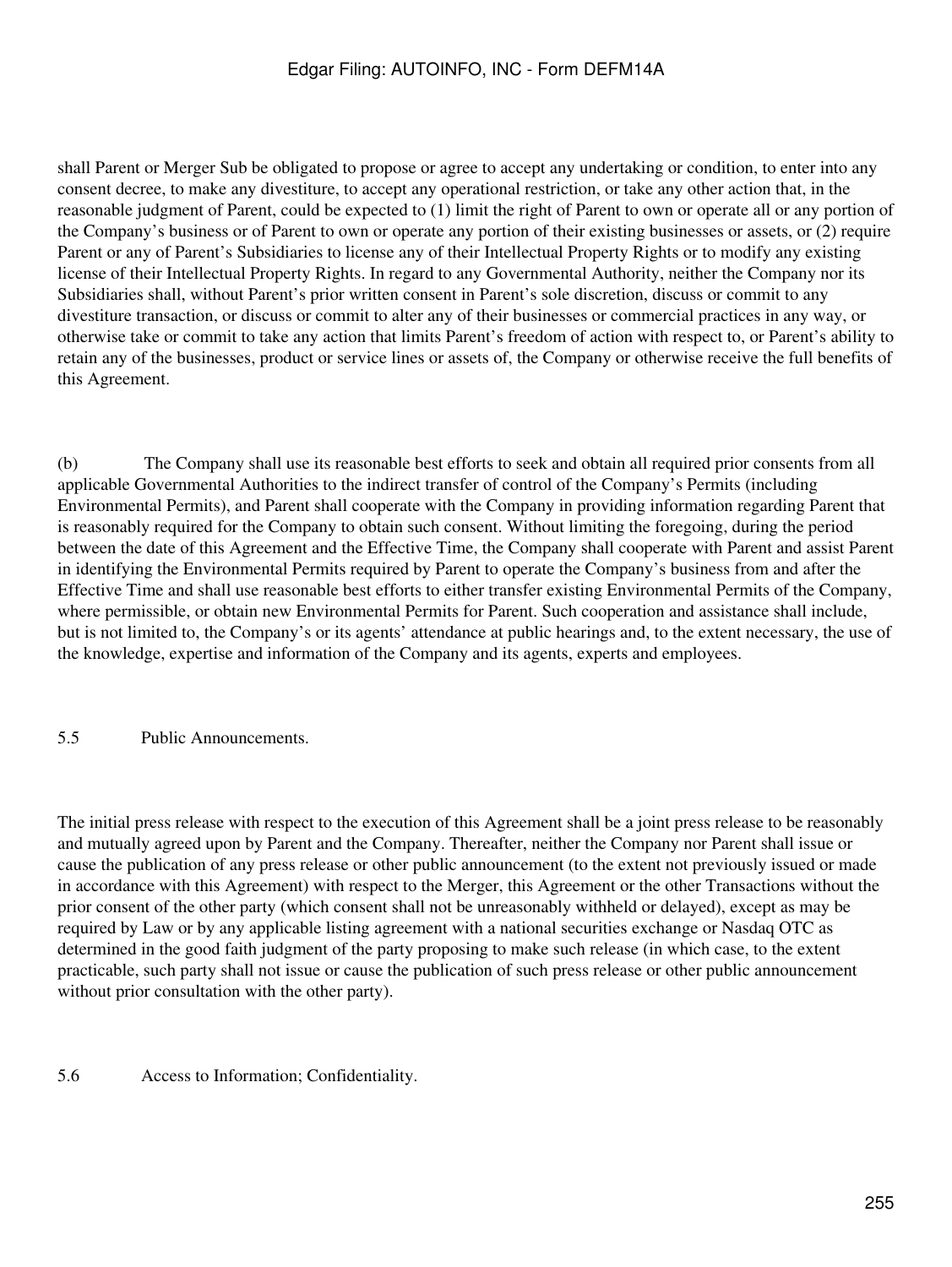shall Parent or Merger Sub be obligated to propose or agree to accept any undertaking or condition, to enter into any consent decree, to make any divestiture, to accept any operational restriction, or take any other action that, in the reasonable judgment of Parent, could be expected to (1) limit the right of Parent to own or operate all or any portion of the Company's business or of Parent to own or operate any portion of their existing businesses or assets, or (2) require Parent or any of Parent's Subsidiaries to license any of their Intellectual Property Rights or to modify any existing license of their Intellectual Property Rights. In regard to any Governmental Authority, neither the Company nor its Subsidiaries shall, without Parent's prior written consent in Parent's sole discretion, discuss or commit to any divestiture transaction, or discuss or commit to alter any of their businesses or commercial practices in any way, or otherwise take or commit to take any action that limits Parent's freedom of action with respect to, or Parent's ability to retain any of the businesses, product or service lines or assets of, the Company or otherwise receive the full benefits of this Agreement.

(b) The Company shall use its reasonable best efforts to seek and obtain all required prior consents from all applicable Governmental Authorities to the indirect transfer of control of the Company's Permits (including Environmental Permits), and Parent shall cooperate with the Company in providing information regarding Parent that is reasonably required for the Company to obtain such consent. Without limiting the foregoing, during the period between the date of this Agreement and the Effective Time, the Company shall cooperate with Parent and assist Parent in identifying the Environmental Permits required by Parent to operate the Company's business from and after the Effective Time and shall use reasonable best efforts to either transfer existing Environmental Permits of the Company, where permissible, or obtain new Environmental Permits for Parent. Such cooperation and assistance shall include, but is not limited to, the Company's or its agents' attendance at public hearings and, to the extent necessary, the use of the knowledge, expertise and information of the Company and its agents, experts and employees.

5.5 Public Announcements.

The initial press release with respect to the execution of this Agreement shall be a joint press release to be reasonably and mutually agreed upon by Parent and the Company. Thereafter, neither the Company nor Parent shall issue or cause the publication of any press release or other public announcement (to the extent not previously issued or made in accordance with this Agreement) with respect to the Merger, this Agreement or the other Transactions without the prior consent of the other party (which consent shall not be unreasonably withheld or delayed), except as may be required by Law or by any applicable listing agreement with a national securities exchange or Nasdaq OTC as determined in the good faith judgment of the party proposing to make such release (in which case, to the extent practicable, such party shall not issue or cause the publication of such press release or other public announcement without prior consultation with the other party).

5.6 Access to Information; Confidentiality.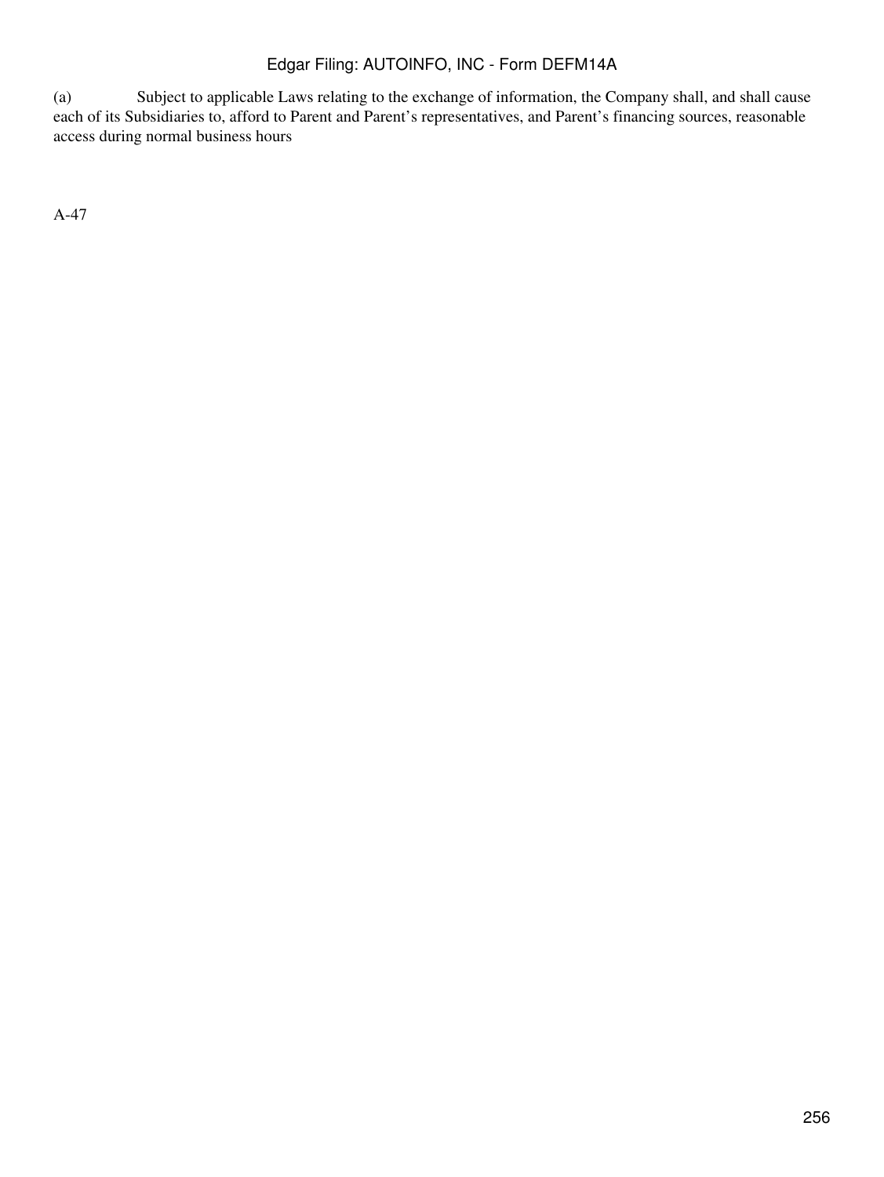(a) Subject to applicable Laws relating to the exchange of information, the Company shall, and shall cause each of its Subsidiaries to, afford to Parent and Parent's representatives, and Parent's financing sources, reasonable access during normal business hours

A-47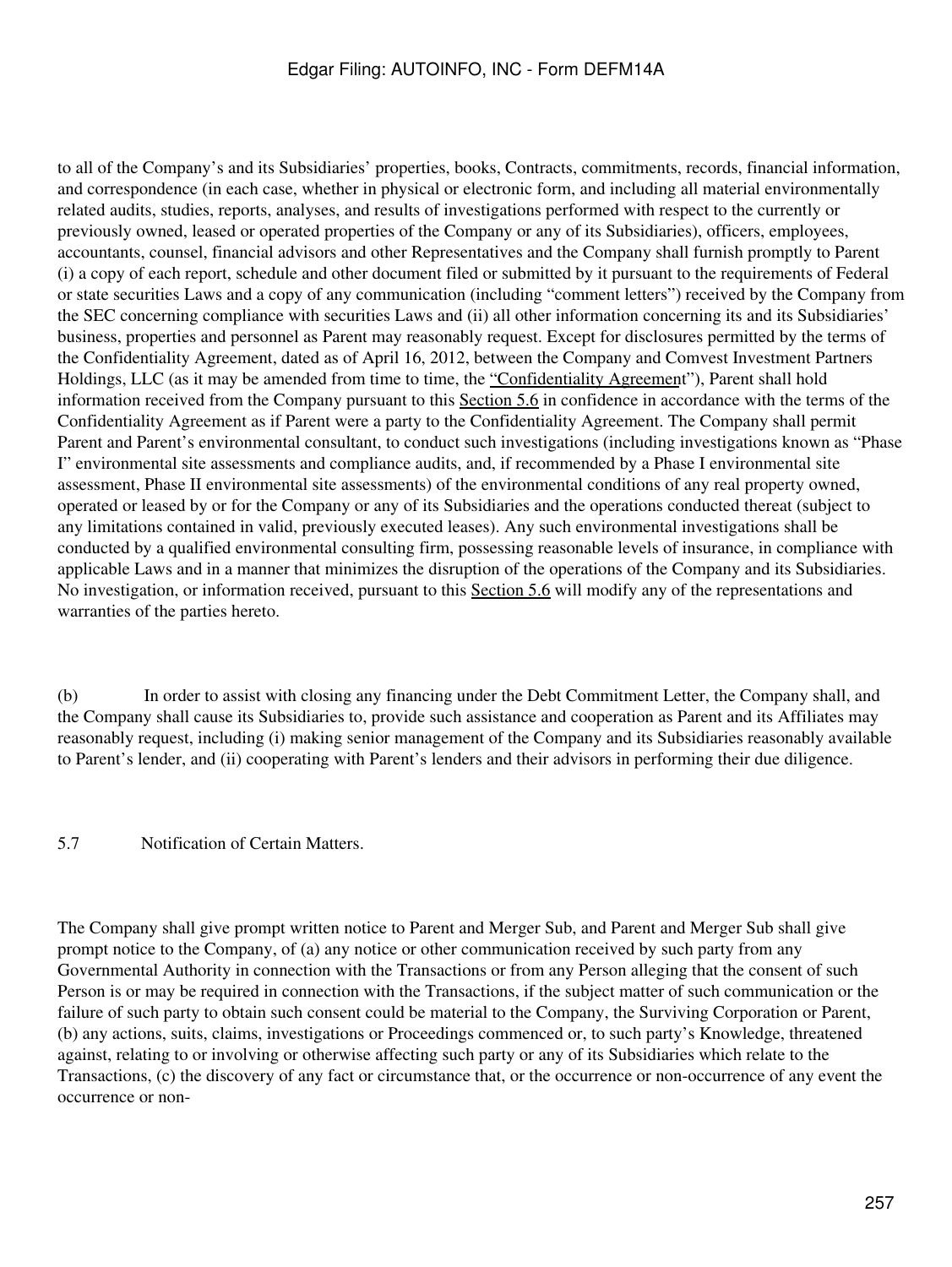to all of the Company's and its Subsidiaries' properties, books, Contracts, commitments, records, financial information, and correspondence (in each case, whether in physical or electronic form, and including all material environmentally related audits, studies, reports, analyses, and results of investigations performed with respect to the currently or previously owned, leased or operated properties of the Company or any of its Subsidiaries), officers, employees, accountants, counsel, financial advisors and other Representatives and the Company shall furnish promptly to Parent (i) a copy of each report, schedule and other document filed or submitted by it pursuant to the requirements of Federal or state securities Laws and a copy of any communication (including "comment letters") received by the Company from the SEC concerning compliance with securities Laws and (ii) all other information concerning its and its Subsidiaries' business, properties and personnel as Parent may reasonably request. Except for disclosures permitted by the terms of the Confidentiality Agreement, dated as of April 16, 2012, between the Company and Comvest Investment Partners Holdings, LLC (as it may be amended from time to time, the "Confidentiality Agreement"), Parent shall hold information received from the Company pursuant to this Section 5.6 in confidence in accordance with the terms of the Confidentiality Agreement as if Parent were a party to the Confidentiality Agreement. The Company shall permit Parent and Parent's environmental consultant, to conduct such investigations (including investigations known as "Phase I" environmental site assessments and compliance audits, and, if recommended by a Phase I environmental site assessment, Phase II environmental site assessments) of the environmental conditions of any real property owned, operated or leased by or for the Company or any of its Subsidiaries and the operations conducted thereat (subject to any limitations contained in valid, previously executed leases). Any such environmental investigations shall be conducted by a qualified environmental consulting firm, possessing reasonable levels of insurance, in compliance with applicable Laws and in a manner that minimizes the disruption of the operations of the Company and its Subsidiaries. No investigation, or information received, pursuant to this Section 5.6 will modify any of the representations and warranties of the parties hereto.

(b) In order to assist with closing any financing under the Debt Commitment Letter, the Company shall, and the Company shall cause its Subsidiaries to, provide such assistance and cooperation as Parent and its Affiliates may reasonably request, including (i) making senior management of the Company and its Subsidiaries reasonably available to Parent's lender, and (ii) cooperating with Parent's lenders and their advisors in performing their due diligence.

5.7 Notification of Certain Matters.

The Company shall give prompt written notice to Parent and Merger Sub, and Parent and Merger Sub shall give prompt notice to the Company, of (a) any notice or other communication received by such party from any Governmental Authority in connection with the Transactions or from any Person alleging that the consent of such Person is or may be required in connection with the Transactions, if the subject matter of such communication or the failure of such party to obtain such consent could be material to the Company, the Surviving Corporation or Parent, (b) any actions, suits, claims, investigations or Proceedings commenced or, to such party's Knowledge, threatened against, relating to or involving or otherwise affecting such party or any of its Subsidiaries which relate to the Transactions, (c) the discovery of any fact or circumstance that, or the occurrence or non-occurrence of any event the occurrence or non-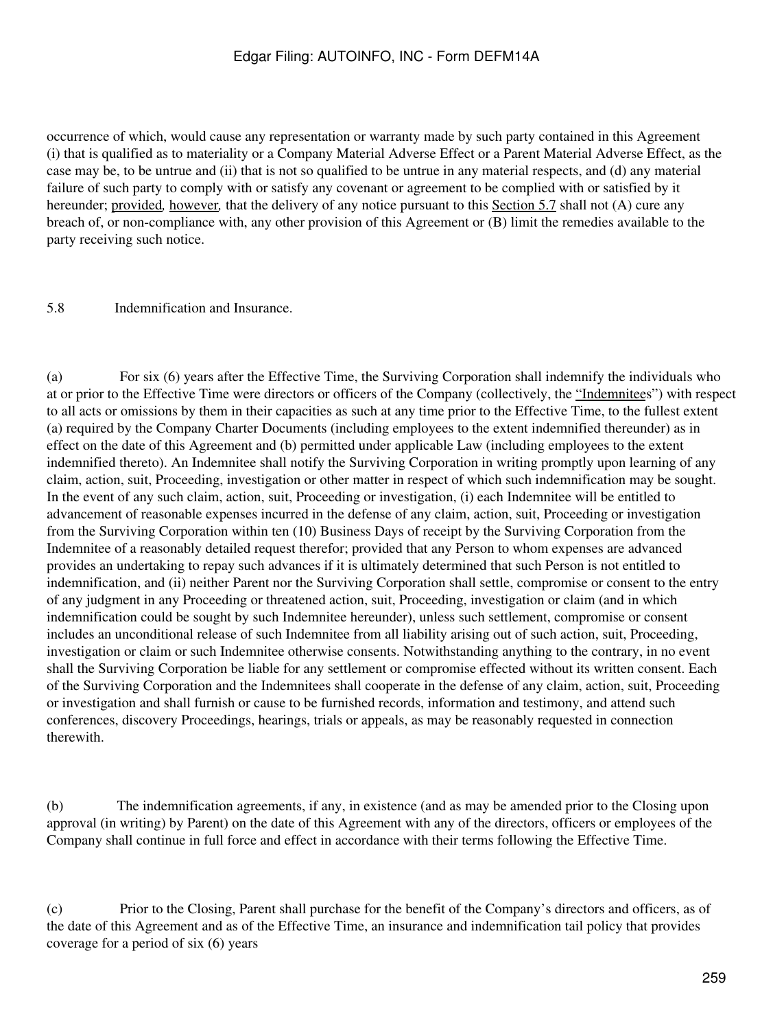occurrence of which, would cause any representation or warranty made by such party contained in this Agreement (i) that is qualified as to materiality or a Company Material Adverse Effect or a Parent Material Adverse Effect, as the case may be, to be untrue and (ii) that is not so qualified to be untrue in any material respects, and (d) any material failure of such party to comply with or satisfy any covenant or agreement to be complied with or satisfied by it hereunder; provided, however, that the delivery of any notice pursuant to this Section 5.7 shall not (A) cure any breach of, or non-compliance with, any other provision of this Agreement or (B) limit the remedies available to the party receiving such notice.

5.8 Indemnification and Insurance.

(a) For six (6) years after the Effective Time, the Surviving Corporation shall indemnify the individuals who at or prior to the Effective Time were directors or officers of the Company (collectively, the "Indemnitees") with respect to all acts or omissions by them in their capacities as such at any time prior to the Effective Time, to the fullest extent (a) required by the Company Charter Documents (including employees to the extent indemnified thereunder) as in effect on the date of this Agreement and (b) permitted under applicable Law (including employees to the extent indemnified thereto). An Indemnitee shall notify the Surviving Corporation in writing promptly upon learning of any claim, action, suit, Proceeding, investigation or other matter in respect of which such indemnification may be sought. In the event of any such claim, action, suit, Proceeding or investigation, (i) each Indemnitee will be entitled to advancement of reasonable expenses incurred in the defense of any claim, action, suit, Proceeding or investigation from the Surviving Corporation within ten (10) Business Days of receipt by the Surviving Corporation from the Indemnitee of a reasonably detailed request therefor; provided that any Person to whom expenses are advanced provides an undertaking to repay such advances if it is ultimately determined that such Person is not entitled to indemnification, and (ii) neither Parent nor the Surviving Corporation shall settle, compromise or consent to the entry of any judgment in any Proceeding or threatened action, suit, Proceeding, investigation or claim (and in which indemnification could be sought by such Indemnitee hereunder), unless such settlement, compromise or consent includes an unconditional release of such Indemnitee from all liability arising out of such action, suit, Proceeding, investigation or claim or such Indemnitee otherwise consents. Notwithstanding anything to the contrary, in no event shall the Surviving Corporation be liable for any settlement or compromise effected without its written consent. Each of the Surviving Corporation and the Indemnitees shall cooperate in the defense of any claim, action, suit, Proceeding or investigation and shall furnish or cause to be furnished records, information and testimony, and attend such conferences, discovery Proceedings, hearings, trials or appeals, as may be reasonably requested in connection therewith.

(b) The indemnification agreements, if any, in existence (and as may be amended prior to the Closing upon approval (in writing) by Parent) on the date of this Agreement with any of the directors, officers or employees of the Company shall continue in full force and effect in accordance with their terms following the Effective Time.

(c) Prior to the Closing, Parent shall purchase for the benefit of the Company's directors and officers, as of the date of this Agreement and as of the Effective Time, an insurance and indemnification tail policy that provides coverage for a period of six (6) years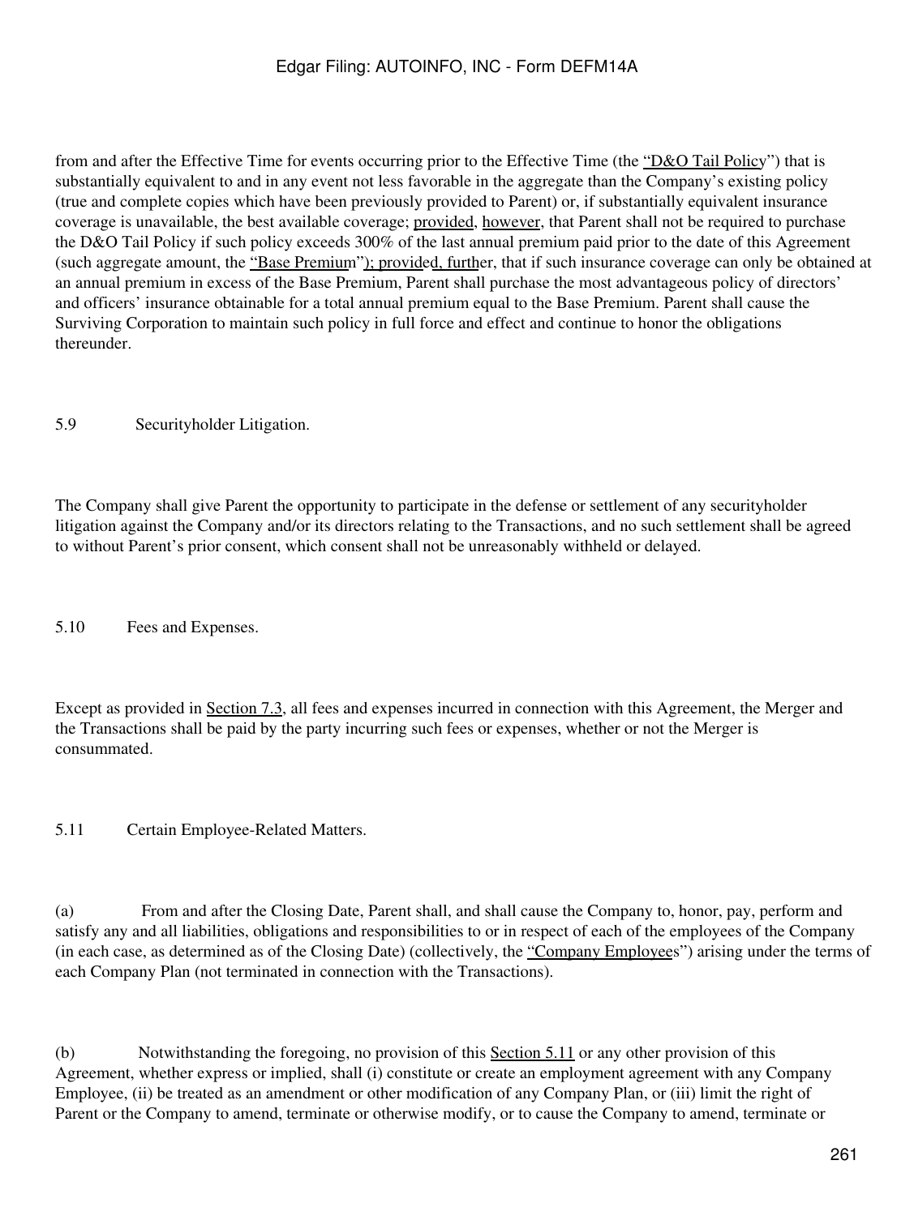from and after the Effective Time for events occurring prior to the Effective Time (the "D&O Tail Policy") that is substantially equivalent to and in any event not less favorable in the aggregate than the Company's existing policy (true and complete copies which have been previously provided to Parent) or, if substantially equivalent insurance coverage is unavailable, the best available coverage; provided, however, that Parent shall not be required to purchase the D&O Tail Policy if such policy exceeds 300% of the last annual premium paid prior to the date of this Agreement (such aggregate amount, the "Base Premium"); provided, further, that if such insurance coverage can only be obtained at an annual premium in excess of the Base Premium, Parent shall purchase the most advantageous policy of directors' and officers' insurance obtainable for a total annual premium equal to the Base Premium. Parent shall cause the Surviving Corporation to maintain such policy in full force and effect and continue to honor the obligations thereunder.

5.9 Securityholder Litigation.

The Company shall give Parent the opportunity to participate in the defense or settlement of any securityholder litigation against the Company and/or its directors relating to the Transactions, and no such settlement shall be agreed to without Parent's prior consent, which consent shall not be unreasonably withheld or delayed.

5.10 Fees and Expenses.

Except as provided in Section 7.3, all fees and expenses incurred in connection with this Agreement, the Merger and the Transactions shall be paid by the party incurring such fees or expenses, whether or not the Merger is consummated.

5.11 Certain Employee-Related Matters.

(a) From and after the Closing Date, Parent shall, and shall cause the Company to, honor, pay, perform and satisfy any and all liabilities, obligations and responsibilities to or in respect of each of the employees of the Company (in each case, as determined as of the Closing Date) (collectively, the "Company Employees") arising under the terms of each Company Plan (not terminated in connection with the Transactions).

(b) Notwithstanding the foregoing, no provision of this Section 5.11 or any other provision of this Agreement, whether express or implied, shall (i) constitute or create an employment agreement with any Company Employee, (ii) be treated as an amendment or other modification of any Company Plan, or (iii) limit the right of Parent or the Company to amend, terminate or otherwise modify, or to cause the Company to amend, terminate or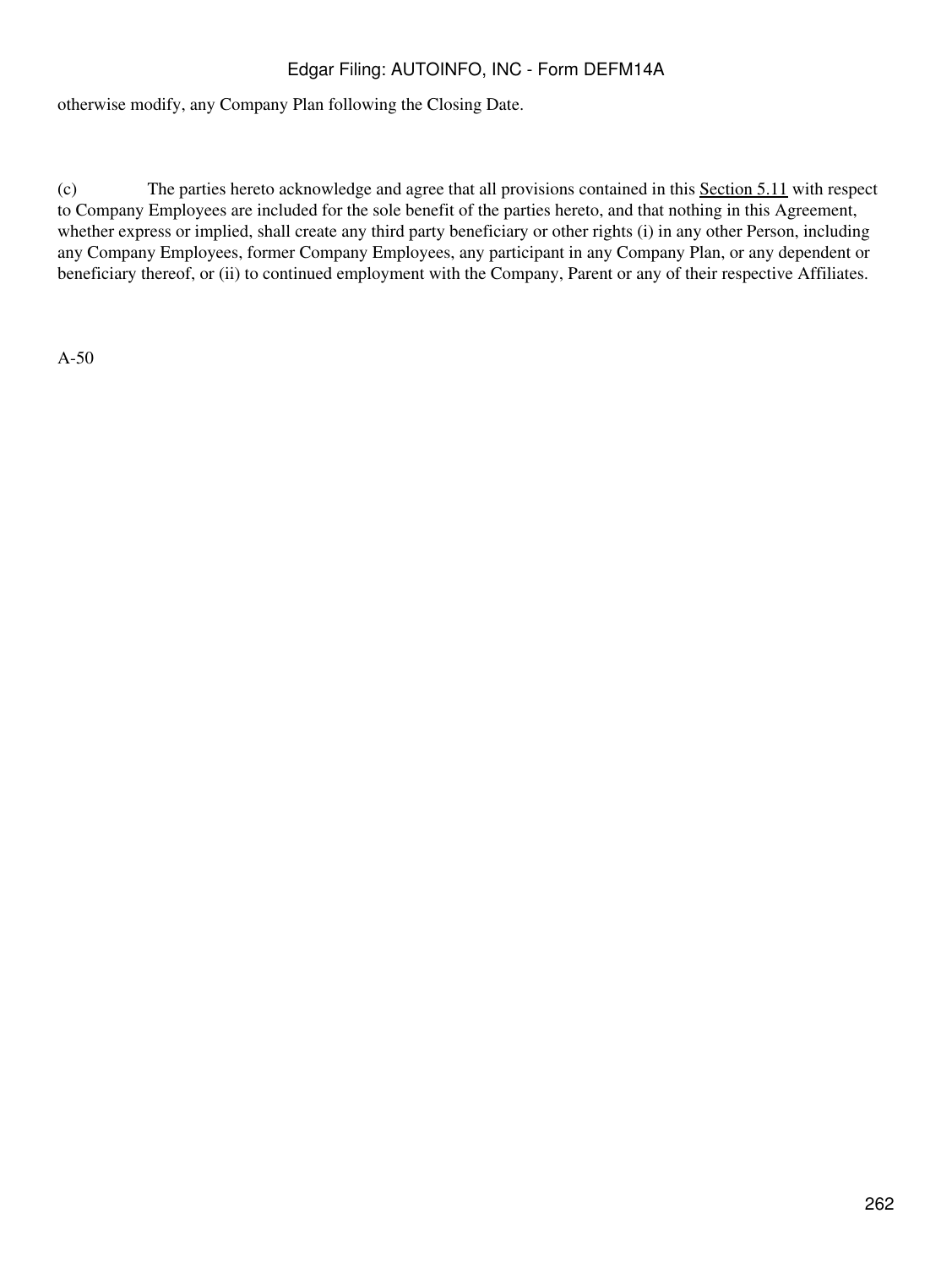otherwise modify, any Company Plan following the Closing Date.

(c) The parties hereto acknowledge and agree that all provisions contained in this Section 5.11 with respect to Company Employees are included for the sole benefit of the parties hereto, and that nothing in this Agreement, whether express or implied, shall create any third party beneficiary or other rights (i) in any other Person, including any Company Employees, former Company Employees, any participant in any Company Plan, or any dependent or beneficiary thereof, or (ii) to continued employment with the Company, Parent or any of their respective Affiliates.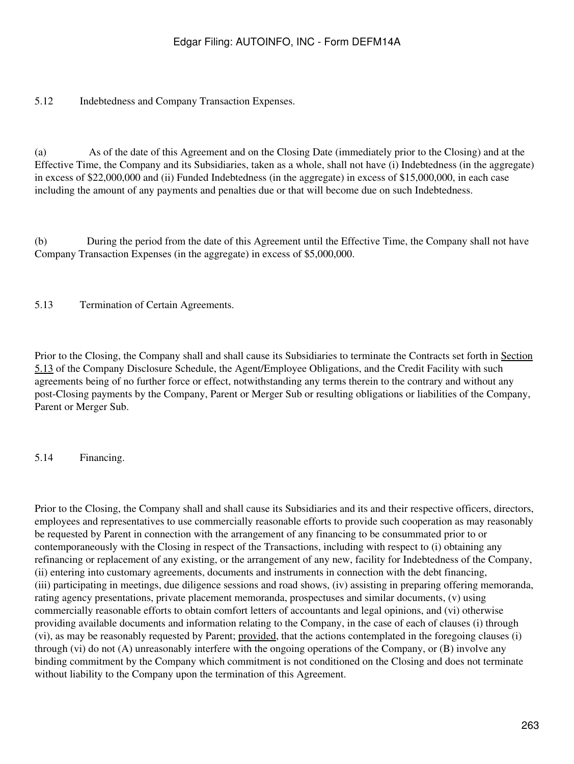5.12 Indebtedness and Company Transaction Expenses.

(a) As of the date of this Agreement and on the Closing Date (immediately prior to the Closing) and at the Effective Time, the Company and its Subsidiaries, taken as a whole, shall not have (i) Indebtedness (in the aggregate) in excess of $22,000,000 and (ii) Funded Indebtedness (in the aggregate) in excess of $15,000,000, in each case including the amount of any payments and penalties due or that will become due on such Indebtedness.

(b) During the period from the date of this Agreement until the Effective Time, the Company shall not have Company Transaction Expenses (in the aggregate) in excess of $5,000,000.

5.13 Termination of Certain Agreements.

Prior to the Closing, the Company shall and shall cause its Subsidiaries to terminate the Contracts set forth in Section 5.13 of the Company Disclosure Schedule, the Agent/Employee Obligations, and the Credit Facility with such agreements being of no further force or effect, notwithstanding any terms therein to the contrary and without any post-Closing payments by the Company, Parent or Merger Sub or resulting obligations or liabilities of the Company, Parent or Merger Sub.

5.14 Financing.

Prior to the Closing, the Company shall and shall cause its Subsidiaries and its and their respective officers, directors, employees and representatives to use commercially reasonable efforts to provide such cooperation as may reasonably be requested by Parent in connection with the arrangement of any financing to be consummated prior to or contemporaneously with the Closing in respect of the Transactions, including with respect to (i) obtaining any refinancing or replacement of any existing, or the arrangement of any new, facility for Indebtedness of the Company, (ii) entering into customary agreements, documents and instruments in connection with the debt financing, (iii) participating in meetings, due diligence sessions and road shows, (iv) assisting in preparing offering memoranda, rating agency presentations, private placement memoranda, prospectuses and similar documents, (v) using commercially reasonable efforts to obtain comfort letters of accountants and legal opinions, and (vi) otherwise providing available documents and information relating to the Company, in the case of each of clauses (i) through (vi), as may be reasonably requested by Parent; provided, that the actions contemplated in the foregoing clauses (i) through (vi) do not (A) unreasonably interfere with the ongoing operations of the Company, or (B) involve any binding commitment by the Company which commitment is not conditioned on the Closing and does not terminate without liability to the Company upon the termination of this Agreement.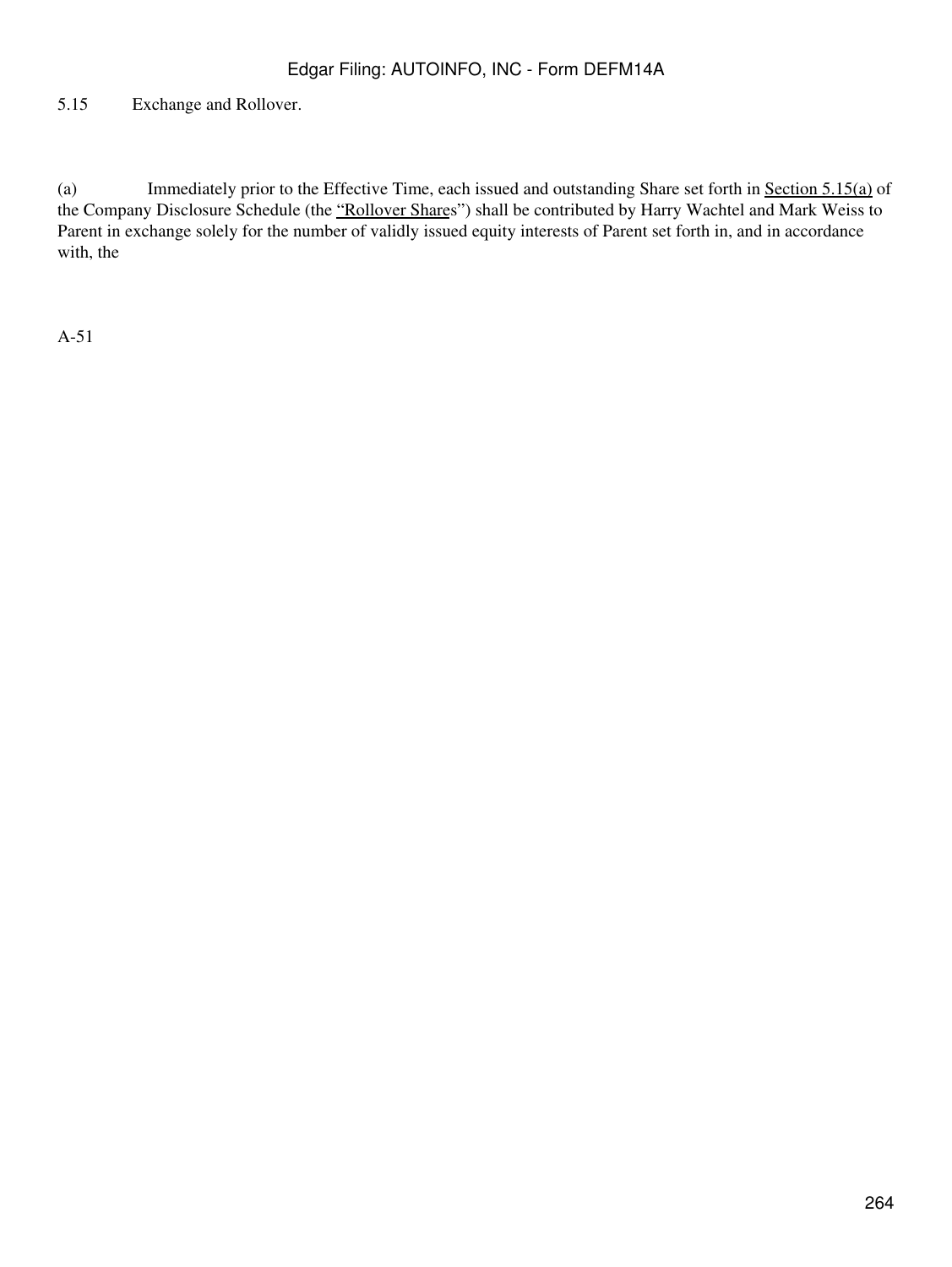5.15 Exchange and Rollover.

(a) Immediately prior to the Effective Time, each issued and outstanding Share set forth in Section 5.15(a) of the Company Disclosure Schedule (the "Rollover Shares") shall be contributed by Harry Wachtel and Mark Weiss to Parent in exchange solely for the number of validly issued equity interests of Parent set forth in, and in accordance with, the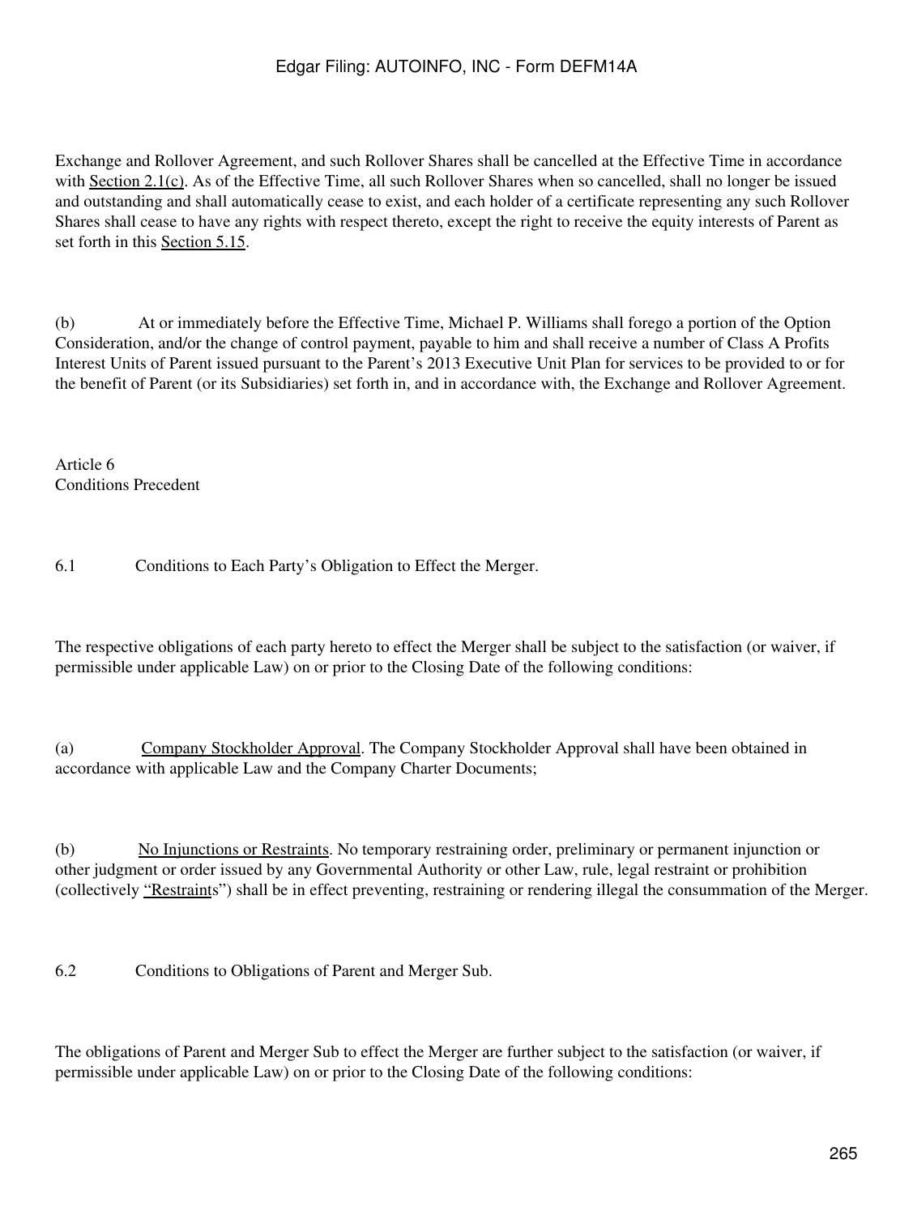Exchange and Rollover Agreement, and such Rollover Shares shall be cancelled at the Effective Time in accordance with Section 2.1(c). As of the Effective Time, all such Rollover Shares when so cancelled, shall no longer be issued and outstanding and shall automatically cease to exist, and each holder of a certificate representing any such Rollover Shares shall cease to have any rights with respect thereto, except the right to receive the equity interests of Parent as set forth in this Section 5.15.

(b) At or immediately before the Effective Time, Michael P. Williams shall forego a portion of the Option Consideration, and/or the change of control payment, payable to him and shall receive a number of Class A Profits Interest Units of Parent issued pursuant to the Parent's 2013 Executive Unit Plan for services to be provided to or for the benefit of Parent (or its Subsidiaries) set forth in, and in accordance with, the Exchange and Rollover Agreement.

## Article 6
## Conditions Precedent

### 6.1 Conditions to Each Party's Obligation to Effect the Merger.

The respective obligations of each party hereto to effect the Merger shall be subject to the satisfaction (or waiver, if permissible under applicable Law) on or prior to the Closing Date of the following conditions:

(a) Company Stockholder Approval. The Company Stockholder Approval shall have been obtained in accordance with applicable Law and the Company Charter Documents;

(b) No Injunctions or Restraints. No temporary restraining order, preliminary or permanent injunction or other judgment or order issued by any Governmental Authority or other Law, rule, legal restraint or prohibition (collectively "Restraints") shall be in effect preventing, restraining or rendering illegal the consummation of the Merger.

### 6.2 Conditions to Obligations of Parent and Merger Sub.

The obligations of Parent and Merger Sub to effect the Merger are further subject to the satisfaction (or waiver, if permissible under applicable Law) on or prior to the Closing Date of the following conditions: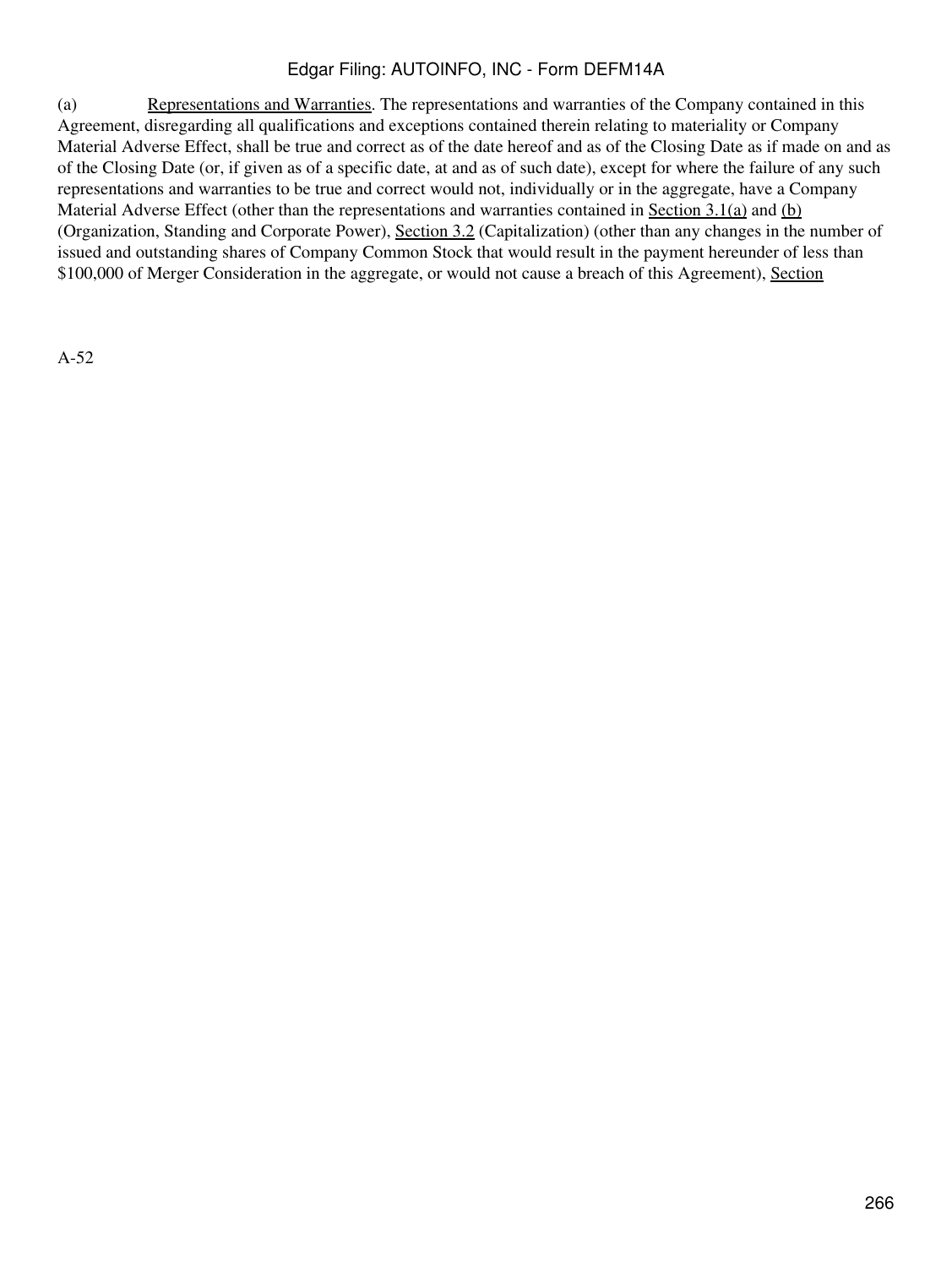(a) Representations and Warranties. The representations and warranties of the Company contained in this Agreement, disregarding all qualifications and exceptions contained therein relating to materiality or Company Material Adverse Effect, shall be true and correct as of the date hereof and as of the Closing Date as if made on and as of the Closing Date (or, if given as of a specific date, at and as of such date), except for where the failure of any such representations and warranties to be true and correct would not, individually or in the aggregate, have a Company Material Adverse Effect (other than the representations and warranties contained in Section 3.1(a) and (b) (Organization, Standing and Corporate Power), Section 3.2 (Capitalization) (other than any changes in the number of issued and outstanding shares of Company Common Stock that would result in the payment hereunder of less than $100,000 of Merger Consideration in the aggregate, or would not cause a breach of this Agreement), Section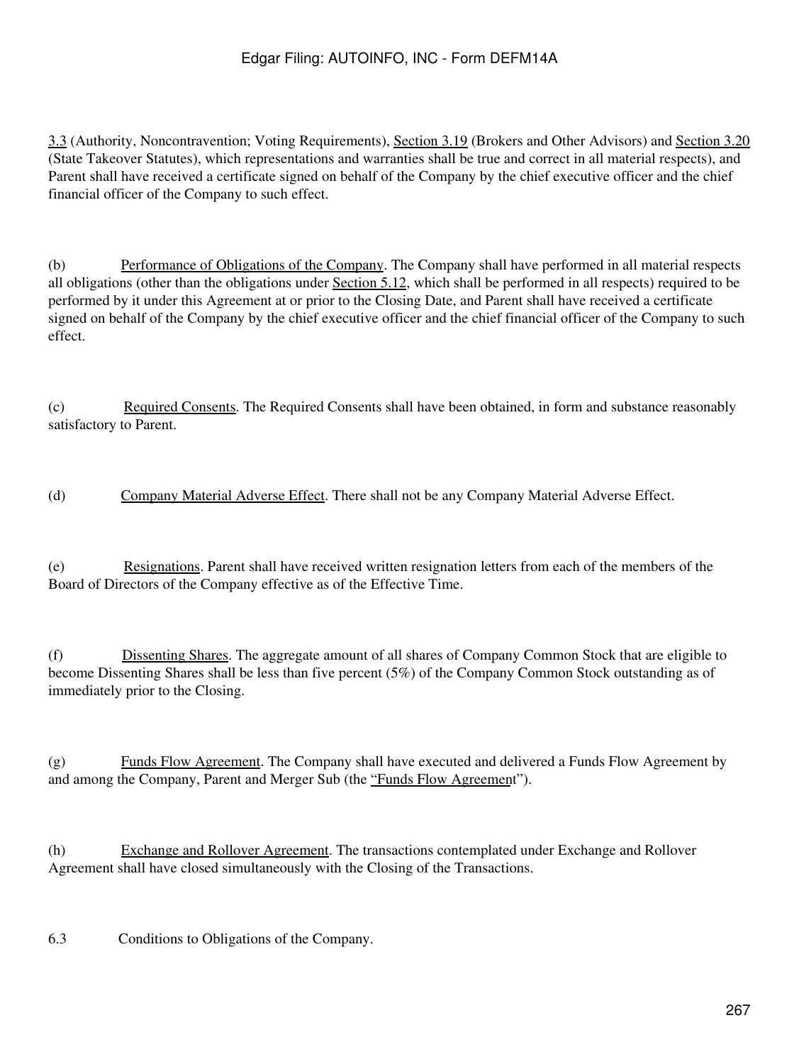3.3 (Authority, Noncontravention; Voting Requirements), Section 3.19 (Brokers and Other Advisors) and Section 3.20 (State Takeover Statutes), which representations and warranties shall be true and correct in all material respects), and Parent shall have received a certificate signed on behalf of the Company by the chief executive officer and the chief financial officer of the Company to such effect.

(b) Performance of Obligations of the Company. The Company shall have performed in all material respects all obligations (other than the obligations under Section 5.12, which shall be performed in all respects) required to be performed by it under this Agreement at or prior to the Closing Date, and Parent shall have received a certificate signed on behalf of the Company by the chief executive officer and the chief financial officer of the Company to such effect.

(c) Required Consents. The Required Consents shall have been obtained, in form and substance reasonably satisfactory to Parent.

(d) Company Material Adverse Effect. There shall not be any Company Material Adverse Effect.

(e) Resignations. Parent shall have received written resignation letters from each of the members of the Board of Directors of the Company effective as of the Effective Time.

(f) Dissenting Shares. The aggregate amount of all shares of Company Common Stock that are eligible to become Dissenting Shares shall be less than five percent (5%) of the Company Common Stock outstanding as of immediately prior to the Closing.

(g) Funds Flow Agreement. The Company shall have executed and delivered a Funds Flow Agreement by and among the Company, Parent and Merger Sub (the "Funds Flow Agreement").

(h) Exchange and Rollover Agreement. The transactions contemplated under Exchange and Rollover Agreement shall have closed simultaneously with the Closing of the Transactions.

6.3 Conditions to Obligations of the Company.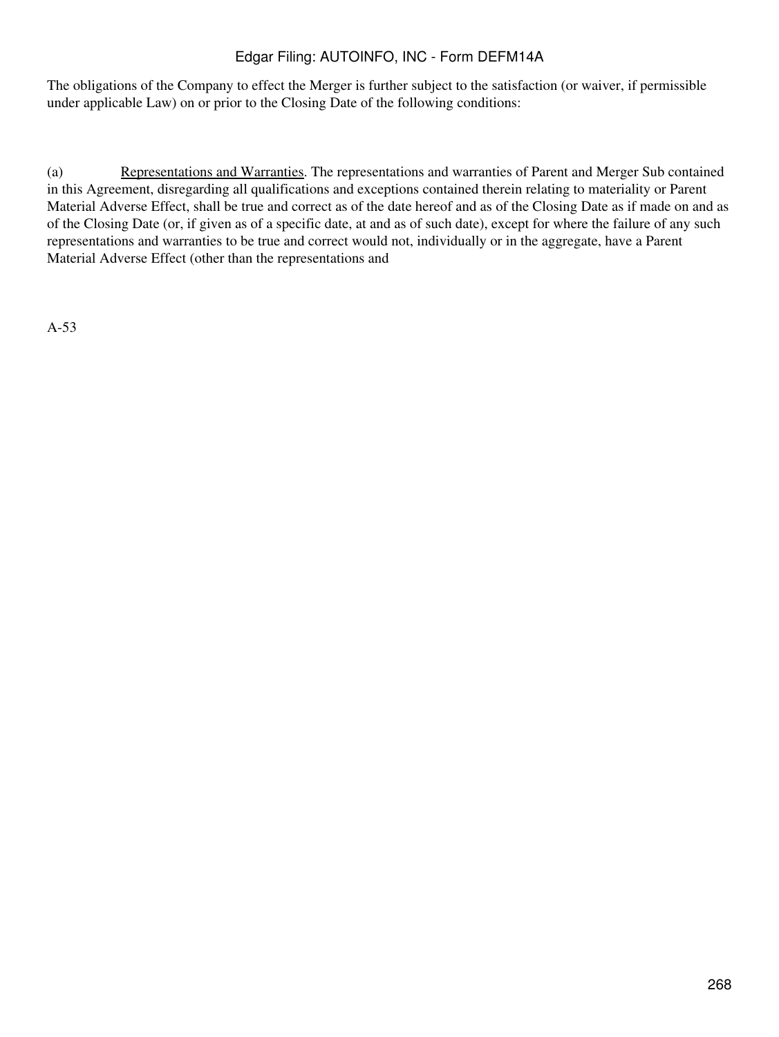The obligations of the Company to effect the Merger is further subject to the satisfaction (or waiver, if permissible under applicable Law) on or prior to the Closing Date of the following conditions:

(a) Representations and Warranties. The representations and warranties of Parent and Merger Sub contained in this Agreement, disregarding all qualifications and exceptions contained therein relating to materiality or Parent Material Adverse Effect, shall be true and correct as of the date hereof and as of the Closing Date as if made on and as of the Closing Date (or, if given as of a specific date, at and as of such date), except for where the failure of any such representations and warranties to be true and correct would not, individually or in the aggregate, have a Parent Material Adverse Effect (other than the representations and

A-53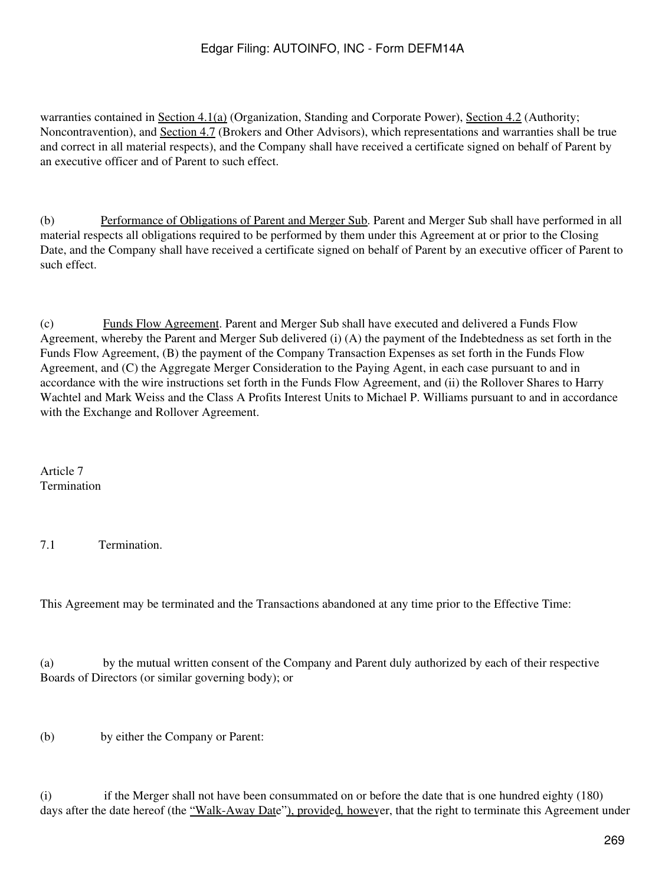warranties contained in Section 4.1(a) (Organization, Standing and Corporate Power), Section 4.2 (Authority; Noncontravention), and Section 4.7 (Brokers and Other Advisors), which representations and warranties shall be true and correct in all material respects), and the Company shall have received a certificate signed on behalf of Parent by an executive officer and of Parent to such effect.

(b) Performance of Obligations of Parent and Merger Sub. Parent and Merger Sub shall have performed in all material respects all obligations required to be performed by them under this Agreement at or prior to the Closing Date, and the Company shall have received a certificate signed on behalf of Parent by an executive officer of Parent to such effect.

(c) Funds Flow Agreement. Parent and Merger Sub shall have executed and delivered a Funds Flow Agreement, whereby the Parent and Merger Sub delivered (i) (A) the payment of the Indebtedness as set forth in the Funds Flow Agreement, (B) the payment of the Company Transaction Expenses as set forth in the Funds Flow Agreement, and (C) the Aggregate Merger Consideration to the Paying Agent, in each case pursuant to and in accordance with the wire instructions set forth in the Funds Flow Agreement, and (ii) the Rollover Shares to Harry Wachtel and Mark Weiss and the Class A Profits Interest Units to Michael P. Williams pursuant to and in accordance with the Exchange and Rollover Agreement.

## Article 7
## Termination

### 7.1 Termination.

This Agreement may be terminated and the Transactions abandoned at any time prior to the Effective Time:

(a) by the mutual written consent of the Company and Parent duly authorized by each of their respective Boards of Directors (or similar governing body); or

(b) by either the Company or Parent:

(i) if the Merger shall not have been consummated on or before the date that is one hundred eighty (180) days after the date hereof (the "Walk-Away Date"), provided, however, that the right to terminate this Agreement under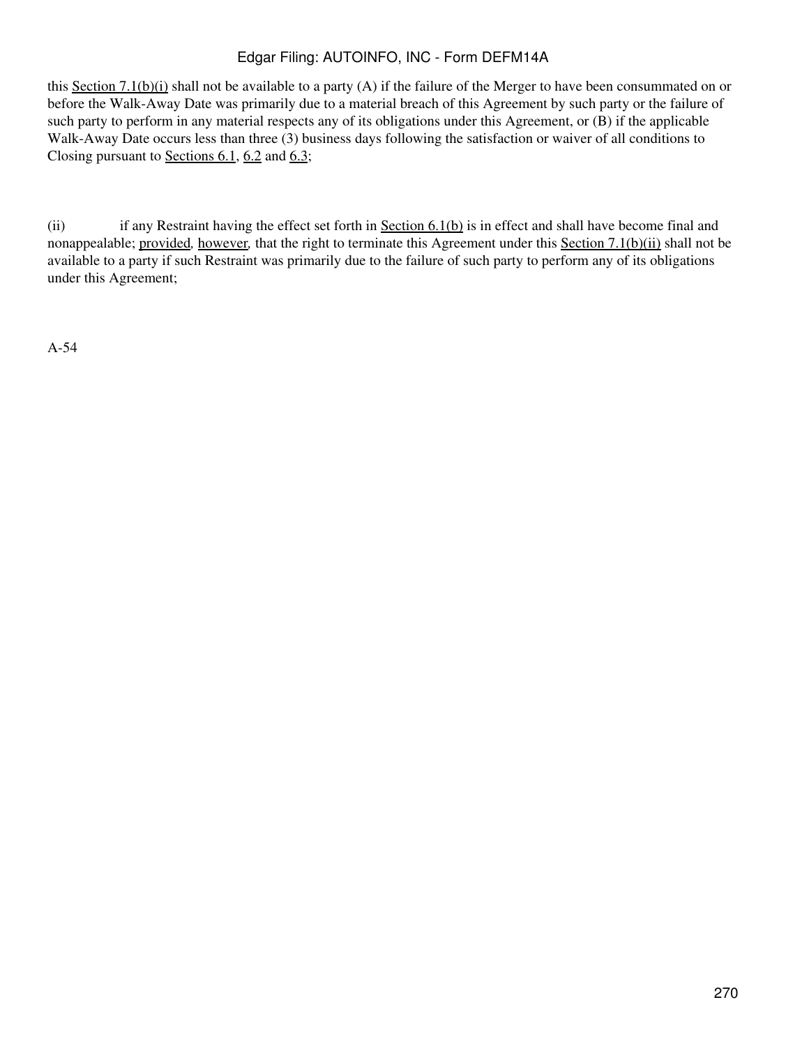this Section 7.1(b)(i) shall not be available to a party (A) if the failure of the Merger to have been consummated on or before the Walk-Away Date was primarily due to a material breach of this Agreement by such party or the failure of such party to perform in any material respects any of its obligations under this Agreement, or (B) if the applicable Walk-Away Date occurs less than three (3) business days following the satisfaction or waiver of all conditions to Closing pursuant to Sections 6.1, 6.2 and 6.3;

(ii) if any Restraint having the effect set forth in Section 6.1(b) is in effect and shall have become final and nonappealable; *provided*, *however*, that the right to terminate this Agreement under this Section 7.1(b)(ii) shall not be available to a party if such Restraint was primarily due to the failure of such party to perform any of its obligations under this Agreement;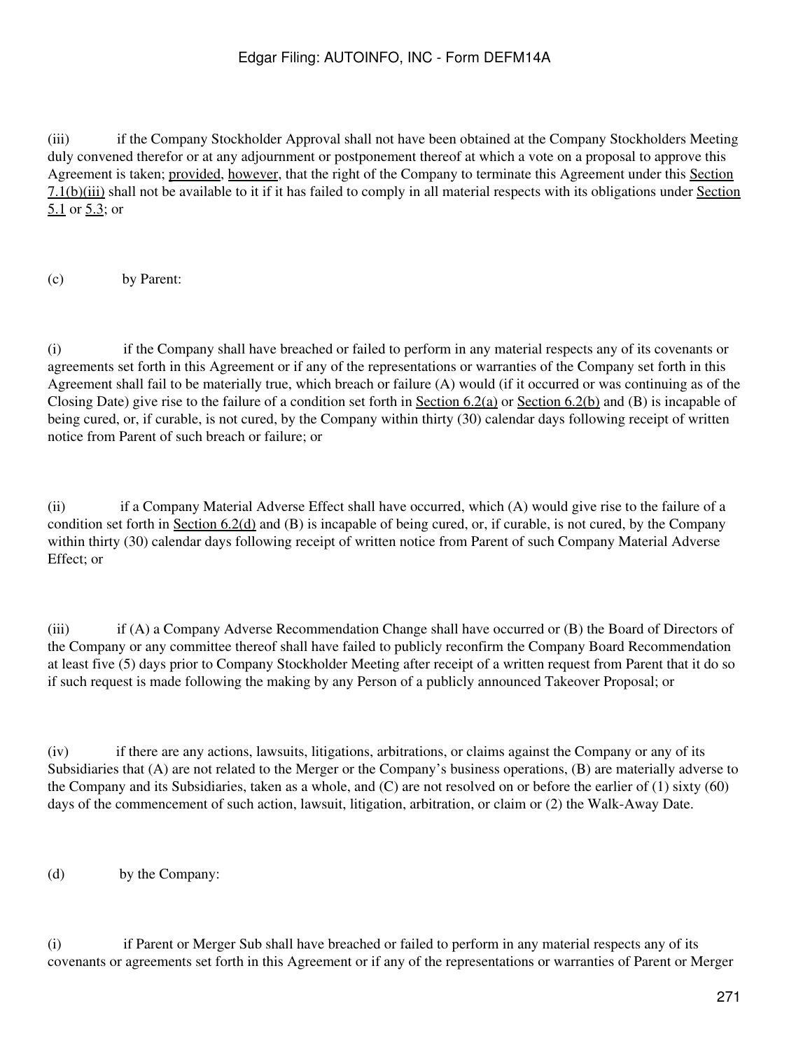(iii) if the Company Stockholder Approval shall not have been obtained at the Company Stockholders Meeting duly convened therefor or at any adjournment or postponement thereof at which a vote on a proposal to approve this Agreement is taken; provided, however, that the right of the Company to terminate this Agreement under this Section 7.1(b)(iii) shall not be available to it if it has failed to comply in all material respects with its obligations under Section 5.1 or 5.3; or

(c) by Parent:

(i) if the Company shall have breached or failed to perform in any material respects any of its covenants or agreements set forth in this Agreement or if any of the representations or warranties of the Company set forth in this Agreement shall fail to be materially true, which breach or failure (A) would (if it occurred or was continuing as of the Closing Date) give rise to the failure of a condition set forth in Section 6.2(a) or Section 6.2(b) and (B) is incapable of being cured, or, if curable, is not cured, by the Company within thirty (30) calendar days following receipt of written notice from Parent of such breach or failure; or

(ii) if a Company Material Adverse Effect shall have occurred, which (A) would give rise to the failure of a condition set forth in Section 6.2(d) and (B) is incapable of being cured, or, if curable, is not cured, by the Company within thirty (30) calendar days following receipt of written notice from Parent of such Company Material Adverse Effect; or

(iii) if (A) a Company Adverse Recommendation Change shall have occurred or (B) the Board of Directors of the Company or any committee thereof shall have failed to publicly reconfirm the Company Board Recommendation at least five (5) days prior to Company Stockholder Meeting after receipt of a written request from Parent that it do so if such request is made following the making by any Person of a publicly announced Takeover Proposal; or

(iv) if there are any actions, lawsuits, litigations, arbitrations, or claims against the Company or any of its Subsidiaries that (A) are not related to the Merger or the Company's business operations, (B) are materially adverse to the Company and its Subsidiaries, taken as a whole, and (C) are not resolved on or before the earlier of (1) sixty (60) days of the commencement of such action, lawsuit, litigation, arbitration, or claim or (2) the Walk-Away Date.

(d) by the Company:

(i) if Parent or Merger Sub shall have breached or failed to perform in any material respects any of its covenants or agreements set forth in this Agreement or if any of the representations or warranties of Parent or Merger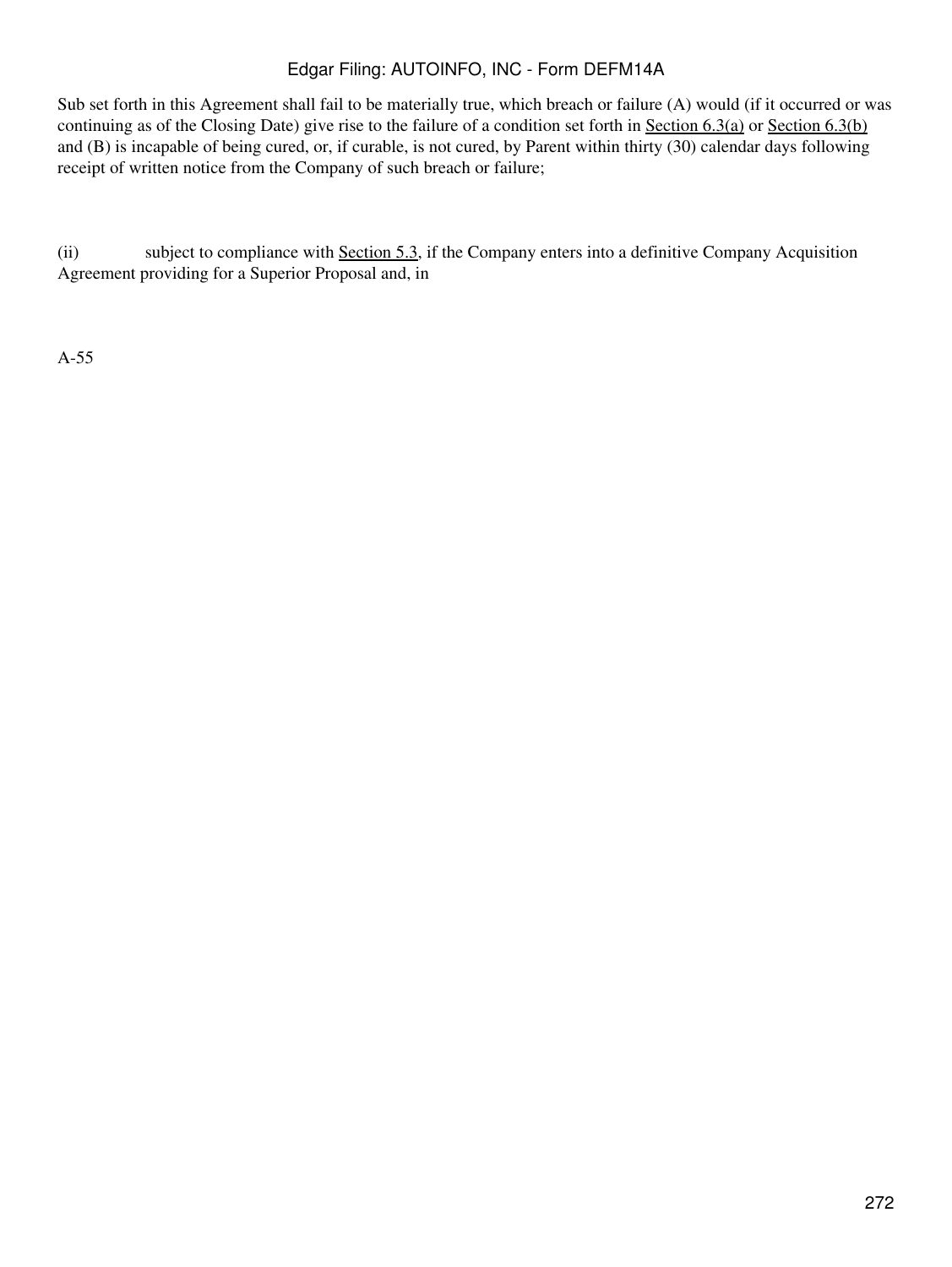Sub set forth in this Agreement shall fail to be materially true, which breach or failure (A) would (if it occurred or was continuing as of the Closing Date) give rise to the failure of a condition set forth in Section 6.3(a) or Section 6.3(b) and (B) is incapable of being cured, or, if curable, is not cured, by Parent within thirty (30) calendar days following receipt of written notice from the Company of such breach or failure;

(ii) subject to compliance with Section 5.3, if the Company enters into a definitive Company Acquisition Agreement providing for a Superior Proposal and, in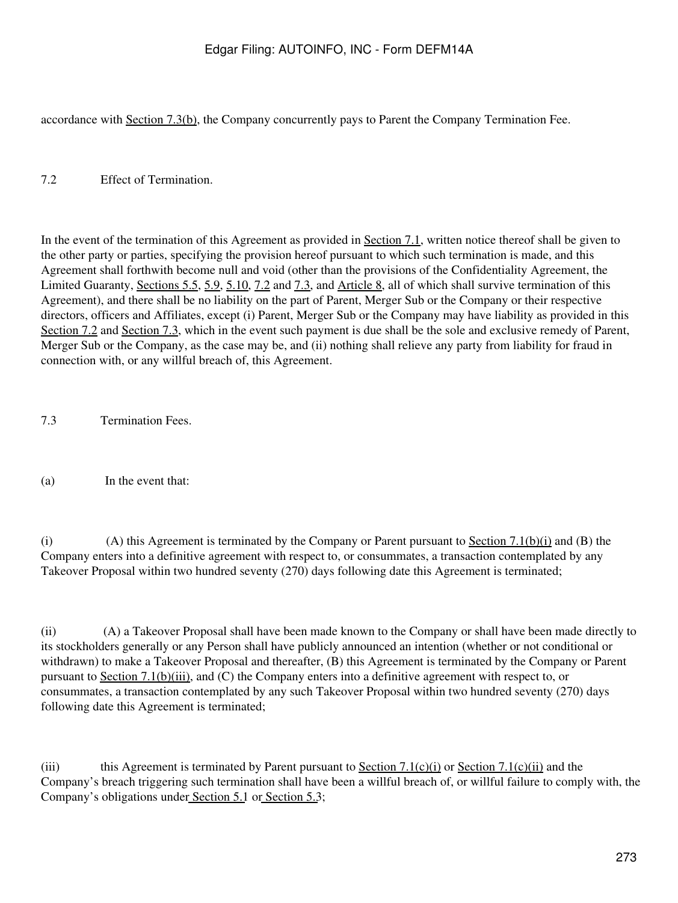accordance with Section 7.3(b), the Company concurrently pays to Parent the Company Termination Fee.

7.2 Effect of Termination.

In the event of the termination of this Agreement as provided in Section 7.1, written notice thereof shall be given to the other party or parties, specifying the provision hereof pursuant to which such termination is made, and this Agreement shall forthwith become null and void (other than the provisions of the Confidentiality Agreement, the Limited Guaranty, Sections 5.5, 5.9, 5.10, 7.2 and 7.3, and Article 8, all of which shall survive termination of this Agreement), and there shall be no liability on the part of Parent, Merger Sub or the Company or their respective directors, officers and Affiliates, except (i) Parent, Merger Sub or the Company may have liability as provided in this Section 7.2 and Section 7.3, which in the event such payment is due shall be the sole and exclusive remedy of Parent, Merger Sub or the Company, as the case may be, and (ii) nothing shall relieve any party from liability for fraud in connection with, or any willful breach of, this Agreement.

7.3 Termination Fees.

(a) In the event that:

(i) (A) this Agreement is terminated by the Company or Parent pursuant to Section 7.1(b)(i) and (B) the Company enters into a definitive agreement with respect to, or consummates, a transaction contemplated by any Takeover Proposal within two hundred seventy (270) days following date this Agreement is terminated;

(ii) (A) a Takeover Proposal shall have been made known to the Company or shall have been made directly to its stockholders generally or any Person shall have publicly announced an intention (whether or not conditional or withdrawn) to make a Takeover Proposal and thereafter, (B) this Agreement is terminated by the Company or Parent pursuant to Section 7.1(b)(iii), and (C) the Company enters into a definitive agreement with respect to, or consummates, a transaction contemplated by any such Takeover Proposal within two hundred seventy (270) days following date this Agreement is terminated;

(iii) this Agreement is terminated by Parent pursuant to Section 7.1(c)(i) or Section 7.1(c)(ii) and the Company's breach triggering such termination shall have been a willful breach of, or willful failure to comply with, the Company's obligations under Section 5.1 or Section 5.3;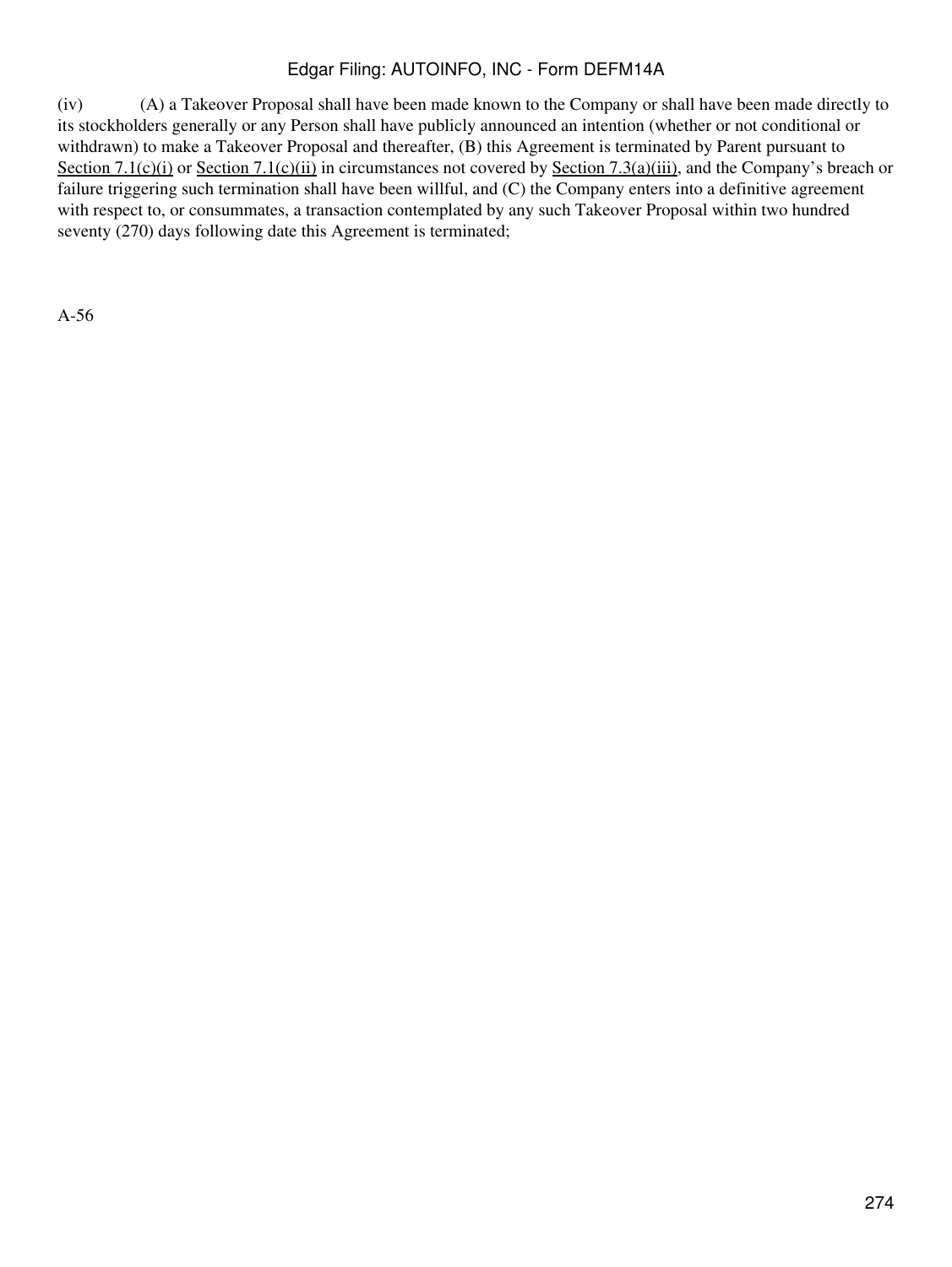(iv) (A) a Takeover Proposal shall have been made known to the Company or shall have been made directly to its stockholders generally or any Person shall have publicly announced an intention (whether or not conditional or withdrawn) to make a Takeover Proposal and thereafter, (B) this Agreement is terminated by Parent pursuant to Section 7.1(c)(i) or Section 7.1(c)(ii) in circumstances not covered by Section 7.3(a)(iii), and the Company's breach or failure triggering such termination shall have been willful, and (C) the Company enters into a definitive agreement with respect to, or consummates, a transaction contemplated by any such Takeover Proposal within two hundred seventy (270) days following date this Agreement is terminated;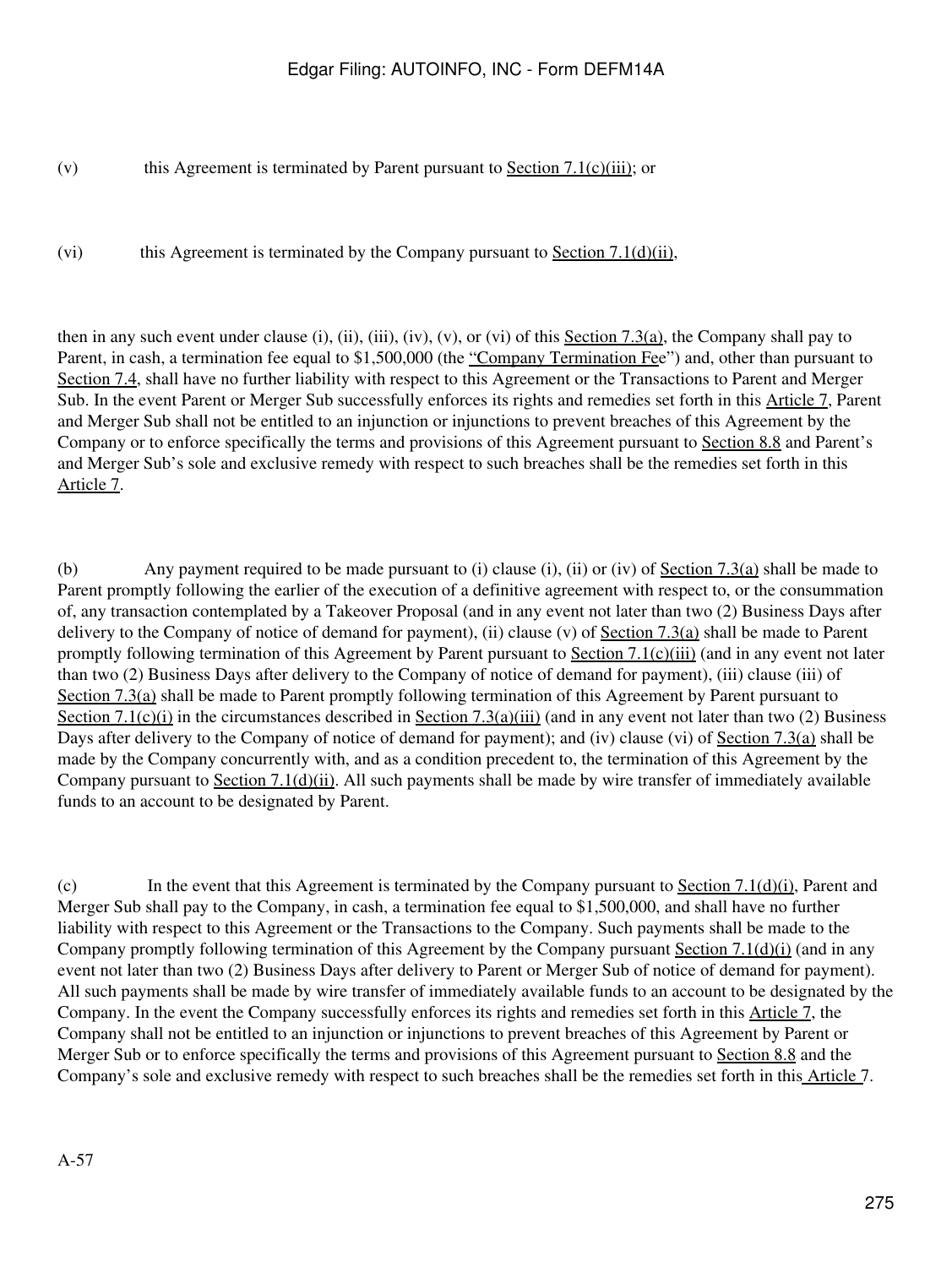(v) this Agreement is terminated by Parent pursuant to Section 7.1(c)(iii); or

(vi) this Agreement is terminated by the Company pursuant to Section 7.1(d)(ii),

then in any such event under clause (i), (ii), (iii), (iv), (v), or (vi) of this Section 7.3(a), the Company shall pay to Parent, in cash, a termination fee equal to $1,500,000 (the "Company Termination Fee") and, other than pursuant to Section 7.4, shall have no further liability with respect to this Agreement or the Transactions to Parent and Merger Sub. In the event Parent or Merger Sub successfully enforces its rights and remedies set forth in this Article 7, Parent and Merger Sub shall not be entitled to an injunction or injunctions to prevent breaches of this Agreement by the Company or to enforce specifically the terms and provisions of this Agreement pursuant to Section 8.8 and Parent's and Merger Sub's sole and exclusive remedy with respect to such breaches shall be the remedies set forth in this Article 7.

(b) Any payment required to be made pursuant to (i) clause (i), (ii) or (iv) of Section 7.3(a) shall be made to Parent promptly following the earlier of the execution of a definitive agreement with respect to, or the consummation of, any transaction contemplated by a Takeover Proposal (and in any event not later than two (2) Business Days after delivery to the Company of notice of demand for payment), (ii) clause (v) of Section 7.3(a) shall be made to Parent promptly following termination of this Agreement by Parent pursuant to Section 7.1(c)(iii) (and in any event not later than two (2) Business Days after delivery to the Company of notice of demand for payment), (iii) clause (iii) of Section 7.3(a) shall be made to Parent promptly following termination of this Agreement by Parent pursuant to Section 7.1(c)(i) in the circumstances described in Section 7.3(a)(iii) (and in any event not later than two (2) Business Days after delivery to the Company of notice of demand for payment); and (iv) clause (vi) of Section 7.3(a) shall be made by the Company concurrently with, and as a condition precedent to, the termination of this Agreement by the Company pursuant to Section 7.1(d)(ii). All such payments shall be made by wire transfer of immediately available funds to an account to be designated by Parent.

(c) In the event that this Agreement is terminated by the Company pursuant to Section 7.1(d)(i), Parent and Merger Sub shall pay to the Company, in cash, a termination fee equal to $1,500,000, and shall have no further liability with respect to this Agreement or the Transactions to the Company. Such payments shall be made to the Company promptly following termination of this Agreement by the Company pursuant Section 7.1(d)(i) (and in any event not later than two (2) Business Days after delivery to Parent or Merger Sub of notice of demand for payment). All such payments shall be made by wire transfer of immediately available funds to an account to be designated by the Company. In the event the Company successfully enforces its rights and remedies set forth in this Article 7, the Company shall not be entitled to an injunction or injunctions to prevent breaches of this Agreement by Parent or Merger Sub or to enforce specifically the terms and provisions of this Agreement pursuant to Section 8.8 and the Company's sole and exclusive remedy with respect to such breaches shall be the remedies set forth in this Article 7.

A-57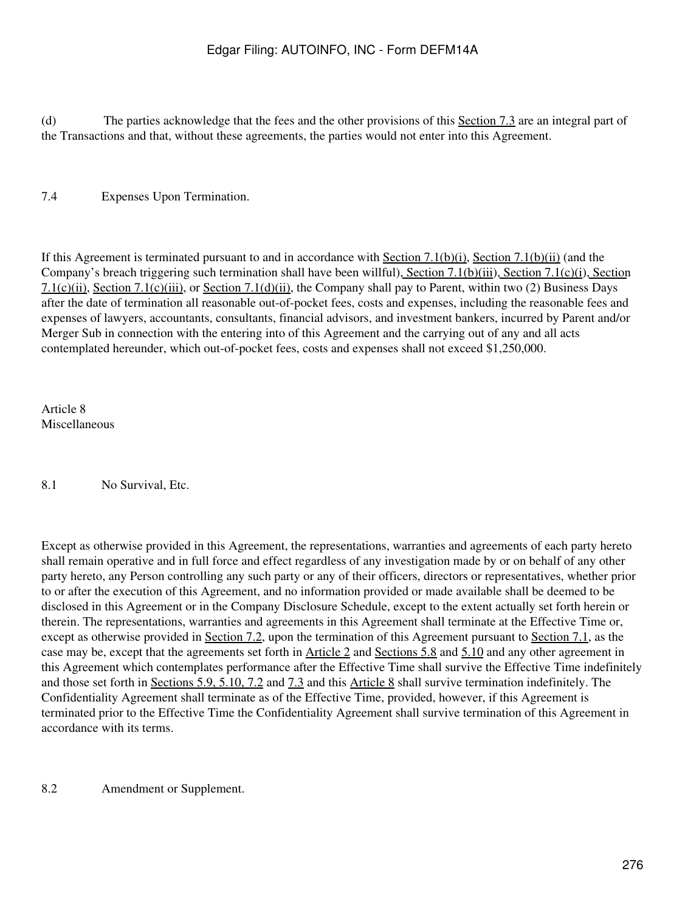(d) The parties acknowledge that the fees and the other provisions of this Section 7.3 are an integral part of the Transactions and that, without these agreements, the parties would not enter into this Agreement.

7.4 Expenses Upon Termination.

If this Agreement is terminated pursuant to and in accordance with Section 7.1(b)(i), Section 7.1(b)(ii) (and the Company's breach triggering such termination shall have been willful), Section 7.1(b)(iii), Section 7.1(c)(i), Section 7.1(c)(ii), Section 7.1(c)(iii), or Section 7.1(d)(ii), the Company shall pay to Parent, within two (2) Business Days after the date of termination all reasonable out-of-pocket fees, costs and expenses, including the reasonable fees and expenses of lawyers, accountants, consultants, financial advisors, and investment bankers, incurred by Parent and/or Merger Sub in connection with the entering into of this Agreement and the carrying out of any and all acts contemplated hereunder, which out-of-pocket fees, costs and expenses shall not exceed $1,250,000.

## Article 8
## Miscellaneous

8.1 No Survival, Etc.

Except as otherwise provided in this Agreement, the representations, warranties and agreements of each party hereto shall remain operative and in full force and effect regardless of any investigation made by or on behalf of any other party hereto, any Person controlling any such party or any of their officers, directors or representatives, whether prior to or after the execution of this Agreement, and no information provided or made available shall be deemed to be disclosed in this Agreement or in the Company Disclosure Schedule, except to the extent actually set forth herein or therein. The representations, warranties and agreements in this Agreement shall terminate at the Effective Time or, except as otherwise provided in Section 7.2, upon the termination of this Agreement pursuant to Section 7.1, as the case may be, except that the agreements set forth in Article 2 and Sections 5.8 and 5.10 and any other agreement in this Agreement which contemplates performance after the Effective Time shall survive the Effective Time indefinitely and those set forth in Sections 5.9, 5.10, 7.2 and 7.3 and this Article 8 shall survive termination indefinitely. The Confidentiality Agreement shall terminate as of the Effective Time, provided, however, if this Agreement is terminated prior to the Effective Time the Confidentiality Agreement shall survive termination of this Agreement in accordance with its terms.

8.2 Amendment or Supplement.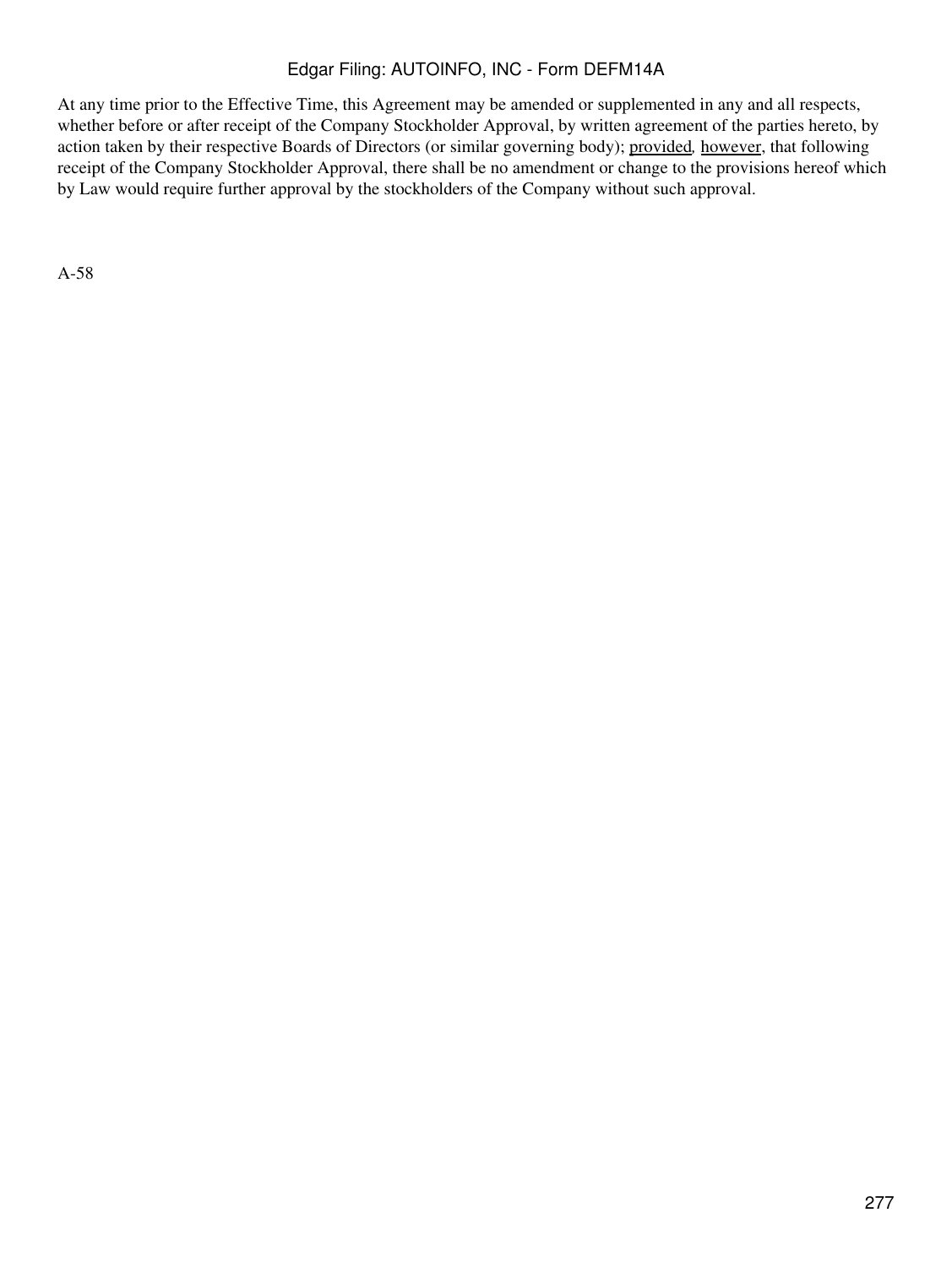At any time prior to the Effective Time, this Agreement may be amended or supplemented in any and all respects, whether before or after receipt of the Company Stockholder Approval, by written agreement of the parties hereto, by action taken by their respective Boards of Directors (or similar governing body); provided, however, that following receipt of the Company Stockholder Approval, there shall be no amendment or change to the provisions hereof which by Law would require further approval by the stockholders of the Company without such approval.

A-58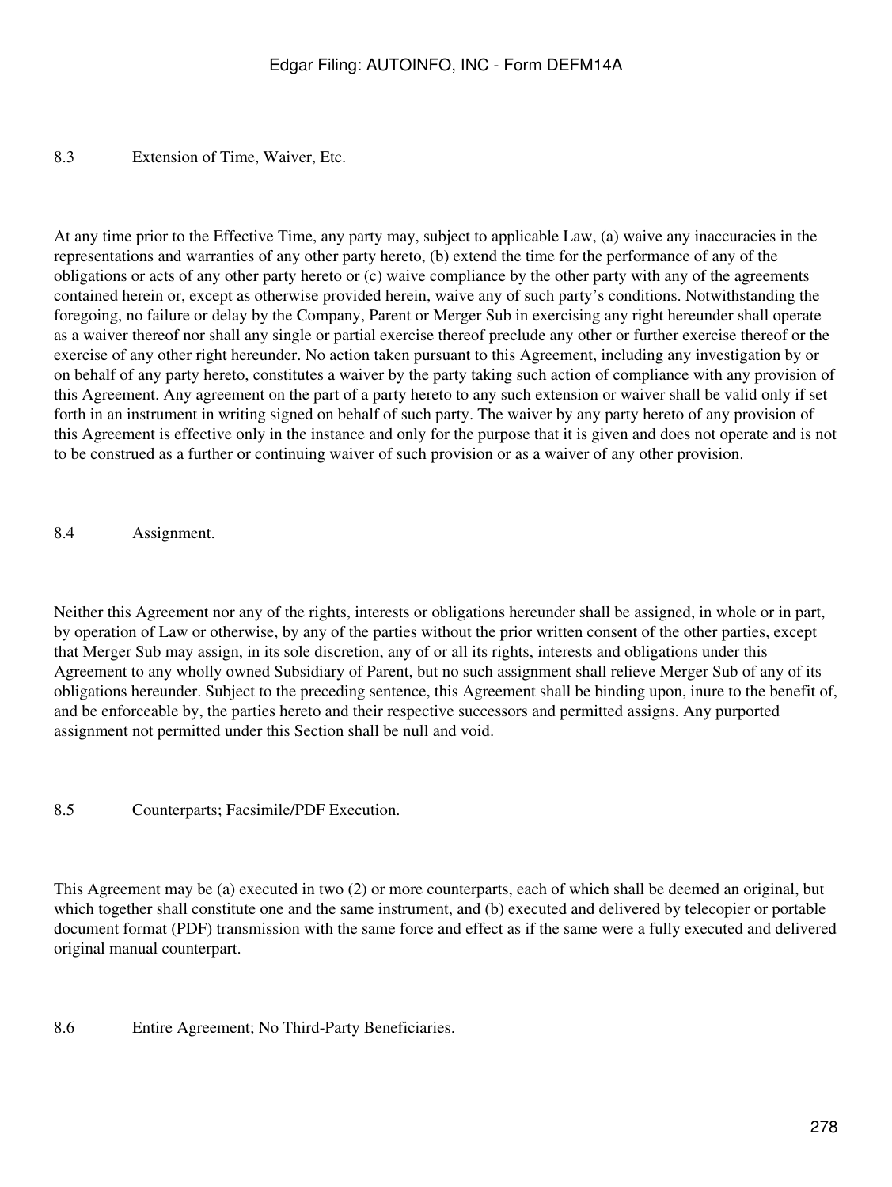### 8.3 Extension of Time, Waiver, Etc.

At any time prior to the Effective Time, any party may, subject to applicable Law, (a) waive any inaccuracies in the representations and warranties of any other party hereto, (b) extend the time for the performance of any of the obligations or acts of any other party hereto or (c) waive compliance by the other party with any of the agreements contained herein or, except as otherwise provided herein, waive any of such party's conditions. Notwithstanding the foregoing, no failure or delay by the Company, Parent or Merger Sub in exercising any right hereunder shall operate as a waiver thereof nor shall any single or partial exercise thereof preclude any other or further exercise thereof or the exercise of any other right hereunder. No action taken pursuant to this Agreement, including any investigation by or on behalf of any party hereto, constitutes a waiver by the party taking such action of compliance with any provision of this Agreement. Any agreement on the part of a party hereto to any such extension or waiver shall be valid only if set forth in an instrument in writing signed on behalf of such party. The waiver by any party hereto of any provision of this Agreement is effective only in the instance and only for the purpose that it is given and does not operate and is not to be construed as a further or continuing waiver of such provision or as a waiver of any other provision.

### 8.4 Assignment.

Neither this Agreement nor any of the rights, interests or obligations hereunder shall be assigned, in whole or in part, by operation of Law or otherwise, by any of the parties without the prior written consent of the other parties, except that Merger Sub may assign, in its sole discretion, any of or all its rights, interests and obligations under this Agreement to any wholly owned Subsidiary of Parent, but no such assignment shall relieve Merger Sub of any of its obligations hereunder. Subject to the preceding sentence, this Agreement shall be binding upon, inure to the benefit of, and be enforceable by, the parties hereto and their respective successors and permitted assigns. Any purported assignment not permitted under this Section shall be null and void.

### 8.5 Counterparts; Facsimile/PDF Execution.

This Agreement may be (a) executed in two (2) or more counterparts, each of which shall be deemed an original, but which together shall constitute one and the same instrument, and (b) executed and delivered by telecopier or portable document format (PDF) transmission with the same force and effect as if the same were a fully executed and delivered original manual counterpart.

### 8.6 Entire Agreement; No Third-Party Beneficiaries.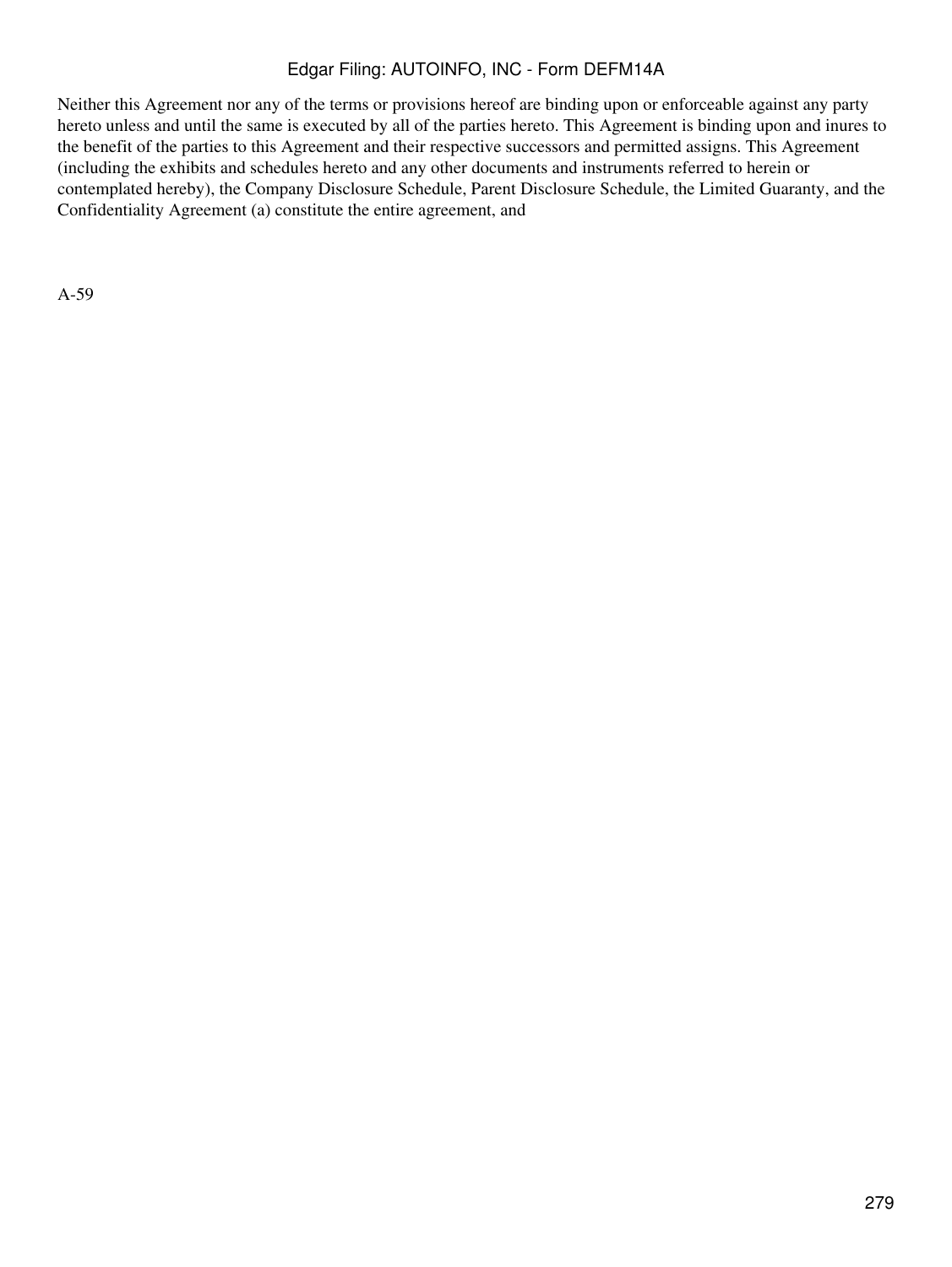Neither this Agreement nor any of the terms or provisions hereof are binding upon or enforceable against any party hereto unless and until the same is executed by all of the parties hereto. This Agreement is binding upon and inures to the benefit of the parties to this Agreement and their respective successors and permitted assigns. This Agreement (including the exhibits and schedules hereto and any other documents and instruments referred to herein or contemplated hereby), the Company Disclosure Schedule, Parent Disclosure Schedule, the Limited Guaranty, and the Confidentiality Agreement (a) constitute the entire agreement, and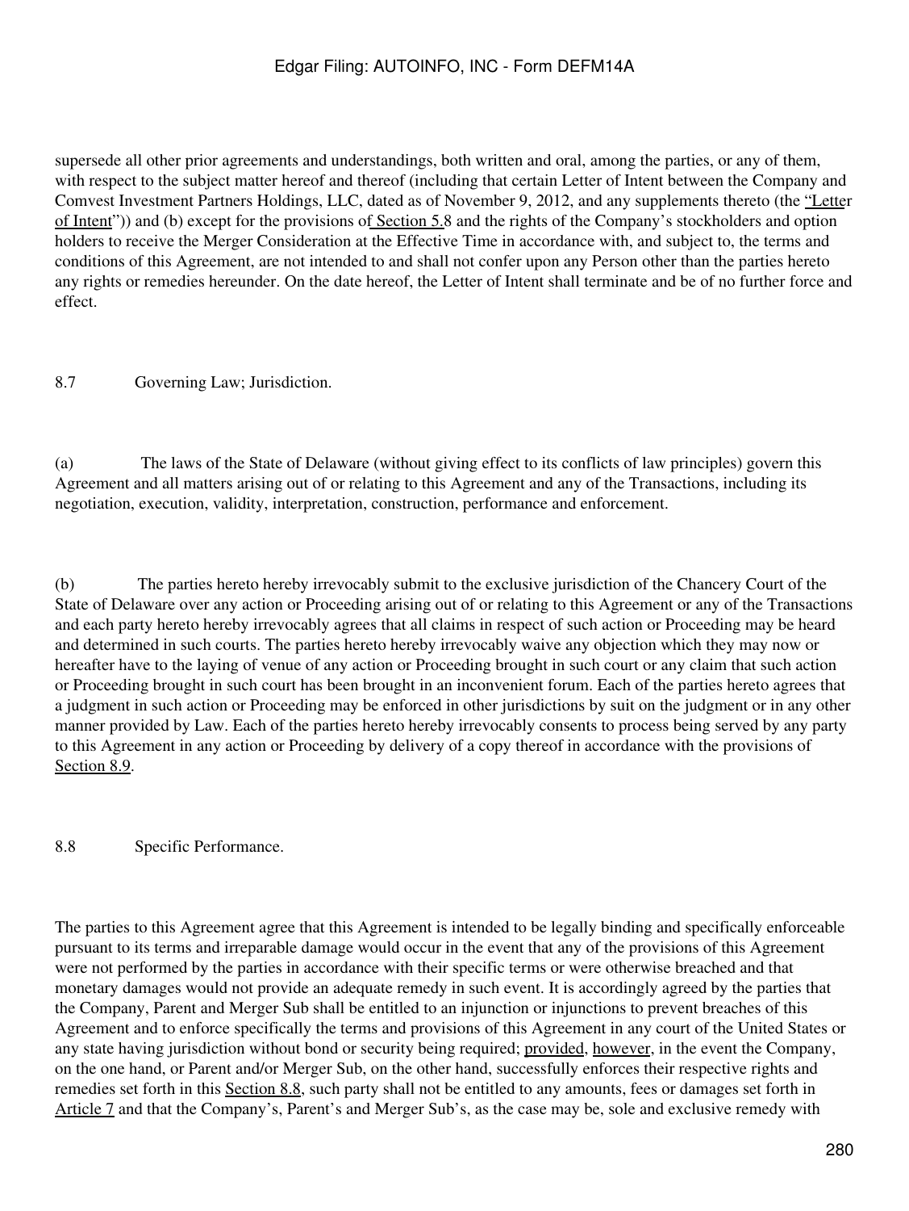supersede all other prior agreements and understandings, both written and oral, among the parties, or any of them, with respect to the subject matter hereof and thereof (including that certain Letter of Intent between the Company and Comvest Investment Partners Holdings, LLC, dated as of November 9, 2012, and any supplements thereto (the "Letter of Intent")) and (b) except for the provisions of Section 5.8 and the rights of the Company's stockholders and option holders to receive the Merger Consideration at the Effective Time in accordance with, and subject to, the terms and conditions of this Agreement, are not intended to and shall not confer upon any Person other than the parties hereto any rights or remedies hereunder. On the date hereof, the Letter of Intent shall terminate and be of no further force and effect.

8.7 Governing Law; Jurisdiction.

(a) The laws of the State of Delaware (without giving effect to its conflicts of law principles) govern this Agreement and all matters arising out of or relating to this Agreement and any of the Transactions, including its negotiation, execution, validity, interpretation, construction, performance and enforcement.

(b) The parties hereto hereby irrevocably submit to the exclusive jurisdiction of the Chancery Court of the State of Delaware over any action or Proceeding arising out of or relating to this Agreement or any of the Transactions and each party hereto hereby irrevocably agrees that all claims in respect of such action or Proceeding may be heard and determined in such courts. The parties hereto hereby irrevocably waive any objection which they may now or hereafter have to the laying of venue of any action or Proceeding brought in such court or any claim that such action or Proceeding brought in such court has been brought in an inconvenient forum. Each of the parties hereto agrees that a judgment in such action or Proceeding may be enforced in other jurisdictions by suit on the judgment or in any other manner provided by Law. Each of the parties hereto hereby irrevocably consents to process being served by any party to this Agreement in any action or Proceeding by delivery of a copy thereof in accordance with the provisions of Section 8.9.

8.8 Specific Performance.

The parties to this Agreement agree that this Agreement is intended to be legally binding and specifically enforceable pursuant to its terms and irreparable damage would occur in the event that any of the provisions of this Agreement were not performed by the parties in accordance with their specific terms or were otherwise breached and that monetary damages would not provide an adequate remedy in such event. It is accordingly agreed by the parties that the Company, Parent and Merger Sub shall be entitled to an injunction or injunctions to prevent breaches of this Agreement and to enforce specifically the terms and provisions of this Agreement in any court of the United States or any state having jurisdiction without bond or security being required; provided, however, in the event the Company, on the one hand, or Parent and/or Merger Sub, on the other hand, successfully enforces their respective rights and remedies set forth in this Section 8.8, such party shall not be entitled to any amounts, fees or damages set forth in Article 7 and that the Company's, Parent's and Merger Sub's, as the case may be, sole and exclusive remedy with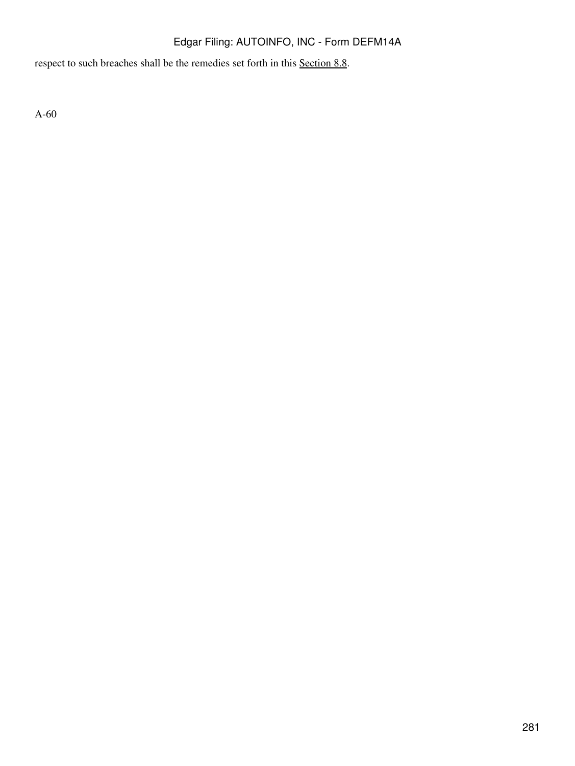respect to such breaches shall be the remedies set forth in this Section 8.8.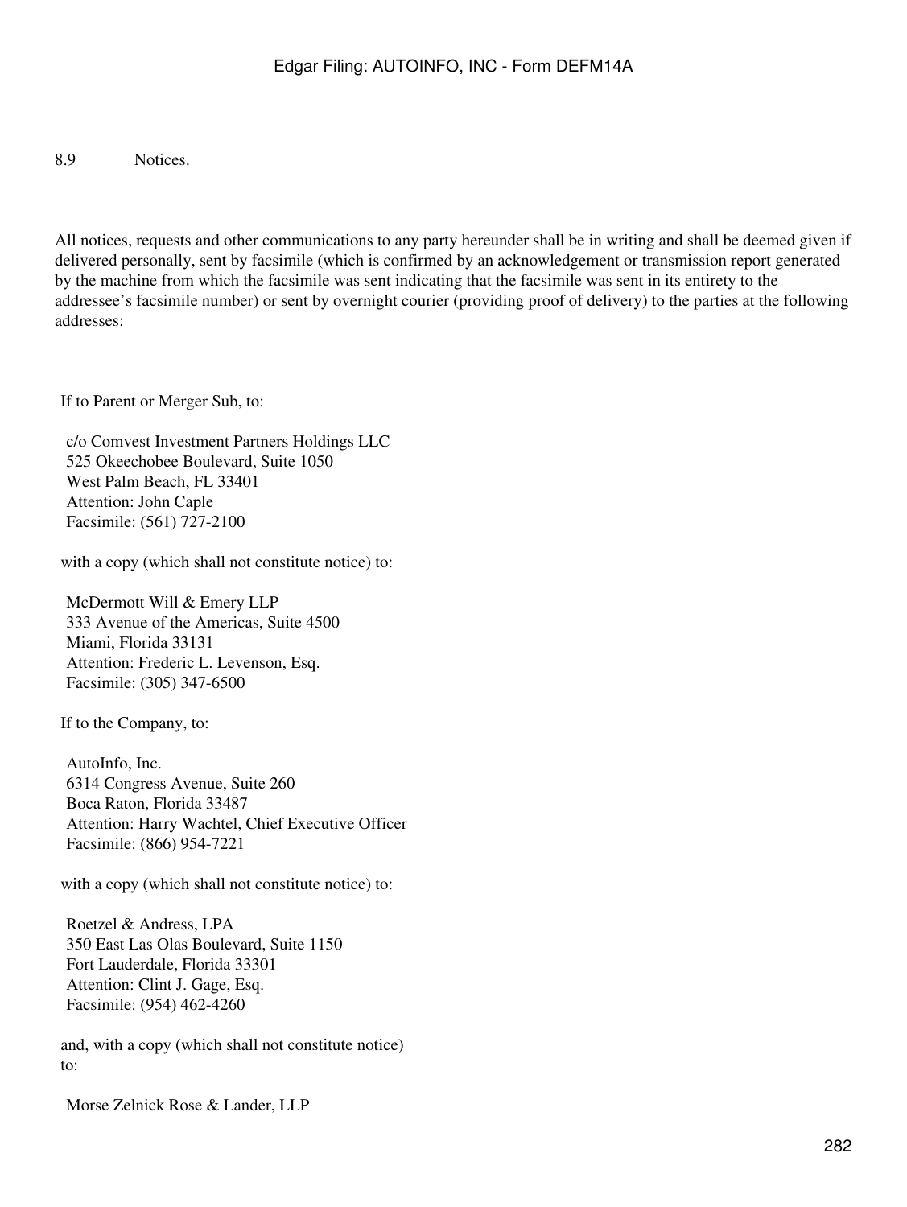8.9 Notices.

All notices, requests and other communications to any party hereunder shall be in writing and shall be deemed given if delivered personally, sent by facsimile (which is confirmed by an acknowledgement or transmission report generated by the machine from which the facsimile was sent indicating that the facsimile was sent in its entirety to the addressee's facsimile number) or sent by overnight courier (providing proof of delivery) to the parties at the following addresses:

If to Parent or Merger Sub, to:

c/o Comvest Investment Partners Holdings LLC
525 Okeechobee Boulevard, Suite 1050
West Palm Beach, FL 33401
Attention: John Caple
Facsimile: (561) 727-2100

with a copy (which shall not constitute notice) to:

McDermott Will & Emery LLP
333 Avenue of the Americas, Suite 4500
Miami, Florida 33131
Attention: Frederic L. Levenson, Esq.
Facsimile: (305) 347-6500

If to the Company, to:

AutoInfo, Inc.
6314 Congress Avenue, Suite 260
Boca Raton, Florida 33487
Attention: Harry Wachtel, Chief Executive Officer
Facsimile: (866) 954-7221

with a copy (which shall not constitute notice) to:

Roetzel & Andress, LPA
350 East Las Olas Boulevard, Suite 1150
Fort Lauderdale, Florida 33301
Attention: Clint J. Gage, Esq.
Facsimile: (954) 462-4260

and, with a copy (which shall not constitute notice) to:

Morse Zelnick Rose & Lander, LLP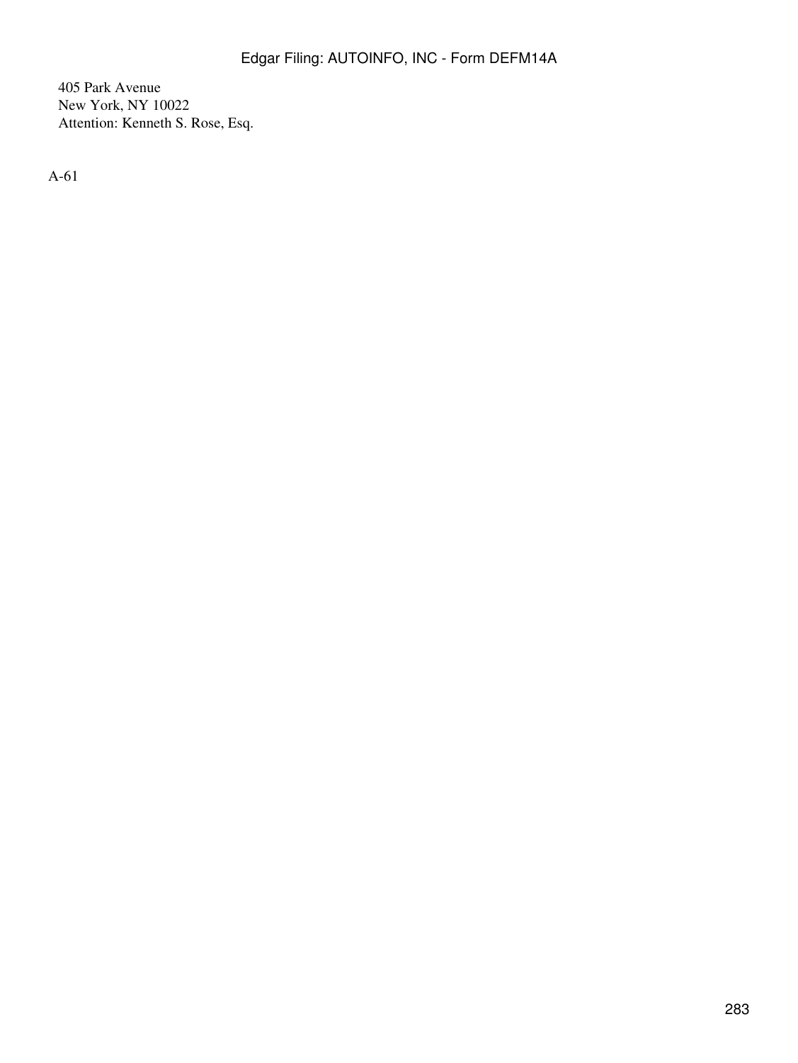405 Park Avenue
New York, NY 10022
Attention: Kenneth S. Rose, Esq.

A-61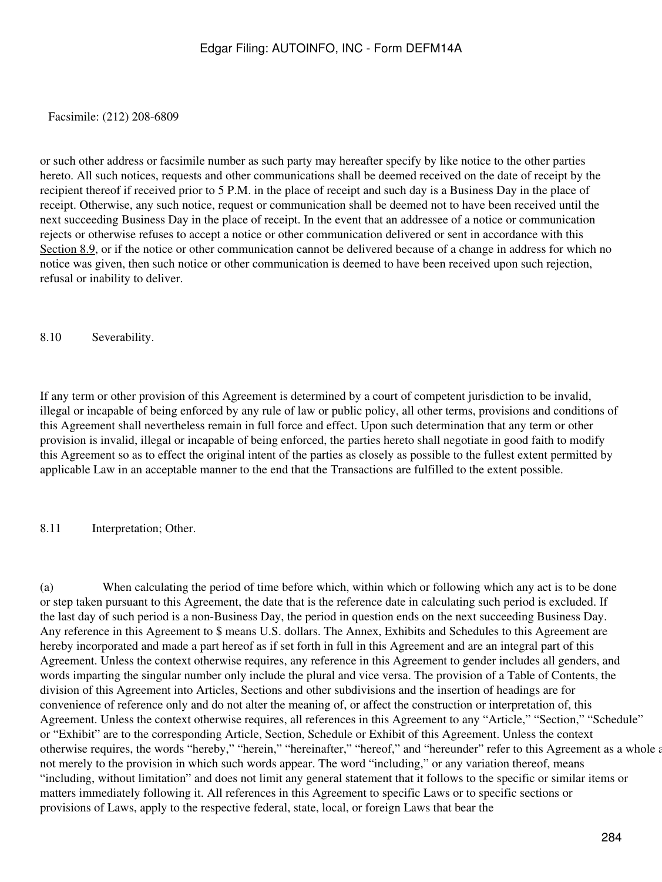Facsimile: (212) 208-6809

or such other address or facsimile number as such party may hereafter specify by like notice to the other parties hereto. All such notices, requests and other communications shall be deemed received on the date of receipt by the recipient thereof if received prior to 5 P.M. in the place of receipt and such day is a Business Day in the place of receipt. Otherwise, any such notice, request or communication shall be deemed not to have been received until the next succeeding Business Day in the place of receipt. In the event that an addressee of a notice or communication rejects or otherwise refuses to accept a notice or other communication delivered or sent in accordance with this Section 8.9, or if the notice or other communication cannot be delivered because of a change in address for which no notice was given, then such notice or other communication is deemed to have been received upon such rejection, refusal or inability to deliver.

8.10 Severability.

If any term or other provision of this Agreement is determined by a court of competent jurisdiction to be invalid, illegal or incapable of being enforced by any rule of law or public policy, all other terms, provisions and conditions of this Agreement shall nevertheless remain in full force and effect. Upon such determination that any term or other provision is invalid, illegal or incapable of being enforced, the parties hereto shall negotiate in good faith to modify this Agreement so as to effect the original intent of the parties as closely as possible to the fullest extent permitted by applicable Law in an acceptable manner to the end that the Transactions are fulfilled to the extent possible.

8.11 Interpretation; Other.

(a) When calculating the period of time before which, within which or following which any act is to be done or step taken pursuant to this Agreement, the date that is the reference date in calculating such period is excluded. If the last day of such period is a non-Business Day, the period in question ends on the next succeeding Business Day. Any reference in this Agreement to $ means U.S. dollars. The Annex, Exhibits and Schedules to this Agreement are hereby incorporated and made a part hereof as if set forth in full in this Agreement and are an integral part of this Agreement. Unless the context otherwise requires, any reference in this Agreement to gender includes all genders, and words imparting the singular number only include the plural and vice versa. The provision of a Table of Contents, the division of this Agreement into Articles, Sections and other subdivisions and the insertion of headings are for convenience of reference only and do not alter the meaning of, or affect the construction or interpretation of, this Agreement. Unless the context otherwise requires, all references in this Agreement to any "Article," "Section," "Schedule" or "Exhibit" are to the corresponding Article, Section, Schedule or Exhibit of this Agreement. Unless the context otherwise requires, the words "hereby," "herein," "hereinafter," "hereof," and "hereunder" refer to this Agreement as a whole a not merely to the provision in which such words appear. The word "including," or any variation thereof, means "including, without limitation" and does not limit any general statement that it follows to the specific or similar items or matters immediately following it. All references in this Agreement to specific Laws or to specific sections or provisions of Laws, apply to the respective federal, state, local, or foreign Laws that bear the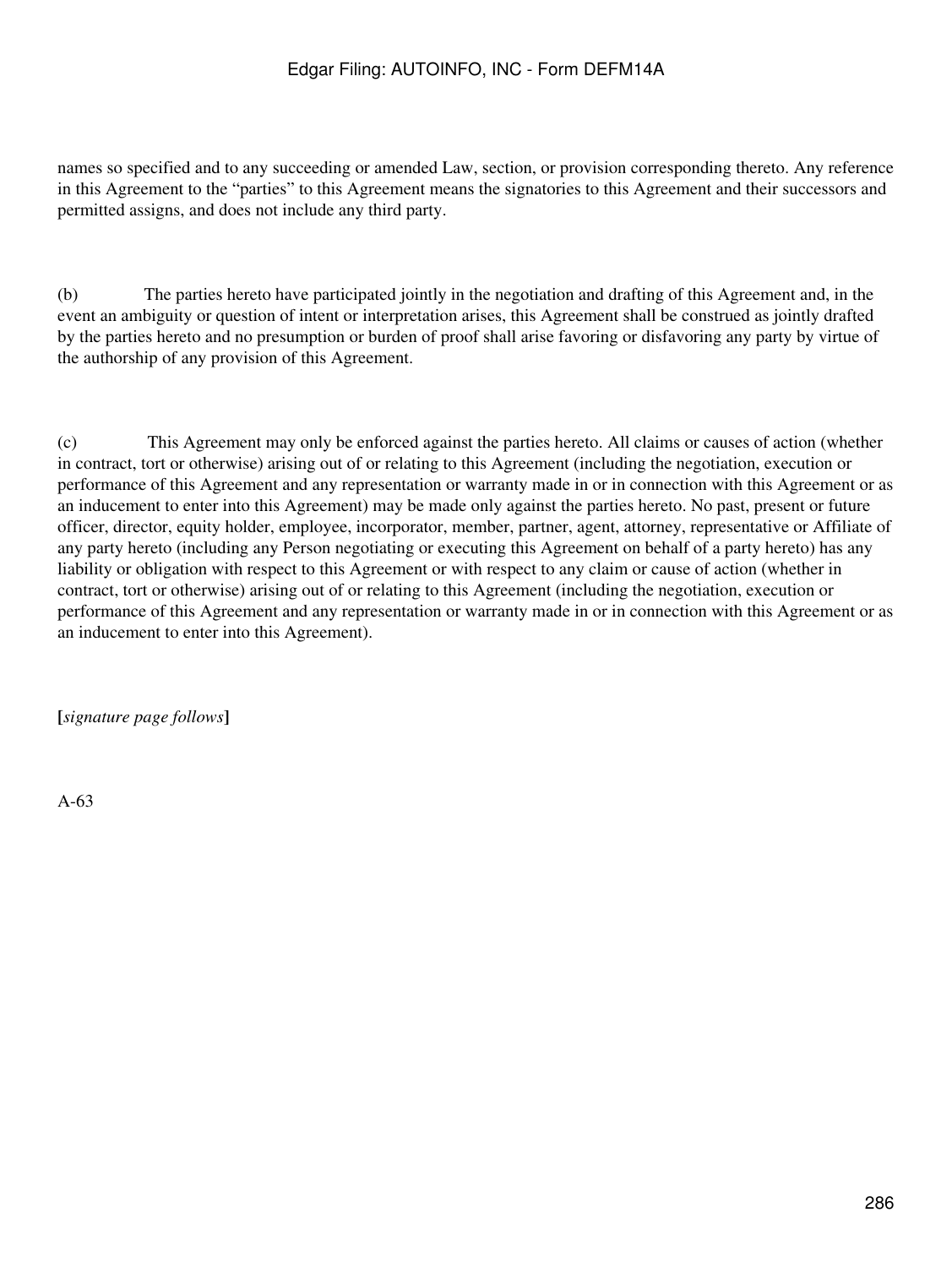names so specified and to any succeeding or amended Law, section, or provision corresponding thereto. Any reference in this Agreement to the "parties" to this Agreement means the signatories to this Agreement and their successors and permitted assigns, and does not include any third party.

(b) The parties hereto have participated jointly in the negotiation and drafting of this Agreement and, in the event an ambiguity or question of intent or interpretation arises, this Agreement shall be construed as jointly drafted by the parties hereto and no presumption or burden of proof shall arise favoring or disfavoring any party by virtue of the authorship of any provision of this Agreement.

(c) This Agreement may only be enforced against the parties hereto. All claims or causes of action (whether in contract, tort or otherwise) arising out of or relating to this Agreement (including the negotiation, execution or performance of this Agreement and any representation or warranty made in or in connection with this Agreement or as an inducement to enter into this Agreement) may be made only against the parties hereto. No past, present or future officer, director, equity holder, employee, incorporator, member, partner, agent, attorney, representative or Affiliate of any party hereto (including any Person negotiating or executing this Agreement on behalf of a party hereto) has any liability or obligation with respect to this Agreement or with respect to any claim or cause of action (whether in contract, tort or otherwise) arising out of or relating to this Agreement (including the negotiation, execution or performance of this Agreement and any representation or warranty made in or in connection with this Agreement or as an inducement to enter into this Agreement).

**[***signature page follows***]**

A-63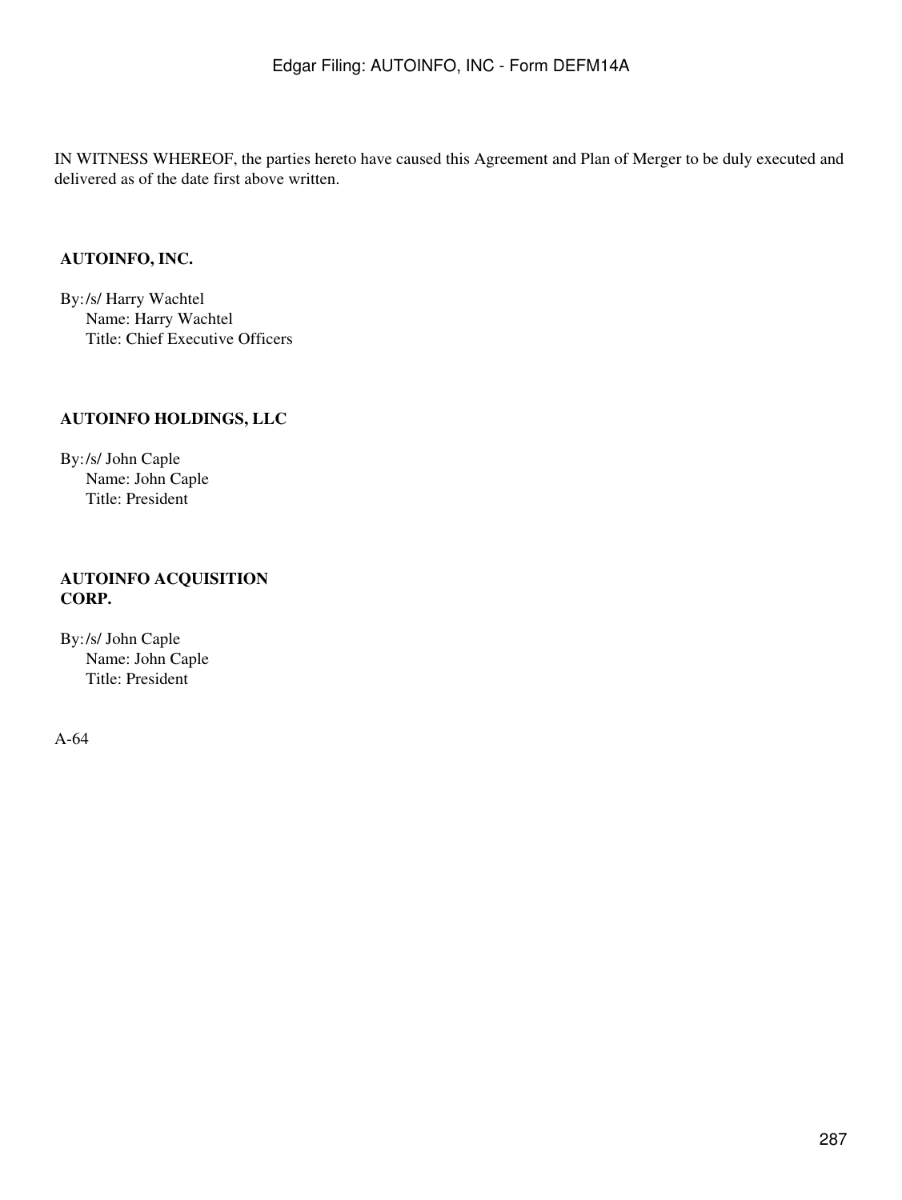IN WITNESS WHEREOF, the parties hereto have caused this Agreement and Plan of Merger to be duly executed and delivered as of the date first above written.

**AUTOINFO, INC.**

By: /s/ Harry Wachtel
Name: Harry Wachtel
Title: Chief Executive Officers

**AUTOINFO HOLDINGS, LLC**

By: /s/ John Caple
Name: John Caple
Title: President

**AUTOINFO ACQUISITION CORP.**

By: /s/ John Caple
Name: John Caple
Title: President

A-64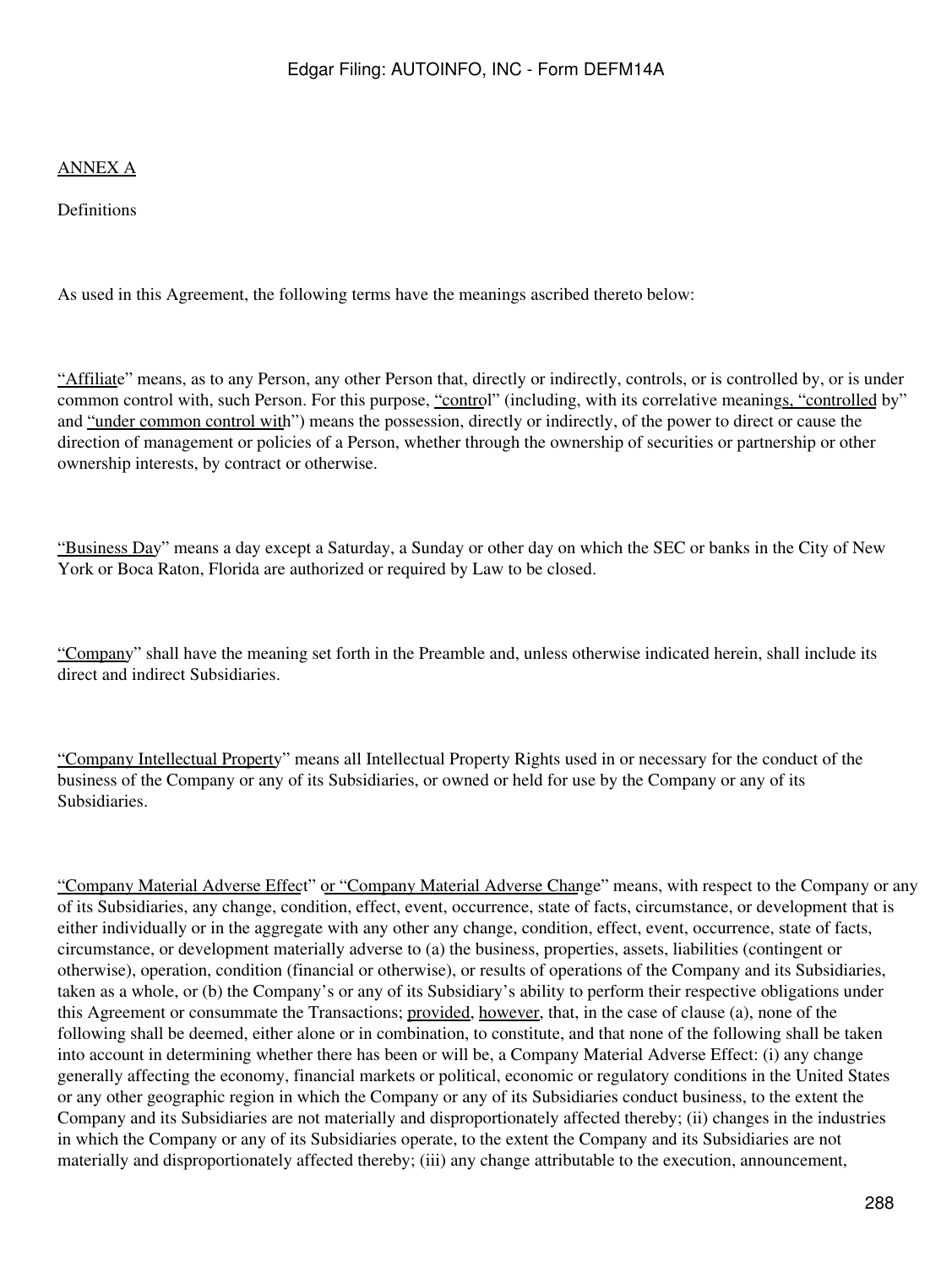ANNEX A

Definitions

As used in this Agreement, the following terms have the meanings ascribed thereto below:

"Affiliate" means, as to any Person, any other Person that, directly or indirectly, controls, or is controlled by, or is under common control with, such Person. For this purpose, "control" (including, with its correlative meanings, "controlled by" and "under common control with") means the possession, directly or indirectly, of the power to direct or cause the direction of management or policies of a Person, whether through the ownership of securities or partnership or other ownership interests, by contract or otherwise.

"Business Day" means a day except a Saturday, a Sunday or other day on which the SEC or banks in the City of New York or Boca Raton, Florida are authorized or required by Law to be closed.

"Company" shall have the meaning set forth in the Preamble and, unless otherwise indicated herein, shall include its direct and indirect Subsidiaries.

"Company Intellectual Property" means all Intellectual Property Rights used in or necessary for the conduct of the business of the Company or any of its Subsidiaries, or owned or held for use by the Company or any of its Subsidiaries.

"Company Material Adverse Effect" or "Company Material Adverse Change" means, with respect to the Company or any of its Subsidiaries, any change, condition, effect, event, occurrence, state of facts, circumstance, or development that is either individually or in the aggregate with any other any change, condition, effect, event, occurrence, state of facts, circumstance, or development materially adverse to (a) the business, properties, assets, liabilities (contingent or otherwise), operation, condition (financial or otherwise), or results of operations of the Company and its Subsidiaries, taken as a whole, or (b) the Company's or any of its Subsidiary's ability to perform their respective obligations under this Agreement or consummate the Transactions; provided, however, that, in the case of clause (a), none of the following shall be deemed, either alone or in combination, to constitute, and that none of the following shall be taken into account in determining whether there has been or will be, a Company Material Adverse Effect: (i) any change generally affecting the economy, financial markets or political, economic or regulatory conditions in the United States or any other geographic region in which the Company or any of its Subsidiaries conduct business, to the extent the Company and its Subsidiaries are not materially and disproportionately affected thereby; (ii) changes in the industries in which the Company or any of its Subsidiaries operate, to the extent the Company and its Subsidiaries are not materially and disproportionately affected thereby; (iii) any change attributable to the execution, announcement,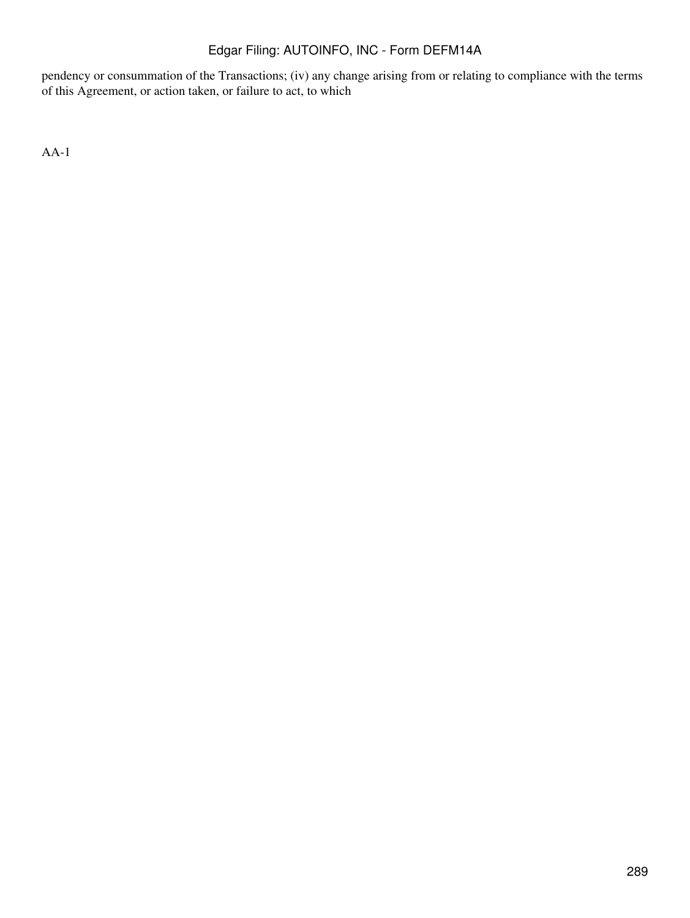pendency or consummation of the Transactions; (iv) any change arising from or relating to compliance with the terms of this Agreement, or action taken, or failure to act, to which

AA-1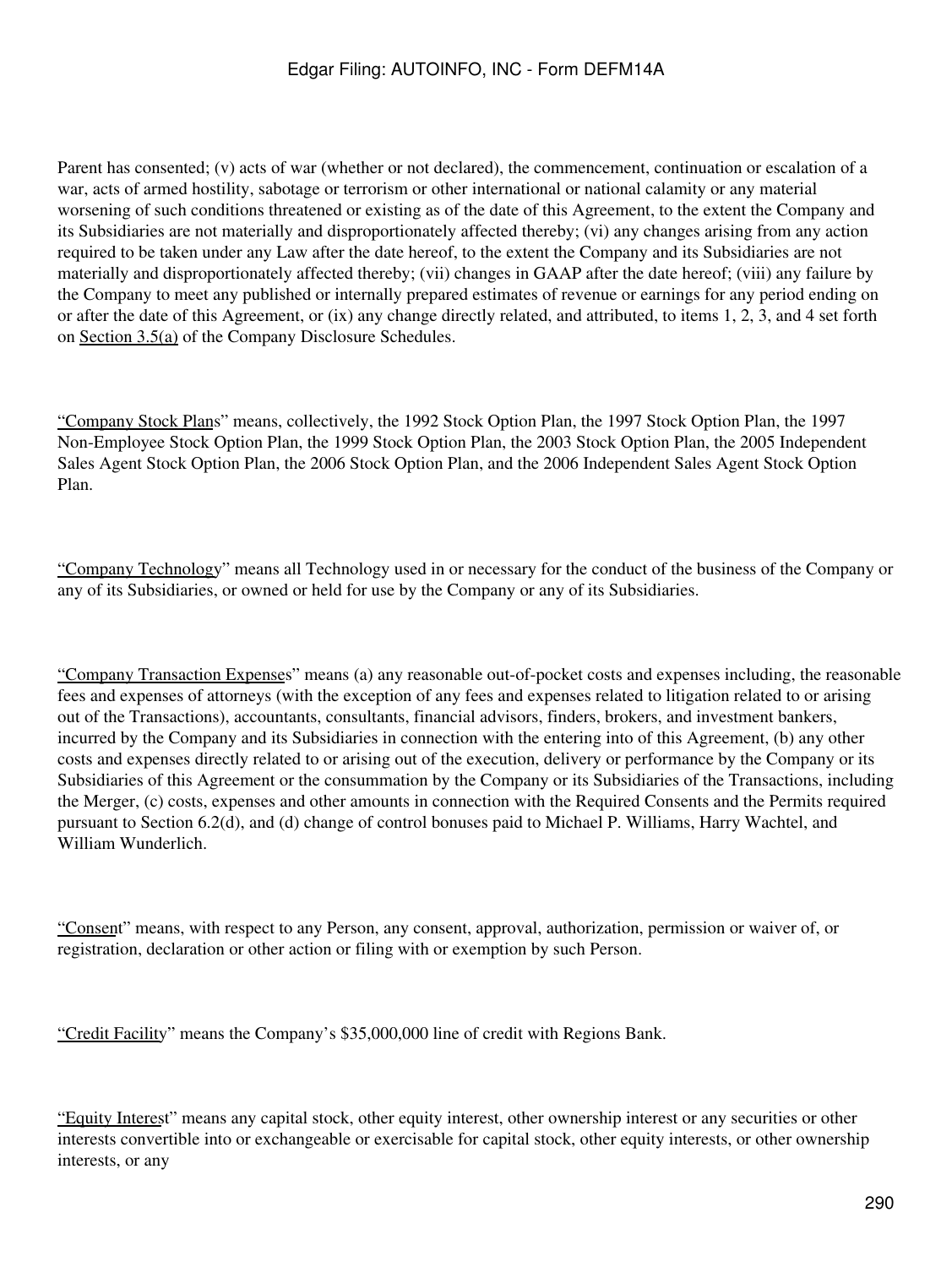Parent has consented; (v) acts of war (whether or not declared), the commencement, continuation or escalation of a war, acts of armed hostility, sabotage or terrorism or other international or national calamity or any material worsening of such conditions threatened or existing as of the date of this Agreement, to the extent the Company and its Subsidiaries are not materially and disproportionately affected thereby; (vi) any changes arising from any action required to be taken under any Law after the date hereof, to the extent the Company and its Subsidiaries are not materially and disproportionately affected thereby; (vii) changes in GAAP after the date hereof; (viii) any failure by the Company to meet any published or internally prepared estimates of revenue or earnings for any period ending on or after the date of this Agreement, or (ix) any change directly related, and attributed, to items 1, 2, 3, and 4 set forth on Section 3.5(a) of the Company Disclosure Schedules.

"Company Stock Plans" means, collectively, the 1992 Stock Option Plan, the 1997 Stock Option Plan, the 1997 Non-Employee Stock Option Plan, the 1999 Stock Option Plan, the 2003 Stock Option Plan, the 2005 Independent Sales Agent Stock Option Plan, the 2006 Stock Option Plan, and the 2006 Independent Sales Agent Stock Option Plan.

"Company Technology" means all Technology used in or necessary for the conduct of the business of the Company or any of its Subsidiaries, or owned or held for use by the Company or any of its Subsidiaries.

"Company Transaction Expenses" means (a) any reasonable out-of-pocket costs and expenses including, the reasonable fees and expenses of attorneys (with the exception of any fees and expenses related to litigation related to or arising out of the Transactions), accountants, consultants, financial advisors, finders, brokers, and investment bankers, incurred by the Company and its Subsidiaries in connection with the entering into of this Agreement, (b) any other costs and expenses directly related to or arising out of the execution, delivery or performance by the Company or its Subsidiaries of this Agreement or the consummation by the Company or its Subsidiaries of the Transactions, including the Merger, (c) costs, expenses and other amounts in connection with the Required Consents and the Permits required pursuant to Section 6.2(d), and (d) change of control bonuses paid to Michael P. Williams, Harry Wachtel, and William Wunderlich.

"Consent" means, with respect to any Person, any consent, approval, authorization, permission or waiver of, or registration, declaration or other action or filing with or exemption by such Person.

"Credit Facility" means the Company's $35,000,000 line of credit with Regions Bank.

"Equity Interest" means any capital stock, other equity interest, other ownership interest or any securities or other interests convertible into or exchangeable or exercisable for capital stock, other equity interests, or other ownership interests, or any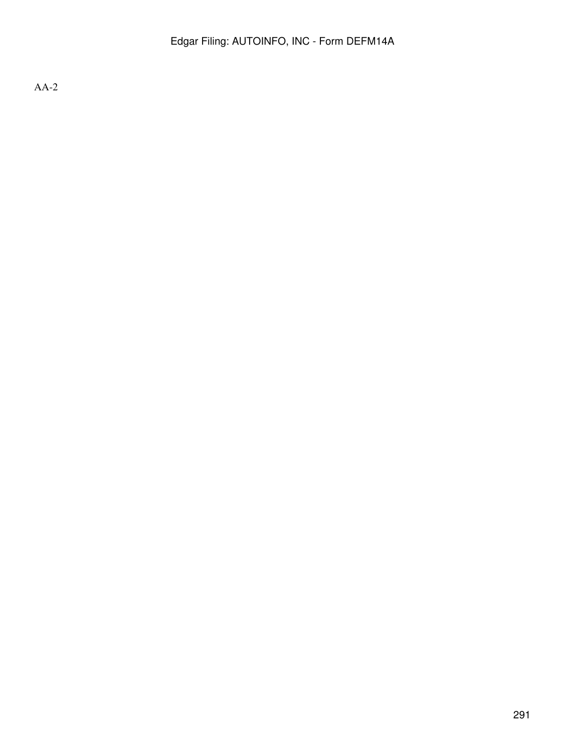AA-2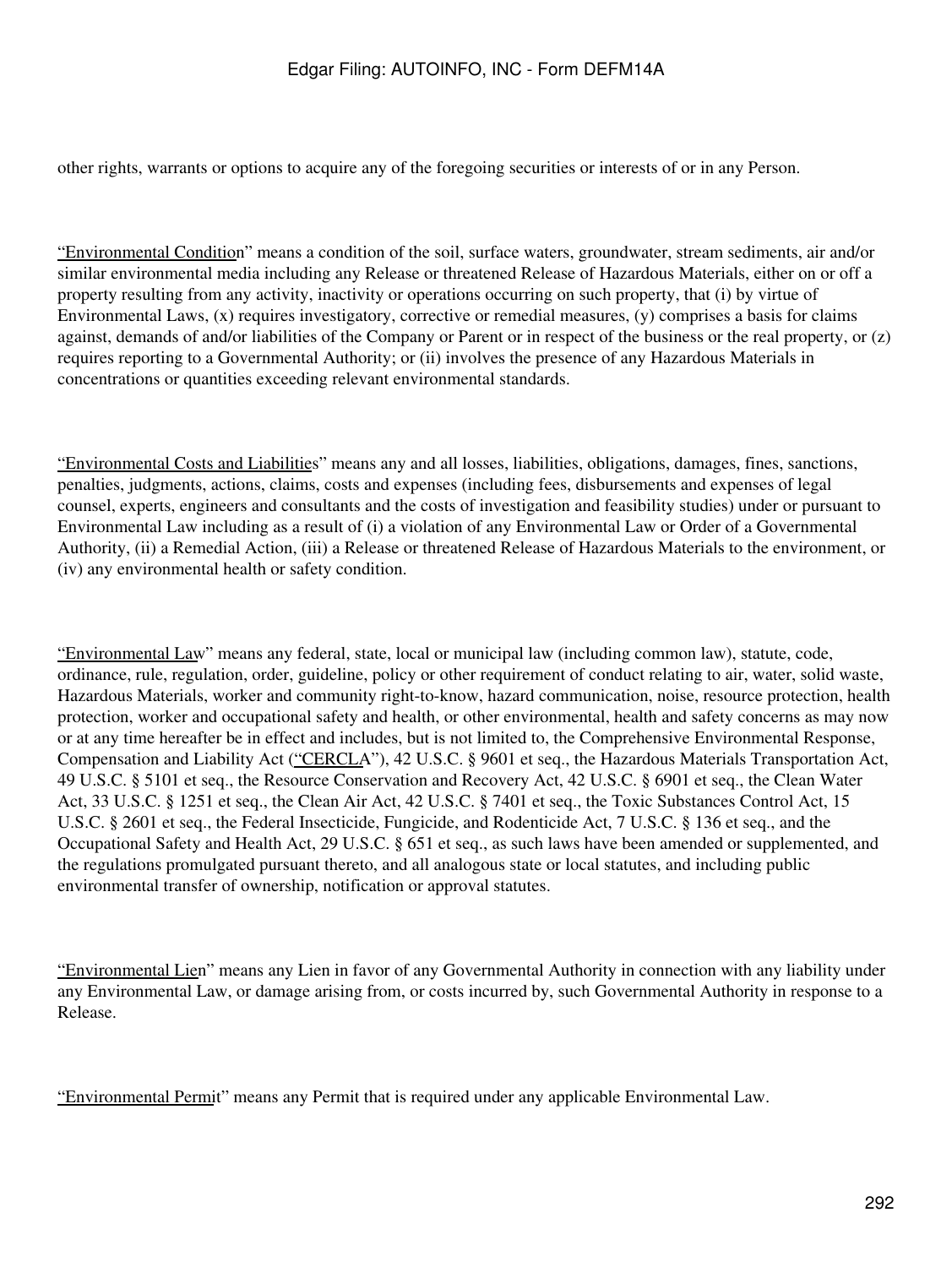other rights, warrants or options to acquire any of the foregoing securities or interests of or in any Person.

"Environmental Condition" means a condition of the soil, surface waters, groundwater, stream sediments, air and/or similar environmental media including any Release or threatened Release of Hazardous Materials, either on or off a property resulting from any activity, inactivity or operations occurring on such property, that (i) by virtue of Environmental Laws, (x) requires investigatory, corrective or remedial measures, (y) comprises a basis for claims against, demands of and/or liabilities of the Company or Parent or in respect of the business or the real property, or (z) requires reporting to a Governmental Authority; or (ii) involves the presence of any Hazardous Materials in concentrations or quantities exceeding relevant environmental standards.

"Environmental Costs and Liabilities" means any and all losses, liabilities, obligations, damages, fines, sanctions, penalties, judgments, actions, claims, costs and expenses (including fees, disbursements and expenses of legal counsel, experts, engineers and consultants and the costs of investigation and feasibility studies) under or pursuant to Environmental Law including as a result of (i) a violation of any Environmental Law or Order of a Governmental Authority, (ii) a Remedial Action, (iii) a Release or threatened Release of Hazardous Materials to the environment, or (iv) any environmental health or safety condition.

"Environmental Law" means any federal, state, local or municipal law (including common law), statute, code, ordinance, rule, regulation, order, guideline, policy or other requirement of conduct relating to air, water, solid waste, Hazardous Materials, worker and community right-to-know, hazard communication, noise, resource protection, health protection, worker and occupational safety and health, or other environmental, health and safety concerns as may now or at any time hereafter be in effect and includes, but is not limited to, the Comprehensive Environmental Response, Compensation and Liability Act ("CERCLA"), 42 U.S.C. § 9601 et seq., the Hazardous Materials Transportation Act, 49 U.S.C. § 5101 et seq., the Resource Conservation and Recovery Act, 42 U.S.C. § 6901 et seq., the Clean Water Act, 33 U.S.C. § 1251 et seq., the Clean Air Act, 42 U.S.C. § 7401 et seq., the Toxic Substances Control Act, 15 U.S.C. § 2601 et seq., the Federal Insecticide, Fungicide, and Rodenticide Act, 7 U.S.C. § 136 et seq., and the Occupational Safety and Health Act, 29 U.S.C. § 651 et seq., as such laws have been amended or supplemented, and the regulations promulgated pursuant thereto, and all analogous state or local statutes, and including public environmental transfer of ownership, notification or approval statutes.

"Environmental Lien" means any Lien in favor of any Governmental Authority in connection with any liability under any Environmental Law, or damage arising from, or costs incurred by, such Governmental Authority in response to a Release.

"Environmental Permit" means any Permit that is required under any applicable Environmental Law.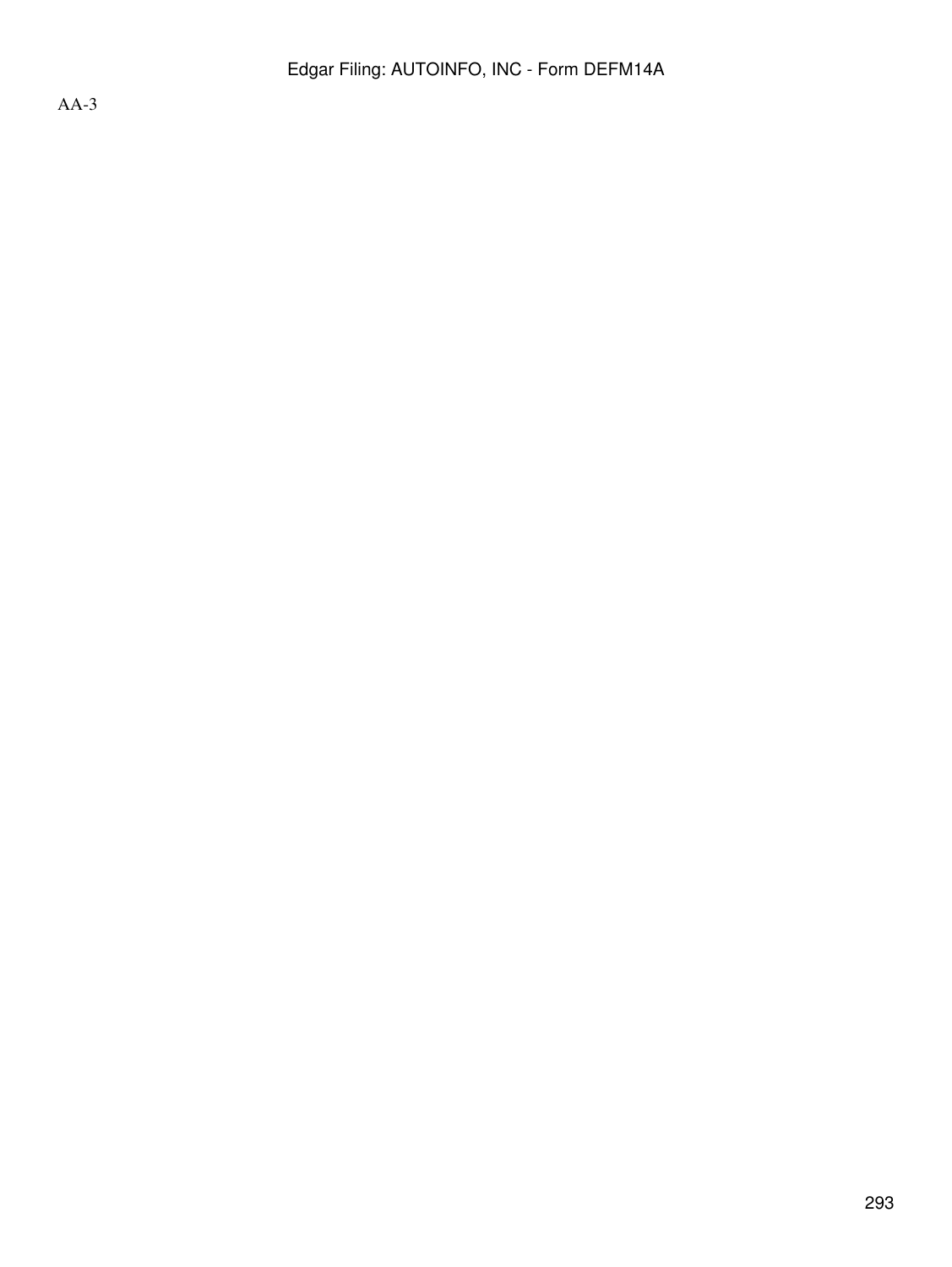AA-3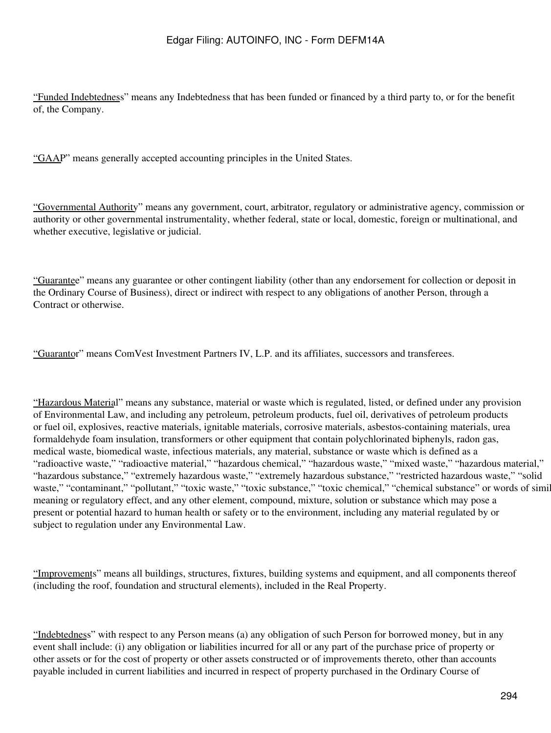"Funded Indebtedness" means any Indebtedness that has been funded or financed by a third party to, or for the benefit of, the Company.

"GAAP" means generally accepted accounting principles in the United States.

"Governmental Authority" means any government, court, arbitrator, regulatory or administrative agency, commission or authority or other governmental instrumentality, whether federal, state or local, domestic, foreign or multinational, and whether executive, legislative or judicial.

"Guarantee" means any guarantee or other contingent liability (other than any endorsement for collection or deposit in the Ordinary Course of Business), direct or indirect with respect to any obligations of another Person, through a Contract or otherwise.

"Guarantor" means ComVest Investment Partners IV, L.P. and its affiliates, successors and transferees.

"Hazardous Material" means any substance, material or waste which is regulated, listed, or defined under any provision of Environmental Law, and including any petroleum, petroleum products, fuel oil, derivatives of petroleum products or fuel oil, explosives, reactive materials, ignitable materials, corrosive materials, asbestos-containing materials, urea formaldehyde foam insulation, transformers or other equipment that contain polychlorinated biphenyls, radon gas, medical waste, biomedical waste, infectious materials, any material, substance or waste which is defined as a "radioactive waste," "radioactive material," "hazardous chemical," "hazardous waste," "mixed waste," "hazardous material," "hazardous substance," "extremely hazardous waste," "extremely hazardous substance," "restricted hazardous waste," "solid waste," "contaminant," "pollutant," "toxic waste," "toxic substance," "toxic chemical," "chemical substance" or words of simil meaning or regulatory effect, and any other element, compound, mixture, solution or substance which may pose a present or potential hazard to human health or safety or to the environment, including any material regulated by or subject to regulation under any Environmental Law.

"Improvements" means all buildings, structures, fixtures, building systems and equipment, and all components thereof (including the roof, foundation and structural elements), included in the Real Property.

"Indebtedness" with respect to any Person means (a) any obligation of such Person for borrowed money, but in any event shall include: (i) any obligation or liabilities incurred for all or any part of the purchase price of property or other assets or for the cost of property or other assets constructed or of improvements thereto, other than accounts payable included in current liabilities and incurred in respect of property purchased in the Ordinary Course of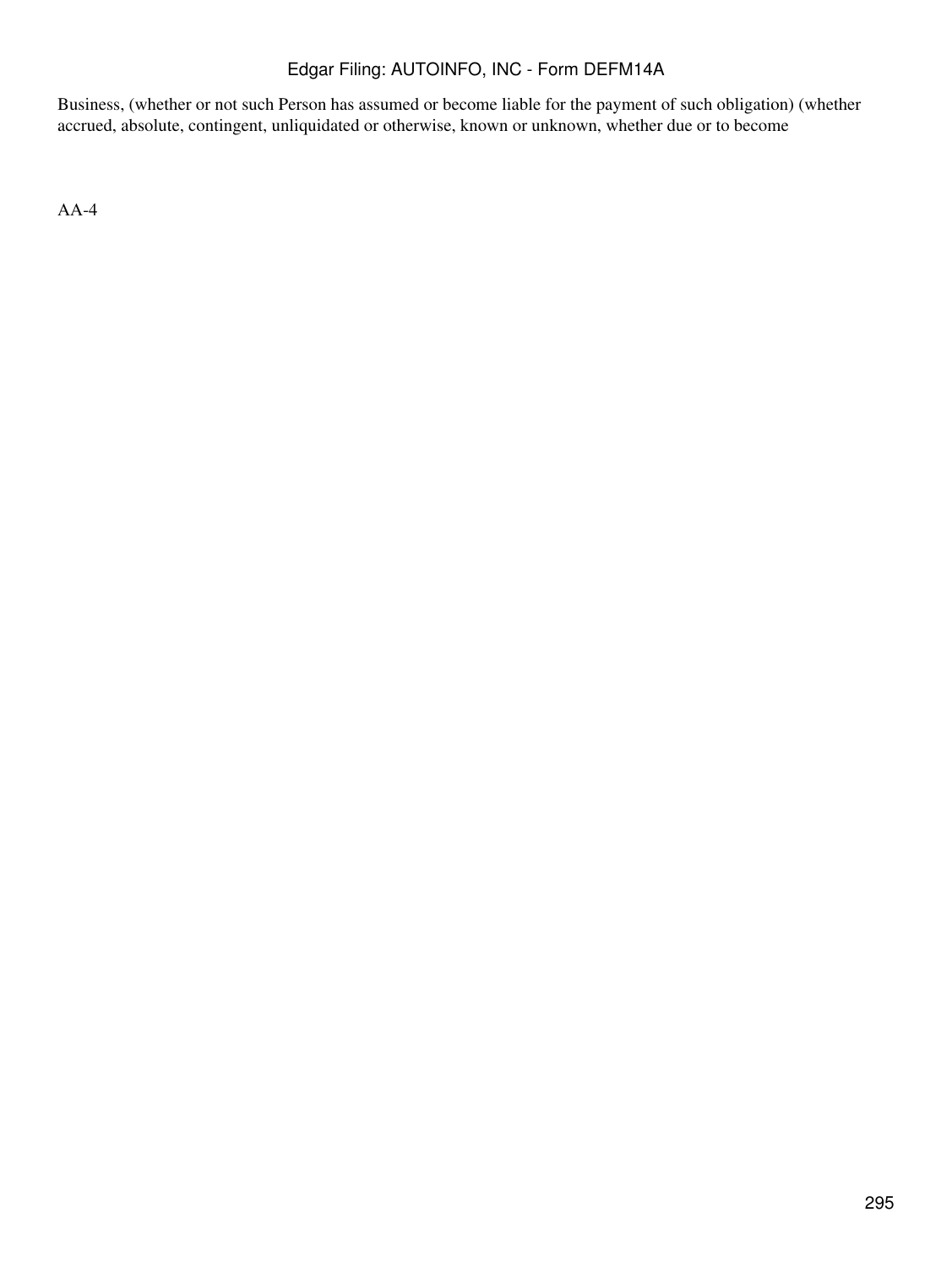Business, (whether or not such Person has assumed or become liable for the payment of such obligation) (whether accrued, absolute, contingent, unliquidated or otherwise, known or unknown, whether due or to become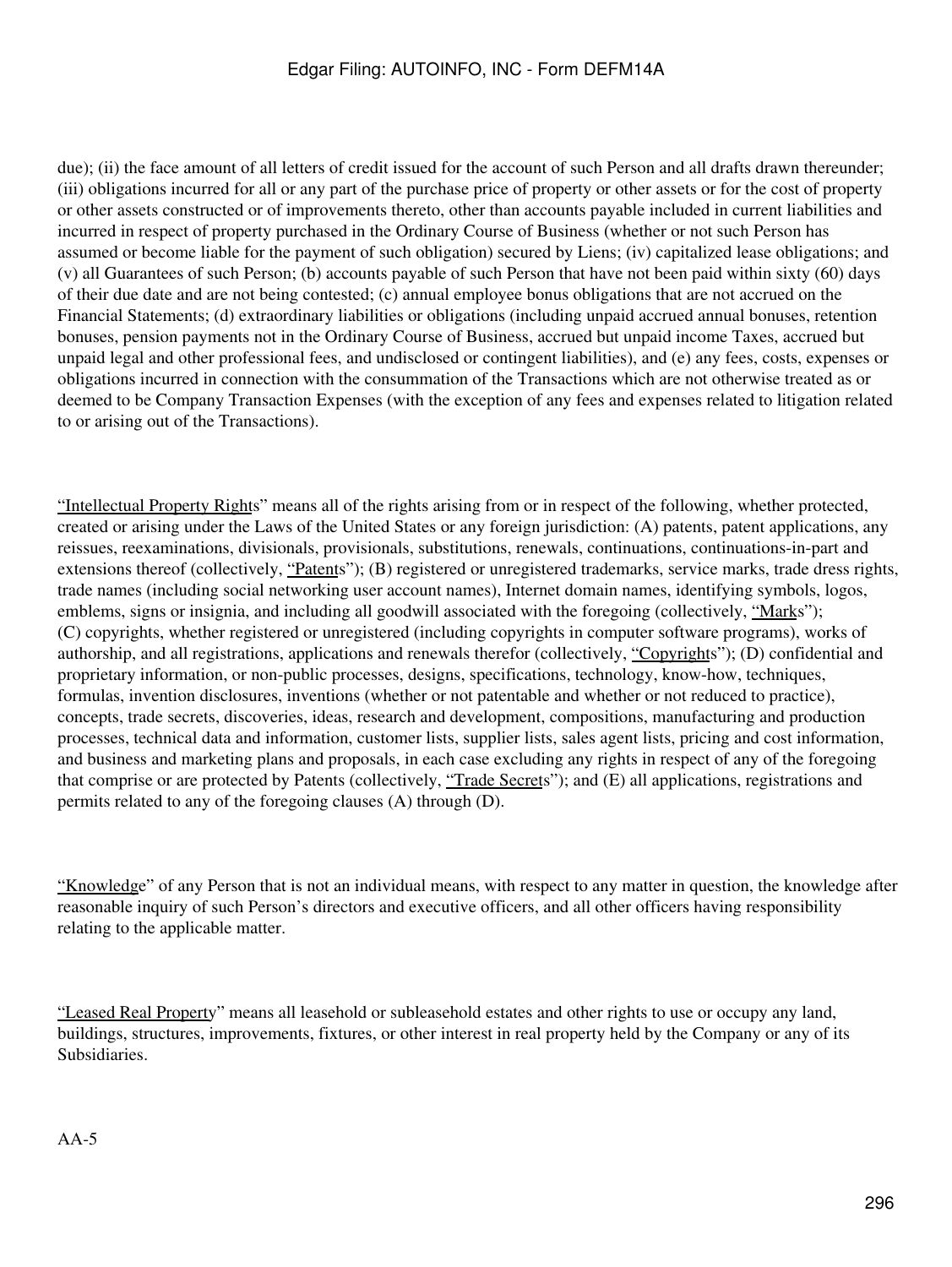due); (ii) the face amount of all letters of credit issued for the account of such Person and all drafts drawn thereunder; (iii) obligations incurred for all or any part of the purchase price of property or other assets or for the cost of property or other assets constructed or of improvements thereto, other than accounts payable included in current liabilities and incurred in respect of property purchased in the Ordinary Course of Business (whether or not such Person has assumed or become liable for the payment of such obligation) secured by Liens; (iv) capitalized lease obligations; and (v) all Guarantees of such Person; (b) accounts payable of such Person that have not been paid within sixty (60) days of their due date and are not being contested; (c) annual employee bonus obligations that are not accrued on the Financial Statements; (d) extraordinary liabilities or obligations (including unpaid accrued annual bonuses, retention bonuses, pension payments not in the Ordinary Course of Business, accrued but unpaid income Taxes, accrued but unpaid legal and other professional fees, and undisclosed or contingent liabilities), and (e) any fees, costs, expenses or obligations incurred in connection with the consummation of the Transactions which are not otherwise treated as or deemed to be Company Transaction Expenses (with the exception of any fees and expenses related to litigation related to or arising out of the Transactions).

"Intellectual Property Rights" means all of the rights arising from or in respect of the following, whether protected, created or arising under the Laws of the United States or any foreign jurisdiction: (A) patents, patent applications, any reissues, reexaminations, divisionals, provisionals, substitutions, renewals, continuations, continuations-in-part and extensions thereof (collectively, "Patents"); (B) registered or unregistered trademarks, service marks, trade dress rights, trade names (including social networking user account names), Internet domain names, identifying symbols, logos, emblems, signs or insignia, and including all goodwill associated with the foregoing (collectively, "Marks"); (C) copyrights, whether registered or unregistered (including copyrights in computer software programs), works of authorship, and all registrations, applications and renewals therefor (collectively, "Copyrights"); (D) confidential and proprietary information, or non-public processes, designs, specifications, technology, know-how, techniques, formulas, invention disclosures, inventions (whether or not patentable and whether or not reduced to practice), concepts, trade secrets, discoveries, ideas, research and development, compositions, manufacturing and production processes, technical data and information, customer lists, supplier lists, sales agent lists, pricing and cost information, and business and marketing plans and proposals, in each case excluding any rights in respect of any of the foregoing that comprise or are protected by Patents (collectively, "Trade Secrets"); and (E) all applications, registrations and permits related to any of the foregoing clauses (A) through (D).

"Knowledge" of any Person that is not an individual means, with respect to any matter in question, the knowledge after reasonable inquiry of such Person's directors and executive officers, and all other officers having responsibility relating to the applicable matter.

"Leased Real Property" means all leasehold or subleasehold estates and other rights to use or occupy any land, buildings, structures, improvements, fixtures, or other interest in real property held by the Company or any of its Subsidiaries.

AA-5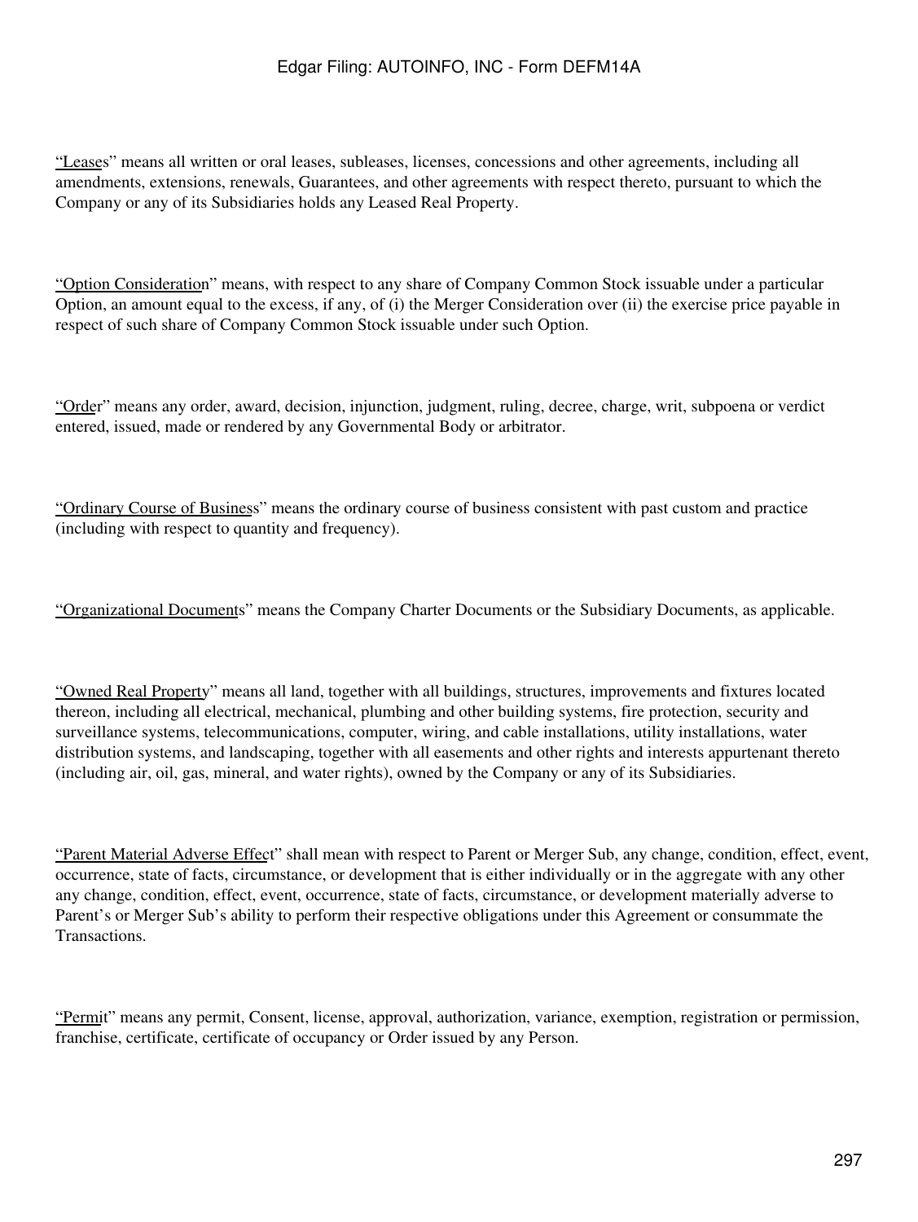"Leases" means all written or oral leases, subleases, licenses, concessions and other agreements, including all amendments, extensions, renewals, Guarantees, and other agreements with respect thereto, pursuant to which the Company or any of its Subsidiaries holds any Leased Real Property.

"Option Consideration" means, with respect to any share of Company Common Stock issuable under a particular Option, an amount equal to the excess, if any, of (i) the Merger Consideration over (ii) the exercise price payable in respect of such share of Company Common Stock issuable under such Option.

"Order" means any order, award, decision, injunction, judgment, ruling, decree, charge, writ, subpoena or verdict entered, issued, made or rendered by any Governmental Body or arbitrator.

"Ordinary Course of Business" means the ordinary course of business consistent with past custom and practice (including with respect to quantity and frequency).

"Organizational Documents" means the Company Charter Documents or the Subsidiary Documents, as applicable.

"Owned Real Property" means all land, together with all buildings, structures, improvements and fixtures located thereon, including all electrical, mechanical, plumbing and other building systems, fire protection, security and surveillance systems, telecommunications, computer, wiring, and cable installations, utility installations, water distribution systems, and landscaping, together with all easements and other rights and interests appurtenant thereto (including air, oil, gas, mineral, and water rights), owned by the Company or any of its Subsidiaries.

"Parent Material Adverse Effect" shall mean with respect to Parent or Merger Sub, any change, condition, effect, event, occurrence, state of facts, circumstance, or development that is either individually or in the aggregate with any other any change, condition, effect, event, occurrence, state of facts, circumstance, or development materially adverse to Parent's or Merger Sub's ability to perform their respective obligations under this Agreement or consummate the Transactions.

"Permit" means any permit, Consent, license, approval, authorization, variance, exemption, registration or permission, franchise, certificate, certificate of occupancy or Order issued by any Person.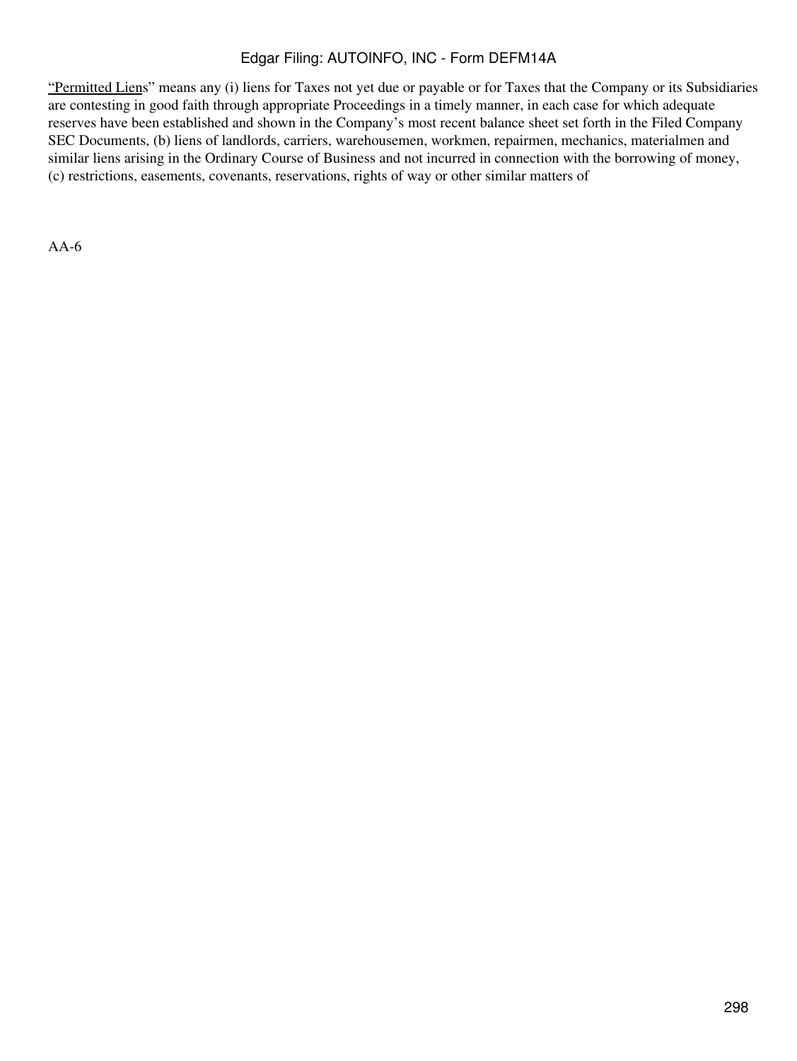"Permitted Liens" means any (i) liens for Taxes not yet due or payable or for Taxes that the Company or its Subsidiaries are contesting in good faith through appropriate Proceedings in a timely manner, in each case for which adequate reserves have been established and shown in the Company's most recent balance sheet set forth in the Filed Company SEC Documents, (b) liens of landlords, carriers, warehousemen, workmen, repairmen, mechanics, materialmen and similar liens arising in the Ordinary Course of Business and not incurred in connection with the borrowing of money, (c) restrictions, easements, covenants, reservations, rights of way or other similar matters of

AA-6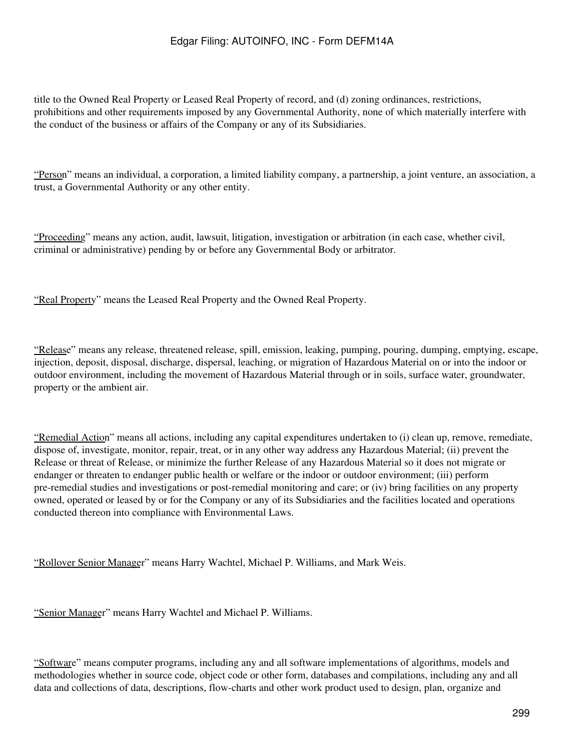title to the Owned Real Property or Leased Real Property of record, and (d) zoning ordinances, restrictions, prohibitions and other requirements imposed by any Governmental Authority, none of which materially interfere with the conduct of the business or affairs of the Company or any of its Subsidiaries.

"Person" means an individual, a corporation, a limited liability company, a partnership, a joint venture, an association, a trust, a Governmental Authority or any other entity.

"Proceeding" means any action, audit, lawsuit, litigation, investigation or arbitration (in each case, whether civil, criminal or administrative) pending by or before any Governmental Body or arbitrator.

"Real Property" means the Leased Real Property and the Owned Real Property.

"Release" means any release, threatened release, spill, emission, leaking, pumping, pouring, dumping, emptying, escape, injection, deposit, disposal, discharge, dispersal, leaching, or migration of Hazardous Material on or into the indoor or outdoor environment, including the movement of Hazardous Material through or in soils, surface water, groundwater, property or the ambient air.

"Remedial Action" means all actions, including any capital expenditures undertaken to (i) clean up, remove, remediate, dispose of, investigate, monitor, repair, treat, or in any other way address any Hazardous Material; (ii) prevent the Release or threat of Release, or minimize the further Release of any Hazardous Material so it does not migrate or endanger or threaten to endanger public health or welfare or the indoor or outdoor environment; (iii) perform pre-remedial studies and investigations or post-remedial monitoring and care; or (iv) bring facilities on any property owned, operated or leased by or for the Company or any of its Subsidiaries and the facilities located and operations conducted thereon into compliance with Environmental Laws.

"Rollover Senior Manager" means Harry Wachtel, Michael P. Williams, and Mark Weis.

"Senior Manager" means Harry Wachtel and Michael P. Williams.

"Software" means computer programs, including any and all software implementations of algorithms, models and methodologies whether in source code, object code or other form, databases and compilations, including any and all data and collections of data, descriptions, flow-charts and other work product used to design, plan, organize and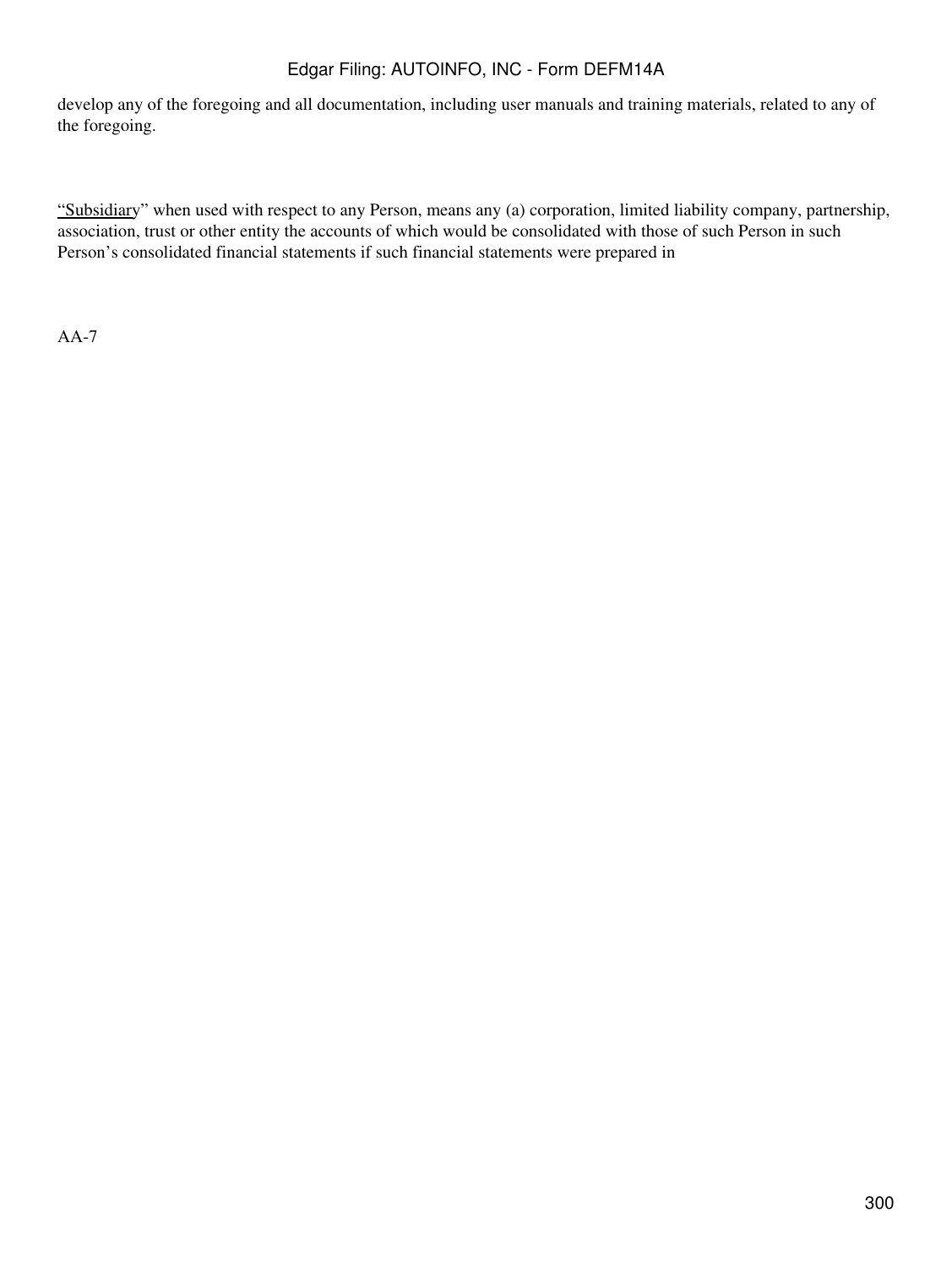develop any of the foregoing and all documentation, including user manuals and training materials, related to any of the foregoing.

"Subsidiary" when used with respect to any Person, means any (a) corporation, limited liability company, partnership, association, trust or other entity the accounts of which would be consolidated with those of such Person in such Person's consolidated financial statements if such financial statements were prepared in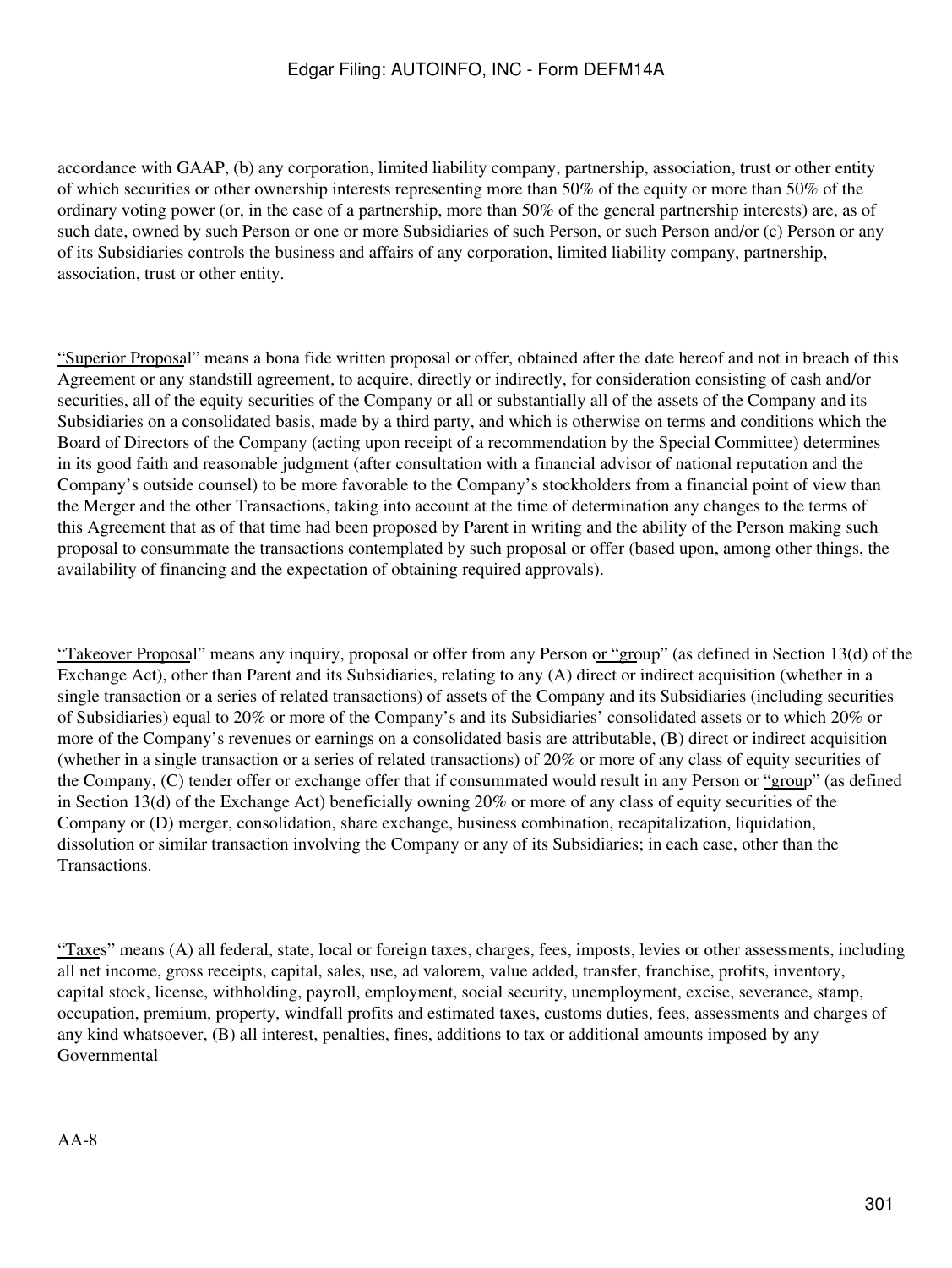accordance with GAAP, (b) any corporation, limited liability company, partnership, association, trust or other entity of which securities or other ownership interests representing more than 50% of the equity or more than 50% of the ordinary voting power (or, in the case of a partnership, more than 50% of the general partnership interests) are, as of such date, owned by such Person or one or more Subsidiaries of such Person, or such Person and/or (c) Person or any of its Subsidiaries controls the business and affairs of any corporation, limited liability company, partnership, association, trust or other entity.

"Superior Proposal" means a bona fide written proposal or offer, obtained after the date hereof and not in breach of this Agreement or any standstill agreement, to acquire, directly or indirectly, for consideration consisting of cash and/or securities, all of the equity securities of the Company or all or substantially all of the assets of the Company and its Subsidiaries on a consolidated basis, made by a third party, and which is otherwise on terms and conditions which the Board of Directors of the Company (acting upon receipt of a recommendation by the Special Committee) determines in its good faith and reasonable judgment (after consultation with a financial advisor of national reputation and the Company's outside counsel) to be more favorable to the Company's stockholders from a financial point of view than the Merger and the other Transactions, taking into account at the time of determination any changes to the terms of this Agreement that as of that time had been proposed by Parent in writing and the ability of the Person making such proposal to consummate the transactions contemplated by such proposal or offer (based upon, among other things, the availability of financing and the expectation of obtaining required approvals).

"Takeover Proposal" means any inquiry, proposal or offer from any Person or "group" (as defined in Section 13(d) of the Exchange Act), other than Parent and its Subsidiaries, relating to any (A) direct or indirect acquisition (whether in a single transaction or a series of related transactions) of assets of the Company and its Subsidiaries (including securities of Subsidiaries) equal to 20% or more of the Company's and its Subsidiaries' consolidated assets or to which 20% or more of the Company's revenues or earnings on a consolidated basis are attributable, (B) direct or indirect acquisition (whether in a single transaction or a series of related transactions) of 20% or more of any class of equity securities of the Company, (C) tender offer or exchange offer that if consummated would result in any Person or "group" (as defined in Section 13(d) of the Exchange Act) beneficially owning 20% or more of any class of equity securities of the Company or (D) merger, consolidation, share exchange, business combination, recapitalization, liquidation, dissolution or similar transaction involving the Company or any of its Subsidiaries; in each case, other than the Transactions.

"Taxes" means (A) all federal, state, local or foreign taxes, charges, fees, imposts, levies or other assessments, including all net income, gross receipts, capital, sales, use, ad valorem, value added, transfer, franchise, profits, inventory, capital stock, license, withholding, payroll, employment, social security, unemployment, excise, severance, stamp, occupation, premium, property, windfall profits and estimated taxes, customs duties, fees, assessments and charges of any kind whatsoever, (B) all interest, penalties, fines, additions to tax or additional amounts imposed by any Governmental

AA-8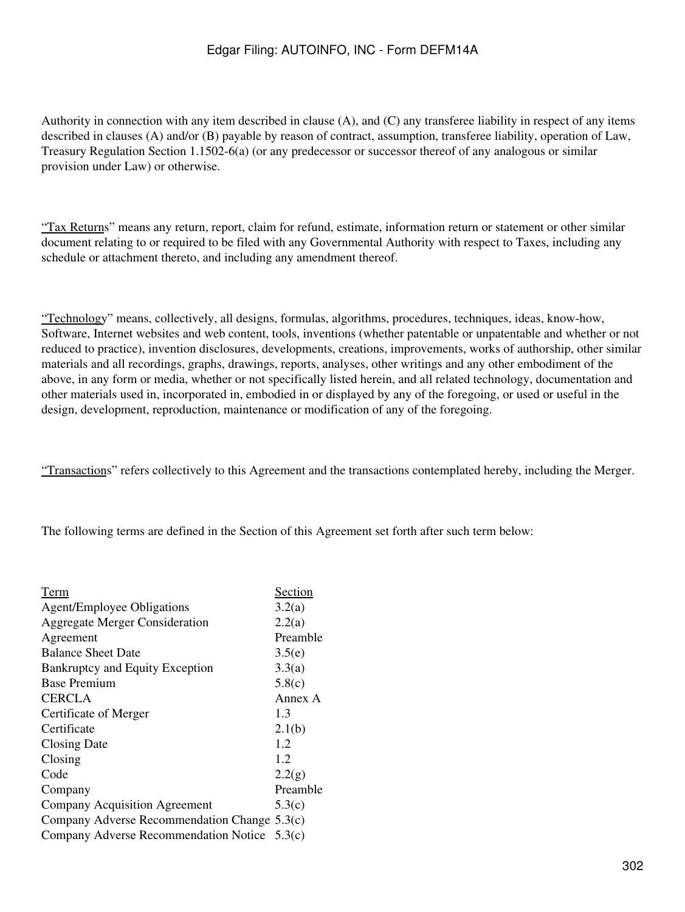Authority in connection with any item described in clause (A), and (C) any transferee liability in respect of any items described in clauses (A) and/or (B) payable by reason of contract, assumption, transferee liability, operation of Law, Treasury Regulation Section 1.1502-6(a) (or any predecessor or successor thereof of any analogous or similar provision under Law) or otherwise.

"Tax Returns" means any return, report, claim for refund, estimate, information return or statement or other similar document relating to or required to be filed with any Governmental Authority with respect to Taxes, including any schedule or attachment thereto, and including any amendment thereof.

"Technology" means, collectively, all designs, formulas, algorithms, procedures, techniques, ideas, know-how, Software, Internet websites and web content, tools, inventions (whether patentable or unpatentable and whether or not reduced to practice), invention disclosures, developments, creations, improvements, works of authorship, other similar materials and all recordings, graphs, drawings, reports, analyses, other writings and any other embodiment of the above, in any form or media, whether or not specifically listed herein, and all related technology, documentation and other materials used in, incorporated in, embodied in or displayed by any of the foregoing, or used or useful in the design, development, reproduction, maintenance or modification of any of the foregoing.

"Transactions" refers collectively to this Agreement and the transactions contemplated hereby, including the Merger.

The following terms are defined in the Section of this Agreement set forth after such term below:

| Term | Section |
| --- | --- |
| Agent/Employee Obligations | 3.2(a) |
| Aggregate Merger Consideration | 2.2(a) |
| Agreement | Preamble |
| Balance Sheet Date | 3.5(e) |
| Bankruptcy and Equity Exception | 3.3(a) |
| Base Premium | 5.8(c) |
| CERCLA | Annex A |
| Certificate of Merger | 1.3 |
| Certificate | 2.1(b) |
| Closing Date | 1.2 |
| Closing | 1.2 |
| Code | 2.2(g) |
| Company | Preamble |
| Company Acquisition Agreement | 5.3(c) |
| Company Adverse Recommendation Change | 5.3(c) |
| Company Adverse Recommendation Notice | 5.3(c) |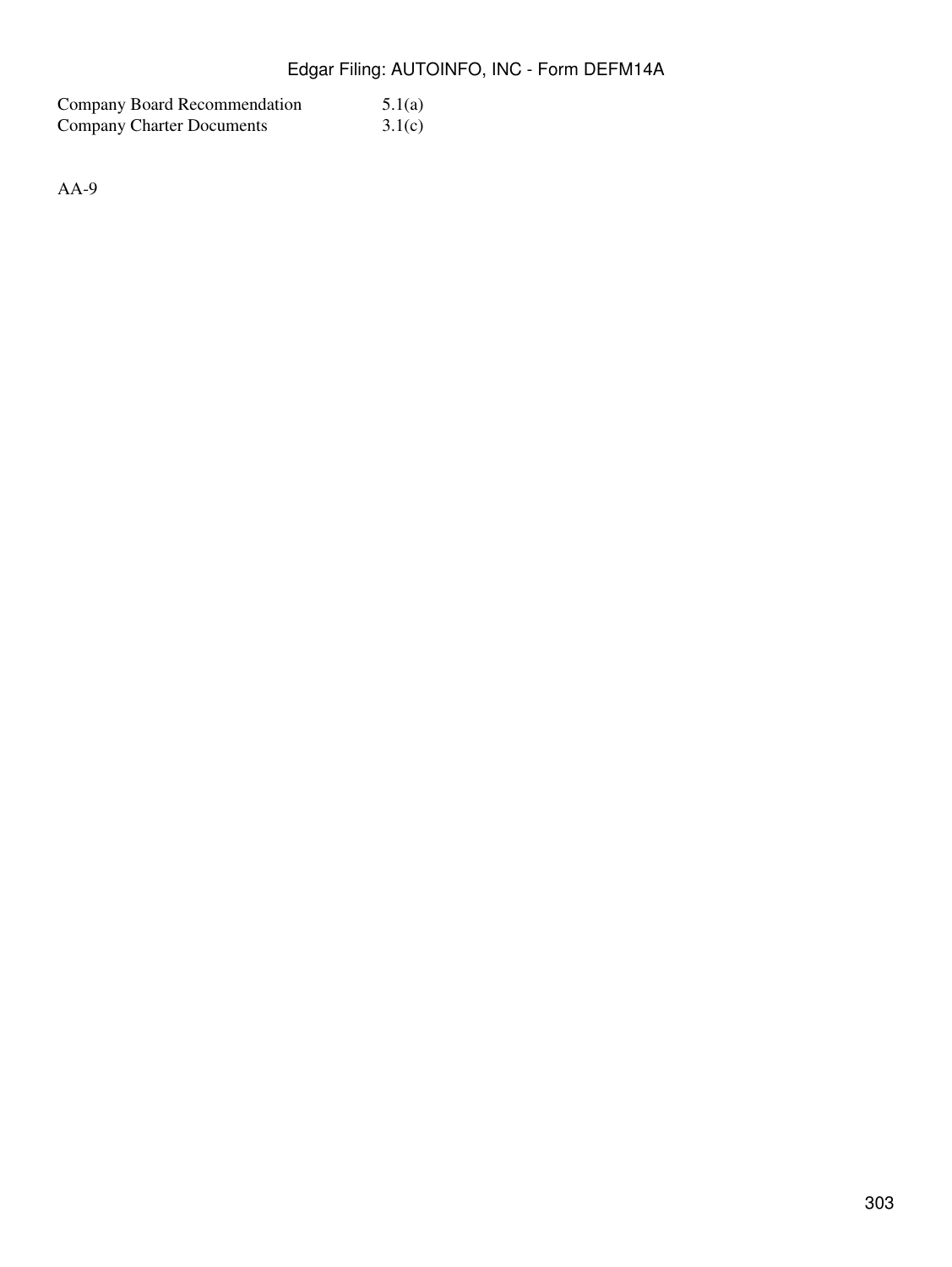| | |
|---|---|
| Company Board Recommendation | 5.1(a) |
| Company Charter Documents | 3.1(c) |

AA-9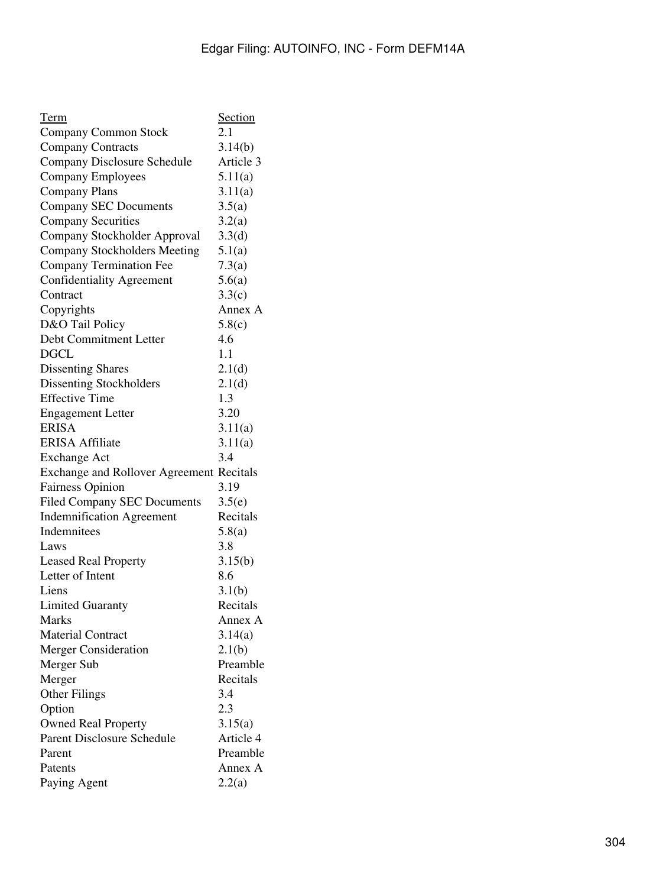| Term | Section |
| --- | --- |
| Company Common Stock | 2.1 |
| Company Contracts | 3.14(b) |
| Company Disclosure Schedule | Article 3 |
| Company Employees | 5.11(a) |
| Company Plans | 3.11(a) |
| Company SEC Documents | 3.5(a) |
| Company Securities | 3.2(a) |
| Company Stockholder Approval | 3.3(d) |
| Company Stockholders Meeting | 5.1(a) |
| Company Termination Fee | 7.3(a) |
| Confidentiality Agreement | 5.6(a) |
| Contract | 3.3(c) |
| Copyrights | Annex A |
| D&O Tail Policy | 5.8(c) |
| Debt Commitment Letter | 4.6 |
| DGCL | 1.1 |
| Dissenting Shares | 2.1(d) |
| Dissenting Stockholders | 2.1(d) |
| Effective Time | 1.3 |
| Engagement Letter | 3.20 |
| ERISA | 3.11(a) |
| ERISA Affiliate | 3.11(a) |
| Exchange Act | 3.4 |
| Exchange and Rollover Agreement | Recitals |
| Fairness Opinion | 3.19 |
| Filed Company SEC Documents | 3.5(e) |
| Indemnification Agreement | Recitals |
| Indemnitees | 5.8(a) |
| Laws | 3.8 |
| Leased Real Property | 3.15(b) |
| Letter of Intent | 8.6 |
| Liens | 3.1(b) |
| Limited Guaranty | Recitals |
| Marks | Annex A |
| Material Contract | 3.14(a) |
| Merger Consideration | 2.1(b) |
| Merger Sub | Preamble |
| Merger | Recitals |
| Other Filings | 3.4 |
| Option | 2.3 |
| Owned Real Property | 3.15(a) |
| Parent Disclosure Schedule | Article 4 |
| Parent | Preamble |
| Patents | Annex A |
| Paying Agent | 2.2(a) |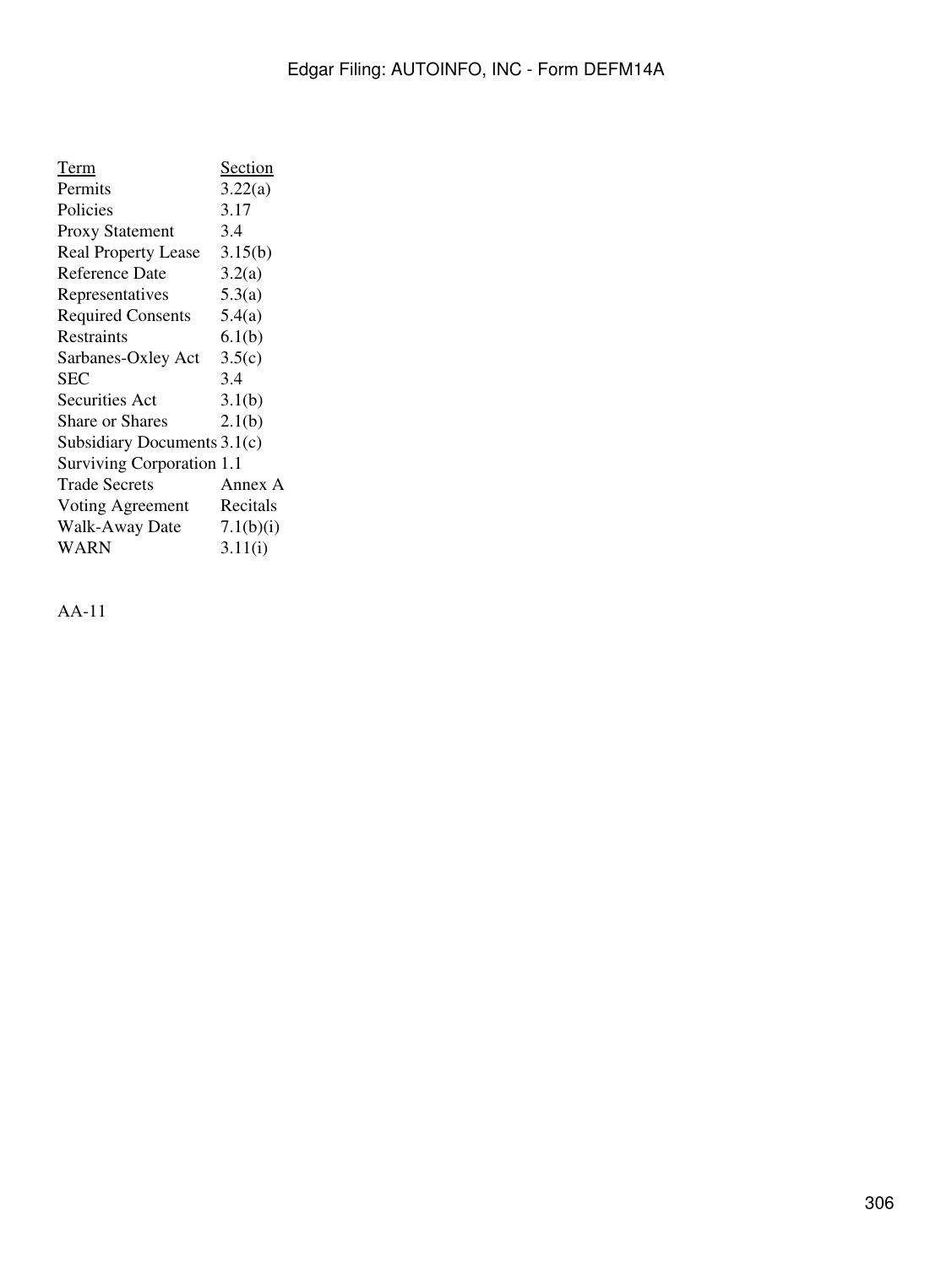| Term | Section |
|---|---|
| Permits | 3.22(a) |
| Policies | 3.17 |
| Proxy Statement | 3.4 |
| Real Property Lease | 3.15(b) |
| Reference Date | 3.2(a) |
| Representatives | 5.3(a) |
| Required Consents | 5.4(a) |
| Restraints | 6.1(b) |
| Sarbanes-Oxley Act | 3.5(c) |
| SEC | 3.4 |
| Securities Act | 3.1(b) |
| Share or Shares | 2.1(b) |
| Subsidiary Documents | 3.1(c) |
| Surviving Corporation | 1.1 |
| Trade Secrets | Annex A |
| Voting Agreement | Recitals |
| Walk-Away Date | 7.1(b)(i) |
| WARN | 3.11(i) |

AA-11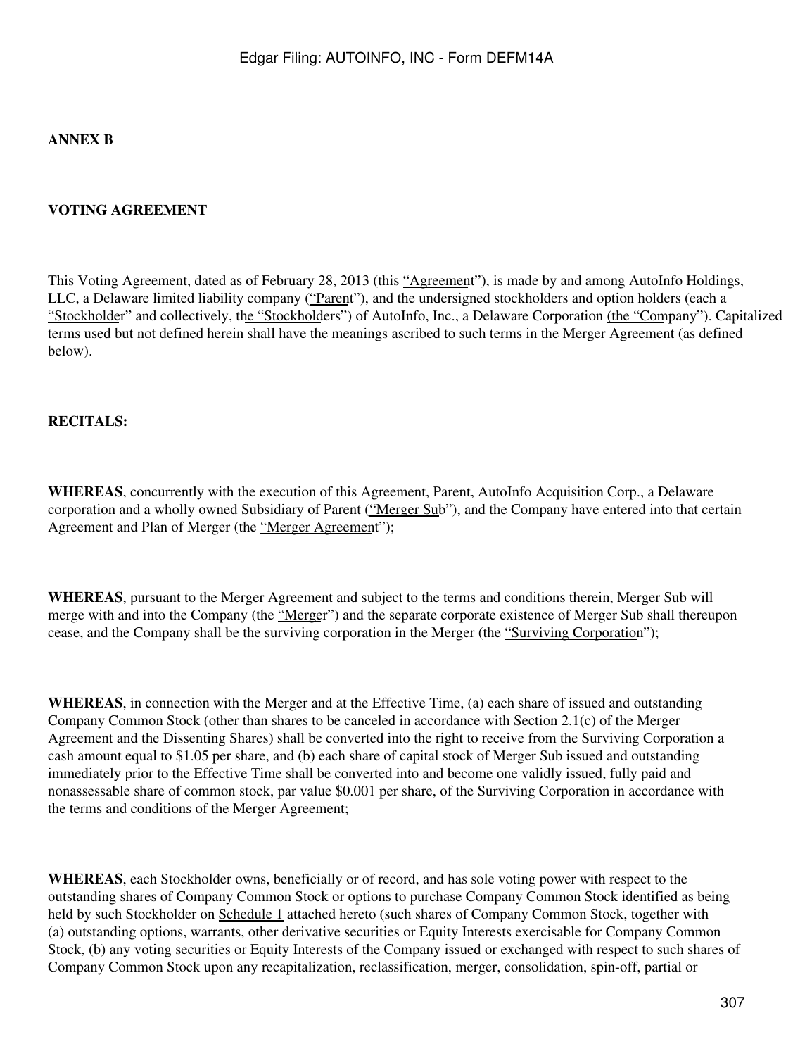**ANNEX B**

**VOTING AGREEMENT**

This Voting Agreement, dated as of February 28, 2013 (this "Agreement"), is made by and among AutoInfo Holdings, LLC, a Delaware limited liability company ("Parent"), and the undersigned stockholders and option holders (each a "Stockholder" and collectively, the "Stockholders") of AutoInfo, Inc., a Delaware Corporation (the "Company"). Capitalized terms used but not defined herein shall have the meanings ascribed to such terms in the Merger Agreement (as defined below).

**RECITALS:**

**WHEREAS**, concurrently with the execution of this Agreement, Parent, AutoInfo Acquisition Corp., a Delaware corporation and a wholly owned Subsidiary of Parent ("Merger Sub"), and the Company have entered into that certain Agreement and Plan of Merger (the "Merger Agreement");

**WHEREAS**, pursuant to the Merger Agreement and subject to the terms and conditions therein, Merger Sub will merge with and into the Company (the "Merger") and the separate corporate existence of Merger Sub shall thereupon cease, and the Company shall be the surviving corporation in the Merger (the "Surviving Corporation");

**WHEREAS**, in connection with the Merger and at the Effective Time, (a) each share of issued and outstanding Company Common Stock (other than shares to be canceled in accordance with Section 2.1(c) of the Merger Agreement and the Dissenting Shares) shall be converted into the right to receive from the Surviving Corporation a cash amount equal to $1.05 per share, and (b) each share of capital stock of Merger Sub issued and outstanding immediately prior to the Effective Time shall be converted into and become one validly issued, fully paid and nonassessable share of common stock, par value $0.001 per share, of the Surviving Corporation in accordance with the terms and conditions of the Merger Agreement;

**WHEREAS**, each Stockholder owns, beneficially or of record, and has sole voting power with respect to the outstanding shares of Company Common Stock or options to purchase Company Common Stock identified as being held by such Stockholder on Schedule 1 attached hereto (such shares of Company Common Stock, together with (a) outstanding options, warrants, other derivative securities or Equity Interests exercisable for Company Common Stock, (b) any voting securities or Equity Interests of the Company issued or exchanged with respect to such shares of Company Common Stock upon any recapitalization, reclassification, merger, consolidation, spin-off, partial or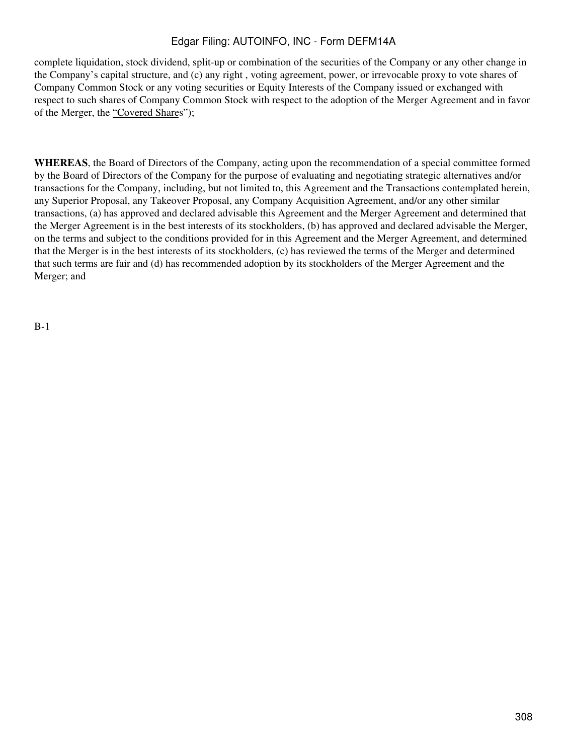complete liquidation, stock dividend, split-up or combination of the securities of the Company or any other change in the Company's capital structure, and (c) any right , voting agreement, power, or irrevocable proxy to vote shares of Company Common Stock or any voting securities or Equity Interests of the Company issued or exchanged with respect to such shares of Company Common Stock with respect to the adoption of the Merger Agreement and in favor of the Merger, the "Covered Shares");

**WHEREAS**, the Board of Directors of the Company, acting upon the recommendation of a special committee formed by the Board of Directors of the Company for the purpose of evaluating and negotiating strategic alternatives and/or transactions for the Company, including, but not limited to, this Agreement and the Transactions contemplated herein, any Superior Proposal, any Takeover Proposal, any Company Acquisition Agreement, and/or any other similar transactions, (a) has approved and declared advisable this Agreement and the Merger Agreement and determined that the Merger Agreement is in the best interests of its stockholders, (b) has approved and declared advisable the Merger, on the terms and subject to the conditions provided for in this Agreement and the Merger Agreement, and determined that the Merger is in the best interests of its stockholders, (c) has reviewed the terms of the Merger and determined that such terms are fair and (d) has recommended adoption by its stockholders of the Merger Agreement and the Merger; and

B-1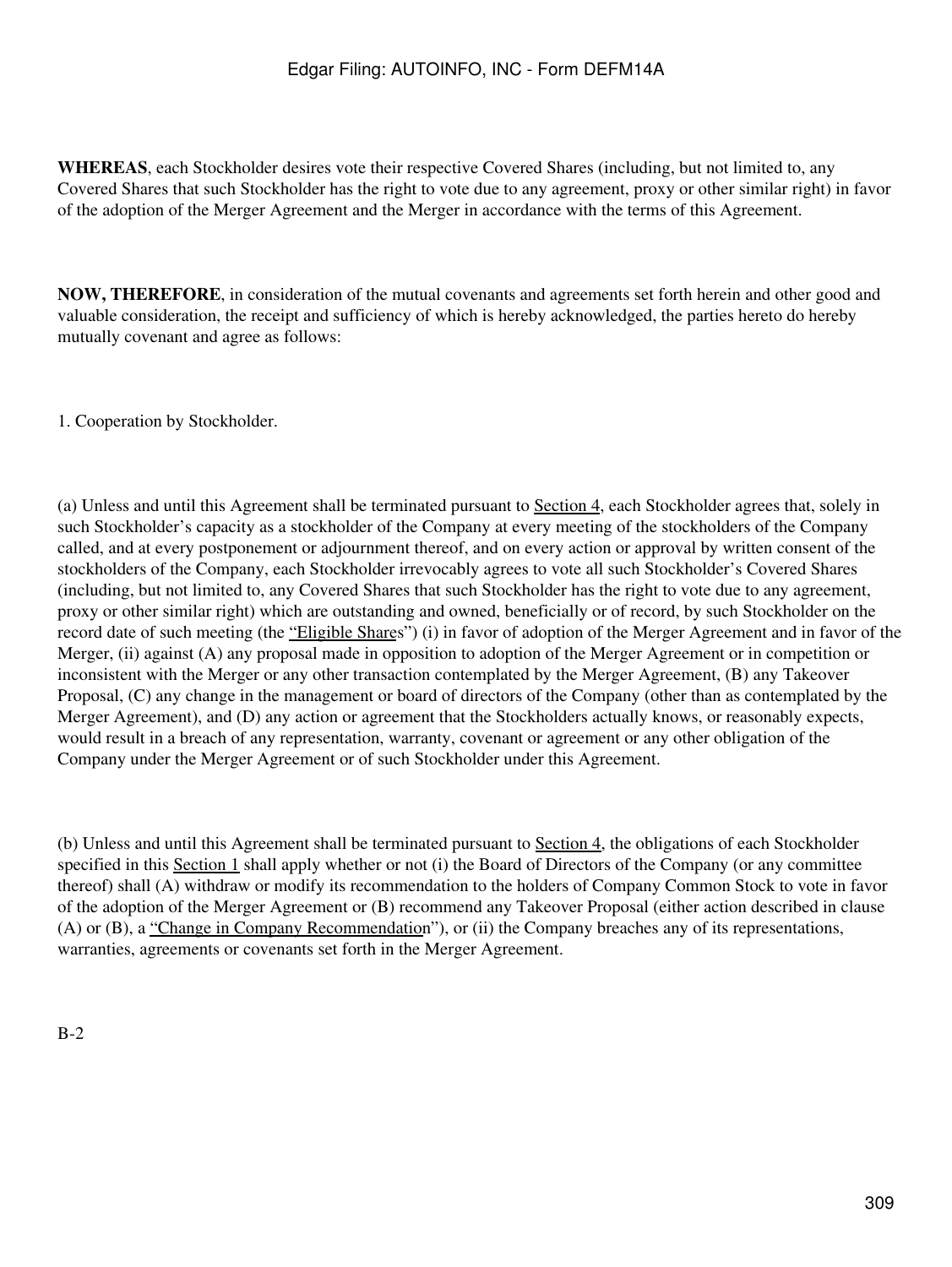**WHEREAS**, each Stockholder desires vote their respective Covered Shares (including, but not limited to, any Covered Shares that such Stockholder has the right to vote due to any agreement, proxy or other similar right) in favor of the adoption of the Merger Agreement and the Merger in accordance with the terms of this Agreement.

**NOW, THEREFORE**, in consideration of the mutual covenants and agreements set forth herein and other good and valuable consideration, the receipt and sufficiency of which is hereby acknowledged, the parties hereto do hereby mutually covenant and agree as follows:

1. Cooperation by Stockholder.

(a) Unless and until this Agreement shall be terminated pursuant to Section 4, each Stockholder agrees that, solely in such Stockholder's capacity as a stockholder of the Company at every meeting of the stockholders of the Company called, and at every postponement or adjournment thereof, and on every action or approval by written consent of the stockholders of the Company, each Stockholder irrevocably agrees to vote all such Stockholder's Covered Shares (including, but not limited to, any Covered Shares that such Stockholder has the right to vote due to any agreement, proxy or other similar right) which are outstanding and owned, beneficially or of record, by such Stockholder on the record date of such meeting (the "Eligible Shares") (i) in favor of adoption of the Merger Agreement and in favor of the Merger, (ii) against (A) any proposal made in opposition to adoption of the Merger Agreement or in competition or inconsistent with the Merger or any other transaction contemplated by the Merger Agreement, (B) any Takeover Proposal, (C) any change in the management or board of directors of the Company (other than as contemplated by the Merger Agreement), and (D) any action or agreement that the Stockholders actually knows, or reasonably expects, would result in a breach of any representation, warranty, covenant or agreement or any other obligation of the Company under the Merger Agreement or of such Stockholder under this Agreement.

(b) Unless and until this Agreement shall be terminated pursuant to Section 4, the obligations of each Stockholder specified in this Section 1 shall apply whether or not (i) the Board of Directors of the Company (or any committee thereof) shall (A) withdraw or modify its recommendation to the holders of Company Common Stock to vote in favor of the adoption of the Merger Agreement or (B) recommend any Takeover Proposal (either action described in clause (A) or (B), a "Change in Company Recommendation"), or (ii) the Company breaches any of its representations, warranties, agreements or covenants set forth in the Merger Agreement.

B-2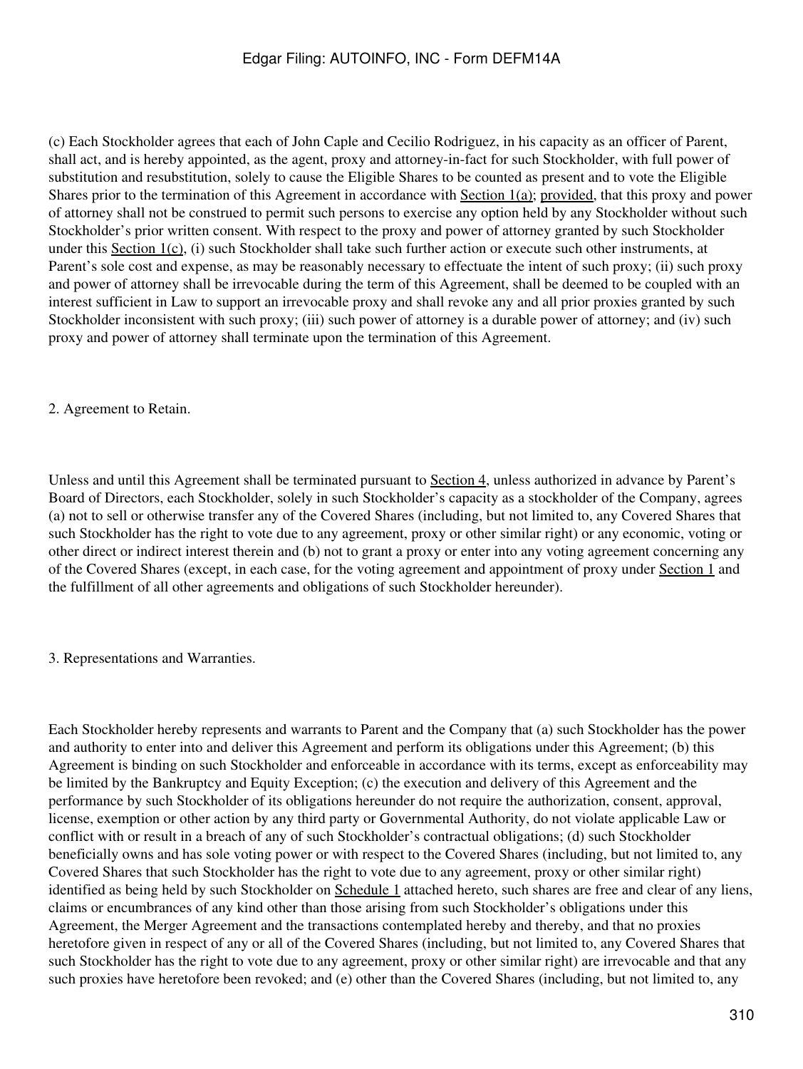(c) Each Stockholder agrees that each of John Caple and Cecilio Rodriguez, in his capacity as an officer of Parent, shall act, and is hereby appointed, as the agent, proxy and attorney-in-fact for such Stockholder, with full power of substitution and resubstitution, solely to cause the Eligible Shares to be counted as present and to vote the Eligible Shares prior to the termination of this Agreement in accordance with Section 1(a); provided, that this proxy and power of attorney shall not be construed to permit such persons to exercise any option held by any Stockholder without such Stockholder's prior written consent. With respect to the proxy and power of attorney granted by such Stockholder under this Section 1(c), (i) such Stockholder shall take such further action or execute such other instruments, at Parent's sole cost and expense, as may be reasonably necessary to effectuate the intent of such proxy; (ii) such proxy and power of attorney shall be irrevocable during the term of this Agreement, shall be deemed to be coupled with an interest sufficient in Law to support an irrevocable proxy and shall revoke any and all prior proxies granted by such Stockholder inconsistent with such proxy; (iii) such power of attorney is a durable power of attorney; and (iv) such proxy and power of attorney shall terminate upon the termination of this Agreement.

2. Agreement to Retain.

Unless and until this Agreement shall be terminated pursuant to Section 4, unless authorized in advance by Parent's Board of Directors, each Stockholder, solely in such Stockholder's capacity as a stockholder of the Company, agrees (a) not to sell or otherwise transfer any of the Covered Shares (including, but not limited to, any Covered Shares that such Stockholder has the right to vote due to any agreement, proxy or other similar right) or any economic, voting or other direct or indirect interest therein and (b) not to grant a proxy or enter into any voting agreement concerning any of the Covered Shares (except, in each case, for the voting agreement and appointment of proxy under Section 1 and the fulfillment of all other agreements and obligations of such Stockholder hereunder).

3. Representations and Warranties.

Each Stockholder hereby represents and warrants to Parent and the Company that (a) such Stockholder has the power and authority to enter into and deliver this Agreement and perform its obligations under this Agreement; (b) this Agreement is binding on such Stockholder and enforceable in accordance with its terms, except as enforceability may be limited by the Bankruptcy and Equity Exception; (c) the execution and delivery of this Agreement and the performance by such Stockholder of its obligations hereunder do not require the authorization, consent, approval, license, exemption or other action by any third party or Governmental Authority, do not violate applicable Law or conflict with or result in a breach of any of such Stockholder's contractual obligations; (d) such Stockholder beneficially owns and has sole voting power or with respect to the Covered Shares (including, but not limited to, any Covered Shares that such Stockholder has the right to vote due to any agreement, proxy or other similar right) identified as being held by such Stockholder on Schedule 1 attached hereto, such shares are free and clear of any liens, claims or encumbrances of any kind other than those arising from such Stockholder's obligations under this Agreement, the Merger Agreement and the transactions contemplated hereby and thereby, and that no proxies heretofore given in respect of any or all of the Covered Shares (including, but not limited to, any Covered Shares that such Stockholder has the right to vote due to any agreement, proxy or other similar right) are irrevocable and that any such proxies have heretofore been revoked; and (e) other than the Covered Shares (including, but not limited to, any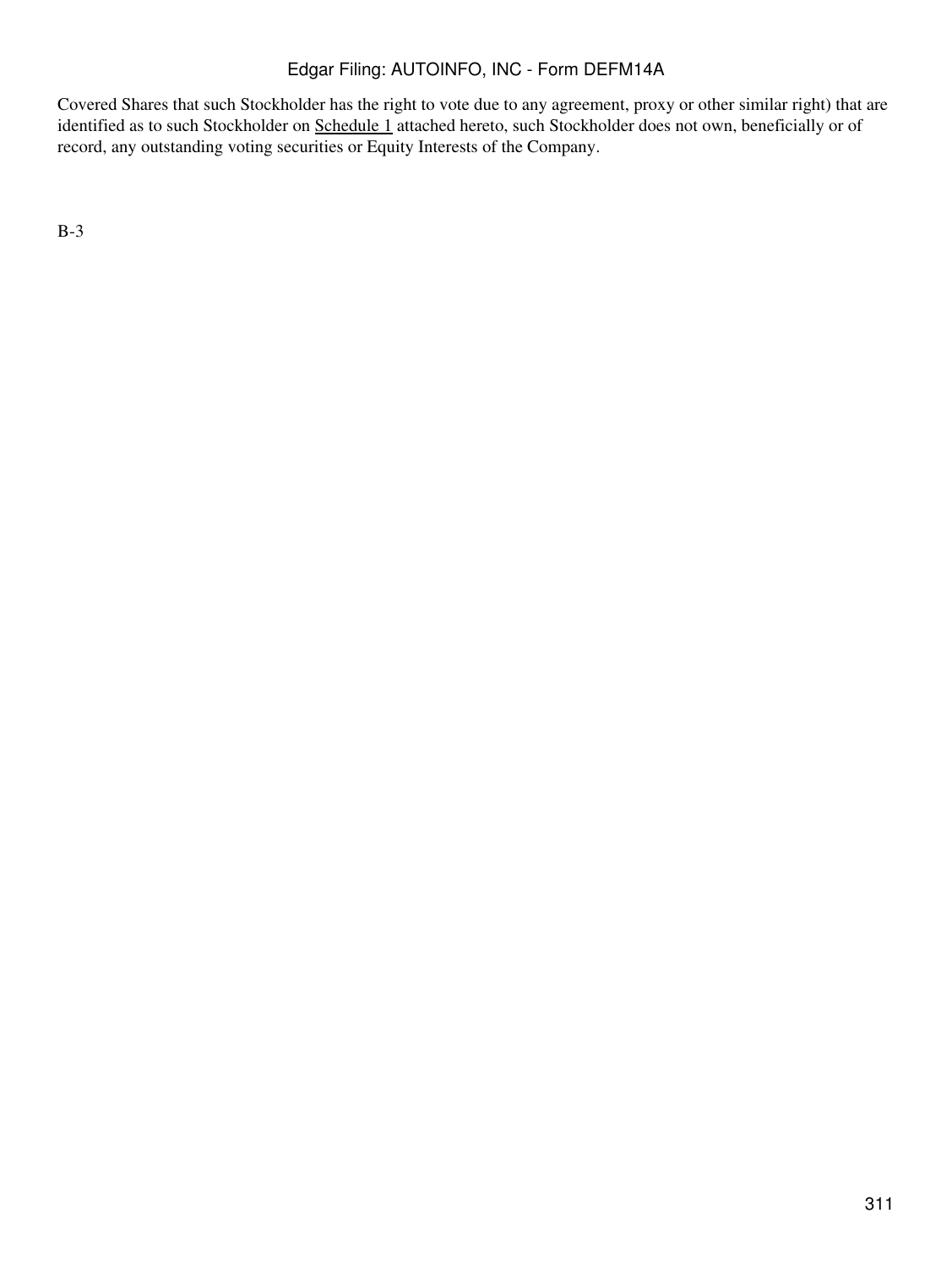Covered Shares that such Stockholder has the right to vote due to any agreement, proxy or other similar right) that are identified as to such Stockholder on Schedule 1 attached hereto, such Stockholder does not own, beneficially or of record, any outstanding voting securities or Equity Interests of the Company.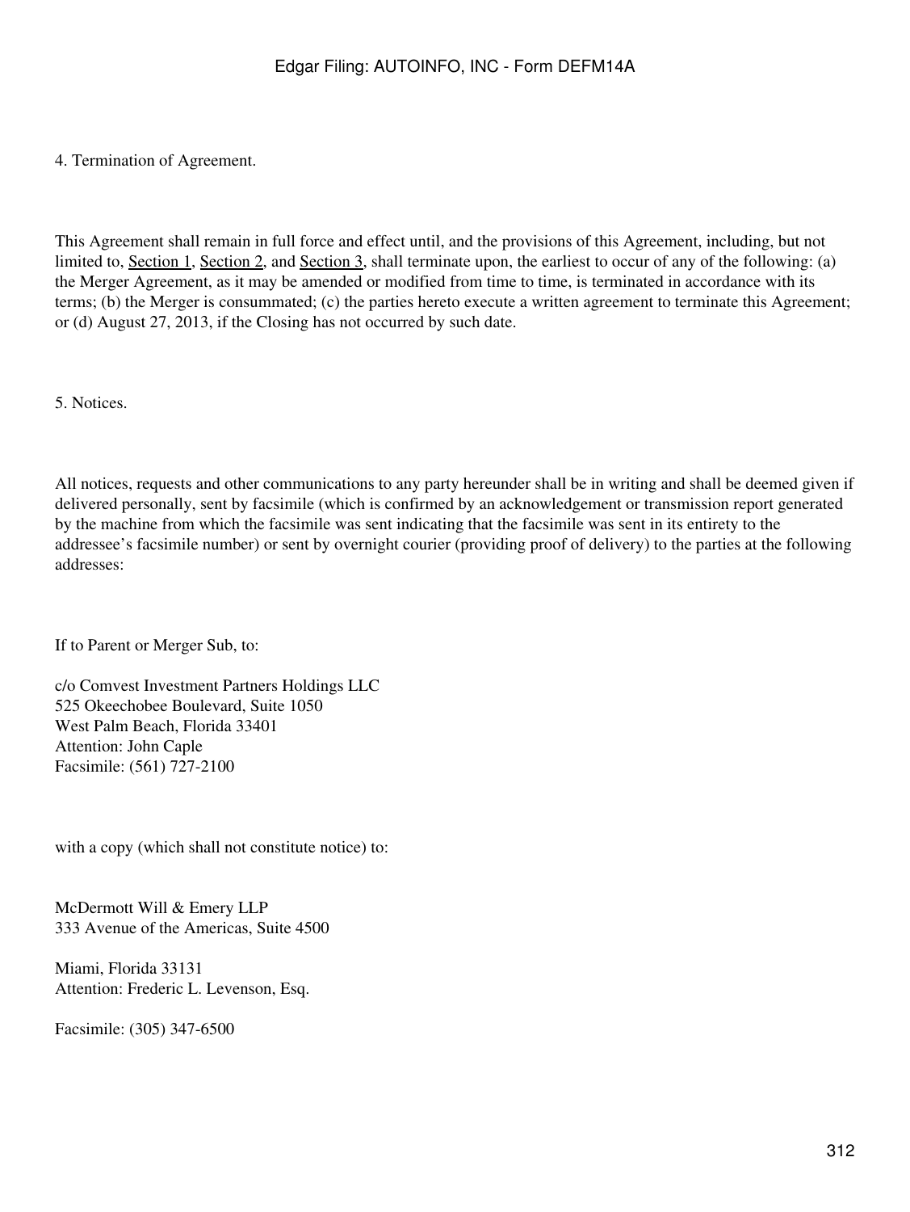4. Termination of Agreement.

This Agreement shall remain in full force and effect until, and the provisions of this Agreement, including, but not limited to, Section 1, Section 2, and Section 3, shall terminate upon, the earliest to occur of any of the following: (a) the Merger Agreement, as it may be amended or modified from time to time, is terminated in accordance with its terms; (b) the Merger is consummated; (c) the parties hereto execute a written agreement to terminate this Agreement; or (d) August 27, 2013, if the Closing has not occurred by such date.

5. Notices.

All notices, requests and other communications to any party hereunder shall be in writing and shall be deemed given if delivered personally, sent by facsimile (which is confirmed by an acknowledgement or transmission report generated by the machine from which the facsimile was sent indicating that the facsimile was sent in its entirety to the addressee's facsimile number) or sent by overnight courier (providing proof of delivery) to the parties at the following addresses:

If to Parent or Merger Sub, to:

c/o Comvest Investment Partners Holdings LLC
525 Okeechobee Boulevard, Suite 1050
West Palm Beach, Florida 33401
Attention: John Caple
Facsimile: (561) 727-2100

with a copy (which shall not constitute notice) to:

McDermott Will & Emery LLP
333 Avenue of the Americas, Suite 4500

Miami, Florida 33131
Attention: Frederic L. Levenson, Esq.

Facsimile: (305) 347-6500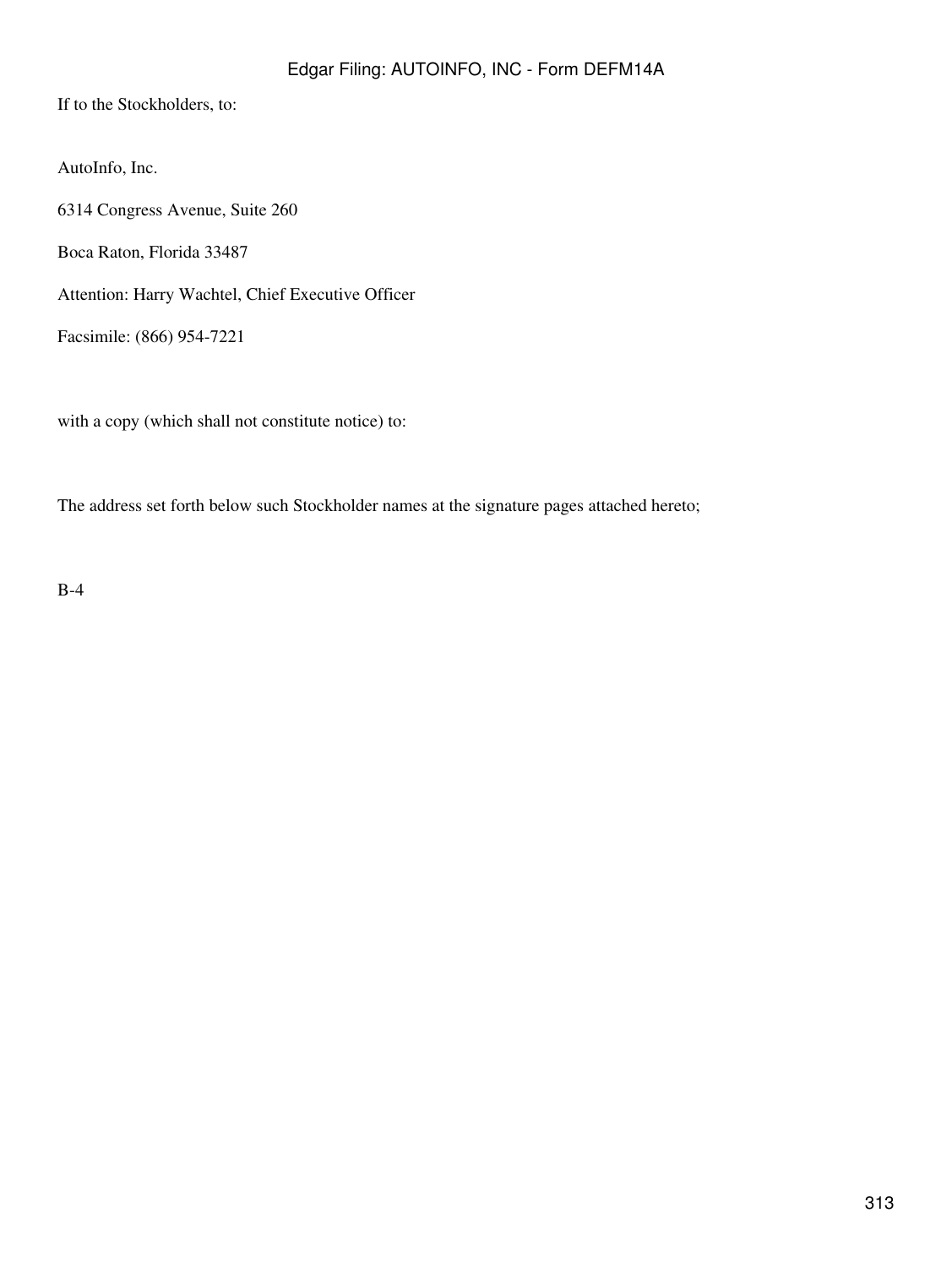If to the Stockholders, to:

AutoInfo, Inc.

6314 Congress Avenue, Suite 260

Boca Raton, Florida 33487

Attention: Harry Wachtel, Chief Executive Officer

Facsimile: (866) 954-7221

with a copy (which shall not constitute notice) to:

The address set forth below such Stockholder names at the signature pages attached hereto;

B-4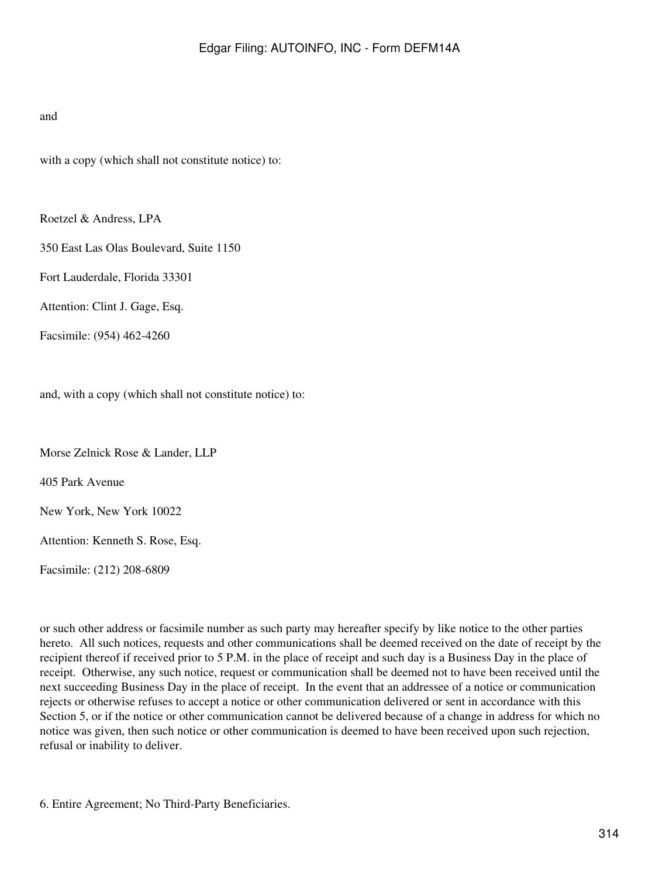and

with a copy (which shall not constitute notice) to:

Roetzel & Andress, LPA

350 East Las Olas Boulevard, Suite 1150

Fort Lauderdale, Florida 33301

Attention: Clint J. Gage, Esq.

Facsimile: (954) 462-4260

and, with a copy (which shall not constitute notice) to:

Morse Zelnick Rose & Lander, LLP

405 Park Avenue

New York, New York 10022

Attention: Kenneth S. Rose, Esq.

Facsimile: (212) 208-6809

or such other address or facsimile number as such party may hereafter specify by like notice to the other parties hereto. All such notices, requests and other communications shall be deemed received on the date of receipt by the recipient thereof if received prior to 5 P.M. in the place of receipt and such day is a Business Day in the place of receipt. Otherwise, any such notice, request or communication shall be deemed not to have been received until the next succeeding Business Day in the place of receipt. In the event that an addressee of a notice or communication rejects or otherwise refuses to accept a notice or other communication delivered or sent in accordance with this Section 5, or if the notice or other communication cannot be delivered because of a change in address for which no notice was given, then such notice or other communication is deemed to have been received upon such rejection, refusal or inability to deliver.

6. Entire Agreement; No Third-Party Beneficiaries.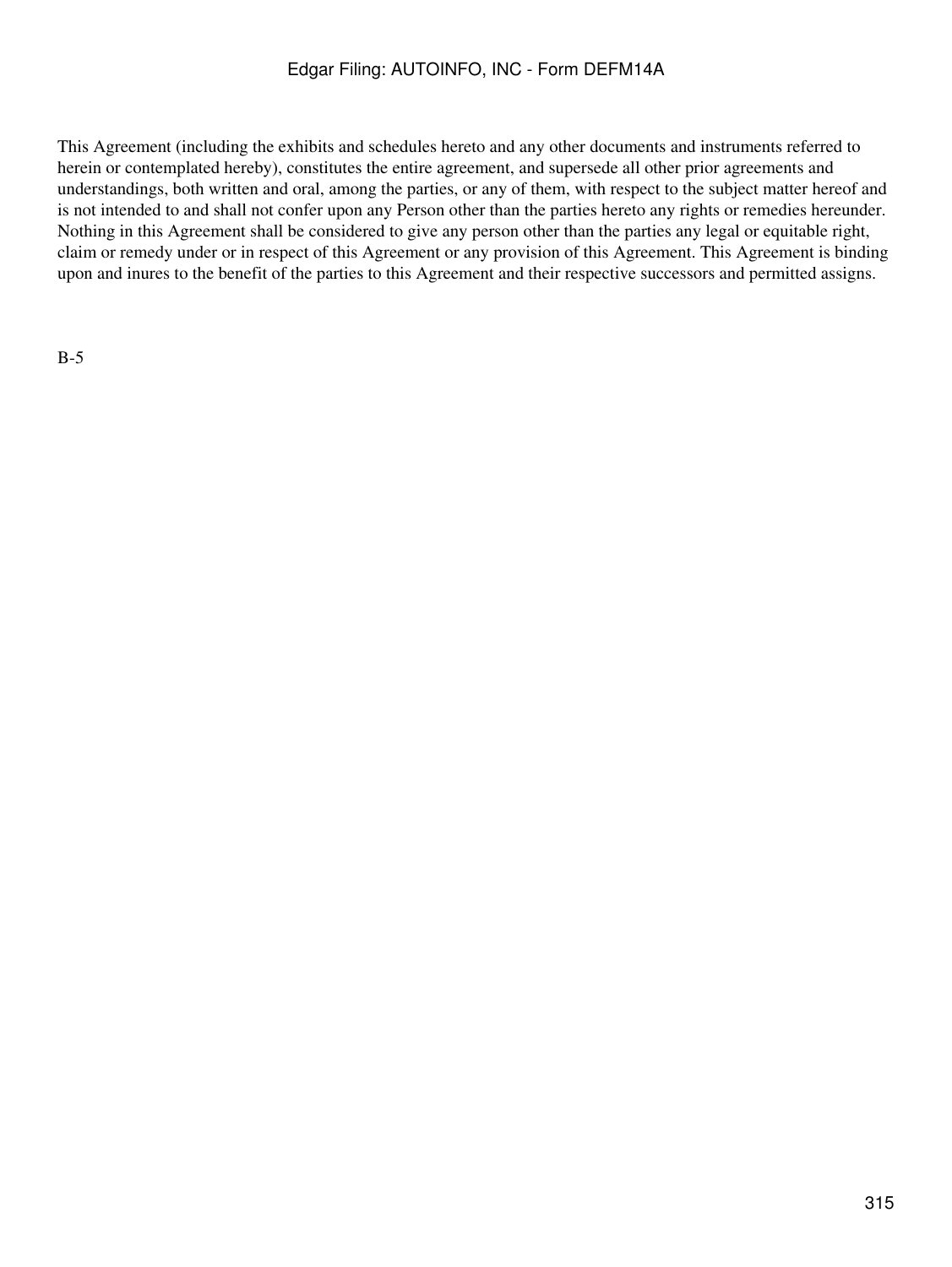This Agreement (including the exhibits and schedules hereto and any other documents and instruments referred to herein or contemplated hereby), constitutes the entire agreement, and supersede all other prior agreements and understandings, both written and oral, among the parties, or any of them, with respect to the subject matter hereof and is not intended to and shall not confer upon any Person other than the parties hereto any rights or remedies hereunder. Nothing in this Agreement shall be considered to give any person other than the parties any legal or equitable right, claim or remedy under or in respect of this Agreement or any provision of this Agreement. This Agreement is binding upon and inures to the benefit of the parties to this Agreement and their respective successors and permitted assigns.

B-5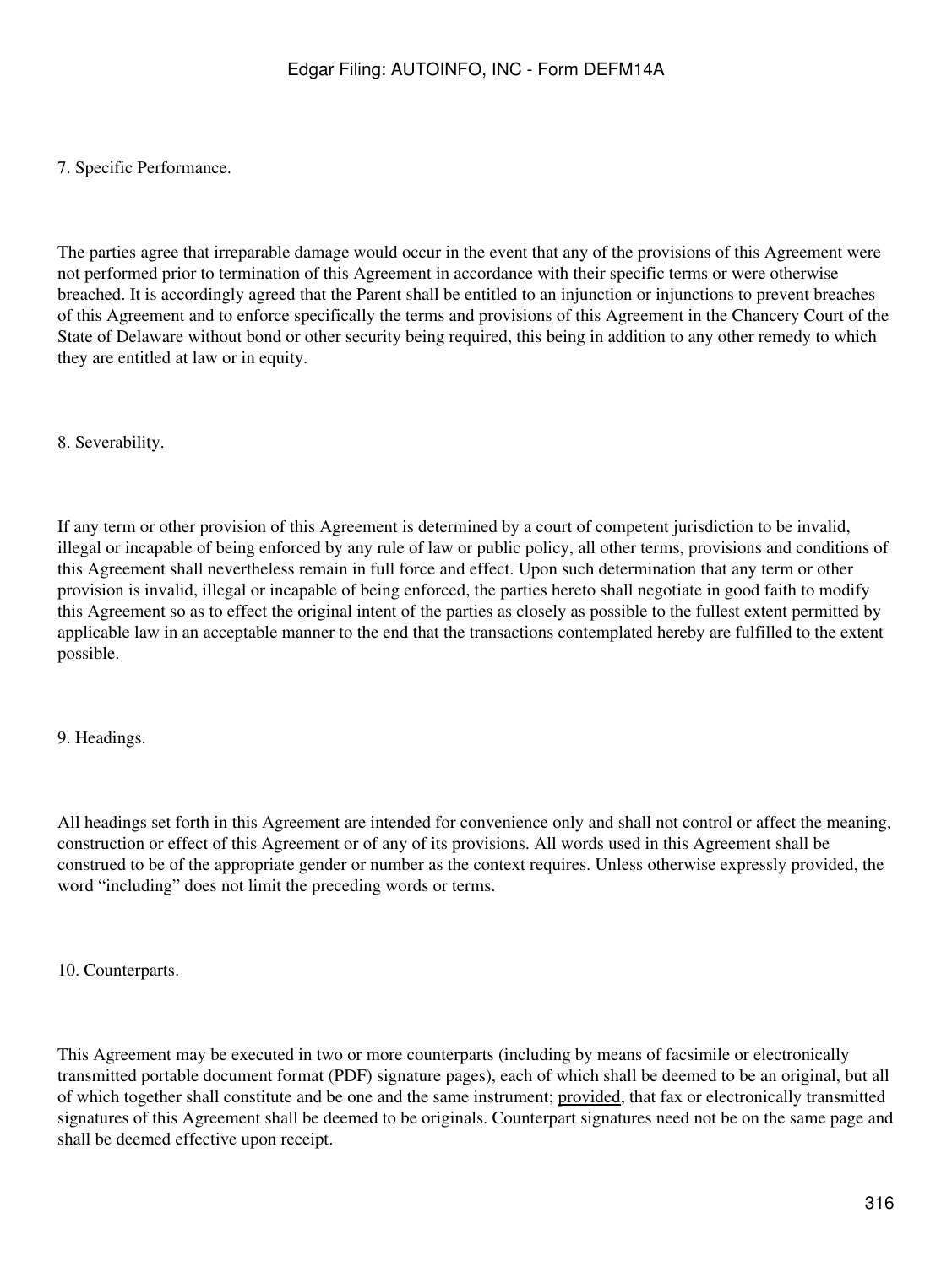7. Specific Performance.

The parties agree that irreparable damage would occur in the event that any of the provisions of this Agreement were not performed prior to termination of this Agreement in accordance with their specific terms or were otherwise breached. It is accordingly agreed that the Parent shall be entitled to an injunction or injunctions to prevent breaches of this Agreement and to enforce specifically the terms and provisions of this Agreement in the Chancery Court of the State of Delaware without bond or other security being required, this being in addition to any other remedy to which they are entitled at law or in equity.

8. Severability.

If any term or other provision of this Agreement is determined by a court of competent jurisdiction to be invalid, illegal or incapable of being enforced by any rule of law or public policy, all other terms, provisions and conditions of this Agreement shall nevertheless remain in full force and effect. Upon such determination that any term or other provision is invalid, illegal or incapable of being enforced, the parties hereto shall negotiate in good faith to modify this Agreement so as to effect the original intent of the parties as closely as possible to the fullest extent permitted by applicable law in an acceptable manner to the end that the transactions contemplated hereby are fulfilled to the extent possible.

9. Headings.

All headings set forth in this Agreement are intended for convenience only and shall not control or affect the meaning, construction or effect of this Agreement or of any of its provisions. All words used in this Agreement shall be construed to be of the appropriate gender or number as the context requires. Unless otherwise expressly provided, the word "including" does not limit the preceding words or terms.

10. Counterparts.

This Agreement may be executed in two or more counterparts (including by means of facsimile or electronically transmitted portable document format (PDF) signature pages), each of which shall be deemed to be an original, but all of which together shall constitute and be one and the same instrument; provided, that fax or electronically transmitted signatures of this Agreement shall be deemed to be originals. Counterpart signatures need not be on the same page and shall be deemed effective upon receipt.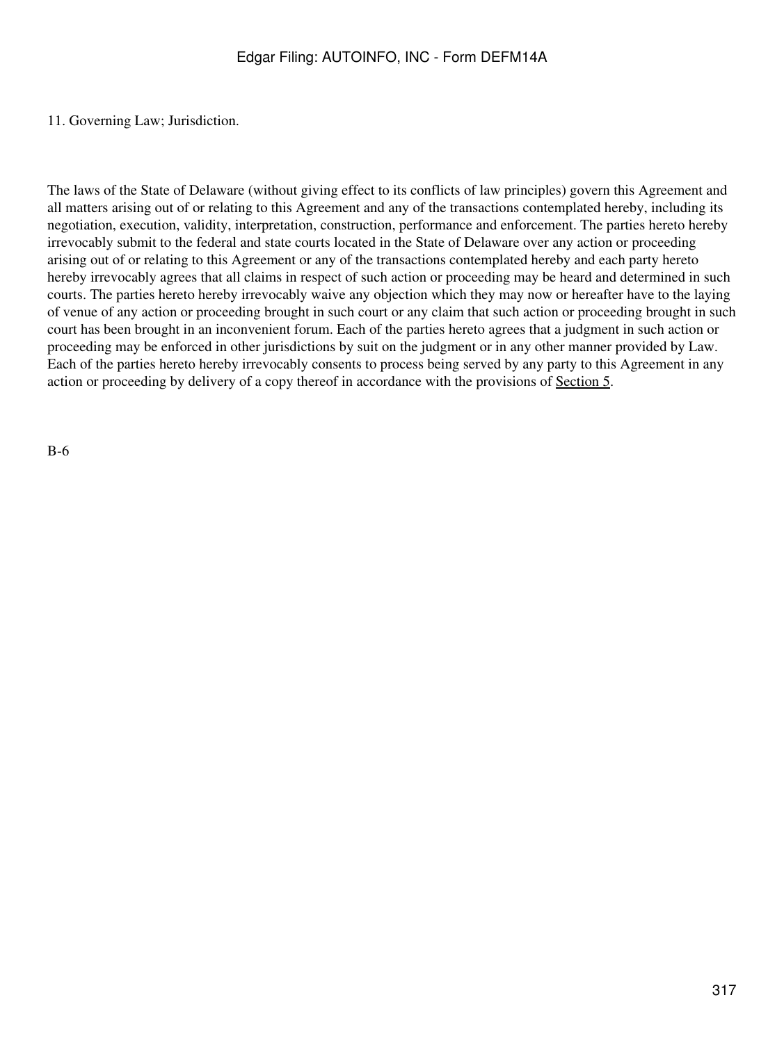11. Governing Law; Jurisdiction.

The laws of the State of Delaware (without giving effect to its conflicts of law principles) govern this Agreement and all matters arising out of or relating to this Agreement and any of the transactions contemplated hereby, including its negotiation, execution, validity, interpretation, construction, performance and enforcement. The parties hereto hereby irrevocably submit to the federal and state courts located in the State of Delaware over any action or proceeding arising out of or relating to this Agreement or any of the transactions contemplated hereby and each party hereto hereby irrevocably agrees that all claims in respect of such action or proceeding may be heard and determined in such courts. The parties hereto hereby irrevocably waive any objection which they may now or hereafter have to the laying of venue of any action or proceeding brought in such court or any claim that such action or proceeding brought in such court has been brought in an inconvenient forum. Each of the parties hereto agrees that a judgment in such action or proceeding may be enforced in other jurisdictions by suit on the judgment or in any other manner provided by Law. Each of the parties hereto hereby irrevocably consents to process being served by any party to this Agreement in any action or proceeding by delivery of a copy thereof in accordance with the provisions of Section 5.

B-6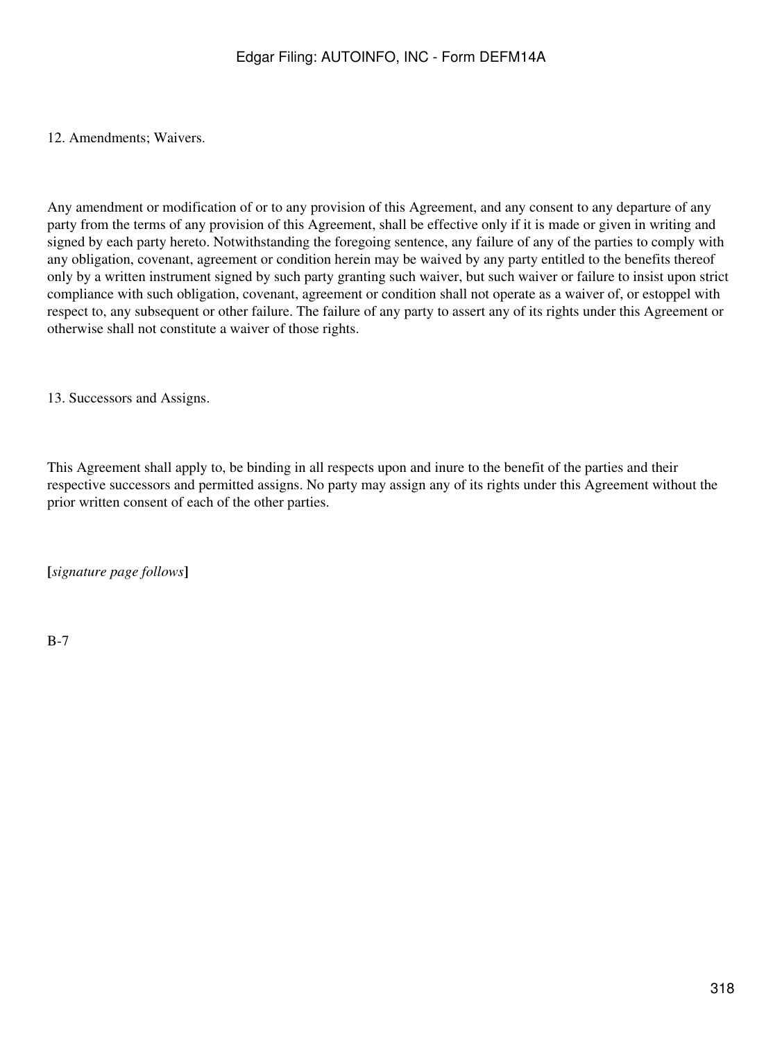12. Amendments; Waivers.

Any amendment or modification of or to any provision of this Agreement, and any consent to any departure of any party from the terms of any provision of this Agreement, shall be effective only if it is made or given in writing and signed by each party hereto. Notwithstanding the foregoing sentence, any failure of any of the parties to comply with any obligation, covenant, agreement or condition herein may be waived by any party entitled to the benefits thereof only by a written instrument signed by such party granting such waiver, but such waiver or failure to insist upon strict compliance with such obligation, covenant, agreement or condition shall not operate as a waiver of, or estoppel with respect to, any subsequent or other failure. The failure of any party to assert any of its rights under this Agreement or otherwise shall not constitute a waiver of those rights.

13. Successors and Assigns.

This Agreement shall apply to, be binding in all respects upon and inure to the benefit of the parties and their respective successors and permitted assigns. No party may assign any of its rights under this Agreement without the prior written consent of each of the other parties.

**[***signature page follows***]**

B-7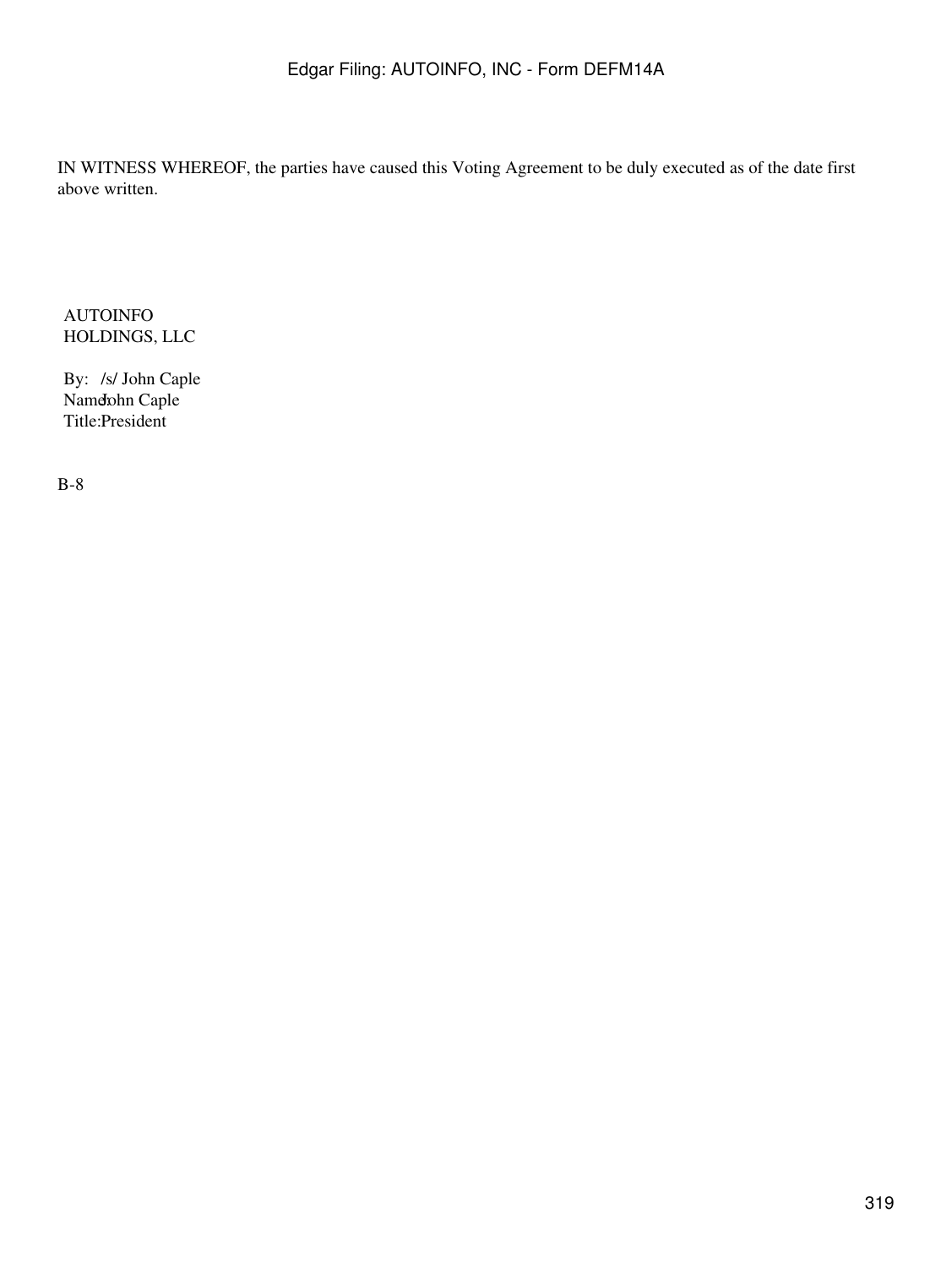IN WITNESS WHEREOF, the parties have caused this Voting Agreement to be duly executed as of the date first above written.

AUTOINFO HOLDINGS, LLC

By: /s/ John Caple
Name: John Caple
Title: President

B-8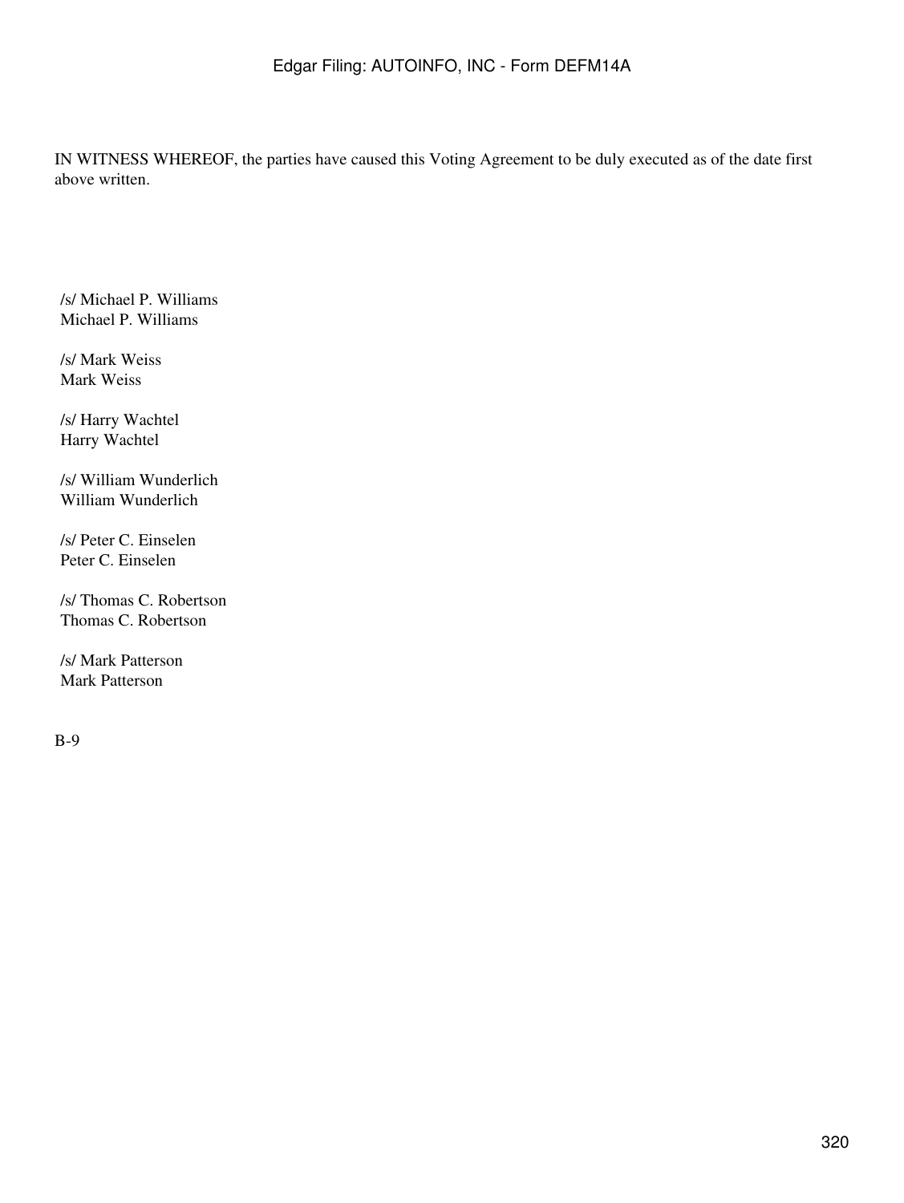IN WITNESS WHEREOF, the parties have caused this Voting Agreement to be duly executed as of the date first above written.

/s/ Michael P. Williams
Michael P. Williams

/s/ Mark Weiss
Mark Weiss

/s/ Harry Wachtel
Harry Wachtel

/s/ William Wunderlich
William Wunderlich

/s/ Peter C. Einselen
Peter C. Einselen

/s/ Thomas C. Robertson
Thomas C. Robertson

/s/ Mark Patterson
Mark Patterson

B-9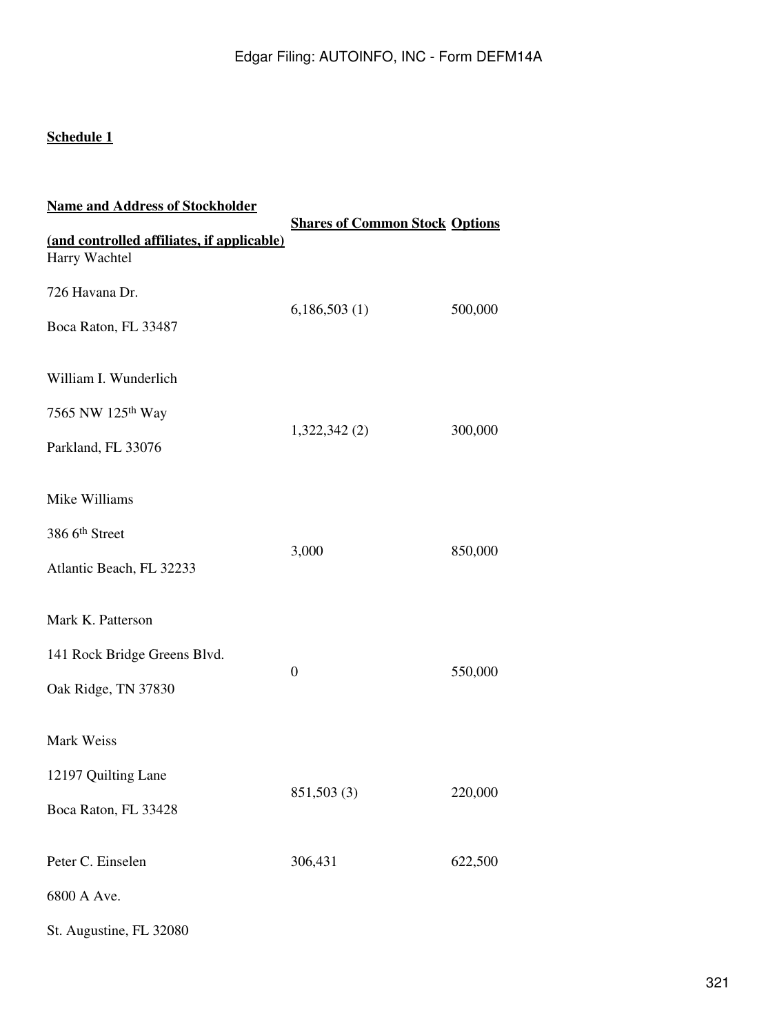**Schedule 1**

| **Name and Address of Stockholder (and controlled affiliates, if applicable)** | **Shares of Common Stock** | **Options** |
|---|---|---|
| Harry Wachtel<br>726 Havana Dr.<br>Boca Raton, FL 33487 | 6,186,503 (1) | 500,000 |
| William I. Wunderlich<br>7565 NW 125th Way<br>Parkland, FL 33076 | 1,322,342 (2) | 300,000 |
| Mike Williams<br>386 6th Street<br>Atlantic Beach, FL 32233 | 3,000 | 850,000 |
| Mark K. Patterson<br>141 Rock Bridge Greens Blvd.<br>Oak Ridge, TN 37830 | 0 | 550,000 |
| Mark Weiss<br>12197 Quilting Lane<br>Boca Raton, FL 33428 | 851,503 (3) | 220,000 |
| Peter C. Einselen<br>6800 A Ave.<br>St. Augustine, FL 32080 | 306,431 | 622,500 |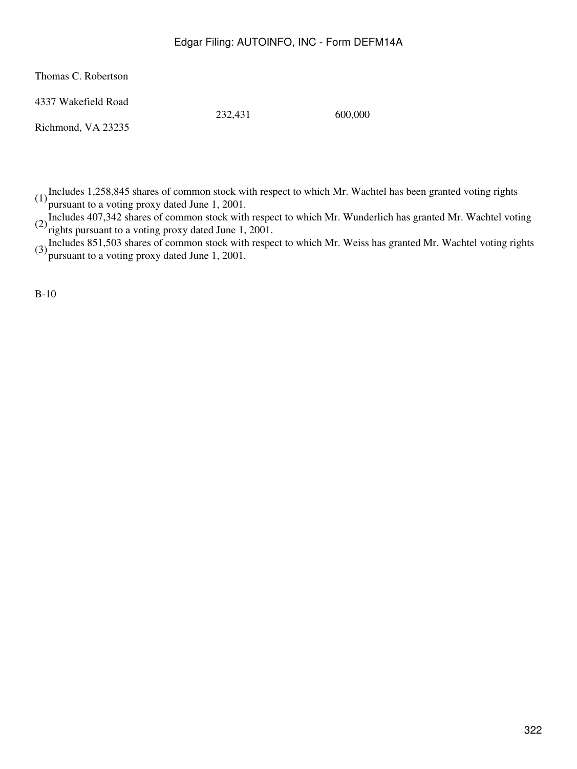| | | |
|---|---|---|
| Thomas C. Robertson<br>4337 Wakefield Road<br>Richmond, VA 23235 | 232,431 | 600,000 |

(1) Includes 1,258,845 shares of common stock with respect to which Mr. Wachtel has been granted voting rights pursuant to a voting proxy dated June 1, 2001.

(2) Includes 407,342 shares of common stock with respect to which Mr. Wunderlich has granted Mr. Wachtel voting rights pursuant to a voting proxy dated June 1, 2001.

(3) Includes 851,503 shares of common stock with respect to which Mr. Weiss has granted Mr. Wachtel voting rights pursuant to a voting proxy dated June 1, 2001.

B-10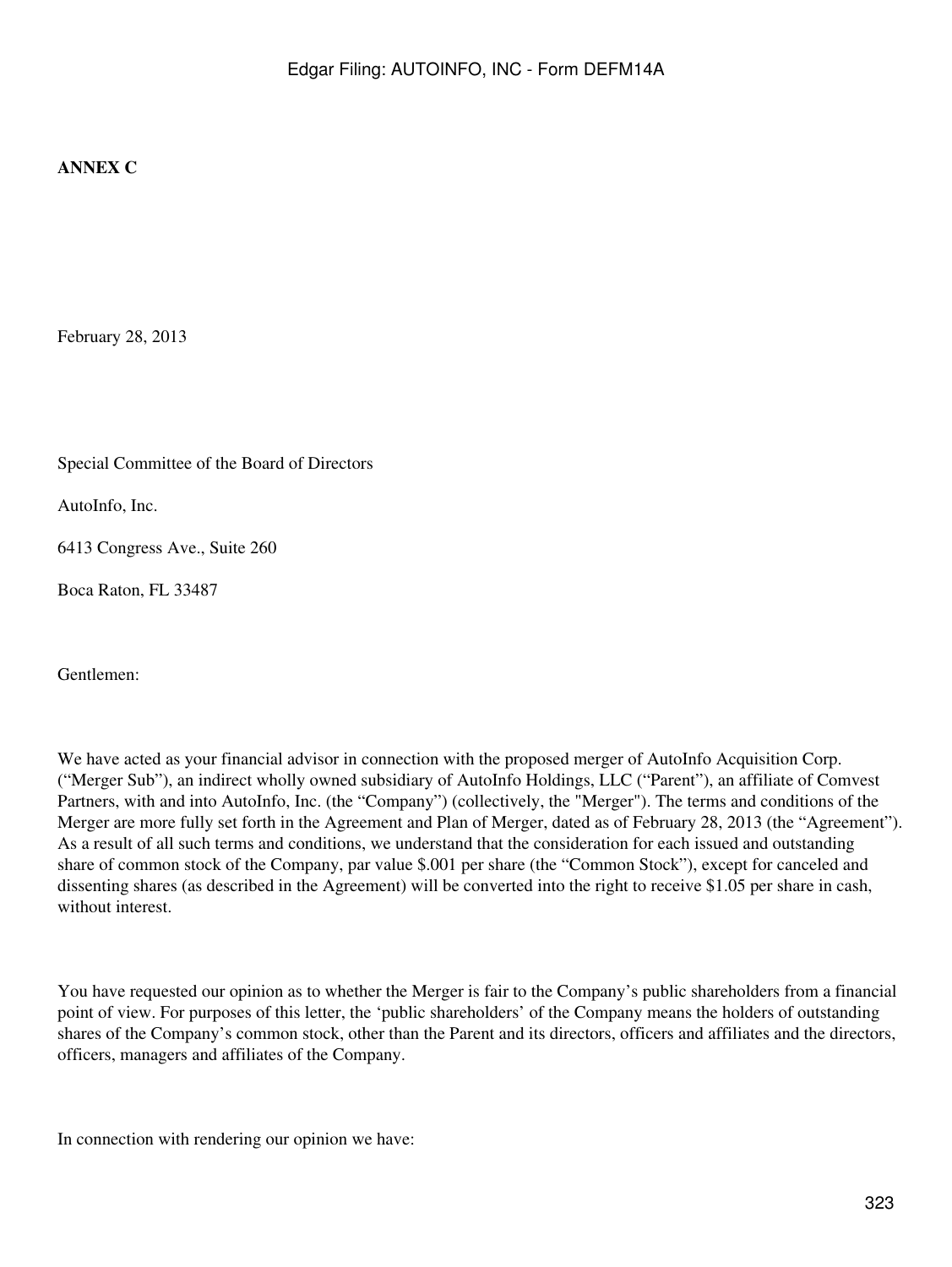**ANNEX C**

February 28, 2013

Special Committee of the Board of Directors

AutoInfo, Inc.

6413 Congress Ave., Suite 260

Boca Raton, FL 33487

Gentlemen:

We have acted as your financial advisor in connection with the proposed merger of AutoInfo Acquisition Corp. ("Merger Sub"), an indirect wholly owned subsidiary of AutoInfo Holdings, LLC ("Parent"), an affiliate of Comvest Partners, with and into AutoInfo, Inc. (the "Company") (collectively, the "Merger"). The terms and conditions of the Merger are more fully set forth in the Agreement and Plan of Merger, dated as of February 28, 2013 (the "Agreement"). As a result of all such terms and conditions, we understand that the consideration for each issued and outstanding share of common stock of the Company, par value $.001 per share (the "Common Stock"), except for canceled and dissenting shares (as described in the Agreement) will be converted into the right to receive $1.05 per share in cash, without interest.

You have requested our opinion as to whether the Merger is fair to the Company's public shareholders from a financial point of view. For purposes of this letter, the 'public shareholders' of the Company means the holders of outstanding shares of the Company's common stock, other than the Parent and its directors, officers and affiliates and the directors, officers, managers and affiliates of the Company.

In connection with rendering our opinion we have: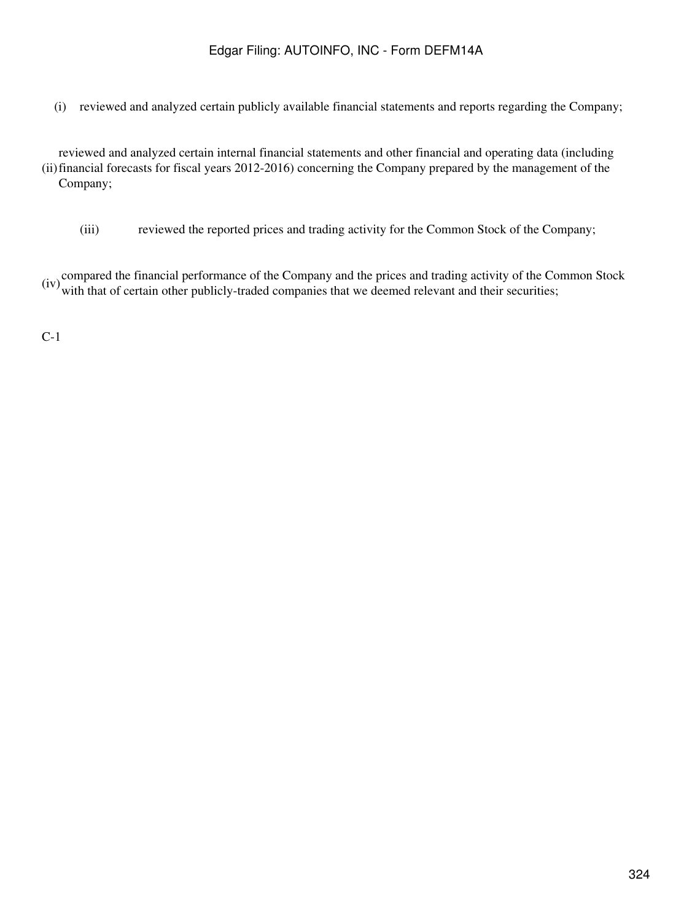(i) reviewed and analyzed certain publicly available financial statements and reports regarding the Company;

(ii) reviewed and analyzed certain internal financial statements and other financial and operating data (including financial forecasts for fiscal years 2012-2016) concerning the Company prepared by the management of the Company;

(iii) reviewed the reported prices and trading activity for the Common Stock of the Company;

(iv) compared the financial performance of the Company and the prices and trading activity of the Common Stock with that of certain other publicly-traded companies that we deemed relevant and their securities;

C-1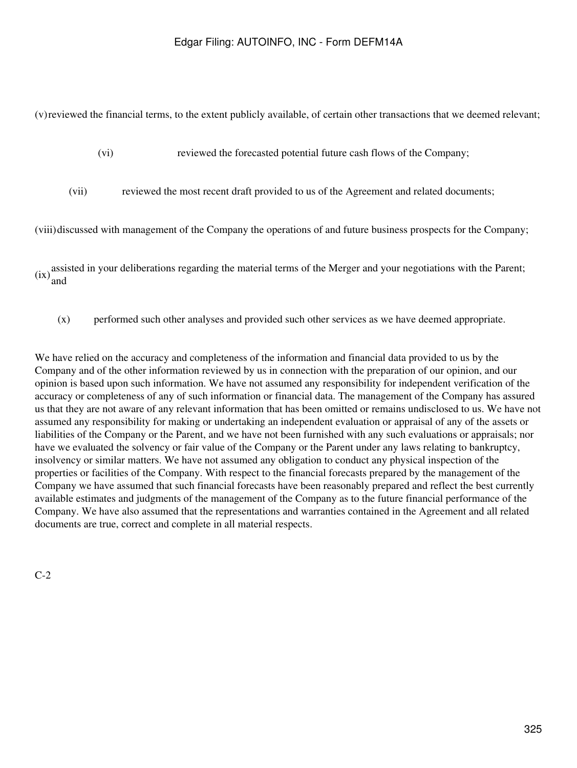(v) reviewed the financial terms, to the extent publicly available, of certain other transactions that we deemed relevant;

(vi) reviewed the forecasted potential future cash flows of the Company;

(vii) reviewed the most recent draft provided to us of the Agreement and related documents;

(viii) discussed with management of the Company the operations of and future business prospects for the Company;

(ix) assisted in your deliberations regarding the material terms of the Merger and your negotiations with the Parent; and

(x) performed such other analyses and provided such other services as we have deemed appropriate.

We have relied on the accuracy and completeness of the information and financial data provided to us by the Company and of the other information reviewed by us in connection with the preparation of our opinion, and our opinion is based upon such information. We have not assumed any responsibility for independent verification of the accuracy or completeness of any of such information or financial data. The management of the Company has assured us that they are not aware of any relevant information that has been omitted or remains undisclosed to us. We have not assumed any responsibility for making or undertaking an independent evaluation or appraisal of any of the assets or liabilities of the Company or the Parent, and we have not been furnished with any such evaluations or appraisals; nor have we evaluated the solvency or fair value of the Company or the Parent under any laws relating to bankruptcy, insolvency or similar matters. We have not assumed any obligation to conduct any physical inspection of the properties or facilities of the Company. With respect to the financial forecasts prepared by the management of the Company we have assumed that such financial forecasts have been reasonably prepared and reflect the best currently available estimates and judgments of the management of the Company as to the future financial performance of the Company. We have also assumed that the representations and warranties contained in the Agreement and all related documents are true, correct and complete in all material respects.

C-2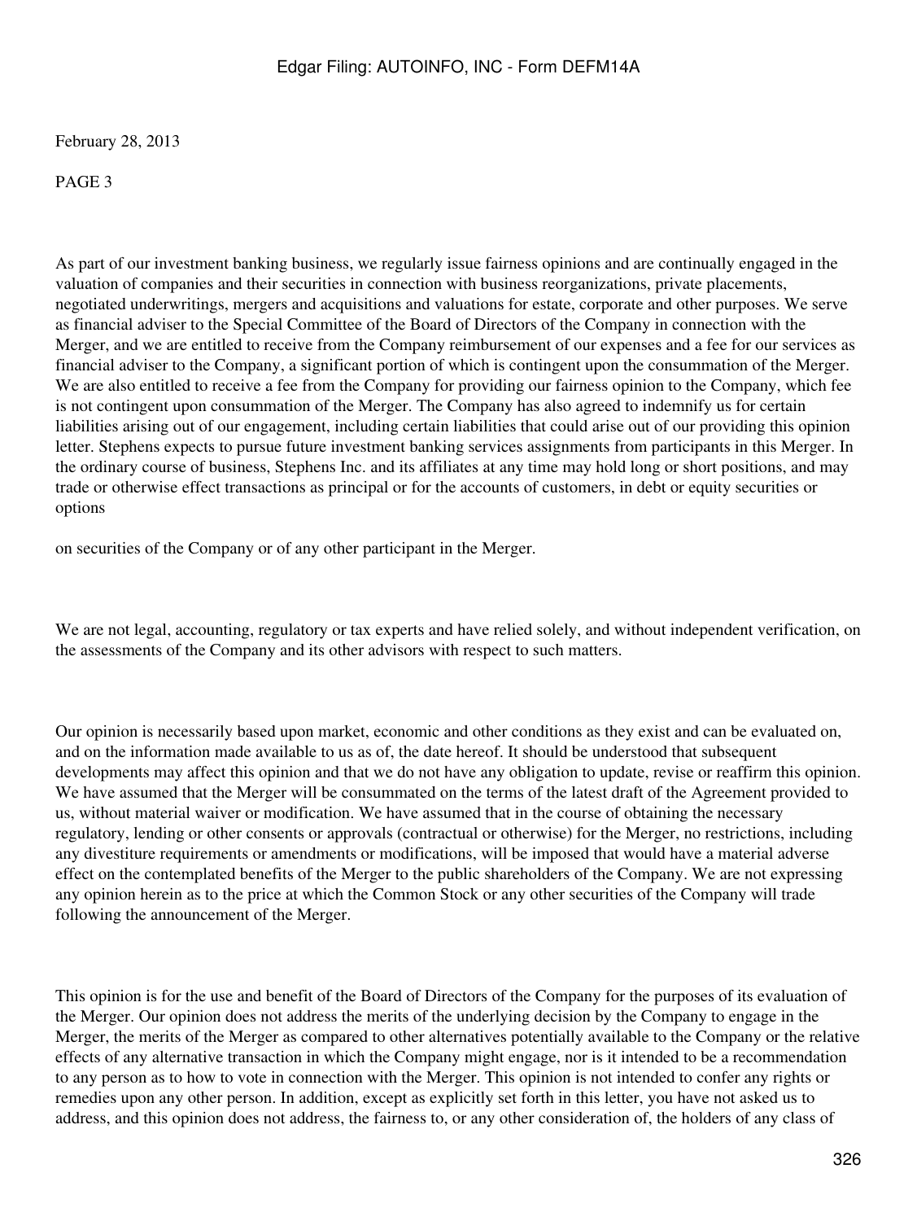February 28, 2013

PAGE 3

As part of our investment banking business, we regularly issue fairness opinions and are continually engaged in the valuation of companies and their securities in connection with business reorganizations, private placements, negotiated underwritings, mergers and acquisitions and valuations for estate, corporate and other purposes. We serve as financial adviser to the Special Committee of the Board of Directors of the Company in connection with the Merger, and we are entitled to receive from the Company reimbursement of our expenses and a fee for our services as financial adviser to the Company, a significant portion of which is contingent upon the consummation of the Merger. We are also entitled to receive a fee from the Company for providing our fairness opinion to the Company, which fee is not contingent upon consummation of the Merger. The Company has also agreed to indemnify us for certain liabilities arising out of our engagement, including certain liabilities that could arise out of our providing this opinion letter. Stephens expects to pursue future investment banking services assignments from participants in this Merger. In the ordinary course of business, Stephens Inc. and its affiliates at any time may hold long or short positions, and may trade or otherwise effect transactions as principal or for the accounts of customers, in debt or equity securities or options on securities of the Company or of any other participant in the Merger.

We are not legal, accounting, regulatory or tax experts and have relied solely, and without independent verification, on the assessments of the Company and its other advisors with respect to such matters.

Our opinion is necessarily based upon market, economic and other conditions as they exist and can be evaluated on, and on the information made available to us as of, the date hereof. It should be understood that subsequent developments may affect this opinion and that we do not have any obligation to update, revise or reaffirm this opinion. We have assumed that the Merger will be consummated on the terms of the latest draft of the Agreement provided to us, without material waiver or modification. We have assumed that in the course of obtaining the necessary regulatory, lending or other consents or approvals (contractual or otherwise) for the Merger, no restrictions, including any divestiture requirements or amendments or modifications, will be imposed that would have a material adverse effect on the contemplated benefits of the Merger to the public shareholders of the Company. We are not expressing any opinion herein as to the price at which the Common Stock or any other securities of the Company will trade following the announcement of the Merger.

This opinion is for the use and benefit of the Board of Directors of the Company for the purposes of its evaluation of the Merger. Our opinion does not address the merits of the underlying decision by the Company to engage in the Merger, the merits of the Merger as compared to other alternatives potentially available to the Company or the relative effects of any alternative transaction in which the Company might engage, nor is it intended to be a recommendation to any person as to how to vote in connection with the Merger. This opinion is not intended to confer any rights or remedies upon any other person. In addition, except as explicitly set forth in this letter, you have not asked us to address, and this opinion does not address, the fairness to, or any other consideration of, the holders of any class of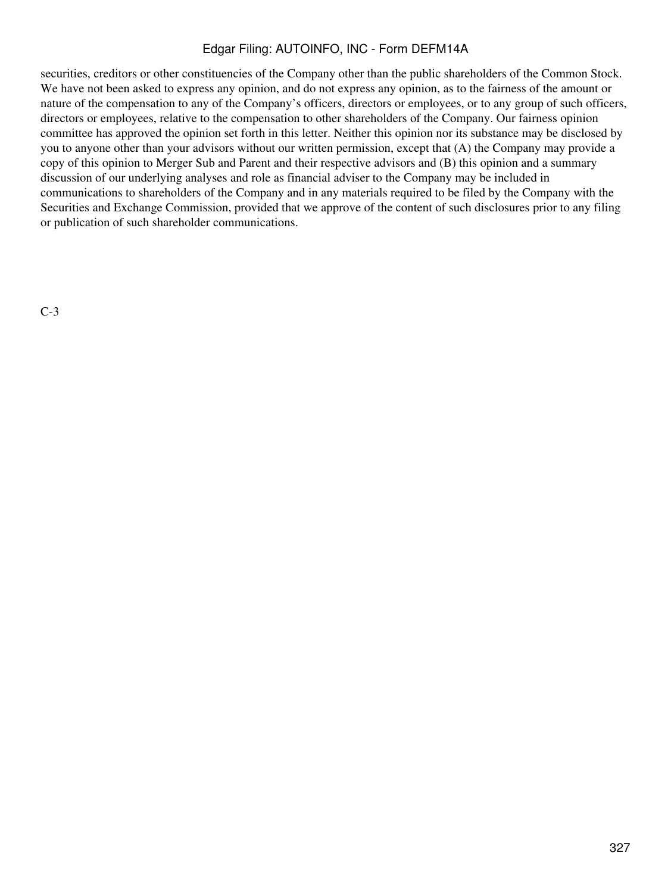securities, creditors or other constituencies of the Company other than the public shareholders of the Common Stock. We have not been asked to express any opinion, and do not express any opinion, as to the fairness of the amount or nature of the compensation to any of the Company's officers, directors or employees, or to any group of such officers, directors or employees, relative to the compensation to other shareholders of the Company. Our fairness opinion committee has approved the opinion set forth in this letter. Neither this opinion nor its substance may be disclosed by you to anyone other than your advisors without our written permission, except that (A) the Company may provide a copy of this opinion to Merger Sub and Parent and their respective advisors and (B) this opinion and a summary discussion of our underlying analyses and role as financial adviser to the Company may be included in communications to shareholders of the Company and in any materials required to be filed by the Company with the Securities and Exchange Commission, provided that we approve of the content of such disclosures prior to any filing or publication of such shareholder communications.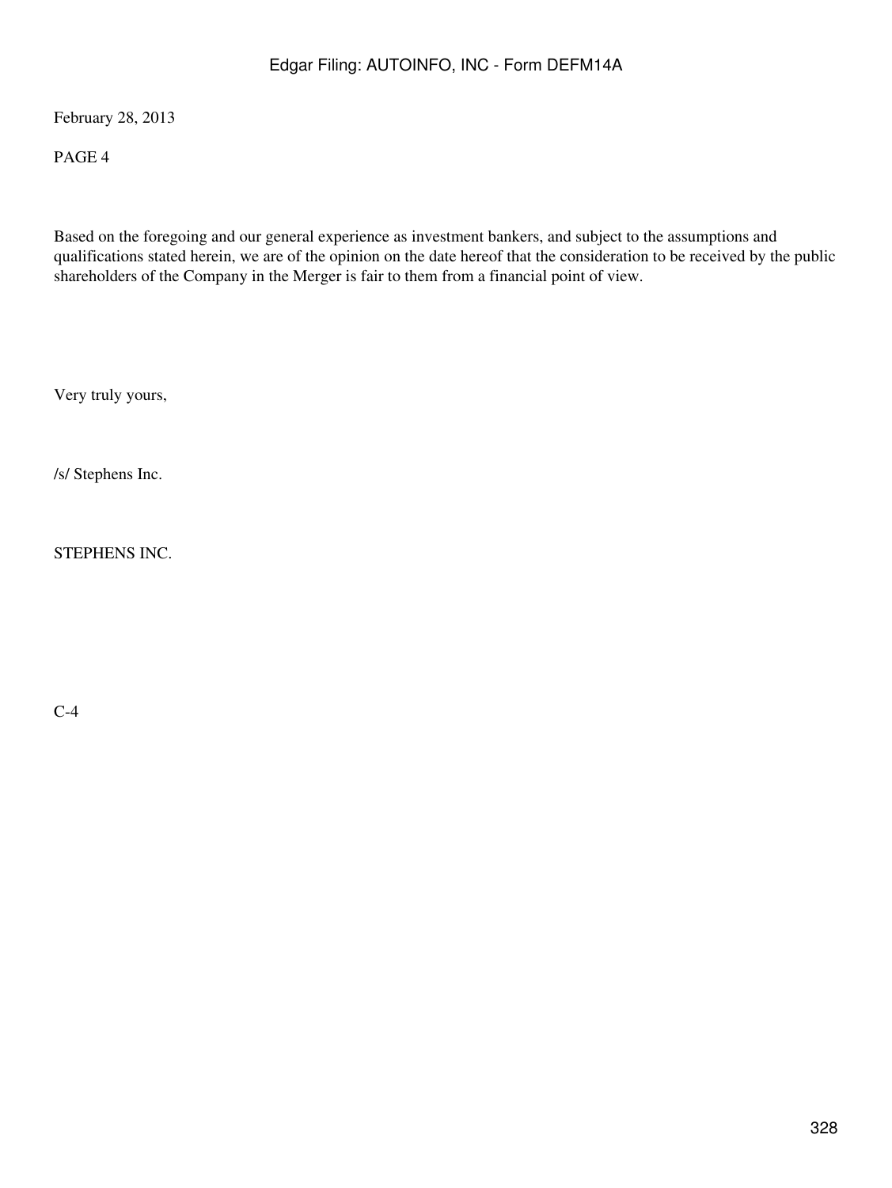February 28, 2013

PAGE 4

Based on the foregoing and our general experience as investment bankers, and subject to the assumptions and qualifications stated herein, we are of the opinion on the date hereof that the consideration to be received by the public shareholders of the Company in the Merger is fair to them from a financial point of view.

Very truly yours,

/s/ Stephens Inc.

STEPHENS INC.

C-4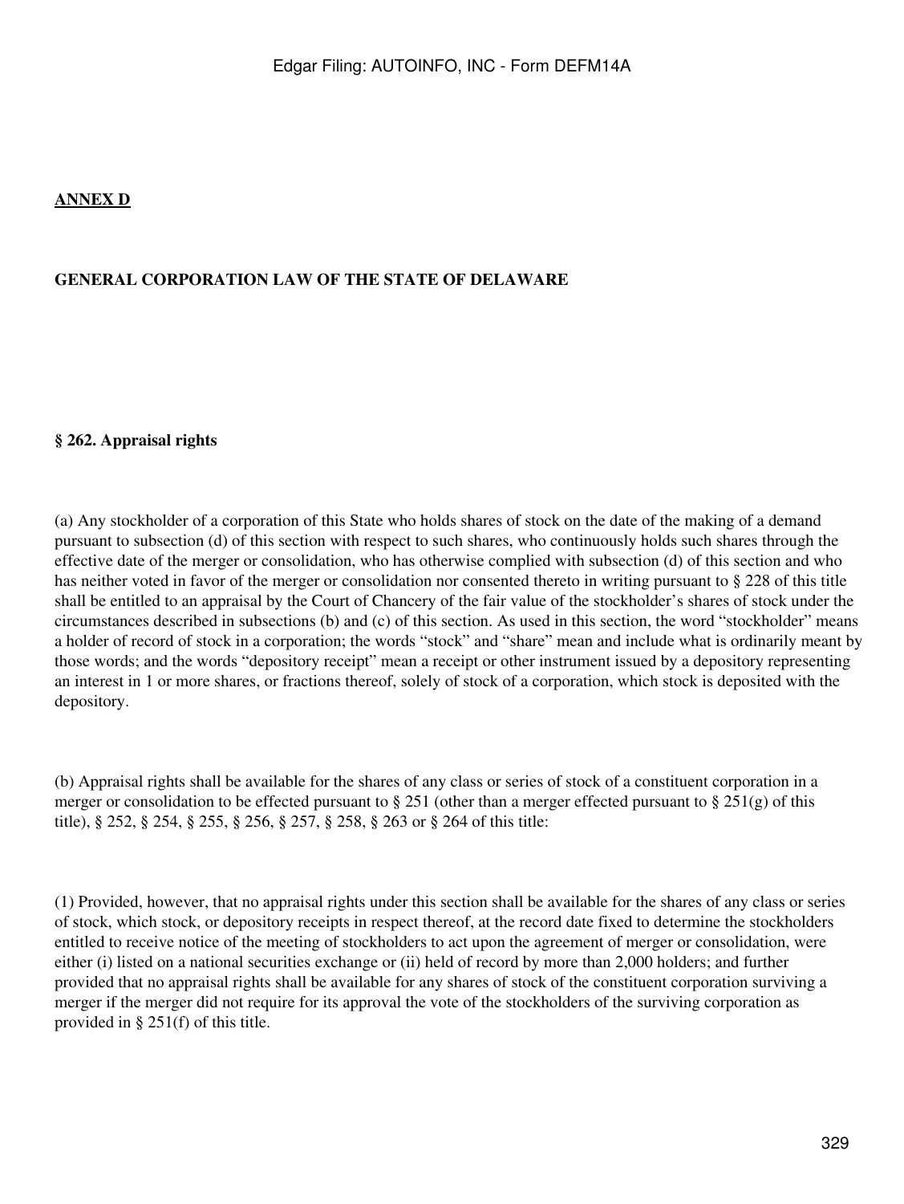**ANNEX D**

**GENERAL CORPORATION LAW OF THE STATE OF DELAWARE**

**§ 262. Appraisal rights**

(a) Any stockholder of a corporation of this State who holds shares of stock on the date of the making of a demand pursuant to subsection (d) of this section with respect to such shares, who continuously holds such shares through the effective date of the merger or consolidation, who has otherwise complied with subsection (d) of this section and who has neither voted in favor of the merger or consolidation nor consented thereto in writing pursuant to § 228 of this title shall be entitled to an appraisal by the Court of Chancery of the fair value of the stockholder's shares of stock under the circumstances described in subsections (b) and (c) of this section. As used in this section, the word "stockholder" means a holder of record of stock in a corporation; the words "stock" and "share" mean and include what is ordinarily meant by those words; and the words "depository receipt" mean a receipt or other instrument issued by a depository representing an interest in 1 or more shares, or fractions thereof, solely of stock of a corporation, which stock is deposited with the depository.

(b) Appraisal rights shall be available for the shares of any class or series of stock of a constituent corporation in a merger or consolidation to be effected pursuant to § 251 (other than a merger effected pursuant to § 251(g) of this title), § 252, § 254, § 255, § 256, § 257, § 258, § 263 or § 264 of this title:

(1) Provided, however, that no appraisal rights under this section shall be available for the shares of any class or series of stock, which stock, or depository receipts in respect thereof, at the record date fixed to determine the stockholders entitled to receive notice of the meeting of stockholders to act upon the agreement of merger or consolidation, were either (i) listed on a national securities exchange or (ii) held of record by more than 2,000 holders; and further provided that no appraisal rights shall be available for any shares of stock of the constituent corporation surviving a merger if the merger did not require for its approval the vote of the stockholders of the surviving corporation as provided in § 251(f) of this title.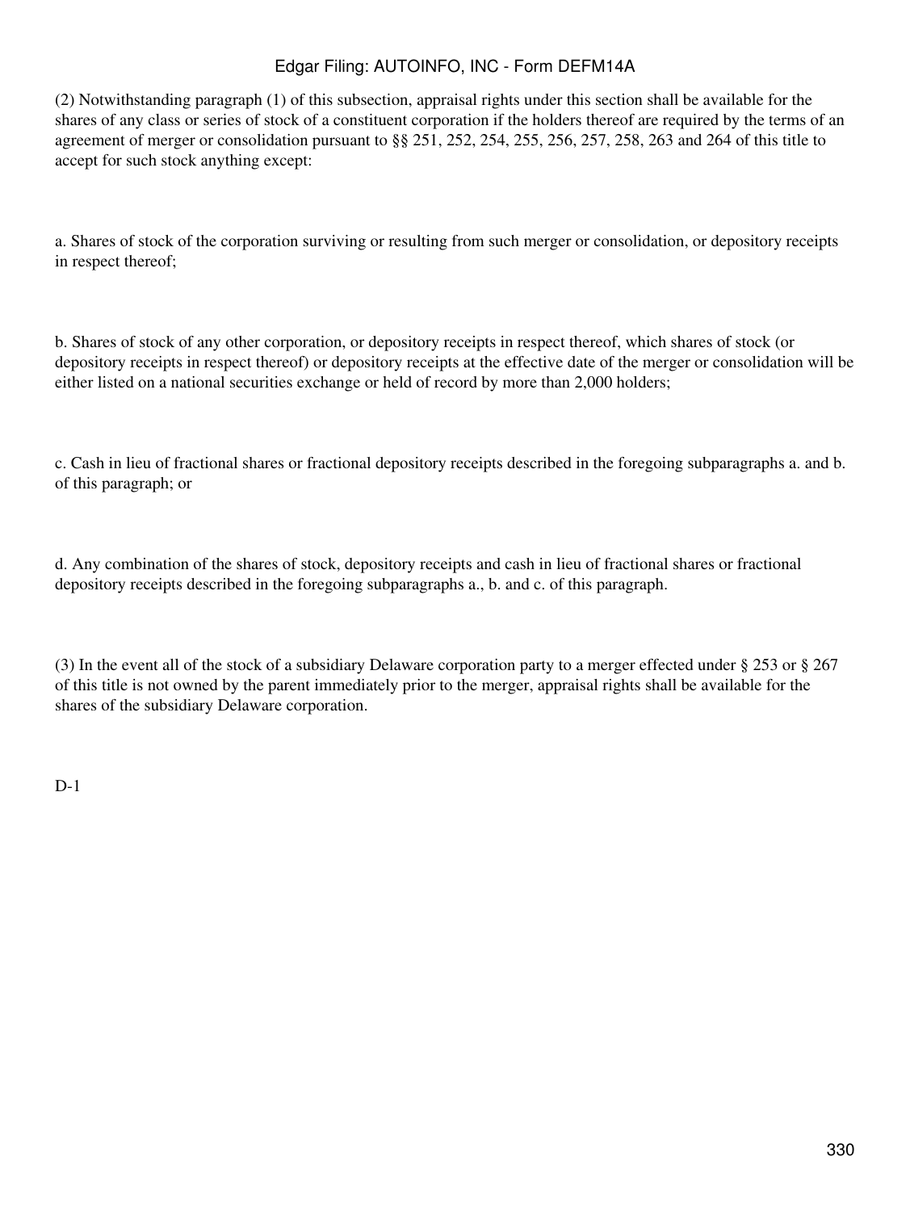(2) Notwithstanding paragraph (1) of this subsection, appraisal rights under this section shall be available for the shares of any class or series of stock of a constituent corporation if the holders thereof are required by the terms of an agreement of merger or consolidation pursuant to §§ 251, 252, 254, 255, 256, 257, 258, 263 and 264 of this title to accept for such stock anything except:

a. Shares of stock of the corporation surviving or resulting from such merger or consolidation, or depository receipts in respect thereof;

b. Shares of stock of any other corporation, or depository receipts in respect thereof, which shares of stock (or depository receipts in respect thereof) or depository receipts at the effective date of the merger or consolidation will be either listed on a national securities exchange or held of record by more than 2,000 holders;

c. Cash in lieu of fractional shares or fractional depository receipts described in the foregoing subparagraphs a. and b. of this paragraph; or

d. Any combination of the shares of stock, depository receipts and cash in lieu of fractional shares or fractional depository receipts described in the foregoing subparagraphs a., b. and c. of this paragraph.

(3) In the event all of the stock of a subsidiary Delaware corporation party to a merger effected under § 253 or § 267 of this title is not owned by the parent immediately prior to the merger, appraisal rights shall be available for the shares of the subsidiary Delaware corporation.

D-1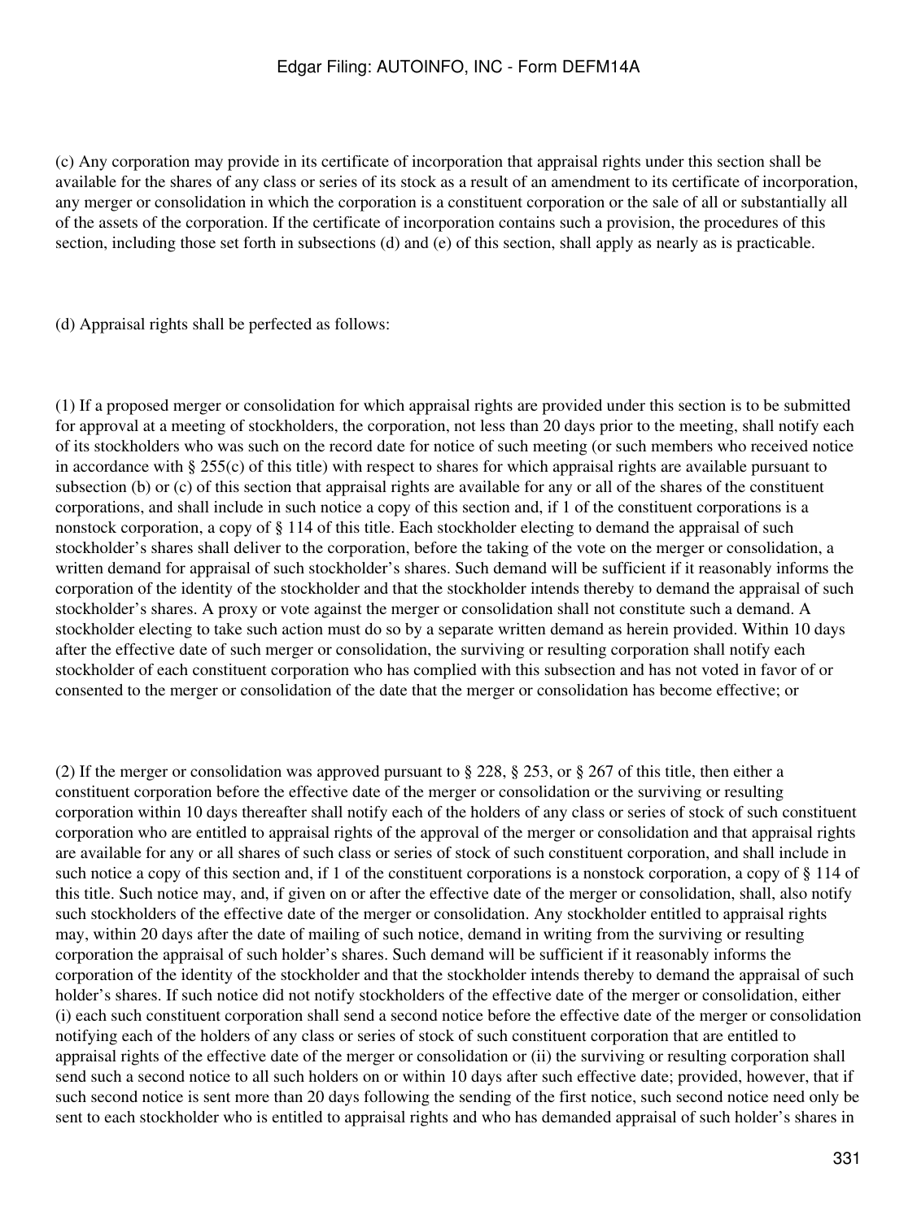(c) Any corporation may provide in its certificate of incorporation that appraisal rights under this section shall be available for the shares of any class or series of its stock as a result of an amendment to its certificate of incorporation, any merger or consolidation in which the corporation is a constituent corporation or the sale of all or substantially all of the assets of the corporation. If the certificate of incorporation contains such a provision, the procedures of this section, including those set forth in subsections (d) and (e) of this section, shall apply as nearly as is practicable.

(d) Appraisal rights shall be perfected as follows:

(1) If a proposed merger or consolidation for which appraisal rights are provided under this section is to be submitted for approval at a meeting of stockholders, the corporation, not less than 20 days prior to the meeting, shall notify each of its stockholders who was such on the record date for notice of such meeting (or such members who received notice in accordance with § 255(c) of this title) with respect to shares for which appraisal rights are available pursuant to subsection (b) or (c) of this section that appraisal rights are available for any or all of the shares of the constituent corporations, and shall include in such notice a copy of this section and, if 1 of the constituent corporations is a nonstock corporation, a copy of § 114 of this title. Each stockholder electing to demand the appraisal of such stockholder's shares shall deliver to the corporation, before the taking of the vote on the merger or consolidation, a written demand for appraisal of such stockholder's shares. Such demand will be sufficient if it reasonably informs the corporation of the identity of the stockholder and that the stockholder intends thereby to demand the appraisal of such stockholder's shares. A proxy or vote against the merger or consolidation shall not constitute such a demand. A stockholder electing to take such action must do so by a separate written demand as herein provided. Within 10 days after the effective date of such merger or consolidation, the surviving or resulting corporation shall notify each stockholder of each constituent corporation who has complied with this subsection and has not voted in favor of or consented to the merger or consolidation of the date that the merger or consolidation has become effective; or

(2) If the merger or consolidation was approved pursuant to § 228, § 253, or § 267 of this title, then either a constituent corporation before the effective date of the merger or consolidation or the surviving or resulting corporation within 10 days thereafter shall notify each of the holders of any class or series of stock of such constituent corporation who are entitled to appraisal rights of the approval of the merger or consolidation and that appraisal rights are available for any or all shares of such class or series of stock of such constituent corporation, and shall include in such notice a copy of this section and, if 1 of the constituent corporations is a nonstock corporation, a copy of § 114 of this title. Such notice may, and, if given on or after the effective date of the merger or consolidation, shall, also notify such stockholders of the effective date of the merger or consolidation. Any stockholder entitled to appraisal rights may, within 20 days after the date of mailing of such notice, demand in writing from the surviving or resulting corporation the appraisal of such holder's shares. Such demand will be sufficient if it reasonably informs the corporation of the identity of the stockholder and that the stockholder intends thereby to demand the appraisal of such holder's shares. If such notice did not notify stockholders of the effective date of the merger or consolidation, either (i) each such constituent corporation shall send a second notice before the effective date of the merger or consolidation notifying each of the holders of any class or series of stock of such constituent corporation that are entitled to appraisal rights of the effective date of the merger or consolidation or (ii) the surviving or resulting corporation shall send such a second notice to all such holders on or within 10 days after such effective date; provided, however, that if such second notice is sent more than 20 days following the sending of the first notice, such second notice need only be sent to each stockholder who is entitled to appraisal rights and who has demanded appraisal of such holder's shares in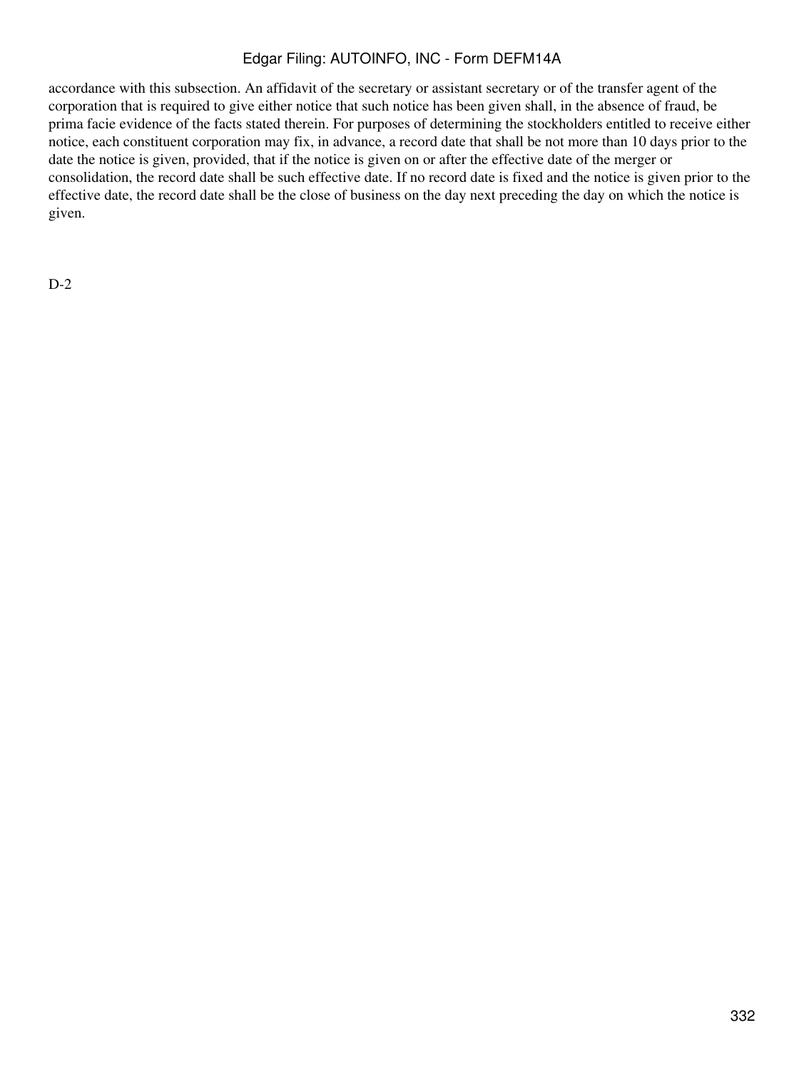accordance with this subsection. An affidavit of the secretary or assistant secretary or of the transfer agent of the corporation that is required to give either notice that such notice has been given shall, in the absence of fraud, be prima facie evidence of the facts stated therein. For purposes of determining the stockholders entitled to receive either notice, each constituent corporation may fix, in advance, a record date that shall be not more than 10 days prior to the date the notice is given, provided, that if the notice is given on or after the effective date of the merger or consolidation, the record date shall be such effective date. If no record date is fixed and the notice is given prior to the effective date, the record date shall be the close of business on the day next preceding the day on which the notice is given.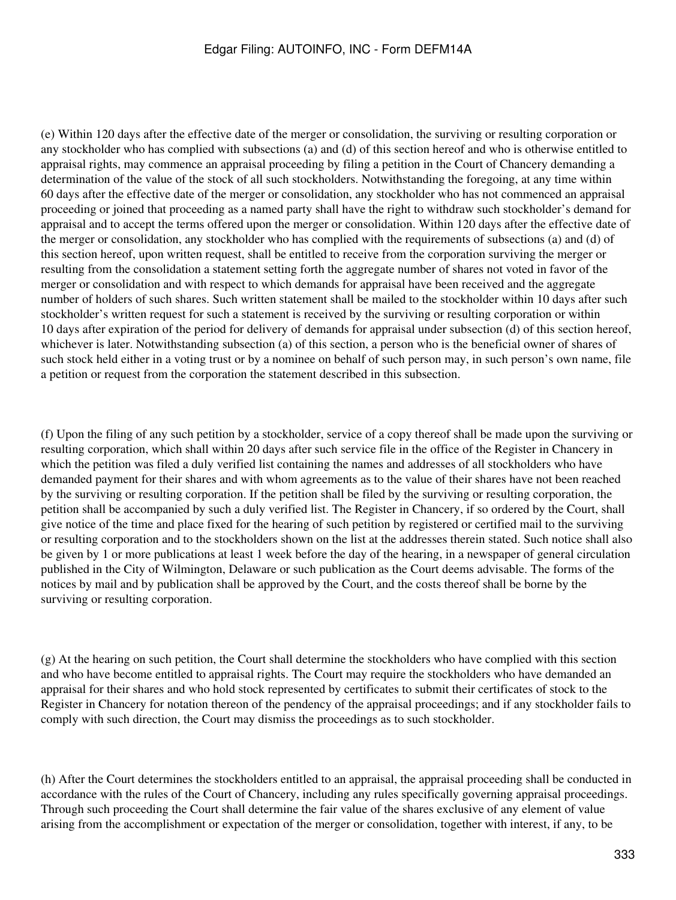(e) Within 120 days after the effective date of the merger or consolidation, the surviving or resulting corporation or any stockholder who has complied with subsections (a) and (d) of this section hereof and who is otherwise entitled to appraisal rights, may commence an appraisal proceeding by filing a petition in the Court of Chancery demanding a determination of the value of the stock of all such stockholders. Notwithstanding the foregoing, at any time within 60 days after the effective date of the merger or consolidation, any stockholder who has not commenced an appraisal proceeding or joined that proceeding as a named party shall have the right to withdraw such stockholder's demand for appraisal and to accept the terms offered upon the merger or consolidation. Within 120 days after the effective date of the merger or consolidation, any stockholder who has complied with the requirements of subsections (a) and (d) of this section hereof, upon written request, shall be entitled to receive from the corporation surviving the merger or resulting from the consolidation a statement setting forth the aggregate number of shares not voted in favor of the merger or consolidation and with respect to which demands for appraisal have been received and the aggregate number of holders of such shares. Such written statement shall be mailed to the stockholder within 10 days after such stockholder's written request for such a statement is received by the surviving or resulting corporation or within 10 days after expiration of the period for delivery of demands for appraisal under subsection (d) of this section hereof, whichever is later. Notwithstanding subsection (a) of this section, a person who is the beneficial owner of shares of such stock held either in a voting trust or by a nominee on behalf of such person may, in such person's own name, file a petition or request from the corporation the statement described in this subsection.

(f) Upon the filing of any such petition by a stockholder, service of a copy thereof shall be made upon the surviving or resulting corporation, which shall within 20 days after such service file in the office of the Register in Chancery in which the petition was filed a duly verified list containing the names and addresses of all stockholders who have demanded payment for their shares and with whom agreements as to the value of their shares have not been reached by the surviving or resulting corporation. If the petition shall be filed by the surviving or resulting corporation, the petition shall be accompanied by such a duly verified list. The Register in Chancery, if so ordered by the Court, shall give notice of the time and place fixed for the hearing of such petition by registered or certified mail to the surviving or resulting corporation and to the stockholders shown on the list at the addresses therein stated. Such notice shall also be given by 1 or more publications at least 1 week before the day of the hearing, in a newspaper of general circulation published in the City of Wilmington, Delaware or such publication as the Court deems advisable. The forms of the notices by mail and by publication shall be approved by the Court, and the costs thereof shall be borne by the surviving or resulting corporation.

(g) At the hearing on such petition, the Court shall determine the stockholders who have complied with this section and who have become entitled to appraisal rights. The Court may require the stockholders who have demanded an appraisal for their shares and who hold stock represented by certificates to submit their certificates of stock to the Register in Chancery for notation thereon of the pendency of the appraisal proceedings; and if any stockholder fails to comply with such direction, the Court may dismiss the proceedings as to such stockholder.

(h) After the Court determines the stockholders entitled to an appraisal, the appraisal proceeding shall be conducted in accordance with the rules of the Court of Chancery, including any rules specifically governing appraisal proceedings. Through such proceeding the Court shall determine the fair value of the shares exclusive of any element of value arising from the accomplishment or expectation of the merger or consolidation, together with interest, if any, to be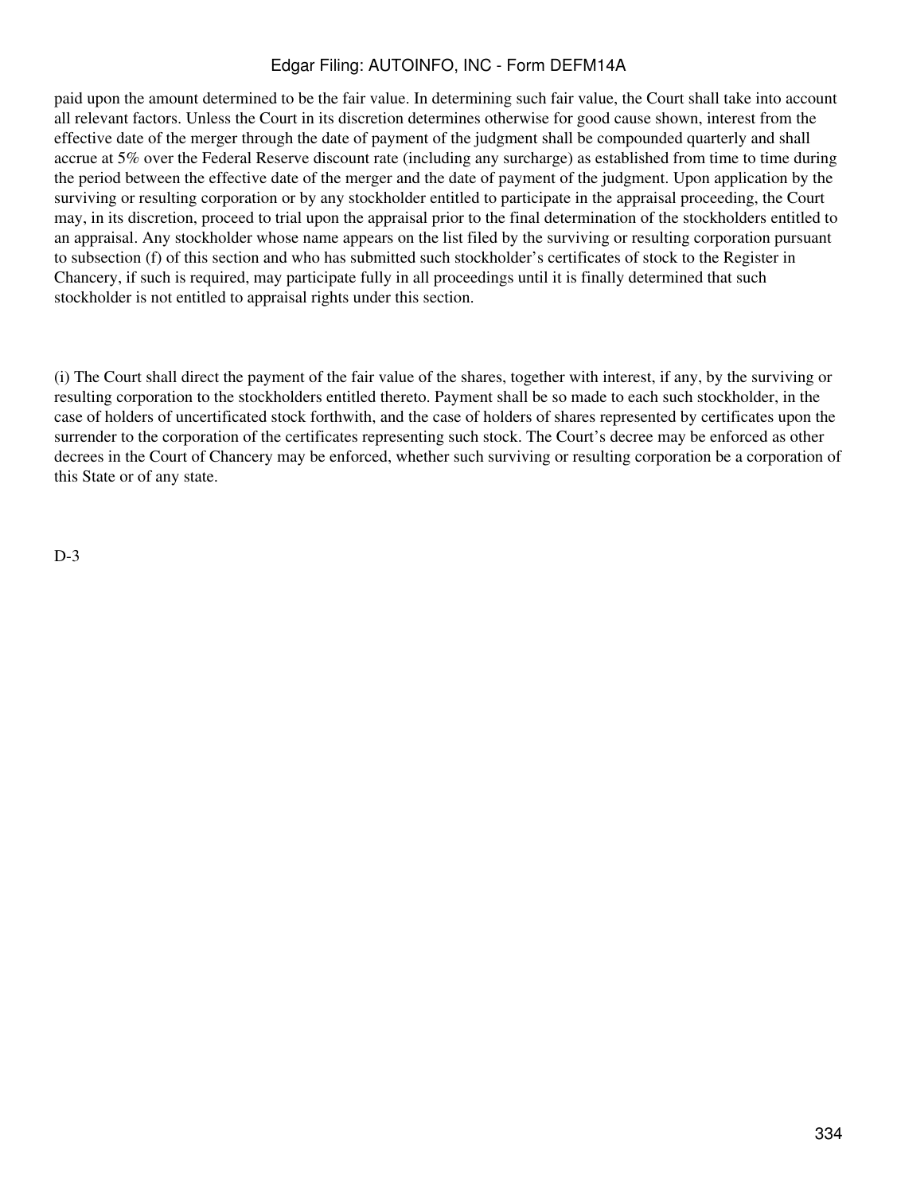paid upon the amount determined to be the fair value. In determining such fair value, the Court shall take into account all relevant factors. Unless the Court in its discretion determines otherwise for good cause shown, interest from the effective date of the merger through the date of payment of the judgment shall be compounded quarterly and shall accrue at 5% over the Federal Reserve discount rate (including any surcharge) as established from time to time during the period between the effective date of the merger and the date of payment of the judgment. Upon application by the surviving or resulting corporation or by any stockholder entitled to participate in the appraisal proceeding, the Court may, in its discretion, proceed to trial upon the appraisal prior to the final determination of the stockholders entitled to an appraisal. Any stockholder whose name appears on the list filed by the surviving or resulting corporation pursuant to subsection (f) of this section and who has submitted such stockholder's certificates of stock to the Register in Chancery, if such is required, may participate fully in all proceedings until it is finally determined that such stockholder is not entitled to appraisal rights under this section.

(i) The Court shall direct the payment of the fair value of the shares, together with interest, if any, by the surviving or resulting corporation to the stockholders entitled thereto. Payment shall be so made to each such stockholder, in the case of holders of uncertificated stock forthwith, and the case of holders of shares represented by certificates upon the surrender to the corporation of the certificates representing such stock. The Court's decree may be enforced as other decrees in the Court of Chancery may be enforced, whether such surviving or resulting corporation be a corporation of this State or of any state.

D-3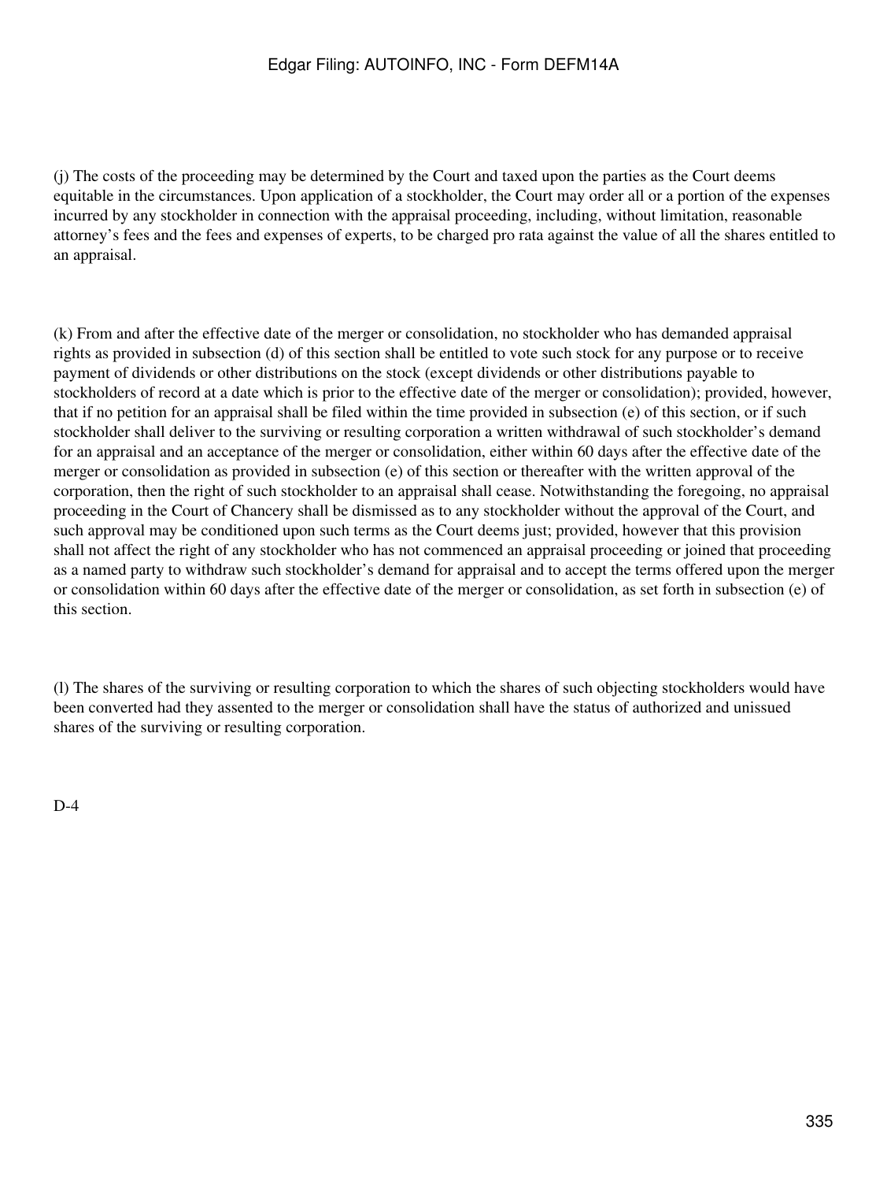(j) The costs of the proceeding may be determined by the Court and taxed upon the parties as the Court deems equitable in the circumstances. Upon application of a stockholder, the Court may order all or a portion of the expenses incurred by any stockholder in connection with the appraisal proceeding, including, without limitation, reasonable attorney's fees and the fees and expenses of experts, to be charged pro rata against the value of all the shares entitled to an appraisal.

(k) From and after the effective date of the merger or consolidation, no stockholder who has demanded appraisal rights as provided in subsection (d) of this section shall be entitled to vote such stock for any purpose or to receive payment of dividends or other distributions on the stock (except dividends or other distributions payable to stockholders of record at a date which is prior to the effective date of the merger or consolidation); provided, however, that if no petition for an appraisal shall be filed within the time provided in subsection (e) of this section, or if such stockholder shall deliver to the surviving or resulting corporation a written withdrawal of such stockholder's demand for an appraisal and an acceptance of the merger or consolidation, either within 60 days after the effective date of the merger or consolidation as provided in subsection (e) of this section or thereafter with the written approval of the corporation, then the right of such stockholder to an appraisal shall cease. Notwithstanding the foregoing, no appraisal proceeding in the Court of Chancery shall be dismissed as to any stockholder without the approval of the Court, and such approval may be conditioned upon such terms as the Court deems just; provided, however that this provision shall not affect the right of any stockholder who has not commenced an appraisal proceeding or joined that proceeding as a named party to withdraw such stockholder's demand for appraisal and to accept the terms offered upon the merger or consolidation within 60 days after the effective date of the merger or consolidation, as set forth in subsection (e) of this section.

(l) The shares of the surviving or resulting corporation to which the shares of such objecting stockholders would have been converted had they assented to the merger or consolidation shall have the status of authorized and unissued shares of the surviving or resulting corporation.

D-4